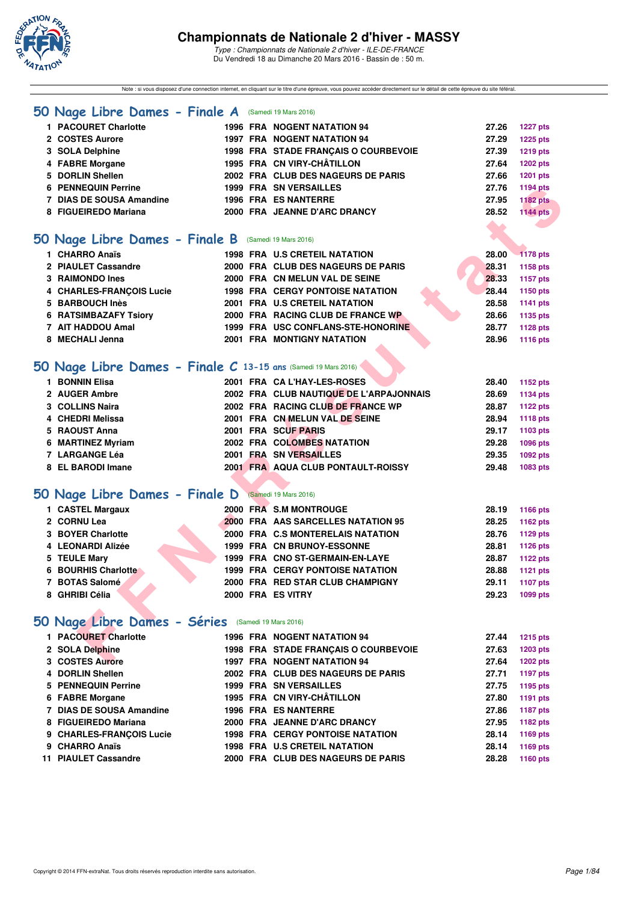# Championnats de Nationale 2 d'hiver - MASSY

*Type : Championnats de Nationale 2 d'hiver - ILE-DE-FRANCE*
Du Vendredi 18 au Dimanche 20 Mars 2016 - Bassin de : 50 m.

Note : si vous disposez d'une connexion internet, en cliquant sur le titre d'une épreuve, vous pouvez accéder directement sur le détail de cette épreuve du site féféral.

## 50 Nage Libre Dames - Finale A (Samedi 19 Mars 2016)

| | | | | | | |
|---|---|---|---|---|---|---|
| 1 | PACOURET Charlotte | 1996 | FRA | NOGENT NATATION 94 | 27.26 | 1227 pts |
| 2 | COSTES Aurore | 1997 | FRA | NOGENT NATATION 94 | 27.29 | 1225 pts |
| 3 | SOLA Delphine | 1998 | FRA | STADE FRANÇAIS O COURBEVOIE | 27.39 | 1219 pts |
| 4 | FABRE Morgane | 1995 | FRA | CN VIRY-CHÂTILLON | 27.64 | 1202 pts |
| 5 | DORLIN Shellen | 2002 | FRA | CLUB DES NAGEURS DE PARIS | 27.66 | 1201 pts |
| 6 | PENNEQUIN Perrine | 1999 | FRA | SN VERSAILLES | 27.76 | 1194 pts |
| 7 | DIAS DE SOUSA Amandine | 1996 | FRA | ES NANTERRE | 27.95 | 1182 pts |
| 8 | FIGUEIREDO Mariana | 2000 | FRA | JEANNE D'ARC DRANCY | 28.52 | 1144 pts |

## 50 Nage Libre Dames - Finale B (Samedi 19 Mars 2016)

| | | | | | | |
|---|---|---|---|---|---|---|
| 1 | CHARRO Anaïs | 1998 | FRA | U.S CRETEIL NATATION | 28.00 | 1178 pts |
| 2 | PIAULET Cassandre | 2000 | FRA | CLUB DES NAGEURS DE PARIS | 28.31 | 1158 pts |
| 3 | RAIMONDO Ines | 2000 | FRA | CN MELUN VAL DE SEINE | 28.33 | 1157 pts |
| 4 | CHARLES-FRANÇOIS Lucie | 1998 | FRA | CERGY PONTOISE NATATION | 28.44 | 1150 pts |
| 5 | BARBOUCH Inès | 2001 | FRA | U.S CRETEIL NATATION | 28.58 | 1141 pts |
| 6 | RATSIMBAZAFY Tsiory | 2000 | FRA | RACING CLUB DE FRANCE WP | 28.66 | 1135 pts |
| 7 | AIT HADDOU Amal | 1999 | FRA | USC CONFLANS-STE-HONORINE | 28.77 | 1128 pts |
| 8 | MECHALI Jenna | 2001 | FRA | MONTIGNY NATATION | 28.96 | 1116 pts |

## 50 Nage Libre Dames - Finale C 13-15 ans (Samedi 19 Mars 2016)

| | | | | | | |
|---|---|---|---|---|---|---|
| 1 | BONNIN Elisa | 2001 | FRA | CA L'HAY-LES-ROSES | 28.40 | 1152 pts |
| 2 | AUGER Ambre | 2002 | FRA | CLUB NAUTIQUE DE L'ARPAJONNAIS | 28.69 | 1134 pts |
| 3 | COLLINS Naira | 2002 | FRA | RACING CLUB DE FRANCE WP | 28.87 | 1122 pts |
| 4 | CHEDRI Melissa | 2001 | FRA | CN MELUN VAL DE SEINE | 28.94 | 1118 pts |
| 5 | RAOUST Anna | 2001 | FRA | SCUF PARIS | 29.17 | 1103 pts |
| 6 | MARTINEZ Myriam | 2002 | FRA | COLOMBES NATATION | 29.28 | 1096 pts |
| 7 | LARGANGE Léa | 2001 | FRA | SN VERSAILLES | 29.35 | 1092 pts |
| 8 | EL BARODI Imane | 2001 | FRA | AQUA CLUB PONTAULT-ROISSY | 29.48 | 1083 pts |

## 50 Nage Libre Dames - Finale D (Samedi 19 Mars 2016)

| | | | | | | |
|---|---|---|---|---|---|---|
| 1 | CASTEL Margaux | 2000 | FRA | S.M MONTROUGE | 28.19 | 1166 pts |
| 2 | CORNU Lea | 2000 | FRA | AAS SARCELLES NATATION 95 | 28.25 | 1162 pts |
| 3 | BOYER Charlotte | 2000 | FRA | C.S MONTERELAIS NATATION | 28.76 | 1129 pts |
| 4 | LEONARDI Alizée | 1999 | FRA | CN BRUNOY-ESSONNE | 28.81 | 1126 pts |
| 5 | TEULE Mary | 1999 | FRA | CNO ST-GERMAIN-EN-LAYE | 28.87 | 1122 pts |
| 6 | BOURHIS Charlotte | 1999 | FRA | CERGY PONTOISE NATATION | 28.88 | 1121 pts |
| 7 | BOTAS Salomé | 2000 | FRA | RED STAR CLUB CHAMPIGNY | 29.11 | 1107 pts |
| 8 | GHRIBI Célia | 2000 | FRA | ES VITRY | 29.23 | 1099 pts |

## 50 Nage Libre Dames - Séries (Samedi 19 Mars 2016)

| | | | | | | |
|---|---|---|---|---|---|---|
| 1 | PACOURET Charlotte | 1996 | FRA | NOGENT NATATION 94 | 27.44 | 1215 pts |
| 2 | SOLA Delphine | 1998 | FRA | STADE FRANÇAIS O COURBEVOIE | 27.63 | 1203 pts |
| 3 | COSTES Aurore | 1997 | FRA | NOGENT NATATION 94 | 27.64 | 1202 pts |
| 4 | DORLIN Shellen | 2002 | FRA | CLUB DES NAGEURS DE PARIS | 27.71 | 1197 pts |
| 5 | PENNEQUIN Perrine | 1999 | FRA | SN VERSAILLES | 27.75 | 1195 pts |
| 6 | FABRE Morgane | 1995 | FRA | CN VIRY-CHÂTILLON | 27.80 | 1191 pts |
| 7 | DIAS DE SOUSA Amandine | 1996 | FRA | ES NANTERRE | 27.86 | 1187 pts |
| 8 | FIGUEIREDO Mariana | 2000 | FRA | JEANNE D'ARC DRANCY | 27.95 | 1182 pts |
| 9 | CHARLES-FRANÇOIS Lucie | 1998 | FRA | CERGY PONTOISE NATATION | 28.14 | 1169 pts |
| 9 | CHARRO Anaïs | 1998 | FRA | U.S CRETEIL NATATION | 28.14 | 1169 pts |
| 11 | PIAULET Cassandre | 2000 | FRA | CLUB DES NAGEURS DE PARIS | 28.28 | 1160 pts |

Copyright © 2014 FFN-extraNat. Tous droits réservés reproduction interdite sans autorisation.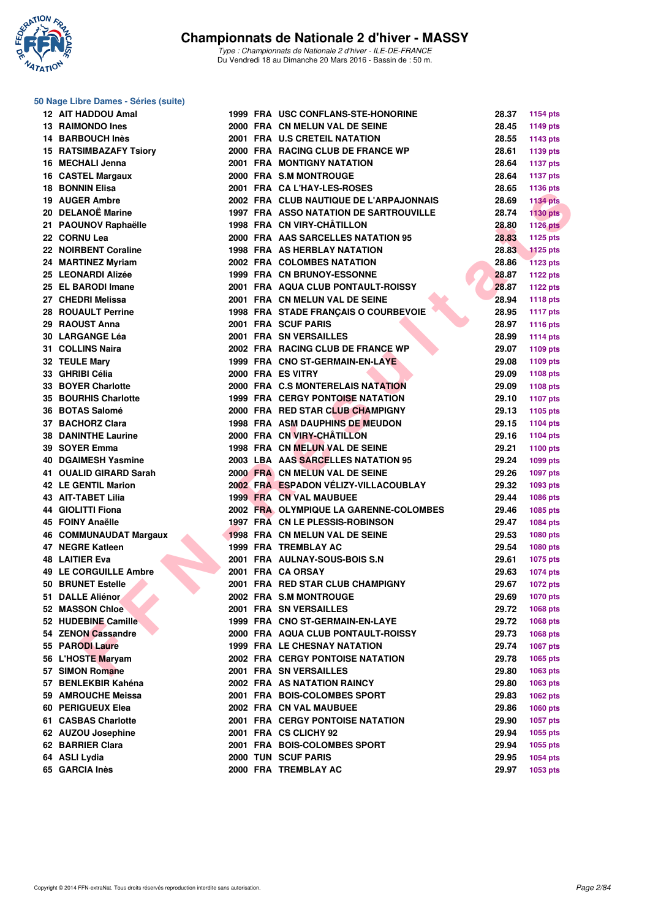# Championnats de Nationale 2 d'hiver - MASSY

*Type : Championnats de Nationale 2 d'hiver - ILE-DE-FRANCE*
Du Vendredi 18 au Dimanche 20 Mars 2016 - Bassin de : 50 m.

## 50 Nage Libre Dames - Séries (suite)

| Rang | Nom | Année | Nat. | Club | Temps | Points |
|---|---|---|---|---|---|---|
| 12 | AIT HADDOU Amal | 1999 | FRA | USC CONFLANS-STE-HONORINE | 28.37 | 1154 pts |
| 13 | RAIMONDO Ines | 2000 | FRA | CN MELUN VAL DE SEINE | 28.45 | 1149 pts |
| 14 | BARBOUCH Inès | 2001 | FRA | U.S CRETEIL NATATION | 28.55 | 1143 pts |
| 15 | RATSIMBAZAFY Tsiory | 2000 | FRA | RACING CLUB DE FRANCE WP | 28.61 | 1139 pts |
| 16 | MECHALI Jenna | 2001 | FRA | MONTIGNY NATATION | 28.64 | 1137 pts |
| 16 | CASTEL Margaux | 2000 | FRA | S.M MONTROUGE | 28.64 | 1137 pts |
| 18 | BONNIN Elisa | 2001 | FRA | CA L'HAY-LES-ROSES | 28.65 | 1136 pts |
| 19 | AUGER Ambre | 2002 | FRA | CLUB NAUTIQUE DE L'ARPAJONNAIS | 28.69 | 1134 pts |
| 20 | DELANOË Marine | 1997 | FRA | ASSO NATATION DE SARTROUVILLE | 28.74 | 1130 pts |
| 21 | PAOUNOV Raphaëlle | 1998 | FRA | CN VIRY-CHÂTILLON | 28.80 | 1126 pts |
| 22 | CORNU Lea | 2000 | FRA | AAS SARCELLES NATATION 95 | 28.83 | 1125 pts |
| 22 | NOIRBENT Coraline | 1998 | FRA | AS HERBLAY NATATION | 28.83 | 1125 pts |
| 24 | MARTINEZ Myriam | 2002 | FRA | COLOMBES NATATION | 28.86 | 1123 pts |
| 25 | LEONARDI Alizée | 1999 | FRA | CN BRUNOY-ESSONNE | 28.87 | 1122 pts |
| 25 | EL BARODI Imane | 2001 | FRA | AQUA CLUB PONTAULT-ROISSY | 28.87 | 1122 pts |
| 27 | CHEDRI Melissa | 2001 | FRA | CN MELUN VAL DE SEINE | 28.94 | 1118 pts |
| 28 | ROUAULT Perrine | 1998 | FRA | STADE FRANÇAIS O COURBEVOIE | 28.95 | 1117 pts |
| 29 | RAOUST Anna | 2001 | FRA | SCUF PARIS | 28.97 | 1116 pts |
| 30 | LARGANGE Léa | 2001 | FRA | SN VERSAILLES | 28.99 | 1114 pts |
| 31 | COLLINS Naira | 2002 | FRA | RACING CLUB DE FRANCE WP | 29.07 | 1109 pts |
| 32 | TEULE Mary | 1999 | FRA | CNO ST-GERMAIN-EN-LAYE | 29.08 | 1109 pts |
| 33 | GHRIBI Célia | 2000 | FRA | ES VITRY | 29.09 | 1108 pts |
| 33 | BOYER Charlotte | 2000 | FRA | C.S MONTERELAIS NATATION | 29.09 | 1108 pts |
| 35 | BOURHIS Charlotte | 1999 | FRA | CERGY PONTOISE NATATION | 29.10 | 1107 pts |
| 36 | BOTAS Salomé | 2000 | FRA | RED STAR CLUB CHAMPIGNY | 29.13 | 1105 pts |
| 37 | BACHORZ Clara | 1998 | FRA | ASM DAUPHINS DE MEUDON | 29.15 | 1104 pts |
| 38 | DANINTHE Laurine | 2000 | FRA | CN VIRY-CHÂTILLON | 29.16 | 1104 pts |
| 39 | SOYER Emma | 1998 | FRA | CN MELUN VAL DE SEINE | 29.21 | 1100 pts |
| 40 | DGAIMESH Yasmine | 2003 | LBA | AAS SARCELLES NATATION 95 | 29.24 | 1099 pts |
| 41 | OUALID GIRARD Sarah | 2000 | FRA | CN MELUN VAL DE SEINE | 29.26 | 1097 pts |
| 42 | LE GENTIL Marion | 2002 | FRA | ESPADON VÉLIZY-VILLACOUBLAY | 29.32 | 1093 pts |
| 43 | AIT-TABET Lilia | 1999 | FRA | CN VAL MAUBUEE | 29.44 | 1086 pts |
| 44 | GIOLITTI Fiona | 2002 | FRA | OLYMPIQUE LA GARENNE-COLOMBES | 29.46 | 1085 pts |
| 45 | FOINY Anaëlle | 1997 | FRA | CN LE PLESSIS-ROBINSON | 29.47 | 1084 pts |
| 46 | COMMUNAUDAT Margaux | 1998 | FRA | CN MELUN VAL DE SEINE | 29.53 | 1080 pts |
| 47 | NEGRE Katleen | 1999 | FRA | TREMBLAY AC | 29.54 | 1080 pts |
| 48 | LAITIER Eva | 2001 | FRA | AULNAY-SOUS-BOIS S.N | 29.61 | 1075 pts |
| 49 | LE CORGUILLE Ambre | 2001 | FRA | CA ORSAY | 29.63 | 1074 pts |
| 50 | BRUNET Estelle | 2001 | FRA | RED STAR CLUB CHAMPIGNY | 29.67 | 1072 pts |
| 51 | DALLE Aliénor | 2002 | FRA | S.M MONTROUGE | 29.69 | 1070 pts |
| 52 | MASSON Chloe | 2001 | FRA | SN VERSAILLES | 29.72 | 1068 pts |
| 52 | HUDEBINE Camille | 1999 | FRA | CNO ST-GERMAIN-EN-LAYE | 29.72 | 1068 pts |
| 54 | ZENON Cassandre | 2000 | FRA | AQUA CLUB PONTAULT-ROISSY | 29.73 | 1068 pts |
| 55 | PARODI Laure | 1999 | FRA | LE CHESNAY NATATION | 29.74 | 1067 pts |
| 56 | L'HOSTE Maryam | 2002 | FRA | CERGY PONTOISE NATATION | 29.78 | 1065 pts |
| 57 | SIMON Romane | 2001 | FRA | SN VERSAILLES | 29.80 | 1063 pts |
| 57 | BENLEKBIR Kahéna | 2002 | FRA | AS NATATION RAINCY | 29.80 | 1063 pts |
| 59 | AMROUCHE Meissa | 2001 | FRA | BOIS-COLOMBES SPORT | 29.83 | 1062 pts |
| 60 | PERIGUEUX Elea | 2002 | FRA | CN VAL MAUBUEE | 29.86 | 1060 pts |
| 61 | CASBAS Charlotte | 2001 | FRA | CERGY PONTOISE NATATION | 29.90 | 1057 pts |
| 62 | AUZOU Josephine | 2001 | FRA | CS CLICHY 92 | 29.94 | 1055 pts |
| 62 | BARRIER Clara | 2001 | FRA | BOIS-COLOMBES SPORT | 29.94 | 1055 pts |
| 64 | ASLI Lydia | 2000 | TUN | SCUF PARIS | 29.95 | 1054 pts |
| 65 | GARCIA Inès | 2000 | FRA | TREMBLAY AC | 29.97 | 1053 pts |

Copyright © 2014 FFN-extraNat. Tous droits réservés reproduction interdite sans autorisation.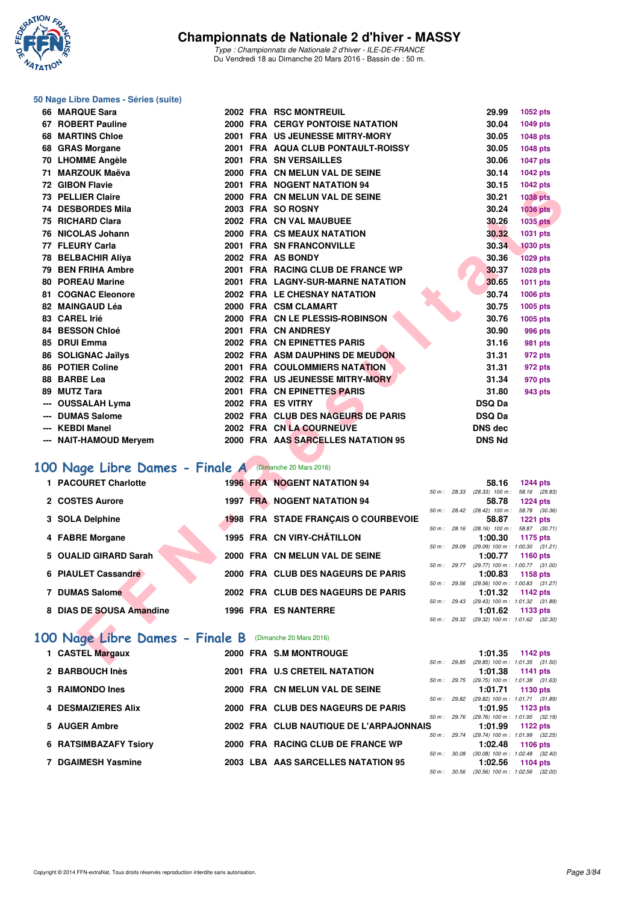# Championnats de Nationale 2 d'hiver - MASSY

*Type : Championnats de Nationale 2 d'hiver - ILE-DE-FRANCE*
Du Vendredi 18 au Dimanche 20 Mars 2016 - Bassin de : 50 m.

## 50 Nage Libre Dames - Séries (suite)

| | | | | | | |
|---|---|---|---|---|---|---|
| 66 | MARQUE Sara | 2002 | FRA | RSC MONTREUIL | 29.99 | 1052 pts |
| 67 | ROBERT Pauline | 2000 | FRA | CERGY PONTOISE NATATION | 30.04 | 1049 pts |
| 68 | MARTINS Chloe | 2001 | FRA | US JEUNESSE MITRY-MORY | 30.05 | 1048 pts |
| 68 | GRAS Morgane | 2001 | FRA | AQUA CLUB PONTAULT-ROISSY | 30.05 | 1048 pts |
| 70 | LHOMME Angèle | 2001 | FRA | SN VERSAILLES | 30.06 | 1047 pts |
| 71 | MARZOUK Maëva | 2000 | FRA | CN MELUN VAL DE SEINE | 30.14 | 1042 pts |
| 72 | GIBON Flavie | 2001 | FRA | NOGENT NATATION 94 | 30.15 | 1042 pts |
| 73 | PELLIER Claire | 2000 | FRA | CN MELUN VAL DE SEINE | 30.21 | 1038 pts |
| 74 | DESBORDES Mila | 2003 | FRA | SO ROSNY | 30.24 | 1036 pts |
| 75 | RICHARD Clara | 2002 | FRA | CN VAL MAUBUEE | 30.26 | 1035 pts |
| 76 | NICOLAS Johann | 2000 | FRA | CS MEAUX NATATION | 30.32 | 1031 pts |
| 77 | FLEURY Carla | 2001 | FRA | SN FRANCONVILLE | 30.34 | 1030 pts |
| 78 | BELBACHIR Aliya | 2002 | FRA | AS BONDY | 30.36 | 1029 pts |
| 79 | BEN FRIHA Ambre | 2001 | FRA | RACING CLUB DE FRANCE WP | 30.37 | 1028 pts |
| 80 | POREAU Marine | 2001 | FRA | LAGNY-SUR-MARNE NATATION | 30.65 | 1011 pts |
| 81 | COGNAC Eleonore | 2002 | FRA | LE CHESNAY NATATION | 30.74 | 1006 pts |
| 82 | MAINGAUD Léa | 2000 | FRA | CSM CLAMART | 30.75 | 1005 pts |
| 83 | CAREL Irié | 2000 | FRA | CN LE PLESSIS-ROBINSON | 30.76 | 1005 pts |
| 84 | BESSON Chloé | 2001 | FRA | CN ANDRESY | 30.90 | 996 pts |
| 85 | DRUI Emma | 2002 | FRA | CN EPINETTES PARIS | 31.16 | 981 pts |
| 86 | SOLIGNAC Jaïlys | 2002 | FRA | ASM DAUPHINS DE MEUDON | 31.31 | 972 pts |
| 86 | POTIER Coline | 2001 | FRA | COULOMMIERS NATATION | 31.31 | 972 pts |
| 88 | BARBE Lea | 2002 | FRA | US JEUNESSE MITRY-MORY | 31.34 | 970 pts |
| 89 | MUTZ Tara | 2001 | FRA | CN EPINETTES PARIS | 31.80 | 943 pts |
| --- | OUSSALAH Lyma | 2002 | FRA | ES VITRY | DSQ Da | |
| --- | DUMAS Salome | 2002 | FRA | CLUB DES NAGEURS DE PARIS | DSQ Da | |
| --- | KEBDI Manel | 2002 | FRA | CN LA COURNEUVE | DNS dec | |
| --- | NAIT-HAMOUD Meryem | 2000 | FRA | AAS SARCELLES NATATION 95 | DNS Nd | |

## 100 Nage Libre Dames - Finale A (Dimanche 20 Mars 2016)

| | | | | | | | |
|---|---|---|---|---|---|---|---|
| 1 | PACOURET Charlotte | 1996 | FRA | NOGENT NATATION 94 | 58.16 | 1244 pts | 50 m : 28.33 (28.33) 100 m : 58.16 (29.83) |
| 2 | COSTES Aurore | 1997 | FRA | NOGENT NATATION 94 | 58.78 | 1224 pts | 50 m : 28.42 (28.42) 100 m : 58.78 (30.36) |
| 3 | SOLA Delphine | 1998 | FRA | STADE FRANÇAIS O COURBEVOIE | 58.87 | 1221 pts | 50 m : 28.16 (28.16) 100 m : 58.87 (30.71) |
| 4 | FABRE Morgane | 1995 | FRA | CN VIRY-CHÂTILLON | 1:00.30 | 1175 pts | 50 m : 29.09 (29.09) 100 m : 1:00.30 (31.21) |
| 5 | OUALID GIRARD Sarah | 2000 | FRA | CN MELUN VAL DE SEINE | 1:00.77 | 1160 pts | 50 m : 29.77 (29.77) 100 m : 1:00.77 (31.00) |
| 6 | PIAULET Cassandre | 2000 | FRA | CLUB DES NAGEURS DE PARIS | 1:00.83 | 1158 pts | 50 m : 29.56 (29.56) 100 m : 1:00.83 (31.27) |
| 7 | DUMAS Salome | 2002 | FRA | CLUB DES NAGEURS DE PARIS | 1:01.32 | 1142 pts | 50 m : 29.43 (29.43) 100 m : 1:01.32 (31.89) |
| 8 | DIAS DE SOUSA Amandine | 1996 | FRA | ES NANTERRE | 1:01.62 | 1133 pts | 50 m : 29.32 (29.32) 100 m : 1:01.62 (32.30) |

## 100 Nage Libre Dames - Finale B (Dimanche 20 Mars 2016)

| | | | | | | | |
|---|---|---|---|---|---|---|---|
| 1 | CASTEL Margaux | 2000 | FRA | S.M MONTROUGE | 1:01.35 | 1142 pts | 50 m : 29.85 (29.85) 100 m : 1:01.35 (31.50) |
| 2 | BARBOUCH Inès | 2001 | FRA | U.S CRETEIL NATATION | 1:01.38 | 1141 pts | 50 m : 29.75 (29.75) 100 m : 1:01.38 (31.63) |
| 3 | RAIMONDO Ines | 2000 | FRA | CN MELUN VAL DE SEINE | 1:01.71 | 1130 pts | 50 m : 29.82 (29.82) 100 m : 1:01.71 (31.89) |
| 4 | DESMAIZIERES Alix | 2000 | FRA | CLUB DES NAGEURS DE PARIS | 1:01.95 | 1123 pts | 50 m : 29.76 (29.76) 100 m : 1:01.95 (32.19) |
| 5 | AUGER Ambre | 2002 | FRA | CLUB NAUTIQUE DE L'ARPAJONNAIS | 1:01.99 | 1122 pts | 50 m : 29.74 (29.74) 100 m : 1:01.99 (32.25) |
| 6 | RATSIMBAZAFY Tsiory | 2000 | FRA | RACING CLUB DE FRANCE WP | 1:02.48 | 1106 pts | 50 m : 30.08 (30.08) 100 m : 1:02.48 (32.40) |
| 7 | DGAIMESH Yasmine | 2003 | LBA | AAS SARCELLES NATATION 95 | 1:02.56 | 1104 pts | 50 m : 30.56 (30.56) 100 m : 1:02.56 (32.00) |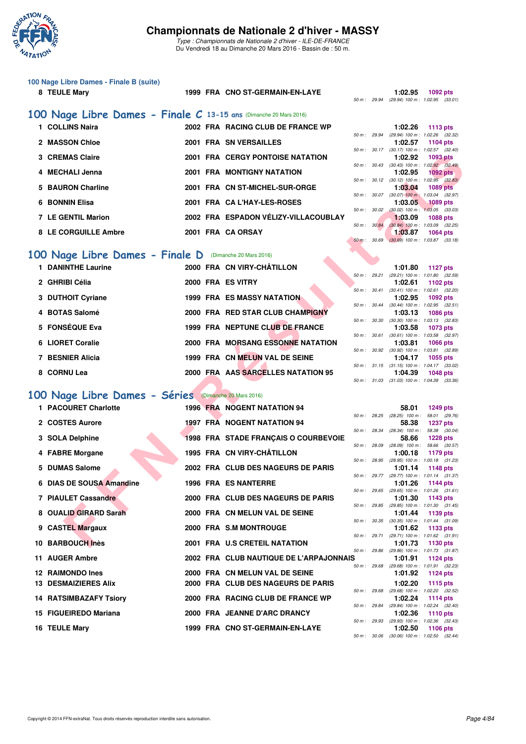# Championnats de Nationale 2 d'hiver - MASSY

*Type : Championnats de Nationale 2 d'hiver - ILE-DE-FRANCE*
Du Vendredi 18 au Dimanche 20 Mars 2016 - Bassin de : 50 m.

## 100 Nage Libre Dames - Finale B (suite)

| Rang | Nom | Année | Nat. | Club | Temps | Points | Splits |
|---|---|---|---|---|---|---|---|
| 8 | TEULE Mary | 1999 | FRA | CNO ST-GERMAIN-EN-LAYE | 1:02.95 | 1092 pts | 50 m : 29.94 (29.94) 100 m : 1:02.95 (33.01) |

## 100 Nage Libre Dames - Finale C 13-15 ans (Dimanche 20 Mars 2016)

| Rang | Nom | Année | Nat. | Club | Temps | Points | Splits |
|---|---|---|---|---|---|---|---|
| 1 | COLLINS Naira | 2002 | FRA | RACING CLUB DE FRANCE WP | 1:02.26 | 1113 pts | 50 m : 29.94 (29.94) 100 m : 1:02.26 (32.32) |
| 2 | MASSON Chloe | 2001 | FRA | SN VERSAILLES | 1:02.57 | 1104 pts | 50 m : 30.17 (30.17) 100 m : 1:02.57 (32.40) |
| 3 | CREMAS Claire | 2001 | FRA | CERGY PONTOISE NATATION | 1:02.92 | 1093 pts | 50 m : 30.43 (30.43) 100 m : 1:02.92 (32.49) |
| 4 | MECHALI Jenna | 2001 | FRA | MONTIGNY NATATION | 1:02.95 | 1092 pts | 50 m : 30.12 (30.12) 100 m : 1:02.95 (32.83) |
| 5 | BAURON Charline | 2001 | FRA | CN ST-MICHEL-SUR-ORGE | 1:03.04 | 1089 pts | 50 m : 30.07 (30.07) 100 m : 1:03.04 (32.97) |
| 6 | BONNIN Elisa | 2001 | FRA | CA L'HAY-LES-ROSES | 1:03.05 | 1089 pts | 50 m : 30.02 (30.02) 100 m : 1:03.05 (33.03) |
| 7 | LE GENTIL Marion | 2002 | FRA | ESPADON VÉLIZY-VILLACOUBLAY | 1:03.09 | 1088 pts | 50 m : 30.84 (30.84) 100 m : 1:03.09 (32.25) |
| 8 | LE CORGUILLE Ambre | 2001 | FRA | CA ORSAY | 1:03.87 | 1064 pts | 50 m : 30.69 (30.69) 100 m : 1:03.87 (33.18) |

## 100 Nage Libre Dames - Finale D (Dimanche 20 Mars 2016)

| Rang | Nom | Année | Nat. | Club | Temps | Points | Splits |
|---|---|---|---|---|---|---|---|
| 1 | DANINTHE Laurine | 2000 | FRA | CN VIRY-CHÂTILLON | 1:01.80 | 1127 pts | 50 m : 29.21 (29.21) 100 m : 1:01.80 (32.59) |
| 2 | GHRIBI Célia | 2000 | FRA | ES VITRY | 1:02.61 | 1102 pts | 50 m : 30.41 (30.41) 100 m : 1:02.61 (32.20) |
| 3 | DUTHOIT Cyriane | 1999 | FRA | ES MASSY NATATION | 1:02.95 | 1092 pts | 50 m : 30.44 (30.44) 100 m : 1:02.95 (32.51) |
| 4 | BOTAS Salomé | 2000 | FRA | RED STAR CLUB CHAMPIGNY | 1:03.13 | 1086 pts | 50 m : 30.30 (30.30) 100 m : 1:03.13 (32.83) |
| 5 | FONSÈQUE Eva | 1999 | FRA | NEPTUNE CLUB DE FRANCE | 1:03.58 | 1073 pts | 50 m : 30.61 (30.61) 100 m : 1:03.58 (32.97) |
| 6 | LIORET Coralie | 2000 | FRA | MORSANG ESSONNE NATATION | 1:03.81 | 1066 pts | 50 m : 30.92 (30.92) 100 m : 1:03.81 (32.89) |
| 7 | BESNIER Alicia | 1999 | FRA | CN MELUN VAL DE SEINE | 1:04.17 | 1055 pts | 50 m : 31.15 (31.15) 100 m : 1:04.17 (33.02) |
| 8 | CORNU Lea | 2000 | FRA | AAS SARCELLES NATATION 95 | 1:04.39 | 1048 pts | 50 m : 31.03 (31.03) 100 m : 1:04.39 (33.36) |

## 100 Nage Libre Dames - Séries (Dimanche 20 Mars 2016)

| Rang | Nom | Année | Nat. | Club | Temps | Points | Splits |
|---|---|---|---|---|---|---|---|
| 1 | PACOURET Charlotte | 1996 | FRA | NOGENT NATATION 94 | 58.01 | 1249 pts | 50 m : 28.25 (28.25) 100 m : 58.01 (29.76) |
| 2 | COSTES Aurore | 1997 | FRA | NOGENT NATATION 94 | 58.38 | 1237 pts | 50 m : 28.34 (28.34) 100 m : 58.38 (30.04) |
| 3 | SOLA Delphine | 1998 | FRA | STADE FRANÇAIS O COURBEVOIE | 58.66 | 1228 pts | 50 m : 28.09 (28.09) 100 m : 58.66 (30.57) |
| 4 | FABRE Morgane | 1995 | FRA | CN VIRY-CHÂTILLON | 1:00.18 | 1179 pts | 50 m : 28.95 (28.95) 100 m : 1:00.18 (31.23) |
| 5 | DUMAS Salome | 2002 | FRA | CLUB DES NAGEURS DE PARIS | 1:01.14 | 1148 pts | 50 m : 29.77 (29.77) 100 m : 1:01.14 (31.37) |
| 6 | DIAS DE SOUSA Amandine | 1996 | FRA | ES NANTERRE | 1:01.26 | 1144 pts | 50 m : 29.65 (29.65) 100 m : 1:01.26 (31.61) |
| 7 | PIAULET Cassandre | 2000 | FRA | CLUB DES NAGEURS DE PARIS | 1:01.30 | 1143 pts | 50 m : 29.85 (29.85) 100 m : 1:01.30 (31.45) |
| 8 | OUALID GIRARD Sarah | 2000 | FRA | CN MELUN VAL DE SEINE | 1:01.44 | 1139 pts | 50 m : 30.35 (30.35) 100 m : 1:01.44 (31.09) |
| 9 | CASTEL Margaux | 2000 | FRA | S.M MONTROUGE | 1:01.62 | 1133 pts | 50 m : 29.71 (29.71) 100 m : 1:01.62 (31.91) |
| 10 | BARBOUCH Inès | 2001 | FRA | U.S CRETEIL NATATION | 1:01.73 | 1130 pts | 50 m : 29.86 (29.86) 100 m : 1:01.73 (31.87) |
| 11 | AUGER Ambre | 2002 | FRA | CLUB NAUTIQUE DE L'ARPAJONNAIS | 1:01.91 | 1124 pts | 50 m : 29.68 (29.68) 100 m : 1:01.91 (32.23) |
| 12 | RAIMONDO Ines | 2000 | FRA | CN MELUN VAL DE SEINE | 1:01.92 | 1124 pts | |
| 13 | DESMAIZIERES Alix | 2000 | FRA | CLUB DES NAGEURS DE PARIS | 1:02.20 | 1115 pts | 50 m : 29.68 (29.68) 100 m : 1:02.20 (32.52) |
| 14 | RATSIMBAZAFY Tsiory | 2000 | FRA | RACING CLUB DE FRANCE WP | 1:02.24 | 1114 pts | 50 m : 29.84 (29.84) 100 m : 1:02.24 (32.40) |
| 15 | FIGUEIREDO Mariana | 2000 | FRA | JEANNE D'ARC DRANCY | 1:02.36 | 1110 pts | 50 m : 29.93 (29.93) 100 m : 1:02.36 (32.43) |
| 16 | TEULE Mary | 1999 | FRA | CNO ST-GERMAIN-EN-LAYE | 1:02.50 | 1106 pts | 50 m : 30.06 (30.06) 100 m : 1:02.50 (32.44) |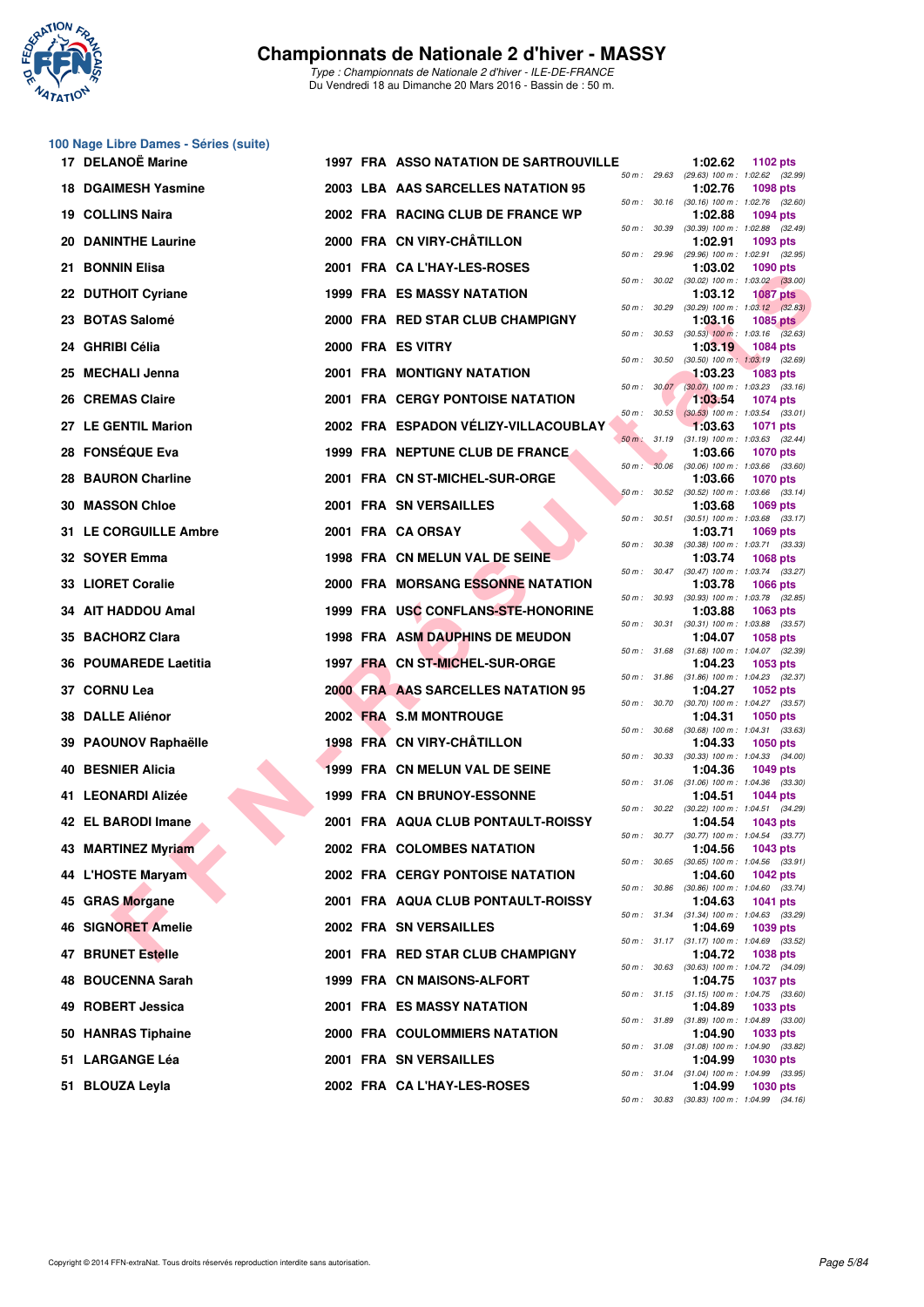## 100 Nage Libre Dames - Séries (suite)

| Rang | Nom | Année | Nat. | Club | Temps | Points | Splits |
|---|---|---|---|---|---|---|---|
| 17 | DELANOË Marine | 1997 | FRA | ASSO NATATION DE SARTROUVILLE | 1:02.62 | 1102 pts | 50 m : 29.63 (29.63) 100 m : 1:02.62 (32.99) |
| 18 | DGAIMESH Yasmine | 2003 | LBA | AAS SARCELLES NATATION 95 | 1:02.76 | 1098 pts | 50 m : 30.16 (30.16) 100 m : 1:02.76 (32.60) |
| 19 | COLLINS Naira | 2002 | FRA | RACING CLUB DE FRANCE WP | 1:02.88 | 1094 pts | 50 m : 30.39 (30.39) 100 m : 1:02.88 (32.49) |
| 20 | DANINTHE Laurine | 2000 | FRA | CN VIRY-CHÂTILLON | 1:02.91 | 1093 pts | 50 m : 29.96 (29.96) 100 m : 1:02.91 (32.95) |
| 21 | BONNIN Elisa | 2001 | FRA | CA L'HAY-LES-ROSES | 1:03.02 | 1090 pts | 50 m : 30.02 (30.02) 100 m : 1:03.02 (33.00) |
| 22 | DUTHOIT Cyriane | 1999 | FRA | ES MASSY NATATION | 1:03.12 | 1087 pts | 50 m : 30.29 (30.29) 100 m : 1:03.12 (32.83) |
| 23 | BOTAS Salomé | 2000 | FRA | RED STAR CLUB CHAMPIGNY | 1:03.16 | 1085 pts | 50 m : 30.53 (30.53) 100 m : 1:03.16 (32.63) |
| 24 | GHRIBI Célia | 2000 | FRA | ES VITRY | 1:03.19 | 1084 pts | 50 m : 30.50 (30.50) 100 m : 1:03.19 (32.69) |
| 25 | MECHALI Jenna | 2001 | FRA | MONTIGNY NATATION | 1:03.23 | 1083 pts | 50 m : 30.07 (30.07) 100 m : 1:03.23 (33.16) |
| 26 | CREMAS Claire | 2001 | FRA | CERGY PONTOISE NATATION | 1:03.54 | 1074 pts | 50 m : 30.53 (30.53) 100 m : 1:03.54 (33.01) |
| 27 | LE GENTIL Marion | 2002 | FRA | ESPADON VÉLIZY-VILLACOUBLAY | 1:03.63 | 1071 pts | 50 m : 31.19 (31.19) 100 m : 1:03.63 (32.44) |
| 28 | FONSÉQUE Eva | 1999 | FRA | NEPTUNE CLUB DE FRANCE | 1:03.66 | 1070 pts | 50 m : 30.06 (30.06) 100 m : 1:03.66 (33.60) |
| 28 | BAURON Charline | 2001 | FRA | CN ST-MICHEL-SUR-ORGE | 1:03.66 | 1070 pts | 50 m : 30.52 (30.52) 100 m : 1:03.66 (33.14) |
| 30 | MASSON Chloe | 2001 | FRA | SN VERSAILLES | 1:03.68 | 1069 pts | 50 m : 30.51 (30.51) 100 m : 1:03.68 (33.17) |
| 31 | LE CORGUILLE Ambre | 2001 | FRA | CA ORSAY | 1:03.71 | 1069 pts | 50 m : 30.38 (30.38) 100 m : 1:03.71 (33.33) |
| 32 | SOYER Emma | 1998 | FRA | CN MELUN VAL DE SEINE | 1:03.74 | 1068 pts | 50 m : 30.47 (30.47) 100 m : 1:03.74 (33.27) |
| 33 | LIORET Coralie | 2000 | FRA | MORSANG ESSONNE NATATION | 1:03.78 | 1066 pts | 50 m : 30.93 (30.93) 100 m : 1:03.78 (32.85) |
| 34 | AIT HADDOU Amal | 1999 | FRA | USC CONFLANS-STE-HONORINE | 1:03.88 | 1063 pts | 50 m : 30.31 (30.31) 100 m : 1:03.88 (33.57) |
| 35 | BACHORZ Clara | 1998 | FRA | ASM DAUPHINS DE MEUDON | 1:04.07 | 1058 pts | 50 m : 31.68 (31.68) 100 m : 1:04.07 (32.39) |
| 36 | POUMAREDE Laetitia | 1997 | FRA | CN ST-MICHEL-SUR-ORGE | 1:04.23 | 1053 pts | 50 m : 31.86 (31.86) 100 m : 1:04.23 (32.37) |
| 37 | CORNU Lea | 2000 | FRA | AAS SARCELLES NATATION 95 | 1:04.27 | 1052 pts | 50 m : 30.70 (30.70) 100 m : 1:04.27 (33.57) |
| 38 | DALLE Aliénor | 2002 | FRA | S.M MONTROUGE | 1:04.31 | 1050 pts | 50 m : 30.68 (30.68) 100 m : 1:04.31 (33.63) |
| 39 | PAOUNOV Raphaëlle | 1998 | FRA | CN VIRY-CHÂTILLON | 1:04.33 | 1050 pts | 50 m : 30.33 (30.33) 100 m : 1:04.33 (34.00) |
| 40 | BESNIER Alicia | 1999 | FRA | CN MELUN VAL DE SEINE | 1:04.36 | 1049 pts | 50 m : 31.06 (31.06) 100 m : 1:04.36 (33.30) |
| 41 | LEONARDI Alizée | 1999 | FRA | CN BRUNOY-ESSONNE | 1:04.51 | 1044 pts | 50 m : 30.22 (30.22) 100 m : 1:04.51 (34.29) |
| 42 | EL BARODI Imane | 2001 | FRA | AQUA CLUB PONTAULT-ROISSY | 1:04.54 | 1043 pts | 50 m : 30.77 (30.77) 100 m : 1:04.54 (33.77) |
| 43 | MARTINEZ Myriam | 2002 | FRA | COLOMBES NATATION | 1:04.56 | 1043 pts | 50 m : 30.65 (30.65) 100 m : 1:04.56 (33.91) |
| 44 | L'HOSTE Maryam | 2002 | FRA | CERGY PONTOISE NATATION | 1:04.60 | 1042 pts | 50 m : 30.86 (30.86) 100 m : 1:04.60 (33.74) |
| 45 | GRAS Morgane | 2001 | FRA | AQUA CLUB PONTAULT-ROISSY | 1:04.63 | 1041 pts | 50 m : 31.34 (31.34) 100 m : 1:04.63 (33.29) |
| 46 | SIGNORET Amelie | 2002 | FRA | SN VERSAILLES | 1:04.69 | 1039 pts | 50 m : 31.17 (31.17) 100 m : 1:04.69 (33.52) |
| 47 | BRUNET Estelle | 2001 | FRA | RED STAR CLUB CHAMPIGNY | 1:04.72 | 1038 pts | 50 m : 30.63 (30.63) 100 m : 1:04.72 (34.09) |
| 48 | BOUCENNA Sarah | 1999 | FRA | CN MAISONS-ALFORT | 1:04.75 | 1037 pts | 50 m : 31.15 (31.15) 100 m : 1:04.75 (33.60) |
| 49 | ROBERT Jessica | 2001 | FRA | ES MASSY NATATION | 1:04.89 | 1033 pts | 50 m : 31.89 (31.89) 100 m : 1:04.89 (33.00) |
| 50 | HANRAS Tiphaine | 2000 | FRA | COULOMMIERS NATATION | 1:04.90 | 1033 pts | 50 m : 31.08 (31.08) 100 m : 1:04.90 (33.82) |
| 51 | LARGANGE Léa | 2001 | FRA | SN VERSAILLES | 1:04.99 | 1030 pts | 50 m : 31.04 (31.04) 100 m : 1:04.99 (33.95) |
| 51 | BLOUZA Leyla | 2002 | FRA | CA L'HAY-LES-ROSES | 1:04.99 | 1030 pts | 50 m : 30.83 (30.83) 100 m : 1:04.99 (34.16) |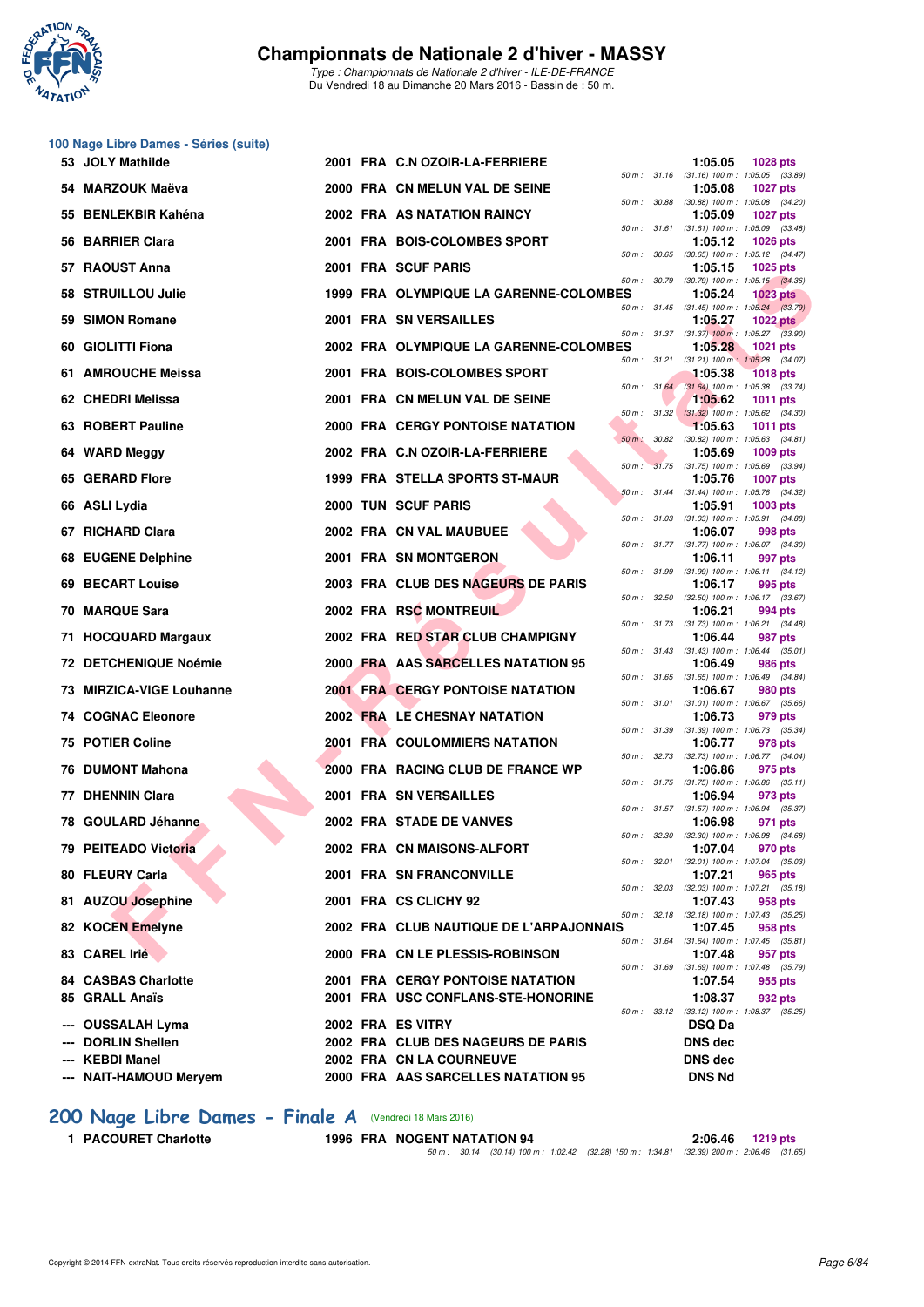# Championnats de Nationale 2 d'hiver - MASSY

*Type : Championnats de Nationale 2 d'hiver - ILE-DE-FRANCE*
Du Vendredi 18 au Dimanche 20 Mars 2016 - Bassin de : 50 m.

## 100 Nage Libre Dames - Séries (suite)

| Rang | Nom | Année | Nat | Club | Temps | Points | Splits |
|---|---|---|---|---|---|---|---|
| 53 | JOLY Mathilde | 2001 | FRA | C.N OZOIR-LA-FERRIERE | 1:05.05 | 1028 pts | 50 m : 31.16 (31.16) 100 m : 1:05.05 (33.89) |
| 54 | MARZOUK Maëva | 2000 | FRA | CN MELUN VAL DE SEINE | 1:05.08 | 1027 pts | 50 m : 30.88 (30.88) 100 m : 1:05.08 (34.20) |
| 55 | BENLEKBIR Kahéna | 2002 | FRA | AS NATATION RAINCY | 1:05.09 | 1027 pts | 50 m : 31.61 (31.61) 100 m : 1:05.09 (33.48) |
| 56 | BARRIER Clara | 2001 | FRA | BOIS-COLOMBES SPORT | 1:05.12 | 1026 pts | 50 m : 30.65 (30.65) 100 m : 1:05.12 (34.47) |
| 57 | RAOUST Anna | 2001 | FRA | SCUF PARIS | 1:05.15 | 1025 pts | 50 m : 30.79 (30.79) 100 m : 1:05.15 (34.36) |
| 58 | STRUILLOU Julie | 1999 | FRA | OLYMPIQUE LA GARENNE-COLOMBES | 1:05.24 | 1023 pts | 50 m : 31.45 (31.45) 100 m : 1:05.24 (33.79) |
| 59 | SIMON Romane | 2001 | FRA | SN VERSAILLES | 1:05.27 | 1022 pts | 50 m : 31.37 (31.37) 100 m : 1:05.27 (33.90) |
| 60 | GIOLITTI Fiona | 2002 | FRA | OLYMPIQUE LA GARENNE-COLOMBES | 1:05.28 | 1021 pts | 50 m : 31.21 (31.21) 100 m : 1:05.28 (34.07) |
| 61 | AMROUCHE Meissa | 2001 | FRA | BOIS-COLOMBES SPORT | 1:05.38 | 1018 pts | 50 m : 31.64 (31.64) 100 m : 1:05.38 (33.74) |
| 62 | CHEDRI Melissa | 2001 | FRA | CN MELUN VAL DE SEINE | 1:05.62 | 1011 pts | 50 m : 31.32 (31.32) 100 m : 1:05.62 (34.30) |
| 63 | ROBERT Pauline | 2000 | FRA | CERGY PONTOISE NATATION | 1:05.63 | 1011 pts | 50 m : 30.82 (30.82) 100 m : 1:05.63 (34.81) |
| 64 | WARD Meggy | 2002 | FRA | C.N OZOIR-LA-FERRIERE | 1:05.69 | 1009 pts | 50 m : 31.75 (31.75) 100 m : 1:05.69 (33.94) |
| 65 | GERARD Flore | 1999 | FRA | STELLA SPORTS ST-MAUR | 1:05.76 | 1007 pts | 50 m : 31.44 (31.44) 100 m : 1:05.76 (34.32) |
| 66 | ASLI Lydia | 2000 | TUN | SCUF PARIS | 1:05.91 | 1003 pts | 50 m : 31.03 (31.03) 100 m : 1:05.91 (34.88) |
| 67 | RICHARD Clara | 2002 | FRA | CN VAL MAUBUEE | 1:06.07 | 998 pts | 50 m : 31.77 (31.77) 100 m : 1:06.07 (34.30) |
| 68 | EUGENE Delphine | 2001 | FRA | SN MONTGERON | 1:06.11 | 997 pts | 50 m : 31.99 (31.99) 100 m : 1:06.11 (34.12) |
| 69 | BECART Louise | 2003 | FRA | CLUB DES NAGEURS DE PARIS | 1:06.17 | 995 pts | 50 m : 32.50 (32.50) 100 m : 1:06.17 (33.67) |
| 70 | MARQUE Sara | 2002 | FRA | RSC MONTREUIL | 1:06.21 | 994 pts | 50 m : 31.73 (31.73) 100 m : 1:06.21 (34.48) |
| 71 | HOCQUARD Margaux | 2002 | FRA | RED STAR CLUB CHAMPIGNY | 1:06.44 | 987 pts | 50 m : 31.43 (31.43) 100 m : 1:06.44 (35.01) |
| 72 | DETCHENIQUE Noémie | 2000 | FRA | AAS SARCELLES NATATION 95 | 1:06.49 | 986 pts | 50 m : 31.65 (31.65) 100 m : 1:06.49 (34.84) |
| 73 | MIRZICA-VIGE Louhanne | 2001 | FRA | CERGY PONTOISE NATATION | 1:06.67 | 980 pts | 50 m : 31.01 (31.01) 100 m : 1:06.67 (35.66) |
| 74 | COGNAC Eleonore | 2002 | FRA | LE CHESNAY NATATION | 1:06.73 | 979 pts | 50 m : 31.39 (31.39) 100 m : 1:06.73 (35.34) |
| 75 | POTIER Coline | 2001 | FRA | COULOMMIERS NATATION | 1:06.77 | 978 pts | 50 m : 32.73 (32.73) 100 m : 1:06.77 (34.04) |
| 76 | DUMONT Mahona | 2000 | FRA | RACING CLUB DE FRANCE WP | 1:06.86 | 975 pts | 50 m : 31.75 (31.75) 100 m : 1:06.86 (35.11) |
| 77 | DHENNIN Clara | 2001 | FRA | SN VERSAILLES | 1:06.94 | 973 pts | 50 m : 31.57 (31.57) 100 m : 1:06.94 (35.37) |
| 78 | GOULARD Jéhanne | 2002 | FRA | STADE DE VANVES | 1:06.98 | 971 pts | 50 m : 32.30 (32.30) 100 m : 1:06.98 (34.68) |
| 79 | PEITEADO Victoria | 2002 | FRA | CN MAISONS-ALFORT | 1:07.04 | 970 pts | 50 m : 32.01 (32.01) 100 m : 1:07.04 (35.03) |
| 80 | FLEURY Carla | 2001 | FRA | SN FRANCONVILLE | 1:07.21 | 965 pts | 50 m : 32.03 (32.03) 100 m : 1:07.21 (35.18) |
| 81 | AUZOU Josephine | 2001 | FRA | CS CLICHY 92 | 1:07.43 | 958 pts | 50 m : 32.18 (32.18) 100 m : 1:07.43 (35.25) |
| 82 | KOCEN Emelyne | 2002 | FRA | CLUB NAUTIQUE DE L'ARPAJONNAIS | 1:07.45 | 958 pts | 50 m : 31.64 (31.64) 100 m : 1:07.45 (35.81) |
| 83 | CAREL Irié | 2000 | FRA | CN LE PLESSIS-ROBINSON | 1:07.48 | 957 pts | 50 m : 31.69 (31.69) 100 m : 1:07.48 (35.79) |
| 84 | CASBAS Charlotte | 2001 | FRA | CERGY PONTOISE NATATION | 1:07.54 | 955 pts | |
| 85 | GRALL Anaïs | 2001 | FRA | USC CONFLANS-STE-HONORINE | 1:08.37 | 932 pts | 50 m : 33.12 (33.12) 100 m : 1:08.37 (35.25) |
| --- | OUSSALAH Lyma | 2002 | FRA | ES VITRY | DSQ Da | | |
| --- | DORLIN Shellen | 2002 | FRA | CLUB DES NAGEURS DE PARIS | DNS dec | | |
| --- | KEBDI Manel | 2002 | FRA | CN LA COURNEUVE | DNS dec | | |
| --- | NAIT-HAMOUD Meryem | 2000 | FRA | AAS SARCELLES NATATION 95 | DNS Nd | | |

## 200 Nage Libre Dames - Finale A (Vendredi 18 Mars 2016)

| Rang | Nom | Année | Nat | Club | Temps | Points | Splits |
|---|---|---|---|---|---|---|---|
| 1 | PACOURET Charlotte | 1996 | FRA | NOGENT NATATION 94 | 2:06.46 | 1219 pts | 50 m : 30.14 (30.14) 100 m : 1:02.42 (32.28) 150 m : 1:34.81 (32.39) 200 m : 2:06.46 (31.65) |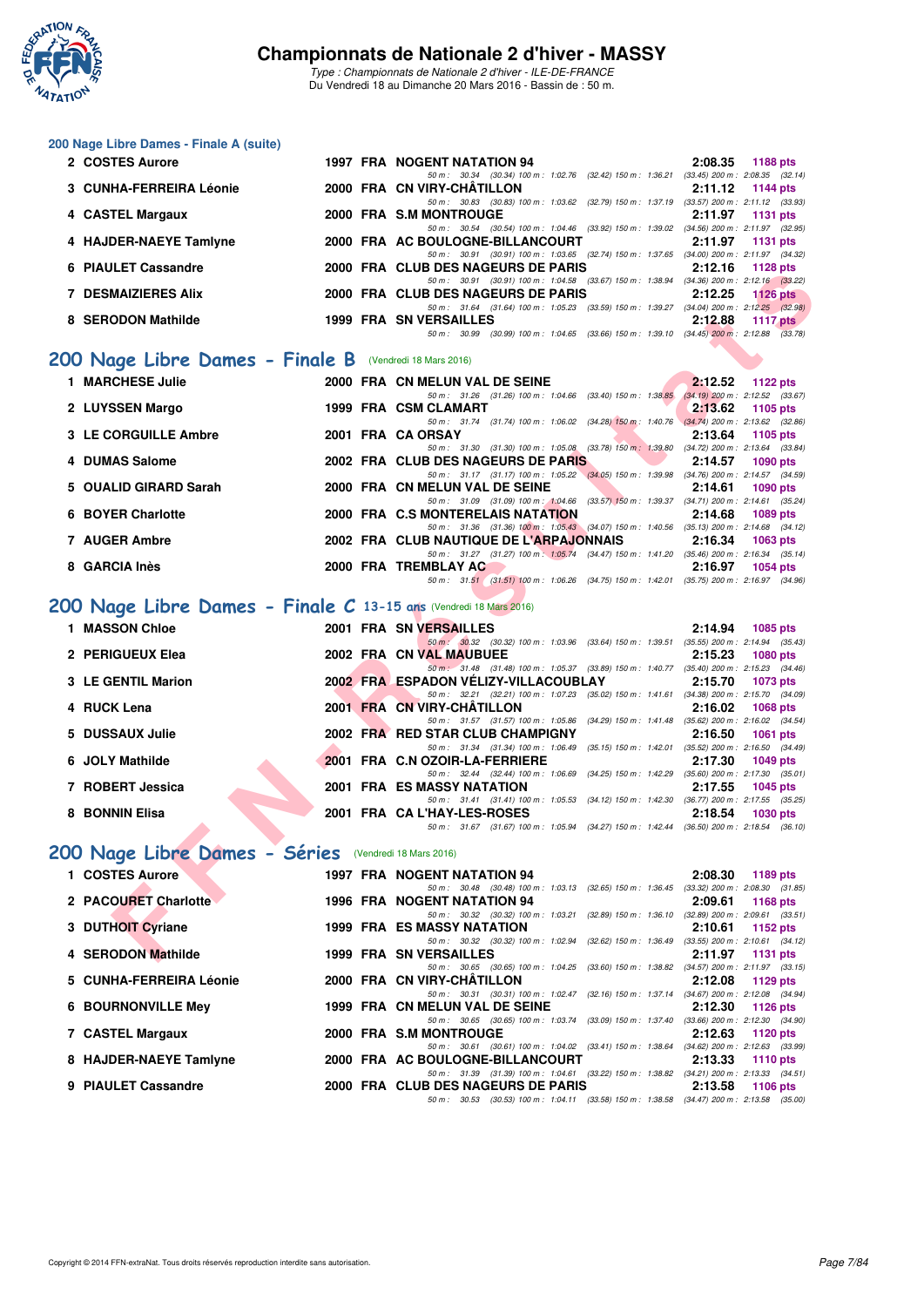### 200 Nage Libre Dames - Finale A (suite)

| Rang | Nom | Année | Nat | Club | Temps | Points |
|---|---|---|---|---|---|---|
| 2 | COSTES Aurore | 1997 | FRA | NOGENT NATATION 94 | 2:08.35 | 1188 pts |
| | 50 m : 30.34 (30.34) 100 m : 1:02.76 (32.42) 150 m : 1:36.21 (33.45) 200 m : 2:08.35 (32.14) | | | | | |
| 3 | CUNHA-FERREIRA Léonie | 2000 | FRA | CN VIRY-CHÂTILLON | 2:11.12 | 1144 pts |
| | 50 m : 30.83 (30.83) 100 m : 1:03.62 (32.79) 150 m : 1:37.19 (33.57) 200 m : 2:11.12 (33.93) | | | | | |
| 4 | CASTEL Margaux | 2000 | FRA | S.M MONTROUGE | 2:11.97 | 1131 pts |
| | 50 m : 30.54 (30.54) 100 m : 1:04.46 (33.92) 150 m : 1:39.02 (34.56) 200 m : 2:11.97 (32.95) | | | | | |
| 4 | HAJDER-NAEYE Tamlyne | 2000 | FRA | AC BOULOGNE-BILLANCOURT | 2:11.97 | 1131 pts |
| | 50 m : 30.91 (30.91) 100 m : 1:03.65 (32.74) 150 m : 1:37.65 (34.00) 200 m : 2:11.97 (34.32) | | | | | |
| 6 | PIAULET Cassandre | 2000 | FRA | CLUB DES NAGEURS DE PARIS | 2:12.16 | 1128 pts |
| | 50 m : 30.91 (30.91) 100 m : 1:04.58 (33.67) 150 m : 1:38.94 (34.36) 200 m : 2:12.16 (33.22) | | | | | |
| 7 | DESMAIZIERES Alix | 2000 | FRA | CLUB DES NAGEURS DE PARIS | 2:12.25 | 1126 pts |
| | 50 m : 31.64 (31.64) 100 m : 1:05.23 (33.59) 150 m : 1:39.27 (34.04) 200 m : 2:12.25 (32.98) | | | | | |
| 8 | SERODON Mathilde | 1999 | FRA | SN VERSAILLES | 2:12.88 | 1117 pts |
| | 50 m : 30.99 (30.99) 100 m : 1:04.65 (33.66) 150 m : 1:39.10 (34.45) 200 m : 2:12.88 (33.78) | | | | | |

## 200 Nage Libre Dames - Finale B (Vendredi 18 Mars 2016)

| Rang | Nom | Année | Nat | Club | Temps | Points |
|---|---|---|---|---|---|---|
| 1 | MARCHESE Julie | 2000 | FRA | CN MELUN VAL DE SEINE | 2:12.52 | 1122 pts |
| | 50 m : 31.26 (31.26) 100 m : 1:04.66 (33.40) 150 m : 1:38.85 (34.19) 200 m : 2:12.52 (33.67) | | | | | |
| 2 | LUYSSEN Margo | 1999 | FRA | CSM CLAMART | 2:13.62 | 1105 pts |
| | 50 m : 31.74 (31.74) 100 m : 1:06.02 (34.28) 150 m : 1:40.76 (34.74) 200 m : 2:13.62 (32.86) | | | | | |
| 3 | LE CORGUILLE Ambre | 2001 | FRA | CA ORSAY | 2:13.64 | 1105 pts |
| | 50 m : 31.30 (31.30) 100 m : 1:05.08 (33.78) 150 m : 1:39.80 (34.72) 200 m : 2:13.64 (33.84) | | | | | |
| 4 | DUMAS Salome | 2002 | FRA | CLUB DES NAGEURS DE PARIS | 2:14.57 | 1090 pts |
| | 50 m : 31.17 (31.17) 100 m : 1:05.22 (34.05) 150 m : 1:39.98 (34.76) 200 m : 2:14.57 (34.59) | | | | | |
| 5 | OUALID GIRARD Sarah | 2000 | FRA | CN MELUN VAL DE SEINE | 2:14.61 | 1090 pts |
| | 50 m : 31.09 (31.09) 100 m : 1:04.66 (33.57) 150 m : 1:39.37 (34.71) 200 m : 2:14.61 (35.24) | | | | | |
| 6 | BOYER Charlotte | 2000 | FRA | C.S MONTERELAIS NATATION | 2:14.68 | 1089 pts |
| | 50 m : 31.36 (31.36) 100 m : 1:05.43 (34.07) 150 m : 1:40.56 (35.13) 200 m : 2:14.68 (34.12) | | | | | |
| 7 | AUGER Ambre | 2002 | FRA | CLUB NAUTIQUE DE L'ARPAJONNAIS | 2:16.34 | 1063 pts |
| | 50 m : 31.27 (31.27) 100 m : 1:05.74 (34.47) 150 m : 1:41.20 (35.46) 200 m : 2:16.34 (35.14) | | | | | |
| 8 | GARCIA Inès | 2000 | FRA | TREMBLAY AC | 2:16.97 | 1054 pts |
| | 50 m : 31.51 (31.51) 100 m : 1:06.26 (34.75) 150 m : 1:42.01 (35.75) 200 m : 2:16.97 (34.96) | | | | | |

## 200 Nage Libre Dames - Finale C 13-15 ans (Vendredi 18 Mars 2016)

| Rang | Nom | Année | Nat | Club | Temps | Points |
|---|---|---|---|---|---|---|
| 1 | MASSON Chloe | 2001 | FRA | SN VERSAILLES | 2:14.94 | 1085 pts |
| | 50 m : 30.32 (30.32) 100 m : 1:03.96 (33.64) 150 m : 1:39.51 (35.55) 200 m : 2:14.94 (35.43) | | | | | |
| 2 | PERIGUEUX Elea | 2002 | FRA | CN VAL MAUBUEE | 2:15.23 | 1080 pts |
| | 50 m : 31.48 (31.48) 100 m : 1:05.37 (33.89) 150 m : 1:40.77 (35.40) 200 m : 2:15.23 (34.46) | | | | | |
| 3 | LE GENTIL Marion | 2002 | FRA | ESPADON VÉLIZY-VILLACOUBLAY | 2:15.70 | 1073 pts |
| | 50 m : 32.21 (32.21) 100 m : 1:07.23 (35.02) 150 m : 1:41.61 (34.38) 200 m : 2:15.70 (34.09) | | | | | |
| 4 | RUCK Lena | 2001 | FRA | CN VIRY-CHÂTILLON | 2:16.02 | 1068 pts |
| | 50 m : 31.57 (31.57) 100 m : 1:05.86 (34.29) 150 m : 1:41.48 (35.62) 200 m : 2:16.02 (34.54) | | | | | |
| 5 | DUSSAUX Julie | 2002 | FRA | RED STAR CLUB CHAMPIGNY | 2:16.50 | 1061 pts |
| | 50 m : 31.34 (31.34) 100 m : 1:06.49 (35.15) 150 m : 1:42.01 (35.52) 200 m : 2:16.50 (34.49) | | | | | |
| 6 | JOLY Mathilde | 2001 | FRA | C.N OZOIR-LA-FERRIERE | 2:17.30 | 1049 pts |
| | 50 m : 32.44 (32.44) 100 m : 1:06.69 (34.25) 150 m : 1:42.29 (35.60) 200 m : 2:17.30 (35.01) | | | | | |
| 7 | ROBERT Jessica | 2001 | FRA | ES MASSY NATATION | 2:17.55 | 1045 pts |
| | 50 m : 31.41 (31.41) 100 m : 1:05.53 (34.12) 150 m : 1:42.30 (36.77) 200 m : 2:17.55 (35.25) | | | | | |
| 8 | BONNIN Elisa | 2001 | FRA | CA L'HAY-LES-ROSES | 2:18.54 | 1030 pts |
| | 50 m : 31.67 (31.67) 100 m : 1:05.94 (34.27) 150 m : 1:42.44 (36.50) 200 m : 2:18.54 (36.10) | | | | | |

## 200 Nage Libre Dames - Séries (Vendredi 18 Mars 2016)

| Rang | Nom | Année | Nat | Club | Temps | Points |
|---|---|---|---|---|---|---|
| 1 | COSTES Aurore | 1997 | FRA | NOGENT NATATION 94 | 2:08.30 | 1189 pts |
| | 50 m : 30.48 (30.48) 100 m : 1:03.13 (32.65) 150 m : 1:36.45 (33.32) 200 m : 2:08.30 (31.85) | | | | | |
| 2 | PACOURET Charlotte | 1996 | FRA | NOGENT NATATION 94 | 2:09.61 | 1168 pts |
| | 50 m : 30.32 (30.32) 100 m : 1:03.21 (32.89) 150 m : 1:36.10 (32.89) 200 m : 2:09.61 (33.51) | | | | | |
| 3 | DUTHOIT Cyriane | 1999 | FRA | ES MASSY NATATION | 2:10.61 | 1152 pts |
| | 50 m : 30.32 (30.32) 100 m : 1:02.94 (32.62) 150 m : 1:36.49 (33.55) 200 m : 2:10.61 (34.12) | | | | | |
| 4 | SERODON Mathilde | 1999 | FRA | SN VERSAILLES | 2:11.97 | 1131 pts |
| | 50 m : 30.65 (30.65) 100 m : 1:04.25 (33.60) 150 m : 1:38.82 (34.57) 200 m : 2:11.97 (33.15) | | | | | |
| 5 | CUNHA-FERREIRA Léonie | 2000 | FRA | CN VIRY-CHÂTILLON | 2:12.08 | 1129 pts |
| | 50 m : 30.31 (30.31) 100 m : 1:02.47 (32.16) 150 m : 1:37.14 (34.67) 200 m : 2:12.08 (34.94) | | | | | |
| 6 | BOURNONVILLE Mey | 1999 | FRA | CN MELUN VAL DE SEINE | 2:12.30 | 1126 pts |
| | 50 m : 30.65 (30.65) 100 m : 1:03.74 (33.09) 150 m : 1:37.40 (33.66) 200 m : 2:12.30 (34.90) | | | | | |
| 7 | CASTEL Margaux | 2000 | FRA | S.M MONTROUGE | 2:12.63 | 1120 pts |
| | 50 m : 30.61 (30.61) 100 m : 1:04.02 (33.41) 150 m : 1:38.64 (34.62) 200 m : 2:12.63 (33.99) | | | | | |
| 8 | HAJDER-NAEYE Tamlyne | 2000 | FRA | AC BOULOGNE-BILLANCOURT | 2:13.33 | 1110 pts |
| | 50 m : 31.39 (31.39) 100 m : 1:04.61 (33.22) 150 m : 1:38.82 (34.21) 200 m : 2:13.33 (34.51) | | | | | |
| 9 | PIAULET Cassandre | 2000 | FRA | CLUB DES NAGEURS DE PARIS | 2:13.58 | 1106 pts |
| | 50 m : 30.53 (30.53) 100 m : 1:04.11 (33.58) 150 m : 1:38.58 (34.47) 200 m : 2:13.58 (35.00) | | | | | |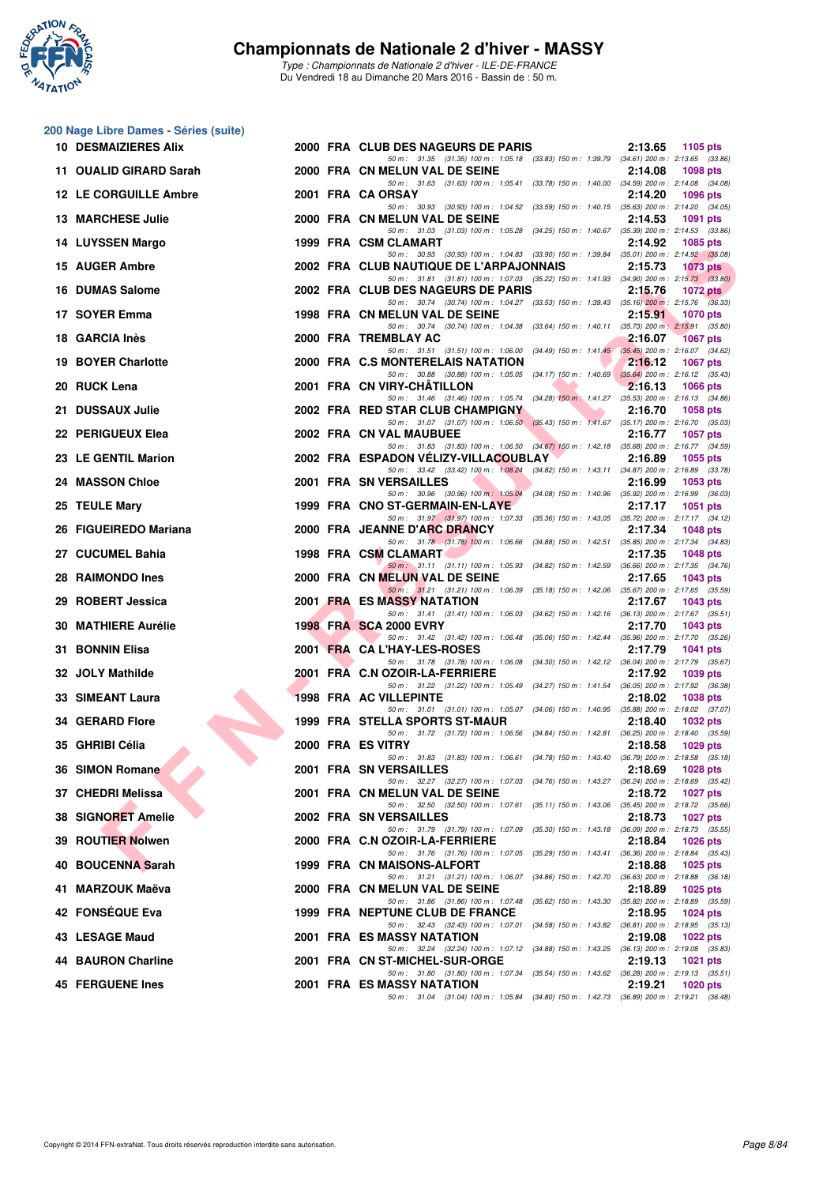# Championnats de Nationale 2 d'hiver - MASSY

*Type : Championnats de Nationale 2 d'hiver - ILE-DE-FRANCE*
Du Vendredi 18 au Dimanche 20 Mars 2016 - Bassin de : 50 m.

## 200 Nage Libre Dames - Séries (suite)

| Rang | Nom | Année | Nat. | Club | Temps | Points |
|---|---|---|---|---|---|---|
| 10 | DESMAIZIERES Alix | 2000 | FRA | CLUB DES NAGEURS DE PARIS | 2:13.65 | 1105 pts |
| | 50 m : 31.35 (31.35) 100 m : 1:05.18 (33.83) 150 m : 1:39.79 (34.61) 200 m : 2:13.65 (33.86) | | | | | |
| 11 | OUALID GIRARD Sarah | 2000 | FRA | CN MELUN VAL DE SEINE | 2:14.08 | 1098 pts |
| | 50 m : 31.63 (31.63) 100 m : 1:05.41 (33.78) 150 m : 1:40.00 (34.59) 200 m : 2:14.08 (34.08) | | | | | |
| 12 | LE CORGUILLE Ambre | 2001 | FRA | CA ORSAY | 2:14.20 | 1096 pts |
| | 50 m : 30.93 (30.93) 100 m : 1:04.52 (33.59) 150 m : 1:40.15 (35.63) 200 m : 2:14.20 (34.05) | | | | | |
| 13 | MARCHESE Julie | 2000 | FRA | CN MELUN VAL DE SEINE | 2:14.53 | 1091 pts |
| | 50 m : 31.03 (31.03) 100 m : 1:05.28 (34.25) 150 m : 1:40.67 (35.39) 200 m : 2:14.53 (33.86) | | | | | |
| 14 | LUYSSEN Margo | 1999 | FRA | CSM CLAMART | 2:14.92 | 1085 pts |
| | 50 m : 30.93 (30.93) 100 m : 1:04.83 (33.90) 150 m : 1:39.84 (35.01) 200 m : 2:14.92 (35.08) | | | | | |
| 15 | AUGER Ambre | 2002 | FRA | CLUB NAUTIQUE DE L'ARPAJONNAIS | 2:15.73 | 1073 pts |
| | 50 m : 31.81 (31.81) 100 m : 1:07.03 (35.22) 150 m : 1:41.93 (34.90) 200 m : 2:15.73 (33.80) | | | | | |
| 16 | DUMAS Salome | 2002 | FRA | CLUB DES NAGEURS DE PARIS | 2:15.76 | 1072 pts |
| | 50 m : 30.74 (30.74) 100 m : 1:04.27 (33.53) 150 m : 1:39.43 (35.16) 200 m : 2:15.76 (36.33) | | | | | |
| 17 | SOYER Emma | 1998 | FRA | CN MELUN VAL DE SEINE | 2:15.91 | 1070 pts |
| | 50 m : 30.74 (30.74) 100 m : 1:04.38 (33.64) 150 m : 1:40.11 (35.73) 200 m : 2:15.91 (35.80) | | | | | |
| 18 | GARCIA Inès | 2000 | FRA | TREMBLAY AC | 2:16.07 | 1067 pts |
| | 50 m : 31.51 (31.51) 100 m : 1:06.00 (34.49) 150 m : 1:41.45 (35.45) 200 m : 2:16.07 (34.62) | | | | | |
| 19 | BOYER Charlotte | 2000 | FRA | C.S MONTERELAIS NATATION | 2:16.12 | 1067 pts |
| | 50 m : 30.88 (30.88) 100 m : 1:05.05 (34.17) 150 m : 1:40.69 (35.64) 200 m : 2:16.12 (35.43) | | | | | |
| 20 | RUCK Lena | 2001 | FRA | CN VIRY-CHÂTILLON | 2:16.13 | 1066 pts |
| | 50 m : 31.46 (31.46) 100 m : 1:05.74 (34.28) 150 m : 1:41.27 (35.53) 200 m : 2:16.13 (34.86) | | | | | |
| 21 | DUSSAUX Julie | 2002 | FRA | RED STAR CLUB CHAMPIGNY | 2:16.70 | 1058 pts |
| | 50 m : 31.07 (31.07) 100 m : 1:06.50 (35.43) 150 m : 1:41.67 (35.17) 200 m : 2:16.70 (35.03) | | | | | |
| 22 | PERIGUEUX Elea | 2002 | FRA | CN VAL MAUBUEE | 2:16.77 | 1057 pts |
| | 50 m : 31.83 (31.83) 100 m : 1:06.50 (34.67) 150 m : 1:42.18 (35.68) 200 m : 2:16.77 (34.59) | | | | | |
| 23 | LE GENTIL Marion | 2002 | FRA | ESPADON VÉLIZY-VILLACOUBLAY | 2:16.89 | 1055 pts |
| | 50 m : 33.42 (33.42) 100 m : 1:08.24 (34.82) 150 m : 1:43.11 (34.87) 200 m : 2:16.89 (33.78) | | | | | |
| 24 | MASSON Chloe | 2001 | FRA | SN VERSAILLES | 2:16.99 | 1053 pts |
| | 50 m : 30.96 (30.96) 100 m : 1:05.04 (34.08) 150 m : 1:40.96 (35.92) 200 m : 2:16.99 (36.03) | | | | | |
| 25 | TEULE Mary | 1999 | FRA | CNO ST-GERMAIN-EN-LAYE | 2:17.17 | 1051 pts |
| | 50 m : 31.97 (31.97) 100 m : 1:07.33 (35.36) 150 m : 1:43.05 (35.72) 200 m : 2:17.17 (34.12) | | | | | |
| 26 | FIGUEIREDO Mariana | 2000 | FRA | JEANNE D'ARC DRANCY | 2:17.34 | 1048 pts |
| | 50 m : 31.78 (31.78) 100 m : 1:06.66 (34.88) 150 m : 1:42.51 (35.85) 200 m : 2:17.34 (34.83) | | | | | |
| 27 | CUCUMEL Bahia | 1998 | FRA | CSM CLAMART | 2:17.35 | 1048 pts |
| | 50 m : 31.11 (31.11) 100 m : 1:05.93 (34.82) 150 m : 1:42.59 (36.66) 200 m : 2:17.35 (34.76) | | | | | |
| 28 | RAIMONDO Ines | 2000 | FRA | CN MELUN VAL DE SEINE | 2:17.65 | 1043 pts |
| | 50 m : 31.21 (31.21) 100 m : 1:06.39 (35.18) 150 m : 1:42.06 (35.67) 200 m : 2:17.65 (35.59) | | | | | |
| 29 | ROBERT Jessica | 2001 | FRA | ES MASSY NATATION | 2:17.67 | 1043 pts |
| | 50 m : 31.41 (31.41) 100 m : 1:06.03 (34.62) 150 m : 1:42.16 (36.13) 200 m : 2:17.67 (35.51) | | | | | |
| 30 | MATHIERE Aurélie | 1998 | FRA | SCA 2000 EVRY | 2:17.70 | 1043 pts |
| | 50 m : 31.42 (31.42) 100 m : 1:06.48 (35.06) 150 m : 1:42.44 (35.96) 200 m : 2:17.70 (35.26) | | | | | |
| 31 | BONNIN Elisa | 2001 | FRA | CA L'HAY-LES-ROSES | 2:17.79 | 1041 pts |
| | 50 m : 31.78 (31.78) 100 m : 1:06.08 (34.30) 150 m : 1:42.12 (36.04) 200 m : 2:17.79 (35.67) | | | | | |
| 32 | JOLY Mathilde | 2001 | FRA | C.N OZOIR-LA-FERRIERE | 2:17.92 | 1039 pts |
| | 50 m : 31.22 (31.22) 100 m : 1:05.49 (34.27) 150 m : 1:41.54 (36.05) 200 m : 2:17.92 (36.38) | | | | | |
| 33 | SIMEANT Laura | 1998 | FRA | AC VILLEPINTE | 2:18.02 | 1038 pts |
| | 50 m : 31.01 (31.01) 100 m : 1:05.07 (34.06) 150 m : 1:40.95 (35.88) 200 m : 2:18.02 (37.07) | | | | | |
| 34 | GERARD Flore | 1999 | FRA | STELLA SPORTS ST-MAUR | 2:18.40 | 1032 pts |
| | 50 m : 31.72 (31.72) 100 m : 1:06.56 (34.84) 150 m : 1:42.81 (36.25) 200 m : 2:18.40 (35.59) | | | | | |
| 35 | GHRIBI Célia | 2000 | FRA | ES VITRY | 2:18.58 | 1029 pts |
| | 50 m : 31.83 (31.83) 100 m : 1:06.61 (34.78) 150 m : 1:43.40 (36.79) 200 m : 2:18.58 (35.18) | | | | | |
| 36 | SIMON Romane | 2001 | FRA | SN VERSAILLES | 2:18.69 | 1028 pts |
| | 50 m : 32.27 (32.27) 100 m : 1:07.03 (34.76) 150 m : 1:43.27 (36.24) 200 m : 2:18.69 (35.42) | | | | | |
| 37 | CHEDRI Melissa | 2001 | FRA | CN MELUN VAL DE SEINE | 2:18.72 | 1027 pts |
| | 50 m : 32.50 (32.50) 100 m : 1:07.61 (35.11) 150 m : 1:43.06 (35.45) 200 m : 2:18.72 (35.66) | | | | | |
| 38 | SIGNORET Amelie | 2002 | FRA | SN VERSAILLES | 2:18.73 | 1027 pts |
| | 50 m : 31.79 (31.79) 100 m : 1:07.09 (35.30) 150 m : 1:43.18 (36.09) 200 m : 2:18.73 (35.55) | | | | | |
| 39 | ROUTIER Nolwen | 2000 | FRA | C.N OZOIR-LA-FERRIERE | 2:18.84 | 1026 pts |
| | 50 m : 31.76 (31.76) 100 m : 1:07.05 (35.29) 150 m : 1:43.41 (36.36) 200 m : 2:18.84 (35.43) | | | | | |
| 40 | BOUCENNA Sarah | 1999 | FRA | CN MAISONS-ALFORT | 2:18.88 | 1025 pts |
| | 50 m : 31.21 (31.21) 100 m : 1:06.07 (34.86) 150 m : 1:42.70 (36.63) 200 m : 2:18.88 (36.18) | | | | | |
| 41 | MARZOUK Maëva | 2000 | FRA | CN MELUN VAL DE SEINE | 2:18.89 | 1025 pts |
| | 50 m : 31.86 (31.86) 100 m : 1:07.48 (35.62) 150 m : 1:43.30 (35.82) 200 m : 2:18.89 (35.59) | | | | | |
| 42 | FONSÉQUE Eva | 1999 | FRA | NEPTUNE CLUB DE FRANCE | 2:18.95 | 1024 pts |
| | 50 m : 32.43 (32.43) 100 m : 1:07.01 (34.58) 150 m : 1:43.82 (36.81) 200 m : 2:18.95 (35.13) | | | | | |
| 43 | LESAGE Maud | 2001 | FRA | ES MASSY NATATION | 2:19.08 | 1022 pts |
| | 50 m : 32.24 (32.24) 100 m : 1:07.12 (34.88) 150 m : 1:43.25 (36.13) 200 m : 2:19.08 (35.83) | | | | | |
| 44 | BAURON Charline | 2001 | FRA | CN ST-MICHEL-SUR-ORGE | 2:19.13 | 1021 pts |
| | 50 m : 31.80 (31.80) 100 m : 1:07.34 (35.54) 150 m : 1:43.62 (36.28) 200 m : 2:19.13 (35.51) | | | | | |
| 45 | FERGUENE Ines | 2001 | FRA | ES MASSY NATATION | 2:19.21 | 1020 pts |
| | 50 m : 31.04 (31.04) 100 m : 1:05.84 (34.80) 150 m : 1:42.73 (36.89) 200 m : 2:19.21 (36.48) | | | | | |

Copyright © 2014 FFN-extraNat. Tous droits réservés reproduction interdite sans autorisation.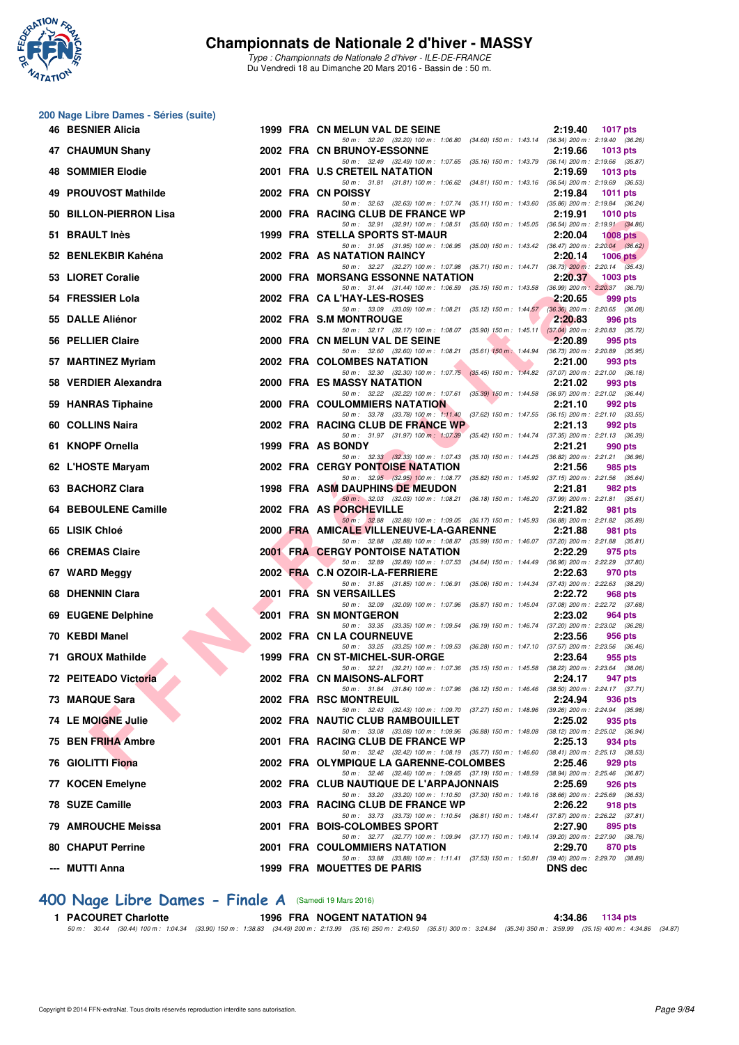# Championnats de Nationale 2 d'hiver - MASSY

*Type : Championnats de Nationale 2 d'hiver - ILE-DE-FRANCE*
Du Vendredi 18 au Dimanche 20 Mars 2016 - Bassin de : 50 m.

## 200 Nage Libre Dames - Séries (suite)

| Rang | Nom | Année | Nat | Club | Temps | Points |
|---|---|---|---|---|---|---|
| 46 | BESNIER Alicia | 1999 | FRA | CN MELUN VAL DE SEINE | 2:19.40 | 1017 pts |
| | 50 m : 32.20 (32.20) 100 m : 1:06.80 (34.60) 150 m : 1:43.14 (36.34) 200 m : 2:19.40 (36.26) | | | | | |
| 47 | CHAUMUN Shany | 2002 | FRA | CN BRUNOY-ESSONNE | 2:19.66 | 1013 pts |
| | 50 m : 32.49 (32.49) 100 m : 1:07.65 (35.16) 150 m : 1:43.79 (36.14) 200 m : 2:19.66 (35.87) | | | | | |
| 48 | SOMMIER Elodie | 2001 | FRA | U.S CRETEIL NATATION | 2:19.69 | 1013 pts |
| | 50 m : 31.81 (31.81) 100 m : 1:06.62 (34.81) 150 m : 1:43.16 (36.54) 200 m : 2:19.69 (36.53) | | | | | |
| 49 | PROUVOST Mathilde | 2002 | FRA | CN POISSY | 2:19.84 | 1011 pts |
| | 50 m : 32.63 (32.63) 100 m : 1:07.74 (35.11) 150 m : 1:43.60 (35.86) 200 m : 2:19.84 (36.24) | | | | | |
| 50 | BILLON-PIERRON Lisa | 2000 | FRA | RACING CLUB DE FRANCE WP | 2:19.91 | 1010 pts |
| | 50 m : 32.91 (32.91) 100 m : 1:08.51 (35.60) 150 m : 1:45.05 (36.54) 200 m : 2:19.91 (34.86) | | | | | |
| 51 | BRAULT Inès | 1999 | FRA | STELLA SPORTS ST-MAUR | 2:20.04 | 1008 pts |
| | 50 m : 31.95 (31.95) 100 m : 1:06.95 (35.00) 150 m : 1:43.42 (36.47) 200 m : 2:20.04 (36.62) | | | | | |
| 52 | BENLEKBIR Kahéna | 2002 | FRA | AS NATATION RAINCY | 2:20.14 | 1006 pts |
| | 50 m : 32.27 (32.27) 100 m : 1:07.98 (35.71) 150 m : 1:44.71 (36.73) 200 m : 2:20.14 (35.43) | | | | | |
| 53 | LIORET Coralie | 2000 | FRA | MORSANG ESSONNE NATATION | 2:20.37 | 1003 pts |
| | 50 m : 31.44 (31.44) 100 m : 1:06.59 (35.15) 150 m : 1:43.58 (36.99) 200 m : 2:20.37 (36.79) | | | | | |
| 54 | FRESSIER Lola | 2002 | FRA | CA L'HAY-LES-ROSES | 2:20.65 | 999 pts |
| | 50 m : 33.09 (33.09) 100 m : 1:08.21 (35.12) 150 m : 1:44.57 (36.36) 200 m : 2:20.65 (36.08) | | | | | |
| 55 | DALLE Aliénor | 2002 | FRA | S.M MONTROUGE | 2:20.83 | 996 pts |
| | 50 m : 32.17 (32.17) 100 m : 1:08.07 (35.90) 150 m : 1:45.11 (37.04) 200 m : 2:20.83 (35.72) | | | | | |
| 56 | PELLIER Claire | 2000 | FRA | CN MELUN VAL DE SEINE | 2:20.89 | 995 pts |
| | 50 m : 32.60 (32.60) 100 m : 1:08.21 (35.61) 150 m : 1:44.94 (36.73) 200 m : 2:20.89 (35.95) | | | | | |
| 57 | MARTINEZ Myriam | 2002 | FRA | COLOMBES NATATION | 2:21.00 | 993 pts |
| | 50 m : 32.30 (32.30) 100 m : 1:07.75 (35.45) 150 m : 1:44.82 (37.07) 200 m : 2:21.00 (36.18) | | | | | |
| 58 | VERDIER Alexandra | 2000 | FRA | ES MASSY NATATION | 2:21.02 | 993 pts |
| | 50 m : 32.22 (32.22) 100 m : 1:07.61 (35.39) 150 m : 1:44.58 (36.97) 200 m : 2:21.02 (36.44) | | | | | |
| 59 | HANRAS Tiphaine | 2000 | FRA | COULOMMIERS NATATION | 2:21.10 | 992 pts |
| | 50 m : 33.78 (33.78) 100 m : 1:11.40 (37.62) 150 m : 1:47.55 (36.15) 200 m : 2:21.10 (33.55) | | | | | |
| 60 | COLLINS Naira | 2002 | FRA | RACING CLUB DE FRANCE WP | 2:21.13 | 992 pts |
| | 50 m : 31.97 (31.97) 100 m : 1:07.39 (35.42) 150 m : 1:44.74 (37.35) 200 m : 2:21.13 (36.39) | | | | | |
| 61 | KNOPF Ornella | 1999 | FRA | AS BONDY | 2:21.21 | 990 pts |
| | 50 m : 32.33 (32.33) 100 m : 1:07.43 (35.10) 150 m : 1:44.25 (36.82) 200 m : 2:21.21 (36.96) | | | | | |
| 62 | L'HOSTE Maryam | 2002 | FRA | CERGY PONTOISE NATATION | 2:21.56 | 985 pts |
| | 50 m : 32.95 (32.95) 100 m : 1:08.77 (35.82) 150 m : 1:45.92 (37.15) 200 m : 2:21.56 (35.64) | | | | | |
| 63 | BACHORZ Clara | 1998 | FRA | ASM DAUPHINS DE MEUDON | 2:21.81 | 982 pts |
| | 50 m : 32.03 (32.03) 100 m : 1:08.21 (36.18) 150 m : 1:46.20 (37.99) 200 m : 2:21.81 (35.61) | | | | | |
| 64 | BEBOULENE Camille | 2002 | FRA | AS PORCHEVILLE | 2:21.82 | 981 pts |
| | 50 m : 32.88 (32.88) 100 m : 1:09.05 (36.17) 150 m : 1:45.93 (36.88) 200 m : 2:21.82 (35.89) | | | | | |
| 65 | LISIK Chloé | 2000 | FRA | AMICALE VILLENEUVE-LA-GARENNE | 2:21.88 | 981 pts |
| | 50 m : 32.88 (32.88) 100 m : 1:08.87 (35.99) 150 m : 1:46.07 (37.20) 200 m : 2:21.88 (35.81) | | | | | |
| 66 | CREMAS Claire | 2001 | FRA | CERGY PONTOISE NATATION | 2:22.29 | 975 pts |
| | 50 m : 32.89 (32.89) 100 m : 1:07.53 (34.64) 150 m : 1:44.49 (36.96) 200 m : 2:22.29 (37.80) | | | | | |
| 67 | WARD Meggy | 2002 | FRA | C.N OZOIR-LA-FERRIERE | 2:22.63 | 970 pts |
| | 50 m : 31.85 (31.85) 100 m : 1:06.91 (35.06) 150 m : 1:44.34 (37.43) 200 m : 2:22.63 (38.29) | | | | | |
| 68 | DHENNIN Clara | 2001 | FRA | SN VERSAILLES | 2:22.72 | 968 pts |
| | 50 m : 32.09 (32.09) 100 m : 1:07.96 (35.87) 150 m : 1:45.04 (37.08) 200 m : 2:22.72 (37.68) | | | | | |
| 69 | EUGENE Delphine | 2001 | FRA | SN MONTGERON | 2:23.02 | 964 pts |
| | 50 m : 33.35 (33.35) 100 m : 1:09.54 (36.19) 150 m : 1:46.74 (37.20) 200 m : 2:23.02 (36.28) | | | | | |
| 70 | KEBDI Manel | 2002 | FRA | CN LA COURNEUVE | 2:23.56 | 956 pts |
| | 50 m : 33.25 (33.25) 100 m : 1:09.53 (36.28) 150 m : 1:47.10 (37.57) 200 m : 2:23.56 (36.46) | | | | | |
| 71 | GROUX Mathilde | 1999 | FRA | CN ST-MICHEL-SUR-ORGE | 2:23.64 | 955 pts |
| | 50 m : 32.21 (32.21) 100 m : 1:07.36 (35.15) 150 m : 1:45.58 (38.22) 200 m : 2:23.64 (38.06) | | | | | |
| 72 | PEITEADO Victoria | 2002 | FRA | CN MAISONS-ALFORT | 2:24.17 | 947 pts |
| | 50 m : 31.84 (31.84) 100 m : 1:07.96 (36.12) 150 m : 1:46.46 (38.50) 200 m : 2:24.17 (37.71) | | | | | |
| 73 | MARQUE Sara | 2002 | FRA | RSC MONTREUIL | 2:24.94 | 936 pts |
| | 50 m : 32.43 (32.43) 100 m : 1:09.70 (37.27) 150 m : 1:48.96 (39.26) 200 m : 2:24.94 (35.98) | | | | | |
| 74 | LE MOIGNE Julie | 2002 | FRA | NAUTIC CLUB RAMBOUILLET | 2:25.02 | 935 pts |
| | 50 m : 33.08 (33.08) 100 m : 1:09.96 (36.88) 150 m : 1:48.08 (38.12) 200 m : 2:25.02 (36.94) | | | | | |
| 75 | BEN FRIHA Ambre | 2001 | FRA | RACING CLUB DE FRANCE WP | 2:25.13 | 934 pts |
| | 50 m : 32.42 (32.42) 100 m : 1:08.19 (35.77) 150 m : 1:46.60 (38.41) 200 m : 2:25.13 (38.53) | | | | | |
| 76 | GIOLITTI Fiona | 2002 | FRA | OLYMPIQUE LA GARENNE-COLOMBES | 2:25.46 | 929 pts |
| | 50 m : 32.46 (32.46) 100 m : 1:09.65 (37.19) 150 m : 1:48.59 (38.94) 200 m : 2:25.46 (36.87) | | | | | |
| 77 | KOCEN Emelyne | 2002 | FRA | CLUB NAUTIQUE DE L'ARPAJONNAIS | 2:25.69 | 926 pts |
| | 50 m : 33.20 (33.20) 100 m : 1:10.50 (37.30) 150 m : 1:49.16 (38.66) 200 m : 2:25.69 (36.53) | | | | | |
| 78 | SUZE Camille | 2003 | FRA | RACING CLUB DE FRANCE WP | 2:26.22 | 918 pts |
| | 50 m : 33.73 (33.73) 100 m : 1:10.54 (36.81) 150 m : 1:48.41 (37.87) 200 m : 2:26.22 (37.81) | | | | | |
| 79 | AMROUCHE Meissa | 2001 | FRA | BOIS-COLOMBES SPORT | 2:27.90 | 895 pts |
| | 50 m : 32.77 (32.77) 100 m : 1:09.94 (37.17) 150 m : 1:49.14 (39.20) 200 m : 2:27.90 (38.76) | | | | | |
| 80 | CHAPUT Perrine | 2001 | FRA | COULOMMIERS NATATION | 2:29.70 | 870 pts |
| | 50 m : 33.88 (33.88) 100 m : 1:11.41 (37.53) 150 m : 1:50.81 (39.40) 200 m : 2:29.70 (38.89) | | | | | |
| --- | MUTTI Anna | 1999 | FRA | MOUETTES DE PARIS | DNS dec | |

## 400 Nage Libre Dames - Finale A (Samedi 19 Mars 2016)

| Rang | Nom | Année | Nat | Club | Temps | Points |
|---|---|---|---|---|---|---|
| 1 | PACOURET Charlotte | 1996 | FRA | NOGENT NATATION 94 | 4:34.86 | 1134 pts |
| | 50 m : 30.44 (30.44) 100 m : 1:04.34 (33.90) 150 m : 1:38.83 (34.49) 200 m : 2:13.99 (35.16) 250 m : 2:49.50 (35.51) 300 m : 3:24.84 (35.34) 350 m : 3:59.99 (35.15) 400 m : 4:34.86 (34.87) | | | | | |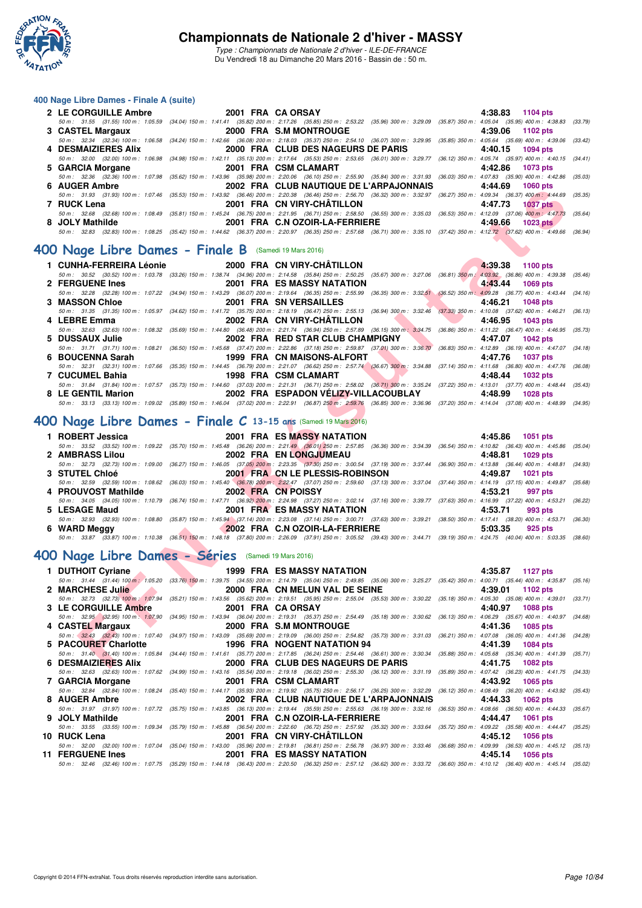### 400 Nage Libre Dames - Finale A (suite)

| Pl. | Nom | Année | Nat. | Club | Temps | Points |
|---|---|---|---|---|---|---|
| 2 | LE CORGUILLE Ambre | 2001 | FRA | CA ORSAY | 4:38.83 | 1104 pts |
| | 50 m : 31.55 (31.55) 100 m : 1:05.59 (34.04) 150 m : 1:41.41 (35.82) 200 m : 2:17.26 (35.85) 250 m : 2:53.22 (35.96) 300 m : 3:29.09 (35.87) 350 m : 4:05.04 (35.95) 400 m : 4:38.83 (33.79) | | | | | |
| 3 | CASTEL Margaux | 2000 | FRA | S.M MONTROUGE | 4:39.06 | 1102 pts |
| | 50 m : 32.34 (32.34) 100 m : 1:06.58 (34.24) 150 m : 1:42.66 (36.08) 200 m : 2:18.03 (35.37) 250 m : 2:54.10 (36.07) 300 m : 3:29.95 (35.85) 350 m : 4:05.64 (35.69) 400 m : 4:39.06 (33.42) | | | | | |
| 4 | DESMAIZIERES Alix | 2000 | FRA | CLUB DES NAGEURS DE PARIS | 4:40.15 | 1094 pts |
| | 50 m : 32.00 (32.00) 100 m : 1:06.98 (34.98) 150 m : 1:42.11 (35.13) 200 m : 2:17.64 (35.53) 250 m : 2:53.65 (36.01) 300 m : 3:29.77 (36.12) 350 m : 4:05.74 (35.97) 400 m : 4:40.15 (34.41) | | | | | |
| 5 | GARCIA Morgane | 2001 | FRA | CSM CLAMART | 4:42.86 | 1073 pts |
| | 50 m : 32.36 (32.36) 100 m : 1:07.98 (35.62) 150 m : 1:43.96 (35.98) 200 m : 2:20.06 (36.10) 250 m : 2:55.90 (35.84) 300 m : 3:31.93 (36.03) 350 m : 4:07.83 (35.90) 400 m : 4:42.86 (35.03) | | | | | |
| 6 | AUGER Ambre | 2002 | FRA | CLUB NAUTIQUE DE L'ARPAJONNAIS | 4:44.69 | 1060 pts |
| | 50 m : 31.93 (31.93) 100 m : 1:07.46 (35.53) 150 m : 1:43.92 (36.46) 200 m : 2:20.38 (36.46) 250 m : 2:56.70 (36.32) 300 m : 3:32.97 (36.27) 350 m : 4:09.34 (36.37) 400 m : 4:44.69 (35.35) | | | | | |
| 7 | RUCK Lena | 2001 | FRA | CN VIRY-CHÂTILLON | 4:47.73 | 1037 pts |
| | 50 m : 32.68 (32.68) 100 m : 1:08.49 (35.81) 150 m : 1:45.24 (36.75) 200 m : 2:21.95 (36.71) 250 m : 2:58.50 (36.55) 300 m : 3:35.03 (36.53) 350 m : 4:12.09 (37.06) 400 m : 4:47.73 (35.64) | | | | | |
| 8 | JOLY Mathilde | 2001 | FRA | C.N OZOIR-LA-FERRIERE | 4:49.66 | 1023 pts |
| | 50 m : 32.83 (32.83) 100 m : 1:08.25 (35.42) 150 m : 1:44.62 (36.37) 200 m : 2:20.97 (36.35) 250 m : 2:57.68 (36.71) 300 m : 3:35.10 (37.42) 350 m : 4:12.72 (37.62) 400 m : 4:49.66 (36.94) | | | | | |

## 400 Nage Libre Dames - Finale B (Samedi 19 Mars 2016)

| Pl. | Nom | Année | Nat. | Club | Temps | Points |
|---|---|---|---|---|---|---|
| 1 | CUNHA-FERREIRA Léonie | 2000 | FRA | CN VIRY-CHÂTILLON | 4:39.38 | 1100 pts |
| | 50 m : 30.52 (30.52) 100 m : 1:03.78 (33.26) 150 m : 1:38.74 (34.96) 200 m : 2:14.58 (35.84) 250 m : 2:50.25 (35.67) 300 m : 3:27.06 (36.81) 350 m : 4:03.92 (36.86) 400 m : 4:39.38 (35.46) | | | | | |
| 2 | FERGUENE Ines | 2001 | FRA | ES MASSY NATATION | 4:43.44 | 1069 pts |
| | 50 m : 32.28 (32.28) 100 m : 1:07.22 (34.94) 150 m : 1:43.29 (36.07) 200 m : 2:19.64 (36.35) 250 m : 2:55.99 (36.35) 300 m : 3:32.51 (36.52) 350 m : 4:09.28 (36.77) 400 m : 4:43.44 (34.16) | | | | | |
| 3 | MASSON Chloe | 2001 | FRA | SN VERSAILLES | 4:46.21 | 1048 pts |
| | 50 m : 31.35 (31.35) 100 m : 1:05.97 (34.62) 150 m : 1:41.72 (35.75) 200 m : 2:18.19 (36.47) 250 m : 2:55.13 (36.94) 300 m : 3:32.46 (37.33) 350 m : 4:10.08 (37.62) 400 m : 4:46.21 (36.13) | | | | | |
| 4 | LEBRE Emma | 2002 | FRA | CN VIRY-CHÂTILLON | 4:46.95 | 1043 pts |
| | 50 m : 32.63 (32.63) 100 m : 1:08.32 (35.69) 150 m : 1:44.80 (36.48) 200 m : 2:21.74 (36.94) 250 m : 2:57.89 (36.15) 300 m : 3:34.75 (36.86) 350 m : 4:11.22 (36.47) 400 m : 4:46.95 (35.73) | | | | | |
| 5 | DUSSAUX Julie | 2002 | FRA | RED STAR CLUB CHAMPIGNY | 4:47.07 | 1042 pts |
| | 50 m : 31.71 (31.71) 100 m : 1:08.21 (36.50) 150 m : 1:45.68 (37.47) 200 m : 2:22.86 (37.18) 250 m : 2:59.87 (37.01) 300 m : 3:36.70 (36.83) 350 m : 4:12.89 (36.19) 400 m : 4:47.07 (34.18) | | | | | |
| 6 | BOUCENNA Sarah | 1999 | FRA | CN MAISONS-ALFORT | 4:47.76 | 1037 pts |
| | 50 m : 32.31 (32.31) 100 m : 1:07.66 (35.35) 150 m : 1:44.45 (36.79) 200 m : 2:21.07 (36.62) 250 m : 2:57.74 (36.67) 300 m : 3:34.88 (37.14) 350 m : 4:11.68 (36.80) 400 m : 4:47.76 (36.08) | | | | | |
| 7 | CUCUMEL Bahia | 1998 | FRA | CSM CLAMART | 4:48.44 | 1032 pts |
| | 50 m : 31.84 (31.84) 100 m : 1:07.57 (35.73) 150 m : 1:44.60 (37.03) 200 m : 2:21.31 (36.71) 250 m : 2:58.02 (36.71) 300 m : 3:35.24 (37.22) 350 m : 4:13.01 (37.77) 400 m : 4:48.44 (35.43) | | | | | |
| 8 | LE GENTIL Marion | 2002 | FRA | ESPADON VÉLIZY-VILLACOUBLAY | 4:48.99 | 1028 pts |
| | 50 m : 33.13 (33.13) 100 m : 1:09.02 (35.89) 150 m : 1:46.04 (37.02) 200 m : 2:22.91 (36.87) 250 m : 2:59.76 (36.85) 300 m : 3:36.96 (37.20) 350 m : 4:14.04 (37.08) 400 m : 4:48.99 (34.95) | | | | | |

## 400 Nage Libre Dames - Finale C 13-15 ans (Samedi 19 Mars 2016)

| Pl. | Nom | Année | Nat. | Club | Temps | Points |
|---|---|---|---|---|---|---|
| 1 | ROBERT Jessica | 2001 | FRA | ES MASSY NATATION | 4:45.86 | 1051 pts |
| | 50 m : 33.52 (33.52) 100 m : 1:09.22 (35.70) 150 m : 1:45.48 (36.26) 200 m : 2:21.49 (36.01) 250 m : 2:57.85 (36.36) 300 m : 3:34.39 (36.54) 350 m : 4:10.82 (36.43) 400 m : 4:45.86 (35.04) | | | | | |
| 2 | AMBRASS Lilou | 2002 | FRA | EN LONGJUMEAU | 4:48.81 | 1029 pts |
| | 50 m : 32.73 (32.73) 100 m : 1:09.00 (36.27) 150 m : 1:46.05 (37.05) 200 m : 2:23.35 (37.30) 250 m : 3:00.54 (37.19) 300 m : 3:37.44 (36.90) 350 m : 4:13.88 (36.44) 400 m : 4:48.81 (34.93) | | | | | |
| 3 | STUTEL Chloé | 2001 | FRA | CN LE PLESSIS-ROBINSON | 4:49.87 | 1021 pts |
| | 50 m : 32.59 (32.59) 100 m : 1:08.62 (36.03) 150 m : 1:45.40 (36.78) 200 m : 2:22.47 (37.07) 250 m : 2:59.60 (37.13) 300 m : 3:37.04 (37.44) 350 m : 4:14.19 (37.15) 400 m : 4:49.87 (35.68) | | | | | |
| 4 | PROUVOST Mathilde | 2002 | FRA | CN POISSY | 4:53.21 | 997 pts |
| | 50 m : 34.05 (34.05) 100 m : 1:10.79 (36.74) 150 m : 1:47.71 (36.92) 200 m : 2:24.98 (37.27) 250 m : 3:02.14 (37.16) 300 m : 3:39.77 (37.63) 350 m : 4:16.99 (37.22) 400 m : 4:53.21 (36.22) | | | | | |
| 5 | LESAGE Maud | 2001 | FRA | ES MASSY NATATION | 4:53.71 | 993 pts |
| | 50 m : 32.93 (32.93) 100 m : 1:08.80 (35.87) 150 m : 1:45.94 (37.14) 200 m : 2:23.08 (37.14) 250 m : 3:00.71 (37.63) 300 m : 3:39.21 (38.50) 350 m : 4:17.41 (38.20) 400 m : 4:53.71 (36.30) | | | | | |
| 6 | WARD Meggy | 2002 | FRA | C.N OZOIR-LA-FERRIERE | 5:03.35 | 925 pts |
| | 50 m : 33.87 (33.87) 100 m : 1:10.38 (36.51) 150 m : 1:48.18 (37.80) 200 m : 2:26.09 (37.91) 250 m : 3:05.52 (39.43) 300 m : 3:44.71 (39.19) 350 m : 4:24.75 (40.04) 400 m : 5:03.35 (38.60) | | | | | |

## 400 Nage Libre Dames - Séries (Samedi 19 Mars 2016)

| Pl. | Nom | Année | Nat. | Club | Temps | Points |
|---|---|---|---|---|---|---|
| 1 | DUTHOIT Cyriane | 1999 | FRA | ES MASSY NATATION | 4:35.87 | 1127 pts |
| | 50 m : 31.44 (31.44) 100 m : 1:05.20 (33.76) 150 m : 1:39.75 (34.55) 200 m : 2:14.79 (35.04) 250 m : 2:49.85 (35.06) 300 m : 3:25.27 (35.42) 350 m : 4:00.71 (35.44) 400 m : 4:35.87 (35.16) | | | | | |
| 2 | MARCHESE Julie | 2000 | FRA | CN MELUN VAL DE SEINE | 4:39.01 | 1102 pts |
| | 50 m : 32.73 (32.73) 100 m : 1:07.94 (35.21) 150 m : 1:43.56 (35.62) 200 m : 2:19.51 (35.95) 250 m : 2:55.04 (35.53) 300 m : 3:30.22 (35.18) 350 m : 4:05.30 (35.08) 400 m : 4:39.01 (33.71) | | | | | |
| 3 | LE CORGUILLE Ambre | 2001 | FRA | CA ORSAY | 4:40.97 | 1088 pts |
| | 50 m : 32.95 (32.95) 100 m : 1:07.90 (34.95) 150 m : 1:43.94 (36.04) 200 m : 2:19.31 (35.37) 250 m : 2:54.49 (35.18) 300 m : 3:30.62 (36.13) 350 m : 4:06.29 (35.67) 400 m : 4:40.97 (34.68) | | | | | |
| 4 | CASTEL Margaux | 2000 | FRA | S.M MONTROUGE | 4:41.36 | 1085 pts |
| | 50 m : 32.43 (32.43) 100 m : 1:07.40 (34.97) 150 m : 1:43.09 (35.69) 200 m : 2:19.09 (36.00) 250 m : 2:54.82 (35.73) 300 m : 3:31.03 (36.21) 350 m : 4:07.08 (36.05) 400 m : 4:41.36 (34.28) | | | | | |
| 5 | PACOURET Charlotte | 1996 | FRA | NOGENT NATATION 94 | 4:41.39 | 1084 pts |
| | 50 m : 31.40 (31.40) 100 m : 1:05.84 (34.44) 150 m : 1:41.61 (35.77) 200 m : 2:17.85 (36.24) 250 m : 2:54.46 (36.61) 300 m : 3:30.34 (35.88) 350 m : 4:05.68 (35.34) 400 m : 4:41.39 (35.71) | | | | | |
| 6 | DESMAIZIERES Alix | 2000 | FRA | CLUB DES NAGEURS DE PARIS | 4:41.75 | 1082 pts |
| | 50 m : 32.63 (32.63) 100 m : 1:07.62 (34.99) 150 m : 1:43.16 (35.54) 200 m : 2:19.18 (36.02) 250 m : 2:55.30 (36.12) 300 m : 3:31.19 (35.89) 350 m : 4:07.42 (36.23) 400 m : 4:41.75 (34.33) | | | | | |
| 7 | GARCIA Morgane | 2001 | FRA | CSM CLAMART | 4:43.92 | 1065 pts |
| | 50 m : 32.84 (32.84) 100 m : 1:08.24 (35.40) 150 m : 1:44.17 (35.93) 200 m : 2:19.92 (35.75) 250 m : 2:56.17 (36.25) 300 m : 3:32.29 (36.12) 350 m : 4:08.49 (36.20) 400 m : 4:43.92 (35.43) | | | | | |
| 8 | AUGER Ambre | 2002 | FRA | CLUB NAUTIQUE DE L'ARPAJONNAIS | 4:44.33 | 1062 pts |
| | 50 m : 31.97 (31.97) 100 m : 1:07.72 (35.75) 150 m : 1:43.85 (36.13) 200 m : 2:19.44 (35.59) 250 m : 2:55.63 (36.19) 300 m : 3:32.16 (36.53) 350 m : 4:08.66 (36.50) 400 m : 4:44.33 (35.67) | | | | | |
| 9 | JOLY Mathilde | 2001 | FRA | C.N OZOIR-LA-FERRIERE | 4:44.47 | 1061 pts |
| | 50 m : 33.55 (33.55) 100 m : 1:09.34 (35.79) 150 m : 1:45.88 (36.54) 200 m : 2:22.60 (36.72) 250 m : 2:57.92 (35.32) 300 m : 3:33.64 (35.72) 350 m : 4:09.22 (35.58) 400 m : 4:44.47 (35.25) | | | | | |
| 10 | RUCK Lena | 2001 | FRA | CN VIRY-CHÂTILLON | 4:45.12 | 1056 pts |
| | 50 m : 32.00 (32.00) 100 m : 1:07.04 (35.04) 150 m : 1:43.00 (35.96) 200 m : 2:19.81 (36.81) 250 m : 2:56.78 (36.97) 300 m : 3:33.46 (36.68) 350 m : 4:09.99 (36.53) 400 m : 4:45.12 (35.13) | | | | | |
| 11 | FERGUENE Ines | 2001 | FRA | ES MASSY NATATION | 4:45.14 | 1056 pts |
| | 50 m : 32.46 (32.46) 100 m : 1:07.75 (35.29) 150 m : 1:44.18 (36.43) 200 m : 2:20.50 (36.32) 250 m : 2:57.12 (36.62) 300 m : 3:33.72 (36.60) 350 m : 4:10.12 (36.40) 400 m : 4:45.14 (35.02) | | | | | |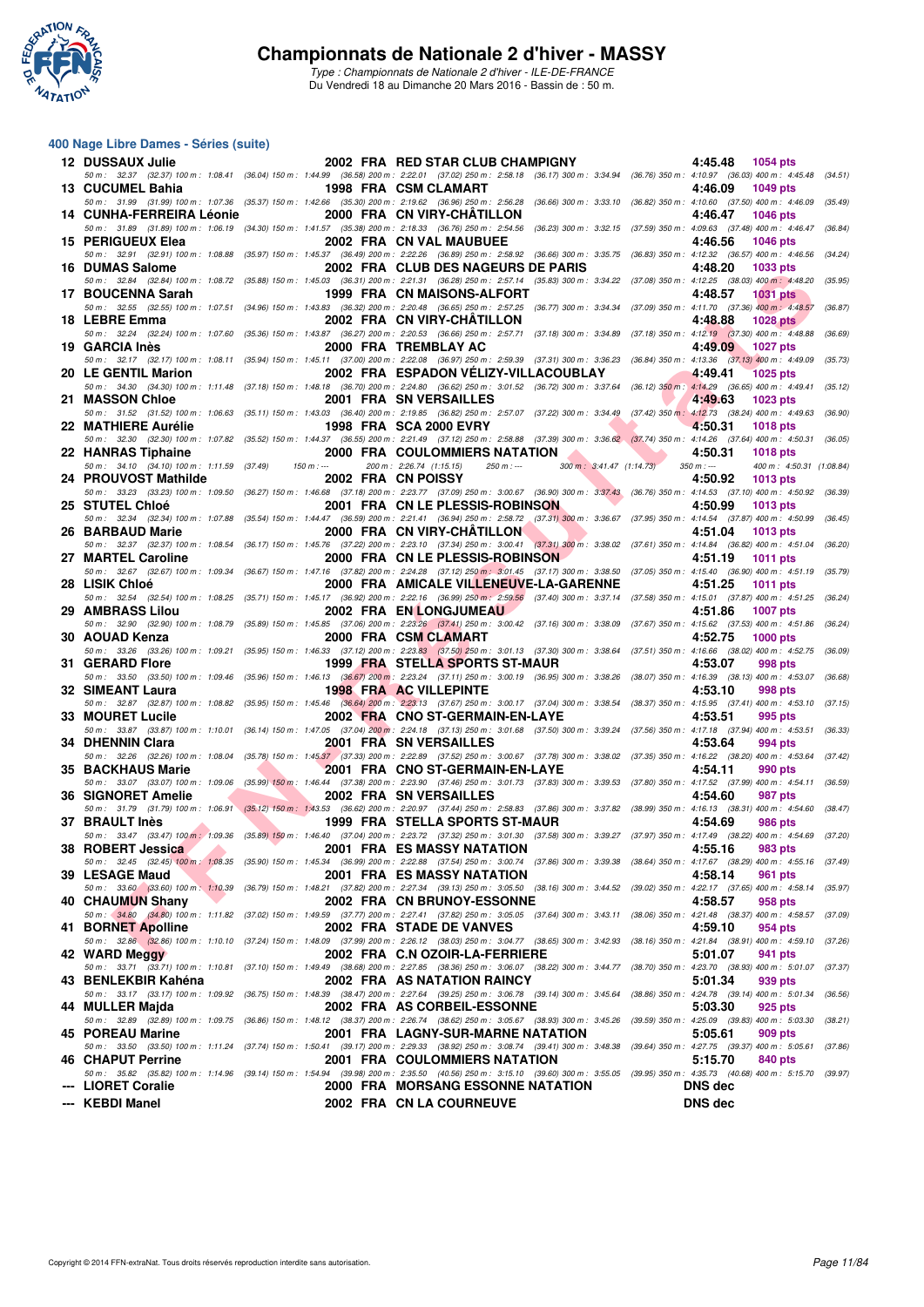# Championnats de Nationale 2 d'hiver - MASSY

*Type : Championnats de Nationale 2 d'hiver - ILE-DE-FRANCE*

Du Vendredi 18 au Dimanche 20 Mars 2016 - Bassin de : 50 m.

## 400 Nage Libre Dames - Séries (suite)

| Rang | Nom | Année | Nat. | Club | Temps | Points |
|---|---|---|---|---|---|---|
| 12 | DUSSAUX Julie | 2002 | FRA | RED STAR CLUB CHAMPIGNY | 4:45.48 | 1054 pts |
| | *50 m : 32.37 (32.37) 100 m : 1:08.41 (36.04) 150 m : 1:44.99 (36.58) 200 m : 2:22.01 (37.02) 250 m : 2:58.18 (36.17) 300 m : 3:34.94 (36.76) 350 m : 4:10.97 (36.03) 400 m : 4:45.48 (34.51)* | | | | | |
| 13 | CUCUMEL Bahia | 1998 | FRA | CSM CLAMART | 4:46.09 | 1049 pts |
| | *50 m : 31.99 (31.99) 100 m : 1:07.36 (35.37) 150 m : 1:42.66 (35.30) 200 m : 2:19.62 (36.96) 250 m : 2:56.28 (36.66) 300 m : 3:33.10 (36.82) 350 m : 4:10.60 (37.50) 400 m : 4:46.09 (35.49)* | | | | | |
| 14 | CUNHA-FERREIRA Léonie | 2000 | FRA | CN VIRY-CHÂTILLON | 4:46.47 | 1046 pts |
| | *50 m : 31.89 (31.89) 100 m : 1:06.19 (34.30) 150 m : 1:41.57 (35.38) 200 m : 2:18.33 (36.76) 250 m : 2:54.56 (36.23) 300 m : 3:32.15 (37.59) 350 m : 4:09.63 (37.48) 400 m : 4:46.47 (36.84)* | | | | | |
| 15 | PERIGUEUX Elea | 2002 | FRA | CN VAL MAUBUEE | 4:46.56 | 1046 pts |
| | *50 m : 32.91 (32.91) 100 m : 1:08.88 (35.97) 150 m : 1:45.37 (36.49) 200 m : 2:22.26 (36.89) 250 m : 2:58.92 (36.66) 300 m : 3:35.75 (36.83) 350 m : 4:12.32 (36.57) 400 m : 4:46.56 (34.24)* | | | | | |
| 16 | DUMAS Salome | 2002 | FRA | CLUB DES NAGEURS DE PARIS | 4:48.20 | 1033 pts |
| | *50 m : 32.84 (32.84) 100 m : 1:08.72 (35.88) 150 m : 1:45.03 (36.31) 200 m : 2:21.31 (36.28) 250 m : 2:57.14 (35.83) 300 m : 3:34.22 (37.08) 350 m : 4:12.25 (38.03) 400 m : 4:48.20 (35.95)* | | | | | |
| 17 | BOUCENNA Sarah | 1999 | FRA | CN MAISONS-ALFORT | 4:48.57 | 1031 pts |
| | *50 m : 32.55 (32.55) 100 m : 1:07.51 (34.96) 150 m : 1:43.83 (36.32) 200 m : 2:20.48 (36.65) 250 m : 2:57.25 (36.77) 300 m : 3:34.34 (37.09) 350 m : 4:11.70 (37.36) 400 m : 4:48.57 (36.87)* | | | | | |
| 18 | LEBRE Emma | 2002 | FRA | CN VIRY-CHÂTILLON | 4:48.88 | 1028 pts |
| | *50 m : 32.24 (32.24) 100 m : 1:07.60 (35.36) 150 m : 1:43.87 (36.27) 200 m : 2:20.53 (36.66) 250 m : 2:57.71 (37.18) 300 m : 3:34.89 (37.18) 350 m : 4:12.19 (37.30) 400 m : 4:48.88 (36.69)* | | | | | |
| 19 | GARCIA Inès | 2000 | FRA | TREMBLAY AC | 4:49.09 | 1027 pts |
| | *50 m : 32.17 (32.17) 100 m : 1:08.11 (35.94) 150 m : 1:45.11 (37.00) 200 m : 2:22.08 (36.97) 250 m : 2:59.39 (37.31) 300 m : 3:36.23 (36.84) 350 m : 4:13.36 (37.13) 400 m : 4:49.09 (35.73)* | | | | | |
| 20 | LE GENTIL Marion | 2002 | FRA | ESPADON VÉLIZY-VILLACOUBLAY | 4:49.41 | 1025 pts |
| | *50 m : 34.30 (34.30) 100 m : 1:11.48 (37.18) 150 m : 1:48.18 (36.70) 200 m : 2:24.80 (36.62) 250 m : 3:01.52 (36.72) 300 m : 3:37.64 (36.12) 350 m : 4:14.29 (36.65) 400 m : 4:49.41 (35.12)* | | | | | |
| 21 | MASSON Chloe | 2001 | FRA | SN VERSAILLES | 4:49.63 | 1023 pts |
| | *50 m : 31.52 (31.52) 100 m : 1:06.63 (35.11) 150 m : 1:43.03 (36.40) 200 m : 2:19.85 (36.82) 250 m : 2:57.07 (37.22) 300 m : 3:34.49 (37.42) 350 m : 4:12.73 (38.24) 400 m : 4:49.63 (36.90)* | | | | | |
| 22 | MATHIERE Aurélie | 1998 | FRA | SCA 2000 EVRY | 4:50.31 | 1018 pts |
| | *50 m : 32.30 (32.30) 100 m : 1:07.82 (35.52) 150 m : 1:44.37 (36.55) 200 m : 2:21.49 (37.12) 250 m : 2:58.88 (37.39) 300 m : 3:36.62 (37.74) 350 m : 4:14.26 (37.64) 400 m : 4:50.31 (36.05)* | | | | | |
| 22 | HANRAS Tiphaine | 2000 | FRA | COULOMMIERS NATATION | 4:50.31 | 1018 pts |
| | *50 m : 34.10 (34.10) 100 m : 1:11.59 (37.49) 150 m : --- 200 m : 2:26.74 (1:15.15) 250 m : --- 300 m : 3:41.47 (1:14.73) 350 m : --- 400 m : 4:50.31 (1:08.84)* | | | | | |
| 24 | PROUVOST Mathilde | 2002 | FRA | CN POISSY | 4:50.92 | 1013 pts |
| | *50 m : 33.23 (33.23) 100 m : 1:09.50 (36.27) 150 m : 1:46.68 (37.18) 200 m : 2:23.77 (37.09) 250 m : 3:00.67 (36.90) 300 m : 3:37.43 (36.76) 350 m : 4:14.53 (37.10) 400 m : 4:50.92 (36.39)* | | | | | |
| 25 | STUTEL Chloé | 2001 | FRA | CN LE PLESSIS-ROBINSON | 4:50.99 | 1013 pts |
| | *50 m : 32.34 (32.34) 100 m : 1:07.88 (35.54) 150 m : 1:44.47 (36.59) 200 m : 2:21.41 (36.94) 250 m : 2:58.72 (37.31) 300 m : 3:36.67 (37.95) 350 m : 4:14.54 (37.87) 400 m : 4:50.99 (36.45)* | | | | | |
| 26 | BARBAUD Marie | 2000 | FRA | CN VIRY-CHÂTILLON | 4:51.04 | 1013 pts |
| | *50 m : 32.37 (32.37) 100 m : 1:08.54 (36.17) 150 m : 1:45.76 (37.22) 200 m : 2:23.10 (37.34) 250 m : 3:00.41 (37.31) 300 m : 3:38.02 (37.61) 350 m : 4:14.84 (36.82) 400 m : 4:51.04 (36.20)* | | | | | |
| 27 | MARTEL Caroline | 2000 | FRA | CN LE PLESSIS-ROBINSON | 4:51.19 | 1011 pts |
| | *50 m : 32.67 (32.67) 100 m : 1:09.34 (36.67) 150 m : 1:47.16 (37.82) 200 m : 2:24.28 (37.12) 250 m : 3:01.45 (37.17) 300 m : 3:38.50 (37.05) 350 m : 4:15.40 (36.90) 400 m : 4:51.19 (35.79)* | | | | | |
| 28 | LISIK Chloé | 2000 | FRA | AMICALE VILLENEUVE-LA-GARENNE | 4:51.25 | 1011 pts |
| | *50 m : 32.54 (32.54) 100 m : 1:08.25 (35.71) 150 m : 1:45.17 (36.92) 200 m : 2:22.16 (36.99) 250 m : 2:59.56 (37.40) 300 m : 3:37.14 (37.58) 350 m : 4:15.01 (37.87) 400 m : 4:51.25 (36.24)* | | | | | |
| 29 | AMBRASS Lilou | 2002 | FRA | EN LONGJUMEAU | 4:51.86 | 1007 pts |
| | *50 m : 32.90 (32.90) 100 m : 1:08.79 (35.89) 150 m : 1:45.85 (37.06) 200 m : 2:23.26 (37.41) 250 m : 3:00.42 (37.16) 300 m : 3:38.09 (37.67) 350 m : 4:15.62 (37.53) 400 m : 4:51.86 (36.24)* | | | | | |
| 30 | AOUAD Kenza | 2000 | FRA | CSM CLAMART | 4:52.75 | 1000 pts |
| | *50 m : 33.26 (33.26) 100 m : 1:09.21 (35.95) 150 m : 1:46.33 (37.12) 200 m : 2:23.83 (37.50) 250 m : 3:01.13 (37.30) 300 m : 3:38.64 (37.51) 350 m : 4:16.66 (38.02) 400 m : 4:52.75 (36.09)* | | | | | |
| 31 | GERARD Flore | 1999 | FRA | STELLA SPORTS ST-MAUR | 4:53.07 | 998 pts |
| | *50 m : 33.50 (33.50) 100 m : 1:09.46 (35.96) 150 m : 1:46.13 (36.67) 200 m : 2:23.24 (37.11) 250 m : 3:00.19 (36.95) 300 m : 3:38.26 (38.07) 350 m : 4:16.39 (38.13) 400 m : 4:53.07 (36.68)* | | | | | |
| 32 | SIMEANT Laura | 1998 | FRA | AC VILLEPINTE | 4:53.10 | 998 pts |
| | *50 m : 32.87 (32.87) 100 m : 1:08.82 (35.95) 150 m : 1:45.46 (36.64) 200 m : 2:23.13 (37.67) 250 m : 3:00.17 (37.04) 300 m : 3:38.54 (38.37) 350 m : 4:15.95 (37.41) 400 m : 4:53.10 (37.15)* | | | | | |
| 33 | MOURET Lucile | 2002 | FRA | CNO ST-GERMAIN-EN-LAYE | 4:53.51 | 995 pts |
| | *50 m : 33.87 (33.87) 100 m : 1:10.01 (36.14) 150 m : 1:47.05 (37.04) 200 m : 2:24.18 (37.13) 250 m : 3:01.68 (37.50) 300 m : 3:39.24 (37.56) 350 m : 4:17.18 (37.94) 400 m : 4:53.51 (36.33)* | | | | | |
| 34 | DHENNIN Clara | 2001 | FRA | SN VERSAILLES | 4:53.64 | 994 pts |
| | *50 m : 32.26 (32.26) 100 m : 1:08.04 (35.78) 150 m : 1:45.37 (37.33) 200 m : 2:22.89 (37.52) 250 m : 3:00.67 (37.78) 300 m : 3:38.02 (37.35) 350 m : 4:16.22 (38.20) 400 m : 4:53.64 (37.42)* | | | | | |
| 35 | BACKHAUS Marie | 2001 | FRA | CNO ST-GERMAIN-EN-LAYE | 4:54.11 | 990 pts |
| | *50 m : 33.07 (33.07) 100 m : 1:09.06 (35.99) 150 m : 1:46.44 (37.38) 200 m : 2:23.90 (37.46) 250 m : 3:01.73 (37.83) 300 m : 3:39.53 (37.80) 350 m : 4:17.52 (37.99) 400 m : 4:54.11 (36.59)* | | | | | |
| 36 | SIGNORET Amelie | 2002 | FRA | SN VERSAILLES | 4:54.60 | 987 pts |
| | *50 m : 31.79 (31.79) 100 m : 1:06.91 (35.12) 150 m : 1:43.53 (36.62) 200 m : 2:20.97 (37.44) 250 m : 2:58.83 (37.86) 300 m : 3:37.82 (38.99) 350 m : 4:16.13 (38.31) 400 m : 4:54.60 (38.47)* | | | | | |
| 37 | BRAULT Inès | 1999 | FRA | STELLA SPORTS ST-MAUR | 4:54.69 | 986 pts |
| | *50 m : 33.47 (33.47) 100 m : 1:09.36 (35.89) 150 m : 1:46.40 (37.04) 200 m : 2:23.72 (37.32) 250 m : 3:01.30 (37.58) 300 m : 3:39.27 (37.97) 350 m : 4:17.49 (38.22) 400 m : 4:54.69 (37.20)* | | | | | |
| 38 | ROBERT Jessica | 2001 | FRA | ES MASSY NATATION | 4:55.16 | 983 pts |
| | *50 m : 32.45 (32.45) 100 m : 1:08.35 (35.90) 150 m : 1:45.34 (36.99) 200 m : 2:22.88 (37.54) 250 m : 3:00.74 (37.86) 300 m : 3:39.38 (38.64) 350 m : 4:17.67 (38.29) 400 m : 4:55.16 (37.49)* | | | | | |
| 39 | LESAGE Maud | 2001 | FRA | ES MASSY NATATION | 4:58.14 | 961 pts |
| | *50 m : 33.60 (33.60) 100 m : 1:10.39 (36.79) 150 m : 1:48.21 (37.82) 200 m : 2:27.34 (39.13) 250 m : 3:05.50 (38.16) 300 m : 3:44.52 (39.02) 350 m : 4:22.17 (37.65) 400 m : 4:58.14 (35.97)* | | | | | |
| 40 | CHAUMUN Shany | 2002 | FRA | CN BRUNOY-ESSONNE | 4:58.57 | 958 pts |
| | *50 m : 34.80 (34.80) 100 m : 1:11.82 (37.02) 150 m : 1:49.59 (37.77) 200 m : 2:27.41 (37.82) 250 m : 3:05.05 (37.64) 300 m : 3:43.11 (38.06) 350 m : 4:21.48 (38.37) 400 m : 4:58.57 (37.09)* | | | | | |
| 41 | BORNET Apolline | 2002 | FRA | STADE DE VANVES | 4:59.10 | 954 pts |
| | *50 m : 32.86 (32.86) 100 m : 1:10.10 (37.24) 150 m : 1:48.09 (37.99) 200 m : 2:26.12 (38.03) 250 m : 3:04.77 (38.65) 300 m : 3:42.93 (38.16) 350 m : 4:21.84 (38.91) 400 m : 4:59.10 (37.26)* | | | | | |
| 42 | WARD Meggy | 2002 | FRA | C.N OZOIR-LA-FERRIERE | 5:01.07 | 941 pts |
| | *50 m : 33.71 (33.71) 100 m : 1:10.81 (37.10) 150 m : 1:49.49 (38.68) 200 m : 2:27.85 (38.36) 250 m : 3:06.07 (38.22) 300 m : 3:44.77 (38.70) 350 m : 4:23.70 (38.93) 400 m : 5:01.07 (37.37)* | | | | | |
| 43 | BENLEKBIR Kahéna | 2002 | FRA | AS NATATION RAINCY | 5:01.34 | 939 pts |
| | *50 m : 33.17 (33.17) 100 m : 1:09.92 (36.75) 150 m : 1:48.39 (38.47) 200 m : 2:27.64 (39.25) 250 m : 3:06.78 (39.14) 300 m : 3:45.64 (38.86) 350 m : 4:24.78 (39.14) 400 m : 5:01.34 (36.56)* | | | | | |
| 44 | MULLER Majda | 2002 | FRA | AS CORBEIL-ESSONNE | 5:03.30 | 925 pts |
| | *50 m : 32.89 (32.89) 100 m : 1:09.75 (36.86) 150 m : 1:48.12 (38.37) 200 m : 2:26.74 (38.62) 250 m : 3:05.67 (38.93) 300 m : 3:45.26 (39.59) 350 m : 4:25.09 (39.83) 400 m : 5:03.30 (38.21)* | | | | | |
| 45 | POREAU Marine | 2001 | FRA | LAGNY-SUR-MARNE NATATION | 5:05.61 | 909 pts |
| | *50 m : 33.50 (33.50) 100 m : 1:11.24 (37.74) 150 m : 1:50.41 (39.17) 200 m : 2:29.33 (38.92) 250 m : 3:08.74 (39.41) 300 m : 3:48.38 (39.64) 350 m : 4:27.75 (39.37) 400 m : 5:05.61 (37.86)* | | | | | |
| 46 | CHAPUT Perrine | 2001 | FRA | COULOMMIERS NATATION | 5:15.70 | 840 pts |
| | *50 m : 35.82 (35.82) 100 m : 1:14.96 (39.14) 150 m : 1:54.94 (39.98) 200 m : 2:35.50 (40.56) 250 m : 3:15.10 (39.60) 300 m : 3:55.05 (39.95) 350 m : 4:35.73 (40.68) 400 m : 5:15.70 (39.97)* | | | | | |
| --- | LIORET Coralie | 2000 | FRA | MORSANG ESSONNE NATATION | DNS dec | |
| --- | KEBDI Manel | 2002 | FRA | CN LA COURNEUVE | DNS dec | |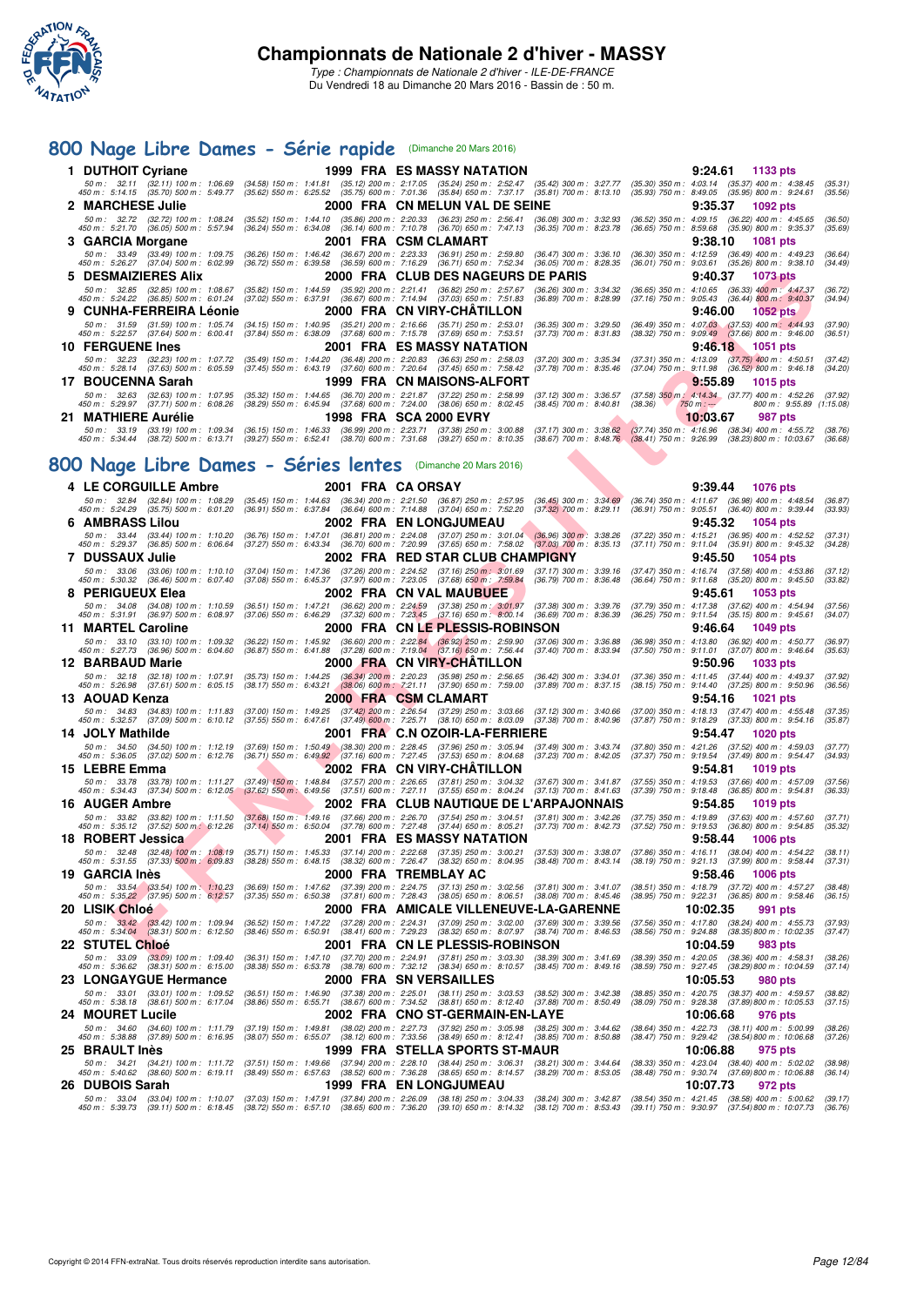# Championnats de Nationale 2 d'hiver - MASSY

*Type : Championnats de Nationale 2 d'hiver - ILE-DE-FRANCE*
Du Vendredi 18 au Dimanche 20 Mars 2016 - Bassin de : 50 m.

## 800 Nage Libre Dames - Série rapide (Dimanche 20 Mars 2016)

**1 DUTHOIT Cyriane** — 1999 FRA ES MASSY NATATION — 9:24.61 — 1133 pts
50 m : 32.11 (32.11) 100 m : 1:06.69 (34.58) 150 m : 1:41.81 (35.12) 200 m : 2:17.05 (35.24) 250 m : 2:52.47 (35.42) 300 m : 3:27.77 (35.30) 350 m : 4:03.14 (35.37) 400 m : 4:38.45 (35.31)
450 m : 5:14.15 (35.70) 500 m : 5:49.77 (35.62) 550 m : 6:25.52 (35.75) 600 m : 7:01.36 (35.84) 650 m : 7:37.17 (35.81) 700 m : 8:13.10 (35.93) 750 m : 8:49.05 (35.95) 800 m : 9:24.61 (35.56)

**2 MARCHESE Julie** — 2000 FRA CN MELUN VAL DE SEINE — 9:35.37 — 1092 pts
50 m : 32.72 (32.72) 100 m : 1:08.24 (35.52) 150 m : 1:44.10 (35.86) 200 m : 2:20.33 (36.23) 250 m : 2:56.41 (36.08) 300 m : 3:32.93 (36.52) 350 m : 4:09.15 (36.22) 400 m : 4:45.65 (36.50)
450 m : 5:21.70 (36.05) 500 m : 5:57.94 (36.24) 550 m : 6:34.08 (36.14) 600 m : 7:10.78 (36.70) 650 m : 7:47.13 (36.35) 700 m : 8:23.78 (36.65) 750 m : 8:59.68 (35.90) 800 m : 9:35.37 (35.69)

**3 GARCIA Morgane** — 2001 FRA CSM CLAMART — 9:38.10 — 1081 pts
50 m : 33.49 (33.49) 100 m : 1:09.75 (36.26) 150 m : 1:46.42 (36.67) 200 m : 2:23.33 (36.91) 250 m : 2:59.80 (36.47) 300 m : 3:36.10 (36.30) 350 m : 4:12.59 (36.49) 400 m : 4:49.23 (36.64)
450 m : 5:26.27 (37.04) 500 m : 6:02.99 (36.72) 550 m : 6:39.58 (36.59) 600 m : 7:16.29 (36.71) 650 m : 7:52.34 (36.05) 700 m : 8:28.35 (36.01) 750 m : 9:03.61 (35.26) 800 m : 9:38.10 (34.49)

**5 DESMAIZIERES Alix** — 2000 FRA CLUB DES NAGEURS DE PARIS — 9:40.37 — 1073 pts
50 m : 32.85 (32.85) 100 m : 1:08.67 (35.82) 150 m : 1:44.59 (35.92) 200 m : 2:21.41 (36.82) 250 m : 2:57.67 (36.26) 300 m : 3:34.32 (36.65) 350 m : 4:10.65 (36.33) 400 m : 4:47.37 (36.72)
450 m : 5:24.22 (36.85) 500 m : 6:01.24 (37.02) 550 m : 6:37.91 (36.67) 600 m : 7:14.94 (37.03) 650 m : 7:51.83 (36.89) 700 m : 8:28.99 (37.16) 750 m : 9:05.43 (36.44) 800 m : 9:40.37 (34.94)

**9 CUNHA-FERREIRA Léonie** — 2000 FRA CN VIRY-CHÂTILLON — 9:46.00 — 1052 pts
50 m : 31.59 (31.59) 100 m : 1:05.74 (34.15) 150 m : 1:40.95 (35.21) 200 m : 2:16.66 (35.71) 250 m : 2:53.01 (36.35) 300 m : 3:29.50 (36.49) 350 m : 4:07.03 (37.53) 400 m : 4:44.93 (37.90)
450 m : 5:22.57 (37.64) 500 m : 6:00.41 (37.84) 550 m : 6:38.09 (37.68) 600 m : 7:15.78 (37.69) 650 m : 7:53.51 (37.73) 700 m : 8:31.83 (38.32) 750 m : 9:09.49 (37.66) 800 m : 9:46.00 (36.51)

**10 FERGUENE Ines** — 2001 FRA ES MASSY NATATION — 9:46.18 — 1051 pts
50 m : 32.23 (32.23) 100 m : 1:07.72 (35.49) 150 m : 1:44.20 (36.48) 200 m : 2:20.83 (36.63) 250 m : 2:58.03 (37.20) 300 m : 3:35.34 (37.31) 350 m : 4:13.09 (37.75) 400 m : 4:50.51 (37.42)
450 m : 5:28.14 (37.63) 500 m : 6:05.59 (37.45) 550 m : 6:43.19 (37.60) 600 m : 7:20.64 (37.45) 650 m : 7:58.42 (37.78) 700 m : 8:35.46 (37.04) 750 m : 9:11.98 (36.52) 800 m : 9:46.18 (34.20)

**17 BOUCENNA Sarah** — 1999 FRA CN MAISONS-ALFORT — 9:55.89 — 1015 pts
50 m : 32.63 (32.63) 100 m : 1:07.95 (35.32) 150 m : 1:44.65 (36.70) 200 m : 2:21.87 (37.22) 250 m : 2:58.99 (37.12) 300 m : 3:36.57 (37.58) 350 m : 4:14.34 (37.77) 400 m : 4:52.26 (37.92)
450 m : 5:29.97 (37.71) 500 m : 6:08.26 (38.29) 550 m : 6:45.94 (37.68) 600 m : 7:24.00 (38.06) 650 m : 8:02.45 (38.45) 700 m : 8:40.81 (38.36) 750 m : --- 800 m : 9:55.89 (1:15.08)

**21 MATHIERE Aurélie** — 1998 FRA SCA 2000 EVRY — 10:03.67 — 987 pts
50 m : 33.19 (33.19) 100 m : 1:09.34 (36.15) 150 m : 1:46.33 (36.99) 200 m : 2:23.71 (37.38) 250 m : 3:00.88 (37.17) 300 m : 3:38.62 (37.74) 350 m : 4:16.96 (38.34) 400 m : 4:55.72 (38.76)
450 m : 5:34.44 (38.72) 500 m : 6:13.71 (39.27) 550 m : 6:52.41 (38.70) 600 m : 7:31.68 (39.27) 650 m : 8:10.35 (38.67) 700 m : 8:48.76 (38.41) 750 m : 9:26.99 (38.23) 800 m : 10:03.67 (36.68)

## 800 Nage Libre Dames - Séries lentes (Dimanche 20 Mars 2016)

**4 LE CORGUILLE Ambre** — 2001 FRA CA ORSAY — 9:39.44 — 1076 pts
50 m : 32.84 (32.84) 100 m : 1:08.29 (35.45) 150 m : 1:44.63 (36.34) 200 m : 2:21.50 (36.87) 250 m : 2:57.95 (36.45) 300 m : 3:34.69 (36.74) 350 m : 4:11.67 (36.98) 400 m : 4:48.54 (36.87)
450 m : 5:24.29 (35.75) 500 m : 6:01.20 (36.91) 550 m : 6:37.84 (36.64) 600 m : 7:14.88 (37.04) 650 m : 7:52.20 (37.32) 700 m : 8:29.11 (36.91) 750 m : 9:05.51 (36.40) 800 m : 9:39.44 (33.93)

**6 AMBRASS Lilou** — 2002 FRA EN LONGJUMEAU — 9:45.32 — 1054 pts
50 m : 33.44 (33.44) 100 m : 1:10.20 (36.76) 150 m : 1:47.01 (36.81) 200 m : 2:24.08 (37.07) 250 m : 3:01.04 (36.96) 300 m : 3:38.26 (37.22) 350 m : 4:15.21 (36.95) 400 m : 4:52.52 (37.31)
450 m : 5:29.37 (36.85) 500 m : 6:06.64 (37.27) 550 m : 6:43.34 (36.70) 600 m : 7:20.99 (37.65) 650 m : 7:58.02 (37.03) 700 m : 8:35.13 (37.11) 750 m : 9:11.04 (35.91) 800 m : 9:45.32 (34.28)

**7 DUSSAUX Julie** — 2002 FRA RED STAR CLUB CHAMPIGNY — 9:45.50 — 1054 pts
50 m : 33.06 (33.06) 100 m : 1:10.10 (37.04) 150 m : 1:47.36 (37.26) 200 m : 2:24.52 (37.16) 250 m : 3:01.69 (37.17) 300 m : 3:39.16 (37.47) 350 m : 4:16.74 (37.58) 400 m : 4:53.86 (37.12)
450 m : 5:30.32 (36.46) 500 m : 6:07.40 (37.08) 550 m : 6:45.37 (37.97) 600 m : 7:23.05 (37.68) 650 m : 7:59.84 (36.79) 700 m : 8:36.48 (36.64) 750 m : 9:11.68 (35.20) 800 m : 9:45.50 (33.82)

**8 PERIGUEUX Elea** — 2002 FRA CN VAL MAUBUEE — 9:45.61 — 1053 pts
50 m : 34.08 (34.08) 100 m : 1:10.59 (36.51) 150 m : 1:47.21 (36.62) 200 m : 2:24.59 (37.38) 250 m : 3:01.97 (37.38) 300 m : 3:39.76 (37.79) 350 m : 4:17.38 (37.62) 400 m : 4:54.94 (37.56)
450 m : 5:31.91 (36.97) 500 m : 6:08.97 (37.06) 550 m : 6:46.29 (37.32) 600 m : 7:23.45 (37.16) 650 m : 8:00.14 (36.69) 700 m : 8:36.39 (36.25) 750 m : 9:11.54 (35.15) 800 m : 9:45.61 (34.07)

**11 MARTEL Caroline** — 2000 FRA CN LE PLESSIS-ROBINSON — 9:46.64 — 1049 pts
50 m : 33.10 (33.10) 100 m : 1:09.32 (36.22) 150 m : 1:45.92 (36.60) 200 m : 2:22.84 (36.92) 250 m : 2:59.90 (37.06) 300 m : 3:36.88 (36.98) 350 m : 4:13.80 (36.92) 400 m : 4:50.77 (36.97)
450 m : 5:27.73 (36.96) 500 m : 6:04.60 (36.87) 550 m : 6:41.88 (37.28) 600 m : 7:19.04 (37.16) 650 m : 7:56.44 (37.40) 700 m : 8:33.94 (37.50) 750 m : 9:11.01 (37.07) 800 m : 9:46.64 (35.63)

**12 BARBAUD Marie** — 2000 FRA CN VIRY-CHÂTILLON — 9:50.96 — 1033 pts
50 m : 32.18 (32.18) 100 m : 1:07.91 (35.73) 150 m : 1:44.25 (36.34) 200 m : 2:20.23 (35.98) 250 m : 2:56.65 (36.42) 300 m : 3:34.01 (37.36) 350 m : 4:11.45 (37.44) 400 m : 4:49.37 (37.92)
450 m : 5:26.98 (37.61) 500 m : 6:05.15 (38.17) 550 m : 6:43.21 (38.06) 600 m : 7:21.11 (37.90) 650 m : 7:59.00 (37.89) 700 m : 8:37.15 (38.15) 750 m : 9:14.40 (37.25) 800 m : 9:50.96 (36.56)

**13 AOUAD Kenza** — 2000 FRA CSM CLAMART — 9:54.16 — 1021 pts
50 m : 34.83 (34.83) 100 m : 1:11.83 (37.00) 150 m : 1:49.25 (37.42) 200 m : 2:26.54 (37.29) 250 m : 3:03.66 (37.12) 300 m : 3:40.66 (37.00) 350 m : 4:18.13 (37.47) 400 m : 4:55.48 (37.35)
450 m : 5:32.57 (37.09) 500 m : 6:10.12 (37.55) 550 m : 6:47.61 (37.49) 600 m : 7:25.71 (38.10) 650 m : 8:03.09 (37.38) 700 m : 8:40.96 (37.87) 750 m : 9:18.29 (37.33) 800 m : 9:54.16 (35.87)

**14 JOLY Mathilde** — 2001 FRA C.N OZOIR-LA-FERRIERE — 9:54.47 — 1020 pts
50 m : 34.50 (34.50) 100 m : 1:12.19 (37.69) 150 m : 1:50.49 (38.30) 200 m : 2:28.45 (37.96) 250 m : 3:05.94 (37.49) 300 m : 3:43.74 (37.80) 350 m : 4:21.26 (37.52) 400 m : 4:59.03 (37.77)
450 m : 5:36.05 (37.02) 500 m : 6:12.76 (36.71) 550 m : 6:49.92 (37.16) 600 m : 7:27.45 (37.53) 650 m : 8:04.68 (37.23) 700 m : 8:42.05 (37.37) 750 m : 9:19.54 (37.49) 800 m : 9:54.47 (34.93)

**15 LEBRE Emma** — 2002 FRA CN VIRY-CHÂTILLON — 9:54.81 — 1019 pts
50 m : 33.78 (33.78) 100 m : 1:11.27 (37.49) 150 m : 1:48.84 (37.57) 200 m : 2:26.65 (37.81) 250 m : 3:04.32 (37.67) 300 m : 3:41.87 (37.55) 350 m : 4:19.53 (37.66) 400 m : 4:57.09 (37.56)
450 m : 5:34.43 (37.34) 500 m : 6:12.05 (37.62) 550 m : 6:49.56 (37.51) 600 m : 7:27.11 (37.55) 650 m : 8:04.24 (37.13) 700 m : 8:41.63 (37.39) 750 m : 9:18.48 (36.85) 800 m : 9:54.81 (36.33)

**16 AUGER Ambre** — 2002 FRA CLUB NAUTIQUE DE L'ARPAJONNAIS — 9:54.85 — 1019 pts
50 m : 33.82 (33.82) 100 m : 1:11.50 (37.68) 150 m : 1:49.16 (37.66) 200 m : 2:26.70 (37.54) 250 m : 3:04.51 (37.81) 300 m : 3:42.26 (37.75) 350 m : 4:19.89 (37.63) 400 m : 4:57.60 (37.71)
450 m : 5:35.12 (37.52) 500 m : 6:12.26 (37.14) 550 m : 6:50.04 (37.78) 600 m : 7:27.48 (37.44) 650 m : 8:05.21 (37.73) 700 m : 8:42.73 (37.52) 750 m : 9:19.53 (36.80) 800 m : 9:54.85 (35.32)

**18 ROBERT Jessica** — 2001 FRA ES MASSY NATATION — 9:58.44 — 1006 pts
50 m : 32.48 (32.48) 100 m : 1:08.19 (35.71) 150 m : 1:45.33 (37.14) 200 m : 2:22.68 (37.35) 250 m : 3:00.21 (37.53) 300 m : 3:38.07 (37.86) 350 m : 4:16.11 (38.04) 400 m : 4:54.22 (38.11)
450 m : 5:31.55 (37.33) 500 m : 6:09.83 (38.28) 550 m : 6:48.15 (38.32) 600 m : 7:26.47 (38.32) 650 m : 8:04.95 (38.48) 700 m : 8:43.14 (38.19) 750 m : 9:21.13 (37.99) 800 m : 9:58.44 (37.31)

**19 GARCIA Inès** — 2000 FRA TREMBLAY AC — 9:58.46 — 1006 pts
50 m : 33.54 (33.54) 100 m : 1:10.23 (36.69) 150 m : 1:47.62 (37.39) 200 m : 2:24.75 (37.13) 250 m : 3:02.56 (37.81) 300 m : 3:41.07 (38.51) 350 m : 4:18.79 (37.72) 400 m : 4:57.27 (38.48)
450 m : 5:35.22 (37.95) 500 m : 6:12.57 (37.35) 550 m : 6:50.38 (37.81) 600 m : 7:28.43 (38.05) 650 m : 8:06.51 (38.08) 700 m : 8:45.46 (38.95) 750 m : 9:22.31 (36.85) 800 m : 9:58.46 (36.15)

**20 LISIK Chloé** — 2000 FRA AMICALE VILLENEUVE-LA-GARENNE — 10:02.35 — 991 pts
50 m : 33.42 (33.42) 100 m : 1:09.94 (36.52) 150 m : 1:47.22 (37.28) 200 m : 2:24.31 (37.09) 250 m : 3:02.00 (37.69) 300 m : 3:39.56 (37.56) 350 m : 4:17.80 (38.24) 400 m : 4:55.73 (37.93)
450 m : 5:34.04 (38.31) 500 m : 6:12.50 (38.46) 550 m : 6:50.91 (38.41) 600 m : 7:29.23 (38.32) 650 m : 8:07.97 (38.74) 700 m : 8:46.53 (38.56) 750 m : 9:24.88 (38.35) 800 m : 10:02.35 (37.47)

**22 STUTEL Chloé** — 2001 FRA CN LE PLESSIS-ROBINSON — 10:04.59 — 983 pts
50 m : 33.09 (33.09) 100 m : 1:09.40 (36.31) 150 m : 1:47.10 (37.70) 200 m : 2:24.91 (37.81) 250 m : 3:03.30 (38.39) 300 m : 3:41.69 (38.39) 350 m : 4:20.05 (38.36) 400 m : 4:58.31 (38.26)
450 m : 5:36.62 (38.31) 500 m : 6:15.00 (38.38) 550 m : 6:53.78 (38.78) 600 m : 7:32.12 (38.34) 650 m : 8:10.57 (38.45) 700 m : 8:49.16 (38.59) 750 m : 9:27.45 (38.29) 800 m : 10:04.59 (37.14)

**23 LONGAYGUE Hermance** — 2000 FRA SN VERSAILLES — 10:05.53 — 980 pts
50 m : 33.01 (33.01) 100 m : 1:09.52 (36.51) 150 m : 1:46.90 (37.38) 200 m : 2:25.01 (38.11) 250 m : 3:03.53 (38.52) 300 m : 3:42.38 (38.85) 350 m : 4:20.75 (38.37) 400 m : 4:59.57 (38.82)
450 m : 5:38.18 (38.61) 500 m : 6:17.04 (38.86) 550 m : 6:55.71 (38.67) 600 m : 7:34.52 (38.81) 650 m : 8:12.40 (37.88) 700 m : 8:50.49 (38.09) 750 m : 9:28.38 (37.89) 800 m : 10:05.53 (37.15)

**24 MOURET Lucile** — 2002 FRA CNO ST-GERMAIN-EN-LAYE — 10:06.68 — 976 pts
50 m : 34.60 (34.60) 100 m : 1:11.79 (37.19) 150 m : 1:49.81 (38.02) 200 m : 2:27.73 (37.92) 250 m : 3:05.98 (38.25) 300 m : 3:44.62 (38.64) 350 m : 4:22.73 (38.11) 400 m : 5:00.99 (38.26)
450 m : 5:38.88 (37.89) 500 m : 6:16.95 (38.07) 550 m : 6:55.07 (38.12) 600 m : 7:33.56 (38.49) 650 m : 8:12.41 (38.85) 700 m : 8:50.88 (38.47) 750 m : 9:29.42 (38.54) 800 m : 10:06.68 (37.26)

**25 BRAULT Inès** — 1999 FRA STELLA SPORTS ST-MAUR — 10:06.88 — 975 pts
50 m : 34.21 (34.21) 100 m : 1:11.72 (37.51) 150 m : 1:49.66 (37.94) 200 m : 2:28.10 (38.44) 250 m : 3:06.31 (38.21) 300 m : 3:44.64 (38.33) 350 m : 4:23.04 (38.40) 400 m : 5:02.02 (38.98)
450 m : 5:40.62 (38.60) 500 m : 6:19.11 (38.49) 550 m : 6:57.63 (38.52) 600 m : 7:36.28 (38.65) 650 m : 8:14.57 (38.29) 700 m : 8:53.05 (38.48) 750 m : 9:30.74 (37.69) 800 m : 10:06.88 (36.14)

**26 DUBOIS Sarah** — 1999 FRA EN LONGJUMEAU — 10:07.73 — 972 pts
50 m : 33.04 (33.04) 100 m : 1:10.07 (37.03) 150 m : 1:47.91 (37.84) 200 m : 2:26.09 (38.18) 250 m : 3:04.33 (38.24) 300 m : 3:42.87 (38.54) 350 m : 4:21.45 (38.58) 400 m : 5:00.62 (39.17)
450 m : 5:39.73 (39.11) 500 m : 6:18.45 (38.72) 550 m : 6:57.10 (38.65) 600 m : 7:36.20 (39.10) 650 m : 8:14.32 (38.12) 700 m : 8:53.43 (39.11) 750 m : 9:30.97 (37.54) 800 m : 10:07.73 (36.76)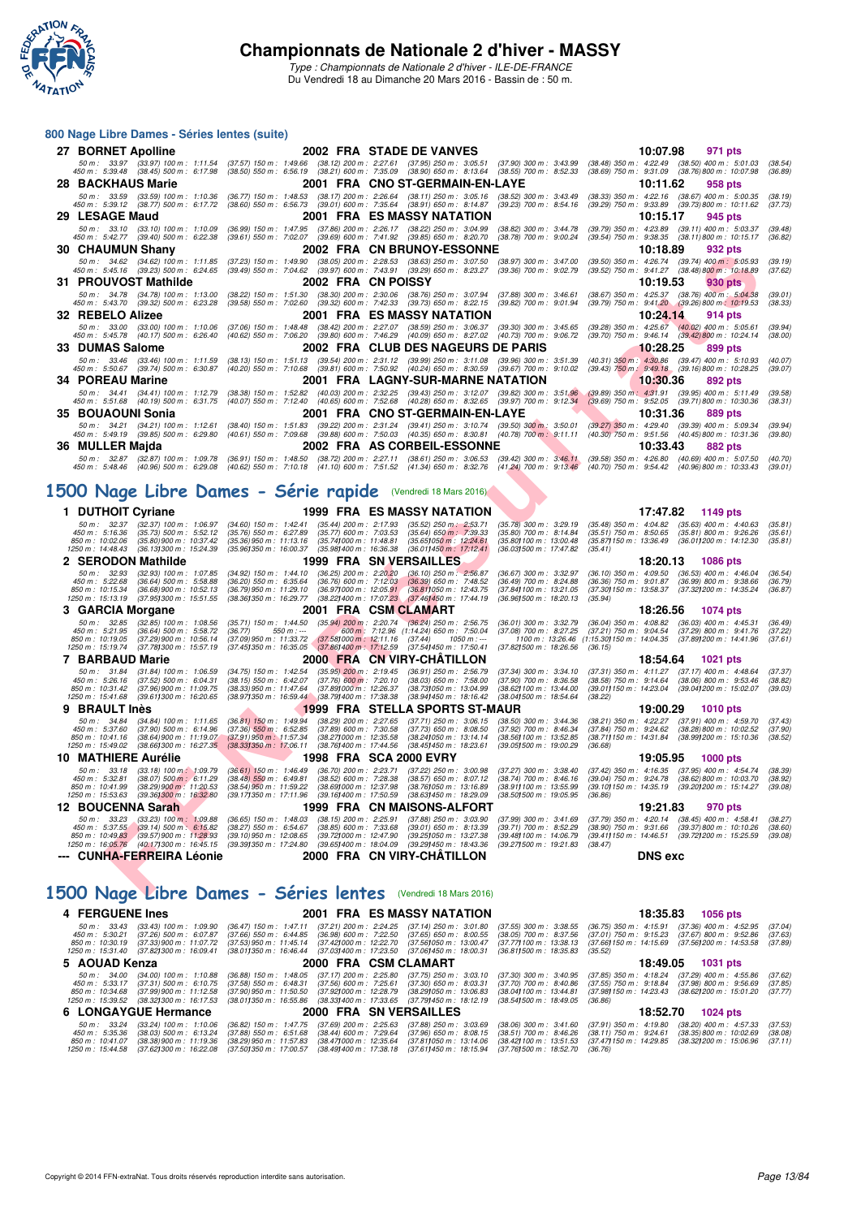# Championnats de Nationale 2 d'hiver - MASSY

*Type : Championnats de Nationale 2 d'hiver - ILE-DE-FRANCE*

Du Vendredi 18 au Dimanche 20 Mars 2016 - Bassin de : 50 m.

## 800 Nage Libre Dames - Séries lentes (suite)

**27 BORNET Apolline** 2002 FRA STADE DE VANVES **10:07.98** 971 pts

50 m : 33.97 (33.97) 100 m : 1:11.54 (37.57) 150 m : 1:49.66 (38.12) 200 m : 2:27.61 (37.95) 250 m : 3:05.51 (37.90) 300 m : 3:43.99 (38.48) 350 m : 4:22.49 (38.50) 400 m : 5:01.03 (38.54)
450 m : 5:39.48 (38.45) 500 m : 6:17.98 (38.50) 550 m : 6:56.19 (38.21) 600 m : 7:35.09 (38.90) 650 m : 8:13.64 (38.55) 700 m : 8:52.33 (38.69) 750 m : 9:31.09 (38.76) 800 m : 10:07.98 (36.89)

**28 BACKHAUS Marie** 2001 FRA CNO ST-GERMAIN-EN-LAYE **10:11.62** 958 pts

50 m : 33.59 (33.59) 100 m : 1:10.36 (36.77) 150 m : 1:48.53 (38.17) 200 m : 2:26.64 (38.11) 250 m : 3:05.16 (38.52) 300 m : 3:43.49 (38.33) 350 m : 4:22.16 (38.67) 400 m : 5:00.35 (38.19)
450 m : 5:39.12 (38.77) 500 m : 6:17.72 (38.60) 550 m : 6:56.73 (39.01) 600 m : 7:35.64 (38.91) 650 m : 8:14.87 (39.23) 700 m : 8:54.16 (39.29) 750 m : 9:33.89 (39.73) 800 m : 10:11.62 (37.73)

**29 LESAGE Maud** 2001 FRA ES MASSY NATATION **10:15.17** 945 pts

50 m : 33.10 (33.10) 100 m : 1:10.09 (36.99) 150 m : 1:47.95 (37.86) 200 m : 2:26.17 (38.22) 250 m : 3:04.99 (38.82) 300 m : 3:44.78 (39.79) 350 m : 4:23.89 (39.11) 400 m : 5:03.37 (39.48)
450 m : 5:42.77 (39.40) 500 m : 6:22.38 (39.61) 550 m : 7:02.07 (39.69) 600 m : 7:41.92 (39.85) 650 m : 8:20.70 (38.78) 700 m : 9:00.24 (39.54) 750 m : 9:38.35 (38.11) 800 m : 10:15.17 (36.82)

**30 CHAUMUN Shany** 2002 FRA CN BRUNOY-ESSONNE **10:18.89** 932 pts

50 m : 34.62 (34.62) 100 m : 1:11.85 (37.23) 150 m : 1:49.90 (38.05) 200 m : 2:28.53 (38.63) 250 m : 3:07.50 (38.97) 300 m : 3:47.00 (39.50) 350 m : 4:26.74 (39.74) 400 m : 5:05.93 (39.19)
450 m : 5:45.16 (39.23) 500 m : 6:24.65 (39.49) 550 m : 7:04.62 (39.97) 600 m : 7:43.91 (39.29) 650 m : 8:23.27 (39.36) 700 m : 9:02.79 (39.52) 750 m : 9:41.27 (38.48) 800 m : 10:18.89 (37.62)

**31 PROUVOST Mathilde** 2002 FRA CN POISSY **10:19.53** 930 pts

50 m : 34.78 (34.78) 100 m : 1:13.00 (38.22) 150 m : 1:51.30 (38.30) 200 m : 2:30.06 (38.76) 250 m : 3:07.94 (37.88) 300 m : 3:46.61 (38.67) 350 m : 4:25.37 (38.76) 400 m : 5:04.38 (39.01)
450 m : 5:43.70 (39.32) 500 m : 6:23.28 (39.58) 550 m : 7:02.60 (39.32) 600 m : 7:42.33 (39.73) 650 m : 8:22.15 (39.82) 700 m : 9:01.94 (39.79) 750 m : 9:41.20 (39.26) 800 m : 10:19.53 (38.33)

**32 REBELO Alizee** 2001 FRA ES MASSY NATATION **10:24.14** 914 pts

50 m : 33.00 (33.00) 100 m : 1:10.06 (37.06) 150 m : 1:48.48 (38.42) 200 m : 2:27.07 (38.59) 250 m : 3:06.37 (39.30) 300 m : 3:45.65 (39.28) 350 m : 4:25.67 (40.02) 400 m : 5:05.61 (39.94)
450 m : 5:45.78 (40.17) 500 m : 6:26.40 (40.62) 550 m : 7:06.20 (39.80) 600 m : 7:46.29 (40.09) 650 m : 8:27.02 (40.73) 700 m : 9:06.72 (39.70) 750 m : 9:46.14 (39.42) 800 m : 10:24.14 (38.00)

**33 DUMAS Salome** 2002 FRA CLUB DES NAGEURS DE PARIS **10:28.25** 899 pts

50 m : 33.46 (33.46) 100 m : 1:11.59 (38.13) 150 m : 1:51.13 (39.54) 200 m : 2:31.12 (39.99) 250 m : 3:11.08 (39.96) 300 m : 3:51.39 (40.31) 350 m : 4:30.86 (39.47) 400 m : 5:10.93 (40.07)
450 m : 5:50.67 (39.74) 500 m : 6:30.87 (40.20) 550 m : 7:10.68 (39.81) 600 m : 7:50.92 (40.24) 650 m : 8:30.59 (39.67) 700 m : 9:10.02 (39.43) 750 m : 9:49.18 (39.16) 800 m : 10:28.25 (39.07)

**34 POREAU Marine** 2001 FRA LAGNY-SUR-MARNE NATATION **10:30.36** 892 pts

50 m : 34.41 (34.41) 100 m : 1:12.79 (38.38) 150 m : 1:52.82 (40.03) 200 m : 2:32.25 (39.43) 250 m : 3:12.07 (39.82) 300 m : 3:51.96 (39.89) 350 m : 4:31.91 (39.95) 400 m : 5:11.49 (39.58)
450 m : 5:51.68 (40.19) 500 m : 6:31.75 (40.07) 550 m : 7:12.40 (40.65) 600 m : 7:52.68 (40.28) 650 m : 8:32.65 (39.97) 700 m : 9:12.34 (39.69) 750 m : 9:52.05 (39.71) 800 m : 10:30.36 (38.31)

**35 BOUAOUNI Sonia** 2001 FRA CNO ST-GERMAIN-EN-LAYE **10:31.36** 889 pts

50 m : 34.21 (34.21) 100 m : 1:12.61 (38.40) 150 m : 1:51.83 (39.22) 200 m : 2:31.24 (39.41) 250 m : 3:10.74 (39.50) 300 m : 3:50.01 (39.27) 350 m : 4:29.40 (39.39) 400 m : 5:09.34 (39.94)
450 m : 5:49.19 (39.85) 500 m : 6:29.80 (40.61) 550 m : 7:09.68 (39.88) 600 m : 7:50.03 (40.35) 650 m : 8:30.81 (40.78) 700 m : 9:11.11 (40.30) 750 m : 9:51.56 (40.45) 800 m : 10:31.36 (39.80)

**36 MULLER Majda** 2002 FRA AS CORBEIL-ESSONNE **10:33.43** 882 pts

50 m : 32.87 (32.87) 100 m : 1:09.78 (36.91) 150 m : 1:48.50 (38.72) 200 m : 2:27.11 (38.61) 250 m : 3:06.53 (39.42) 300 m : 3:46.11 (39.58) 350 m : 4:26.80 (40.69) 400 m : 5:07.50 (40.70)
450 m : 5:48.46 (40.96) 500 m : 6:29.08 (40.62) 550 m : 7:10.18 (41.10) 600 m : 7:51.52 (41.34) 650 m : 8:32.76 (41.24) 700 m : 9:13.46 (40.70) 750 m : 9:54.42 (40.96) 800 m : 10:33.43 (39.01)

## 1500 Nage Libre Dames - Série rapide (Vendredi 18 Mars 2016)

**1 DUTHOIT Cyriane** 1999 FRA ES MASSY NATATION **17:47.82** 1149 pts

50 m : 32.37 (32.37) 100 m : 1:06.97 (34.60) 150 m : 1:42.41 (35.44) 200 m : 2:17.93 (35.52) 250 m : 2:53.71 (35.78) 300 m : 3:29.19 (35.48) 350 m : 4:04.82 (35.63) 400 m : 4:40.63 (35.81)
450 m : 5:16.36 (35.73) 500 m : 5:52.12 (35.76) 550 m : 6:27.89 (35.77) 600 m : 7:03.53 (35.64) 650 m : 7:39.33 (35.80) 700 m : 8:14.84 (35.51) 750 m : 8:50.65 (35.81) 800 m : 9:26.26 (35.61)
850 m : 10:02.06 (35.80) 900 m : 10:37.42 (35.36) 950 m : 11:13.16 (35.74) 1000 m : 11:48.81 (35.65) 1050 m : 12:24.61 (35.80) 1100 m : 13:00.48 (35.87) 1150 m : 13:36.49 (36.01) 1200 m : 14:12.30 (35.81)
1250 m : 14:48.43 (36.13) 1300 m : 15:24.39 (35.96) 1350 m : 16:00.37 (35.98) 1400 m : 16:36.38 (36.01) 1450 m : 17:12.41 (36.03) 1500 m : 17:47.82 (35.41)

**2 SERODON Mathilde** 1999 FRA SN VERSAILLES **18:20.13** 1086 pts

50 m : 32.93 (32.93) 100 m : 1:07.85 (34.92) 150 m : 1:44.10 (36.25) 200 m : 2:20.20 (36.10) 250 m : 2:56.87 (36.67) 300 m : 3:32.97 (36.10) 350 m : 4:09.50 (36.53) 400 m : 4:46.04 (36.54)
450 m : 5:22.68 (36.64) 500 m : 5:58.88 (36.20) 550 m : 6:35.64 (36.76) 600 m : 7:12.03 (36.39) 650 m : 7:48.52 (36.49) 700 m : 8:24.88 (36.36) 750 m : 9:01.87 (36.99) 800 m : 9:38.66 (36.79)
850 m : 10:15.34 (36.68) 900 m : 10:52.13 (36.79) 950 m : 11:29.10 (36.97) 1000 m : 12:05.91 (36.81) 1050 m : 12:43.75 (37.84) 1100 m : 13:21.05 (37.30) 1150 m : 13:58.37 (37.32) 1200 m : 14:35.24 (36.87)
1250 m : 15:13.19 (37.95) 1300 m : 15:51.55 (38.36) 1350 m : 16:29.77 (38.22) 1400 m : 17:07.23 (37.46) 1450 m : 17:44.19 (36.96) 1500 m : 18:20.13 (35.94)

**3 GARCIA Morgane** 2001 FRA CSM CLAMART **18:26.56** 1074 pts

50 m : 32.85 (32.85) 100 m : 1:08.56 (35.71) 150 m : 1:44.50 (35.94) 200 m : 2:20.74 (36.24) 250 m : 2:56.75 (36.01) 300 m : 3:32.79 (36.04) 350 m : 4:08.82 (36.03) 400 m : 4:45.31 (36.49)
450 m : 5:21.95 (36.64) 500 m : 5:58.72 (36.77) 550 m : --- 600 m : 7:12.96 (1:14.24) 650 m : 7:50.04 (37.08) 700 m : 8:27.25 (37.21) 750 m : 9:04.54 (37.29) 800 m : 9:41.76 (37.22)
850 m : 10:19.05 (37.29) 900 m : 10:56.14 (37.09) 950 m : 11:33.72 (37.58) 1000 m : 12:11.16 (37.44) 1050 m : --- 1100 m : 13:26.46 (1:15.30) 1150 m : 14:04.35 (37.89) 1200 m : 14:41.96 (37.61)
1250 m : 15:19.74 (37.78) 1300 m : 15:57.19 (37.45) 1350 m : 16:35.05 (37.86) 1400 m : 17:12.59 (37.54) 1450 m : 17:50.41 (37.82) 1500 m : 18:26.56 (36.15)

**7 BARBAUD Marie** 2000 FRA CN VIRY-CHÂTILLON **18:54.64** 1021 pts

50 m : 31.84 (31.84) 100 m : 1:06.59 (34.75) 150 m : 1:42.54 (35.95) 200 m : 2:19.45 (36.91) 250 m : 2:56.79 (37.34) 300 m : 3:34.10 (37.31) 350 m : 4:11.27 (37.17) 400 m : 4:48.64 (37.37)
450 m : 5:26.16 (37.52) 500 m : 6:04.31 (38.15) 550 m : 6:42.07 (37.76) 600 m : 7:20.10 (38.03) 650 m : 7:58.00 (37.90) 700 m : 8:36.58 (38.58) 750 m : 9:14.64 (38.06) 800 m : 9:53.46 (38.82)
850 m : 10:31.42 (37.96) 900 m : 11:09.75 (38.33) 950 m : 11:47.64 (37.89) 1000 m : 12:26.37 (38.73) 1050 m : 13:04.99 (38.62) 1100 m : 13:44.00 (39.01) 1150 m : 14:23.04 (39.04) 1200 m : 15:02.07 (39.03)
1250 m : 15:41.68 (39.61) 1300 m : 16:20.65 (38.97) 1350 m : 16:59.44 (38.79) 1400 m : 17:38.38 (38.94) 1450 m : 18:16.42 (38.04) 1500 m : 18:54.64 (38.22)

**9 BRAULT Inès** 1999 FRA STELLA SPORTS ST-MAUR **19:00.29** 1010 pts

50 m : 34.84 (34.84) 100 m : 1:11.65 (36.81) 150 m : 1:49.94 (38.29) 200 m : 2:27.65 (37.71) 250 m : 3:06.15 (38.50) 300 m : 3:44.36 (38.21) 350 m : 4:22.27 (37.91) 400 m : 4:59.70 (37.43)
450 m : 5:37.60 (37.90) 500 m : 6:14.96 (37.36) 550 m : 6:52.85 (37.89) 600 m : 7:30.58 (37.73) 650 m : 8:08.50 (37.92) 700 m : 8:46.34 (37.84) 750 m : 9:24.62 (38.28) 800 m : 10:02.52 (37.90)
850 m : 10:41.16 (38.64) 900 m : 11:19.07 (37.91) 950 m : 11:57.34 (38.27) 1000 m : 12:35.58 (38.24) 1050 m : 13:14.14 (38.56) 1100 m : 13:52.85 (38.71) 1150 m : 14:31.84 (38.99) 1200 m : 15:10.36 (38.52)
1250 m : 15:49.02 (38.66) 1300 m : 16:27.35 (38.33) 1350 m : 17:06.11 (38.76) 1400 m : 17:44.56 (38.45) 1450 m : 18:23.61 (39.05) 1500 m : 19:00.29 (36.68)

**10 MATHIERE Aurélie** 1998 FRA SCA 2000 EVRY **19:05.95** 1000 pts

50 m : 33.18 (33.18) 100 m : 1:09.79 (36.61) 150 m : 1:46.49 (36.70) 200 m : 2:23.71 (37.22) 250 m : 3:00.98 (37.27) 300 m : 3:38.40 (37.42) 350 m : 4:16.35 (37.95) 400 m : 4:54.74 (38.39)
450 m : 5:32.81 (38.07) 500 m : 6:11.29 (38.48) 550 m : 6:49.81 (38.52) 600 m : 7:28.38 (38.57) 650 m : 8:07.12 (38.74) 700 m : 8:46.16 (39.04) 750 m : 9:24.78 (38.62) 800 m : 10:03.70 (38.92)
850 m : 10:41.99 (38.29) 900 m : 11:20.53 (38.54) 950 m : 11:59.22 (38.69) 1000 m : 12:37.98 (38.76) 1050 m : 13:16.89 (38.91) 1100 m : 13:55.99 (39.10) 1150 m : 14:35.19 (39.20) 1200 m : 15:14.27 (39.08)
1250 m : 15:53.63 (39.36) 1300 m : 16:32.80 (39.17) 1350 m : 17:11.96 (39.16) 1400 m : 17:50.59 (38.63) 1450 m : 18:29.09 (38.50) 1500 m : 19:05.95 (36.86)

**12 BOUCENNA Sarah** 1999 FRA CN MAISONS-ALFORT **19:21.83** 970 pts

50 m : 33.23 (33.23) 100 m : 1:09.88 (36.65) 150 m : 1:48.03 (38.15) 200 m : 2:25.91 (37.88) 250 m : 3:03.90 (37.99) 300 m : 3:41.69 (37.79) 350 m : 4:20.14 (38.45) 400 m : 4:58.41 (38.27)
450 m : 5:37.55 (39.14) 500 m : 6:15.82 (38.27) 550 m : 6:54.67 (38.85) 600 m : 7:33.68 (39.01) 650 m : 8:13.39 (39.71) 700 m : 8:52.29 (38.90) 750 m : 9:31.66 (39.37) 800 m : 10:10.26 (38.60)
850 m : 10:49.83 (39.57) 900 m : 11:28.93 (39.10) 950 m : 12:08.65 (39.72) 1000 m : 12:47.90 (39.25) 1050 m : 13:27.38 (39.48) 1100 m : 14:06.79 (39.41) 1150 m : 14:46.51 (39.72) 1200 m : 15:25.59 (39.08)
1250 m : 16:05.76 (40.17) 1300 m : 16:45.15 (39.39) 1350 m : 17:24.80 (39.65) 1400 m : 18:04.09 (39.29) 1450 m : 18:43.36 (39.27) 1500 m : 19:21.83 (38.47)

**--- CUNHA-FERREIRA Léonie** 2000 FRA CN VIRY-CHÂTILLON **DNS exc**

## 1500 Nage Libre Dames - Séries lentes (Vendredi 18 Mars 2016)

**4 FERGUENE Ines** 2001 FRA ES MASSY NATATION **18:35.83** 1056 pts

50 m : 33.43 (33.43) 100 m : 1:09.90 (36.47) 150 m : 1:47.11 (37.21) 200 m : 2:24.25 (37.14) 250 m : 3:01.80 (37.55) 300 m : 3:38.55 (36.75) 350 m : 4:15.91 (37.36) 400 m : 4:52.95 (37.04)
450 m : 5:30.21 (37.26) 500 m : 6:07.87 (37.66) 550 m : 6:44.85 (36.98) 600 m : 7:22.50 (37.65) 650 m : 8:00.55 (38.05) 700 m : 8:37.56 (37.01) 750 m : 9:15.23 (37.67) 800 m : 9:52.86 (37.63)
850 m : 10:30.19 (37.33) 900 m : 11:07.72 (37.53) 950 m : 11:45.14 (37.42) 1000 m : 12:22.70 (37.56) 1050 m : 13:00.47 (37.77) 1100 m : 13:38.13 (37.66) 1150 m : 14:15.69 (37.56) 1200 m : 14:53.58 (37.89)
1250 m : 15:31.40 (37.82) 1300 m : 16:09.41 (38.01) 1350 m : 16:46.44 (37.03) 1400 m : 17:23.50 (37.06) 1450 m : 18:00.31 (36.81) 1500 m : 18:35.83 (35.52)

**5 AOUAD Kenza** 2000 FRA CSM CLAMART **18:49.05** 1031 pts

50 m : 34.00 (34.00) 100 m : 1:10.88 (36.88) 150 m : 1:48.05 (37.17) 200 m : 2:25.80 (37.75) 250 m : 3:03.10 (37.30) 300 m : 3:40.95 (37.85) 350 m : 4:18.24 (37.29) 400 m : 4:55.86 (37.62)
450 m : 5:33.17 (37.31) 500 m : 6:10.75 (37.58) 550 m : 6:48.31 (37.56) 600 m : 7:25.61 (37.30) 650 m : 8:03.31 (37.70) 700 m : 8:40.86 (37.55) 750 m : 9:18.84 (37.98) 800 m : 9:56.69 (37.85)
850 m : 10:34.68 (37.99) 900 m : 11:12.58 (37.90) 950 m : 11:50.50 (37.92) 1000 m : 12:28.79 (38.29) 1050 m : 13:06.83 (38.04) 1100 m : 13:44.81 (37.98) 1150 m : 14:23.43 (38.62) 1200 m : 15:01.20 (37.77)
1250 m : 15:39.52 (38.32) 1300 m : 16:17.53 (38.01) 1350 m : 16:55.86 (38.33) 1400 m : 17:33.65 (37.79) 1450 m : 18:12.19 (38.54) 1500 m : 18:49.05 (36.86)

**6 LONGAYGUE Hermance** 2000 FRA SN VERSAILLES **18:52.70** 1024 pts

50 m : 33.24 (33.24) 100 m : 1:10.06 (36.82) 150 m : 1:47.75 (37.69) 200 m : 2:25.63 (37.88) 250 m : 3:03.69 (38.06) 300 m : 3:41.60 (37.91) 350 m : 4:19.80 (38.20) 400 m : 4:57.33 (37.53)
450 m : 5:35.36 (38.03) 500 m : 6:13.24 (37.88) 550 m : 6:51.68 (38.44) 600 m : 7:29.64 (37.96) 650 m : 8:08.15 (38.51) 700 m : 8:46.26 (38.11) 750 m : 9:24.61 (38.35) 800 m : 10:02.69 (38.08)
850 m : 10:41.07 (38.38) 900 m : 11:19.36 (38.29) 950 m : 11:57.83 (38.47) 1000 m : 12:35.64 (37.81) 1050 m : 13:14.06 (38.42) 1100 m : 13:51.53 (37.47) 1150 m : 14:29.85 (38.32) 1200 m : 15:06.96 (37.11)
1250 m : 15:44.58 (37.62) 1300 m : 16:22.08 (37.50) 1350 m : 17:00.57 (38.49) 1400 m : 17:38.18 (37.61) 1450 m : 18:15.94 (37.76) 1500 m : 18:52.70 (36.76)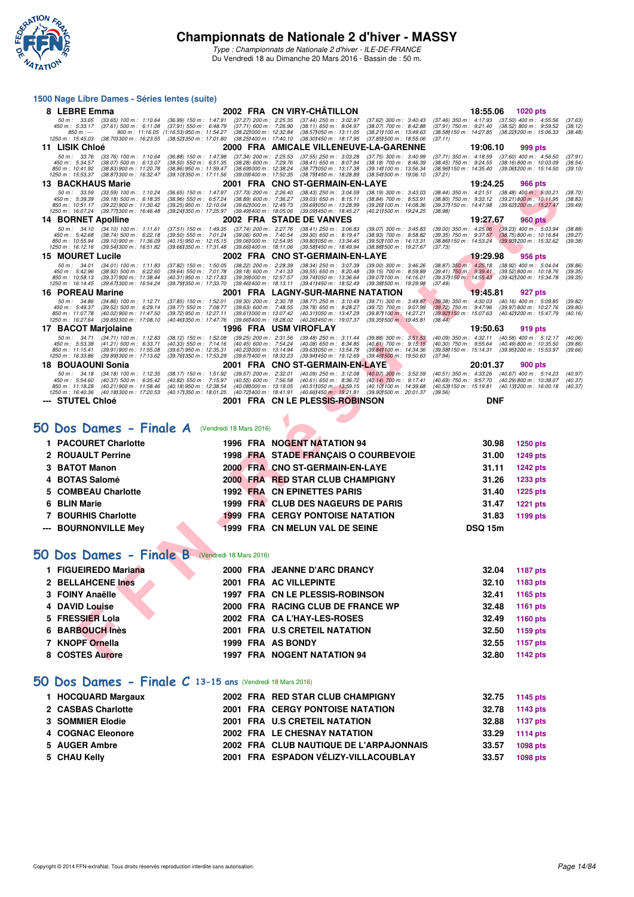# Championnats de Nationale 2 d'hiver - MASSY

*Type : Championnats de Nationale 2 d'hiver - ILE-DE-FRANCE*
Du Vendredi 18 au Dimanche 20 Mars 2016 - Bassin de : 50 m.

## 1500 Nage Libre Dames - Séries lentes (suite)

| Rang | Nom | Année | Nat. | Club | Temps | Points |
|---|---|---|---|---|---|---|
| 8 | LEBRE Emma | 2002 | FRA | CN VIRY-CHÂTILLON | 18:55.06 | 1020 pts |

50 m : 33.65 (33.65) 100 m : 1:10.64 (36.99) 150 m : 1:47.91 (37.27) 200 m : 2:25.35 (37.44) 250 m : 3:02.97 (37.62) 300 m : 3:40.43 (37.46) 350 m : 4:17.93 (37.50) 400 m : 4:55.56 (37.63)
450 m : 5:33.17 (37.61) 500 m : 6:11.08 (37.91) 550 m : 6:48.79 (37.71) 600 m : 7:26.90 (38.11) 650 m : 8:04.97 (38.07) 700 m : 8:42.88 (37.91) 750 m : 9:21.40 (38.52) 800 m : 9:59.52 (38.12)
850 m : --- 900 m : 11:16.05 (1:16.53) 950 m : 11:54.27 (38.22) 1000 m : 12:32.84 (38.57) 1050 m : 13:11.05 (38.21) 1100 m : 13:49.63 (38.58) 1150 m : 14:27.85 (38.22) 1200 m : 15:06.33 (38.48)
1250 m : 15:45.03 (38.70) 1300 m : 16:23.55 (38.52) 1350 m : 17:01.80 (38.25) 1400 m : 17:40.10 (38.30) 1450 m : 18:17.95 (37.85) 1500 m : 18:55.06 (37.11)

| Rang | Nom | Année | Nat. | Club | Temps | Points |
|---|---|---|---|---|---|---|
| 11 | LISIK Chloé | 2000 | FRA | AMICALE VILLENEUVE-LA-GARENNE | 19:06.10 | 999 pts |

50 m : 33.76 (33.76) 100 m : 1:10.64 (36.88) 150 m : 1:47.98 (37.34) 200 m : 2:25.53 (37.55) 250 m : 3:03.28 (37.75) 300 m : 3:40.99 (37.71) 350 m : 4:18.59 (37.60) 400 m : 4:56.50 (37.91)
450 m : 5:34.57 (38.07) 500 m : 6:13.07 (38.50) 550 m : 6:51.35 (38.28) 600 m : 7:29.76 (38.41) 650 m : 8:07.94 (38.18) 700 m : 8:46.39 (38.45) 750 m : 9:24.55 (38.16) 800 m : 10:03.09 (38.54)
850 m : 10:41.92 (38.83) 900 m : 11:20.78 (38.86) 950 m : 11:59.47 (38.69) 1000 m : 12:38.24 (38.77) 1050 m : 13:17.38 (39.14) 1100 m : 13:56.34 (38.96) 1150 m : 14:35.40 (39.06) 1200 m : 15:14.50 (39.10)
1250 m : 15:53.37 (38.87) 1300 m : 16:32.47 (39.10) 1350 m : 17:11.56 (39.09) 1400 m : 17:50.35 (38.79) 1450 m : 18:28.89 (38.54) 1500 m : 19:06.10 (37.21)

| Rang | Nom | Année | Nat. | Club | Temps | Points |
|---|---|---|---|---|---|---|
| 13 | BACKHAUS Marie | 2001 | FRA | CNO ST-GERMAIN-EN-LAYE | 19:24.25 | 966 pts |

50 m : 33.59 (33.59) 100 m : 1:10.24 (36.65) 150 m : 1:47.97 (37.73) 200 m : 2:26.40 (38.43) 250 m : 3:04.59 (38.19) 300 m : 3:43.03 (38.44) 350 m : 4:21.51 (38.48) 400 m : 5:00.21 (38.70)
450 m : 5:39.39 (39.18) 500 m : 6:18.35 (38.96) 550 m : 6:57.24 (38.89) 600 m : 7:36.27 (39.03) 650 m : 8:15.11 (38.84) 700 m : 8:53.91 (38.80) 750 m : 9:33.12 (39.21) 800 m : 10:11.95 (38.83)
850 m : 10:51.17 (39.22) 900 m : 11:30.42 (39.25) 950 m : 12:10.04 (39.62) 1000 m : 12:49.73 (39.69) 1050 m : 13:28.99 (39.26) 1100 m : 14:08.36 (39.37) 1150 m : 14:47.98 (39.62) 1200 m : 15:27.47 (39.49)
1250 m : 16:07.24 (39.77) 1300 m : 16:46.48 (39.24) 1350 m : 17:25.97 (39.49) 1400 m : 18:05.06 (39.09) 1450 m : 18:45.27 (40.21) 1500 m : 19:24.25 (38.98)

| Rang | Nom | Année | Nat. | Club | Temps | Points |
|---|---|---|---|---|---|---|
| 14 | BORNET Apolline | 2002 | FRA | STADE DE VANVES | 19:27.67 | 960 pts |

50 m : 34.10 (34.10) 100 m : 1:11.61 (37.51) 150 m : 1:49.35 (37.74) 200 m : 2:27.76 (38.41) 250 m : 3:06.83 (39.07) 300 m : 3:45.83 (39.00) 350 m : 4:25.06 (39.23) 400 m : 5:03.94 (38.88)
450 m : 5:42.68 (38.74) 500 m : 6:22.18 (39.50) 550 m : 7:01.24 (39.06) 600 m : 7:40.54 (39.30) 650 m : 8:19.47 (38.93) 700 m : 8:58.82 (39.35) 750 m : 9:37.57 (38.75) 800 m : 10:16.84 (39.27)
850 m : 10:55.94 (39.10) 900 m : 11:36.09 (40.15) 950 m : 12:15.15 (39.06) 1000 m : 12:54.95 (39.80) 1050 m : 13:34.45 (39.50) 1100 m : 14:13.31 (38.86) 1150 m : 14:53.24 (39.93) 1200 m : 15:32.62 (39.38)
1250 m : 16:12.16 (39.54) 1300 m : 16:51.82 (39.66) 1350 m : 17:31.48 (39.66) 1400 m : 18:11.06 (39.58) 1450 m : 18:49.94 (38.88) 1500 m : 19:27.67 (37.73)

| Rang | Nom | Année | Nat. | Club | Temps | Points |
|---|---|---|---|---|---|---|
| 15 | MOURET Lucile | 2002 | FRA | CNO ST-GERMAIN-EN-LAYE | 19:29.98 | 956 pts |

50 m : 34.01 (34.01) 100 m : 1:11.83 (37.82) 150 m : 1:50.05 (38.22) 200 m : 2:28.39 (38.34) 250 m : 3:07.39 (39.00) 300 m : 3:46.26 (38.87) 350 m : 4:25.18 (38.92) 400 m : 5:04.04 (38.86)
450 m : 5:42.96 (38.92) 500 m : 6:22.60 (39.64) 550 m : 7:01.78 (39.18) 600 m : 7:41.33 (39.55) 650 m : 8:20.48 (39.15) 700 m : 8:59.89 (39.41) 750 m : 9:39.41 (39.52) 800 m : 10:18.76 (39.35)
850 m : 10:58.13 (39.37) 900 m : 11:38.44 (40.31) 950 m : 12:17.83 (39.39) 1000 m : 12:57.57 (39.74) 1050 m : 13:36.64 (39.07) 1100 m : 14:16.01 (39.37) 1150 m : 14:55.43 (39.42) 1200 m : 15:34.78 (39.35)
1250 m : 16:14.45 (39.67) 1300 m : 16:54.24 (39.79) 1350 m : 17:33.70 (39.46) 1400 m : 18:13.11 (39.41) 1450 m : 18:52.49 (39.38) 1500 m : 19:29.98 (37.49)

| Rang | Nom | Année | Nat. | Club | Temps | Points |
|---|---|---|---|---|---|---|
| 16 | POREAU Marine | 2001 | FRA | LAGNY-SUR-MARNE NATATION | 19:45.81 | 927 pts |

50 m : 34.86 (34.86) 100 m : 1:12.71 (37.85) 150 m : 1:52.01 (39.30) 200 m : 2:30.78 (38.77) 250 m : 3:10.49 (39.71) 300 m : 3:49.87 (39.38) 350 m : 4:30.03 (40.16) 400 m : 5:09.85 (39.82)
450 m : 5:49.37 (39.52) 500 m : 6:29.14 (39.77) 550 m : 7:08.77 (39.63) 600 m : 7:48.55 (39.78) 650 m : 8:28.27 (39.72) 700 m : 9:07.99 (39.72) 750 m : 9:47.96 (39.97) 800 m : 10:27.76 (39.80)
850 m : 11:07.78 (40.02) 900 m : 11:47.50 (39.72) 950 m : 12:27.11 (39.61) 1000 m : 13:07.42 (40.31) 1050 m : 13:47.29 (39.87) 1100 m : 14:27.21 (39.92) 1150 m : 15:07.63 (40.42) 1200 m : 15:47.79 (40.16)
1250 m : 16:27.64 (39.85) 1300 m : 17:08.10 (40.46) 1350 m : 17:47.76 (39.66) 1400 m : 18:28.02 (40.26) 1450 m : 19:07.37 (39.35) 1500 m : 19:45.81 (38.44)

| Rang | Nom | Année | Nat. | Club | Temps | Points |
|---|---|---|---|---|---|---|
| 17 | BACOT Marjolaine | 1996 | FRA | USM VIROFLAY | 19:50.63 | 919 pts |

50 m : 34.71 (34.71) 100 m : 1:12.83 (38.12) 150 m : 1:52.08 (39.25) 200 m : 2:31.56 (39.48) 250 m : 3:11.44 (39.88) 300 m : 3:51.53 (40.09) 350 m : 4:32.11 (40.58) 400 m : 5:12.17 (40.06)
450 m : 5:53.38 (41.21) 500 m : 6:33.71 (40.33) 550 m : 7:14.16 (40.45) 600 m : 7:54.24 (40.08) 650 m : 8:34.85 (40.61) 700 m : 9:15.15 (40.30) 750 m : 9:55.64 (40.49) 800 m : 10:35.50 (39.86)
850 m : 11:15.41 (39.91) 900 m : 11:55.08 (39.67) 950 m : 12:35.31 (40.23) 1000 m : 13:14.94 (39.63) 1050 m : 13:54.78 (39.84) 1100 m : 14:34.36 (39.58) 1150 m : 15:14.31 (39.95) 1200 m : 15:53.97 (39.66)
1250 m : 16:33.86 (39.89) 1300 m : 17:13.62 (39.76) 1350 m : 17:53.29 (39.67) 1400 m : 18:33.23 (39.94) 1450 m : 19:12.69 (39.46) 1500 m : 19:50.63 (37.94)

| Rang | Nom | Année | Nat. | Club | Temps | Points |
|---|---|---|---|---|---|---|
| 18 | BOUAOUNI Sonia | 2001 | FRA | CNO ST-GERMAIN-EN-LAYE | 20:01.37 | 900 pts |

50 m : 34.18 (34.18) 100 m : 1:12.35 (38.17) 150 m : 1:51.92 (39.57) 200 m : 2:32.01 (40.09) 250 m : 3:12.08 (40.07) 300 m : 3:52.59 (40.51) 350 m : 4:33.26 (40.67) 400 m : 5:14.23 (40.97)
450 m : 5:54.60 (40.37) 500 m : 6:35.42 (40.82) 550 m : 7:15.97 (40.55) 600 m : 7:56.58 (40.61) 650 m : 8:36.72 (40.14) 700 m : 9:17.41 (40.69) 750 m : 9:57.70 (40.29) 800 m : 10:38.07 (40.37)
850 m : 11:18.28 (40.21) 900 m : 11:58.46 (40.18) 950 m : 12:38.54 (40.08) 1000 m : 13:19.05 (40.51) 1050 m : 13:59.15 (40.10) 1100 m : 14:39.68 (40.53) 1150 m : 15:19.81 (40.13) 1200 m : 16:00.18 (40.37)
1250 m : 16:40.36 (40.18) 1300 m : 17:20.53 (40.17) 1350 m : 18:01.25 (40.72) 1400 m : 18:41.91 (40.66) 1450 m : 19:21.81 (39.90) 1500 m : 20:01.37 (39.56)

| Rang | Nom | Année | Nat. | Club | Temps | Points |
|---|---|---|---|---|---|---|
| --- | STUTEL Chloé | 2001 | FRA | CN LE PLESSIS-ROBINSON | DNF | |

## 50 Dos Dames - Finale A (Vendredi 18 Mars 2016)

| Rang | Nom | Année | Nat. | Club | Temps | Points |
|---|---|---|---|---|---|---|
| 1 | PACOURET Charlotte | 1996 | FRA | NOGENT NATATION 94 | 30.98 | 1250 pts |
| 2 | ROUAULT Perrine | 1998 | FRA | STADE FRANÇAIS O COURBEVOIE | 31.00 | 1249 pts |
| 3 | BATOT Manon | 2000 | FRA | CNO ST-GERMAIN-EN-LAYE | 31.11 | 1242 pts |
| 4 | BOTAS Salomé | 2000 | FRA | RED STAR CLUB CHAMPIGNY | 31.26 | 1233 pts |
| 5 | COMBEAU Charlotte | 1992 | FRA | CN EPINETTES PARIS | 31.40 | 1225 pts |
| 6 | BLIN Marie | 1999 | FRA | CLUB DES NAGEURS DE PARIS | 31.47 | 1221 pts |
| 7 | BOURHIS Charlotte | 1999 | FRA | CERGY PONTOISE NATATION | 31.83 | 1199 pts |
| --- | BOURNONVILLE Mey | 1999 | FRA | CN MELUN VAL DE SEINE | DSQ 15m | |

## 50 Dos Dames - Finale B (Vendredi 18 Mars 2016)

| Rang | Nom | Année | Nat. | Club | Temps | Points |
|---|---|---|---|---|---|---|
| 1 | FIGUEIREDO Mariana | 2000 | FRA | JEANNE D'ARC DRANCY | 32.04 | 1187 pts |
| 2 | BELLAHCENE Ines | 2001 | FRA | AC VILLEPINTE | 32.10 | 1183 pts |
| 3 | FOINY Anaëlle | 1997 | FRA | CN LE PLESSIS-ROBINSON | 32.41 | 1165 pts |
| 4 | DAVID Louise | 2000 | FRA | RACING CLUB DE FRANCE WP | 32.48 | 1161 pts |
| 5 | FRESSIER Lola | 2002 | FRA | CA L'HAY-LES-ROSES | 32.49 | 1160 pts |
| 6 | BARBOUCH Inès | 2001 | FRA | U.S CRETEIL NATATION | 32.50 | 1159 pts |
| 7 | KNOPF Ornella | 1999 | FRA | AS BONDY | 32.55 | 1157 pts |
| 8 | COSTES Aurore | 1997 | FRA | NOGENT NATATION 94 | 32.80 | 1142 pts |

## 50 Dos Dames - Finale C 13-15 ans (Vendredi 18 Mars 2016)

| Rang | Nom | Année | Nat. | Club | Temps | Points |
|---|---|---|---|---|---|---|
| 1 | HOCQUARD Margaux | 2002 | FRA | RED STAR CLUB CHAMPIGNY | 32.75 | 1145 pts |
| 2 | CASBAS Charlotte | 2001 | FRA | CERGY PONTOISE NATATION | 32.78 | 1143 pts |
| 3 | SOMMIER Elodie | 2001 | FRA | U.S CRETEIL NATATION | 32.88 | 1137 pts |
| 4 | COGNAC Eleonore | 2002 | FRA | LE CHESNAY NATATION | 33.29 | 1114 pts |
| 5 | AUGER Ambre | 2002 | FRA | CLUB NAUTIQUE DE L'ARPAJONNAIS | 33.57 | 1098 pts |
| 5 | CHAU Kelly | 2001 | FRA | ESPADON VÉLIZY-VILLACOUBLAY | 33.57 | 1098 pts |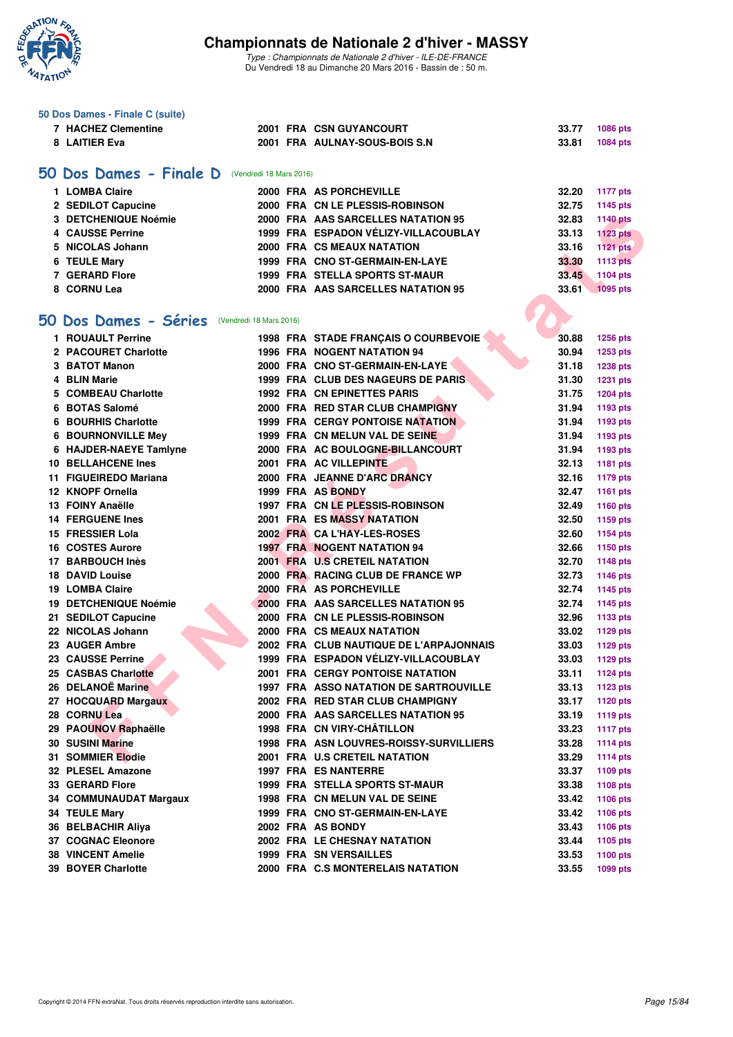# Championnats de Nationale 2 d'hiver - MASSY

*Type : Championnats de Nationale 2 d'hiver - ILE-DE-FRANCE*
Du Vendredi 18 au Dimanche 20 Mars 2016 - Bassin de : 50 m.

### 50 Dos Dames - Finale C (suite)

| | | | | | | |
|---|---|---|---|---|---|---|
| 7 | HACHEZ Clementine | 2001 | FRA | CSN GUYANCOURT | 33.77 | 1086 pts |
| 8 | LAITIER Eva | 2001 | FRA | AULNAY-SOUS-BOIS S.N | 33.81 | 1084 pts |

## 50 Dos Dames - Finale D (Vendredi 18 Mars 2016)

| | | | | | | |
|---|---|---|---|---|---|---|
| 1 | LOMBA Claire | 2000 | FRA | AS PORCHEVILLE | 32.20 | 1177 pts |
| 2 | SEDILOT Capucine | 2000 | FRA | CN LE PLESSIS-ROBINSON | 32.75 | 1145 pts |
| 3 | DETCHENIQUE Noémie | 2000 | FRA | AAS SARCELLES NATATION 95 | 32.83 | 1140 pts |
| 4 | CAUSSE Perrine | 1999 | FRA | ESPADON VÉLIZY-VILLACOUBLAY | 33.13 | 1123 pts |
| 5 | NICOLAS Johann | 2000 | FRA | CS MEAUX NATATION | 33.16 | 1121 pts |
| 6 | TEULE Mary | 1999 | FRA | CNO ST-GERMAIN-EN-LAYE | 33.30 | 1113 pts |
| 7 | GERARD Flore | 1999 | FRA | STELLA SPORTS ST-MAUR | 33.45 | 1104 pts |
| 8 | CORNU Lea | 2000 | FRA | AAS SARCELLES NATATION 95 | 33.61 | 1095 pts |

## 50 Dos Dames - Séries (Vendredi 18 Mars 2016)

| | | | | | | |
|---|---|---|---|---|---|---|
| 1 | ROUAULT Perrine | 1998 | FRA | STADE FRANÇAIS O COURBEVOIE | 30.88 | 1256 pts |
| 2 | PACOURET Charlotte | 1996 | FRA | NOGENT NATATION 94 | 30.94 | 1253 pts |
| 3 | BATOT Manon | 2000 | FRA | CNO ST-GERMAIN-EN-LAYE | 31.18 | 1238 pts |
| 4 | BLIN Marie | 1999 | FRA | CLUB DES NAGEURS DE PARIS | 31.30 | 1231 pts |
| 5 | COMBEAU Charlotte | 1992 | FRA | CN EPINETTES PARIS | 31.75 | 1204 pts |
| 6 | BOTAS Salomé | 2000 | FRA | RED STAR CLUB CHAMPIGNY | 31.94 | 1193 pts |
| 6 | BOURHIS Charlotte | 1999 | FRA | CERGY PONTOISE NATATION | 31.94 | 1193 pts |
| 6 | BOURNONVILLE Mey | 1999 | FRA | CN MELUN VAL DE SEINE | 31.94 | 1193 pts |
| 6 | HAJDER-NAEYE Tamlyne | 2000 | FRA | AC BOULOGNE-BILLANCOURT | 31.94 | 1193 pts |
| 10 | BELLAHCENE Ines | 2001 | FRA | AC VILLEPINTE | 32.13 | 1181 pts |
| 11 | FIGUEIREDO Mariana | 2000 | FRA | JEANNE D'ARC DRANCY | 32.16 | 1179 pts |
| 12 | KNOPF Ornella | 1999 | FRA | AS BONDY | 32.47 | 1161 pts |
| 13 | FOINY Anaëlle | 1997 | FRA | CN LE PLESSIS-ROBINSON | 32.49 | 1160 pts |
| 14 | FERGUENE Ines | 2001 | FRA | ES MASSY NATATION | 32.50 | 1159 pts |
| 15 | FRESSIER Lola | 2002 | FRA | CA L'HAY-LES-ROSES | 32.60 | 1154 pts |
| 16 | COSTES Aurore | 1997 | FRA | NOGENT NATATION 94 | 32.66 | 1150 pts |
| 17 | BARBOUCH Inès | 2001 | FRA | U.S CRETEIL NATATION | 32.70 | 1148 pts |
| 18 | DAVID Louise | 2000 | FRA | RACING CLUB DE FRANCE WP | 32.73 | 1146 pts |
| 19 | LOMBA Claire | 2000 | FRA | AS PORCHEVILLE | 32.74 | 1145 pts |
| 19 | DETCHENIQUE Noémie | 2000 | FRA | AAS SARCELLES NATATION 95 | 32.74 | 1145 pts |
| 21 | SEDILOT Capucine | 2000 | FRA | CN LE PLESSIS-ROBINSON | 32.96 | 1133 pts |
| 22 | NICOLAS Johann | 2000 | FRA | CS MEAUX NATATION | 33.02 | 1129 pts |
| 23 | AUGER Ambre | 2002 | FRA | CLUB NAUTIQUE DE L'ARPAJONNAIS | 33.03 | 1129 pts |
| 23 | CAUSSE Perrine | 1999 | FRA | ESPADON VÉLIZY-VILLACOUBLAY | 33.03 | 1129 pts |
| 25 | CASBAS Charlotte | 2001 | FRA | CERGY PONTOISE NATATION | 33.11 | 1124 pts |
| 26 | DELANOË Marine | 1997 | FRA | ASSO NATATION DE SARTROUVILLE | 33.13 | 1123 pts |
| 27 | HOCQUARD Margaux | 2002 | FRA | RED STAR CLUB CHAMPIGNY | 33.17 | 1120 pts |
| 28 | CORNU Lea | 2000 | FRA | AAS SARCELLES NATATION 95 | 33.19 | 1119 pts |
| 29 | PAOUNOV Raphaëlle | 1998 | FRA | CN VIRY-CHÂTILLON | 33.23 | 1117 pts |
| 30 | SUSINI Marine | 1998 | FRA | ASN LOUVRES-ROISSY-SURVILLIERS | 33.28 | 1114 pts |
| 31 | SOMMIER Elodie | 2001 | FRA | U.S CRETEIL NATATION | 33.29 | 1114 pts |
| 32 | PLESEL Amazone | 1997 | FRA | ES NANTERRE | 33.37 | 1109 pts |
| 33 | GERARD Flore | 1999 | FRA | STELLA SPORTS ST-MAUR | 33.38 | 1108 pts |
| 34 | COMMUNAUDAT Margaux | 1998 | FRA | CN MELUN VAL DE SEINE | 33.42 | 1106 pts |
| 34 | TEULE Mary | 1999 | FRA | CNO ST-GERMAIN-EN-LAYE | 33.42 | 1106 pts |
| 36 | BELBACHIR Aliya | 2002 | FRA | AS BONDY | 33.43 | 1106 pts |
| 37 | COGNAC Eleonore | 2002 | FRA | LE CHESNAY NATATION | 33.44 | 1105 pts |
| 38 | VINCENT Amelie | 1999 | FRA | SN VERSAILLES | 33.53 | 1100 pts |
| 39 | BOYER Charlotte | 2000 | FRA | C.S MONTERELAIS NATATION | 33.55 | 1099 pts |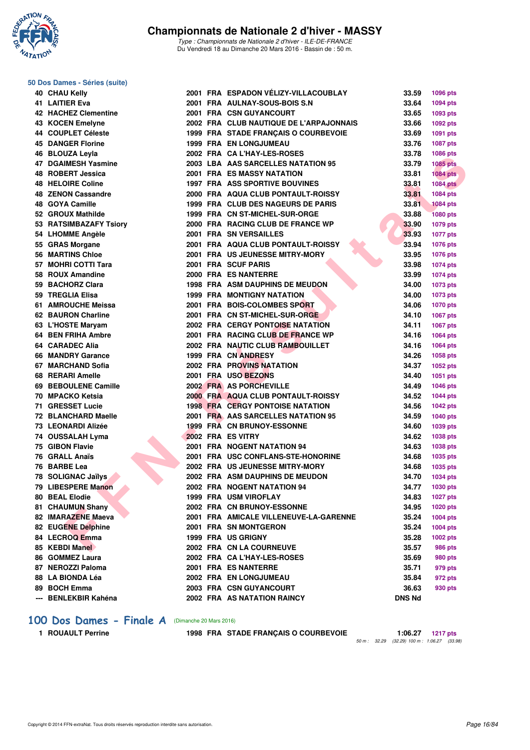## 50 Dos Dames - Séries (suite)

| Rang | Nom | Année | Nat | Club | Temps | Points |
|---|---|---|---|---|---|---|
| 40 | CHAU Kelly | 2001 | FRA | ESPADON VÉLIZY-VILLACOUBLAY | 33.59 | 1096 pts |
| 41 | LAITIER Eva | 2001 | FRA | AULNAY-SOUS-BOIS S.N | 33.64 | 1094 pts |
| 42 | HACHEZ Clementine | 2001 | FRA | CSN GUYANCOURT | 33.65 | 1093 pts |
| 43 | KOCEN Emelyne | 2002 | FRA | CLUB NAUTIQUE DE L'ARPAJONNAIS | 33.66 | 1092 pts |
| 44 | COUPLET Céleste | 1999 | FRA | STADE FRANÇAIS O COURBEVOIE | 33.69 | 1091 pts |
| 45 | DANGER Florine | 1999 | FRA | EN LONGJUMEAU | 33.76 | 1087 pts |
| 46 | BLOUZA Leyla | 2002 | FRA | CA L'HAY-LES-ROSES | 33.78 | 1086 pts |
| 47 | DGAIMESH Yasmine | 2003 | LBA | AAS SARCELLES NATATION 95 | 33.79 | 1085 pts |
| 48 | ROBERT Jessica | 2001 | FRA | ES MASSY NATATION | 33.81 | 1084 pts |
| 48 | HELOIRE Coline | 1997 | FRA | ASS SPORTIVE BOUVINES | 33.81 | 1084 pts |
| 48 | ZENON Cassandre | 2000 | FRA | AQUA CLUB PONTAULT-ROISSY | 33.81 | 1084 pts |
| 48 | GOYA Camille | 1999 | FRA | CLUB DES NAGEURS DE PARIS | 33.81 | 1084 pts |
| 52 | GROUX Mathilde | 1999 | FRA | CN ST-MICHEL-SUR-ORGE | 33.88 | 1080 pts |
| 53 | RATSIMBAZAFY Tsiory | 2000 | FRA | RACING CLUB DE FRANCE WP | 33.90 | 1079 pts |
| 54 | LHOMME Angèle | 2001 | FRA | SN VERSAILLES | 33.93 | 1077 pts |
| 55 | GRAS Morgane | 2001 | FRA | AQUA CLUB PONTAULT-ROISSY | 33.94 | 1076 pts |
| 56 | MARTINS Chloe | 2001 | FRA | US JEUNESSE MITRY-MORY | 33.95 | 1076 pts |
| 57 | MOHRI COTTI Tara | 2001 | FRA | SCUF PARIS | 33.98 | 1074 pts |
| 58 | ROUX Amandine | 2000 | FRA | ES NANTERRE | 33.99 | 1074 pts |
| 59 | BACHORZ Clara | 1998 | FRA | ASM DAUPHINS DE MEUDON | 34.00 | 1073 pts |
| 59 | TREGLIA Elisa | 1999 | FRA | MONTIGNY NATATION | 34.00 | 1073 pts |
| 61 | AMROUCHE Meissa | 2001 | FRA | BOIS-COLOMBES SPORT | 34.06 | 1070 pts |
| 62 | BAURON Charline | 2001 | FRA | CN ST-MICHEL-SUR-ORGE | 34.10 | 1067 pts |
| 63 | L'HOSTE Maryam | 2002 | FRA | CERGY PONTOISE NATATION | 34.11 | 1067 pts |
| 64 | BEN FRIHA Ambre | 2001 | FRA | RACING CLUB DE FRANCE WP | 34.16 | 1064 pts |
| 64 | CARADEC Alia | 2002 | FRA | NAUTIC CLUB RAMBOUILLET | 34.16 | 1064 pts |
| 66 | MANDRY Garance | 1999 | FRA | CN ANDRESY | 34.26 | 1058 pts |
| 67 | MARCHAND Sofia | 2002 | FRA | PROVINS NATATION | 34.37 | 1052 pts |
| 68 | RERARI Amelle | 2001 | FRA | USO BEZONS | 34.40 | 1051 pts |
| 69 | BEBOULENE Camille | 2002 | FRA | AS PORCHEVILLE | 34.49 | 1046 pts |
| 70 | MPACKO Ketsia | 2000 | FRA | AQUA CLUB PONTAULT-ROISSY | 34.52 | 1044 pts |
| 71 | GRESSET Lucie | 1998 | FRA | CERGY PONTOISE NATATION | 34.56 | 1042 pts |
| 72 | BLANCHARD Maelle | 2001 | FRA | AAS SARCELLES NATATION 95 | 34.59 | 1040 pts |
| 73 | LEONARDI Alizée | 1999 | FRA | CN BRUNOY-ESSONNE | 34.60 | 1039 pts |
| 74 | OUSSALAH Lyma | 2002 | FRA | ES VITRY | 34.62 | 1038 pts |
| 75 | GIBON Flavie | 2001 | FRA | NOGENT NATATION 94 | 34.63 | 1038 pts |
| 76 | GRALL Anaïs | 2001 | FRA | USC CONFLANS-STE-HONORINE | 34.68 | 1035 pts |
| 76 | BARBE Lea | 2002 | FRA | US JEUNESSE MITRY-MORY | 34.68 | 1035 pts |
| 78 | SOLIGNAC Jaïlys | 2002 | FRA | ASM DAUPHINS DE MEUDON | 34.70 | 1034 pts |
| 79 | LIBESPERE Manon | 2002 | FRA | NOGENT NATATION 94 | 34.77 | 1030 pts |
| 80 | BEAL Elodie | 1999 | FRA | USM VIROFLAY | 34.83 | 1027 pts |
| 81 | CHAUMUN Shany | 2002 | FRA | CN BRUNOY-ESSONNE | 34.95 | 1020 pts |
| 82 | IMARAZENE Maeva | 2001 | FRA | AMICALE VILLENEUVE-LA-GARENNE | 35.24 | 1004 pts |
| 82 | EUGENE Delphine | 2001 | FRA | SN MONTGERON | 35.24 | 1004 pts |
| 84 | LECROQ Emma | 1999 | FRA | US GRIGNY | 35.28 | 1002 pts |
| 85 | KEBDI Manel | 2002 | FRA | CN LA COURNEUVE | 35.57 | 986 pts |
| 86 | GOMMEZ Laura | 2002 | FRA | CA L'HAY-LES-ROSES | 35.69 | 980 pts |
| 87 | NEROZZI Paloma | 2001 | FRA | ES NANTERRE | 35.71 | 979 pts |
| 88 | LA BIONDA Léa | 2002 | FRA | EN LONGJUMEAU | 35.84 | 972 pts |
| 89 | BOCH Emma | 2003 | FRA | CSN GUYANCOURT | 36.63 | 930 pts |
| --- | BENLEKBIR Kahéna | 2002 | FRA | AS NATATION RAINCY | DNS Nd | |

## 100 Dos Dames - Finale A (Dimanche 20 Mars 2016)

| Rang | Nom | Année | Nat | Club | Temps | Points |
|---|---|---|---|---|---|---|
| 1 | ROUAULT Perrine | 1998 | FRA | STADE FRANÇAIS O COURBEVOIE | 1:06.27 | 1217 pts |

50 m : 32.29 (32.29) 100 m : 1:06.27 (33.98)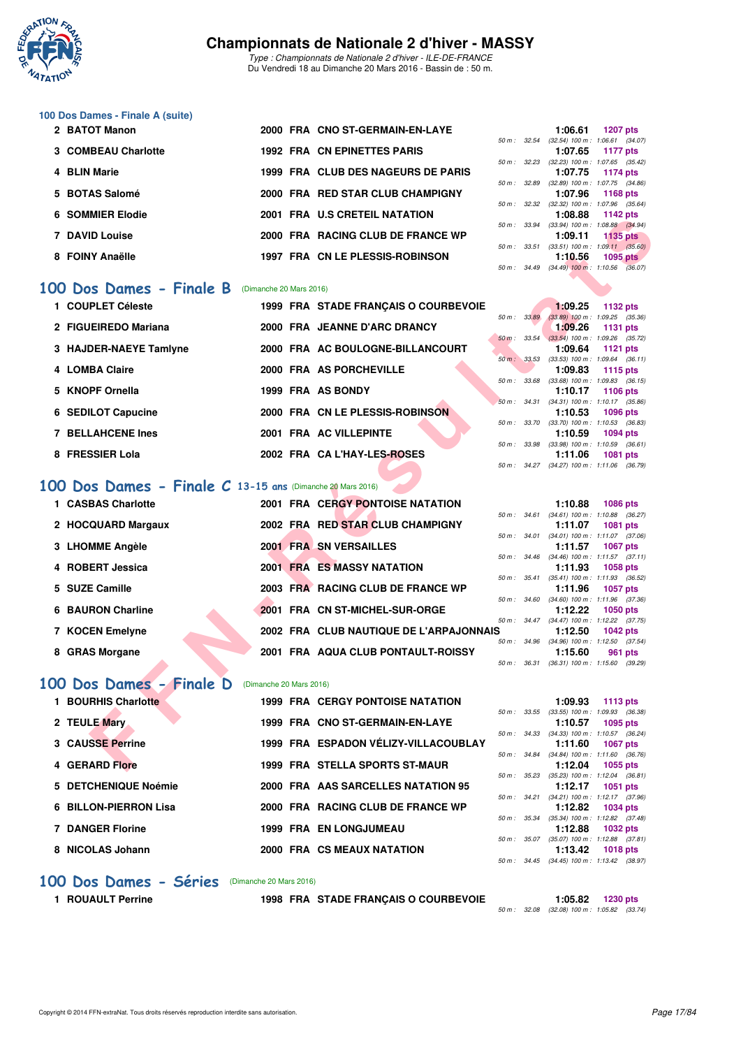# Championnats de Nationale 2 d'hiver - MASSY

*Type : Championnats de Nationale 2 d'hiver - ILE-DE-FRANCE*
Du Vendredi 18 au Dimanche 20 Mars 2016 - Bassin de : 50 m.

### 100 Dos Dames - Finale A (suite)

| Rg | Nom | Année | Nat | Club | Temps | Points | Splits |
|---|---|---|---|---|---|---|---|
| 2 | BATOT Manon | 2000 | FRA | CNO ST-GERMAIN-EN-LAYE | 1:06.61 | 1207 pts | 50 m : 32.54 (32.54) 100 m : 1:06.61 (34.07) |
| 3 | COMBEAU Charlotte | 1992 | FRA | CN EPINETTES PARIS | 1:07.65 | 1177 pts | 50 m : 32.23 (32.23) 100 m : 1:07.65 (35.42) |
| 4 | BLIN Marie | 1999 | FRA | CLUB DES NAGEURS DE PARIS | 1:07.75 | 1174 pts | 50 m : 32.89 (32.89) 100 m : 1:07.75 (34.86) |
| 5 | BOTAS Salomé | 2000 | FRA | RED STAR CLUB CHAMPIGNY | 1:07.96 | 1168 pts | 50 m : 32.32 (32.32) 100 m : 1:07.96 (35.64) |
| 6 | SOMMIER Elodie | 2001 | FRA | U.S CRETEIL NATATION | 1:08.88 | 1142 pts | 50 m : 33.94 (33.94) 100 m : 1:08.88 (34.94) |
| 7 | DAVID Louise | 2000 | FRA | RACING CLUB DE FRANCE WP | 1:09.11 | 1135 pts | 50 m : 33.51 (33.51) 100 m : 1:09.11 (35.60) |
| 8 | FOINY Anaëlle | 1997 | FRA | CN LE PLESSIS-ROBINSON | 1:10.56 | 1095 pts | 50 m : 34.49 (34.49) 100 m : 1:10.56 (36.07) |

## 100 Dos Dames - Finale B (Dimanche 20 Mars 2016)

| Rg | Nom | Année | Nat | Club | Temps | Points | Splits |
|---|---|---|---|---|---|---|---|
| 1 | COUPLET Céleste | 1999 | FRA | STADE FRANÇAIS O COURBEVOIE | 1:09.25 | 1132 pts | 50 m : 33.89 (33.89) 100 m : 1:09.25 (35.36) |
| 2 | FIGUEIREDO Mariana | 2000 | FRA | JEANNE D'ARC DRANCY | 1:09.26 | 1131 pts | 50 m : 33.54 (33.54) 100 m : 1:09.26 (35.72) |
| 3 | HAJDER-NAEYE Tamlyne | 2000 | FRA | AC BOULOGNE-BILLANCOURT | 1:09.64 | 1121 pts | 50 m : 33.53 (33.53) 100 m : 1:09.64 (36.11) |
| 4 | LOMBA Claire | 2000 | FRA | AS PORCHEVILLE | 1:09.83 | 1115 pts | 50 m : 33.68 (33.68) 100 m : 1:09.83 (36.15) |
| 5 | KNOPF Ornella | 1999 | FRA | AS BONDY | 1:10.17 | 1106 pts | 50 m : 34.31 (34.31) 100 m : 1:10.17 (35.86) |
| 6 | SEDILOT Capucine | 2000 | FRA | CN LE PLESSIS-ROBINSON | 1:10.53 | 1096 pts | 50 m : 33.70 (33.70) 100 m : 1:10.53 (36.83) |
| 7 | BELLAHCENE Ines | 2001 | FRA | AC VILLEPINTE | 1:10.59 | 1094 pts | 50 m : 33.98 (33.98) 100 m : 1:10.59 (36.61) |
| 8 | FRESSIER Lola | 2002 | FRA | CA L'HAY-LES-ROSES | 1:11.06 | 1081 pts | 50 m : 34.27 (34.27) 100 m : 1:11.06 (36.79) |

## 100 Dos Dames - Finale C 13-15 ans (Dimanche 20 Mars 2016)

| Rg | Nom | Année | Nat | Club | Temps | Points | Splits |
|---|---|---|---|---|---|---|---|
| 1 | CASBAS Charlotte | 2001 | FRA | CERGY PONTOISE NATATION | 1:10.88 | 1086 pts | 50 m : 34.61 (34.61) 100 m : 1:10.88 (36.27) |
| 2 | HOCQUARD Margaux | 2002 | FRA | RED STAR CLUB CHAMPIGNY | 1:11.07 | 1081 pts | 50 m : 34.01 (34.01) 100 m : 1:11.07 (37.06) |
| 3 | LHOMME Angèle | 2001 | FRA | SN VERSAILLES | 1:11.57 | 1067 pts | 50 m : 34.46 (34.46) 100 m : 1:11.57 (37.11) |
| 4 | ROBERT Jessica | 2001 | FRA | ES MASSY NATATION | 1:11.93 | 1058 pts | 50 m : 35.41 (35.41) 100 m : 1:11.93 (36.52) |
| 5 | SUZE Camille | 2003 | FRA | RACING CLUB DE FRANCE WP | 1:11.96 | 1057 pts | 50 m : 34.60 (34.60) 100 m : 1:11.96 (37.36) |
| 6 | BAURON Charline | 2001 | FRA | CN ST-MICHEL-SUR-ORGE | 1:12.22 | 1050 pts | 50 m : 34.47 (34.47) 100 m : 1:12.22 (37.75) |
| 7 | KOCEN Emelyne | 2002 | FRA | CLUB NAUTIQUE DE L'ARPAJONNAIS | 1:12.50 | 1042 pts | 50 m : 34.96 (34.96) 100 m : 1:12.50 (37.54) |
| 8 | GRAS Morgane | 2001 | FRA | AQUA CLUB PONTAULT-ROISSY | 1:15.60 | 961 pts | 50 m : 36.31 (36.31) 100 m : 1:15.60 (39.29) |

## 100 Dos Dames - Finale D (Dimanche 20 Mars 2016)

| Rg | Nom | Année | Nat | Club | Temps | Points | Splits |
|---|---|---|---|---|---|---|---|
| 1 | BOURHIS Charlotte | 1999 | FRA | CERGY PONTOISE NATATION | 1:09.93 | 1113 pts | 50 m : 33.55 (33.55) 100 m : 1:09.93 (36.38) |
| 2 | TEULE Mary | 1999 | FRA | CNO ST-GERMAIN-EN-LAYE | 1:10.57 | 1095 pts | 50 m : 34.33 (34.33) 100 m : 1:10.57 (36.24) |
| 3 | CAUSSE Perrine | 1999 | FRA | ESPADON VÉLIZY-VILLACOUBLAY | 1:11.60 | 1067 pts | 50 m : 34.84 (34.84) 100 m : 1:11.60 (36.76) |
| 4 | GERARD Flore | 1999 | FRA | STELLA SPORTS ST-MAUR | 1:12.04 | 1055 pts | 50 m : 35.23 (35.23) 100 m : 1:12.04 (36.81) |
| 5 | DETCHENIQUE Noémie | 2000 | FRA | AAS SARCELLES NATATION 95 | 1:12.17 | 1051 pts | 50 m : 34.21 (34.21) 100 m : 1:12.17 (37.96) |
| 6 | BILLON-PIERRON Lisa | 2000 | FRA | RACING CLUB DE FRANCE WP | 1:12.82 | 1034 pts | 50 m : 35.34 (35.34) 100 m : 1:12.82 (37.48) |
| 7 | DANGER Florine | 1999 | FRA | EN LONGJUMEAU | 1:12.88 | 1032 pts | 50 m : 35.07 (35.07) 100 m : 1:12.88 (37.81) |
| 8 | NICOLAS Johann | 2000 | FRA | CS MEAUX NATATION | 1:13.42 | 1018 pts | 50 m : 34.45 (34.45) 100 m : 1:13.42 (38.97) |

## 100 Dos Dames - Séries (Dimanche 20 Mars 2016)

| Rg | Nom | Année | Nat | Club | Temps | Points | Splits |
|---|---|---|---|---|---|---|---|
| 1 | ROUAULT Perrine | 1998 | FRA | STADE FRANÇAIS O COURBEVOIE | 1:05.82 | 1230 pts | 50 m : 32.08 (32.08) 100 m : 1:05.82 (33.74) |

Copyright © 2014 FFN-extraNat. Tous droits réservés reproduction interdite sans autorisation.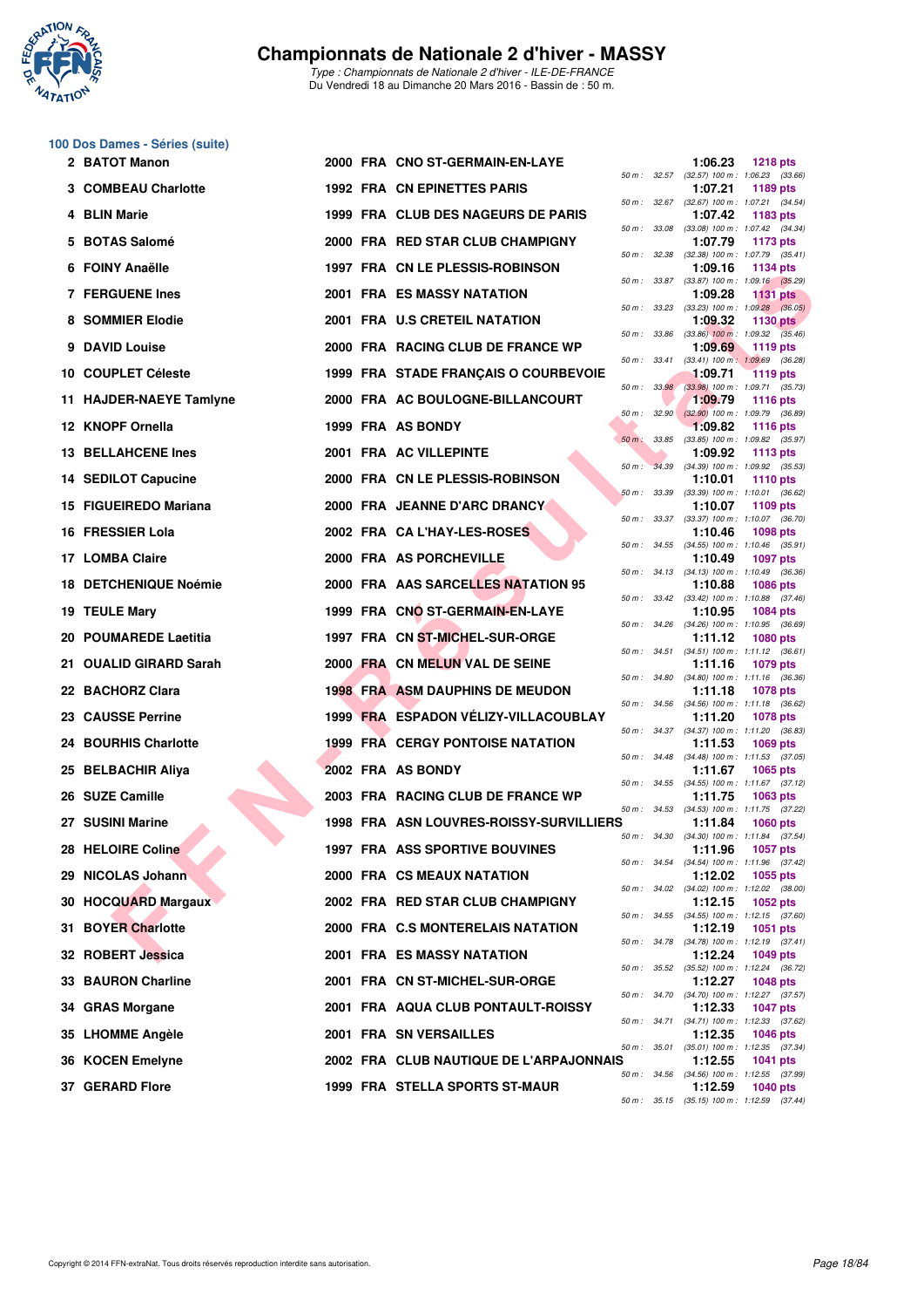## Championnats de Nationale 2 d'hiver - MASSY

*Type : Championnats de Nationale 2 d'hiver - ILE-DE-FRANCE*
Du Vendredi 18 au Dimanche 20 Mars 2016 - Bassin de : 50 m.

### 100 Dos Dames - Séries (suite)

| Rg | Nom | Année | Nat | Club | Temps | Points | Splits |
|---|---|---|---|---|---|---|---|
| 2 | BATOT Manon | 2000 | FRA | CNO ST-GERMAIN-EN-LAYE | 1:06.23 | 1218 pts | 50 m : 32.57 (32.57) 100 m : 1:06.23 (33.66) |
| 3 | COMBEAU Charlotte | 1992 | FRA | CN EPINETTES PARIS | 1:07.21 | 1189 pts | 50 m : 32.67 (32.67) 100 m : 1:07.21 (34.54) |
| 4 | BLIN Marie | 1999 | FRA | CLUB DES NAGEURS DE PARIS | 1:07.42 | 1183 pts | 50 m : 33.08 (33.08) 100 m : 1:07.42 (34.34) |
| 5 | BOTAS Salomé | 2000 | FRA | RED STAR CLUB CHAMPIGNY | 1:07.79 | 1173 pts | 50 m : 32.38 (32.38) 100 m : 1:07.79 (35.41) |
| 6 | FOINY Anaëlle | 1997 | FRA | CN LE PLESSIS-ROBINSON | 1:09.16 | 1134 pts | 50 m : 33.87 (33.87) 100 m : 1:09.16 (35.29) |
| 7 | FERGUENE Ines | 2001 | FRA | ES MASSY NATATION | 1:09.28 | 1131 pts | 50 m : 33.23 (33.23) 100 m : 1:09.28 (36.05) |
| 8 | SOMMIER Elodie | 2001 | FRA | U.S CRETEIL NATATION | 1:09.32 | 1130 pts | 50 m : 33.86 (33.86) 100 m : 1:09.32 (35.46) |
| 9 | DAVID Louise | 2000 | FRA | RACING CLUB DE FRANCE WP | 1:09.69 | 1119 pts | 50 m : 33.41 (33.41) 100 m : 1:09.69 (36.28) |
| 10 | COUPLET Céleste | 1999 | FRA | STADE FRANÇAIS O COURBEVOIE | 1:09.71 | 1119 pts | 50 m : 33.98 (33.98) 100 m : 1:09.71 (35.73) |
| 11 | HAJDER-NAEYE Tamlyne | 2000 | FRA | AC BOULOGNE-BILLANCOURT | 1:09.79 | 1116 pts | 50 m : 32.90 (32.90) 100 m : 1:09.79 (36.89) |
| 12 | KNOPF Ornella | 1999 | FRA | AS BONDY | 1:09.82 | 1116 pts | 50 m : 33.85 (33.85) 100 m : 1:09.82 (35.97) |
| 13 | BELLAHCENE Ines | 2001 | FRA | AC VILLEPINTE | 1:09.92 | 1113 pts | 50 m : 34.39 (34.39) 100 m : 1:09.92 (35.53) |
| 14 | SEDILOT Capucine | 2000 | FRA | CN LE PLESSIS-ROBINSON | 1:10.01 | 1110 pts | 50 m : 33.39 (33.39) 100 m : 1:10.01 (36.62) |
| 15 | FIGUEIREDO Mariana | 2000 | FRA | JEANNE D'ARC DRANCY | 1:10.07 | 1109 pts | 50 m : 33.37 (33.37) 100 m : 1:10.07 (36.70) |
| 16 | FRESSIER Lola | 2002 | FRA | CA L'HAY-LES-ROSES | 1:10.46 | 1098 pts | 50 m : 34.55 (34.55) 100 m : 1:10.46 (35.91) |
| 17 | LOMBA Claire | 2000 | FRA | AS PORCHEVILLE | 1:10.49 | 1097 pts | 50 m : 34.13 (34.13) 100 m : 1:10.49 (36.36) |
| 18 | DETCHENIQUE Noémie | 2000 | FRA | AAS SARCELLES NATATION 95 | 1:10.88 | 1086 pts | 50 m : 33.42 (33.42) 100 m : 1:10.88 (37.46) |
| 19 | TEULE Mary | 1999 | FRA | CNO ST-GERMAIN-EN-LAYE | 1:10.95 | 1084 pts | 50 m : 34.26 (34.26) 100 m : 1:10.95 (36.69) |
| 20 | POUMAREDE Laetitia | 1997 | FRA | CN ST-MICHEL-SUR-ORGE | 1:11.12 | 1080 pts | 50 m : 34.51 (34.51) 100 m : 1:11.12 (36.61) |
| 21 | OUALID GIRARD Sarah | 2000 | FRA | CN MELUN VAL DE SEINE | 1:11.16 | 1079 pts | 50 m : 34.80 (34.80) 100 m : 1:11.16 (36.36) |
| 22 | BACHORZ Clara | 1998 | FRA | ASM DAUPHINS DE MEUDON | 1:11.18 | 1078 pts | 50 m : 34.56 (34.56) 100 m : 1:11.18 (36.62) |
| 23 | CAUSSE Perrine | 1999 | FRA | ESPADON VÉLIZY-VILLACOUBLAY | 1:11.20 | 1078 pts | 50 m : 34.37 (34.37) 100 m : 1:11.20 (36.83) |
| 24 | BOURHIS Charlotte | 1999 | FRA | CERGY PONTOISE NATATION | 1:11.53 | 1069 pts | 50 m : 34.48 (34.48) 100 m : 1:11.53 (37.05) |
| 25 | BELBACHIR Aliya | 2002 | FRA | AS BONDY | 1:11.67 | 1065 pts | 50 m : 34.55 (34.55) 100 m : 1:11.67 (37.12) |
| 26 | SUZE Camille | 2003 | FRA | RACING CLUB DE FRANCE WP | 1:11.75 | 1063 pts | 50 m : 34.53 (34.53) 100 m : 1:11.75 (37.22) |
| 27 | SUSINI Marine | 1998 | FRA | ASN LOUVRES-ROISSY-SURVILLIERS | 1:11.84 | 1060 pts | 50 m : 34.30 (34.30) 100 m : 1:11.84 (37.54) |
| 28 | HELOIRE Coline | 1997 | FRA | ASS SPORTIVE BOUVINES | 1:11.96 | 1057 pts | 50 m : 34.54 (34.54) 100 m : 1:11.96 (37.42) |
| 29 | NICOLAS Johann | 2000 | FRA | CS MEAUX NATATION | 1:12.02 | 1055 pts | 50 m : 34.02 (34.02) 100 m : 1:12.02 (38.00) |
| 30 | HOCQUARD Margaux | 2002 | FRA | RED STAR CLUB CHAMPIGNY | 1:12.15 | 1052 pts | 50 m : 34.55 (34.55) 100 m : 1:12.15 (37.60) |
| 31 | BOYER Charlotte | 2000 | FRA | C.S MONTERELAIS NATATION | 1:12.19 | 1051 pts | 50 m : 34.78 (34.78) 100 m : 1:12.19 (37.41) |
| 32 | ROBERT Jessica | 2001 | FRA | ES MASSY NATATION | 1:12.24 | 1049 pts | 50 m : 35.52 (35.52) 100 m : 1:12.24 (36.72) |
| 33 | BAURON Charline | 2001 | FRA | CN ST-MICHEL-SUR-ORGE | 1:12.27 | 1048 pts | 50 m : 34.70 (34.70) 100 m : 1:12.27 (37.57) |
| 34 | GRAS Morgane | 2001 | FRA | AQUA CLUB PONTAULT-ROISSY | 1:12.33 | 1047 pts | 50 m : 34.71 (34.71) 100 m : 1:12.33 (37.62) |
| 35 | LHOMME Angèle | 2001 | FRA | SN VERSAILLES | 1:12.35 | 1046 pts | 50 m : 35.01 (35.01) 100 m : 1:12.35 (37.34) |
| 36 | KOCEN Emelyne | 2002 | FRA | CLUB NAUTIQUE DE L'ARPAJONNAIS | 1:12.55 | 1041 pts | 50 m : 34.56 (34.56) 100 m : 1:12.55 (37.99) |
| 37 | GERARD Flore | 1999 | FRA | STELLA SPORTS ST-MAUR | 1:12.59 | 1040 pts | 50 m : 35.15 (35.15) 100 m : 1:12.59 (37.44) |

Copyright © 2014 FFN-extraNat. Tous droits réservés reproduction interdite sans autorisation.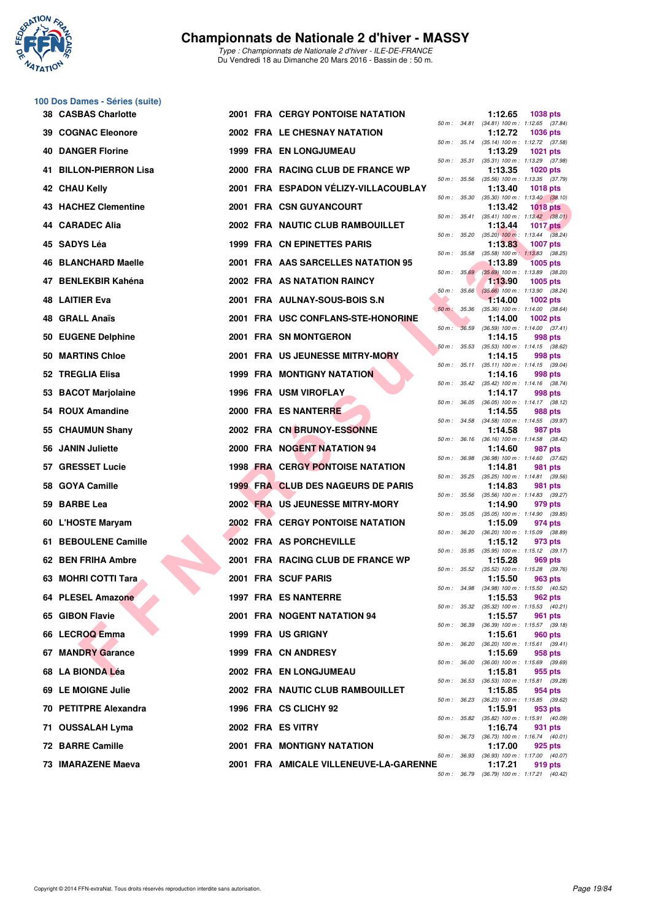# Championnats de Nationale 2 d'hiver - MASSY

*Type : Championnats de Nationale 2 d'hiver - ILE-DE-FRANCE*
Du Vendredi 18 au Dimanche 20 Mars 2016 - Bassin de : 50 m.

## 100 Dos Dames - Séries (suite)

| Rang | Nom | Année | Nat | Club | Temps | Points | 50 m | 100 m |
|---|---|---|---|---|---|---|---|---|
| 38 | CASBAS Charlotte | 2001 | FRA | CERGY PONTOISE NATATION | 1:12.65 | 1038 pts | 34.81 | (34.81) 1:12.65 (37.84) |
| 39 | COGNAC Eleonore | 2002 | FRA | LE CHESNAY NATATION | 1:12.72 | 1036 pts | 35.14 | (35.14) 1:12.72 (37.58) |
| 40 | DANGER Florine | 1999 | FRA | EN LONGJUMEAU | 1:13.29 | 1021 pts | 35.31 | (35.31) 1:13.29 (37.98) |
| 41 | BILLON-PIERRON Lisa | 2000 | FRA | RACING CLUB DE FRANCE WP | 1:13.35 | 1020 pts | 35.56 | (35.56) 1:13.35 (37.79) |
| 42 | CHAU Kelly | 2001 | FRA | ESPADON VÉLIZY-VILLACOUBLAY | 1:13.40 | 1018 pts | 35.30 | (35.30) 1:13.40 (38.10) |
| 43 | HACHEZ Clementine | 2001 | FRA | CSN GUYANCOURT | 1:13.42 | 1018 pts | 35.41 | (35.41) 1:13.42 (38.01) |
| 44 | CARADEC Alia | 2002 | FRA | NAUTIC CLUB RAMBOUILLET | 1:13.44 | 1017 pts | 35.20 | (35.20) 1:13.44 (38.24) |
| 45 | SADYS Léa | 1999 | FRA | CN EPINETTES PARIS | 1:13.83 | 1007 pts | 35.58 | (35.58) 1:13.83 (38.25) |
| 46 | BLANCHARD Maelle | 2001 | FRA | AAS SARCELLES NATATION 95 | 1:13.89 | 1005 pts | 35.69 | (35.69) 1:13.89 (38.20) |
| 47 | BENLEKBIR Kahéna | 2002 | FRA | AS NATATION RAINCY | 1:13.90 | 1005 pts | 35.66 | (35.66) 1:13.90 (38.24) |
| 48 | LAITIER Eva | 2001 | FRA | AULNAY-SOUS-BOIS S.N | 1:14.00 | 1002 pts | 35.36 | (35.36) 1:14.00 (38.64) |
| 48 | GRALL Anaïs | 2001 | FRA | USC CONFLANS-STE-HONORINE | 1:14.00 | 1002 pts | 36.59 | (36.59) 1:14.00 (37.41) |
| 50 | EUGENE Delphine | 2001 | FRA | SN MONTGERON | 1:14.15 | 998 pts | 35.53 | (35.53) 1:14.15 (38.62) |
| 50 | MARTINS Chloe | 2001 | FRA | US JEUNESSE MITRY-MORY | 1:14.15 | 998 pts | 35.11 | (35.11) 1:14.15 (39.04) |
| 52 | TREGLIA Elisa | 1999 | FRA | MONTIGNY NATATION | 1:14.16 | 998 pts | 35.42 | (35.42) 1:14.16 (38.74) |
| 53 | BACOT Marjolaine | 1996 | FRA | USM VIROFLAY | 1:14.17 | 998 pts | 36.05 | (36.05) 1:14.17 (38.12) |
| 54 | ROUX Amandine | 2000 | FRA | ES NANTERRE | 1:14.55 | 988 pts | 34.58 | (34.58) 1:14.55 (39.97) |
| 55 | CHAUMUN Shany | 2002 | FRA | CN BRUNOY-ESSONNE | 1:14.58 | 987 pts | 36.16 | (36.16) 1:14.58 (38.42) |
| 56 | JANIN Juliette | 2000 | FRA | NOGENT NATATION 94 | 1:14.60 | 987 pts | 36.98 | (36.98) 1:14.60 (37.62) |
| 57 | GRESSET Lucie | 1998 | FRA | CERGY PONTOISE NATATION | 1:14.81 | 981 pts | 35.25 | (35.25) 1:14.81 (39.56) |
| 58 | GOYA Camille | 1999 | FRA | CLUB DES NAGEURS DE PARIS | 1:14.83 | 981 pts | 35.56 | (35.56) 1:14.83 (39.27) |
| 59 | BARBE Lea | 2002 | FRA | US JEUNESSE MITRY-MORY | 1:14.90 | 979 pts | 35.05 | (35.05) 1:14.90 (39.85) |
| 60 | L'HOSTE Maryam | 2002 | FRA | CERGY PONTOISE NATATION | 1:15.09 | 974 pts | 36.20 | (36.20) 1:15.09 (38.89) |
| 61 | BEBOULENE Camille | 2002 | FRA | AS PORCHEVILLE | 1:15.12 | 973 pts | 35.95 | (35.95) 1:15.12 (39.17) |
| 62 | BEN FRIHA Ambre | 2001 | FRA | RACING CLUB DE FRANCE WP | 1:15.28 | 969 pts | 35.52 | (35.52) 1:15.28 (39.76) |
| 63 | MOHRI COTTI Tara | 2001 | FRA | SCUF PARIS | 1:15.50 | 963 pts | 34.98 | (34.98) 1:15.50 (40.52) |
| 64 | PLESEL Amazone | 1997 | FRA | ES NANTERRE | 1:15.53 | 962 pts | 35.32 | (35.32) 1:15.53 (40.21) |
| 65 | GIBON Flavie | 2001 | FRA | NOGENT NATATION 94 | 1:15.57 | 961 pts | 36.39 | (36.39) 1:15.57 (39.18) |
| 66 | LECROQ Emma | 1999 | FRA | US GRIGNY | 1:15.61 | 960 pts | 36.20 | (36.20) 1:15.61 (39.41) |
| 67 | MANDRY Garance | 1999 | FRA | CN ANDRESY | 1:15.69 | 958 pts | 36.00 | (36.00) 1:15.69 (39.69) |
| 68 | LA BIONDA Léa | 2002 | FRA | EN LONGJUMEAU | 1:15.81 | 955 pts | 36.53 | (36.53) 1:15.81 (39.28) |
| 69 | LE MOIGNE Julie | 2002 | FRA | NAUTIC CLUB RAMBOUILLET | 1:15.85 | 954 pts | 36.23 | (36.23) 1:15.85 (39.62) |
| 70 | PETITPRE Alexandra | 1996 | FRA | CS CLICHY 92 | 1:15.91 | 953 pts | 35.82 | (35.82) 1:15.91 (40.09) |
| 71 | OUSSALAH Lyma | 2002 | FRA | ES VITRY | 1:16.74 | 931 pts | 36.73 | (36.73) 1:16.74 (40.01) |
| 72 | BARRE Camille | 2001 | FRA | MONTIGNY NATATION | 1:17.00 | 925 pts | 36.93 | (36.93) 1:17.00 (40.07) |
| 73 | IMARAZENE Maeva | 2001 | FRA | AMICALE VILLENEUVE-LA-GARENNE | 1:17.21 | 919 pts | 36.79 | (36.79) 1:17.21 (40.42) |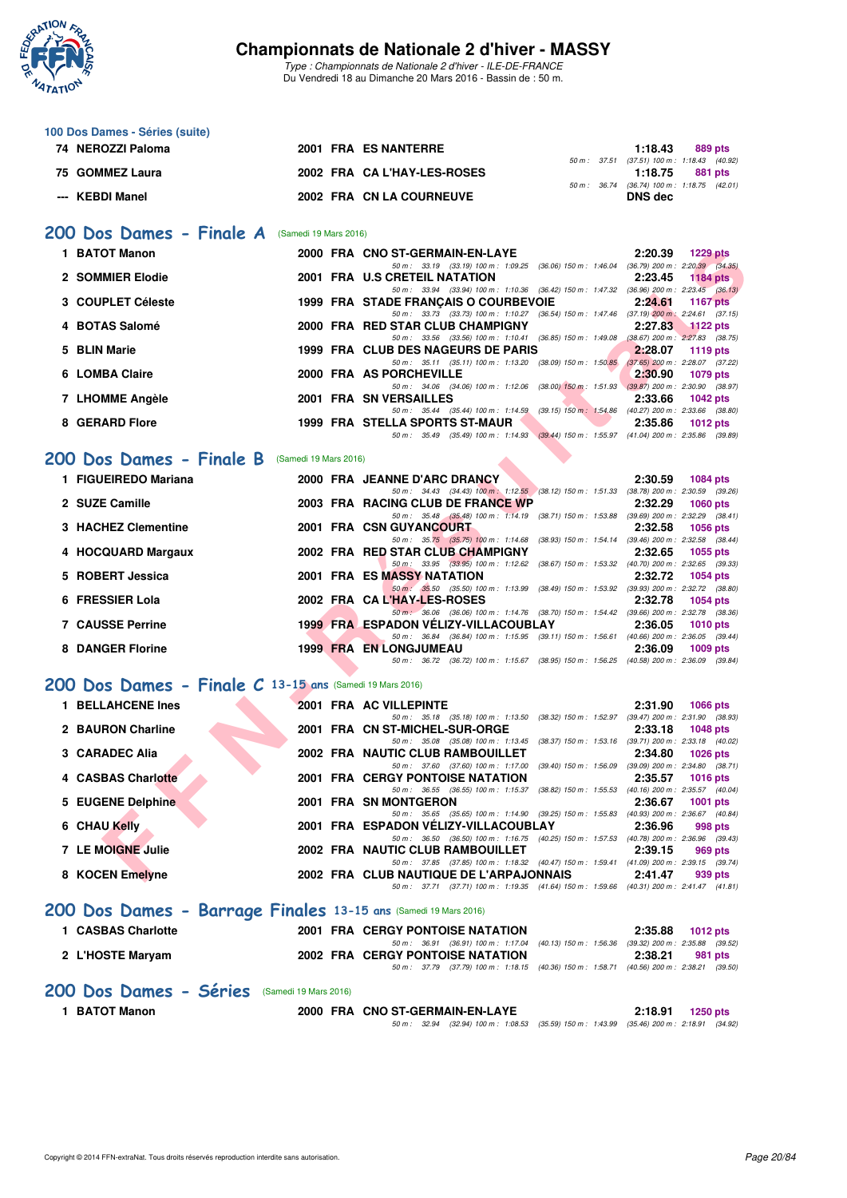# Championnats de Nationale 2 d'hiver - MASSY

*Type : Championnats de Nationale 2 d'hiver - ILE-DE-FRANCE*
Du Vendredi 18 au Dimanche 20 Mars 2016 - Bassin de : 50 m.

## 100 Dos Dames - Séries (suite)

| Pl. | Nom | Année | Nat. | Club | Temps | Points | Splits |
|---|---|---|---|---|---|---|---|
| 74 | NEROZZI Paloma | 2001 | FRA | ES NANTERRE | 1:18.43 | 889 pts | 50 m : 37.51 (37.51) 100 m : 1:18.43 (40.92) |
| 75 | GOMMEZ Laura | 2002 | FRA | CA L'HAY-LES-ROSES | 1:18.75 | 881 pts | 50 m : 36.74 (36.74) 100 m : 1:18.75 (42.01) |
| --- | KEBDI Manel | 2002 | FRA | CN LA COURNEUVE | DNS dec | | |

## 200 Dos Dames - Finale A (Samedi 19 Mars 2016)

| Pl. | Nom | Année | Nat. | Club | Temps | Points | Splits |
|---|---|---|---|---|---|---|---|
| 1 | BATOT Manon | 2000 | FRA | CNO ST-GERMAIN-EN-LAYE | 2:20.39 | 1229 pts | 50 m : 33.19 (33.19) 100 m : 1:09.25 (36.06) 150 m : 1:46.04 (36.79) 200 m : 2:20.39 (34.35) |
| 2 | SOMMIER Elodie | 2001 | FRA | U.S CRETEIL NATATION | 2:23.45 | 1184 pts | 50 m : 33.94 (33.94) 100 m : 1:10.36 (36.42) 150 m : 1:47.32 (36.96) 200 m : 2:23.45 (36.13) |
| 3 | COUPLET Céleste | 1999 | FRA | STADE FRANÇAIS O COURBEVOIE | 2:24.61 | 1167 pts | 50 m : 33.73 (33.73) 100 m : 1:10.27 (36.54) 150 m : 1:47.46 (37.19) 200 m : 2:24.61 (37.15) |
| 4 | BOTAS Salomé | 2000 | FRA | RED STAR CLUB CHAMPIGNY | 2:27.83 | 1122 pts | 50 m : 33.56 (33.56) 100 m : 1:10.41 (36.85) 150 m : 1:49.08 (38.67) 200 m : 2:27.83 (38.75) |
| 5 | BLIN Marie | 1999 | FRA | CLUB DES NAGEURS DE PARIS | 2:28.07 | 1119 pts | 50 m : 35.11 (35.11) 100 m : 1:13.20 (38.09) 150 m : 1:50.85 (37.65) 200 m : 2:28.07 (37.22) |
| 6 | LOMBA Claire | 2000 | FRA | AS PORCHEVILLE | 2:30.90 | 1079 pts | 50 m : 34.06 (34.06) 100 m : 1:12.06 (38.00) 150 m : 1:51.93 (39.87) 200 m : 2:30.90 (38.97) |
| 7 | LHOMME Angèle | 2001 | FRA | SN VERSAILLES | 2:33.66 | 1042 pts | 50 m : 35.44 (35.44) 100 m : 1:14.59 (39.15) 150 m : 1:54.86 (40.27) 200 m : 2:33.66 (38.80) |
| 8 | GERARD Flore | 1999 | FRA | STELLA SPORTS ST-MAUR | 2:35.86 | 1012 pts | 50 m : 35.49 (35.49) 100 m : 1:14.93 (39.44) 150 m : 1:55.97 (41.04) 200 m : 2:35.86 (39.89) |

## 200 Dos Dames - Finale B (Samedi 19 Mars 2016)

| Pl. | Nom | Année | Nat. | Club | Temps | Points | Splits |
|---|---|---|---|---|---|---|---|
| 1 | FIGUEIREDO Mariana | 2000 | FRA | JEANNE D'ARC DRANCY | 2:30.59 | 1084 pts | 50 m : 34.43 (34.43) 100 m : 1:12.55 (38.12) 150 m : 1:51.33 (38.78) 200 m : 2:30.59 (39.26) |
| 2 | SUZE Camille | 2003 | FRA | RACING CLUB DE FRANCE WP | 2:32.29 | 1060 pts | 50 m : 35.48 (35.48) 100 m : 1:14.19 (38.71) 150 m : 1:53.88 (39.69) 200 m : 2:32.29 (38.41) |
| 3 | HACHEZ Clementine | 2001 | FRA | CSN GUYANCOURT | 2:32.58 | 1056 pts | 50 m : 35.75 (35.75) 100 m : 1:14.68 (38.93) 150 m : 1:54.14 (39.46) 200 m : 2:32.58 (38.44) |
| 4 | HOCQUARD Margaux | 2002 | FRA | RED STAR CLUB CHAMPIGNY | 2:32.65 | 1055 pts | 50 m : 33.95 (33.95) 100 m : 1:12.62 (38.67) 150 m : 1:53.32 (40.70) 200 m : 2:32.65 (39.33) |
| 5 | ROBERT Jessica | 2001 | FRA | ES MASSY NATATION | 2:32.72 | 1054 pts | 50 m : 35.50 (35.50) 100 m : 1:13.99 (38.49) 150 m : 1:53.92 (39.93) 200 m : 2:32.72 (38.80) |
| 6 | FRESSIER Lola | 2002 | FRA | CA L'HAY-LES-ROSES | 2:32.78 | 1054 pts | 50 m : 36.06 (36.06) 100 m : 1:14.76 (38.70) 150 m : 1:54.42 (39.66) 200 m : 2:32.78 (38.36) |
| 7 | CAUSSE Perrine | 1999 | FRA | ESPADON VÉLIZY-VILLACOUBLAY | 2:36.05 | 1010 pts | 50 m : 36.84 (36.84) 100 m : 1:15.95 (39.11) 150 m : 1:56.61 (40.66) 200 m : 2:36.05 (39.44) |
| 8 | DANGER Florine | 1999 | FRA | EN LONGJUMEAU | 2:36.09 | 1009 pts | 50 m : 36.72 (36.72) 100 m : 1:15.67 (38.95) 150 m : 1:56.25 (40.58) 200 m : 2:36.09 (39.84) |

## 200 Dos Dames - Finale C 13-15 ans (Samedi 19 Mars 2016)

| Pl. | Nom | Année | Nat. | Club | Temps | Points | Splits |
|---|---|---|---|---|---|---|---|
| 1 | BELLAHCENE Ines | 2001 | FRA | AC VILLEPINTE | 2:31.90 | 1066 pts | 50 m : 35.18 (35.18) 100 m : 1:13.50 (38.32) 150 m : 1:52.97 (39.47) 200 m : 2:31.90 (38.93) |
| 2 | BAURON Charline | 2001 | FRA | CN ST-MICHEL-SUR-ORGE | 2:33.18 | 1048 pts | 50 m : 35.08 (35.08) 100 m : 1:13.45 (38.37) 150 m : 1:53.16 (39.71) 200 m : 2:33.18 (40.02) |
| 3 | CARADEC Alia | 2002 | FRA | NAUTIC CLUB RAMBOUILLET | 2:34.80 | 1026 pts | 50 m : 37.60 (37.60) 100 m : 1:17.00 (39.40) 150 m : 1:56.09 (39.09) 200 m : 2:34.80 (38.71) |
| 4 | CASBAS Charlotte | 2001 | FRA | CERGY PONTOISE NATATION | 2:35.57 | 1016 pts | 50 m : 36.55 (36.55) 100 m : 1:15.37 (38.82) 150 m : 1:55.53 (40.16) 200 m : 2:35.57 (40.04) |
| 5 | EUGENE Delphine | 2001 | FRA | SN MONTGERON | 2:36.67 | 1001 pts | 50 m : 35.65 (35.65) 100 m : 1:14.90 (39.25) 150 m : 1:55.83 (40.93) 200 m : 2:36.67 (40.84) |
| 6 | CHAU Kelly | 2001 | FRA | ESPADON VÉLIZY-VILLACOUBLAY | 2:36.96 | 998 pts | 50 m : 36.50 (36.50) 100 m : 1:16.75 (40.25) 150 m : 1:57.53 (40.78) 200 m : 2:36.96 (39.43) |
| 7 | LE MOIGNE Julie | 2002 | FRA | NAUTIC CLUB RAMBOUILLET | 2:39.15 | 969 pts | 50 m : 37.85 (37.85) 100 m : 1:18.32 (40.47) 150 m : 1:59.41 (41.09) 200 m : 2:39.15 (39.74) |
| 8 | KOCEN Emelyne | 2002 | FRA | CLUB NAUTIQUE DE L'ARPAJONNAIS | 2:41.47 | 939 pts | 50 m : 37.71 (37.71) 100 m : 1:19.35 (41.64) 150 m : 1:59.66 (40.31) 200 m : 2:41.47 (41.81) |

## 200 Dos Dames - Barrage Finales 13-15 ans (Samedi 19 Mars 2016)

| Pl. | Nom | Année | Nat. | Club | Temps | Points | Splits |
|---|---|---|---|---|---|---|---|
| 1 | CASBAS Charlotte | 2001 | FRA | CERGY PONTOISE NATATION | 2:35.88 | 1012 pts | 50 m : 36.91 (36.91) 100 m : 1:17.04 (40.13) 150 m : 1:56.36 (39.32) 200 m : 2:35.88 (39.52) |
| 2 | L'HOSTE Maryam | 2002 | FRA | CERGY PONTOISE NATATION | 2:38.21 | 981 pts | 50 m : 37.79 (37.79) 100 m : 1:18.15 (40.36) 150 m : 1:58.71 (40.56) 200 m : 2:38.21 (39.50) |

## 200 Dos Dames - Séries (Samedi 19 Mars 2016)

| Pl. | Nom | Année | Nat. | Club | Temps | Points | Splits |
|---|---|---|---|---|---|---|---|
| 1 | BATOT Manon | 2000 | FRA | CNO ST-GERMAIN-EN-LAYE | 2:18.91 | 1250 pts | 50 m : 32.94 (32.94) 100 m : 1:08.53 (35.59) 150 m : 1:43.99 (35.46) 200 m : 2:18.91 (34.92) |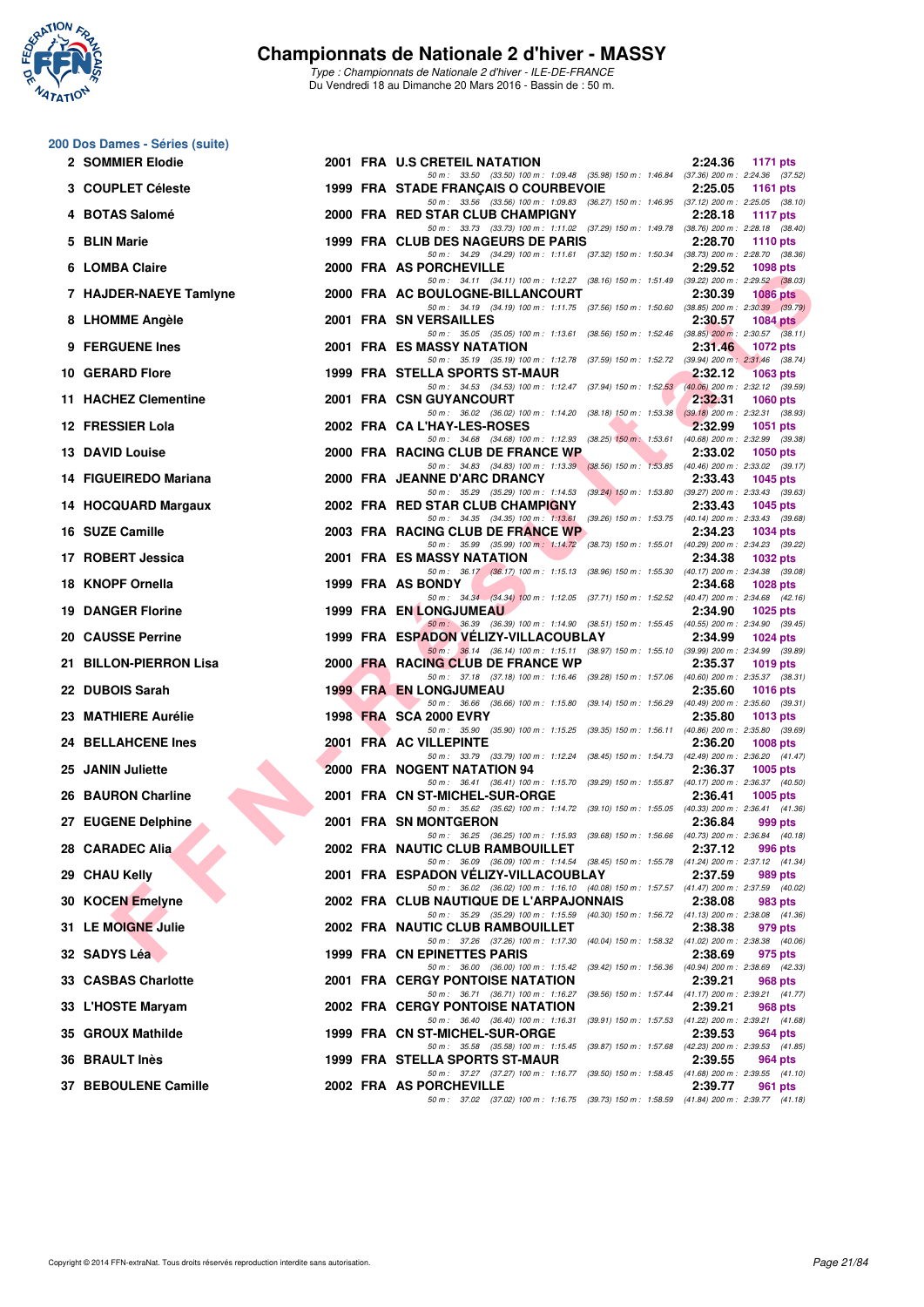# Championnats de Nationale 2 d'hiver - MASSY

*Type : Championnats de Nationale 2 d'hiver - ILE-DE-FRANCE*

Du Vendredi 18 au Dimanche 20 Mars 2016 - Bassin de : 50 m.

## 200 Dos Dames - Séries (suite)

| Rang | Nom | Année | Nat | Club | Temps | Points |
|---|---|---|---|---|---|---|
| 2 | SOMMIER Elodie | 2001 | FRA | U.S CRETEIL NATATION | 2:24.36 | 1171 pts |
| | 50 m : 33.50 (33.50) 100 m : 1:09.48 (35.98) 150 m : 1:46.84 (37.36) 200 m : 2:24.36 (37.52) | | | | | |
| 3 | COUPLET Céleste | 1999 | FRA | STADE FRANÇAIS O COURBEVOIE | 2:25.05 | 1161 pts |
| | 50 m : 33.56 (33.56) 100 m : 1:09.83 (36.27) 150 m : 1:46.95 (37.12) 200 m : 2:25.05 (38.10) | | | | | |
| 4 | BOTAS Salomé | 2000 | FRA | RED STAR CLUB CHAMPIGNY | 2:28.18 | 1117 pts |
| | 50 m : 33.73 (33.73) 100 m : 1:11.02 (37.29) 150 m : 1:49.78 (38.76) 200 m : 2:28.18 (38.40) | | | | | |
| 5 | BLIN Marie | 1999 | FRA | CLUB DES NAGEURS DE PARIS | 2:28.70 | 1110 pts |
| | 50 m : 34.29 (34.29) 100 m : 1:11.61 (37.32) 150 m : 1:50.34 (38.73) 200 m : 2:28.70 (38.36) | | | | | |
| 6 | LOMBA Claire | 2000 | FRA | AS PORCHEVILLE | 2:29.52 | 1098 pts |
| | 50 m : 34.11 (34.11) 100 m : 1:12.27 (38.16) 150 m : 1:51.49 (39.22) 200 m : 2:29.52 (38.03) | | | | | |
| 7 | HAJDER-NAEYE Tamlyne | 2000 | FRA | AC BOULOGNE-BILLANCOURT | 2:30.39 | 1086 pts |
| | 50 m : 34.19 (34.19) 100 m : 1:11.75 (37.56) 150 m : 1:50.60 (38.85) 200 m : 2:30.39 (39.79) | | | | | |
| 8 | LHOMME Angèle | 2001 | FRA | SN VERSAILLES | 2:30.57 | 1084 pts |
| | 50 m : 35.05 (35.05) 100 m : 1:13.61 (38.56) 150 m : 1:52.46 (38.85) 200 m : 2:30.57 (38.11) | | | | | |
| 9 | FERGUENE Ines | 2001 | FRA | ES MASSY NATATION | 2:31.46 | 1072 pts |
| | 50 m : 35.19 (35.19) 100 m : 1:12.78 (37.59) 150 m : 1:52.72 (39.94) 200 m : 2:31.46 (38.74) | | | | | |
| 10 | GERARD Flore | 1999 | FRA | STELLA SPORTS ST-MAUR | 2:32.12 | 1063 pts |
| | 50 m : 34.53 (34.53) 100 m : 1:12.47 (37.94) 150 m : 1:52.53 (40.06) 200 m : 2:32.12 (39.59) | | | | | |
| 11 | HACHEZ Clementine | 2001 | FRA | CSN GUYANCOURT | 2:32.31 | 1060 pts |
| | 50 m : 36.02 (36.02) 100 m : 1:14.20 (38.18) 150 m : 1:53.38 (39.18) 200 m : 2:32.31 (38.93) | | | | | |
| 12 | FRESSIER Lola | 2002 | FRA | CA L'HAY-LES-ROSES | 2:32.99 | 1051 pts |
| | 50 m : 34.68 (34.68) 100 m : 1:12.93 (38.25) 150 m : 1:53.61 (40.68) 200 m : 2:32.99 (39.38) | | | | | |
| 13 | DAVID Louise | 2000 | FRA | RACING CLUB DE FRANCE WP | 2:33.02 | 1050 pts |
| | 50 m : 34.83 (34.83) 100 m : 1:13.39 (38.56) 150 m : 1:53.85 (40.46) 200 m : 2:33.02 (39.17) | | | | | |
| 14 | FIGUEIREDO Mariana | 2000 | FRA | JEANNE D'ARC DRANCY | 2:33.43 | 1045 pts |
| | 50 m : 35.29 (35.29) 100 m : 1:14.53 (39.24) 150 m : 1:53.80 (39.27) 200 m : 2:33.43 (39.63) | | | | | |
| 14 | HOCQUARD Margaux | 2002 | FRA | RED STAR CLUB CHAMPIGNY | 2:33.43 | 1045 pts |
| | 50 m : 34.35 (34.35) 100 m : 1:13.61 (39.26) 150 m : 1:53.75 (40.14) 200 m : 2:33.43 (39.68) | | | | | |
| 16 | SUZE Camille | 2003 | FRA | RACING CLUB DE FRANCE WP | 2:34.23 | 1034 pts |
| | 50 m : 35.99 (35.99) 100 m : 1:14.72 (38.73) 150 m : 1:55.01 (40.29) 200 m : 2:34.23 (39.22) | | | | | |
| 17 | ROBERT Jessica | 2001 | FRA | ES MASSY NATATION | 2:34.38 | 1032 pts |
| | 50 m : 36.17 (36.17) 100 m : 1:15.13 (38.96) 150 m : 1:55.30 (40.17) 200 m : 2:34.38 (39.08) | | | | | |
| 18 | KNOPF Ornella | 1999 | FRA | AS BONDY | 2:34.68 | 1028 pts |
| | 50 m : 34.34 (34.34) 100 m : 1:12.05 (37.71) 150 m : 1:52.52 (40.47) 200 m : 2:34.68 (42.16) | | | | | |
| 19 | DANGER Florine | 1999 | FRA | EN LONGJUMEAU | 2:34.90 | 1025 pts |
| | 50 m : 36.39 (36.39) 100 m : 1:14.90 (38.51) 150 m : 1:55.45 (40.55) 200 m : 2:34.90 (39.45) | | | | | |
| 20 | CAUSSE Perrine | 1999 | FRA | ESPADON VÉLIZY-VILLACOUBLAY | 2:34.99 | 1024 pts |
| | 50 m : 36.14 (36.14) 100 m : 1:15.11 (38.97) 150 m : 1:55.10 (39.99) 200 m : 2:34.99 (39.89) | | | | | |
| 21 | BILLON-PIERRON Lisa | 2000 | FRA | RACING CLUB DE FRANCE WP | 2:35.37 | 1019 pts |
| | 50 m : 37.18 (37.18) 100 m : 1:16.46 (39.28) 150 m : 1:57.06 (40.60) 200 m : 2:35.37 (38.31) | | | | | |
| 22 | DUBOIS Sarah | 1999 | FRA | EN LONGJUMEAU | 2:35.60 | 1016 pts |
| | 50 m : 36.66 (36.66) 100 m : 1:15.80 (39.14) 150 m : 1:56.29 (40.49) 200 m : 2:35.60 (39.31) | | | | | |
| 23 | MATHIERE Aurélie | 1998 | FRA | SCA 2000 EVRY | 2:35.80 | 1013 pts |
| | 50 m : 35.90 (35.90) 100 m : 1:15.25 (39.35) 150 m : 1:56.11 (40.86) 200 m : 2:35.80 (39.69) | | | | | |
| 24 | BELLAHCENE Ines | 2001 | FRA | AC VILLEPINTE | 2:36.20 | 1008 pts |
| | 50 m : 33.79 (33.79) 100 m : 1:12.24 (38.45) 150 m : 1:54.73 (42.49) 200 m : 2:36.20 (41.47) | | | | | |
| 25 | JANIN Juliette | 2000 | FRA | NOGENT NATATION 94 | 2:36.37 | 1005 pts |
| | 50 m : 36.41 (36.41) 100 m : 1:15.70 (39.29) 150 m : 1:55.87 (40.17) 200 m : 2:36.37 (40.50) | | | | | |
| 26 | BAURON Charline | 2001 | FRA | CN ST-MICHEL-SUR-ORGE | 2:36.41 | 1005 pts |
| | 50 m : 35.62 (35.62) 100 m : 1:14.72 (39.10) 150 m : 1:55.05 (40.33) 200 m : 2:36.41 (41.36) | | | | | |
| 27 | EUGENE Delphine | 2001 | FRA | SN MONTGERON | 2:36.84 | 999 pts |
| | 50 m : 36.25 (36.25) 100 m : 1:15.93 (39.68) 150 m : 1:56.66 (40.73) 200 m : 2:36.84 (40.18) | | | | | |
| 28 | CARADEC Alia | 2002 | FRA | NAUTIC CLUB RAMBOUILLET | 2:37.12 | 996 pts |
| | 50 m : 36.09 (36.09) 100 m : 1:14.54 (38.45) 150 m : 1:55.78 (41.24) 200 m : 2:37.12 (41.34) | | | | | |
| 29 | CHAU Kelly | 2001 | FRA | ESPADON VÉLIZY-VILLACOUBLAY | 2:37.59 | 989 pts |
| | 50 m : 36.02 (36.02) 100 m : 1:16.10 (40.08) 150 m : 1:57.57 (41.47) 200 m : 2:37.59 (40.02) | | | | | |
| 30 | KOCEN Emelyne | 2002 | FRA | CLUB NAUTIQUE DE L'ARPAJONNAIS | 2:38.08 | 983 pts |
| | 50 m : 35.29 (35.29) 100 m : 1:15.59 (40.30) 150 m : 1:56.72 (41.13) 200 m : 2:38.08 (41.36) | | | | | |
| 31 | LE MOIGNE Julie | 2002 | FRA | NAUTIC CLUB RAMBOUILLET | 2:38.38 | 979 pts |
| | 50 m : 37.26 (37.26) 100 m : 1:17.30 (40.04) 150 m : 1:58.32 (41.02) 200 m : 2:38.38 (40.06) | | | | | |
| 32 | SADYS Léa | 1999 | FRA | CN EPINETTES PARIS | 2:38.69 | 975 pts |
| | 50 m : 36.00 (36.00) 100 m : 1:15.42 (39.42) 150 m : 1:56.36 (40.94) 200 m : 2:38.69 (42.33) | | | | | |
| 33 | CASBAS Charlotte | 2001 | FRA | CERGY PONTOISE NATATION | 2:39.21 | 968 pts |
| | 50 m : 36.71 (36.71) 100 m : 1:16.27 (39.56) 150 m : 1:57.44 (41.17) 200 m : 2:39.21 (41.77) | | | | | |
| 33 | L'HOSTE Maryam | 2002 | FRA | CERGY PONTOISE NATATION | 2:39.21 | 968 pts |
| | 50 m : 36.40 (36.40) 100 m : 1:16.31 (39.91) 150 m : 1:57.53 (41.22) 200 m : 2:39.21 (41.68) | | | | | |
| 35 | GROUX Mathilde | 1999 | FRA | CN ST-MICHEL-SUR-ORGE | 2:39.53 | 964 pts |
| | 50 m : 35.58 (35.58) 100 m : 1:15.45 (39.87) 150 m : 1:57.68 (42.23) 200 m : 2:39.53 (41.85) | | | | | |
| 36 | BRAULT Inès | 1999 | FRA | STELLA SPORTS ST-MAUR | 2:39.55 | 964 pts |
| | 50 m : 37.27 (37.27) 100 m : 1:16.77 (39.50) 150 m : 1:58.45 (41.68) 200 m : 2:39.55 (41.10) | | | | | |
| 37 | BEBOULENE Camille | 2002 | FRA | AS PORCHEVILLE | 2:39.77 | 961 pts |
| | 50 m : 37.02 (37.02) 100 m : 1:16.75 (39.73) 150 m : 1:58.59 (41.84) 200 m : 2:39.77 (41.18) | | | | | |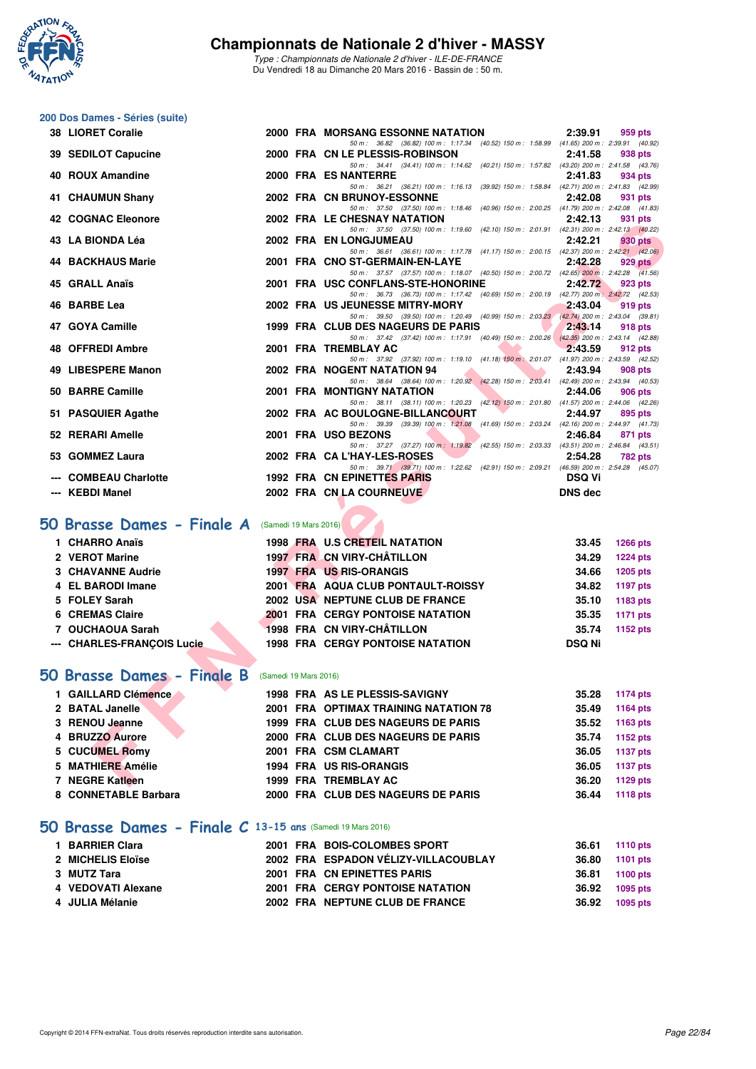# Championnats de Nationale 2 d'hiver - MASSY

*Type : Championnats de Nationale 2 d'hiver - ILE-DE-FRANCE*
Du Vendredi 18 au Dimanche 20 Mars 2016 - Bassin de : 50 m.

## 200 Dos Dames - Séries (suite)

| Rang | Nom | Année | Nat | Club | Temps | Points |
|---|---|---|---|---|---|---|
| 38 | LIORET Coralie | 2000 | FRA | MORSANG ESSONNE NATATION | 2:39.91 | 959 pts |
| | 50 m : 36.82 (36.82) 100 m : 1:17.34 (40.52) 150 m : 1:58.99 (41.65) 200 m : 2:39.91 (40.92) | | | | | |
| 39 | SEDILOT Capucine | 2000 | FRA | CN LE PLESSIS-ROBINSON | 2:41.58 | 938 pts |
| | 50 m : 34.41 (34.41) 100 m : 1:14.62 (40.21) 150 m : 1:57.82 (43.20) 200 m : 2:41.58 (43.76) | | | | | |
| 40 | ROUX Amandine | 2000 | FRA | ES NANTERRE | 2:41.83 | 934 pts |
| | 50 m : 36.21 (36.21) 100 m : 1:16.13 (39.92) 150 m : 1:58.84 (42.71) 200 m : 2:41.83 (42.99) | | | | | |
| 41 | CHAUMUN Shany | 2002 | FRA | CN BRUNOY-ESSONNE | 2:42.08 | 931 pts |
| | 50 m : 37.50 (37.50) 100 m : 1:18.46 (40.96) 150 m : 2:00.25 (41.79) 200 m : 2:42.08 (41.83) | | | | | |
| 42 | COGNAC Eleonore | 2002 | FRA | LE CHESNAY NATATION | 2:42.13 | 931 pts |
| | 50 m : 37.50 (37.50) 100 m : 1:19.60 (42.10) 150 m : 2:01.91 (42.31) 200 m : 2:42.13 (40.22) | | | | | |
| 43 | LA BIONDA Léa | 2002 | FRA | EN LONGJUMEAU | 2:42.21 | 930 pts |
| | 50 m : 36.61 (36.61) 100 m : 1:17.78 (41.17) 150 m : 2:00.15 (42.37) 200 m : 2:42.21 (42.06) | | | | | |
| 44 | BACKHAUS Marie | 2001 | FRA | CNO ST-GERMAIN-EN-LAYE | 2:42.28 | 929 pts |
| | 50 m : 37.57 (37.57) 100 m : 1:18.07 (40.50) 150 m : 2:00.72 (42.65) 200 m : 2:42.28 (41.56) | | | | | |
| 45 | GRALL Anaïs | 2001 | FRA | USC CONFLANS-STE-HONORINE | 2:42.72 | 923 pts |
| | 50 m : 36.73 (36.73) 100 m : 1:17.42 (40.69) 150 m : 2:00.19 (42.77) 200 m : 2:42.72 (42.53) | | | | | |
| 46 | BARBE Lea | 2002 | FRA | US JEUNESSE MITRY-MORY | 2:43.04 | 919 pts |
| | 50 m : 39.50 (39.50) 100 m : 1:20.49 (40.99) 150 m : 2:03.23 (42.74) 200 m : 2:43.04 (39.81) | | | | | |
| 47 | GOYA Camille | 1999 | FRA | CLUB DES NAGEURS DE PARIS | 2:43.14 | 918 pts |
| | 50 m : 37.42 (37.42) 100 m : 1:17.91 (40.49) 150 m : 2:00.26 (42.35) 200 m : 2:43.14 (42.88) | | | | | |
| 48 | OFFREDI Ambre | 2001 | FRA | TREMBLAY AC | 2:43.59 | 912 pts |
| | 50 m : 37.92 (37.92) 100 m : 1:19.10 (41.18) 150 m : 2:01.07 (41.97) 200 m : 2:43.59 (42.52) | | | | | |
| 49 | LIBESPERE Manon | 2002 | FRA | NOGENT NATATION 94 | 2:43.94 | 908 pts |
| | 50 m : 38.64 (38.64) 100 m : 1:20.92 (42.28) 150 m : 2:03.41 (42.49) 200 m : 2:43.94 (40.53) | | | | | |
| 50 | BARRE Camille | 2001 | FRA | MONTIGNY NATATION | 2:44.06 | 906 pts |
| | 50 m : 38.11 (38.11) 100 m : 1:20.23 (42.12) 150 m : 2:01.80 (41.57) 200 m : 2:44.06 (42.26) | | | | | |
| 51 | PASQUIER Agathe | 2002 | FRA | AC BOULOGNE-BILLANCOURT | 2:44.97 | 895 pts |
| | 50 m : 39.39 (39.39) 100 m : 1:21.08 (41.69) 150 m : 2:03.24 (42.16) 200 m : 2:44.97 (41.73) | | | | | |
| 52 | RERARI Amelle | 2001 | FRA | USO BEZONS | 2:46.84 | 871 pts |
| | 50 m : 37.27 (37.27) 100 m : 1:19.82 (42.55) 150 m : 2:03.33 (43.51) 200 m : 2:46.84 (43.51) | | | | | |
| 53 | GOMMEZ Laura | 2002 | FRA | CA L'HAY-LES-ROSES | 2:54.28 | 782 pts |
| | 50 m : 39.71 (39.71) 100 m : 1:22.62 (42.91) 150 m : 2:09.21 (46.59) 200 m : 2:54.28 (45.07) | | | | | |
| --- | COMBEAU Charlotte | 1992 | FRA | CN EPINETTES PARIS | DSQ Vi | |
| --- | KEBDI Manel | 2002 | FRA | CN LA COURNEUVE | DNS dec | |

## 50 Brasse Dames - Finale A (Samedi 19 Mars 2016)

| Rang | Nom | Année | Nat | Club | Temps | Points |
|---|---|---|---|---|---|---|
| 1 | CHARRO Anaïs | 1998 | FRA | U.S CRETEIL NATATION | 33.45 | 1266 pts |
| 2 | VEROT Marine | 1997 | FRA | CN VIRY-CHÂTILLON | 34.29 | 1224 pts |
| 3 | CHAVANNE Audrie | 1997 | FRA | US RIS-ORANGIS | 34.66 | 1205 pts |
| 4 | EL BARODI Imane | 2001 | FRA | AQUA CLUB PONTAULT-ROISSY | 34.82 | 1197 pts |
| 5 | FOLEY Sarah | 2002 | USA | NEPTUNE CLUB DE FRANCE | 35.10 | 1183 pts |
| 6 | CREMAS Claire | 2001 | FRA | CERGY PONTOISE NATATION | 35.35 | 1171 pts |
| 7 | OUCHAOUA Sarah | 1998 | FRA | CN VIRY-CHÂTILLON | 35.74 | 1152 pts |
| --- | CHARLES-FRANÇOIS Lucie | 1998 | FRA | CERGY PONTOISE NATATION | DSQ Ni | |

## 50 Brasse Dames - Finale B (Samedi 19 Mars 2016)

| Rang | Nom | Année | Nat | Club | Temps | Points |
|---|---|---|---|---|---|---|
| 1 | GAILLARD Clémence | 1998 | FRA | AS LE PLESSIS-SAVIGNY | 35.28 | 1174 pts |
| 2 | BATAL Janelle | 2001 | FRA | OPTIMAX TRAINING NATATION 78 | 35.49 | 1164 pts |
| 3 | RENOU Jeanne | 1999 | FRA | CLUB DES NAGEURS DE PARIS | 35.52 | 1163 pts |
| 4 | BRUZZO Aurore | 2000 | FRA | CLUB DES NAGEURS DE PARIS | 35.74 | 1152 pts |
| 5 | CUCUMEL Romy | 2001 | FRA | CSM CLAMART | 36.05 | 1137 pts |
| 5 | MATHIERE Amélie | 1994 | FRA | US RIS-ORANGIS | 36.05 | 1137 pts |
| 7 | NEGRE Katleen | 1999 | FRA | TREMBLAY AC | 36.20 | 1129 pts |
| 8 | CONNETABLE Barbara | 2000 | FRA | CLUB DES NAGEURS DE PARIS | 36.44 | 1118 pts |

## 50 Brasse Dames - Finale C 13-15 ans (Samedi 19 Mars 2016)

| Rang | Nom | Année | Nat | Club | Temps | Points |
|---|---|---|---|---|---|---|
| 1 | BARRIER Clara | 2001 | FRA | BOIS-COLOMBES SPORT | 36.61 | 1110 pts |
| 2 | MICHELIS Eloïse | 2002 | FRA | ESPADON VÉLIZY-VILLACOUBLAY | 36.80 | 1101 pts |
| 3 | MUTZ Tara | 2001 | FRA | CN EPINETTES PARIS | 36.81 | 1100 pts |
| 4 | VEDOVATI Alexane | 2001 | FRA | CERGY PONTOISE NATATION | 36.92 | 1095 pts |
| 4 | JULIA Mélanie | 2002 | FRA | NEPTUNE CLUB DE FRANCE | 36.92 | 1095 pts |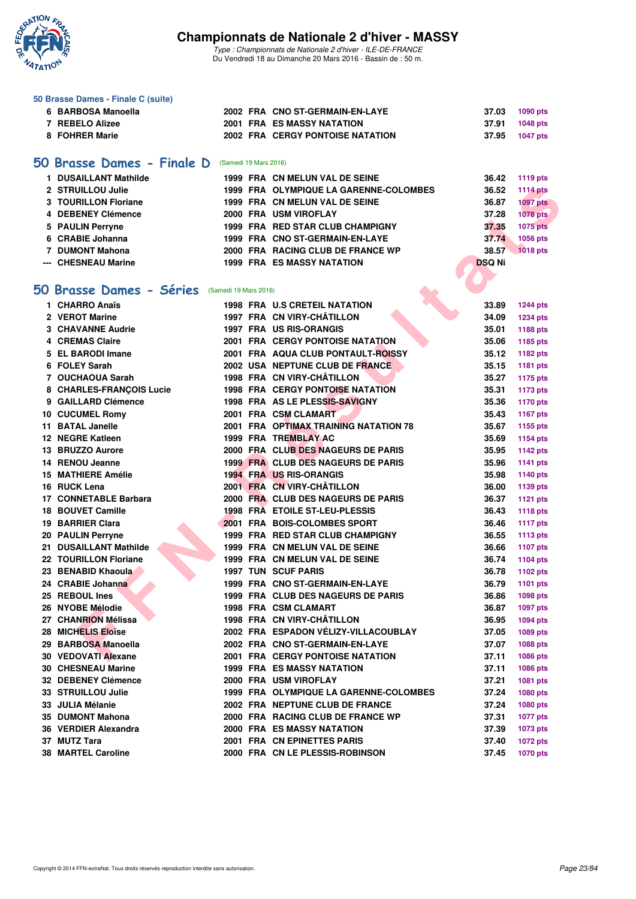### 50 Brasse Dames - Finale C (suite)

| | | | | | | |
|---|---|---|---|---|---|---|
| 6 | BARBOSA Manoella | 2002 | FRA | CNO ST-GERMAIN-EN-LAYE | 37.03 | 1090 pts |
| 7 | REBELO Alizee | 2001 | FRA | ES MASSY NATATION | 37.91 | 1048 pts |
| 8 | FOHRER Marie | 2002 | FRA | CERGY PONTOISE NATATION | 37.95 | 1047 pts |

## 50 Brasse Dames - Finale D (Samedi 19 Mars 2016)

| | | | | | | |
|---|---|---|---|---|---|---|
| 1 | DUSAILLANT Mathilde | 1999 | FRA | CN MELUN VAL DE SEINE | 36.42 | 1119 pts |
| 2 | STRUILLOU Julie | 1999 | FRA | OLYMPIQUE LA GARENNE-COLOMBES | 36.52 | 1114 pts |
| 3 | TOURILLON Floriane | 1999 | FRA | CN MELUN VAL DE SEINE | 36.87 | 1097 pts |
| 4 | DEBENEY Clémence | 2000 | FRA | USM VIROFLAY | 37.28 | 1078 pts |
| 5 | PAULIN Perryne | 1999 | FRA | RED STAR CLUB CHAMPIGNY | 37.35 | 1075 pts |
| 6 | CRABIE Johanna | 1999 | FRA | CNO ST-GERMAIN-EN-LAYE | 37.74 | 1056 pts |
| 7 | DUMONT Mahona | 2000 | FRA | RACING CLUB DE FRANCE WP | 38.57 | 1018 pts |
| --- | CHESNEAU Marine | 1999 | FRA | ES MASSY NATATION | DSQ Ni | |

## 50 Brasse Dames - Séries (Samedi 19 Mars 2016)

| | | | | | | |
|---|---|---|---|---|---|---|
| 1 | CHARRO Anaïs | 1998 | FRA | U.S CRETEIL NATATION | 33.89 | 1244 pts |
| 2 | VEROT Marine | 1997 | FRA | CN VIRY-CHÂTILLON | 34.09 | 1234 pts |
| 3 | CHAVANNE Audrie | 1997 | FRA | US RIS-ORANGIS | 35.01 | 1188 pts |
| 4 | CREMAS Claire | 2001 | FRA | CERGY PONTOISE NATATION | 35.06 | 1185 pts |
| 5 | EL BARODI Imane | 2001 | FRA | AQUA CLUB PONTAULT-ROISSY | 35.12 | 1182 pts |
| 6 | FOLEY Sarah | 2002 | USA | NEPTUNE CLUB DE FRANCE | 35.15 | 1181 pts |
| 7 | OUCHAOUA Sarah | 1998 | FRA | CN VIRY-CHÂTILLON | 35.27 | 1175 pts |
| 8 | CHARLES-FRANÇOIS Lucie | 1998 | FRA | CERGY PONTOISE NATATION | 35.31 | 1173 pts |
| 9 | GAILLARD Clémence | 1998 | FRA | AS LE PLESSIS-SAVIGNY | 35.36 | 1170 pts |
| 10 | CUCUMEL Romy | 2001 | FRA | CSM CLAMART | 35.43 | 1167 pts |
| 11 | BATAL Janelle | 2001 | FRA | OPTIMAX TRAINING NATATION 78 | 35.67 | 1155 pts |
| 12 | NEGRE Katleen | 1999 | FRA | TREMBLAY AC | 35.69 | 1154 pts |
| 13 | BRUZZO Aurore | 2000 | FRA | CLUB DES NAGEURS DE PARIS | 35.95 | 1142 pts |
| 14 | RENOU Jeanne | 1999 | FRA | CLUB DES NAGEURS DE PARIS | 35.96 | 1141 pts |
| 15 | MATHIERE Amélie | 1994 | FRA | US RIS-ORANGIS | 35.98 | 1140 pts |
| 16 | RUCK Lena | 2001 | FRA | CN VIRY-CHÂTILLON | 36.00 | 1139 pts |
| 17 | CONNETABLE Barbara | 2000 | FRA | CLUB DES NAGEURS DE PARIS | 36.37 | 1121 pts |
| 18 | BOUVET Camille | 1998 | FRA | ETOILE ST-LEU-PLESSIS | 36.43 | 1118 pts |
| 19 | BARRIER Clara | 2001 | FRA | BOIS-COLOMBES SPORT | 36.46 | 1117 pts |
| 20 | PAULIN Perryne | 1999 | FRA | RED STAR CLUB CHAMPIGNY | 36.55 | 1113 pts |
| 21 | DUSAILLANT Mathilde | 1999 | FRA | CN MELUN VAL DE SEINE | 36.66 | 1107 pts |
| 22 | TOURILLON Floriane | 1999 | FRA | CN MELUN VAL DE SEINE | 36.74 | 1104 pts |
| 23 | BENABID Khaoula | 1997 | TUN | SCUF PARIS | 36.78 | 1102 pts |
| 24 | CRABIE Johanna | 1999 | FRA | CNO ST-GERMAIN-EN-LAYE | 36.79 | 1101 pts |
| 25 | REBOUL Ines | 1999 | FRA | CLUB DES NAGEURS DE PARIS | 36.86 | 1098 pts |
| 26 | NYOBE Mélodie | 1998 | FRA | CSM CLAMART | 36.87 | 1097 pts |
| 27 | CHANRION Mélissa | 1998 | FRA | CN VIRY-CHÂTILLON | 36.95 | 1094 pts |
| 28 | MICHELIS Eloïse | 2002 | FRA | ESPADON VÉLIZY-VILLACOUBLAY | 37.05 | 1089 pts |
| 29 | BARBOSA Manoella | 2002 | FRA | CNO ST-GERMAIN-EN-LAYE | 37.07 | 1088 pts |
| 30 | VEDOVATI Alexane | 2001 | FRA | CERGY PONTOISE NATATION | 37.11 | 1086 pts |
| 30 | CHESNEAU Marine | 1999 | FRA | ES MASSY NATATION | 37.11 | 1086 pts |
| 32 | DEBENEY Clémence | 2000 | FRA | USM VIROFLAY | 37.21 | 1081 pts |
| 33 | STRUILLOU Julie | 1999 | FRA | OLYMPIQUE LA GARENNE-COLOMBES | 37.24 | 1080 pts |
| 33 | JULIA Mélanie | 2002 | FRA | NEPTUNE CLUB DE FRANCE | 37.24 | 1080 pts |
| 35 | DUMONT Mahona | 2000 | FRA | RACING CLUB DE FRANCE WP | 37.31 | 1077 pts |
| 36 | VERDIER Alexandra | 2000 | FRA | ES MASSY NATATION | 37.39 | 1073 pts |
| 37 | MUTZ Tara | 2001 | FRA | CN EPINETTES PARIS | 37.40 | 1072 pts |
| 38 | MARTEL Caroline | 2000 | FRA | CN LE PLESSIS-ROBINSON | 37.45 | 1070 pts |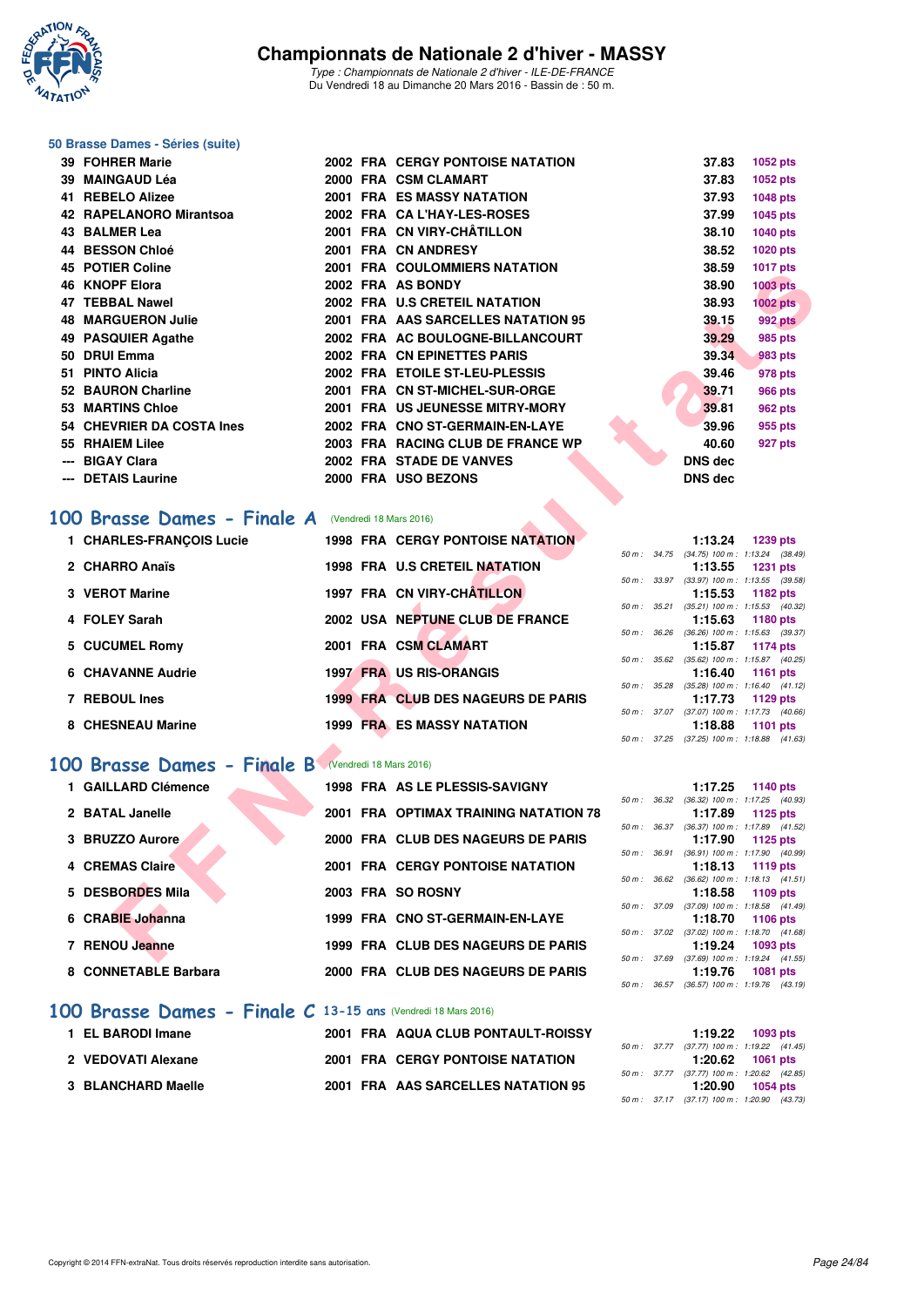# Championnats de Nationale 2 d'hiver - MASSY

*Type : Championnats de Nationale 2 d'hiver - ILE-DE-FRANCE*
Du Vendredi 18 au Dimanche 20 Mars 2016 - Bassin de : 50 m.

## 50 Brasse Dames - Séries (suite)

| Place | Nom | Année | Nat | Club | Temps | Points |
|---|---|---|---|---|---|---|
| 39 | FOHRER Marie | 2002 | FRA | CERGY PONTOISE NATATION | 37.83 | 1052 pts |
| 39 | MAINGAUD Léa | 2000 | FRA | CSM CLAMART | 37.83 | 1052 pts |
| 41 | REBELO Alizee | 2001 | FRA | ES MASSY NATATION | 37.93 | 1048 pts |
| 42 | RAPELANORO Mirantsoa | 2002 | FRA | CA L'HAY-LES-ROSES | 37.99 | 1045 pts |
| 43 | BALMER Lea | 2001 | FRA | CN VIRY-CHÂTILLON | 38.10 | 1040 pts |
| 44 | BESSON Chloé | 2001 | FRA | CN ANDRESY | 38.52 | 1020 pts |
| 45 | POTIER Coline | 2001 | FRA | COULOMMIERS NATATION | 38.59 | 1017 pts |
| 46 | KNOPF Elora | 2002 | FRA | AS BONDY | 38.90 | 1003 pts |
| 47 | TEBBAL Nawel | 2002 | FRA | U.S CRETEIL NATATION | 38.93 | 1002 pts |
| 48 | MARGUERON Julie | 2001 | FRA | AAS SARCELLES NATATION 95 | 39.15 | 992 pts |
| 49 | PASQUIER Agathe | 2002 | FRA | AC BOULOGNE-BILLANCOURT | 39.29 | 985 pts |
| 50 | DRUI Emma | 2002 | FRA | CN EPINETTES PARIS | 39.34 | 983 pts |
| 51 | PINTO Alicia | 2002 | FRA | ETOILE ST-LEU-PLESSIS | 39.46 | 978 pts |
| 52 | BAURON Charline | 2001 | FRA | CN ST-MICHEL-SUR-ORGE | 39.71 | 966 pts |
| 53 | MARTINS Chloe | 2001 | FRA | US JEUNESSE MITRY-MORY | 39.81 | 962 pts |
| 54 | CHEVRIER DA COSTA Ines | 2002 | FRA | CNO ST-GERMAIN-EN-LAYE | 39.96 | 955 pts |
| 55 | RHAIEM Lilee | 2003 | FRA | RACING CLUB DE FRANCE WP | 40.60 | 927 pts |
| --- | BIGAY Clara | 2002 | FRA | STADE DE VANVES | DNS dec | |
| --- | DETAIS Laurine | 2000 | FRA | USO BEZONS | DNS dec | |

## 100 Brasse Dames - Finale A (Vendredi 18 Mars 2016)

| Place | Nom | Année | Nat | Club | Temps | Points | Intermédiaires |
|---|---|---|---|---|---|---|---|
| 1 | CHARLES-FRANÇOIS Lucie | 1998 | FRA | CERGY PONTOISE NATATION | 1:13.24 | 1239 pts | 50 m : 34.75 (34.75) 100 m : 1:13.24 (38.49) |
| 2 | CHARRO Anaïs | 1998 | FRA | U.S CRETEIL NATATION | 1:13.55 | 1231 pts | 50 m : 33.97 (33.97) 100 m : 1:13.55 (39.58) |
| 3 | VEROT Marine | 1997 | FRA | CN VIRY-CHÂTILLON | 1:15.53 | 1182 pts | 50 m : 35.21 (35.21) 100 m : 1:15.53 (40.32) |
| 4 | FOLEY Sarah | 2002 | USA | NEPTUNE CLUB DE FRANCE | 1:15.63 | 1180 pts | 50 m : 36.26 (36.26) 100 m : 1:15.63 (39.37) |
| 5 | CUCUMEL Romy | 2001 | FRA | CSM CLAMART | 1:15.87 | 1174 pts | 50 m : 35.62 (35.62) 100 m : 1:15.87 (40.25) |
| 6 | CHAVANNE Audrie | 1997 | FRA | US RIS-ORANGIS | 1:16.40 | 1161 pts | 50 m : 35.28 (35.28) 100 m : 1:16.40 (41.12) |
| 7 | REBOUL Ines | 1999 | FRA | CLUB DES NAGEURS DE PARIS | 1:17.73 | 1129 pts | 50 m : 37.07 (37.07) 100 m : 1:17.73 (40.66) |
| 8 | CHESNEAU Marine | 1999 | FRA | ES MASSY NATATION | 1:18.88 | 1101 pts | 50 m : 37.25 (37.25) 100 m : 1:18.88 (41.63) |

## 100 Brasse Dames - Finale B (Vendredi 18 Mars 2016)

| Place | Nom | Année | Nat | Club | Temps | Points | Intermédiaires |
|---|---|---|---|---|---|---|---|
| 1 | GAILLARD Clémence | 1998 | FRA | AS LE PLESSIS-SAVIGNY | 1:17.25 | 1140 pts | 50 m : 36.32 (36.32) 100 m : 1:17.25 (40.93) |
| 2 | BATAL Janelle | 2001 | FRA | OPTIMAX TRAINING NATATION 78 | 1:17.89 | 1125 pts | 50 m : 36.37 (36.37) 100 m : 1:17.89 (41.52) |
| 3 | BRUZZO Aurore | 2000 | FRA | CLUB DES NAGEURS DE PARIS | 1:17.90 | 1125 pts | 50 m : 36.91 (36.91) 100 m : 1:17.90 (40.99) |
| 4 | CREMAS Claire | 2001 | FRA | CERGY PONTOISE NATATION | 1:18.13 | 1119 pts | 50 m : 36.62 (36.62) 100 m : 1:18.13 (41.51) |
| 5 | DESBORDES Mila | 2003 | FRA | SO ROSNY | 1:18.58 | 1109 pts | 50 m : 37.09 (37.09) 100 m : 1:18.58 (41.49) |
| 6 | CRABIE Johanna | 1999 | FRA | CNO ST-GERMAIN-EN-LAYE | 1:18.70 | 1106 pts | 50 m : 37.02 (37.02) 100 m : 1:18.70 (41.68) |
| 7 | RENOU Jeanne | 1999 | FRA | CLUB DES NAGEURS DE PARIS | 1:19.24 | 1093 pts | 50 m : 37.69 (37.69) 100 m : 1:19.24 (41.55) |
| 8 | CONNETABLE Barbara | 2000 | FRA | CLUB DES NAGEURS DE PARIS | 1:19.76 | 1081 pts | 50 m : 36.57 (36.57) 100 m : 1:19.76 (43.19) |

## 100 Brasse Dames - Finale C 13-15 ans (Vendredi 18 Mars 2016)

| Place | Nom | Année | Nat | Club | Temps | Points | Intermédiaires |
|---|---|---|---|---|---|---|---|
| 1 | EL BARODI Imane | 2001 | FRA | AQUA CLUB PONTAULT-ROISSY | 1:19.22 | 1093 pts | 50 m : 37.77 (37.77) 100 m : 1:19.22 (41.45) |
| 2 | VEDOVATI Alexane | 2001 | FRA | CERGY PONTOISE NATATION | 1:20.62 | 1061 pts | 50 m : 37.77 (37.77) 100 m : 1:20.62 (42.85) |
| 3 | BLANCHARD Maelle | 2001 | FRA | AAS SARCELLES NATATION 95 | 1:20.90 | 1054 pts | 50 m : 37.17 (37.17) 100 m : 1:20.90 (43.73) |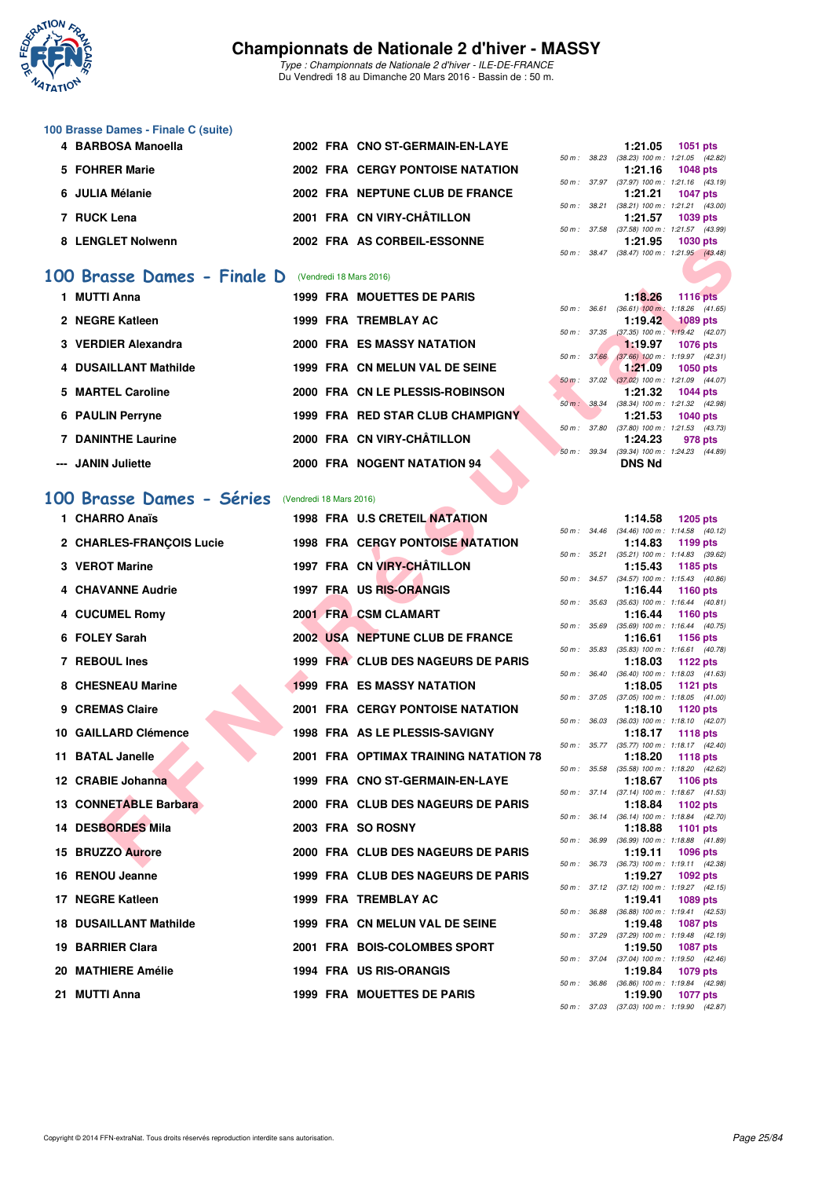# Championnats de Nationale 2 d'hiver - MASSY

*Type : Championnats de Nationale 2 d'hiver - ILE-DE-FRANCE*
Du Vendredi 18 au Dimanche 20 Mars 2016 - Bassin de : 50 m.

### 100 Brasse Dames - Finale C (suite)

| Rg | Nom | Année | Nat | Club | Temps | Points | Splits |
|---|---|---|---|---|---|---|---|
| 4 | BARBOSA Manoella | 2002 | FRA | CNO ST-GERMAIN-EN-LAYE | 1:21.05 | 1051 pts | 50 m : 38.23 (38.23) 100 m : 1:21.05 (42.82) |
| 5 | FOHRER Marie | 2002 | FRA | CERGY PONTOISE NATATION | 1:21.16 | 1048 pts | 50 m : 37.97 (37.97) 100 m : 1:21.16 (43.19) |
| 6 | JULIA Mélanie | 2002 | FRA | NEPTUNE CLUB DE FRANCE | 1:21.21 | 1047 pts | 50 m : 38.21 (38.21) 100 m : 1:21.21 (43.00) |
| 7 | RUCK Lena | 2001 | FRA | CN VIRY-CHÂTILLON | 1:21.57 | 1039 pts | 50 m : 37.58 (37.58) 100 m : 1:21.57 (43.99) |
| 8 | LENGLET Nolwenn | 2002 | FRA | AS CORBEIL-ESSONNE | 1:21.95 | 1030 pts | 50 m : 38.47 (38.47) 100 m : 1:21.95 (43.48) |

## 100 Brasse Dames - Finale D (Vendredi 18 Mars 2016)

| Rg | Nom | Année | Nat | Club | Temps | Points | Splits |
|---|---|---|---|---|---|---|---|
| 1 | MUTTI Anna | 1999 | FRA | MOUETTES DE PARIS | 1:18.26 | 1116 pts | 50 m : 36.61 (36.61) 100 m : 1:18.26 (41.65) |
| 2 | NEGRE Katleen | 1999 | FRA | TREMBLAY AC | 1:19.42 | 1089 pts | 50 m : 37.35 (37.35) 100 m : 1:19.42 (42.07) |
| 3 | VERDIER Alexandra | 2000 | FRA | ES MASSY NATATION | 1:19.97 | 1076 pts | 50 m : 37.66 (37.66) 100 m : 1:19.97 (42.31) |
| 4 | DUSAILLANT Mathilde | 1999 | FRA | CN MELUN VAL DE SEINE | 1:21.09 | 1050 pts | 50 m : 37.02 (37.02) 100 m : 1:21.09 (44.07) |
| 5 | MARTEL Caroline | 2000 | FRA | CN LE PLESSIS-ROBINSON | 1:21.32 | 1044 pts | 50 m : 38.34 (38.34) 100 m : 1:21.32 (42.98) |
| 6 | PAULIN Perryne | 1999 | FRA | RED STAR CLUB CHAMPIGNY | 1:21.53 | 1040 pts | 50 m : 37.80 (37.80) 100 m : 1:21.53 (43.73) |
| 7 | DANINTHE Laurine | 2000 | FRA | CN VIRY-CHÂTILLON | 1:24.23 | 978 pts | 50 m : 39.34 (39.34) 100 m : 1:24.23 (44.89) |
| --- | JANIN Juliette | 2000 | FRA | NOGENT NATATION 94 | DNS Nd | | |

## 100 Brasse Dames - Séries (Vendredi 18 Mars 2016)

| Rg | Nom | Année | Nat | Club | Temps | Points | Splits |
|---|---|---|---|---|---|---|---|
| 1 | CHARRO Anaïs | 1998 | FRA | U.S CRETEIL NATATION | 1:14.58 | 1205 pts | 50 m : 34.46 (34.46) 100 m : 1:14.58 (40.12) |
| 2 | CHARLES-FRANÇOIS Lucie | 1998 | FRA | CERGY PONTOISE NATATION | 1:14.83 | 1199 pts | 50 m : 35.21 (35.21) 100 m : 1:14.83 (39.62) |
| 3 | VEROT Marine | 1997 | FRA | CN VIRY-CHÂTILLON | 1:15.43 | 1185 pts | 50 m : 34.57 (34.57) 100 m : 1:15.43 (40.86) |
| 4 | CHAVANNE Audrie | 1997 | FRA | US RIS-ORANGIS | 1:16.44 | 1160 pts | 50 m : 35.63 (35.63) 100 m : 1:16.44 (40.81) |
| 4 | CUCUMEL Romy | 2001 | FRA | CSM CLAMART | 1:16.44 | 1160 pts | 50 m : 35.69 (35.69) 100 m : 1:16.44 (40.75) |
| 6 | FOLEY Sarah | 2002 | USA | NEPTUNE CLUB DE FRANCE | 1:16.61 | 1156 pts | 50 m : 35.83 (35.83) 100 m : 1:16.61 (40.78) |
| 7 | REBOUL Ines | 1999 | FRA | CLUB DES NAGEURS DE PARIS | 1:18.03 | 1122 pts | 50 m : 36.40 (36.40) 100 m : 1:18.03 (41.63) |
| 8 | CHESNEAU Marine | 1999 | FRA | ES MASSY NATATION | 1:18.05 | 1121 pts | 50 m : 37.05 (37.05) 100 m : 1:18.05 (41.00) |
| 9 | CREMAS Claire | 2001 | FRA | CERGY PONTOISE NATATION | 1:18.10 | 1120 pts | 50 m : 36.03 (36.03) 100 m : 1:18.10 (42.07) |
| 10 | GAILLARD Clémence | 1998 | FRA | AS LE PLESSIS-SAVIGNY | 1:18.17 | 1118 pts | 50 m : 35.77 (35.77) 100 m : 1:18.17 (42.40) |
| 11 | BATAL Janelle | 2001 | FRA | OPTIMAX TRAINING NATATION 78 | 1:18.20 | 1118 pts | 50 m : 35.58 (35.58) 100 m : 1:18.20 (42.62) |
| 12 | CRABIE Johanna | 1999 | FRA | CNO ST-GERMAIN-EN-LAYE | 1:18.67 | 1106 pts | 50 m : 37.14 (37.14) 100 m : 1:18.67 (41.53) |
| 13 | CONNETABLE Barbara | 2000 | FRA | CLUB DES NAGEURS DE PARIS | 1:18.84 | 1102 pts | 50 m : 36.14 (36.14) 100 m : 1:18.84 (42.70) |
| 14 | DESBORDES Mila | 2003 | FRA | SO ROSNY | 1:18.88 | 1101 pts | 50 m : 36.99 (36.99) 100 m : 1:18.88 (41.89) |
| 15 | BRUZZO Aurore | 2000 | FRA | CLUB DES NAGEURS DE PARIS | 1:19.11 | 1096 pts | 50 m : 36.73 (36.73) 100 m : 1:19.11 (42.38) |
| 16 | RENOU Jeanne | 1999 | FRA | CLUB DES NAGEURS DE PARIS | 1:19.27 | 1092 pts | 50 m : 37.12 (37.12) 100 m : 1:19.27 (42.15) |
| 17 | NEGRE Katleen | 1999 | FRA | TREMBLAY AC | 1:19.41 | 1089 pts | 50 m : 36.88 (36.88) 100 m : 1:19.41 (42.53) |
| 18 | DUSAILLANT Mathilde | 1999 | FRA | CN MELUN VAL DE SEINE | 1:19.48 | 1087 pts | 50 m : 37.29 (37.29) 100 m : 1:19.48 (42.19) |
| 19 | BARRIER Clara | 2001 | FRA | BOIS-COLOMBES SPORT | 1:19.50 | 1087 pts | 50 m : 37.04 (37.04) 100 m : 1:19.50 (42.46) |
| 20 | MATHIERE Amélie | 1994 | FRA | US RIS-ORANGIS | 1:19.84 | 1079 pts | 50 m : 36.86 (36.86) 100 m : 1:19.84 (42.98) |
| 21 | MUTTI Anna | 1999 | FRA | MOUETTES DE PARIS | 1:19.90 | 1077 pts | 50 m : 37.03 (37.03) 100 m : 1:19.90 (42.87) |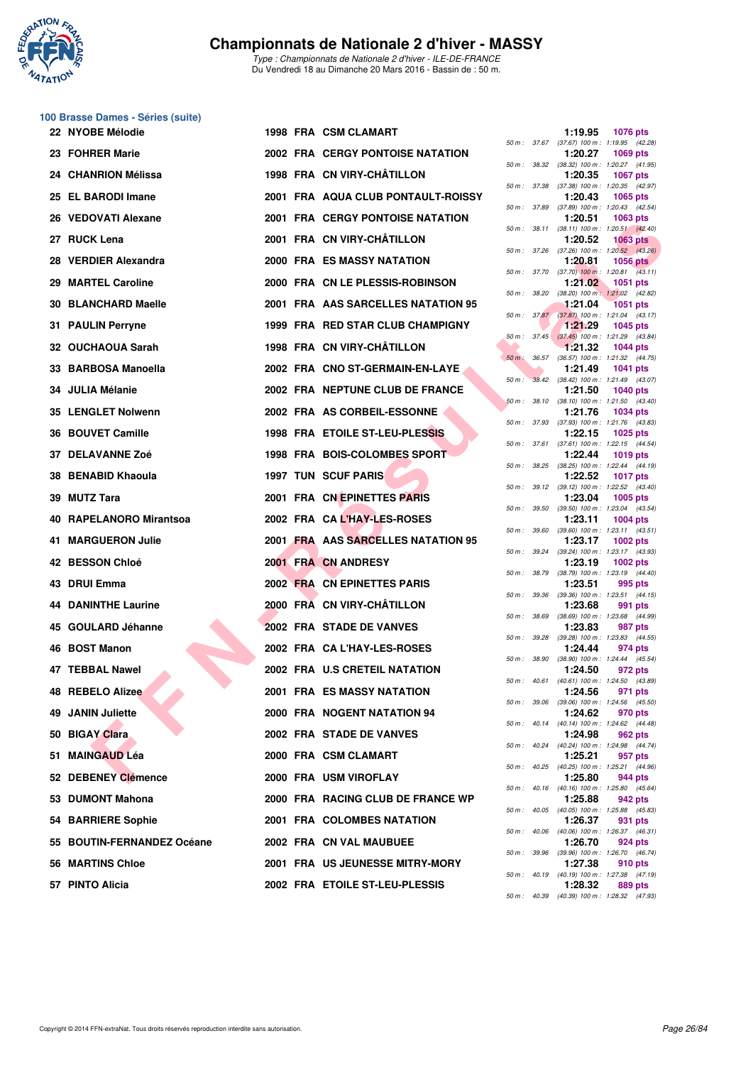# Championnats de Nationale 2 d'hiver - MASSY

*Type : Championnats de Nationale 2 d'hiver - ILE-DE-FRANCE*
Du Vendredi 18 au Dimanche 20 Mars 2016 - Bassin de : 50 m.

## 100 Brasse Dames - Séries (suite)

| Rg | Nom | Année | Nat | Club | Temps | Points | Splits |
|---|---|---|---|---|---|---|---|
| 22 | NYOBE Mélodie | 1998 | FRA | CSM CLAMART | 1:19.95 | 1076 pts | 50 m : 37.67 (37.67) 100 m : 1:19.95 (42.28) |
| 23 | FOHRER Marie | 2002 | FRA | CERGY PONTOISE NATATION | 1:20.27 | 1069 pts | 50 m : 38.32 (38.32) 100 m : 1:20.27 (41.95) |
| 24 | CHANRION Mélissa | 1998 | FRA | CN VIRY-CHÂTILLON | 1:20.35 | 1067 pts | 50 m : 37.38 (37.38) 100 m : 1:20.35 (42.97) |
| 25 | EL BARODI Imane | 2001 | FRA | AQUA CLUB PONTAULT-ROISSY | 1:20.43 | 1065 pts | 50 m : 37.89 (37.89) 100 m : 1:20.43 (42.54) |
| 26 | VEDOVATI Alexane | 2001 | FRA | CERGY PONTOISE NATATION | 1:20.51 | 1063 pts | 50 m : 38.11 (38.11) 100 m : 1:20.51 (42.40) |
| 27 | RUCK Lena | 2001 | FRA | CN VIRY-CHÂTILLON | 1:20.52 | 1063 pts | 50 m : 37.26 (37.26) 100 m : 1:20.52 (43.26) |
| 28 | VERDIER Alexandra | 2000 | FRA | ES MASSY NATATION | 1:20.81 | 1056 pts | 50 m : 37.70 (37.70) 100 m : 1:20.81 (43.11) |
| 29 | MARTEL Caroline | 2000 | FRA | CN LE PLESSIS-ROBINSON | 1:21.02 | 1051 pts | 50 m : 38.20 (38.20) 100 m : 1:21.02 (42.82) |
| 30 | BLANCHARD Maelle | 2001 | FRA | AAS SARCELLES NATATION 95 | 1:21.04 | 1051 pts | 50 m : 37.87 (37.87) 100 m : 1:21.04 (43.17) |
| 31 | PAULIN Perryne | 1999 | FRA | RED STAR CLUB CHAMPIGNY | 1:21.29 | 1045 pts | 50 m : 37.45 (37.45) 100 m : 1:21.29 (43.84) |
| 32 | OUCHAOUA Sarah | 1998 | FRA | CN VIRY-CHÂTILLON | 1:21.32 | 1044 pts | 50 m : 36.57 (36.57) 100 m : 1:21.32 (44.75) |
| 33 | BARBOSA Manoella | 2002 | FRA | CNO ST-GERMAIN-EN-LAYE | 1:21.49 | 1041 pts | 50 m : 38.42 (38.42) 100 m : 1:21.49 (43.07) |
| 34 | JULIA Mélanie | 2002 | FRA | NEPTUNE CLUB DE FRANCE | 1:21.50 | 1040 pts | 50 m : 38.10 (38.10) 100 m : 1:21.50 (43.40) |
| 35 | LENGLET Nolwenn | 2002 | FRA | AS CORBEIL-ESSONNE | 1:21.76 | 1034 pts | 50 m : 37.93 (37.93) 100 m : 1:21.76 (43.83) |
| 36 | BOUVET Camille | 1998 | FRA | ETOILE ST-LEU-PLESSIS | 1:22.15 | 1025 pts | 50 m : 37.61 (37.61) 100 m : 1:22.15 (44.54) |
| 37 | DELAVANNE Zoé | 1998 | FRA | BOIS-COLOMBES SPORT | 1:22.44 | 1019 pts | 50 m : 38.25 (38.25) 100 m : 1:22.44 (44.19) |
| 38 | BENABID Khaoula | 1997 | TUN | SCUF PARIS | 1:22.52 | 1017 pts | 50 m : 39.12 (39.12) 100 m : 1:22.52 (43.40) |
| 39 | MUTZ Tara | 2001 | FRA | CN EPINETTES PARIS | 1:23.04 | 1005 pts | 50 m : 39.50 (39.50) 100 m : 1:23.04 (43.54) |
| 40 | RAPELANORO Mirantsoa | 2002 | FRA | CA L'HAY-LES-ROSES | 1:23.11 | 1004 pts | 50 m : 39.60 (39.60) 100 m : 1:23.11 (43.51) |
| 41 | MARGUERON Julie | 2001 | FRA | AAS SARCELLES NATATION 95 | 1:23.17 | 1002 pts | 50 m : 39.24 (39.24) 100 m : 1:23.17 (43.93) |
| 42 | BESSON Chloé | 2001 | FRA | CN ANDRESY | 1:23.19 | 1002 pts | 50 m : 38.79 (38.79) 100 m : 1:23.19 (44.40) |
| 43 | DRUI Emma | 2002 | FRA | CN EPINETTES PARIS | 1:23.51 | 995 pts | 50 m : 39.36 (39.36) 100 m : 1:23.51 (44.15) |
| 44 | DANINTHE Laurine | 2000 | FRA | CN VIRY-CHÂTILLON | 1:23.68 | 991 pts | 50 m : 38.69 (38.69) 100 m : 1:23.68 (44.99) |
| 45 | GOULARD Jéhanne | 2002 | FRA | STADE DE VANVES | 1:23.83 | 987 pts | 50 m : 39.28 (39.28) 100 m : 1:23.83 (44.55) |
| 46 | BOST Manon | 2002 | FRA | CA L'HAY-LES-ROSES | 1:24.44 | 974 pts | 50 m : 38.90 (38.90) 100 m : 1:24.44 (45.54) |
| 47 | TEBBAL Nawel | 2002 | FRA | U.S CRETEIL NATATION | 1:24.50 | 972 pts | 50 m : 40.61 (40.61) 100 m : 1:24.50 (43.89) |
| 48 | REBELO Alizee | 2001 | FRA | ES MASSY NATATION | 1:24.56 | 971 pts | 50 m : 39.06 (39.06) 100 m : 1:24.56 (45.50) |
| 49 | JANIN Juliette | 2000 | FRA | NOGENT NATATION 94 | 1:24.62 | 970 pts | 50 m : 40.14 (40.14) 100 m : 1:24.62 (44.48) |
| 50 | BIGAY Clara | 2002 | FRA | STADE DE VANVES | 1:24.98 | 962 pts | 50 m : 40.24 (40.24) 100 m : 1:24.98 (44.74) |
| 51 | MAINGAUD Léa | 2000 | FRA | CSM CLAMART | 1:25.21 | 957 pts | 50 m : 40.25 (40.25) 100 m : 1:25.21 (44.96) |
| 52 | DEBENEY Clémence | 2000 | FRA | USM VIROFLAY | 1:25.80 | 944 pts | 50 m : 40.16 (40.16) 100 m : 1:25.80 (45.64) |
| 53 | DUMONT Mahona | 2000 | FRA | RACING CLUB DE FRANCE WP | 1:25.88 | 942 pts | 50 m : 40.05 (40.05) 100 m : 1:25.88 (45.83) |
| 54 | BARRIERE Sophie | 2001 | FRA | COLOMBES NATATION | 1:26.37 | 931 pts | 50 m : 40.06 (40.06) 100 m : 1:26.37 (46.31) |
| 55 | BOUTIN-FERNANDEZ Océane | 2002 | FRA | CN VAL MAUBUEE | 1:26.70 | 924 pts | 50 m : 39.96 (39.96) 100 m : 1:26.70 (46.74) |
| 56 | MARTINS Chloe | 2001 | FRA | US JEUNESSE MITRY-MORY | 1:27.38 | 910 pts | 50 m : 40.19 (40.19) 100 m : 1:27.38 (47.19) |
| 57 | PINTO Alicia | 2002 | FRA | ETOILE ST-LEU-PLESSIS | 1:28.32 | 889 pts | 50 m : 40.39 (40.39) 100 m : 1:28.32 (47.93) |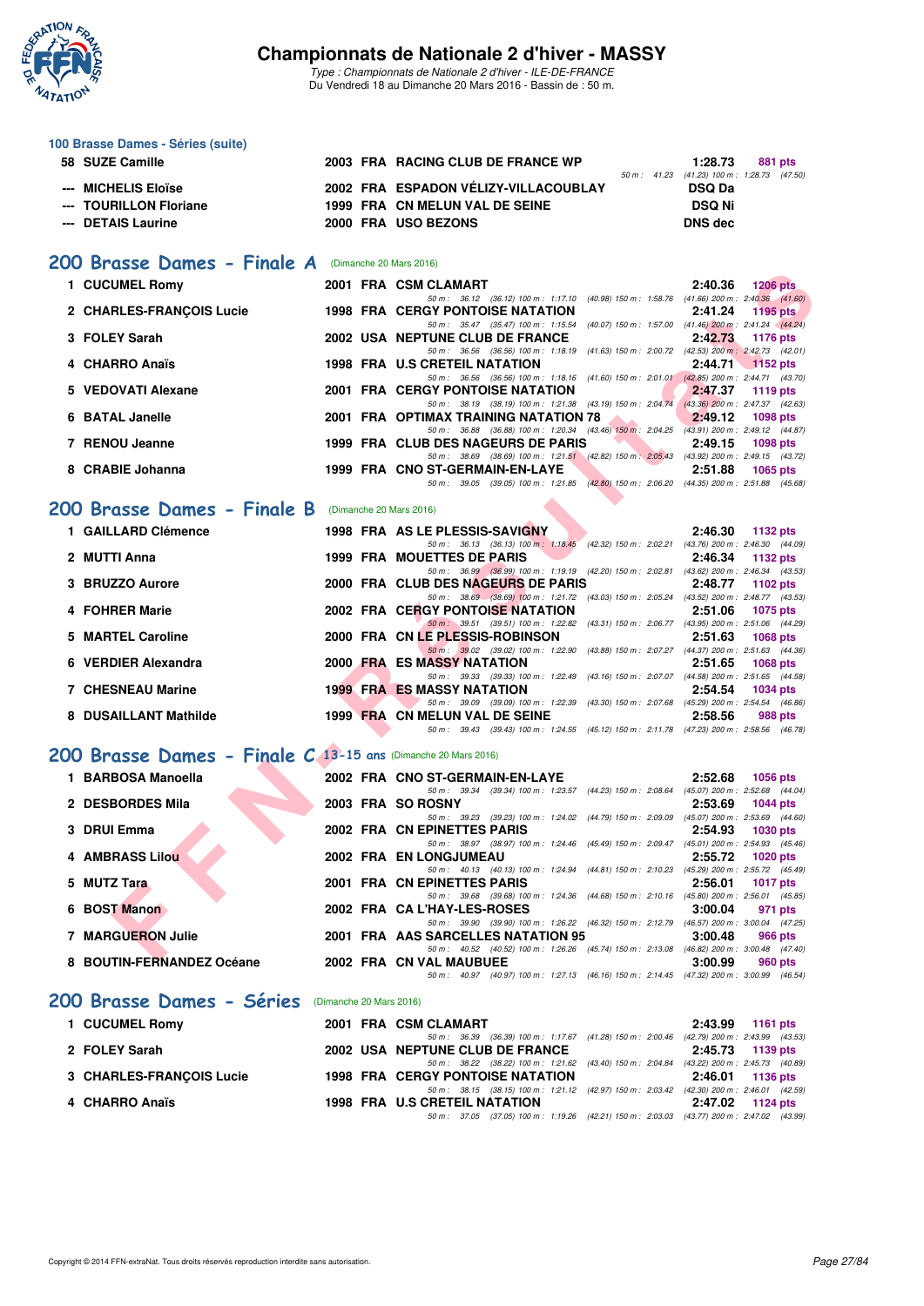# Championnats de Nationale 2 d'hiver - MASSY

*Type : Championnats de Nationale 2 d'hiver - ILE-DE-FRANCE*
Du Vendredi 18 au Dimanche 20 Mars 2016 - Bassin de : 50 m.

### 100 Brasse Dames - Séries (suite)

| Rang | Nom | Année | Nat | Club | Temps | Points | Splits |
|---|---|---|---|---|---|---|---|
| 58 | SUZE Camille | 2003 | FRA | RACING CLUB DE FRANCE WP | 1:28.73 | 881 pts | 50 m : 41.23 (41.23) 100 m : 1:28.73 (47.50) |
| --- | MICHELIS Eloïse | 2002 | FRA | ESPADON VÉLIZY-VILLACOUBLAY | DSQ Da | | |
| --- | TOURILLON Floriane | 1999 | FRA | CN MELUN VAL DE SEINE | DSQ Ni | | |
| --- | DETAIS Laurine | 2000 | FRA | USO BEZONS | DNS dec | | |

## 200 Brasse Dames - Finale A (Dimanche 20 Mars 2016)

| Rang | Nom | Année | Nat | Club | Temps | Points | Splits |
|---|---|---|---|---|---|---|---|
| 1 | CUCUMEL Romy | 2001 | FRA | CSM CLAMART | 2:40.36 | 1206 pts | 50 m : 36.12 (36.12) 100 m : 1:17.10 (40.98) 150 m : 1:58.76 (41.66) 200 m : 2:40.36 (41.60) |
| 2 | CHARLES-FRANÇOIS Lucie | 1998 | FRA | CERGY PONTOISE NATATION | 2:41.24 | 1195 pts | 50 m : 35.47 (35.47) 100 m : 1:15.54 (40.07) 150 m : 1:57.00 (41.46) 200 m : 2:41.24 (44.24) |
| 3 | FOLEY Sarah | 2002 | USA | NEPTUNE CLUB DE FRANCE | 2:42.73 | 1176 pts | 50 m : 36.56 (36.56) 100 m : 1:18.19 (41.63) 150 m : 2:00.72 (42.53) 200 m : 2:42.73 (42.01) |
| 4 | CHARRO Anaïs | 1998 | FRA | U.S CRETEIL NATATION | 2:44.71 | 1152 pts | 50 m : 36.56 (36.56) 100 m : 1:18.16 (41.60) 150 m : 2:01.01 (42.85) 200 m : 2:44.71 (43.70) |
| 5 | VEDOVATI Alexane | 2001 | FRA | CERGY PONTOISE NATATION | 2:47.37 | 1119 pts | 50 m : 38.19 (38.19) 100 m : 1:21.38 (43.19) 150 m : 2:04.74 (43.36) 200 m : 2:47.37 (42.63) |
| 6 | BATAL Janelle | 2001 | FRA | OPTIMAX TRAINING NATATION 78 | 2:49.12 | 1098 pts | 50 m : 36.88 (36.88) 100 m : 1:20.34 (43.46) 150 m : 2:04.25 (43.91) 200 m : 2:49.12 (44.87) |
| 7 | RENOU Jeanne | 1999 | FRA | CLUB DES NAGEURS DE PARIS | 2:49.15 | 1098 pts | 50 m : 38.69 (38.69) 100 m : 1:21.51 (42.82) 150 m : 2:05.43 (43.92) 200 m : 2:49.15 (43.72) |
| 8 | CRABIE Johanna | 1999 | FRA | CNO ST-GERMAIN-EN-LAYE | 2:51.88 | 1065 pts | 50 m : 39.05 (39.05) 100 m : 1:21.85 (42.80) 150 m : 2:06.20 (44.35) 200 m : 2:51.88 (45.68) |

## 200 Brasse Dames - Finale B (Dimanche 20 Mars 2016)

| Rang | Nom | Année | Nat | Club | Temps | Points | Splits |
|---|---|---|---|---|---|---|---|
| 1 | GAILLARD Clémence | 1998 | FRA | AS LE PLESSIS-SAVIGNY | 2:46.30 | 1132 pts | 50 m : 36.13 (36.13) 100 m : 1:18.45 (42.32) 150 m : 2:02.21 (43.76) 200 m : 2:46.30 (44.09) |
| 2 | MUTTI Anna | 1999 | FRA | MOUETTES DE PARIS | 2:46.34 | 1132 pts | 50 m : 36.99 (36.99) 100 m : 1:19.19 (42.20) 150 m : 2:02.81 (43.62) 200 m : 2:46.34 (43.53) |
| 3 | BRUZZO Aurore | 2000 | FRA | CLUB DES NAGEURS DE PARIS | 2:48.77 | 1102 pts | 50 m : 38.69 (38.69) 100 m : 1:21.72 (43.03) 150 m : 2:05.24 (43.52) 200 m : 2:48.77 (43.53) |
| 4 | FOHRER Marie | 2002 | FRA | CERGY PONTOISE NATATION | 2:51.06 | 1075 pts | 50 m : 39.51 (39.51) 100 m : 1:22.82 (43.31) 150 m : 2:06.77 (43.95) 200 m : 2:51.06 (44.29) |
| 5 | MARTEL Caroline | 2000 | FRA | CN LE PLESSIS-ROBINSON | 2:51.63 | 1068 pts | 50 m : 39.02 (39.02) 100 m : 1:22.90 (43.88) 150 m : 2:07.27 (44.37) 200 m : 2:51.63 (44.36) |
| 6 | VERDIER Alexandra | 2000 | FRA | ES MASSY NATATION | 2:51.65 | 1068 pts | 50 m : 39.33 (39.33) 100 m : 1:22.49 (43.16) 150 m : 2:07.07 (44.58) 200 m : 2:51.65 (44.58) |
| 7 | CHESNEAU Marine | 1999 | FRA | ES MASSY NATATION | 2:54.54 | 1034 pts | 50 m : 39.09 (39.09) 100 m : 1:22.39 (43.30) 150 m : 2:07.68 (45.29) 200 m : 2:54.54 (46.86) |
| 8 | DUSAILLANT Mathilde | 1999 | FRA | CN MELUN VAL DE SEINE | 2:58.56 | 988 pts | 50 m : 39.43 (39.43) 100 m : 1:24.55 (45.12) 150 m : 2:11.78 (47.23) 200 m : 2:58.56 (46.78) |

## 200 Brasse Dames - Finale C 13-15 ans (Dimanche 20 Mars 2016)

| Rang | Nom | Année | Nat | Club | Temps | Points | Splits |
|---|---|---|---|---|---|---|---|
| 1 | BARBOSA Manoella | 2002 | FRA | CNO ST-GERMAIN-EN-LAYE | 2:52.68 | 1056 pts | 50 m : 39.34 (39.34) 100 m : 1:23.57 (44.23) 150 m : 2:08.64 (45.07) 200 m : 2:52.68 (44.04) |
| 2 | DESBORDES Mila | 2003 | FRA | SO ROSNY | 2:53.69 | 1044 pts | 50 m : 39.23 (39.23) 100 m : 1:24.02 (44.79) 150 m : 2:09.09 (45.07) 200 m : 2:53.69 (44.60) |
| 3 | DRUI Emma | 2002 | FRA | CN EPINETTES PARIS | 2:54.93 | 1030 pts | 50 m : 38.97 (38.97) 100 m : 1:24.46 (45.49) 150 m : 2:09.47 (45.01) 200 m : 2:54.93 (45.46) |
| 4 | AMBRASS Lilou | 2002 | FRA | EN LONGJUMEAU | 2:55.72 | 1020 pts | 50 m : 40.13 (40.13) 100 m : 1:24.94 (44.81) 150 m : 2:10.23 (45.29) 200 m : 2:55.72 (45.49) |
| 5 | MUTZ Tara | 2001 | FRA | CN EPINETTES PARIS | 2:56.01 | 1017 pts | 50 m : 39.68 (39.68) 100 m : 1:24.36 (44.68) 150 m : 2:10.16 (45.80) 200 m : 2:56.01 (45.85) |
| 6 | BOST Manon | 2002 | FRA | CA L'HAY-LES-ROSES | 3:00.04 | 971 pts | 50 m : 39.90 (39.90) 100 m : 1:26.22 (46.32) 150 m : 2:12.79 (46.57) 200 m : 3:00.04 (47.25) |
| 7 | MARGUERON Julie | 2001 | FRA | AAS SARCELLES NATATION 95 | 3:00.48 | 966 pts | 50 m : 40.52 (40.52) 100 m : 1:26.26 (45.74) 150 m : 2:13.08 (46.82) 200 m : 3:00.48 (47.40) |
| 8 | BOUTIN-FERNANDEZ Océane | 2002 | FRA | CN VAL MAUBUEE | 3:00.99 | 960 pts | 50 m : 40.97 (40.97) 100 m : 1:27.13 (46.16) 150 m : 2:14.45 (47.32) 200 m : 3:00.99 (46.54) |

## 200 Brasse Dames - Séries (Dimanche 20 Mars 2016)

| Rang | Nom | Année | Nat | Club | Temps | Points | Splits |
|---|---|---|---|---|---|---|---|
| 1 | CUCUMEL Romy | 2001 | FRA | CSM CLAMART | 2:43.99 | 1161 pts | 50 m : 36.39 (36.39) 100 m : 1:17.67 (41.28) 150 m : 2:00.46 (42.79) 200 m : 2:43.99 (43.53) |
| 2 | FOLEY Sarah | 2002 | USA | NEPTUNE CLUB DE FRANCE | 2:45.73 | 1139 pts | 50 m : 38.22 (38.22) 100 m : 1:21.62 (43.40) 150 m : 2:04.84 (43.22) 200 m : 2:45.73 (40.89) |
| 3 | CHARLES-FRANÇOIS Lucie | 1998 | FRA | CERGY PONTOISE NATATION | 2:46.01 | 1136 pts | 50 m : 38.15 (38.15) 100 m : 1:21.12 (42.97) 150 m : 2:03.42 (42.30) 200 m : 2:46.01 (42.59) |
| 4 | CHARRO Anaïs | 1998 | FRA | U.S CRETEIL NATATION | 2:47.02 | 1124 pts | 50 m : 37.05 (37.05) 100 m : 1:19.26 (42.21) 150 m : 2:03.03 (43.77) 200 m : 2:47.02 (43.99) |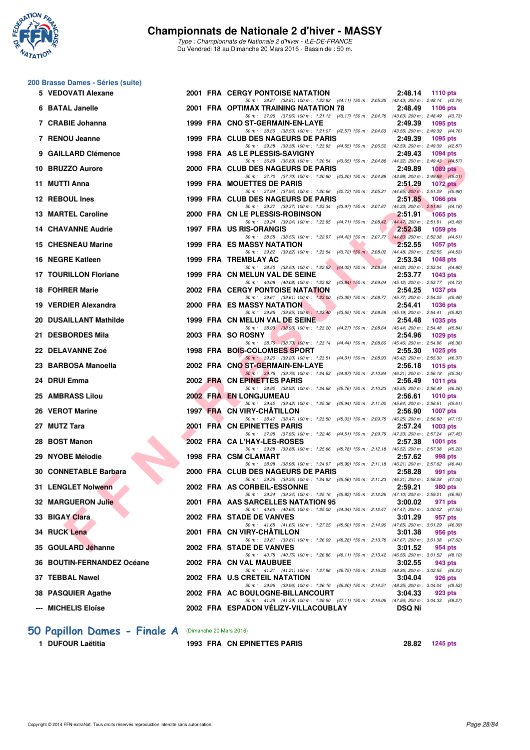# Championnats de Nationale 2 d'hiver - MASSY

*Type : Championnats de Nationale 2 d'hiver - ILE-DE-FRANCE*
Du Vendredi 18 au Dimanche 20 Mars 2016 - Bassin de : 50 m.

## 200 Brasse Dames - Séries (suite)

| Rang | Nom | Année | Nat. | Club | Temps | Points |
|---|---|---|---|---|---|---|
| 5 | VEDOVATI Alexane | 2001 | FRA | CERGY PONTOISE NATATION | 2:48.14 | 1110 pts |
| | 50 m : 38.81 (38.81) 100 m : 1:22.92 (44.11) 150 m : 2:05.35 (42.43) 200 m : 2:48.14 (42.79) | | | | | |
| 6 | BATAL Janelle | 2001 | FRA | OPTIMAX TRAINING NATATION 78 | 2:48.49 | 1106 pts |
| | 50 m : 37.96 (37.96) 100 m : 1:21.13 (43.17) 150 m : 2:04.76 (43.63) 200 m : 2:48.49 (43.73) | | | | | |
| 7 | CRABIE Johanna | 1999 | FRA | CNO ST-GERMAIN-EN-LAYE | 2:49.39 | 1095 pts |
| | 50 m : 38.50 (38.50) 100 m : 1:21.07 (42.57) 150 m : 2:04.63 (43.56) 200 m : 2:49.39 (44.76) | | | | | |
| 7 | RENOU Jeanne | 1999 | FRA | CLUB DES NAGEURS DE PARIS | 2:49.39 | 1095 pts |
| | 50 m : 39.38 (39.38) 100 m : 1:23.93 (44.55) 150 m : 2:06.52 (42.59) 200 m : 2:49.39 (42.87) | | | | | |
| 9 | GAILLARD Clémence | 1998 | FRA | AS LE PLESSIS-SAVIGNY | 2:49.43 | 1094 pts |
| | 50 m : 36.89 (36.89) 100 m : 1:20.54 (43.65) 150 m : 2:04.86 (44.32) 200 m : 2:49.43 (44.57) | | | | | |
| 10 | BRUZZO Aurore | 2000 | FRA | CLUB DES NAGEURS DE PARIS | 2:49.89 | 1089 pts |
| | 50 m : 37.70 (37.70) 100 m : 1:20.90 (43.20) 150 m : 2:04.88 (43.98) 200 m : 2:49.89 (45.01) | | | | | |
| 11 | MUTTI Anna | 1999 | FRA | MOUETTES DE PARIS | 2:51.29 | 1072 pts |
| | 50 m : 37.94 (37.94) 100 m : 1:20.66 (42.72) 150 m : 2:05.31 (44.65) 200 m : 2:51.29 (45.98) | | | | | |
| 12 | REBOUL Ines | 1999 | FRA | CLUB DES NAGEURS DE PARIS | 2:51.85 | 1066 pts |
| | 50 m : 39.37 (39.37) 100 m : 1:23.34 (43.97) 150 m : 2:07.67 (44.33) 200 m : 2:51.85 (44.18) | | | | | |
| 13 | MARTEL Caroline | 2000 | FRA | CN LE PLESSIS-ROBINSON | 2:51.91 | 1065 pts |
| | 50 m : 39.24 (39.24) 100 m : 1:23.95 (44.71) 150 m : 2:08.42 (44.47) 200 m : 2:51.91 (43.49) | | | | | |
| 14 | CHAVANNE Audrie | 1997 | FRA | US RIS-ORANGIS | 2:52.38 | 1059 pts |
| | 50 m : 38.55 (38.55) 100 m : 1:22.97 (44.42) 150 m : 2:07.77 (44.80) 200 m : 2:52.38 (44.61) | | | | | |
| 15 | CHESNEAU Marine | 1999 | FRA | ES MASSY NATATION | 2:52.55 | 1057 pts |
| | 50 m : 39.82 (39.82) 100 m : 1:23.54 (43.72) 150 m : 2:08.02 (44.48) 200 m : 2:52.55 (44.53) | | | | | |
| 16 | NEGRE Katleen | 1999 | FRA | TREMBLAY AC | 2:53.34 | 1048 pts |
| | 50 m : 38.50 (38.50) 100 m : 1:22.52 (44.02) 150 m : 2:08.54 (46.02) 200 m : 2:53.34 (44.80) | | | | | |
| 17 | TOURILLON Floriane | 1999 | FRA | CN MELUN VAL DE SEINE | 2:53.77 | 1043 pts |
| | 50 m : 40.08 (40.08) 100 m : 1:23.92 (43.84) 150 m : 2:09.04 (45.12) 200 m : 2:53.77 (44.73) | | | | | |
| 18 | FOHRER Marie | 2002 | FRA | CERGY PONTOISE NATATION | 2:54.25 | 1037 pts |
| | 50 m : 39.61 (39.61) 100 m : 1:23.00 (43.39) 150 m : 2:08.77 (45.77) 200 m : 2:54.25 (45.48) | | | | | |
| 19 | VERDIER Alexandra | 2000 | FRA | ES MASSY NATATION | 2:54.41 | 1036 pts |
| | 50 m : 39.85 (39.85) 100 m : 1:23.40 (43.55) 150 m : 2:08.59 (45.19) 200 m : 2:54.41 (45.82) | | | | | |
| 20 | DUSAILLANT Mathilde | 1999 | FRA | CN MELUN VAL DE SEINE | 2:54.48 | 1035 pts |
| | 50 m : 38.93 (38.93) 100 m : 1:23.20 (44.27) 150 m : 2:08.64 (45.44) 200 m : 2:54.48 (45.84) | | | | | |
| 21 | DESBORDES Mila | 2003 | FRA | SO ROSNY | 2:54.96 | 1029 pts |
| | 50 m : 38.70 (38.70) 100 m : 1:23.14 (44.44) 150 m : 2:08.60 (45.46) 200 m : 2:54.96 (46.36) | | | | | |
| 22 | DELAVANNE Zoé | 1998 | FRA | BOIS-COLOMBES SPORT | 2:55.30 | 1025 pts |
| | 50 m : 39.20 (39.20) 100 m : 1:23.51 (44.31) 150 m : 2:08.93 (45.42) 200 m : 2:55.30 (46.37) | | | | | |
| 23 | BARBOSA Manoella | 2002 | FRA | CNO ST-GERMAIN-EN-LAYE | 2:56.18 | 1015 pts |
| | 50 m : 39.76 (39.76) 100 m : 1:24.63 (44.87) 150 m : 2:10.84 (46.21) 200 m : 2:56.18 (45.34) | | | | | |
| 24 | DRUI Emma | 2002 | FRA | CN EPINETTES PARIS | 2:56.49 | 1011 pts |
| | 50 m : 38.92 (38.92) 100 m : 1:24.68 (45.76) 150 m : 2:10.23 (45.55) 200 m : 2:56.49 (46.26) | | | | | |
| 25 | AMBRASS Lilou | 2002 | FRA | EN LONGJUMEAU | 2:56.61 | 1010 pts |
| | 50 m : 39.42 (39.42) 100 m : 1:25.36 (45.94) 150 m : 2:11.00 (45.64) 200 m : 2:56.61 (45.61) | | | | | |
| 26 | VEROT Marine | 1997 | FRA | CN VIRY-CHÂTILLON | 2:56.90 | 1007 pts |
| | 50 m : 38.47 (38.47) 100 m : 1:23.50 (45.03) 150 m : 2:09.75 (46.25) 200 m : 2:56.90 (47.15) | | | | | |
| 27 | MUTZ Tara | 2001 | FRA | CN EPINETTES PARIS | 2:57.24 | 1003 pts |
| | 50 m : 37.95 (37.95) 100 m : 1:22.46 (44.51) 150 m : 2:09.79 (47.33) 200 m : 2:57.24 (47.45) | | | | | |
| 28 | BOST Manon | 2002 | FRA | CA L'HAY-LES-ROSES | 2:57.38 | 1001 pts |
| | 50 m : 39.88 (39.88) 100 m : 1:25.66 (45.78) 150 m : 2:12.18 (46.52) 200 m : 2:57.38 (45.20) | | | | | |
| 29 | NYOBE Mélodie | 1998 | FRA | CSM CLAMART | 2:57.62 | 998 pts |
| | 50 m : 38.98 (38.98) 100 m : 1:24.97 (45.99) 150 m : 2:11.18 (46.21) 200 m : 2:57.62 (46.44) | | | | | |
| 30 | CONNETABLE Barbara | 2000 | FRA | CLUB DES NAGEURS DE PARIS | 2:58.28 | 991 pts |
| | 50 m : 39.36 (39.36) 100 m : 1:24.92 (45.56) 150 m : 2:11.23 (46.31) 200 m : 2:58.28 (47.05) | | | | | |
| 31 | LENGLET Nolwenn | 2002 | FRA | AS CORBEIL-ESSONNE | 2:59.21 | 980 pts |
| | 50 m : 39.34 (39.34) 100 m : 1:25.16 (45.82) 150 m : 2:12.26 (47.10) 200 m : 2:59.21 (46.95) | | | | | |
| 32 | MARGUERON Julie | 2001 | FRA | AAS SARCELLES NATATION 95 | 3:00.02 | 971 pts |
| | 50 m : 40.66 (40.66) 100 m : 1:25.00 (44.34) 150 m : 2:12.47 (47.47) 200 m : 3:00.02 (47.55) | | | | | |
| 33 | BIGAY Clara | 2002 | FRA | STADE DE VANVES | 3:01.29 | 957 pts |
| | 50 m : 41.65 (41.65) 100 m : 1:27.25 (45.60) 150 m : 2:14.90 (47.65) 200 m : 3:01.29 (46.39) | | | | | |
| 34 | RUCK Lena | 2001 | FRA | CN VIRY-CHÂTILLON | 3:01.38 | 956 pts |
| | 50 m : 39.81 (39.81) 100 m : 1:26.09 (46.28) 150 m : 2:13.76 (47.67) 200 m : 3:01.38 (47.62) | | | | | |
| 35 | GOULARD Jéhanne | 2002 | FRA | STADE DE VANVES | 3:01.52 | 954 pts |
| | 50 m : 40.75 (40.75) 100 m : 1:26.86 (46.11) 150 m : 2:13.42 (46.56) 200 m : 3:01.52 (48.10) | | | | | |
| 36 | BOUTIN-FERNANDEZ Océane | 2002 | FRA | CN VAL MAUBUEE | 3:02.55 | 943 pts |
| | 50 m : 41.21 (41.21) 100 m : 1:27.96 (46.75) 150 m : 2:16.32 (48.36) 200 m : 3:02.55 (46.23) | | | | | |
| 37 | TEBBAL Nawel | 2002 | FRA | U.S CRETEIL NATATION | 3:04.04 | 926 pts |
| | 50 m : 39.96 (39.96) 100 m : 1:26.16 (46.20) 150 m : 2:14.51 (48.35) 200 m : 3:04.04 (49.53) | | | | | |
| 38 | PASQUIER Agathe | 2002 | FRA | AC BOULOGNE-BILLANCOURT | 3:04.33 | 923 pts |
| | 50 m : 41.39 (41.39) 100 m : 1:28.50 (47.11) 150 m : 2:16.06 (47.56) 200 m : 3:04.33 (48.27) | | | | | |
| --- | MICHELIS Eloïse | 2002 | FRA | ESPADON VÉLIZY-VILLACOUBLAY | DSQ Ni | |

## 50 Papillon Dames - Finale A (Dimanche 20 Mars 2016)

| Rang | Nom | Année | Nat. | Club | Temps | Points |
|---|---|---|---|---|---|---|
| 1 | DUFOUR Laëtitia | 1993 | FRA | CN EPINETTES PARIS | 28.82 | 1245 pts |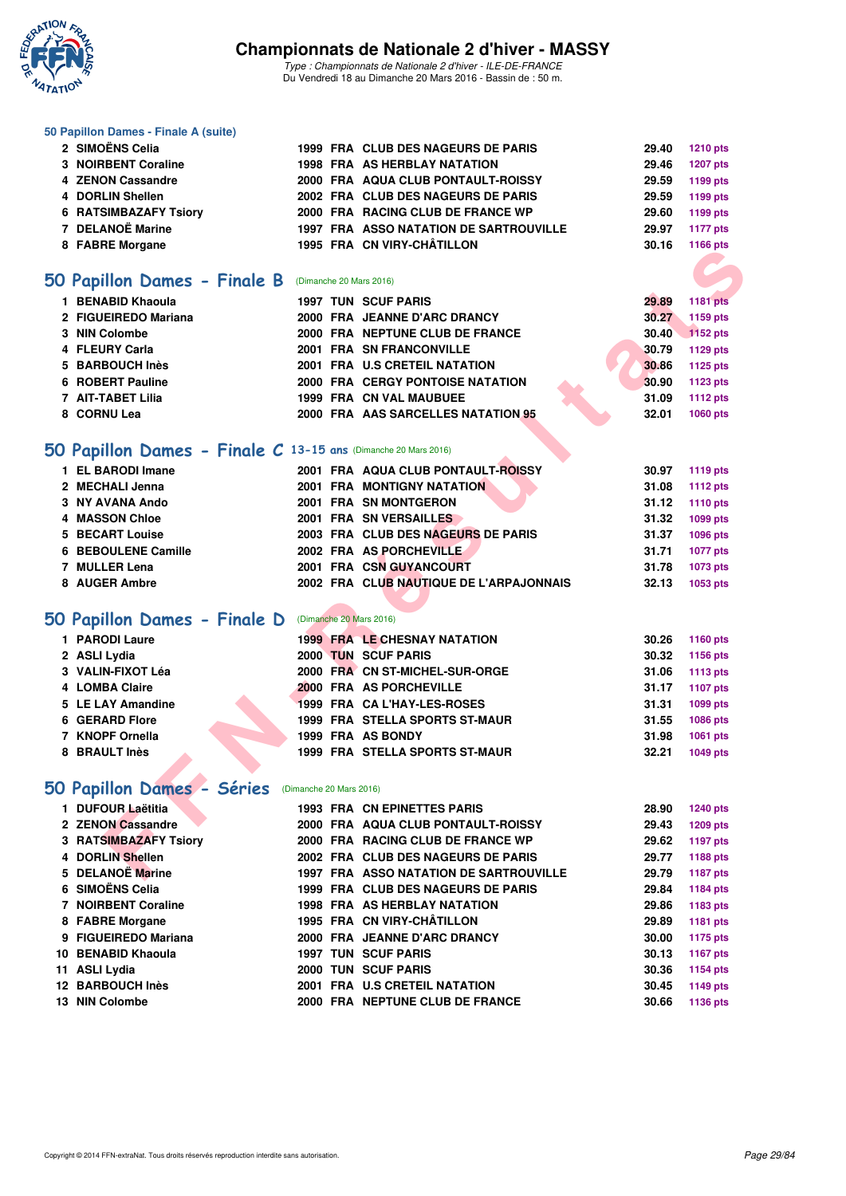### 50 Papillon Dames - Finale A (suite)

| | | | | | | |
|---|---|---|---|---|---|---|
| 2 | SIMOËNS Celia | 1999 | FRA | CLUB DES NAGEURS DE PARIS | 29.40 | 1210 pts |
| 3 | NOIRBENT Coraline | 1998 | FRA | AS HERBLAY NATATION | 29.46 | 1207 pts |
| 4 | ZENON Cassandre | 2000 | FRA | AQUA CLUB PONTAULT-ROISSY | 29.59 | 1199 pts |
| 4 | DORLIN Shellen | 2002 | FRA | CLUB DES NAGEURS DE PARIS | 29.59 | 1199 pts |
| 6 | RATSIMBAZAFY Tsiory | 2000 | FRA | RACING CLUB DE FRANCE WP | 29.60 | 1199 pts |
| 7 | DELANOË Marine | 1997 | FRA | ASSO NATATION DE SARTROUVILLE | 29.97 | 1177 pts |
| 8 | FABRE Morgane | 1995 | FRA | CN VIRY-CHÂTILLON | 30.16 | 1166 pts |

## 50 Papillon Dames - Finale B (Dimanche 20 Mars 2016)

| | | | | | | |
|---|---|---|---|---|---|---|
| 1 | BENABID Khaoula | 1997 | TUN | SCUF PARIS | 29.89 | 1181 pts |
| 2 | FIGUEIREDO Mariana | 2000 | FRA | JEANNE D'ARC DRANCY | 30.27 | 1159 pts |
| 3 | NIN Colombe | 2000 | FRA | NEPTUNE CLUB DE FRANCE | 30.40 | 1152 pts |
| 4 | FLEURY Carla | 2001 | FRA | SN FRANCONVILLE | 30.79 | 1129 pts |
| 5 | BARBOUCH Inès | 2001 | FRA | U.S CRETEIL NATATION | 30.86 | 1125 pts |
| 6 | ROBERT Pauline | 2000 | FRA | CERGY PONTOISE NATATION | 30.90 | 1123 pts |
| 7 | AIT-TABET Lilia | 1999 | FRA | CN VAL MAUBUEE | 31.09 | 1112 pts |
| 8 | CORNU Lea | 2000 | FRA | AAS SARCELLES NATATION 95 | 32.01 | 1060 pts |

## 50 Papillon Dames - Finale C 13-15 ans (Dimanche 20 Mars 2016)

| | | | | | | |
|---|---|---|---|---|---|---|
| 1 | EL BARODI Imane | 2001 | FRA | AQUA CLUB PONTAULT-ROISSY | 30.97 | 1119 pts |
| 2 | MECHALI Jenna | 2001 | FRA | MONTIGNY NATATION | 31.08 | 1112 pts |
| 3 | NY AVANA Ando | 2001 | FRA | SN MONTGERON | 31.12 | 1110 pts |
| 4 | MASSON Chloe | 2001 | FRA | SN VERSAILLES | 31.32 | 1099 pts |
| 5 | BECART Louise | 2003 | FRA | CLUB DES NAGEURS DE PARIS | 31.37 | 1096 pts |
| 6 | BEBOULENE Camille | 2002 | FRA | AS PORCHEVILLE | 31.71 | 1077 pts |
| 7 | MULLER Lena | 2001 | FRA | CSN GUYANCOURT | 31.78 | 1073 pts |
| 8 | AUGER Ambre | 2002 | FRA | CLUB NAUTIQUE DE L'ARPAJONNAIS | 32.13 | 1053 pts |

## 50 Papillon Dames - Finale D (Dimanche 20 Mars 2016)

| | | | | | | |
|---|---|---|---|---|---|---|
| 1 | PARODI Laure | 1999 | FRA | LE CHESNAY NATATION | 30.26 | 1160 pts |
| 2 | ASLI Lydia | 2000 | TUN | SCUF PARIS | 30.32 | 1156 pts |
| 3 | VALIN-FIXOT Léa | 2000 | FRA | CN ST-MICHEL-SUR-ORGE | 31.06 | 1113 pts |
| 4 | LOMBA Claire | 2000 | FRA | AS PORCHEVILLE | 31.17 | 1107 pts |
| 5 | LE LAY Amandine | 1999 | FRA | CA L'HAY-LES-ROSES | 31.31 | 1099 pts |
| 6 | GERARD Flore | 1999 | FRA | STELLA SPORTS ST-MAUR | 31.55 | 1086 pts |
| 7 | KNOPF Ornella | 1999 | FRA | AS BONDY | 31.98 | 1061 pts |
| 8 | BRAULT Inès | 1999 | FRA | STELLA SPORTS ST-MAUR | 32.21 | 1049 pts |

## 50 Papillon Dames - Séries (Dimanche 20 Mars 2016)

| | | | | | | |
|---|---|---|---|---|---|---|
| 1 | DUFOUR Laëtitia | 1993 | FRA | CN EPINETTES PARIS | 28.90 | 1240 pts |
| 2 | ZENON Cassandre | 2000 | FRA | AQUA CLUB PONTAULT-ROISSY | 29.43 | 1209 pts |
| 3 | RATSIMBAZAFY Tsiory | 2000 | FRA | RACING CLUB DE FRANCE WP | 29.62 | 1197 pts |
| 4 | DORLIN Shellen | 2002 | FRA | CLUB DES NAGEURS DE PARIS | 29.77 | 1188 pts |
| 5 | DELANOË Marine | 1997 | FRA | ASSO NATATION DE SARTROUVILLE | 29.79 | 1187 pts |
| 6 | SIMOËNS Celia | 1999 | FRA | CLUB DES NAGEURS DE PARIS | 29.84 | 1184 pts |
| 7 | NOIRBENT Coraline | 1998 | FRA | AS HERBLAY NATATION | 29.86 | 1183 pts |
| 8 | FABRE Morgane | 1995 | FRA | CN VIRY-CHÂTILLON | 29.89 | 1181 pts |
| 9 | FIGUEIREDO Mariana | 2000 | FRA | JEANNE D'ARC DRANCY | 30.00 | 1175 pts |
| 10 | BENABID Khaoula | 1997 | TUN | SCUF PARIS | 30.13 | 1167 pts |
| 11 | ASLI Lydia | 2000 | TUN | SCUF PARIS | 30.36 | 1154 pts |
| 12 | BARBOUCH Inès | 2001 | FRA | U.S CRETEIL NATATION | 30.45 | 1149 pts |
| 13 | NIN Colombe | 2000 | FRA | NEPTUNE CLUB DE FRANCE | 30.66 | 1136 pts |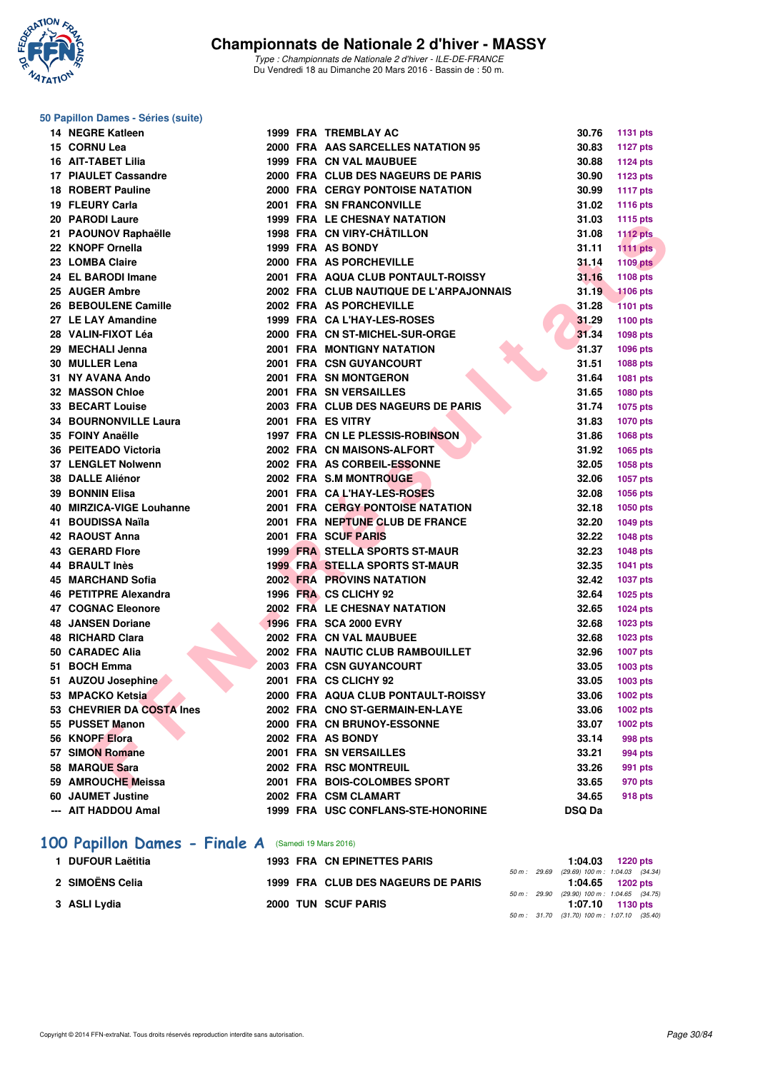# Championnats de Nationale 2 d'hiver - MASSY

*Type : Championnats de Nationale 2 d'hiver - ILE-DE-FRANCE*
Du Vendredi 18 au Dimanche 20 Mars 2016 - Bassin de : 50 m.

## 50 Papillon Dames - Séries (suite)

| Rang | Nom | Année | Nat | Club | Temps | Points |
|---|---|---|---|---|---|---|
| 14 | NEGRE Katleen | 1999 | FRA | TREMBLAY AC | 30.76 | 1131 pts |
| 15 | CORNU Lea | 2000 | FRA | AAS SARCELLES NATATION 95 | 30.83 | 1127 pts |
| 16 | AIT-TABET Lilia | 1999 | FRA | CN VAL MAUBUEE | 30.88 | 1124 pts |
| 17 | PIAULET Cassandre | 2000 | FRA | CLUB DES NAGEURS DE PARIS | 30.90 | 1123 pts |
| 18 | ROBERT Pauline | 2000 | FRA | CERGY PONTOISE NATATION | 30.99 | 1117 pts |
| 19 | FLEURY Carla | 2001 | FRA | SN FRANCONVILLE | 31.02 | 1116 pts |
| 20 | PARODI Laure | 1999 | FRA | LE CHESNAY NATATION | 31.03 | 1115 pts |
| 21 | PAOUNOV Raphaëlle | 1998 | FRA | CN VIRY-CHÂTILLON | 31.08 | 1112 pts |
| 22 | KNOPF Ornella | 1999 | FRA | AS BONDY | 31.11 | 1111 pts |
| 23 | LOMBA Claire | 2000 | FRA | AS PORCHEVILLE | 31.14 | 1109 pts |
| 24 | EL BARODI Imane | 2001 | FRA | AQUA CLUB PONTAULT-ROISSY | 31.16 | 1108 pts |
| 25 | AUGER Ambre | 2002 | FRA | CLUB NAUTIQUE DE L'ARPAJONNAIS | 31.19 | 1106 pts |
| 26 | BEBOULENE Camille | 2002 | FRA | AS PORCHEVILLE | 31.28 | 1101 pts |
| 27 | LE LAY Amandine | 1999 | FRA | CA L'HAY-LES-ROSES | 31.29 | 1100 pts |
| 28 | VALIN-FIXOT Léa | 2000 | FRA | CN ST-MICHEL-SUR-ORGE | 31.34 | 1098 pts |
| 29 | MECHALI Jenna | 2001 | FRA | MONTIGNY NATATION | 31.37 | 1096 pts |
| 30 | MULLER Lena | 2001 | FRA | CSN GUYANCOURT | 31.51 | 1088 pts |
| 31 | NY AVANA Ando | 2001 | FRA | SN MONTGERON | 31.64 | 1081 pts |
| 32 | MASSON Chloe | 2001 | FRA | SN VERSAILLES | 31.65 | 1080 pts |
| 33 | BECART Louise | 2003 | FRA | CLUB DES NAGEURS DE PARIS | 31.74 | 1075 pts |
| 34 | BOURNONVILLE Laura | 2001 | FRA | ES VITRY | 31.83 | 1070 pts |
| 35 | FOINY Anaëlle | 1997 | FRA | CN LE PLESSIS-ROBINSON | 31.86 | 1068 pts |
| 36 | PEITEADO Victoria | 2002 | FRA | CN MAISONS-ALFORT | 31.92 | 1065 pts |
| 37 | LENGLET Nolwenn | 2002 | FRA | AS CORBEIL-ESSONNE | 32.05 | 1058 pts |
| 38 | DALLE Aliénor | 2002 | FRA | S.M MONTROUGE | 32.06 | 1057 pts |
| 39 | BONNIN Elisa | 2001 | FRA | CA L'HAY-LES-ROSES | 32.08 | 1056 pts |
| 40 | MIRZICA-VIGE Louhanne | 2001 | FRA | CERGY PONTOISE NATATION | 32.18 | 1050 pts |
| 41 | BOUDISSA Naïla | 2001 | FRA | NEPTUNE CLUB DE FRANCE | 32.20 | 1049 pts |
| 42 | RAOUST Anna | 2001 | FRA | SCUF PARIS | 32.22 | 1048 pts |
| 43 | GERARD Flore | 1999 | FRA | STELLA SPORTS ST-MAUR | 32.23 | 1048 pts |
| 44 | BRAULT Inès | 1999 | FRA | STELLA SPORTS ST-MAUR | 32.35 | 1041 pts |
| 45 | MARCHAND Sofia | 2002 | FRA | PROVINS NATATION | 32.42 | 1037 pts |
| 46 | PETITPRE Alexandra | 1996 | FRA | CS CLICHY 92 | 32.64 | 1025 pts |
| 47 | COGNAC Eleonore | 2002 | FRA | LE CHESNAY NATATION | 32.65 | 1024 pts |
| 48 | JANSEN Doriane | 1996 | FRA | SCA 2000 EVRY | 32.68 | 1023 pts |
| 48 | RICHARD Clara | 2002 | FRA | CN VAL MAUBUEE | 32.68 | 1023 pts |
| 50 | CARADEC Alia | 2002 | FRA | NAUTIC CLUB RAMBOUILLET | 32.96 | 1007 pts |
| 51 | BOCH Emma | 2003 | FRA | CSN GUYANCOURT | 33.05 | 1003 pts |
| 51 | AUZOU Josephine | 2001 | FRA | CS CLICHY 92 | 33.05 | 1003 pts |
| 53 | MPACKO Ketsia | 2000 | FRA | AQUA CLUB PONTAULT-ROISSY | 33.06 | 1002 pts |
| 53 | CHEVRIER DA COSTA Ines | 2002 | FRA | CNO ST-GERMAIN-EN-LAYE | 33.06 | 1002 pts |
| 55 | PUSSET Manon | 2000 | FRA | CN BRUNOY-ESSONNE | 33.07 | 1002 pts |
| 56 | KNOPF Elora | 2002 | FRA | AS BONDY | 33.14 | 998 pts |
| 57 | SIMON Romane | 2001 | FRA | SN VERSAILLES | 33.21 | 994 pts |
| 58 | MARQUE Sara | 2002 | FRA | RSC MONTREUIL | 33.26 | 991 pts |
| 59 | AMROUCHE Meissa | 2001 | FRA | BOIS-COLOMBES SPORT | 33.65 | 970 pts |
| 60 | JAUMET Justine | 2002 | FRA | CSM CLAMART | 34.65 | 918 pts |
| --- | AIT HADDOU Amal | 1999 | FRA | USC CONFLANS-STE-HONORINE | DSQ Da | |

## 100 Papillon Dames - Finale A (Samedi 19 Mars 2016)

| Rang | Nom | Année | Nat | Club | Temps | Points |
|---|---|---|---|---|---|---|
| 1 | DUFOUR Laëtitia | 1993 | FRA | CN EPINETTES PARIS | 1:04.03 | 1220 pts |
| | | | | 50 m : 29.69 (29.69) 100 m : 1:04.03 (34.34) | | |
| 2 | SIMOËNS Celia | 1999 | FRA | CLUB DES NAGEURS DE PARIS | 1:04.65 | 1202 pts |
| | | | | 50 m : 29.90 (29.90) 100 m : 1:04.65 (34.75) | | |
| 3 | ASLI Lydia | 2000 | TUN | SCUF PARIS | 1:07.10 | 1130 pts |
| | | | | 50 m : 31.70 (31.70) 100 m : 1:07.10 (35.40) | | |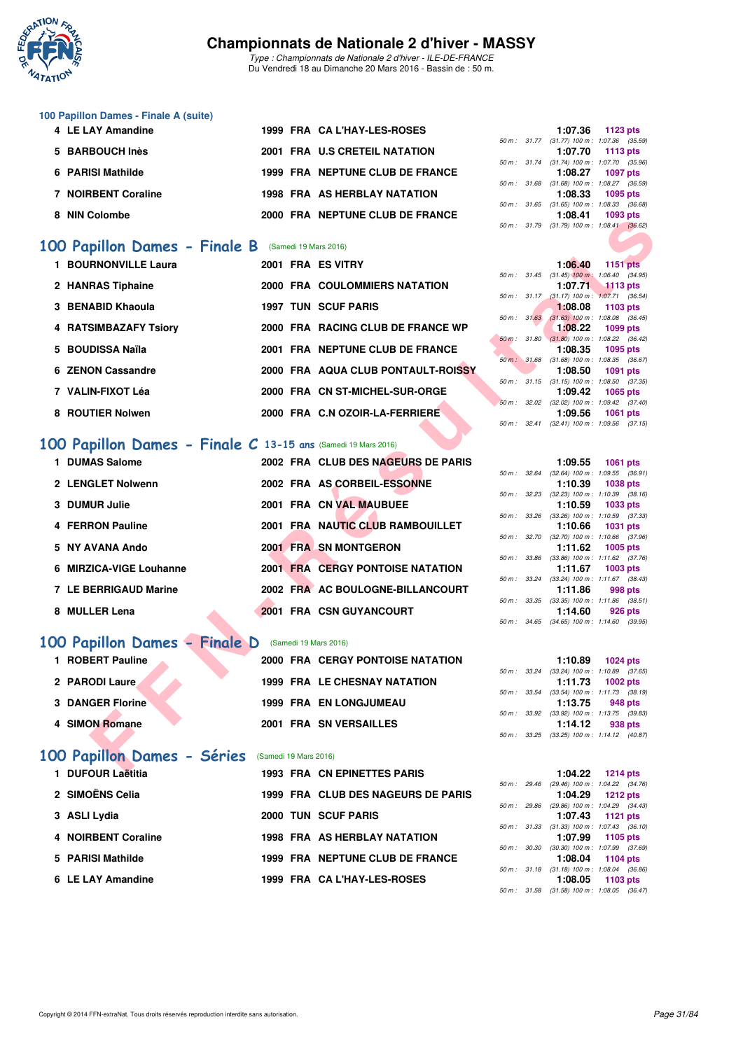# Championnats de Nationale 2 d'hiver - MASSY

*Type : Championnats de Nationale 2 d'hiver - ILE-DE-FRANCE*
Du Vendredi 18 au Dimanche 20 Mars 2016 - Bassin de : 50 m.

### 100 Papillon Dames - Finale A (suite)

| Rang | Nom | Année | Nat. | Club | Temps | Points | Splits |
|---|---|---|---|---|---|---|---|
| 4 | LE LAY Amandine | 1999 | FRA | CA L'HAY-LES-ROSES | 1:07.36 | 1123 pts | 50 m : 31.77 (31.77) 100 m : 1:07.36 (35.59) |
| 5 | BARBOUCH Inès | 2001 | FRA | U.S CRETEIL NATATION | 1:07.70 | 1113 pts | 50 m : 31.74 (31.74) 100 m : 1:07.70 (35.96) |
| 6 | PARISI Mathilde | 1999 | FRA | NEPTUNE CLUB DE FRANCE | 1:08.27 | 1097 pts | 50 m : 31.68 (31.68) 100 m : 1:08.27 (36.59) |
| 7 | NOIRBENT Coraline | 1998 | FRA | AS HERBLAY NATATION | 1:08.33 | 1095 pts | 50 m : 31.65 (31.65) 100 m : 1:08.33 (36.68) |
| 8 | NIN Colombe | 2000 | FRA | NEPTUNE CLUB DE FRANCE | 1:08.41 | 1093 pts | 50 m : 31.79 (31.79) 100 m : 1:08.41 (36.62) |

## 100 Papillon Dames - Finale B (Samedi 19 Mars 2016)

| Rang | Nom | Année | Nat. | Club | Temps | Points | Splits |
|---|---|---|---|---|---|---|---|
| 1 | BOURNONVILLE Laura | 2001 | FRA | ES VITRY | 1:06.40 | 1151 pts | 50 m : 31.45 (31.45) 100 m : 1:06.40 (34.95) |
| 2 | HANRAS Tiphaine | 2000 | FRA | COULOMMIERS NATATION | 1:07.71 | 1113 pts | 50 m : 31.17 (31.17) 100 m : 1:07.71 (36.54) |
| 3 | BENABID Khaoula | 1997 | TUN | SCUF PARIS | 1:08.08 | 1103 pts | 50 m : 31.63 (31.63) 100 m : 1:08.08 (36.45) |
| 4 | RATSIMBAZAFY Tsiory | 2000 | FRA | RACING CLUB DE FRANCE WP | 1:08.22 | 1099 pts | 50 m : 31.80 (31.80) 100 m : 1:08.22 (36.42) |
| 5 | BOUDISSA Naïla | 2001 | FRA | NEPTUNE CLUB DE FRANCE | 1:08.35 | 1095 pts | 50 m : 31.68 (31.68) 100 m : 1:08.35 (36.67) |
| 6 | ZENON Cassandre | 2000 | FRA | AQUA CLUB PONTAULT-ROISSY | 1:08.50 | 1091 pts | 50 m : 31.15 (31.15) 100 m : 1:08.50 (37.35) |
| 7 | VALIN-FIXOT Léa | 2000 | FRA | CN ST-MICHEL-SUR-ORGE | 1:09.42 | 1065 pts | 50 m : 32.02 (32.02) 100 m : 1:09.42 (37.40) |
| 8 | ROUTIER Nolwen | 2000 | FRA | C.N OZOIR-LA-FERRIERE | 1:09.56 | 1061 pts | 50 m : 32.41 (32.41) 100 m : 1:09.56 (37.15) |

## 100 Papillon Dames - Finale C 13-15 ans (Samedi 19 Mars 2016)

| Rang | Nom | Année | Nat. | Club | Temps | Points | Splits |
|---|---|---|---|---|---|---|---|
| 1 | DUMAS Salome | 2002 | FRA | CLUB DES NAGEURS DE PARIS | 1:09.55 | 1061 pts | 50 m : 32.64 (32.64) 100 m : 1:09.55 (36.91) |
| 2 | LENGLET Nolwenn | 2002 | FRA | AS CORBEIL-ESSONNE | 1:10.39 | 1038 pts | 50 m : 32.23 (32.23) 100 m : 1:10.39 (38.16) |
| 3 | DUMUR Julie | 2001 | FRA | CN VAL MAUBUEE | 1:10.59 | 1033 pts | 50 m : 33.26 (33.26) 100 m : 1:10.59 (37.33) |
| 4 | FERRON Pauline | 2001 | FRA | NAUTIC CLUB RAMBOUILLET | 1:10.66 | 1031 pts | 50 m : 32.70 (32.70) 100 m : 1:10.66 (37.96) |
| 5 | NY AVANA Ando | 2001 | FRA | SN MONTGERON | 1:11.62 | 1005 pts | 50 m : 33.86 (33.86) 100 m : 1:11.62 (37.76) |
| 6 | MIRZICA-VIGE Louhanne | 2001 | FRA | CERGY PONTOISE NATATION | 1:11.67 | 1003 pts | 50 m : 33.24 (33.24) 100 m : 1:11.67 (38.43) |
| 7 | LE BERRIGAUD Marine | 2002 | FRA | AC BOULOGNE-BILLANCOURT | 1:11.86 | 998 pts | 50 m : 33.35 (33.35) 100 m : 1:11.86 (38.51) |
| 8 | MULLER Lena | 2001 | FRA | CSN GUYANCOURT | 1:14.60 | 926 pts | 50 m : 34.65 (34.65) 100 m : 1:14.60 (39.95) |

## 100 Papillon Dames - Finale D (Samedi 19 Mars 2016)

| Rang | Nom | Année | Nat. | Club | Temps | Points | Splits |
|---|---|---|---|---|---|---|---|
| 1 | ROBERT Pauline | 2000 | FRA | CERGY PONTOISE NATATION | 1:10.89 | 1024 pts | 50 m : 33.24 (33.24) 100 m : 1:10.89 (37.65) |
| 2 | PARODI Laure | 1999 | FRA | LE CHESNAY NATATION | 1:11.73 | 1002 pts | 50 m : 33.54 (33.54) 100 m : 1:11.73 (38.19) |
| 3 | DANGER Florine | 1999 | FRA | EN LONGJUMEAU | 1:13.75 | 948 pts | 50 m : 33.92 (33.92) 100 m : 1:13.75 (39.83) |
| 4 | SIMON Romane | 2001 | FRA | SN VERSAILLES | 1:14.12 | 938 pts | 50 m : 33.25 (33.25) 100 m : 1:14.12 (40.87) |

## 100 Papillon Dames - Séries (Samedi 19 Mars 2016)

| Rang | Nom | Année | Nat. | Club | Temps | Points | Splits |
|---|---|---|---|---|---|---|---|
| 1 | DUFOUR Laëtitia | 1993 | FRA | CN EPINETTES PARIS | 1:04.22 | 1214 pts | 50 m : 29.46 (29.46) 100 m : 1:04.22 (34.76) |
| 2 | SIMOËNS Celia | 1999 | FRA | CLUB DES NAGEURS DE PARIS | 1:04.29 | 1212 pts | 50 m : 29.86 (29.86) 100 m : 1:04.29 (34.43) |
| 3 | ASLI Lydia | 2000 | TUN | SCUF PARIS | 1:07.43 | 1121 pts | 50 m : 31.33 (31.33) 100 m : 1:07.43 (36.10) |
| 4 | NOIRBENT Coraline | 1998 | FRA | AS HERBLAY NATATION | 1:07.99 | 1105 pts | 50 m : 30.30 (30.30) 100 m : 1:07.99 (37.69) |
| 5 | PARISI Mathilde | 1999 | FRA | NEPTUNE CLUB DE FRANCE | 1:08.04 | 1104 pts | 50 m : 31.18 (31.18) 100 m : 1:08.04 (36.86) |
| 6 | LE LAY Amandine | 1999 | FRA | CA L'HAY-LES-ROSES | 1:08.05 | 1103 pts | 50 m : 31.58 (31.58) 100 m : 1:08.05 (36.47) |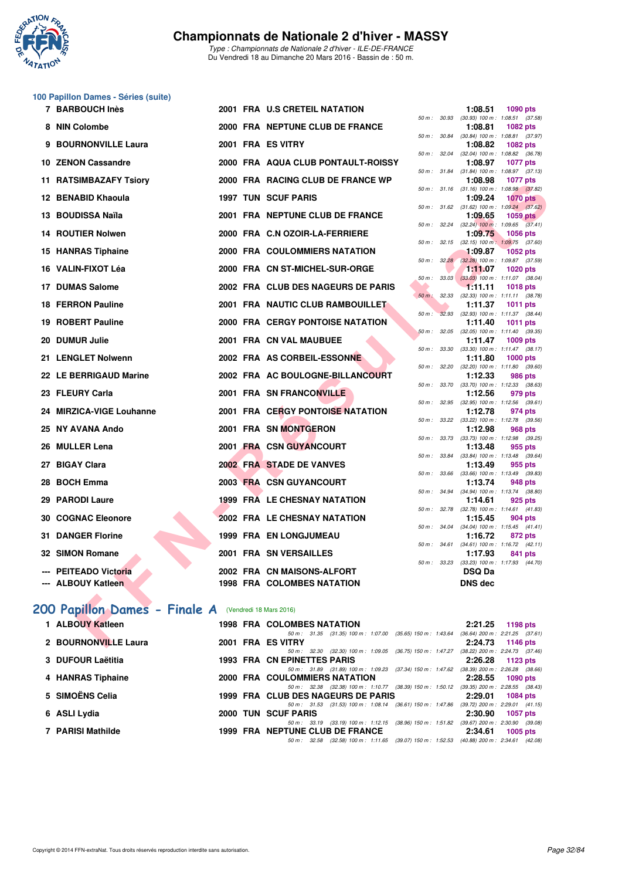# Championnats de Nationale 2 d'hiver - MASSY

*Type : Championnats de Nationale 2 d'hiver - ILE-DE-FRANCE*
Du Vendredi 18 au Dimanche 20 Mars 2016 - Bassin de : 50 m.

## 100 Papillon Dames - Séries (suite)

| Rg | Nom | Année | Nat | Club | Temps | Pts | Splits |
|---|---|---|---|---|---|---|---|
| 7 | BARBOUCH Inès | 2001 | FRA | U.S CRETEIL NATATION | 1:08.51 | 1090 pts | 50 m : 30.93 (30.93) 100 m : 1:08.51 (37.58) |
| 8 | NIN Colombe | 2000 | FRA | NEPTUNE CLUB DE FRANCE | 1:08.81 | 1082 pts | 50 m : 30.84 (30.84) 100 m : 1:08.81 (37.97) |
| 9 | BOURNONVILLE Laura | 2001 | FRA | ES VITRY | 1:08.82 | 1082 pts | 50 m : 32.04 (32.04) 100 m : 1:08.82 (36.78) |
| 10 | ZENON Cassandre | 2000 | FRA | AQUA CLUB PONTAULT-ROISSY | 1:08.97 | 1077 pts | 50 m : 31.84 (31.84) 100 m : 1:08.97 (37.13) |
| 11 | RATSIMBAZAFY Tsiory | 2000 | FRA | RACING CLUB DE FRANCE WP | 1:08.98 | 1077 pts | 50 m : 31.16 (31.16) 100 m : 1:08.98 (37.82) |
| 12 | BENABID Khaoula | 1997 | TUN | SCUF PARIS | 1:09.24 | 1070 pts | 50 m : 31.62 (31.62) 100 m : 1:09.24 (37.62) |
| 13 | BOUDISSA Naïla | 2001 | FRA | NEPTUNE CLUB DE FRANCE | 1:09.65 | 1059 pts | 50 m : 32.24 (32.24) 100 m : 1:09.65 (37.41) |
| 14 | ROUTIER Nolwen | 2000 | FRA | C.N OZOIR-LA-FERRIERE | 1:09.75 | 1056 pts | 50 m : 32.15 (32.15) 100 m : 1:09.75 (37.60) |
| 15 | HANRAS Tiphaine | 2000 | FRA | COULOMMIERS NATATION | 1:09.87 | 1052 pts | 50 m : 32.28 (32.28) 100 m : 1:09.87 (37.59) |
| 16 | VALIN-FIXOT Léa | 2000 | FRA | CN ST-MICHEL-SUR-ORGE | 1:11.07 | 1020 pts | 50 m : 33.03 (33.03) 100 m : 1:11.07 (38.04) |
| 17 | DUMAS Salome | 2002 | FRA | CLUB DES NAGEURS DE PARIS | 1:11.11 | 1018 pts | 50 m : 32.33 (32.33) 100 m : 1:11.11 (38.78) |
| 18 | FERRON Pauline | 2001 | FRA | NAUTIC CLUB RAMBOUILLET | 1:11.37 | 1011 pts | 50 m : 32.93 (32.93) 100 m : 1:11.37 (38.44) |
| 19 | ROBERT Pauline | 2000 | FRA | CERGY PONTOISE NATATION | 1:11.40 | 1011 pts | 50 m : 32.05 (32.05) 100 m : 1:11.40 (39.35) |
| 20 | DUMUR Julie | 2001 | FRA | CN VAL MAUBUEE | 1:11.47 | 1009 pts | 50 m : 33.30 (33.30) 100 m : 1:11.47 (38.17) |
| 21 | LENGLET Nolwenn | 2002 | FRA | AS CORBEIL-ESSONNE | 1:11.80 | 1000 pts | 50 m : 32.20 (32.20) 100 m : 1:11.80 (39.60) |
| 22 | LE BERRIGAUD Marine | 2002 | FRA | AC BOULOGNE-BILLANCOURT | 1:12.33 | 986 pts | 50 m : 33.70 (33.70) 100 m : 1:12.33 (38.63) |
| 23 | FLEURY Carla | 2001 | FRA | SN FRANCONVILLE | 1:12.56 | 979 pts | 50 m : 32.95 (32.95) 100 m : 1:12.56 (39.61) |
| 24 | MIRZICA-VIGE Louhanne | 2001 | FRA | CERGY PONTOISE NATATION | 1:12.78 | 974 pts | 50 m : 33.22 (33.22) 100 m : 1:12.78 (39.56) |
| 25 | NY AVANA Ando | 2001 | FRA | SN MONTGERON | 1:12.98 | 968 pts | 50 m : 33.73 (33.73) 100 m : 1:12.98 (39.25) |
| 26 | MULLER Lena | 2001 | FRA | CSN GUYANCOURT | 1:13.48 | 955 pts | 50 m : 33.84 (33.84) 100 m : 1:13.48 (39.64) |
| 27 | BIGAY Clara | 2002 | FRA | STADE DE VANVES | 1:13.49 | 955 pts | 50 m : 33.66 (33.66) 100 m : 1:13.49 (39.83) |
| 28 | BOCH Emma | 2003 | FRA | CSN GUYANCOURT | 1:13.74 | 948 pts | 50 m : 34.94 (34.94) 100 m : 1:13.74 (38.80) |
| 29 | PARODI Laure | 1999 | FRA | LE CHESNAY NATATION | 1:14.61 | 925 pts | 50 m : 32.78 (32.78) 100 m : 1:14.61 (41.83) |
| 30 | COGNAC Eleonore | 2002 | FRA | LE CHESNAY NATATION | 1:15.45 | 904 pts | 50 m : 34.04 (34.04) 100 m : 1:15.45 (41.41) |
| 31 | DANGER Florine | 1999 | FRA | EN LONGJUMEAU | 1:16.72 | 872 pts | 50 m : 34.61 (34.61) 100 m : 1:16.72 (42.11) |
| 32 | SIMON Romane | 2001 | FRA | SN VERSAILLES | 1:17.93 | 841 pts | 50 m : 33.23 (33.23) 100 m : 1:17.93 (44.70) |
| --- | PEITEADO Victoria | 2002 | FRA | CN MAISONS-ALFORT | DSQ Da | | |
| --- | ALBOUY Katleen | 1998 | FRA | COLOMBES NATATION | DNS dec | | |

## 200 Papillon Dames - Finale A (Vendredi 18 Mars 2016)

| Rg | Nom | Année | Nat | Club | Temps | Pts | Splits |
|---|---|---|---|---|---|---|---|
| 1 | ALBOUY Katleen | 1998 | FRA | COLOMBES NATATION | 2:21.25 | 1198 pts | 50 m : 31.35 (31.35) 100 m : 1:07.00 (35.65) 150 m : 1:43.64 (36.64) 200 m : 2:21.25 (37.61) |
| 2 | BOURNONVILLE Laura | 2001 | FRA | ES VITRY | 2:24.73 | 1146 pts | 50 m : 32.30 (32.30) 100 m : 1:09.05 (36.75) 150 m : 1:47.27 (38.22) 200 m : 2:24.73 (37.46) |
| 3 | DUFOUR Laëtitia | 1993 | FRA | CN EPINETTES PARIS | 2:26.28 | 1123 pts | 50 m : 31.89 (31.89) 100 m : 1:09.23 (37.34) 150 m : 1:47.62 (38.39) 200 m : 2:26.28 (38.66) |
| 4 | HANRAS Tiphaine | 2000 | FRA | COULOMMIERS NATATION | 2:28.55 | 1090 pts | 50 m : 32.38 (32.38) 100 m : 1:10.77 (38.39) 150 m : 1:50.12 (39.35) 200 m : 2:28.55 (38.43) |
| 5 | SIMOËNS Celia | 1999 | FRA | CLUB DES NAGEURS DE PARIS | 2:29.01 | 1084 pts | 50 m : 31.53 (31.53) 100 m : 1:08.14 (36.61) 150 m : 1:47.86 (39.72) 200 m : 2:29.01 (41.15) |
| 6 | ASLI Lydia | 2000 | TUN | SCUF PARIS | 2:30.90 | 1057 pts | 50 m : 33.19 (33.19) 100 m : 1:12.15 (38.96) 150 m : 1:51.82 (39.67) 200 m : 2:30.90 (39.08) |
| 7 | PARISI Mathilde | 1999 | FRA | NEPTUNE CLUB DE FRANCE | 2:34.61 | 1005 pts | 50 m : 32.58 (32.58) 100 m : 1:11.65 (39.07) 150 m : 1:52.53 (40.88) 200 m : 2:34.61 (42.08) |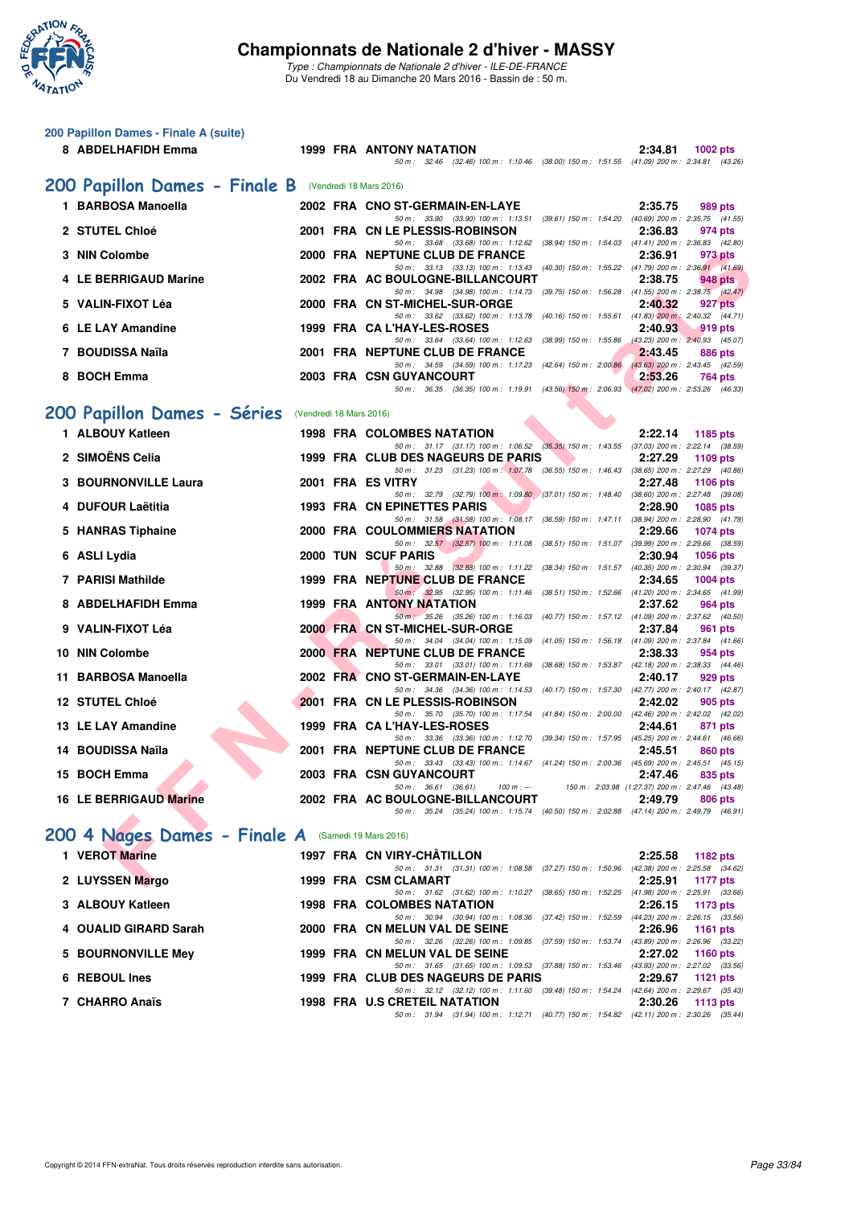### 200 Papillon Dames - Finale A (suite)

| Rang | Nom | Année | Nat | Club | Temps | Points |
|---|---|---|---|---|---|---|
| 8 | ABDELHAFIDH Emma | 1999 | FRA | ANTONY NATATION | 2:34.81 | 1002 pts |
| | 50 m : 32.46 (32.46) 100 m : 1:10.46 (38.00) 150 m : 1:51.55 (41.09) 200 m : 2:34.81 (43.26) | | | | | |

## 200 Papillon Dames - Finale B (Vendredi 18 Mars 2016)

| Rang | Nom | Année | Nat | Club | Temps | Points |
|---|---|---|---|---|---|---|
| 1 | BARBOSA Manoella | 2002 | FRA | CNO ST-GERMAIN-EN-LAYE | 2:35.75 | 989 pts |
| | 50 m : 33.90 (33.90) 100 m : 1:13.51 (39.61) 150 m : 1:54.20 (40.69) 200 m : 2:35.75 (41.55) | | | | | |
| 2 | STUTEL Chloé | 2001 | FRA | CN LE PLESSIS-ROBINSON | 2:36.83 | 974 pts |
| | 50 m : 33.68 (33.68) 100 m : 1:12.62 (38.94) 150 m : 1:54.03 (41.41) 200 m : 2:36.83 (42.80) | | | | | |
| 3 | NIN Colombe | 2000 | FRA | NEPTUNE CLUB DE FRANCE | 2:36.91 | 973 pts |
| | 50 m : 33.13 (33.13) 100 m : 1:13.43 (40.30) 150 m : 1:55.22 (41.79) 200 m : 2:36.91 (41.69) | | | | | |
| 4 | LE BERRIGAUD Marine | 2002 | FRA | AC BOULOGNE-BILLANCOURT | 2:38.75 | 948 pts |
| | 50 m : 34.98 (34.98) 100 m : 1:14.73 (39.75) 150 m : 1:56.28 (41.55) 200 m : 2:38.75 (42.47) | | | | | |
| 5 | VALIN-FIXOT Léa | 2000 | FRA | CN ST-MICHEL-SUR-ORGE | 2:40.32 | 927 pts |
| | 50 m : 33.62 (33.62) 100 m : 1:13.78 (40.16) 150 m : 1:55.61 (41.83) 200 m : 2:40.32 (44.71) | | | | | |
| 6 | LE LAY Amandine | 1999 | FRA | CA L'HAY-LES-ROSES | 2:40.93 | 919 pts |
| | 50 m : 33.64 (33.64) 100 m : 1:12.63 (38.99) 150 m : 1:55.86 (43.23) 200 m : 2:40.93 (45.07) | | | | | |
| 7 | BOUDISSA Naïla | 2001 | FRA | NEPTUNE CLUB DE FRANCE | 2:43.45 | 886 pts |
| | 50 m : 34.59 (34.59) 100 m : 1:17.23 (42.64) 150 m : 2:00.86 (43.63) 200 m : 2:43.45 (42.59) | | | | | |
| 8 | BOCH Emma | 2003 | FRA | CSN GUYANCOURT | 2:53.26 | 764 pts |
| | 50 m : 36.35 (36.35) 100 m : 1:19.91 (43.56) 150 m : 2:06.93 (47.02) 200 m : 2:53.26 (46.33) | | | | | |

## 200 Papillon Dames - Séries (Vendredi 18 Mars 2016)

| Rang | Nom | Année | Nat | Club | Temps | Points |
|---|---|---|---|---|---|---|
| 1 | ALBOUY Katleen | 1998 | FRA | COLOMBES NATATION | 2:22.14 | 1185 pts |
| | 50 m : 31.17 (31.17) 100 m : 1:06.52 (35.35) 150 m : 1:43.55 (37.03) 200 m : 2:22.14 (38.59) | | | | | |
| 2 | SIMOËNS Celia | 1999 | FRA | CLUB DES NAGEURS DE PARIS | 2:27.29 | 1109 pts |
| | 50 m : 31.23 (31.23) 100 m : 1:07.78 (36.55) 150 m : 1:46.43 (38.65) 200 m : 2:27.29 (40.86) | | | | | |
| 3 | BOURNONVILLE Laura | 2001 | FRA | ES VITRY | 2:27.48 | 1106 pts |
| | 50 m : 32.79 (32.79) 100 m : 1:09.80 (37.01) 150 m : 1:48.40 (38.60) 200 m : 2:27.48 (39.08) | | | | | |
| 4 | DUFOUR Laëtitia | 1993 | FRA | CN EPINETTES PARIS | 2:28.90 | 1085 pts |
| | 50 m : 31.58 (31.58) 100 m : 1:08.17 (36.59) 150 m : 1:47.11 (38.94) 200 m : 2:28.90 (41.79) | | | | | |
| 5 | HANRAS Tiphaine | 2000 | FRA | COULOMMIERS NATATION | 2:29.66 | 1074 pts |
| | 50 m : 32.57 (32.57) 100 m : 1:11.08 (38.51) 150 m : 1:51.07 (39.99) 200 m : 2:29.66 (38.59) | | | | | |
| 6 | ASLI Lydia | 2000 | TUN | SCUF PARIS | 2:30.94 | 1056 pts |
| | 50 m : 32.88 (32.88) 100 m : 1:11.22 (38.34) 150 m : 1:51.57 (40.35) 200 m : 2:30.94 (39.37) | | | | | |
| 7 | PARISI Mathilde | 1999 | FRA | NEPTUNE CLUB DE FRANCE | 2:34.65 | 1004 pts |
| | 50 m : 32.95 (32.95) 100 m : 1:11.46 (38.51) 150 m : 1:52.66 (41.20) 200 m : 2:34.65 (41.99) | | | | | |
| 8 | ABDELHAFIDH Emma | 1999 | FRA | ANTONY NATATION | 2:37.62 | 964 pts |
| | 50 m : 35.26 (35.26) 100 m : 1:16.03 (40.77) 150 m : 1:57.12 (41.09) 200 m : 2:37.62 (40.50) | | | | | |
| 9 | VALIN-FIXOT Léa | 2000 | FRA | CN ST-MICHEL-SUR-ORGE | 2:37.84 | 961 pts |
| | 50 m : 34.04 (34.04) 100 m : 1:15.09 (41.05) 150 m : 1:56.18 (41.09) 200 m : 2:37.84 (41.66) | | | | | |
| 10 | NIN Colombe | 2000 | FRA | NEPTUNE CLUB DE FRANCE | 2:38.33 | 954 pts |
| | 50 m : 33.01 (33.01) 100 m : 1:11.69 (38.68) 150 m : 1:53.87 (42.18) 200 m : 2:38.33 (44.46) | | | | | |
| 11 | BARBOSA Manoella | 2002 | FRA | CNO ST-GERMAIN-EN-LAYE | 2:40.17 | 929 pts |
| | 50 m : 34.36 (34.36) 100 m : 1:14.53 (40.17) 150 m : 1:57.30 (42.77) 200 m : 2:40.17 (42.87) | | | | | |
| 12 | STUTEL Chloé | 2001 | FRA | CN LE PLESSIS-ROBINSON | 2:42.02 | 905 pts |
| | 50 m : 35.70 (35.70) 100 m : 1:17.54 (41.84) 150 m : 2:00.00 (42.46) 200 m : 2:42.02 (42.02) | | | | | |
| 13 | LE LAY Amandine | 1999 | FRA | CA L'HAY-LES-ROSES | 2:44.61 | 871 pts |
| | 50 m : 33.36 (33.36) 100 m : 1:12.70 (39.34) 150 m : 1:57.95 (45.25) 200 m : 2:44.61 (46.66) | | | | | |
| 14 | BOUDISSA Naïla | 2001 | FRA | NEPTUNE CLUB DE FRANCE | 2:45.51 | 860 pts |
| | 50 m : 33.43 (33.43) 100 m : 1:14.67 (41.24) 150 m : 2:00.36 (45.69) 200 m : 2:45.51 (45.15) | | | | | |
| 15 | BOCH Emma | 2003 | FRA | CSN GUYANCOURT | 2:47.46 | 835 pts |
| | 50 m : 36.61 (36.61) 100 m : --- 150 m : 2:03.98 (1:27.37) 200 m : 2:47.46 (43.48) | | | | | |
| 16 | LE BERRIGAUD Marine | 2002 | FRA | AC BOULOGNE-BILLANCOURT | 2:49.79 | 806 pts |
| | 50 m : 35.24 (35.24) 100 m : 1:15.74 (40.50) 150 m : 2:02.88 (47.14) 200 m : 2:49.79 (46.91) | | | | | |

## 200 4 Nages Dames - Finale A (Samedi 19 Mars 2016)

| Rang | Nom | Année | Nat | Club | Temps | Points |
|---|---|---|---|---|---|---|
| 1 | VEROT Marine | 1997 | FRA | CN VIRY-CHÂTILLON | 2:25.58 | 1182 pts |
| | 50 m : 31.31 (31.31) 100 m : 1:08.58 (37.27) 150 m : 1:50.96 (42.38) 200 m : 2:25.58 (34.62) | | | | | |
| 2 | LUYSSEN Margo | 1999 | FRA | CSM CLAMART | 2:25.91 | 1177 pts |
| | 50 m : 31.62 (31.62) 100 m : 1:10.27 (38.65) 150 m : 1:52.25 (41.98) 200 m : 2:25.91 (33.66) | | | | | |
| 3 | ALBOUY Katleen | 1998 | FRA | COLOMBES NATATION | 2:26.15 | 1173 pts |
| | 50 m : 30.94 (30.94) 100 m : 1:08.36 (37.42) 150 m : 1:52.59 (44.23) 200 m : 2:26.15 (33.56) | | | | | |
| 4 | OUALID GIRARD Sarah | 2000 | FRA | CN MELUN VAL DE SEINE | 2:26.96 | 1161 pts |
| | 50 m : 32.26 (32.26) 100 m : 1:09.85 (37.59) 150 m : 1:53.74 (43.89) 200 m : 2:26.96 (33.22) | | | | | |
| 5 | BOURNONVILLE Mey | 1999 | FRA | CN MELUN VAL DE SEINE | 2:27.02 | 1160 pts |
| | 50 m : 31.65 (31.65) 100 m : 1:09.53 (37.88) 150 m : 1:53.46 (43.93) 200 m : 2:27.02 (33.56) | | | | | |
| 6 | REBOUL Ines | 1999 | FRA | CLUB DES NAGEURS DE PARIS | 2:29.67 | 1121 pts |
| | 50 m : 32.12 (32.12) 100 m : 1:11.60 (39.48) 150 m : 1:54.24 (42.64) 200 m : 2:29.67 (35.43) | | | | | |
| 7 | CHARRO Anaïs | 1998 | FRA | U.S CRETEIL NATATION | 2:30.26 | 1113 pts |
| | 50 m : 31.94 (31.94) 100 m : 1:12.71 (40.77) 150 m : 1:54.82 (42.11) 200 m : 2:30.26 (35.44) | | | | | |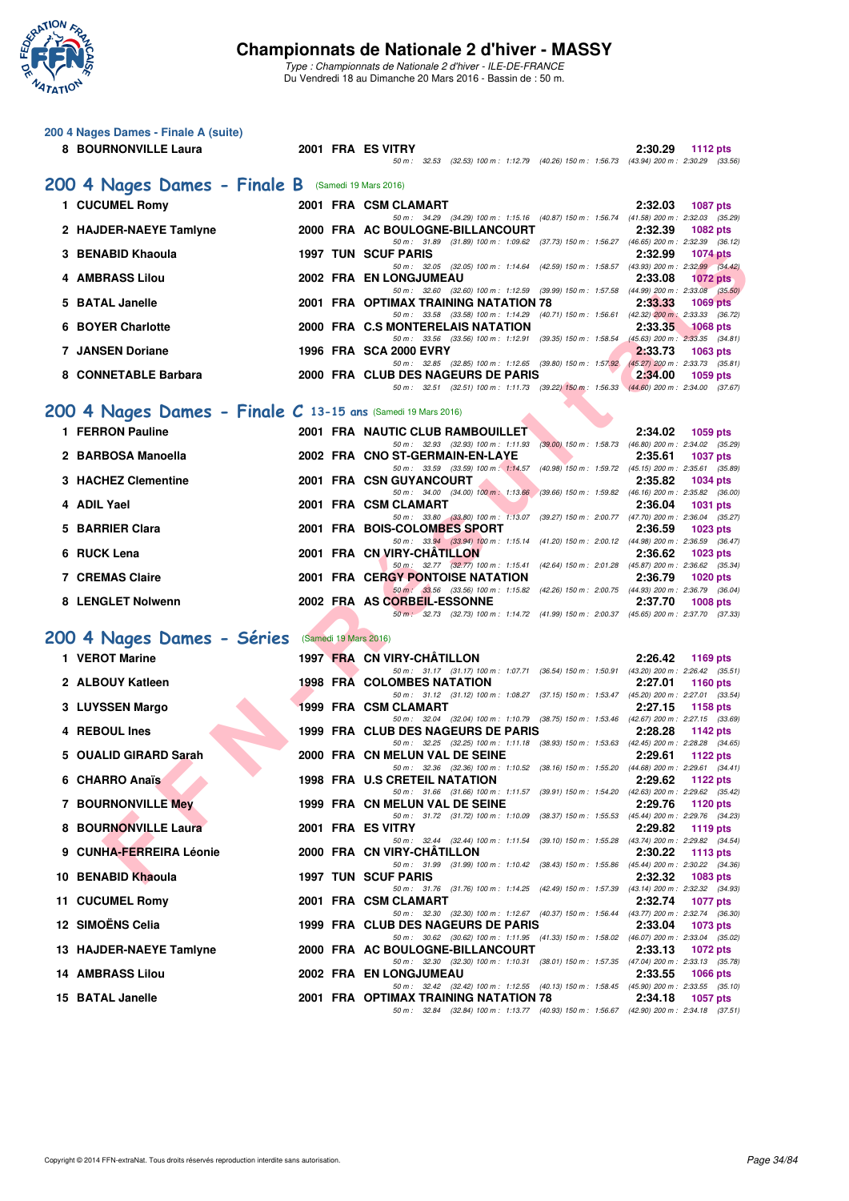# Championnats de Nationale 2 d'hiver - MASSY

*Type : Championnats de Nationale 2 d'hiver - ILE-DE-FRANCE*
Du Vendredi 18 au Dimanche 20 Mars 2016 - Bassin de : 50 m.

## 200 4 Nages Dames - Finale A (suite)

| Rang | Nom | Année | Nat. | Club | Temps | Points |
|---|---|---|---|---|---|---|
| 8 | BOURNONVILLE Laura | 2001 | FRA | ES VITRY | 2:30.29 | 1112 pts |
| | | | | 50 m : 32.53 (32.53) 100 m : 1:12.79 (40.26) 150 m : 1:56.73 (43.94) 200 m : 2:30.29 (33.56) | | |

## 200 4 Nages Dames - Finale B (Samedi 19 Mars 2016)

| Rang | Nom | Année | Nat. | Club | Temps | Points |
|---|---|---|---|---|---|---|
| 1 | CUCUMEL Romy | 2001 | FRA | CSM CLAMART | 2:32.03 | 1087 pts |
| | | | | 50 m : 34.29 (34.29) 100 m : 1:15.16 (40.87) 150 m : 1:56.74 (41.58) 200 m : 2:32.03 (35.29) | | |
| 2 | HAJDER-NAEYE Tamlyne | 2000 | FRA | AC BOULOGNE-BILLANCOURT | 2:32.39 | 1082 pts |
| | | | | 50 m : 31.89 (31.89) 100 m : 1:09.62 (37.73) 150 m : 1:56.27 (46.65) 200 m : 2:32.39 (36.12) | | |
| 3 | BENABID Khaoula | 1997 | TUN | SCUF PARIS | 2:32.99 | 1074 pts |
| | | | | 50 m : 32.05 (32.05) 100 m : 1:14.64 (42.59) 150 m : 1:58.57 (43.93) 200 m : 2:32.99 (34.42) | | |
| 4 | AMBRASS Lilou | 2002 | FRA | EN LONGJUMEAU | 2:33.08 | 1072 pts |
| | | | | 50 m : 32.60 (32.60) 100 m : 1:12.59 (39.99) 150 m : 1:57.58 (44.99) 200 m : 2:33.08 (35.50) | | |
| 5 | BATAL Janelle | 2001 | FRA | OPTIMAX TRAINING NATATION 78 | 2:33.33 | 1069 pts |
| | | | | 50 m : 33.58 (33.58) 100 m : 1:14.29 (40.71) 150 m : 1:56.61 (42.32) 200 m : 2:33.33 (36.72) | | |
| 6 | BOYER Charlotte | 2000 | FRA | C.S MONTERELAIS NATATION | 2:33.35 | 1068 pts |
| | | | | 50 m : 33.56 (33.56) 100 m : 1:12.91 (39.35) 150 m : 1:58.54 (45.63) 200 m : 2:33.35 (34.81) | | |
| 7 | JANSEN Doriane | 1996 | FRA | SCA 2000 EVRY | 2:33.73 | 1063 pts |
| | | | | 50 m : 32.85 (32.85) 100 m : 1:12.65 (39.80) 150 m : 1:57.92 (45.27) 200 m : 2:33.73 (35.81) | | |
| 8 | CONNETABLE Barbara | 2000 | FRA | CLUB DES NAGEURS DE PARIS | 2:34.00 | 1059 pts |
| | | | | 50 m : 32.51 (32.51) 100 m : 1:11.73 (39.22) 150 m : 1:56.33 (44.60) 200 m : 2:34.00 (37.67) | | |

## 200 4 Nages Dames - Finale C 13-15 ans (Samedi 19 Mars 2016)

| Rang | Nom | Année | Nat. | Club | Temps | Points |
|---|---|---|---|---|---|---|
| 1 | FERRON Pauline | 2001 | FRA | NAUTIC CLUB RAMBOUILLET | 2:34.02 | 1059 pts |
| | | | | 50 m : 32.93 (32.93) 100 m : 1:11.93 (39.00) 150 m : 1:58.73 (46.80) 200 m : 2:34.02 (35.29) | | |
| 2 | BARBOSA Manoella | 2002 | FRA | CNO ST-GERMAIN-EN-LAYE | 2:35.61 | 1037 pts |
| | | | | 50 m : 33.59 (33.59) 100 m : 1:14.57 (40.98) 150 m : 1:59.72 (45.15) 200 m : 2:35.61 (35.89) | | |
| 3 | HACHEZ Clementine | 2001 | FRA | CSN GUYANCOURT | 2:35.82 | 1034 pts |
| | | | | 50 m : 34.00 (34.00) 100 m : 1:13.66 (39.66) 150 m : 1:59.82 (46.16) 200 m : 2:35.82 (36.00) | | |
| 4 | ADIL Yael | 2001 | FRA | CSM CLAMART | 2:36.04 | 1031 pts |
| | | | | 50 m : 33.80 (33.80) 100 m : 1:13.07 (39.27) 150 m : 2:00.77 (47.70) 200 m : 2:36.04 (35.27) | | |
| 5 | BARRIER Clara | 2001 | FRA | BOIS-COLOMBES SPORT | 2:36.59 | 1023 pts |
| | | | | 50 m : 33.94 (33.94) 100 m : 1:15.14 (41.20) 150 m : 2:00.12 (44.98) 200 m : 2:36.59 (36.47) | | |
| 6 | RUCK Lena | 2001 | FRA | CN VIRY-CHÂTILLON | 2:36.62 | 1023 pts |
| | | | | 50 m : 32.77 (32.77) 100 m : 1:15.41 (42.64) 150 m : 2:01.28 (45.87) 200 m : 2:36.62 (35.34) | | |
| 7 | CREMAS Claire | 2001 | FRA | CERGY PONTOISE NATATION | 2:36.79 | 1020 pts |
| | | | | 50 m : 33.56 (33.56) 100 m : 1:15.82 (42.26) 150 m : 2:00.75 (44.93) 200 m : 2:36.79 (36.04) | | |
| 8 | LENGLET Nolwenn | 2002 | FRA | AS CORBEIL-ESSONNE | 2:37.70 | 1008 pts |
| | | | | 50 m : 32.73 (32.73) 100 m : 1:14.72 (41.99) 150 m : 2:00.37 (45.65) 200 m : 2:37.70 (37.33) | | |

## 200 4 Nages Dames - Séries (Samedi 19 Mars 2016)

| Rang | Nom | Année | Nat. | Club | Temps | Points |
|---|---|---|---|---|---|---|
| 1 | VEROT Marine | 1997 | FRA | CN VIRY-CHÂTILLON | 2:26.42 | 1169 pts |
| | | | | 50 m : 31.17 (31.17) 100 m : 1:07.71 (36.54) 150 m : 1:50.91 (43.20) 200 m : 2:26.42 (35.51) | | |
| 2 | ALBOUY Katleen | 1998 | FRA | COLOMBES NATATION | 2:27.01 | 1160 pts |
| | | | | 50 m : 31.12 (31.12) 100 m : 1:08.27 (37.15) 150 m : 1:53.47 (45.20) 200 m : 2:27.01 (33.54) | | |
| 3 | LUYSSEN Margo | 1999 | FRA | CSM CLAMART | 2:27.15 | 1158 pts |
| | | | | 50 m : 32.04 (32.04) 100 m : 1:10.79 (38.75) 150 m : 1:53.46 (42.67) 200 m : 2:27.15 (33.69) | | |
| 4 | REBOUL Ines | 1999 | FRA | CLUB DES NAGEURS DE PARIS | 2:28.28 | 1142 pts |
| | | | | 50 m : 32.25 (32.25) 100 m : 1:11.18 (38.93) 150 m : 1:53.63 (42.45) 200 m : 2:28.28 (34.65) | | |
| 5 | OUALID GIRARD Sarah | 2000 | FRA | CN MELUN VAL DE SEINE | 2:29.61 | 1122 pts |
| | | | | 50 m : 32.36 (32.36) 100 m : 1:10.52 (38.16) 150 m : 1:55.20 (44.68) 200 m : 2:29.61 (34.41) | | |
| 6 | CHARRO Anaïs | 1998 | FRA | U.S CRETEIL NATATION | 2:29.62 | 1122 pts |
| | | | | 50 m : 31.66 (31.66) 100 m : 1:11.57 (39.91) 150 m : 1:54.20 (42.63) 200 m : 2:29.62 (35.42) | | |
| 7 | BOURNONVILLE Mey | 1999 | FRA | CN MELUN VAL DE SEINE | 2:29.76 | 1120 pts |
| | | | | 50 m : 31.72 (31.72) 100 m : 1:10.09 (38.37) 150 m : 1:55.53 (45.44) 200 m : 2:29.76 (34.23) | | |
| 8 | BOURNONVILLE Laura | 2001 | FRA | ES VITRY | 2:29.82 | 1119 pts |
| | | | | 50 m : 32.44 (32.44) 100 m : 1:11.54 (39.10) 150 m : 1:55.28 (43.74) 200 m : 2:29.82 (34.54) | | |
| 9 | CUNHA-FERREIRA Léonie | 2000 | FRA | CN VIRY-CHÂTILLON | 2:30.22 | 1113 pts |
| | | | | 50 m : 31.99 (31.99) 100 m : 1:10.42 (38.43) 150 m : 1:55.86 (45.44) 200 m : 2:30.22 (34.36) | | |
| 10 | BENABID Khaoula | 1997 | TUN | SCUF PARIS | 2:32.32 | 1083 pts |
| | | | | 50 m : 31.76 (31.76) 100 m : 1:14.25 (42.49) 150 m : 1:57.39 (43.14) 200 m : 2:32.32 (34.93) | | |
| 11 | CUCUMEL Romy | 2001 | FRA | CSM CLAMART | 2:32.74 | 1077 pts |
| | | | | 50 m : 32.30 (32.30) 100 m : 1:12.67 (40.37) 150 m : 1:56.44 (43.77) 200 m : 2:32.74 (36.30) | | |
| 12 | SIMOËNS Celia | 1999 | FRA | CLUB DES NAGEURS DE PARIS | 2:33.04 | 1073 pts |
| | | | | 50 m : 30.62 (30.62) 100 m : 1:11.95 (41.33) 150 m : 1:58.02 (46.07) 200 m : 2:33.04 (35.02) | | |
| 13 | HAJDER-NAEYE Tamlyne | 2000 | FRA | AC BOULOGNE-BILLANCOURT | 2:33.13 | 1072 pts |
| | | | | 50 m : 32.30 (32.30) 100 m : 1:10.31 (38.01) 150 m : 1:57.35 (47.04) 200 m : 2:33.13 (35.78) | | |
| 14 | AMBRASS Lilou | 2002 | FRA | EN LONGJUMEAU | 2:33.55 | 1066 pts |
| | | | | 50 m : 32.42 (32.42) 100 m : 1:12.55 (40.13) 150 m : 1:58.45 (45.90) 200 m : 2:33.55 (35.10) | | |
| 15 | BATAL Janelle | 2001 | FRA | OPTIMAX TRAINING NATATION 78 | 2:34.18 | 1057 pts |
| | | | | 50 m : 32.84 (32.84) 100 m : 1:13.77 (40.93) 150 m : 1:56.67 (42.90) 200 m : 2:34.18 (37.51) | | |

Copyright © 2014 FFN-extraNat. Tous droits réservés reproduction interdite sans autorisation.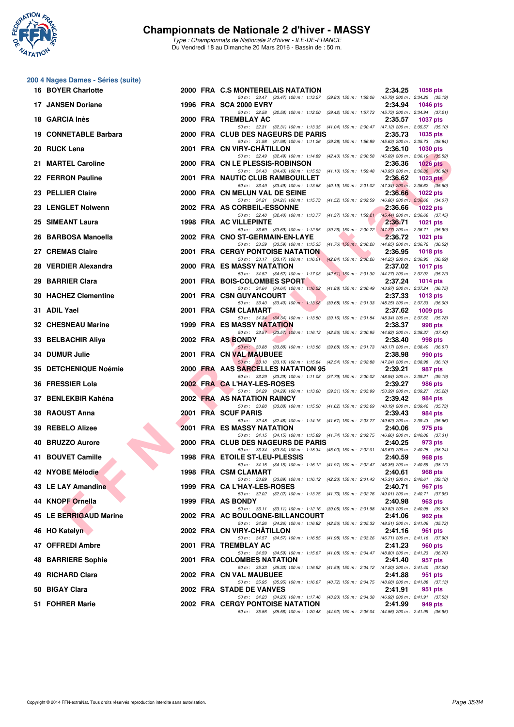# Championnats de Nationale 2 d'hiver - MASSY

*Type : Championnats de Nationale 2 d'hiver - ILE-DE-FRANCE*
Du Vendredi 18 au Dimanche 20 Mars 2016 - Bassin de : 50 m.

## 200 4 Nages Dames - Séries (suite)

| Rang | Nom | Année | Nat. | Club | Temps | Points |
|---|---|---|---|---|---|---|
| 16 | BOYER Charlotte | 2000 | FRA | C.S MONTERELAIS NATATION | 2:34.25 | 1056 pts |
| | 50 m : 33.47 (33.47) 100 m : 1:13.27 (39.80) 150 m : 1:59.06 (45.79) 200 m : 2:34.25 (35.19) | | | | | |
| 17 | JANSEN Doriane | 1996 | FRA | SCA 2000 EVRY | 2:34.94 | 1046 pts |
| | 50 m : 32.58 (32.58) 100 m : 1:12.00 (39.42) 150 m : 1:57.73 (45.73) 200 m : 2:34.94 (37.21) | | | | | |
| 18 | GARCIA Inès | 2000 | FRA | TREMBLAY AC | 2:35.57 | 1037 pts |
| | 50 m : 32.31 (32.31) 100 m : 1:13.35 (41.04) 150 m : 2:00.47 (47.12) 200 m : 2:35.57 (35.10) | | | | | |
| 19 | CONNETABLE Barbara | 2000 | FRA | CLUB DES NAGEURS DE PARIS | 2:35.73 | 1035 pts |
| | 50 m : 31.98 (31.98) 100 m : 1:11.26 (39.28) 150 m : 1:56.89 (45.63) 200 m : 2:35.73 (38.84) | | | | | |
| 20 | RUCK Lena | 2001 | FRA | CN VIRY-CHÂTILLON | 2:36.10 | 1030 pts |
| | 50 m : 32.49 (32.49) 100 m : 1:14.89 (42.40) 150 m : 2:00.58 (45.69) 200 m : 2:36.10 (35.52) | | | | | |
| 21 | MARTEL Caroline | 2000 | FRA | CN LE PLESSIS-ROBINSON | 2:36.36 | 1026 pts |
| | 50 m : 34.43 (34.43) 100 m : 1:15.53 (41.10) 150 m : 1:59.48 (43.95) 200 m : 2:36.36 (36.88) | | | | | |
| 22 | FERRON Pauline | 2001 | FRA | NAUTIC CLUB RAMBOUILLET | 2:36.62 | 1023 pts |
| | 50 m : 33.49 (33.49) 100 m : 1:13.68 (40.19) 150 m : 2:01.02 (47.34) 200 m : 2:36.62 (35.60) | | | | | |
| 23 | PELLIER Claire | 2000 | FRA | CN MELUN VAL DE SEINE | 2:36.66 | 1022 pts |
| | 50 m : 34.21 (34.21) 100 m : 1:15.73 (41.52) 150 m : 2:02.59 (46.86) 200 m : 2:36.66 (34.07) | | | | | |
| 23 | LENGLET Nolwenn | 2002 | FRA | AS CORBEIL-ESSONNE | 2:36.66 | 1022 pts |
| | 50 m : 32.40 (32.40) 100 m : 1:13.77 (41.37) 150 m : 1:59.21 (45.44) 200 m : 2:36.66 (37.45) | | | | | |
| 25 | SIMEANT Laura | 1998 | FRA | AC VILLEPINTE | 2:36.71 | 1021 pts |
| | 50 m : 33.69 (33.69) 100 m : 1:12.95 (39.26) 150 m : 2:00.72 (47.77) 200 m : 2:36.71 (35.99) | | | | | |
| 26 | BARBOSA Manoella | 2002 | FRA | CNO ST-GERMAIN-EN-LAYE | 2:36.72 | 1021 pts |
| | 50 m : 33.59 (33.59) 100 m : 1:15.35 (41.76) 150 m : 2:00.20 (44.85) 200 m : 2:36.72 (36.52) | | | | | |
| 27 | CREMAS Claire | 2001 | FRA | CERGY PONTOISE NATATION | 2:36.95 | 1018 pts |
| | 50 m : 33.17 (33.17) 100 m : 1:16.01 (42.84) 150 m : 2:00.26 (44.25) 200 m : 2:36.95 (36.69) | | | | | |
| 28 | VERDIER Alexandra | 2000 | FRA | ES MASSY NATATION | 2:37.02 | 1017 pts |
| | 50 m : 34.52 (34.52) 100 m : 1:17.03 (42.51) 150 m : 2:01.30 (44.27) 200 m : 2:37.02 (35.72) | | | | | |
| 29 | BARRIER Clara | 2001 | FRA | BOIS-COLOMBES SPORT | 2:37.24 | 1014 pts |
| | 50 m : 34.64 (34.64) 100 m : 1:16.52 (41.88) 150 m : 2:00.49 (43.97) 200 m : 2:37.24 (36.75) | | | | | |
| 30 | HACHEZ Clementine | 2001 | FRA | CSN GUYANCOURT | 2:37.33 | 1013 pts |
| | 50 m : 33.40 (33.40) 100 m : 1:13.08 (39.68) 150 m : 2:01.33 (48.25) 200 m : 2:37.33 (36.00) | | | | | |
| 31 | ADIL Yael | 2001 | FRA | CSM CLAMART | 2:37.62 | 1009 pts |
| | 50 m : 34.34 (34.34) 100 m : 1:13.50 (39.16) 150 m : 2:01.84 (48.34) 200 m : 2:37.62 (35.78) | | | | | |
| 32 | CHESNEAU Marine | 1999 | FRA | ES MASSY NATATION | 2:38.37 | 998 pts |
| | 50 m : 33.57 (33.57) 100 m : 1:16.13 (42.56) 150 m : 2:00.95 (44.82) 200 m : 2:38.37 (37.42) | | | | | |
| 33 | BELBACHIR Aliya | 2002 | FRA | AS BONDY | 2:38.40 | 998 pts |
| | 50 m : 33.88 (33.88) 100 m : 1:13.56 (39.68) 150 m : 2:01.73 (48.17) 200 m : 2:38.40 (36.67) | | | | | |
| 34 | DUMUR Julie | 2001 | FRA | CN VAL MAUBUEE | 2:38.98 | 990 pts |
| | 50 m : 33.10 (33.10) 100 m : 1:15.64 (42.54) 150 m : 2:02.88 (47.24) 200 m : 2:38.98 (36.10) | | | | | |
| 35 | DETCHENIQUE Noémie | 2000 | FRA | AAS SARCELLES NATATION 95 | 2:39.21 | 987 pts |
| | 50 m : 33.29 (33.29) 100 m : 1:11.08 (37.79) 150 m : 2:00.02 (48.94) 200 m : 2:39.21 (39.19) | | | | | |
| 36 | FRESSIER Lola | 2002 | FRA | CA L'HAY-LES-ROSES | 2:39.27 | 986 pts |
| | 50 m : 34.29 (34.29) 100 m : 1:13.60 (39.31) 150 m : 2:03.99 (50.39) 200 m : 2:39.27 (35.28) | | | | | |
| 37 | BENLEKBIR Kahéna | 2002 | FRA | AS NATATION RAINCY | 2:39.42 | 984 pts |
| | 50 m : 33.88 (33.88) 100 m : 1:15.50 (41.62) 150 m : 2:03.69 (48.19) 200 m : 2:39.42 (35.73) | | | | | |
| 38 | RAOUST Anna | 2001 | FRA | SCUF PARIS | 2:39.43 | 984 pts |
| | 50 m : 32.48 (32.48) 100 m : 1:14.15 (41.67) 150 m : 2:03.77 (49.62) 200 m : 2:39.43 (35.66) | | | | | |
| 39 | REBELO Alizee | 2001 | FRA | ES MASSY NATATION | 2:40.06 | 975 pts |
| | 50 m : 34.15 (34.15) 100 m : 1:15.89 (41.74) 150 m : 2:02.75 (46.86) 200 m : 2:40.06 (37.31) | | | | | |
| 40 | BRUZZO Aurore | 2000 | FRA | CLUB DES NAGEURS DE PARIS | 2:40.25 | 973 pts |
| | 50 m : 33.34 (33.34) 100 m : 1:18.34 (45.00) 150 m : 2:02.01 (43.67) 200 m : 2:40.25 (38.24) | | | | | |
| 41 | BOUVET Camille | 1998 | FRA | ETOILE ST-LEU-PLESSIS | 2:40.59 | 968 pts |
| | 50 m : 34.15 (34.15) 100 m : 1:16.12 (41.97) 150 m : 2:02.47 (46.35) 200 m : 2:40.59 (38.12) | | | | | |
| 42 | NYOBE Mélodie | 1998 | FRA | CSM CLAMART | 2:40.61 | 968 pts |
| | 50 m : 33.89 (33.89) 100 m : 1:16.12 (42.23) 150 m : 2:01.43 (45.31) 200 m : 2:40.61 (39.18) | | | | | |
| 43 | LE LAY Amandine | 1999 | FRA | CA L'HAY-LES-ROSES | 2:40.71 | 967 pts |
| | 50 m : 32.02 (32.02) 100 m : 1:13.75 (41.73) 150 m : 2:02.76 (49.01) 200 m : 2:40.71 (37.95) | | | | | |
| 44 | KNOPF Ornella | 1999 | FRA | AS BONDY | 2:40.98 | 963 pts |
| | 50 m : 33.11 (33.11) 100 m : 1:12.16 (39.05) 150 m : 2:01.98 (49.82) 200 m : 2:40.98 (39.00) | | | | | |
| 45 | LE BERRIGAUD Marine | 2002 | FRA | AC BOULOGNE-BILLANCOURT | 2:41.06 | 962 pts |
| | 50 m : 34.26 (34.26) 100 m : 1:16.82 (42.56) 150 m : 2:05.33 (48.51) 200 m : 2:41.06 (35.73) | | | | | |
| 46 | HO Katelyn | 2002 | FRA | CN VIRY-CHÂTILLON | 2:41.16 | 961 pts |
| | 50 m : 34.57 (34.57) 100 m : 1:16.55 (41.98) 150 m : 2:03.26 (46.71) 200 m : 2:41.16 (37.90) | | | | | |
| 47 | OFFREDI Ambre | 2001 | FRA | TREMBLAY AC | 2:41.23 | 960 pts |
| | 50 m : 34.59 (34.59) 100 m : 1:15.67 (41.08) 150 m : 2:04.47 (48.80) 200 m : 2:41.23 (36.76) | | | | | |
| 48 | BARRIERE Sophie | 2001 | FRA | COLOMBES NATATION | 2:41.40 | 957 pts |
| | 50 m : 35.33 (35.33) 100 m : 1:16.92 (41.59) 150 m : 2:04.12 (47.20) 200 m : 2:41.40 (37.28) | | | | | |
| 49 | RICHARD Clara | 2002 | FRA | CN VAL MAUBUEE | 2:41.88 | 951 pts |
| | 50 m : 35.95 (35.95) 100 m : 1:16.67 (40.72) 150 m : 2:04.75 (48.08) 200 m : 2:41.88 (37.13) | | | | | |
| 50 | BIGAY Clara | 2002 | FRA | STADE DE VANVES | 2:41.91 | 951 pts |
| | 50 m : 34.23 (34.23) 100 m : 1:17.46 (43.23) 150 m : 2:04.38 (46.92) 200 m : 2:41.91 (37.53) | | | | | |
| 51 | FOHRER Marie | 2002 | FRA | CERGY PONTOISE NATATION | 2:41.99 | 949 pts |
| | 50 m : 35.56 (35.56) 100 m : 1:20.48 (44.92) 150 m : 2:05.04 (44.56) 200 m : 2:41.99 (36.95) | | | | | |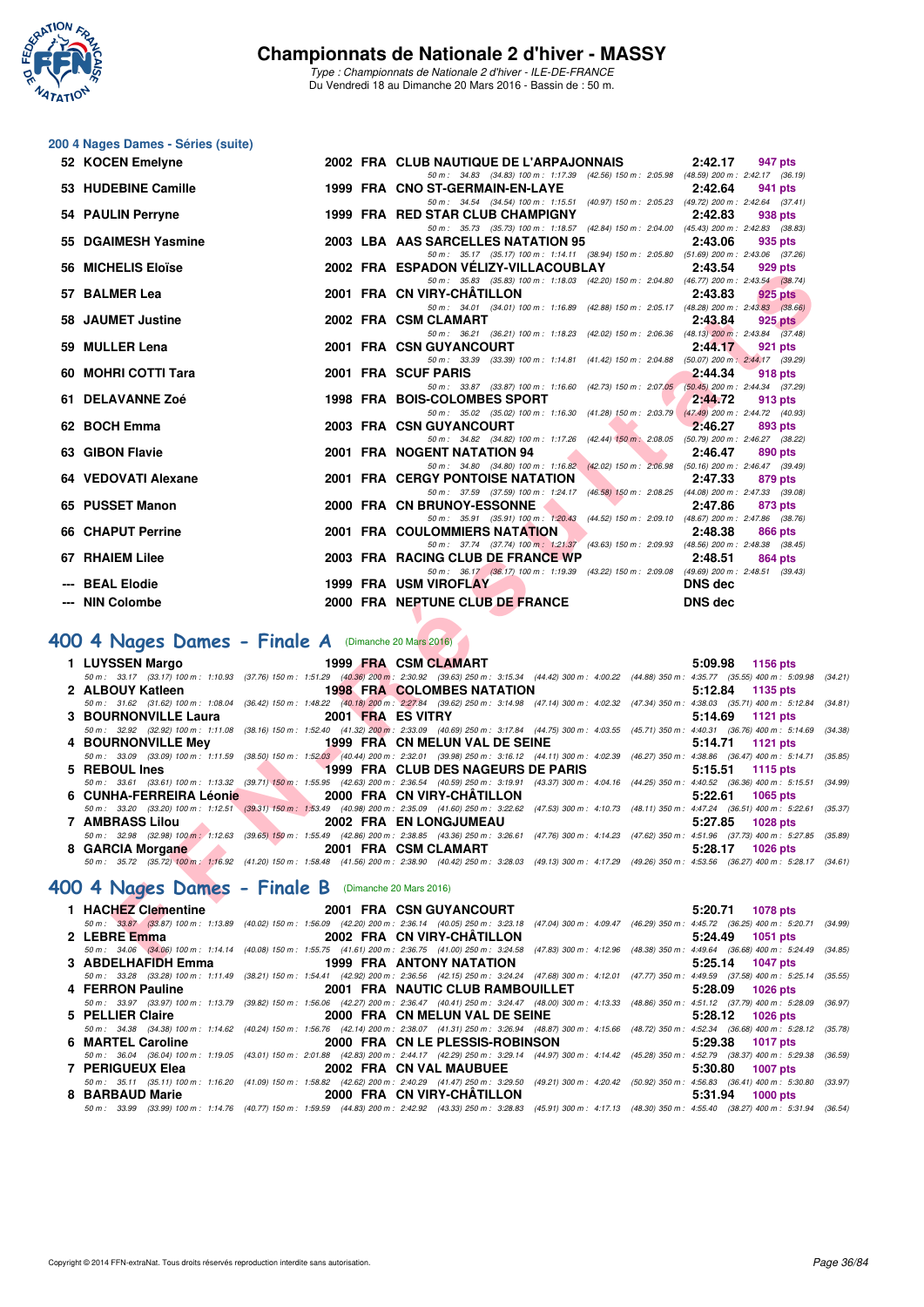# Championnats de Nationale 2 d'hiver - MASSY

*Type : Championnats de Nationale 2 d'hiver - ILE-DE-FRANCE*
Du Vendredi 18 au Dimanche 20 Mars 2016 - Bassin de : 50 m.

## 200 4 Nages Dames - Séries (suite)

| Rang | Nom | Année | Nat. | Club | Temps | Points |
|---|---|---|---|---|---|---|
| 52 | KOCEN Emelyne | 2002 | FRA | CLUB NAUTIQUE DE L'ARPAJONNAIS | 2:42.17 | 947 pts |
| | 50 m : 34.83 (34.83) 100 m : 1:17.39 (42.56) 150 m : 2:05.98 (48.59) 200 m : 2:42.17 (36.19) | | | | | |
| 53 | HUDEBINE Camille | 1999 | FRA | CNO ST-GERMAIN-EN-LAYE | 2:42.64 | 941 pts |
| | 50 m : 34.54 (34.54) 100 m : 1:15.51 (40.97) 150 m : 2:05.23 (49.72) 200 m : 2:42.64 (37.41) | | | | | |
| 54 | PAULIN Perryne | 1999 | FRA | RED STAR CLUB CHAMPIGNY | 2:42.83 | 938 pts |
| | 50 m : 35.73 (35.73) 100 m : 1:18.57 (42.84) 150 m : 2:04.00 (45.43) 200 m : 2:42.83 (38.83) | | | | | |
| 55 | DGAIMESH Yasmine | 2003 | LBA | AAS SARCELLES NATATION 95 | 2:43.06 | 935 pts |
| | 50 m : 35.17 (35.17) 100 m : 1:14.11 (38.94) 150 m : 2:05.80 (51.69) 200 m : 2:43.06 (37.26) | | | | | |
| 56 | MICHELIS Eloïse | 2002 | FRA | ESPADON VÉLIZY-VILLACOUBLAY | 2:43.54 | 929 pts |
| | 50 m : 35.83 (35.83) 100 m : 1:18.03 (42.20) 150 m : 2:04.80 (46.77) 200 m : 2:43.54 (38.74) | | | | | |
| 57 | BALMER Lea | 2001 | FRA | CN VIRY-CHÂTILLON | 2:43.83 | 925 pts |
| | 50 m : 34.01 (34.01) 100 m : 1:16.89 (42.88) 150 m : 2:05.17 (48.28) 200 m : 2:43.83 (38.66) | | | | | |
| 58 | JAUMET Justine | 2002 | FRA | CSM CLAMART | 2:43.84 | 925 pts |
| | 50 m : 36.21 (36.21) 100 m : 1:18.23 (42.02) 150 m : 2:06.36 (48.13) 200 m : 2:43.84 (37.48) | | | | | |
| 59 | MULLER Lena | 2001 | FRA | CSN GUYANCOURT | 2:44.17 | 921 pts |
| | 50 m : 33.39 (33.39) 100 m : 1:14.81 (41.42) 150 m : 2:04.88 (50.07) 200 m : 2:44.17 (39.29) | | | | | |
| 60 | MOHRI COTTI Tara | 2001 | FRA | SCUF PARIS | 2:44.34 | 918 pts |
| | 50 m : 33.87 (33.87) 100 m : 1:16.60 (42.73) 150 m : 2:07.05 (50.45) 200 m : 2:44.34 (37.29) | | | | | |
| 61 | DELAVANNE Zoé | 1998 | FRA | BOIS-COLOMBES SPORT | 2:44.72 | 913 pts |
| | 50 m : 35.02 (35.02) 100 m : 1:16.30 (41.28) 150 m : 2:03.79 (47.49) 200 m : 2:44.72 (40.93) | | | | | |
| 62 | BOCH Emma | 2003 | FRA | CSN GUYANCOURT | 2:46.27 | 893 pts |
| | 50 m : 34.82 (34.82) 100 m : 1:17.26 (42.44) 150 m : 2:08.05 (50.79) 200 m : 2:46.27 (38.22) | | | | | |
| 63 | GIBON Flavie | 2001 | FRA | NOGENT NATATION 94 | 2:46.47 | 890 pts |
| | 50 m : 34.80 (34.80) 100 m : 1:16.82 (42.02) 150 m : 2:06.98 (50.16) 200 m : 2:46.47 (39.49) | | | | | |
| 64 | VEDOVATI Alexane | 2001 | FRA | CERGY PONTOISE NATATION | 2:47.33 | 879 pts |
| | 50 m : 37.59 (37.59) 100 m : 1:24.17 (46.58) 150 m : 2:08.25 (44.08) 200 m : 2:47.33 (39.08) | | | | | |
| 65 | PUSSET Manon | 2000 | FRA | CN BRUNOY-ESSONNE | 2:47.86 | 873 pts |
| | 50 m : 35.91 (35.91) 100 m : 1:20.43 (44.52) 150 m : 2:09.10 (48.67) 200 m : 2:47.86 (38.76) | | | | | |
| 66 | CHAPUT Perrine | 2001 | FRA | COULOMMIERS NATATION | 2:48.38 | 866 pts |
| | 50 m : 37.74 (37.74) 100 m : 1:21.37 (43.63) 150 m : 2:09.93 (48.56) 200 m : 2:48.38 (38.45) | | | | | |
| 67 | RHAIEM Lilee | 2003 | FRA | RACING CLUB DE FRANCE WP | 2:48.51 | 864 pts |
| | 50 m : 36.17 (36.17) 100 m : 1:19.39 (43.22) 150 m : 2:09.08 (49.69) 200 m : 2:48.51 (39.43) | | | | | |
| --- | BEAL Elodie | 1999 | FRA | USM VIROFLAY | DNS dec | |
| --- | NIN Colombe | 2000 | FRA | NEPTUNE CLUB DE FRANCE | DNS dec | |

## 400 4 Nages Dames - Finale A (Dimanche 20 Mars 2016)

| Rang | Nom | Année | Nat. | Club | Temps | Points |
|---|---|---|---|---|---|---|
| 1 | LUYSSEN Margo | 1999 | FRA | CSM CLAMART | 5:09.98 | 1156 pts |
| | 50 m : 33.17 (33.17) 100 m : 1:10.93 (37.76) 150 m : 1:51.29 (40.36) 200 m : 2:30.92 (39.63) 250 m : 3:15.34 (44.42) 300 m : 4:00.22 (44.88) 350 m : 4:35.77 (35.55) 400 m : 5:09.98 (34.21) | | | | | |
| 2 | ALBOUY Katleen | 1998 | FRA | COLOMBES NATATION | 5:12.84 | 1135 pts |
| | 50 m : 31.62 (31.62) 100 m : 1:08.04 (36.42) 150 m : 1:48.22 (40.18) 200 m : 2:27.84 (39.62) 250 m : 3:14.98 (47.14) 300 m : 4:02.32 (47.34) 350 m : 4:38.03 (35.71) 400 m : 5:12.84 (34.81) | | | | | |
| 3 | BOURNONVILLE Laura | 2001 | FRA | ES VITRY | 5:14.69 | 1121 pts |
| | 50 m : 32.92 (32.92) 100 m : 1:11.08 (38.16) 150 m : 1:52.40 (41.32) 200 m : 2:33.09 (40.69) 250 m : 3:17.84 (44.75) 300 m : 4:03.55 (45.71) 350 m : 4:40.31 (36.76) 400 m : 5:14.69 (34.38) | | | | | |
| 4 | BOURNONVILLE Mey | 1999 | FRA | CN MELUN VAL DE SEINE | 5:14.71 | 1121 pts |
| | 50 m : 33.09 (33.09) 100 m : 1:11.59 (38.50) 150 m : 1:52.03 (40.44) 200 m : 2:32.01 (39.98) 250 m : 3:16.12 (44.11) 300 m : 4:02.39 (46.27) 350 m : 4:38.86 (36.47) 400 m : 5:14.71 (35.85) | | | | | |
| 5 | REBOUL Ines | 1999 | FRA | CLUB DES NAGEURS DE PARIS | 5:15.51 | 1115 pts |
| | 50 m : 33.61 (33.61) 100 m : 1:13.32 (39.71) 150 m : 1:55.95 (42.63) 200 m : 2:36.54 (40.59) 250 m : 3:19.91 (43.37) 300 m : 4:04.16 (44.25) 350 m : 4:40.52 (36.36) 400 m : 5:15.51 (34.99) | | | | | |
| 6 | CUNHA-FERREIRA Léonie | 2000 | FRA | CN VIRY-CHÂTILLON | 5:22.61 | 1065 pts |
| | 50 m : 33.20 (33.20) 100 m : 1:12.51 (39.31) 150 m : 1:53.49 (40.98) 200 m : 2:35.09 (41.60) 250 m : 3:22.62 (47.53) 300 m : 4:10.73 (48.11) 350 m : 4:47.24 (36.51) 400 m : 5:22.61 (35.37) | | | | | |
| 7 | AMBRASS Lilou | 2002 | FRA | EN LONGJUMEAU | 5:27.85 | 1028 pts |
| | 50 m : 32.98 (32.98) 100 m : 1:12.63 (39.65) 150 m : 1:55.49 (42.86) 200 m : 2:38.85 (43.36) 250 m : 3:26.61 (47.76) 300 m : 4:14.23 (47.62) 350 m : 4:51.96 (37.73) 400 m : 5:27.85 (35.89) | | | | | |
| 8 | GARCIA Morgane | 2001 | FRA | CSM CLAMART | 5:28.17 | 1026 pts |
| | 50 m : 35.72 (35.72) 100 m : 1:16.92 (41.20) 150 m : 1:58.48 (41.56) 200 m : 2:38.90 (40.42) 250 m : 3:28.03 (49.13) 300 m : 4:17.29 (49.26) 350 m : 4:53.56 (36.27) 400 m : 5:28.17 (34.61) | | | | | |

## 400 4 Nages Dames - Finale B (Dimanche 20 Mars 2016)

| Rang | Nom | Année | Nat. | Club | Temps | Points |
|---|---|---|---|---|---|---|
| 1 | HACHEZ Clementine | 2001 | FRA | CSN GUYANCOURT | 5:20.71 | 1078 pts |
| | 50 m : 33.87 (33.87) 100 m : 1:13.89 (40.02) 150 m : 1:56.09 (42.20) 200 m : 2:36.14 (40.05) 250 m : 3:23.18 (47.04) 300 m : 4:09.47 (46.29) 350 m : 4:45.72 (36.25) 400 m : 5:20.71 (34.99) | | | | | |
| 2 | LEBRE Emma | 2002 | FRA | CN VIRY-CHÂTILLON | 5:24.49 | 1051 pts |
| | 50 m : 34.06 (34.06) 100 m : 1:14.14 (40.08) 150 m : 1:55.75 (41.61) 200 m : 2:36.75 (41.00) 250 m : 3:24.58 (47.83) 300 m : 4:12.96 (48.38) 350 m : 4:49.64 (36.68) 400 m : 5:24.49 (34.85) | | | | | |
| 3 | ABDELHAFIDH Emma | 1999 | FRA | ANTONY NATATION | 5:25.14 | 1047 pts |
| | 50 m : 33.28 (33.28) 100 m : 1:11.49 (38.21) 150 m : 1:54.41 (42.92) 200 m : 2:36.56 (42.15) 250 m : 3:24.24 (47.68) 300 m : 4:12.01 (47.77) 350 m : 4:49.59 (37.58) 400 m : 5:25.14 (35.55) | | | | | |
| 4 | FERRON Pauline | 2001 | FRA | NAUTIC CLUB RAMBOUILLET | 5:28.09 | 1026 pts |
| | 50 m : 33.97 (33.97) 100 m : 1:13.79 (39.82) 150 m : 1:56.06 (42.27) 200 m : 2:36.47 (40.41) 250 m : 3:24.47 (48.00) 300 m : 4:13.33 (48.86) 350 m : 4:51.12 (37.79) 400 m : 5:28.09 (36.97) | | | | | |
| 5 | PELLIER Claire | 2000 | FRA | CN MELUN VAL DE SEINE | 5:28.12 | 1026 pts |
| | 50 m : 34.38 (34.38) 100 m : 1:14.62 (40.24) 150 m : 1:56.76 (42.14) 200 m : 2:38.07 (41.31) 250 m : 3:26.94 (48.87) 300 m : 4:15.66 (48.72) 350 m : 4:52.34 (36.68) 400 m : 5:28.12 (35.78) | | | | | |
| 6 | MARTEL Caroline | 2000 | FRA | CN LE PLESSIS-ROBINSON | 5:29.38 | 1017 pts |
| | 50 m : 36.04 (36.04) 100 m : 1:19.05 (43.01) 150 m : 2:01.88 (42.83) 200 m : 2:44.17 (42.29) 250 m : 3:29.14 (44.97) 300 m : 4:14.42 (45.28) 350 m : 4:52.79 (38.37) 400 m : 5:29.38 (36.59) | | | | | |
| 7 | PERIGUEUX Elea | 2002 | FRA | CN VAL MAUBUEE | 5:30.80 | 1007 pts |
| | 50 m : 35.11 (35.11) 100 m : 1:16.20 (41.09) 150 m : 1:58.82 (42.62) 200 m : 2:40.29 (41.47) 250 m : 3:29.50 (49.21) 300 m : 4:20.42 (50.92) 350 m : 4:56.83 (36.41) 400 m : 5:30.80 (33.97) | | | | | |
| 8 | BARBAUD Marie | 2000 | FRA | CN VIRY-CHÂTILLON | 5:31.94 | 1000 pts |
| | 50 m : 33.99 (33.99) 100 m : 1:14.76 (40.77) 150 m : 1:59.59 (44.83) 200 m : 2:42.92 (43.33) 250 m : 3:28.83 (45.91) 300 m : 4:17.13 (48.30) 350 m : 4:55.40 (38.27) 400 m : 5:31.94 (36.54) | | | | | |

Copyright © 2014 FFN-extraNat. Tous droits réservés reproduction interdite sans autorisation.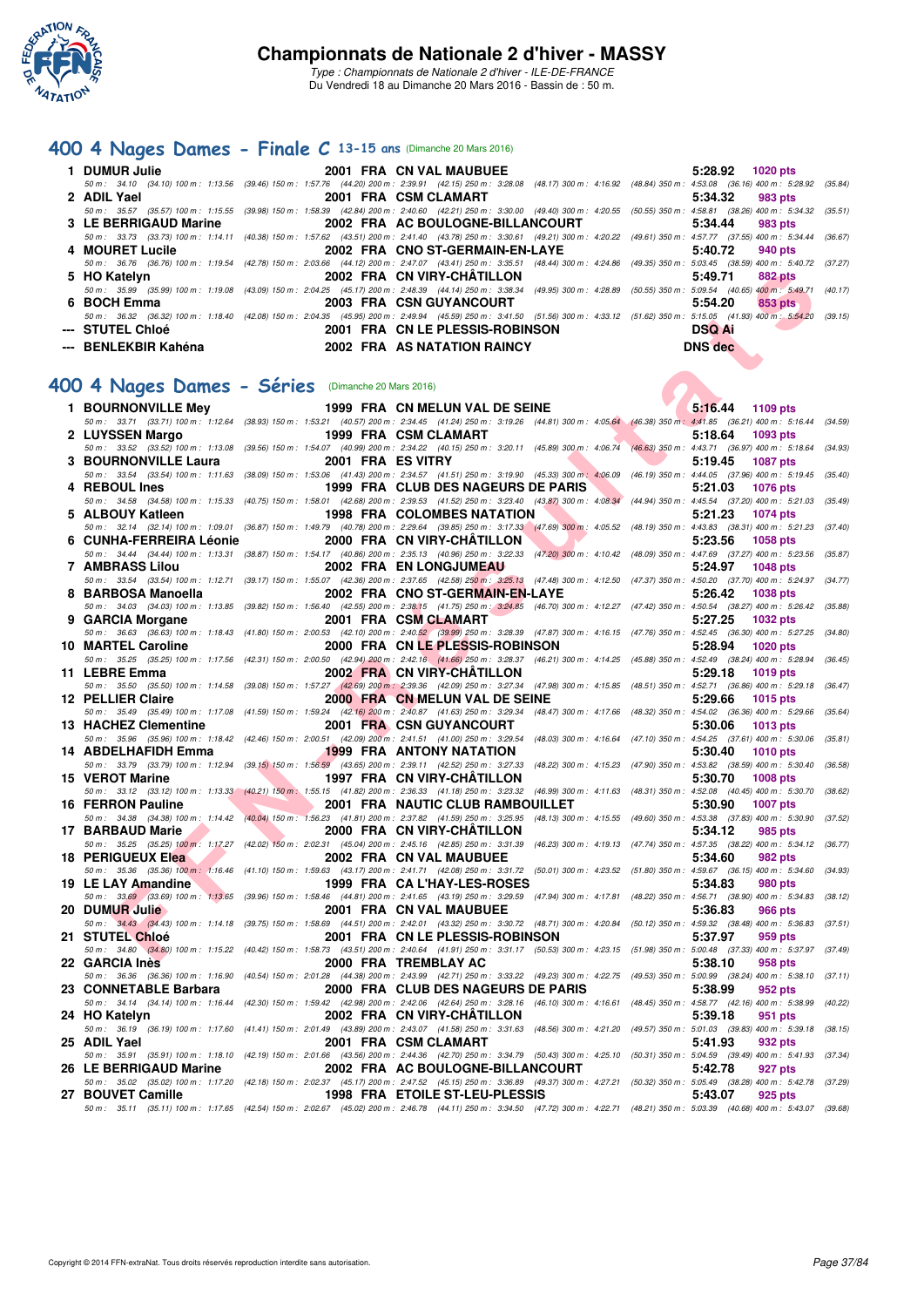# Championnats de Nationale 2 d'hiver - MASSY

*Type : Championnats de Nationale 2 d'hiver - ILE-DE-FRANCE*
Du Vendredi 18 au Dimanche 20 Mars 2016 - Bassin de : 50 m.

## 400 4 Nages Dames - Finale C 13-15 ans (Dimanche 20 Mars 2016)

| Rang | Nom | Année | Nat. | Club | Temps | Points |
|---|---|---|---|---|---|---|
| 1 | DUMUR Julie | 2001 | FRA | CN VAL MAUBUEE | 5:28.92 | 1020 pts |
| | 50 m : 34.10 (34.10) 100 m : 1:13.56 (39.46) 150 m : 1:57.76 (44.20) 200 m : 2:39.91 (42.15) 250 m : 3:28.08 (48.17) 300 m : 4:16.92 (48.84) 350 m : 4:53.08 (36.16) 400 m : 5:28.92 (35.84) | | | | | |
| 2 | ADIL Yael | 2001 | FRA | CSM CLAMART | 5:34.32 | 983 pts |
| | 50 m : 35.57 (35.57) 100 m : 1:15.55 (39.98) 150 m : 1:58.39 (42.84) 200 m : 2:40.60 (42.21) 250 m : 3:30.00 (49.40) 300 m : 4:20.55 (50.55) 350 m : 4:58.81 (38.26) 400 m : 5:34.32 (35.51) | | | | | |
| 3 | LE BERRIGAUD Marine | 2002 | FRA | AC BOULOGNE-BILLANCOURT | 5:34.44 | 983 pts |
| | 50 m : 33.73 (33.73) 100 m : 1:14.11 (40.38) 150 m : 1:57.62 (43.51) 200 m : 2:41.40 (43.78) 250 m : 3:30.61 (49.21) 300 m : 4:20.22 (49.61) 350 m : 4:57.77 (37.55) 400 m : 5:34.44 (36.67) | | | | | |
| 4 | MOURET Lucile | 2002 | FRA | CNO ST-GERMAIN-EN-LAYE | 5:40.72 | 940 pts |
| | 50 m : 36.76 (36.76) 100 m : 1:19.54 (42.78) 150 m : 2:03.66 (44.12) 200 m : 2:47.07 (43.41) 250 m : 3:35.51 (48.44) 300 m : 4:24.86 (49.35) 350 m : 5:03.45 (38.59) 400 m : 5:40.72 (37.27) | | | | | |
| 5 | HO Katelyn | 2002 | FRA | CN VIRY-CHÂTILLON | 5:49.71 | 882 pts |
| | 50 m : 35.99 (35.99) 100 m : 1:19.08 (43.09) 150 m : 2:04.25 (45.17) 200 m : 2:48.39 (44.14) 250 m : 3:38.34 (49.95) 300 m : 4:28.89 (50.55) 350 m : 5:09.54 (40.65) 400 m : 5:49.71 (40.17) | | | | | |
| 6 | BOCH Emma | 2003 | FRA | CSN GUYANCOURT | 5:54.20 | 853 pts |
| | 50 m : 36.32 (36.32) 100 m : 1:18.40 (42.08) 150 m : 2:04.35 (45.95) 200 m : 2:49.94 (45.59) 250 m : 3:41.50 (51.56) 300 m : 4:33.12 (51.62) 350 m : 5:15.05 (41.93) 400 m : 5:54.20 (39.15) | | | | | |
| --- | STUTEL Chloé | 2001 | FRA | CN LE PLESSIS-ROBINSON | DSQ Ai | |
| --- | BENLEKBIR Kahéna | 2002 | FRA | AS NATATION RAINCY | DNS dec | |

## 400 4 Nages Dames - Séries (Dimanche 20 Mars 2016)

| Rang | Nom | Année | Nat. | Club | Temps | Points |
|---|---|---|---|---|---|---|
| 1 | BOURNONVILLE Mey | 1999 | FRA | CN MELUN VAL DE SEINE | 5:16.44 | 1109 pts |
| | 50 m : 33.71 (33.71) 100 m : 1:12.64 (38.93) 150 m : 1:53.21 (40.57) 200 m : 2:34.45 (41.24) 250 m : 3:19.26 (44.81) 300 m : 4:05.64 (46.38) 350 m : 4:41.85 (36.21) 400 m : 5:16.44 (34.59) | | | | | |
| 2 | LUYSSEN Margo | 1999 | FRA | CSM CLAMART | 5:18.64 | 1093 pts |
| | 50 m : 33.52 (33.52) 100 m : 1:13.08 (39.56) 150 m : 1:54.07 (40.99) 200 m : 2:34.22 (40.15) 250 m : 3:20.11 (45.89) 300 m : 4:06.74 (46.63) 350 m : 4:43.71 (36.97) 400 m : 5:18.64 (34.93) | | | | | |
| 3 | BOURNONVILLE Laura | 2001 | FRA | ES VITRY | 5:19.45 | 1087 pts |
| | 50 m : 33.54 (33.54) 100 m : 1:11.63 (38.09) 150 m : 1:53.06 (41.43) 200 m : 2:34.57 (41.51) 250 m : 3:19.90 (45.33) 300 m : 4:06.09 (46.19) 350 m : 4:44.05 (37.96) 400 m : 5:19.45 (35.40) | | | | | |
| 4 | REBOUL Ines | 1999 | FRA | CLUB DES NAGEURS DE PARIS | 5:21.03 | 1076 pts |
| | 50 m : 34.58 (34.58) 100 m : 1:15.33 (40.75) 150 m : 1:58.01 (42.68) 200 m : 2:39.53 (41.52) 250 m : 3:23.40 (43.87) 300 m : 4:08.34 (44.94) 350 m : 4:45.54 (37.20) 400 m : 5:21.03 (35.49) | | | | | |
| 5 | ALBOUY Katleen | 1998 | FRA | COLOMBES NATATION | 5:21.23 | 1074 pts |
| | 50 m : 32.14 (32.14) 100 m : 1:09.01 (36.87) 150 m : 1:49.79 (40.78) 200 m : 2:29.64 (39.85) 250 m : 3:17.33 (47.69) 300 m : 4:05.52 (48.19) 350 m : 4:43.83 (38.31) 400 m : 5:21.23 (37.40) | | | | | |
| 6 | CUNHA-FERREIRA Léonie | 2000 | FRA | CN VIRY-CHÂTILLON | 5:23.56 | 1058 pts |
| | 50 m : 34.44 (34.44) 100 m : 1:13.31 (38.87) 150 m : 1:54.17 (40.86) 200 m : 2:35.13 (40.96) 250 m : 3:22.33 (47.20) 300 m : 4:10.42 (48.09) 350 m : 4:47.69 (37.27) 400 m : 5:23.56 (35.87) | | | | | |
| 7 | AMBRASS Lilou | 2002 | FRA | EN LONGJUMEAU | 5:24.97 | 1048 pts |
| | 50 m : 33.54 (33.54) 100 m : 1:12.71 (39.17) 150 m : 1:55.07 (42.36) 200 m : 2:37.65 (42.58) 250 m : 3:25.13 (47.48) 300 m : 4:12.50 (47.37) 350 m : 4:50.20 (37.70) 400 m : 5:24.97 (34.77) | | | | | |
| 8 | BARBOSA Manoella | 2002 | FRA | CNO ST-GERMAIN-EN-LAYE | 5:26.42 | 1038 pts |
| | 50 m : 34.03 (34.03) 100 m : 1:13.85 (39.82) 150 m : 1:56.40 (42.55) 200 m : 2:38.15 (41.75) 250 m : 3:24.85 (46.70) 300 m : 4:12.27 (47.42) 350 m : 4:50.54 (38.27) 400 m : 5:26.42 (35.88) | | | | | |
| 9 | GARCIA Morgane | 2001 | FRA | CSM CLAMART | 5:27.25 | 1032 pts |
| | 50 m : 36.63 (36.63) 100 m : 1:18.43 (41.80) 150 m : 2:00.53 (42.10) 200 m : 2:40.52 (39.99) 250 m : 3:28.39 (47.87) 300 m : 4:16.15 (47.76) 350 m : 4:52.45 (36.30) 400 m : 5:27.25 (34.80) | | | | | |
| 10 | MARTEL Caroline | 2000 | FRA | CN LE PLESSIS-ROBINSON | 5:28.94 | 1020 pts |
| | 50 m : 35.25 (35.25) 100 m : 1:17.56 (42.31) 150 m : 2:00.50 (42.94) 200 m : 2:42.16 (41.66) 250 m : 3:28.37 (46.21) 300 m : 4:14.25 (45.88) 350 m : 4:52.49 (38.24) 400 m : 5:28.94 (36.45) | | | | | |
| 11 | LEBRE Emma | 2002 | FRA | CN VIRY-CHÂTILLON | 5:29.18 | 1019 pts |
| | 50 m : 35.50 (35.50) 100 m : 1:14.58 (39.08) 150 m : 1:57.27 (42.69) 200 m : 2:39.36 (42.09) 250 m : 3:27.34 (47.98) 300 m : 4:15.85 (48.51) 350 m : 4:52.71 (36.86) 400 m : 5:29.18 (36.47) | | | | | |
| 12 | PELLIER Claire | 2000 | FRA | CN MELUN VAL DE SEINE | 5:29.66 | 1015 pts |
| | 50 m : 35.49 (35.49) 100 m : 1:17.08 (41.59) 150 m : 1:59.24 (42.16) 200 m : 2:40.87 (41.63) 250 m : 3:29.34 (48.47) 300 m : 4:17.66 (48.32) 350 m : 4:54.02 (36.36) 400 m : 5:29.66 (35.64) | | | | | |
| 13 | HACHEZ Clementine | 2001 | FRA | CSN GUYANCOURT | 5:30.06 | 1013 pts |
| | 50 m : 35.96 (35.96) 100 m : 1:18.42 (42.46) 150 m : 2:00.51 (42.09) 200 m : 2:41.51 (41.00) 250 m : 3:29.54 (48.03) 300 m : 4:16.64 (47.10) 350 m : 4:54.25 (37.61) 400 m : 5:30.06 (35.81) | | | | | |
| 14 | ABDELHAFIDH Emma | 1999 | FRA | ANTONY NATATION | 5:30.40 | 1010 pts |
| | 50 m : 33.79 (33.79) 100 m : 1:12.94 (39.15) 150 m : 1:56.59 (43.65) 200 m : 2:39.11 (42.52) 250 m : 3:27.33 (48.22) 300 m : 4:15.23 (47.90) 350 m : 4:53.82 (38.59) 400 m : 5:30.40 (36.58) | | | | | |
| 15 | VEROT Marine | 1997 | FRA | CN VIRY-CHÂTILLON | 5:30.70 | 1008 pts |
| | 50 m : 33.12 (33.12) 100 m : 1:13.33 (40.21) 150 m : 1:55.15 (41.82) 200 m : 2:36.33 (41.18) 250 m : 3:23.32 (46.99) 300 m : 4:11.63 (48.31) 350 m : 4:52.08 (40.45) 400 m : 5:30.70 (38.62) | | | | | |
| 16 | FERRON Pauline | 2001 | FRA | NAUTIC CLUB RAMBOUILLET | 5:30.90 | 1007 pts |
| | 50 m : 34.38 (34.38) 100 m : 1:14.42 (40.04) 150 m : 1:56.23 (41.81) 200 m : 2:37.82 (41.59) 250 m : 3:25.95 (48.13) 300 m : 4:15.55 (49.60) 350 m : 4:53.38 (37.83) 400 m : 5:30.90 (37.52) | | | | | |
| 17 | BARBAUD Marie | 2000 | FRA | CN VIRY-CHÂTILLON | 5:34.12 | 985 pts |
| | 50 m : 35.25 (35.25) 100 m : 1:17.27 (42.02) 150 m : 2:02.31 (45.04) 200 m : 2:45.16 (42.85) 250 m : 3:31.39 (46.23) 300 m : 4:19.13 (47.74) 350 m : 4:57.35 (38.22) 400 m : 5:34.12 (36.77) | | | | | |
| 18 | PERIGUEUX Elea | 2002 | FRA | CN VAL MAUBUEE | 5:34.60 | 982 pts |
| | 50 m : 35.36 (35.36) 100 m : 1:16.46 (41.10) 150 m : 1:59.63 (43.17) 200 m : 2:41.71 (42.08) 250 m : 3:31.72 (50.01) 300 m : 4:23.52 (51.80) 350 m : 4:59.67 (36.15) 400 m : 5:34.60 (34.93) | | | | | |
| 19 | LE LAY Amandine | 1999 | FRA | CA L'HAY-LES-ROSES | 5:34.83 | 980 pts |
| | 50 m : 33.69 (33.69) 100 m : 1:13.65 (39.96) 150 m : 1:58.46 (44.81) 200 m : 2:41.65 (43.19) 250 m : 3:29.59 (47.94) 300 m : 4:17.81 (48.22) 350 m : 4:56.71 (38.90) 400 m : 5:34.83 (38.12) | | | | | |
| 20 | DUMUR Julie | 2001 | FRA | CN VAL MAUBUEE | 5:36.83 | 966 pts |
| | 50 m : 34.43 (34.43) 100 m : 1:14.18 (39.75) 150 m : 1:58.69 (44.51) 200 m : 2:42.01 (43.32) 250 m : 3:30.72 (48.71) 300 m : 4:20.84 (50.12) 350 m : 4:59.32 (38.48) 400 m : 5:36.83 (37.51) | | | | | |
| 21 | STUTEL Chloé | 2001 | FRA | CN LE PLESSIS-ROBINSON | 5:37.97 | 959 pts |
| | 50 m : 34.80 (34.80) 100 m : 1:15.22 (40.42) 150 m : 1:58.73 (43.51) 200 m : 2:40.64 (41.91) 250 m : 3:31.17 (50.53) 300 m : 4:23.15 (51.98) 350 m : 5:00.48 (37.33) 400 m : 5:37.97 (37.49) | | | | | |
| 22 | GARCIA Inès | 2000 | FRA | TREMBLAY AC | 5:38.10 | 958 pts |
| | 50 m : 36.36 (36.36) 100 m : 1:16.90 (40.54) 150 m : 2:01.28 (44.38) 200 m : 2:43.99 (42.71) 250 m : 3:33.22 (49.23) 300 m : 4:22.75 (49.53) 350 m : 5:00.99 (38.24) 400 m : 5:38.10 (37.11) | | | | | |
| 23 | CONNETABLE Barbara | 2000 | FRA | CLUB DES NAGEURS DE PARIS | 5:38.99 | 952 pts |
| | 50 m : 34.14 (34.14) 100 m : 1:16.44 (42.30) 150 m : 1:59.42 (42.98) 200 m : 2:42.06 (42.64) 250 m : 3:28.16 (46.10) 300 m : 4:16.61 (48.45) 350 m : 4:58.77 (42.16) 400 m : 5:38.99 (40.22) | | | | | |
| 24 | HO Katelyn | 2002 | FRA | CN VIRY-CHÂTILLON | 5:39.18 | 951 pts |
| | 50 m : 36.19 (36.19) 100 m : 1:17.60 (41.41) 150 m : 2:01.49 (43.89) 200 m : 2:43.07 (41.58) 250 m : 3:31.63 (48.56) 300 m : 4:21.20 (49.57) 350 m : 5:01.03 (39.83) 400 m : 5:39.18 (38.15) | | | | | |
| 25 | ADIL Yael | 2001 | FRA | CSM CLAMART | 5:41.93 | 932 pts |
| | 50 m : 35.91 (35.91) 100 m : 1:18.10 (42.19) 150 m : 2:01.66 (43.56) 200 m : 2:44.36 (42.70) 250 m : 3:34.79 (50.43) 300 m : 4:25.10 (50.31) 350 m : 5:04.59 (39.49) 400 m : 5:41.93 (37.34) | | | | | |
| 26 | LE BERRIGAUD Marine | 2002 | FRA | AC BOULOGNE-BILLANCOURT | 5:42.78 | 927 pts |
| | 50 m : 35.02 (35.02) 100 m : 1:17.20 (42.18) 150 m : 2:02.37 (45.17) 200 m : 2:47.52 (45.15) 250 m : 3:36.89 (49.37) 300 m : 4:27.21 (50.32) 350 m : 5:05.49 (38.28) 400 m : 5:42.78 (37.29) | | | | | |
| 27 | BOUVET Camille | 1998 | FRA | ETOILE ST-LEU-PLESSIS | 5:43.07 | 925 pts |
| | 50 m : 35.11 (35.11) 100 m : 1:17.65 (42.54) 150 m : 2:02.67 (45.02) 200 m : 2:46.78 (44.11) 250 m : 3:34.50 (47.72) 300 m : 4:22.71 (48.21) 350 m : 5:03.39 (40.68) 400 m : 5:43.07 (39.68) | | | | | |

Copyright © 2014 FFN-extraNat. Tous droits réservés reproduction interdite sans autorisation.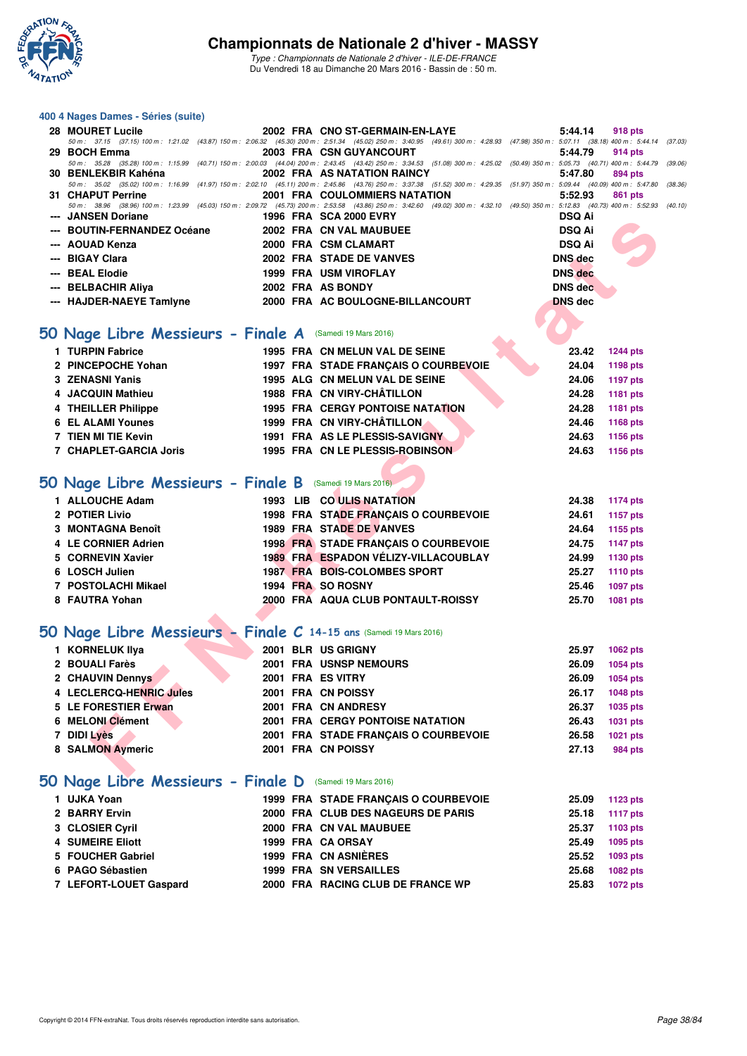# Championnats de Nationale 2 d'hiver - MASSY

*Type : Championnats de Nationale 2 d'hiver - ILE-DE-FRANCE*
Du Vendredi 18 au Dimanche 20 Mars 2016 - Bassin de : 50 m.

## 400 4 Nages Dames - Séries (suite)

| Rang | Nom | Année | Nat. | Club | Temps | Points |
|---|---|---|---|---|---|---|
| 28 | MOURET Lucile | 2002 | FRA | CNO ST-GERMAIN-EN-LAYE | 5:44.14 | 918 pts |
| | 50 m : 37.15 (37.15) 100 m : 1:21.02 (43.87) 150 m : 2:06.32 (45.30) 200 m : 2:51.34 (45.02) 250 m : 3:40.95 (49.61) 300 m : 4:28.93 (47.98) 350 m : 5:07.11 (38.18) 400 m : 5:44.14 (37.03) | | | | | |
| 29 | BOCH Emma | 2003 | FRA | CSN GUYANCOURT | 5:44.79 | 914 pts |
| | 50 m : 35.28 (35.28) 100 m : 1:15.99 (40.71) 150 m : 2:00.03 (44.04) 200 m : 2:43.45 (43.42) 250 m : 3:34.53 (51.08) 300 m : 4:25.02 (50.49) 350 m : 5:05.73 (40.71) 400 m : 5:44.79 (39.06) | | | | | |
| 30 | BENLEKBIR Kahéna | 2002 | FRA | AS NATATION RAINCY | 5:47.80 | 894 pts |
| | 50 m : 35.02 (35.02) 100 m : 1:16.99 (41.97) 150 m : 2:02.10 (45.11) 200 m : 2:45.86 (43.76) 250 m : 3:37.38 (51.52) 300 m : 4:29.35 (51.97) 350 m : 5:09.44 (40.09) 400 m : 5:47.80 (38.36) | | | | | |
| 31 | CHAPUT Perrine | 2001 | FRA | COULOMMIERS NATATION | 5:52.93 | 861 pts |
| | 50 m : 38.96 (38.96) 100 m : 1:23.99 (45.03) 150 m : 2:09.72 (45.73) 200 m : 2:53.58 (43.86) 250 m : 3:42.60 (49.02) 300 m : 4:32.10 (49.50) 350 m : 5:12.83 (40.73) 400 m : 5:52.93 (40.10) | | | | | |
| --- | JANSEN Doriane | 1996 | FRA | SCA 2000 EVRY | DSQ Ai | |
| --- | BOUTIN-FERNANDEZ Océane | 2002 | FRA | CN VAL MAUBUEE | DSQ Ai | |
| --- | AOUAD Kenza | 2000 | FRA | CSM CLAMART | DSQ Ai | |
| --- | BIGAY Clara | 2002 | FRA | STADE DE VANVES | DNS dec | |
| --- | BEAL Elodie | 1999 | FRA | USM VIROFLAY | DNS dec | |
| --- | BELBACHIR Aliya | 2002 | FRA | AS BONDY | DNS dec | |
| --- | HAJDER-NAEYE Tamlyne | 2000 | FRA | AC BOULOGNE-BILLANCOURT | DNS dec | |

## 50 Nage Libre Messieurs - Finale A (Samedi 19 Mars 2016)

| Rang | Nom | Année | Nat. | Club | Temps | Points |
|---|---|---|---|---|---|---|
| 1 | TURPIN Fabrice | 1995 | FRA | CN MELUN VAL DE SEINE | 23.42 | 1244 pts |
| 2 | PINCEPOCHE Yohan | 1997 | FRA | STADE FRANÇAIS O COURBEVOIE | 24.04 | 1198 pts |
| 3 | ZENASNI Yanis | 1995 | ALG | CN MELUN VAL DE SEINE | 24.06 | 1197 pts |
| 4 | JACQUIN Mathieu | 1988 | FRA | CN VIRY-CHÂTILLON | 24.28 | 1181 pts |
| 4 | THEILLER Philippe | 1995 | FRA | CERGY PONTOISE NATATION | 24.28 | 1181 pts |
| 6 | EL ALAMI Younes | 1999 | FRA | CN VIRY-CHÂTILLON | 24.46 | 1168 pts |
| 7 | TIEN MI TIE Kevin | 1991 | FRA | AS LE PLESSIS-SAVIGNY | 24.63 | 1156 pts |
| 7 | CHAPLET-GARCIA Joris | 1995 | FRA | CN LE PLESSIS-ROBINSON | 24.63 | 1156 pts |

## 50 Nage Libre Messieurs - Finale B (Samedi 19 Mars 2016)

| Rang | Nom | Année | Nat. | Club | Temps | Points |
|---|---|---|---|---|---|---|
| 1 | ALLOUCHE Adam | 1993 | LIB | CO ULIS NATATION | 24.38 | 1174 pts |
| 2 | POTIER Livio | 1998 | FRA | STADE FRANÇAIS O COURBEVOIE | 24.61 | 1157 pts |
| 3 | MONTAGNA Benoît | 1989 | FRA | STADE DE VANVES | 24.64 | 1155 pts |
| 4 | LE CORNIER Adrien | 1998 | FRA | STADE FRANÇAIS O COURBEVOIE | 24.75 | 1147 pts |
| 5 | CORNEVIN Xavier | 1989 | FRA | ESPADON VÉLIZY-VILLACOUBLAY | 24.99 | 1130 pts |
| 6 | LOSCH Julien | 1987 | FRA | BOIS-COLOMBES SPORT | 25.27 | 1110 pts |
| 7 | POSTOLACHI Mikael | 1994 | FRA | SO ROSNY | 25.46 | 1097 pts |
| 8 | FAUTRA Yohan | 2000 | FRA | AQUA CLUB PONTAULT-ROISSY | 25.70 | 1081 pts |

## 50 Nage Libre Messieurs - Finale C 14-15 ans (Samedi 19 Mars 2016)

| Rang | Nom | Année | Nat. | Club | Temps | Points |
|---|---|---|---|---|---|---|
| 1 | KORNELUK Ilya | 2001 | BLR | US GRIGNY | 25.97 | 1062 pts |
| 2 | BOUALI Farès | 2001 | FRA | USNSP NEMOURS | 26.09 | 1054 pts |
| 2 | CHAUVIN Dennys | 2001 | FRA | ES VITRY | 26.09 | 1054 pts |
| 4 | LECLERCQ-HENRIC Jules | 2001 | FRA | CN POISSY | 26.17 | 1048 pts |
| 5 | LE FORESTIER Erwan | 2001 | FRA | CN ANDRESY | 26.37 | 1035 pts |
| 6 | MELONI Clément | 2001 | FRA | CERGY PONTOISE NATATION | 26.43 | 1031 pts |
| 7 | DIDI Lyès | 2001 | FRA | STADE FRANÇAIS O COURBEVOIE | 26.58 | 1021 pts |
| 8 | SALMON Aymeric | 2001 | FRA | CN POISSY | 27.13 | 984 pts |

## 50 Nage Libre Messieurs - Finale D (Samedi 19 Mars 2016)

| Rang | Nom | Année | Nat. | Club | Temps | Points |
|---|---|---|---|---|---|---|
| 1 | UJKA Yoan | 1999 | FRA | STADE FRANÇAIS O COURBEVOIE | 25.09 | 1123 pts |
| 2 | BARRY Ervin | 2000 | FRA | CLUB DES NAGEURS DE PARIS | 25.18 | 1117 pts |
| 3 | CLOSIER Cyril | 2000 | FRA | CN VAL MAUBUEE | 25.37 | 1103 pts |
| 4 | SUMEIRE Eliott | 1999 | FRA | CA ORSAY | 25.49 | 1095 pts |
| 5 | FOUCHER Gabriel | 1999 | FRA | CN ASNIÈRES | 25.52 | 1093 pts |
| 6 | PAGO Sébastien | 1999 | FRA | SN VERSAILLES | 25.68 | 1082 pts |
| 7 | LEFORT-LOUET Gaspard | 2000 | FRA | RACING CLUB DE FRANCE WP | 25.83 | 1072 pts |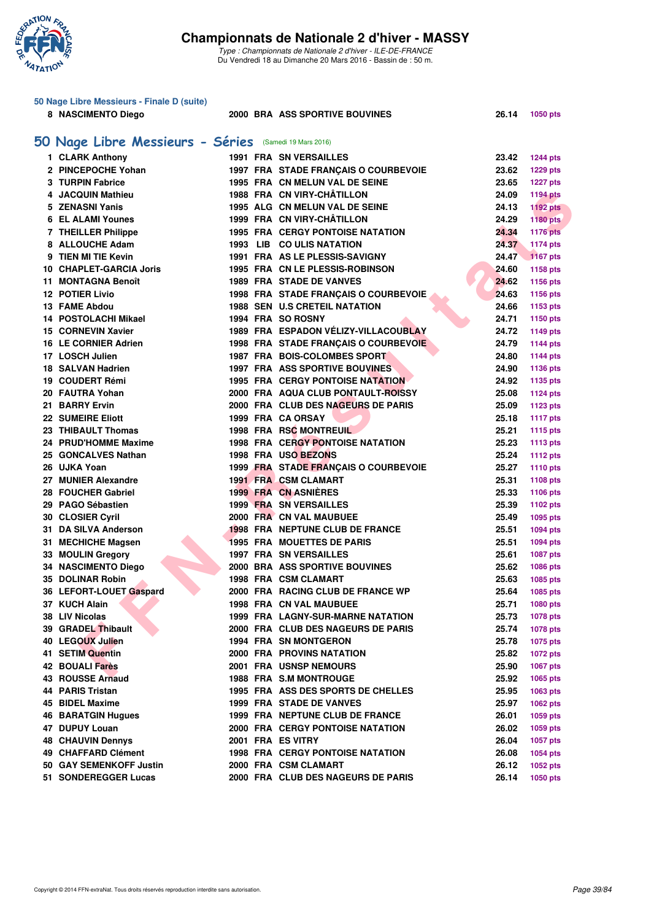# Championnats de Nationale 2 d'hiver - MASSY

*Type : Championnats de Nationale 2 d'hiver - ILE-DE-FRANCE*
Du Vendredi 18 au Dimanche 20 Mars 2016 - Bassin de : 50 m.

### 50 Nage Libre Messieurs - Finale D (suite)

| | | | | | | |
|---|---|---|---|---|---|---|
| 8 | NASCIMENTO Diego | 2000 | BRA | ASS SPORTIVE BOUVINES | 26.14 | 1050 pts |

## 50 Nage Libre Messieurs - Séries (Samedi 19 Mars 2016)

| | | | | | | |
|---|---|---|---|---|---|---|
| 1 | CLARK Anthony | 1991 | FRA | SN VERSAILLES | 23.42 | 1244 pts |
| 2 | PINCEPOCHE Yohan | 1997 | FRA | STADE FRANÇAIS O COURBEVOIE | 23.62 | 1229 pts |
| 3 | TURPIN Fabrice | 1995 | FRA | CN MELUN VAL DE SEINE | 23.65 | 1227 pts |
| 4 | JACQUIN Mathieu | 1988 | FRA | CN VIRY-CHÂTILLON | 24.09 | 1194 pts |
| 5 | ZENASNI Yanis | 1995 | ALG | CN MELUN VAL DE SEINE | 24.13 | 1192 pts |
| 6 | EL ALAMI Younes | 1999 | FRA | CN VIRY-CHÂTILLON | 24.29 | 1180 pts |
| 7 | THEILLER Philippe | 1995 | FRA | CERGY PONTOISE NATATION | 24.34 | 1176 pts |
| 8 | ALLOUCHE Adam | 1993 | LIB | CO ULIS NATATION | 24.37 | 1174 pts |
| 9 | TIEN MI TIE Kevin | 1991 | FRA | AS LE PLESSIS-SAVIGNY | 24.47 | 1167 pts |
| 10 | CHAPLET-GARCIA Joris | 1995 | FRA | CN LE PLESSIS-ROBINSON | 24.60 | 1158 pts |
| 11 | MONTAGNA Benoît | 1989 | FRA | STADE DE VANVES | 24.62 | 1156 pts |
| 12 | POTIER Livio | 1998 | FRA | STADE FRANÇAIS O COURBEVOIE | 24.63 | 1156 pts |
| 13 | FAME Abdou | 1988 | SEN | U.S CRETEIL NATATION | 24.66 | 1153 pts |
| 14 | POSTOLACHI Mikael | 1994 | FRA | SO ROSNY | 24.71 | 1150 pts |
| 15 | CORNEVIN Xavier | 1989 | FRA | ESPADON VÉLIZY-VILLACOUBLAY | 24.72 | 1149 pts |
| 16 | LE CORNIER Adrien | 1998 | FRA | STADE FRANÇAIS O COURBEVOIE | 24.79 | 1144 pts |
| 17 | LOSCH Julien | 1987 | FRA | BOIS-COLOMBES SPORT | 24.80 | 1144 pts |
| 18 | SALVAN Hadrien | 1997 | FRA | ASS SPORTIVE BOUVINES | 24.90 | 1136 pts |
| 19 | COUDERT Rémi | 1995 | FRA | CERGY PONTOISE NATATION | 24.92 | 1135 pts |
| 20 | FAUTRA Yohan | 2000 | FRA | AQUA CLUB PONTAULT-ROISSY | 25.08 | 1124 pts |
| 21 | BARRY Ervin | 2000 | FRA | CLUB DES NAGEURS DE PARIS | 25.09 | 1123 pts |
| 22 | SUMEIRE Eliott | 1999 | FRA | CA ORSAY | 25.18 | 1117 pts |
| 23 | THIBAULT Thomas | 1998 | FRA | RSC MONTREUIL | 25.21 | 1115 pts |
| 24 | PRUD'HOMME Maxime | 1998 | FRA | CERGY PONTOISE NATATION | 25.23 | 1113 pts |
| 25 | GONCALVES Nathan | 1998 | FRA | USO BEZONS | 25.24 | 1112 pts |
| 26 | UJKA Yoan | 1999 | FRA | STADE FRANÇAIS O COURBEVOIE | 25.27 | 1110 pts |
| 27 | MUNIER Alexandre | 1991 | FRA | CSM CLAMART | 25.31 | 1108 pts |
| 28 | FOUCHER Gabriel | 1999 | FRA | CN ASNIÈRES | 25.33 | 1106 pts |
| 29 | PAGO Sébastien | 1999 | FRA | SN VERSAILLES | 25.39 | 1102 pts |
| 30 | CLOSIER Cyril | 2000 | FRA | CN VAL MAUBUEE | 25.49 | 1095 pts |
| 31 | DA SILVA Anderson | 1998 | FRA | NEPTUNE CLUB DE FRANCE | 25.51 | 1094 pts |
| 31 | MECHICHE Magsen | 1995 | FRA | MOUETTES DE PARIS | 25.51 | 1094 pts |
| 33 | MOULIN Gregory | 1997 | FRA | SN VERSAILLES | 25.61 | 1087 pts |
| 34 | NASCIMENTO Diego | 2000 | BRA | ASS SPORTIVE BOUVINES | 25.62 | 1086 pts |
| 35 | DOLINAR Robin | 1998 | FRA | CSM CLAMART | 25.63 | 1085 pts |
| 36 | LEFORT-LOUET Gaspard | 2000 | FRA | RACING CLUB DE FRANCE WP | 25.64 | 1085 pts |
| 37 | KUCH Alain | 1998 | FRA | CN VAL MAUBUEE | 25.71 | 1080 pts |
| 38 | LIV Nicolas | 1999 | FRA | LAGNY-SUR-MARNE NATATION | 25.73 | 1078 pts |
| 39 | GRADEL Thibault | 2000 | FRA | CLUB DES NAGEURS DE PARIS | 25.74 | 1078 pts |
| 40 | LEGOUX Julien | 1994 | FRA | SN MONTGERON | 25.78 | 1075 pts |
| 41 | SETIM Quentin | 2000 | FRA | PROVINS NATATION | 25.82 | 1072 pts |
| 42 | BOUALI Farès | 2001 | FRA | USNSP NEMOURS | 25.90 | 1067 pts |
| 43 | ROUSSE Arnaud | 1988 | FRA | S.M MONTROUGE | 25.92 | 1065 pts |
| 44 | PARIS Tristan | 1995 | FRA | ASS DES SPORTS DE CHELLES | 25.95 | 1063 pts |
| 45 | BIDEL Maxime | 1999 | FRA | STADE DE VANVES | 25.97 | 1062 pts |
| 46 | BARATGIN Hugues | 1999 | FRA | NEPTUNE CLUB DE FRANCE | 26.01 | 1059 pts |
| 47 | DUPUY Louan | 2000 | FRA | CERGY PONTOISE NATATION | 26.02 | 1059 pts |
| 48 | CHAUVIN Dennys | 2001 | FRA | ES VITRY | 26.04 | 1057 pts |
| 49 | CHAFFARD Clément | 1998 | FRA | CERGY PONTOISE NATATION | 26.08 | 1054 pts |
| 50 | GAY SEMENKOFF Justin | 2000 | FRA | CSM CLAMART | 26.12 | 1052 pts |
| 51 | SONDEREGGER Lucas | 2000 | FRA | CLUB DES NAGEURS DE PARIS | 26.14 | 1050 pts |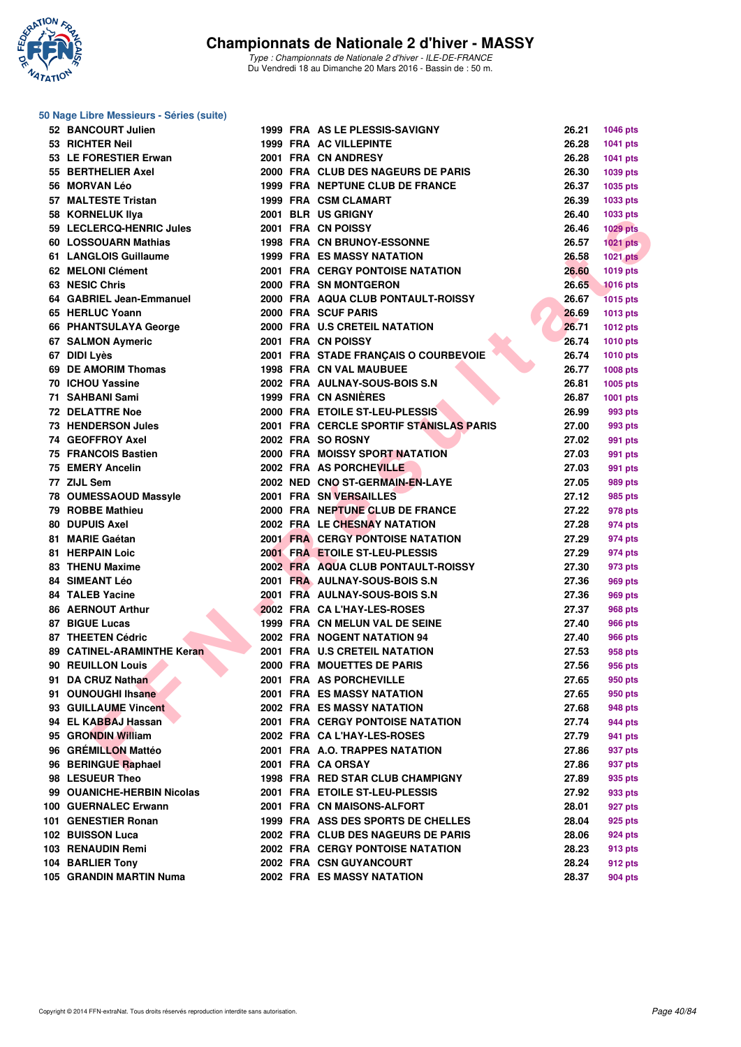# Championnats de Nationale 2 d'hiver - MASSY

*Type : Championnats de Nationale 2 d'hiver - ILE-DE-FRANCE*
Du Vendredi 18 au Dimanche 20 Mars 2016 - Bassin de : 50 m.

## 50 Nage Libre Messieurs - Séries (suite)

| Rang | Nom | Année | Nat | Club | Temps | Points |
|---|---|---|---|---|---|---|
| 52 | BANCOURT Julien | 1999 | FRA | AS LE PLESSIS-SAVIGNY | 26.21 | 1046 pts |
| 53 | RICHTER Neil | 1999 | FRA | AC VILLEPINTE | 26.28 | 1041 pts |
| 53 | LE FORESTIER Erwan | 2001 | FRA | CN ANDRESY | 26.28 | 1041 pts |
| 55 | BERTHELIER Axel | 2000 | FRA | CLUB DES NAGEURS DE PARIS | 26.30 | 1039 pts |
| 56 | MORVAN Léo | 1999 | FRA | NEPTUNE CLUB DE FRANCE | 26.37 | 1035 pts |
| 57 | MALTESTE Tristan | 1999 | FRA | CSM CLAMART | 26.39 | 1033 pts |
| 58 | KORNELUK Ilya | 2001 | BLR | US GRIGNY | 26.40 | 1033 pts |
| 59 | LECLERCQ-HENRIC Jules | 2001 | FRA | CN POISSY | 26.46 | 1029 pts |
| 60 | LOSSOUARN Mathias | 1998 | FRA | CN BRUNOY-ESSONNE | 26.57 | 1021 pts |
| 61 | LANGLOIS Guillaume | 1999 | FRA | ES MASSY NATATION | 26.58 | 1021 pts |
| 62 | MELONI Clément | 2001 | FRA | CERGY PONTOISE NATATION | 26.60 | 1019 pts |
| 63 | NESIC Chris | 2000 | FRA | SN MONTGERON | 26.65 | 1016 pts |
| 64 | GABRIEL Jean-Emmanuel | 2000 | FRA | AQUA CLUB PONTAULT-ROISSY | 26.67 | 1015 pts |
| 65 | HERLUC Yoann | 2000 | FRA | SCUF PARIS | 26.69 | 1013 pts |
| 66 | PHANTSULAYA George | 2000 | FRA | U.S CRETEIL NATATION | 26.71 | 1012 pts |
| 67 | SALMON Aymeric | 2001 | FRA | CN POISSY | 26.74 | 1010 pts |
| 67 | DIDI Lyès | 2001 | FRA | STADE FRANÇAIS O COURBEVOIE | 26.74 | 1010 pts |
| 69 | DE AMORIM Thomas | 1998 | FRA | CN VAL MAUBUEE | 26.77 | 1008 pts |
| 70 | ICHOU Yassine | 2002 | FRA | AULNAY-SOUS-BOIS S.N | 26.81 | 1005 pts |
| 71 | SAHBANI Sami | 1999 | FRA | CN ASNIÈRES | 26.87 | 1001 pts |
| 72 | DELATTRE Noe | 2000 | FRA | ETOILE ST-LEU-PLESSIS | 26.99 | 993 pts |
| 73 | HENDERSON Jules | 2001 | FRA | CERCLE SPORTIF STANISLAS PARIS | 27.00 | 993 pts |
| 74 | GEOFFROY Axel | 2002 | FRA | SO ROSNY | 27.02 | 991 pts |
| 75 | FRANCOIS Bastien | 2000 | FRA | MOISSY SPORT NATATION | 27.03 | 991 pts |
| 75 | EMERY Ancelin | 2002 | FRA | AS PORCHEVILLE | 27.03 | 991 pts |
| 77 | ZIJL Sem | 2002 | NED | CNO ST-GERMAIN-EN-LAYE | 27.05 | 989 pts |
| 78 | OUMESSAOUD Massyle | 2001 | FRA | SN VERSAILLES | 27.12 | 985 pts |
| 79 | ROBBE Mathieu | 2000 | FRA | NEPTUNE CLUB DE FRANCE | 27.22 | 978 pts |
| 80 | DUPUIS Axel | 2002 | FRA | LE CHESNAY NATATION | 27.28 | 974 pts |
| 81 | MARIE Gaétan | 2001 | FRA | CERGY PONTOISE NATATION | 27.29 | 974 pts |
| 81 | HERPAIN Loic | 2001 | FRA | ETOILE ST-LEU-PLESSIS | 27.29 | 974 pts |
| 83 | THENU Maxime | 2002 | FRA | AQUA CLUB PONTAULT-ROISSY | 27.30 | 973 pts |
| 84 | SIMEANT Léo | 2001 | FRA | AULNAY-SOUS-BOIS S.N | 27.36 | 969 pts |
| 84 | TALEB Yacine | 2001 | FRA | AULNAY-SOUS-BOIS S.N | 27.36 | 969 pts |
| 86 | AERNOUT Arthur | 2002 | FRA | CA L'HAY-LES-ROSES | 27.37 | 968 pts |
| 87 | BIGUE Lucas | 1999 | FRA | CN MELUN VAL DE SEINE | 27.40 | 966 pts |
| 87 | THEETEN Cédric | 2002 | FRA | NOGENT NATATION 94 | 27.40 | 966 pts |
| 89 | CATINEL-ARAMINTHE Keran | 2001 | FRA | U.S CRETEIL NATATION | 27.53 | 958 pts |
| 90 | REUILLON Louis | 2000 | FRA | MOUETTES DE PARIS | 27.56 | 956 pts |
| 91 | DA CRUZ Nathan | 2001 | FRA | AS PORCHEVILLE | 27.65 | 950 pts |
| 91 | OUNOUGHI Ihsane | 2001 | FRA | ES MASSY NATATION | 27.65 | 950 pts |
| 93 | GUILLAUME Vincent | 2002 | FRA | ES MASSY NATATION | 27.68 | 948 pts |
| 94 | EL KABBAJ Hassan | 2001 | FRA | CERGY PONTOISE NATATION | 27.74 | 944 pts |
| 95 | GRONDIN William | 2002 | FRA | CA L'HAY-LES-ROSES | 27.79 | 941 pts |
| 96 | GRÉMILLON Mattéo | 2001 | FRA | A.O. TRAPPES NATATION | 27.86 | 937 pts |
| 96 | BERINGUE Raphael | 2001 | FRA | CA ORSAY | 27.86 | 937 pts |
| 98 | LESUEUR Theo | 1998 | FRA | RED STAR CLUB CHAMPIGNY | 27.89 | 935 pts |
| 99 | OUANICHE-HERBIN Nicolas | 2001 | FRA | ETOILE ST-LEU-PLESSIS | 27.92 | 933 pts |
| 100 | GUERNALEC Erwann | 2001 | FRA | CN MAISONS-ALFORT | 28.01 | 927 pts |
| 101 | GENESTIER Ronan | 1999 | FRA | ASS DES SPORTS DE CHELLES | 28.04 | 925 pts |
| 102 | BUISSON Luca | 2002 | FRA | CLUB DES NAGEURS DE PARIS | 28.06 | 924 pts |
| 103 | RENAUDIN Remi | 2002 | FRA | CERGY PONTOISE NATATION | 28.23 | 913 pts |
| 104 | BARLIER Tony | 2002 | FRA | CSN GUYANCOURT | 28.24 | 912 pts |
| 105 | GRANDIN MARTIN Numa | 2002 | FRA | ES MASSY NATATION | 28.37 | 904 pts |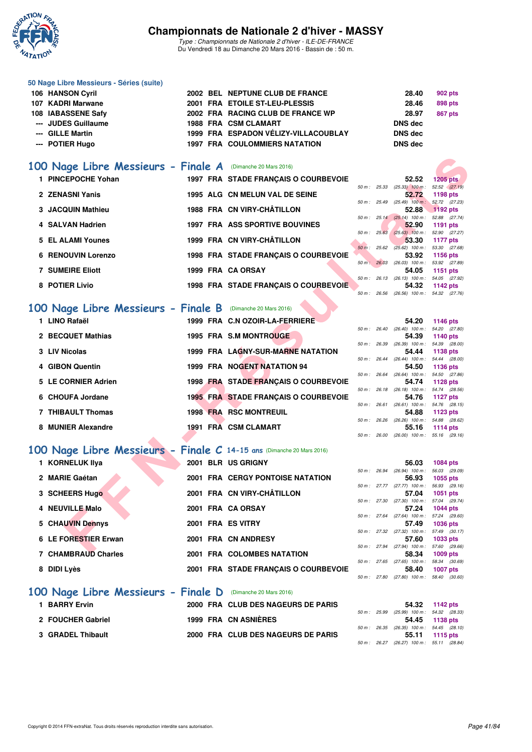# Championnats de Nationale 2 d'hiver - MASSY

*Type : Championnats de Nationale 2 d'hiver - ILE-DE-FRANCE*
Du Vendredi 18 au Dimanche 20 Mars 2016 - Bassin de : 50 m.

### 50 Nage Libre Messieurs - Séries (suite)

| Rang | Nom | Année | Nat | Club | Temps | Points |
|---|---|---|---|---|---|---|
| 106 | HANSON Cyril | 2002 | BEL | NEPTUNE CLUB DE FRANCE | 28.40 | 902 pts |
| 107 | KADRI Marwane | 2001 | FRA | ETOILE ST-LEU-PLESSIS | 28.46 | 898 pts |
| 108 | IABASSENE Safy | 2002 | FRA | RACING CLUB DE FRANCE WP | 28.97 | 867 pts |
| --- | JUDES Guillaume | 1988 | FRA | CSM CLAMART | DNS dec | |
| --- | GILLE Martin | 1999 | FRA | ESPADON VÉLIZY-VILLACOUBLAY | DNS dec | |
| --- | POTIER Hugo | 1997 | FRA | COULOMMIERS NATATION | DNS dec | |

## 100 Nage Libre Messieurs - Finale A (Dimanche 20 Mars 2016)

| Rang | Nom | Année | Nat | Club | Temps | Points | Intermédiaires |
|---|---|---|---|---|---|---|---|
| 1 | PINCEPOCHE Yohan | 1997 | FRA | STADE FRANÇAIS O COURBEVOIE | 52.52 | 1205 pts | 50 m : 25.33 (25.33) 100 m : 52.52 (27.19) |
| 2 | ZENASNI Yanis | 1995 | ALG | CN MELUN VAL DE SEINE | 52.72 | 1198 pts | 50 m : 25.49 (25.49) 100 m : 52.72 (27.23) |
| 3 | JACQUIN Mathieu | 1988 | FRA | CN VIRY-CHÂTILLON | 52.88 | 1192 pts | 50 m : 25.14 (25.14) 100 m : 52.88 (27.74) |
| 4 | SALVAN Hadrien | 1997 | FRA | ASS SPORTIVE BOUVINES | 52.90 | 1191 pts | 50 m : 25.63 (25.63) 100 m : 52.90 (27.27) |
| 5 | EL ALAMI Younes | 1999 | FRA | CN VIRY-CHÂTILLON | 53.30 | 1177 pts | 50 m : 25.62 (25.62) 100 m : 53.30 (27.68) |
| 6 | RENOUVIN Lorenzo | 1998 | FRA | STADE FRANÇAIS O COURBEVOIE | 53.92 | 1156 pts | 50 m : 26.03 (26.03) 100 m : 53.92 (27.89) |
| 7 | SUMEIRE Eliott | 1999 | FRA | CA ORSAY | 54.05 | 1151 pts | 50 m : 26.13 (26.13) 100 m : 54.05 (27.92) |
| 8 | POTIER Livio | 1998 | FRA | STADE FRANÇAIS O COURBEVOIE | 54.32 | 1142 pts | 50 m : 26.56 (26.56) 100 m : 54.32 (27.76) |

## 100 Nage Libre Messieurs - Finale B (Dimanche 20 Mars 2016)

| Rang | Nom | Année | Nat | Club | Temps | Points | Intermédiaires |
|---|---|---|---|---|---|---|---|
| 1 | LINO Rafaël | 1999 | FRA | C.N OZOIR-LA-FERRIERE | 54.20 | 1146 pts | 50 m : 26.40 (26.40) 100 m : 54.20 (27.80) |
| 2 | BECQUET Mathias | 1995 | FRA | S.M MONTROUGE | 54.39 | 1140 pts | 50 m : 26.39 (26.39) 100 m : 54.39 (28.00) |
| 3 | LIV Nicolas | 1999 | FRA | LAGNY-SUR-MARNE NATATION | 54.44 | 1138 pts | 50 m : 26.44 (26.44) 100 m : 54.44 (28.00) |
| 4 | GIBON Quentin | 1999 | FRA | NOGENT NATATION 94 | 54.50 | 1136 pts | 50 m : 26.64 (26.64) 100 m : 54.50 (27.86) |
| 5 | LE CORNIER Adrien | 1998 | FRA | STADE FRANÇAIS O COURBEVOIE | 54.74 | 1128 pts | 50 m : 26.18 (26.18) 100 m : 54.74 (28.56) |
| 6 | CHOUFA Jordane | 1995 | FRA | STADE FRANÇAIS O COURBEVOIE | 54.76 | 1127 pts | 50 m : 26.61 (26.61) 100 m : 54.76 (28.15) |
| 7 | THIBAULT Thomas | 1998 | FRA | RSC MONTREUIL | 54.88 | 1123 pts | 50 m : 26.26 (26.26) 100 m : 54.88 (28.62) |
| 8 | MUNIER Alexandre | 1991 | FRA | CSM CLAMART | 55.16 | 1114 pts | 50 m : 26.00 (26.00) 100 m : 55.16 (29.16) |

## 100 Nage Libre Messieurs - Finale C 14-15 ans (Dimanche 20 Mars 2016)

| Rang | Nom | Année | Nat | Club | Temps | Points | Intermédiaires |
|---|---|---|---|---|---|---|---|
| 1 | KORNELUK Ilya | 2001 | BLR | US GRIGNY | 56.03 | 1084 pts | 50 m : 26.94 (26.94) 100 m : 56.03 (29.09) |
| 2 | MARIE Gaétan | 2001 | FRA | CERGY PONTOISE NATATION | 56.93 | 1055 pts | 50 m : 27.77 (27.77) 100 m : 56.93 (29.16) |
| 3 | SCHEERS Hugo | 2001 | FRA | CN VIRY-CHÂTILLON | 57.04 | 1051 pts | 50 m : 27.30 (27.30) 100 m : 57.04 (29.74) |
| 4 | NEUVILLE Malo | 2001 | FRA | CA ORSAY | 57.24 | 1044 pts | 50 m : 27.64 (27.64) 100 m : 57.24 (29.60) |
| 5 | CHAUVIN Dennys | 2001 | FRA | ES VITRY | 57.49 | 1036 pts | 50 m : 27.32 (27.32) 100 m : 57.49 (30.17) |
| 6 | LE FORESTIER Erwan | 2001 | FRA | CN ANDRESY | 57.60 | 1033 pts | 50 m : 27.94 (27.94) 100 m : 57.60 (29.66) |
| 7 | CHAMBRAUD Charles | 2001 | FRA | COLOMBES NATATION | 58.34 | 1009 pts | 50 m : 27.65 (27.65) 100 m : 58.34 (30.69) |
| 8 | DIDI Lyès | 2001 | FRA | STADE FRANÇAIS O COURBEVOIE | 58.40 | 1007 pts | 50 m : 27.80 (27.80) 100 m : 58.40 (30.60) |

## 100 Nage Libre Messieurs - Finale D (Dimanche 20 Mars 2016)

| Rang | Nom | Année | Nat | Club | Temps | Points | Intermédiaires |
|---|---|---|---|---|---|---|---|
| 1 | BARRY Ervin | 2000 | FRA | CLUB DES NAGEURS DE PARIS | 54.32 | 1142 pts | 50 m : 25.99 (25.99) 100 m : 54.32 (28.33) |
| 2 | FOUCHER Gabriel | 1999 | FRA | CN ASNIÈRES | 54.45 | 1138 pts | 50 m : 26.35 (26.35) 100 m : 54.45 (28.10) |
| 3 | GRADEL Thibault | 2000 | FRA | CLUB DES NAGEURS DE PARIS | 55.11 | 1115 pts | 50 m : 26.27 (26.27) 100 m : 55.11 (28.84) |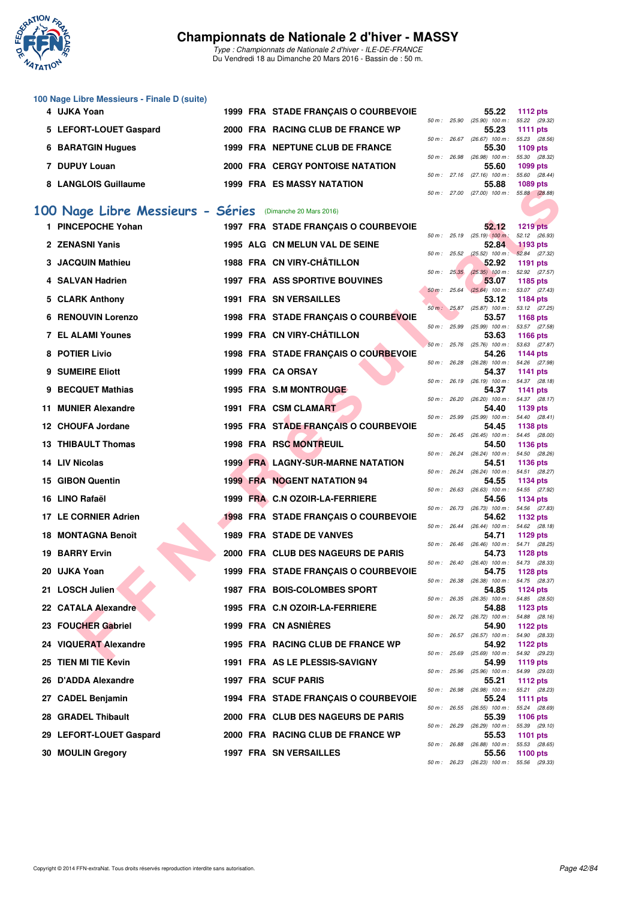# Championnats de Nationale 2 d'hiver - MASSY

*Type : Championnats de Nationale 2 d'hiver - ILE-DE-FRANCE*
Du Vendredi 18 au Dimanche 20 Mars 2016 - Bassin de : 50 m.

### 100 Nage Libre Messieurs - Finale D (suite)

| Rang | Nom | Année | Nat. | Club | Temps | Points | 50 m | 100 m |
|---|---|---|---|---|---|---|---|---|
| 4 | UJKA Yoan | 1999 | FRA | STADE FRANÇAIS O COURBEVOIE | 55.22 | 1112 pts | 25.90 | 55.22 (29.32) |
| 5 | LEFORT-LOUET Gaspard | 2000 | FRA | RACING CLUB DE FRANCE WP | 55.23 | 1111 pts | 26.67 | 55.23 (28.56) |
| 6 | BARATGIN Hugues | 1999 | FRA | NEPTUNE CLUB DE FRANCE | 55.30 | 1109 pts | 26.98 | 55.30 (28.32) |
| 7 | DUPUY Louan | 2000 | FRA | CERGY PONTOISE NATATION | 55.60 | 1099 pts | 27.16 | 55.60 (28.44) |
| 8 | LANGLOIS Guillaume | 1999 | FRA | ES MASSY NATATION | 55.88 | 1089 pts | 27.00 | 55.88 (28.88) |

## 100 Nage Libre Messieurs - Séries (Dimanche 20 Mars 2016)

| Rang | Nom | Année | Nat. | Club | Temps | Points | 50 m | 100 m |
|---|---|---|---|---|---|---|---|---|
| 1 | PINCEPOCHE Yohan | 1997 | FRA | STADE FRANÇAIS O COURBEVOIE | 52.12 | 1219 pts | 25.19 | 52.12 (26.93) |
| 2 | ZENASNI Yanis | 1995 | ALG | CN MELUN VAL DE SEINE | 52.84 | 1193 pts | 25.52 | 52.84 (27.32) |
| 3 | JACQUIN Mathieu | 1988 | FRA | CN VIRY-CHÂTILLON | 52.92 | 1191 pts | 25.35 | 52.92 (27.57) |
| 4 | SALVAN Hadrien | 1997 | FRA | ASS SPORTIVE BOUVINES | 53.07 | 1185 pts | 25.64 | 53.07 (27.43) |
| 5 | CLARK Anthony | 1991 | FRA | SN VERSAILLES | 53.12 | 1184 pts | 25.87 | 53.12 (27.25) |
| 6 | RENOUVIN Lorenzo | 1998 | FRA | STADE FRANÇAIS O COURBEVOIE | 53.57 | 1168 pts | 25.99 | 53.57 (27.58) |
| 7 | EL ALAMI Younes | 1999 | FRA | CN VIRY-CHÂTILLON | 53.63 | 1166 pts | 25.76 | 53.63 (27.87) |
| 8 | POTIER Livio | 1998 | FRA | STADE FRANÇAIS O COURBEVOIE | 54.26 | 1144 pts | 26.28 | 54.26 (27.98) |
| 9 | SUMEIRE Eliott | 1999 | FRA | CA ORSAY | 54.37 | 1141 pts | 26.19 | 54.37 (28.18) |
| 9 | BECQUET Mathias | 1995 | FRA | S.M MONTROUGE | 54.37 | 1141 pts | 26.20 | 54.37 (28.17) |
| 11 | MUNIER Alexandre | 1991 | FRA | CSM CLAMART | 54.40 | 1139 pts | 25.99 | 54.40 (28.41) |
| 12 | CHOUFA Jordane | 1995 | FRA | STADE FRANÇAIS O COURBEVOIE | 54.45 | 1138 pts | 26.45 | 54.45 (28.00) |
| 13 | THIBAULT Thomas | 1998 | FRA | RSC MONTREUIL | 54.50 | 1136 pts | 26.24 | 54.50 (28.26) |
| 14 | LIV Nicolas | 1999 | FRA | LAGNY-SUR-MARNE NATATION | 54.51 | 1136 pts | 26.24 | 54.51 (28.27) |
| 15 | GIBON Quentin | 1999 | FRA | NOGENT NATATION 94 | 54.55 | 1134 pts | 26.63 | 54.55 (27.92) |
| 16 | LINO Rafaël | 1999 | FRA | C.N OZOIR-LA-FERRIERE | 54.56 | 1134 pts | 26.73 | 54.56 (27.83) |
| 17 | LE CORNIER Adrien | 1998 | FRA | STADE FRANÇAIS O COURBEVOIE | 54.62 | 1132 pts | 26.44 | 54.62 (28.18) |
| 18 | MONTAGNA Benoît | 1989 | FRA | STADE DE VANVES | 54.71 | 1129 pts | 26.46 | 54.71 (28.25) |
| 19 | BARRY Ervin | 2000 | FRA | CLUB DES NAGEURS DE PARIS | 54.73 | 1128 pts | 26.40 | 54.73 (28.33) |
| 20 | UJKA Yoan | 1999 | FRA | STADE FRANÇAIS O COURBEVOIE | 54.75 | 1128 pts | 26.38 | 54.75 (28.37) |
| 21 | LOSCH Julien | 1987 | FRA | BOIS-COLOMBES SPORT | 54.85 | 1124 pts | 26.35 | 54.85 (28.50) |
| 22 | CATALA Alexandre | 1995 | FRA | C.N OZOIR-LA-FERRIERE | 54.88 | 1123 pts | 26.72 | 54.88 (28.16) |
| 23 | FOUCHER Gabriel | 1999 | FRA | CN ASNIÈRES | 54.90 | 1122 pts | 26.57 | 54.90 (28.33) |
| 24 | VIQUERAT Alexandre | 1995 | FRA | RACING CLUB DE FRANCE WP | 54.92 | 1122 pts | 25.69 | 54.92 (29.23) |
| 25 | TIEN MI TIE Kevin | 1991 | FRA | AS LE PLESSIS-SAVIGNY | 54.99 | 1119 pts | 25.96 | 54.99 (29.03) |
| 26 | D'ADDA Alexandre | 1997 | FRA | SCUF PARIS | 55.21 | 1112 pts | 26.98 | 55.21 (28.23) |
| 27 | CADEL Benjamin | 1994 | FRA | STADE FRANÇAIS O COURBEVOIE | 55.24 | 1111 pts | 26.55 | 55.24 (28.69) |
| 28 | GRADEL Thibault | 2000 | FRA | CLUB DES NAGEURS DE PARIS | 55.39 | 1106 pts | 26.29 | 55.39 (29.10) |
| 29 | LEFORT-LOUET Gaspard | 2000 | FRA | RACING CLUB DE FRANCE WP | 55.53 | 1101 pts | 26.88 | 55.53 (28.65) |
| 30 | MOULIN Gregory | 1997 | FRA | SN VERSAILLES | 55.56 | 1100 pts | 26.23 | 55.56 (29.33) |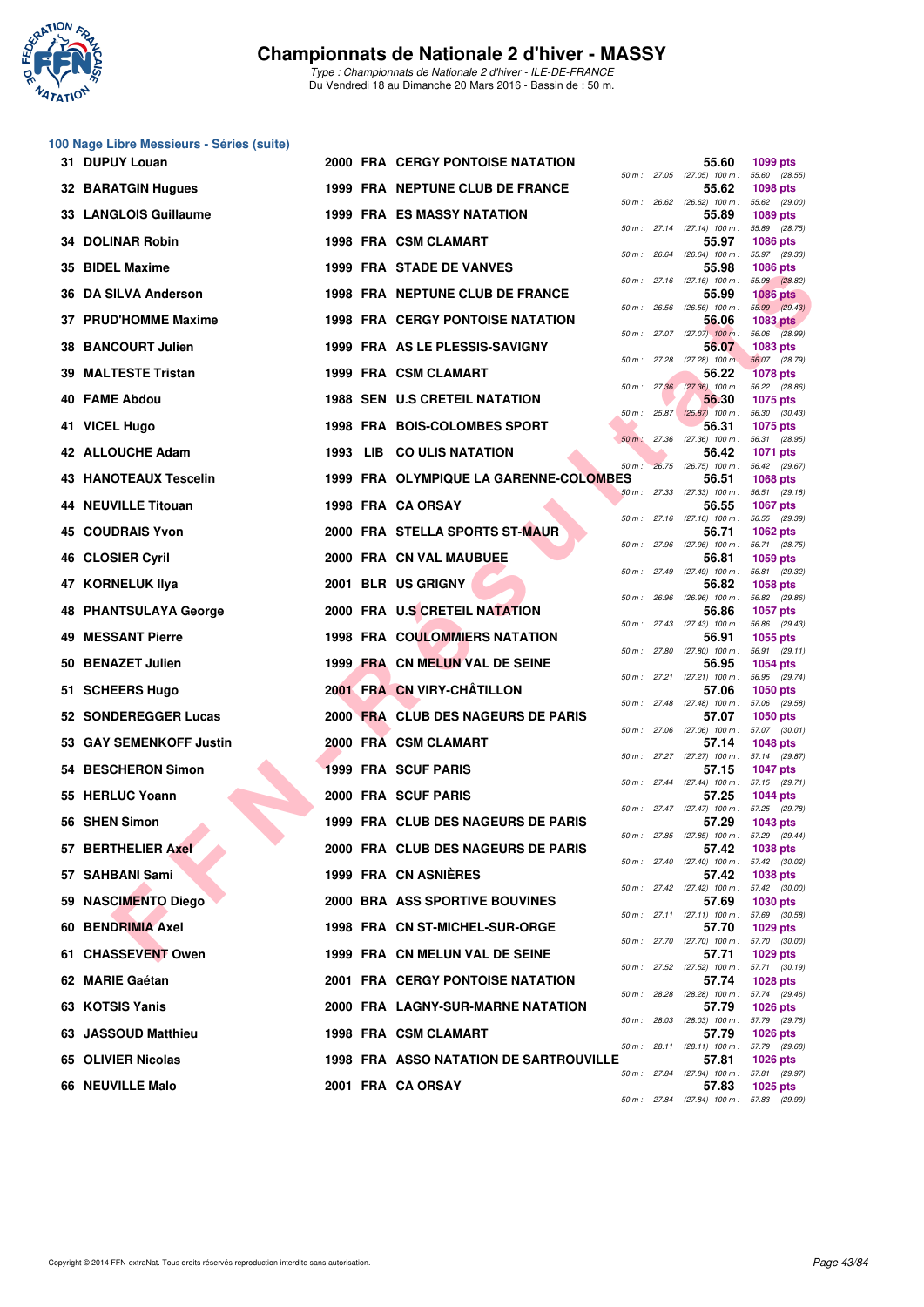# Championnats de Nationale 2 d'hiver - MASSY

*Type : Championnats de Nationale 2 d'hiver - ILE-DE-FRANCE*
Du Vendredi 18 au Dimanche 20 Mars 2016 - Bassin de : 50 m.

## 100 Nage Libre Messieurs - Séries (suite)

| Rang | Nom | Année | Nat. | Club | Temps | Points | 50 m | 100 m |
|---|---|---|---|---|---|---|---|---|
| 31 | DUPUY Louan | 2000 | FRA | CERGY PONTOISE NATATION | 55.60 | 1099 pts | 27.05 (27.05) | 55.60 (28.55) |
| 32 | BARATGIN Hugues | 1999 | FRA | NEPTUNE CLUB DE FRANCE | 55.62 | 1098 pts | 26.62 (26.62) | 55.62 (29.00) |
| 33 | LANGLOIS Guillaume | 1999 | FRA | ES MASSY NATATION | 55.89 | 1089 pts | 27.14 (27.14) | 55.89 (28.75) |
| 34 | DOLINAR Robin | 1998 | FRA | CSM CLAMART | 55.97 | 1086 pts | 26.64 (26.64) | 55.97 (29.33) |
| 35 | BIDEL Maxime | 1999 | FRA | STADE DE VANVES | 55.98 | 1086 pts | 27.16 (27.16) | 55.98 (28.82) |
| 36 | DA SILVA Anderson | 1998 | FRA | NEPTUNE CLUB DE FRANCE | 55.99 | 1086 pts | 26.56 (26.56) | 55.99 (29.43) |
| 37 | PRUD'HOMME Maxime | 1998 | FRA | CERGY PONTOISE NATATION | 56.06 | 1083 pts | 27.07 (27.07) | 56.06 (28.99) |
| 38 | BANCOURT Julien | 1999 | FRA | AS LE PLESSIS-SAVIGNY | 56.07 | 1083 pts | 27.28 (27.28) | 56.07 (28.79) |
| 39 | MALTESTE Tristan | 1999 | FRA | CSM CLAMART | 56.22 | 1078 pts | 27.36 (27.36) | 56.22 (28.86) |
| 40 | FAME Abdou | 1988 | SEN | U.S CRETEIL NATATION | 56.30 | 1075 pts | 25.87 (25.87) | 56.30 (30.43) |
| 41 | VICEL Hugo | 1998 | FRA | BOIS-COLOMBES SPORT | 56.31 | 1075 pts | 27.36 (27.36) | 56.31 (28.95) |
| 42 | ALLOUCHE Adam | 1993 | LIB | CO ULIS NATATION | 56.42 | 1071 pts | 26.75 (26.75) | 56.42 (29.67) |
| 43 | HANOTEAUX Tescelin | 1999 | FRA | OLYMPIQUE LA GARENNE-COLOMBES | 56.51 | 1068 pts | 27.33 (27.33) | 56.51 (29.18) |
| 44 | NEUVILLE Titouan | 1998 | FRA | CA ORSAY | 56.55 | 1067 pts | 27.16 (27.16) | 56.55 (29.39) |
| 45 | COUDRAIS Yvon | 2000 | FRA | STELLA SPORTS ST-MAUR | 56.71 | 1062 pts | 27.96 (27.96) | 56.71 (28.75) |
| 46 | CLOSIER Cyril | 2000 | FRA | CN VAL MAUBUEE | 56.81 | 1059 pts | 27.49 (27.49) | 56.81 (29.32) |
| 47 | KORNELUK Ilya | 2001 | BLR | US GRIGNY | 56.82 | 1058 pts | 26.96 (26.96) | 56.82 (29.86) |
| 48 | PHANTSULAYA George | 2000 | FRA | U.S CRETEIL NATATION | 56.86 | 1057 pts | 27.43 (27.43) | 56.86 (29.43) |
| 49 | MESSANT Pierre | 1998 | FRA | COULOMMIERS NATATION | 56.91 | 1055 pts | 27.80 (27.80) | 56.91 (29.11) |
| 50 | BENAZET Julien | 1999 | FRA | CN MELUN VAL DE SEINE | 56.95 | 1054 pts | 27.21 (27.21) | 56.95 (29.74) |
| 51 | SCHEERS Hugo | 2001 | FRA | CN VIRY-CHÂTILLON | 57.06 | 1050 pts | 27.48 (27.48) | 57.06 (29.58) |
| 52 | SONDEREGGER Lucas | 2000 | FRA | CLUB DES NAGEURS DE PARIS | 57.07 | 1050 pts | 27.06 (27.06) | 57.07 (30.01) |
| 53 | GAY SEMENKOFF Justin | 2000 | FRA | CSM CLAMART | 57.14 | 1048 pts | 27.27 (27.27) | 57.14 (29.87) |
| 54 | BESCHERON Simon | 1999 | FRA | SCUF PARIS | 57.15 | 1047 pts | 27.44 (27.44) | 57.15 (29.71) |
| 55 | HERLUC Yoann | 2000 | FRA | SCUF PARIS | 57.25 | 1044 pts | 27.47 (27.47) | 57.25 (29.78) |
| 56 | SHEN Simon | 1999 | FRA | CLUB DES NAGEURS DE PARIS | 57.29 | 1043 pts | 27.85 (27.85) | 57.29 (29.44) |
| 57 | BERTHELIER Axel | 2000 | FRA | CLUB DES NAGEURS DE PARIS | 57.42 | 1038 pts | 27.40 (27.40) | 57.42 (30.02) |
| 57 | SAHBANI Sami | 1999 | FRA | CN ASNIÈRES | 57.42 | 1038 pts | 27.42 (27.42) | 57.42 (30.00) |
| 59 | NASCIMENTO Diego | 2000 | BRA | ASS SPORTIVE BOUVINES | 57.69 | 1030 pts | 27.11 (27.11) | 57.69 (30.58) |
| 60 | BENDRIMIA Axel | 1998 | FRA | CN ST-MICHEL-SUR-ORGE | 57.70 | 1029 pts | 27.70 (27.70) | 57.70 (30.00) |
| 61 | CHASSEVENT Owen | 1999 | FRA | CN MELUN VAL DE SEINE | 57.71 | 1029 pts | 27.52 (27.52) | 57.71 (30.19) |
| 62 | MARIE Gaétan | 2001 | FRA | CERGY PONTOISE NATATION | 57.74 | 1028 pts | 28.28 (28.28) | 57.74 (29.46) |
| 63 | KOTSIS Yanis | 2000 | FRA | LAGNY-SUR-MARNE NATATION | 57.79 | 1026 pts | 28.03 (28.03) | 57.79 (29.76) |
| 63 | JASSOUD Matthieu | 1998 | FRA | CSM CLAMART | 57.79 | 1026 pts | 28.11 (28.11) | 57.79 (29.68) |
| 65 | OLIVIER Nicolas | 1998 | FRA | ASSO NATATION DE SARTROUVILLE | 57.81 | 1026 pts | 27.84 (27.84) | 57.81 (29.97) |
| 66 | NEUVILLE Malo | 2001 | FRA | CA ORSAY | 57.83 | 1025 pts | 27.84 (27.84) | 57.83 (29.99) |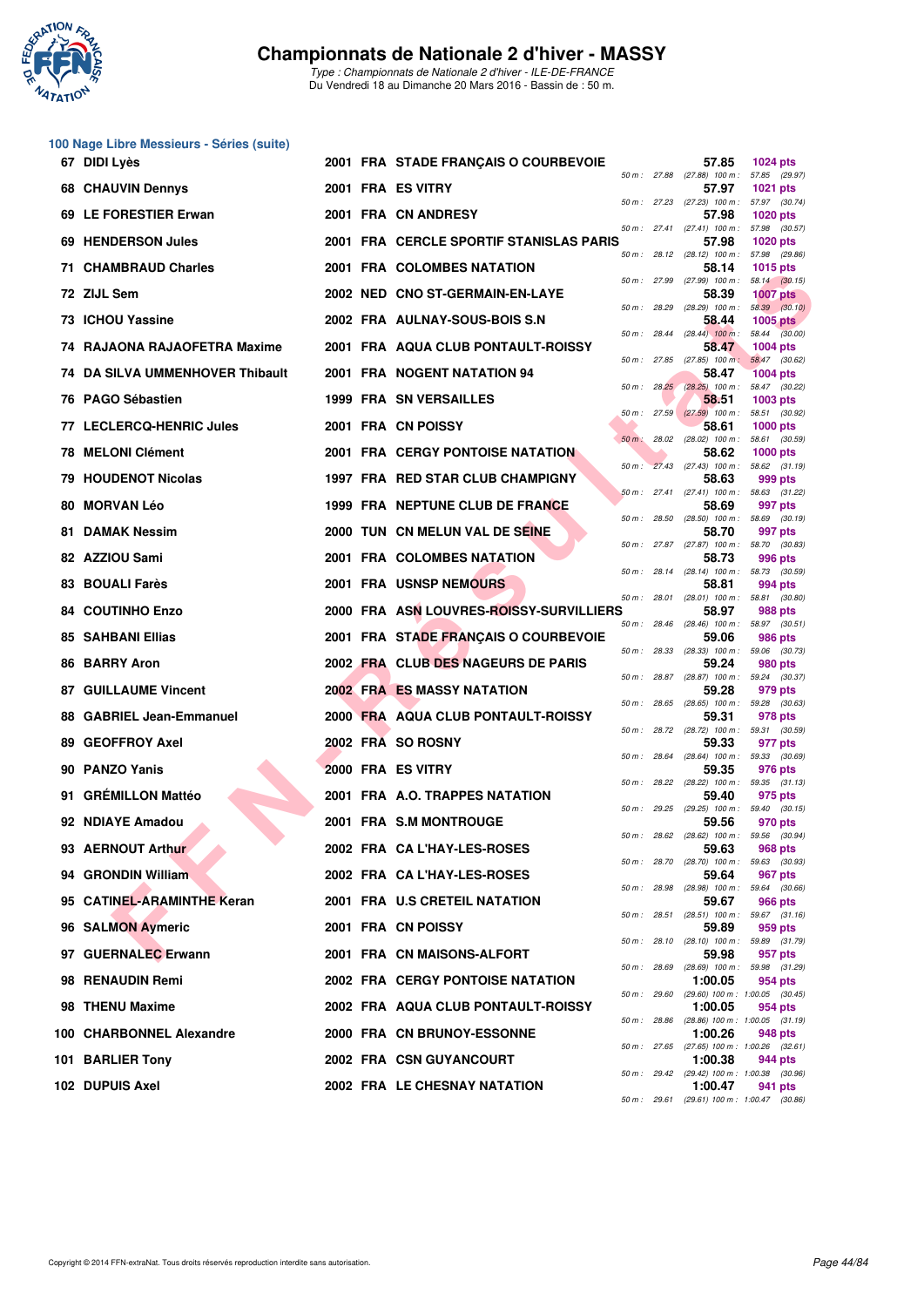# Championnats de Nationale 2 d'hiver - MASSY

*Type : Championnats de Nationale 2 d'hiver - ILE-DE-FRANCE*
Du Vendredi 18 au Dimanche 20 Mars 2016 - Bassin de : 50 m.

## 100 Nage Libre Messieurs - Séries (suite)

| Place | Nom | Année | Nat. | Club | Temps | Points | 50 m | 100 m |
|---|---|---|---|---|---|---|---|---|
| 67 | DIDI Lyès | 2001 | FRA | STADE FRANÇAIS O COURBEVOIE | 57.85 | 1024 pts | 27.88 | (27.88) 57.85 (29.97) |
| 68 | CHAUVIN Dennys | 2001 | FRA | ES VITRY | 57.97 | 1021 pts | 27.23 | (27.23) 57.97 (30.74) |
| 69 | LE FORESTIER Erwan | 2001 | FRA | CN ANDRESY | 57.98 | 1020 pts | 27.41 | (27.41) 57.98 (30.57) |
| 69 | HENDERSON Jules | 2001 | FRA | CERCLE SPORTIF STANISLAS PARIS | 57.98 | 1020 pts | 28.12 | (28.12) 57.98 (29.86) |
| 71 | CHAMBRAUD Charles | 2001 | FRA | COLOMBES NATATION | 58.14 | 1015 pts | 27.99 | (27.99) 58.14 (30.15) |
| 72 | ZIJL Sem | 2002 | NED | CNO ST-GERMAIN-EN-LAYE | 58.39 | 1007 pts | 28.29 | (28.29) 58.39 (30.10) |
| 73 | ICHOU Yassine | 2002 | FRA | AULNAY-SOUS-BOIS S.N | 58.44 | 1005 pts | 28.44 | (28.44) 58.44 (30.00) |
| 74 | RAJAONA RAJAOFETRA Maxime | 2001 | FRA | AQUA CLUB PONTAULT-ROISSY | 58.47 | 1004 pts | 27.85 | (27.85) 58.47 (30.62) |
| 74 | DA SILVA UMMENHOVER Thibault | 2001 | FRA | NOGENT NATATION 94 | 58.47 | 1004 pts | 28.25 | (28.25) 58.47 (30.22) |
| 76 | PAGO Sébastien | 1999 | FRA | SN VERSAILLES | 58.51 | 1003 pts | 27.59 | (27.59) 58.51 (30.92) |
| 77 | LECLERCQ-HENRIC Jules | 2001 | FRA | CN POISSY | 58.61 | 1000 pts | 28.02 | (28.02) 58.61 (30.59) |
| 78 | MELONI Clément | 2001 | FRA | CERGY PONTOISE NATATION | 58.62 | 1000 pts | 27.43 | (27.43) 58.62 (31.19) |
| 79 | HOUDENOT Nicolas | 1997 | FRA | RED STAR CLUB CHAMPIGNY | 58.63 | 999 pts | 27.41 | (27.41) 58.63 (31.22) |
| 80 | MORVAN Léo | 1999 | FRA | NEPTUNE CLUB DE FRANCE | 58.69 | 997 pts | 28.50 | (28.50) 58.69 (30.19) |
| 81 | DAMAK Nessim | 2000 | TUN | CN MELUN VAL DE SEINE | 58.70 | 997 pts | 27.87 | (27.87) 58.70 (30.83) |
| 82 | AZZIOU Sami | 2001 | FRA | COLOMBES NATATION | 58.73 | 996 pts | 28.14 | (28.14) 58.73 (30.59) |
| 83 | BOUALI Farès | 2001 | FRA | USNSP NEMOURS | 58.81 | 994 pts | 28.01 | (28.01) 58.81 (30.80) |
| 84 | COUTINHO Enzo | 2000 | FRA | ASN LOUVRES-ROISSY-SURVILLIERS | 58.97 | 988 pts | 28.46 | (28.46) 58.97 (30.51) |
| 85 | SAHBANI Ellias | 2001 | FRA | STADE FRANÇAIS O COURBEVOIE | 59.06 | 986 pts | 28.33 | (28.33) 59.06 (30.73) |
| 86 | BARRY Aron | 2002 | FRA | CLUB DES NAGEURS DE PARIS | 59.24 | 980 pts | 28.87 | (28.87) 59.24 (30.37) |
| 87 | GUILLAUME Vincent | 2002 | FRA | ES MASSY NATATION | 59.28 | 979 pts | 28.65 | (28.65) 59.28 (30.63) |
| 88 | GABRIEL Jean-Emmanuel | 2000 | FRA | AQUA CLUB PONTAULT-ROISSY | 59.31 | 978 pts | 28.72 | (28.72) 59.31 (30.59) |
| 89 | GEOFFROY Axel | 2002 | FRA | SO ROSNY | 59.33 | 977 pts | 28.64 | (28.64) 59.33 (30.69) |
| 90 | PANZO Yanis | 2000 | FRA | ES VITRY | 59.35 | 976 pts | 28.22 | (28.22) 59.35 (31.13) |
| 91 | GRÉMILLON Mattéo | 2001 | FRA | A.O. TRAPPES NATATION | 59.40 | 975 pts | 29.25 | (29.25) 59.40 (30.15) |
| 92 | NDIAYE Amadou | 2001 | FRA | S.M MONTROUGE | 59.56 | 970 pts | 28.62 | (28.62) 59.56 (30.94) |
| 93 | AERNOUT Arthur | 2002 | FRA | CA L'HAY-LES-ROSES | 59.63 | 968 pts | 28.70 | (28.70) 59.63 (30.93) |
| 94 | GRONDIN William | 2002 | FRA | CA L'HAY-LES-ROSES | 59.64 | 967 pts | 28.98 | (28.98) 59.64 (30.66) |
| 95 | CATINEL-ARAMINTHE Keran | 2001 | FRA | U.S CRETEIL NATATION | 59.67 | 966 pts | 28.51 | (28.51) 59.67 (31.16) |
| 96 | SALMON Aymeric | 2001 | FRA | CN POISSY | 59.89 | 959 pts | 28.10 | (28.10) 59.89 (31.79) |
| 97 | GUERNALEC Erwann | 2001 | FRA | CN MAISONS-ALFORT | 59.98 | 957 pts | 28.69 | (28.69) 59.98 (31.29) |
| 98 | RENAUDIN Remi | 2002 | FRA | CERGY PONTOISE NATATION | 1:00.05 | 954 pts | 29.60 | (29.60) 1:00.05 (30.45) |
| 98 | THENU Maxime | 2002 | FRA | AQUA CLUB PONTAULT-ROISSY | 1:00.05 | 954 pts | 28.86 | (28.86) 1:00.05 (31.19) |
| 100 | CHARBONNEL Alexandre | 2000 | FRA | CN BRUNOY-ESSONNE | 1:00.26 | 948 pts | 27.65 | (27.65) 1:00.26 (32.61) |
| 101 | BARLIER Tony | 2002 | FRA | CSN GUYANCOURT | 1:00.38 | 944 pts | 29.42 | (29.42) 1:00.38 (30.96) |
| 102 | DUPUIS Axel | 2002 | FRA | LE CHESNAY NATATION | 1:00.47 | 941 pts | 29.61 | (29.61) 1:00.47 (30.86) |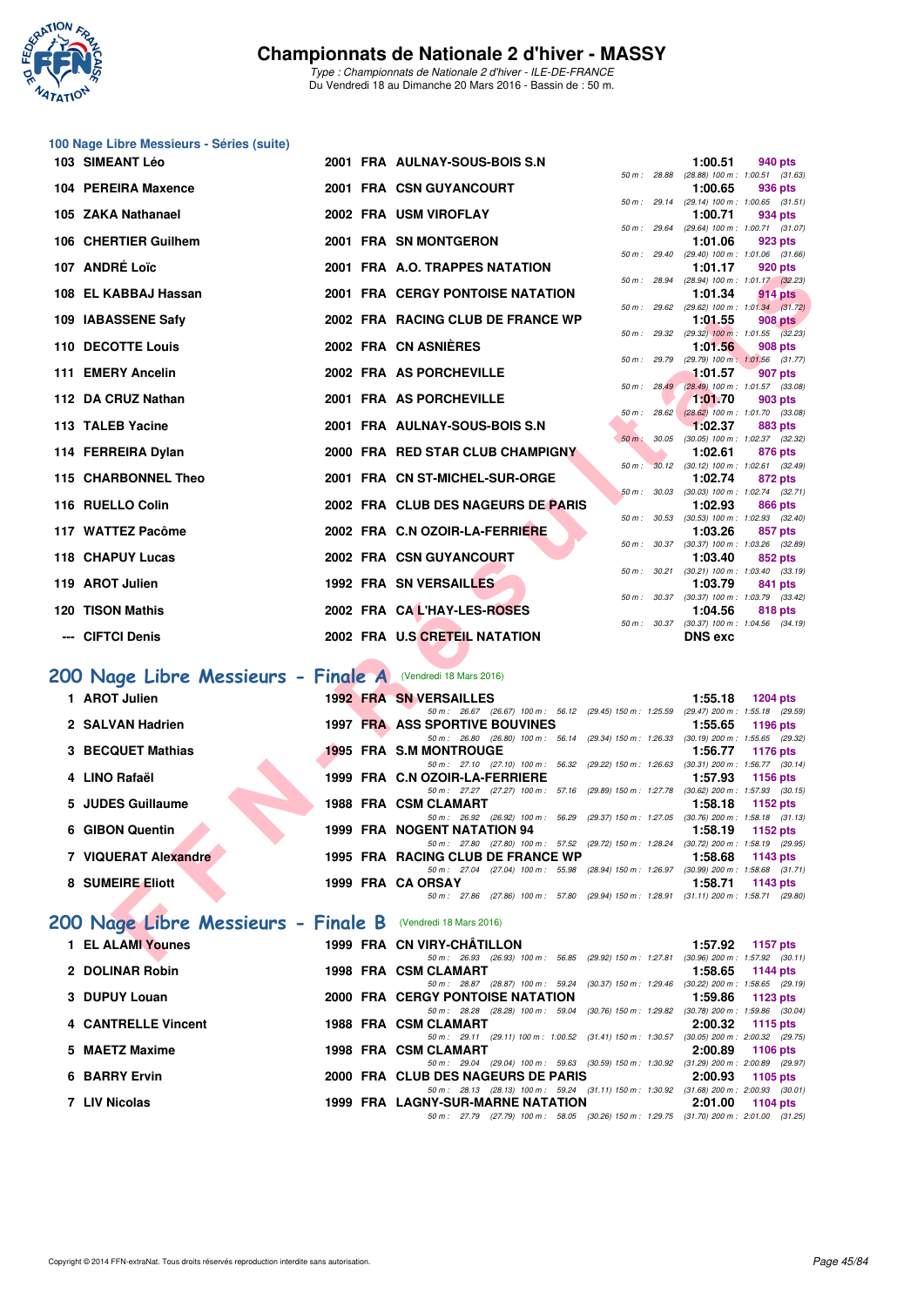# Championnats de Nationale 2 d'hiver - MASSY

*Type : Championnats de Nationale 2 d'hiver - ILE-DE-FRANCE*
Du Vendredi 18 au Dimanche 20 Mars 2016 - Bassin de : 50 m.

### 100 Nage Libre Messieurs - Séries (suite)

| Rang | Nom | Année | Nat. | Club | Temps | Points | Splits |
|---|---|---|---|---|---|---|---|
| 103 | SIMEANT Léo | 2001 | FRA | AULNAY-SOUS-BOIS S.N | 1:00.51 | 940 pts | 50 m : 28.88 (28.88) 100 m : 1:00.51 (31.63) |
| 104 | PEREIRA Maxence | 2001 | FRA | CSN GUYANCOURT | 1:00.65 | 936 pts | 50 m : 29.14 (29.14) 100 m : 1:00.65 (31.51) |
| 105 | ZAKA Nathanael | 2002 | FRA | USM VIROFLAY | 1:00.71 | 934 pts | 50 m : 29.64 (29.64) 100 m : 1:00.71 (31.07) |
| 106 | CHERTIER Guilhem | 2001 | FRA | SN MONTGERON | 1:01.06 | 923 pts | 50 m : 29.40 (29.40) 100 m : 1:01.06 (31.66) |
| 107 | ANDRÉ Loïc | 2001 | FRA | A.O. TRAPPES NATATION | 1:01.17 | 920 pts | 50 m : 28.94 (28.94) 100 m : 1:01.17 (32.23) |
| 108 | EL KABBAJ Hassan | 2001 | FRA | CERGY PONTOISE NATATION | 1:01.34 | 914 pts | 50 m : 29.62 (29.62) 100 m : 1:01.34 (31.72) |
| 109 | IABASSENE Safy | 2002 | FRA | RACING CLUB DE FRANCE WP | 1:01.55 | 908 pts | 50 m : 29.32 (29.32) 100 m : 1:01.55 (32.23) |
| 110 | DECOTTE Louis | 2002 | FRA | CN ASNIÈRES | 1:01.56 | 908 pts | 50 m : 29.79 (29.79) 100 m : 1:01.56 (31.77) |
| 111 | EMERY Ancelin | 2002 | FRA | AS PORCHEVILLE | 1:01.57 | 907 pts | 50 m : 28.49 (28.49) 100 m : 1:01.57 (33.08) |
| 112 | DA CRUZ Nathan | 2001 | FRA | AS PORCHEVILLE | 1:01.70 | 903 pts | 50 m : 28.62 (28.62) 100 m : 1:01.70 (33.08) |
| 113 | TALEB Yacine | 2001 | FRA | AULNAY-SOUS-BOIS S.N | 1:02.37 | 883 pts | 50 m : 30.05 (30.05) 100 m : 1:02.37 (32.32) |
| 114 | FERREIRA Dylan | 2000 | FRA | RED STAR CLUB CHAMPIGNY | 1:02.61 | 876 pts | 50 m : 30.12 (30.12) 100 m : 1:02.61 (32.49) |
| 115 | CHARBONNEL Theo | 2001 | FRA | CN ST-MICHEL-SUR-ORGE | 1:02.74 | 872 pts | 50 m : 30.03 (30.03) 100 m : 1:02.74 (32.71) |
| 116 | RUELLO Colin | 2002 | FRA | CLUB DES NAGEURS DE PARIS | 1:02.93 | 866 pts | 50 m : 30.53 (30.53) 100 m : 1:02.93 (32.40) |
| 117 | WATTEZ Pacôme | 2002 | FRA | C.N OZOIR-LA-FERRIERE | 1:03.26 | 857 pts | 50 m : 30.37 (30.37) 100 m : 1:03.26 (32.89) |
| 118 | CHAPUY Lucas | 2002 | FRA | CSN GUYANCOURT | 1:03.40 | 852 pts | 50 m : 30.21 (30.21) 100 m : 1:03.40 (33.19) |
| 119 | AROT Julien | 1992 | FRA | SN VERSAILLES | 1:03.79 | 841 pts | 50 m : 30.37 (30.37) 100 m : 1:03.79 (33.42) |
| 120 | TISON Mathis | 2002 | FRA | CA L'HAY-LES-ROSES | 1:04.56 | 818 pts | 50 m : 30.37 (30.37) 100 m : 1:04.56 (34.19) |
| --- | CIFTCI Denis | 2002 | FRA | U.S CRETEIL NATATION | DNS exc | | |

## 200 Nage Libre Messieurs - Finale A (Vendredi 18 Mars 2016)

| Rang | Nom | Année | Nat. | Club | Temps | Points | Splits |
|---|---|---|---|---|---|---|---|
| 1 | AROT Julien | 1992 | FRA | SN VERSAILLES | 1:55.18 | 1204 pts | 50 m : 26.67 (26.67) 100 m : 56.12 (29.45) 150 m : 1:25.59 (29.47) 200 m : 1:55.18 (29.59) |
| 2 | SALVAN Hadrien | 1997 | FRA | ASS SPORTIVE BOUVINES | 1:55.65 | 1196 pts | 50 m : 26.80 (26.80) 100 m : 56.14 (29.34) 150 m : 1:26.33 (30.19) 200 m : 1:55.65 (29.32) |
| 3 | BECQUET Mathias | 1995 | FRA | S.M MONTROUGE | 1:56.77 | 1176 pts | 50 m : 27.10 (27.10) 100 m : 56.32 (29.22) 150 m : 1:26.63 (30.31) 200 m : 1:56.77 (30.14) |
| 4 | LINO Rafaël | 1999 | FRA | C.N OZOIR-LA-FERRIERE | 1:57.93 | 1156 pts | 50 m : 27.27 (27.27) 100 m : 57.16 (29.89) 150 m : 1:27.78 (30.62) 200 m : 1:57.93 (30.15) |
| 5 | JUDES Guillaume | 1988 | FRA | CSM CLAMART | 1:58.18 | 1152 pts | 50 m : 26.92 (26.92) 100 m : 56.29 (29.37) 150 m : 1:27.05 (30.76) 200 m : 1:58.18 (31.13) |
| 6 | GIBON Quentin | 1999 | FRA | NOGENT NATATION 94 | 1:58.19 | 1152 pts | 50 m : 27.80 (27.80) 100 m : 57.52 (29.72) 150 m : 1:28.24 (30.72) 200 m : 1:58.19 (29.95) |
| 7 | VIQUERAT Alexandre | 1995 | FRA | RACING CLUB DE FRANCE WP | 1:58.68 | 1143 pts | 50 m : 27.04 (27.04) 100 m : 55.98 (28.94) 150 m : 1:26.97 (30.99) 200 m : 1:58.68 (31.71) |
| 8 | SUMEIRE Eliott | 1999 | FRA | CA ORSAY | 1:58.71 | 1143 pts | 50 m : 27.86 (27.86) 100 m : 57.80 (29.94) 150 m : 1:28.91 (31.11) 200 m : 1:58.71 (29.80) |

## 200 Nage Libre Messieurs - Finale B (Vendredi 18 Mars 2016)

| Rang | Nom | Année | Nat. | Club | Temps | Points | Splits |
|---|---|---|---|---|---|---|---|
| 1 | EL ALAMI Younes | 1999 | FRA | CN VIRY-CHÂTILLON | 1:57.92 | 1157 pts | 50 m : 26.93 (26.93) 100 m : 56.85 (29.92) 150 m : 1:27.81 (30.96) 200 m : 1:57.92 (30.11) |
| 2 | DOLINAR Robin | 1998 | FRA | CSM CLAMART | 1:58.65 | 1144 pts | 50 m : 28.87 (28.87) 100 m : 59.24 (30.37) 150 m : 1:29.46 (30.22) 200 m : 1:58.65 (29.19) |
| 3 | DUPUY Louan | 2000 | FRA | CERGY PONTOISE NATATION | 1:59.86 | 1123 pts | 50 m : 28.28 (28.28) 100 m : 59.04 (30.76) 150 m : 1:29.82 (30.78) 200 m : 1:59.86 (30.04) |
| 4 | CANTRELLE Vincent | 1988 | FRA | CSM CLAMART | 2:00.32 | 1115 pts | 50 m : 29.11 (29.11) 100 m : 1:00.52 (31.41) 150 m : 1:30.57 (30.05) 200 m : 2:00.32 (29.75) |
| 5 | MAETZ Maxime | 1998 | FRA | CSM CLAMART | 2:00.89 | 1106 pts | 50 m : 29.04 (29.04) 100 m : 59.63 (30.59) 150 m : 1:30.92 (31.29) 200 m : 2:00.89 (29.97) |
| 6 | BARRY Ervin | 2000 | FRA | CLUB DES NAGEURS DE PARIS | 2:00.93 | 1105 pts | 50 m : 28.13 (28.13) 100 m : 59.24 (31.11) 150 m : 1:30.92 (31.68) 200 m : 2:00.93 (30.01) |
| 7 | LIV Nicolas | 1999 | FRA | LAGNY-SUR-MARNE NATATION | 2:01.00 | 1104 pts | 50 m : 27.79 (27.79) 100 m : 58.05 (30.26) 150 m : 1:29.75 (31.70) 200 m : 2:01.00 (31.25) |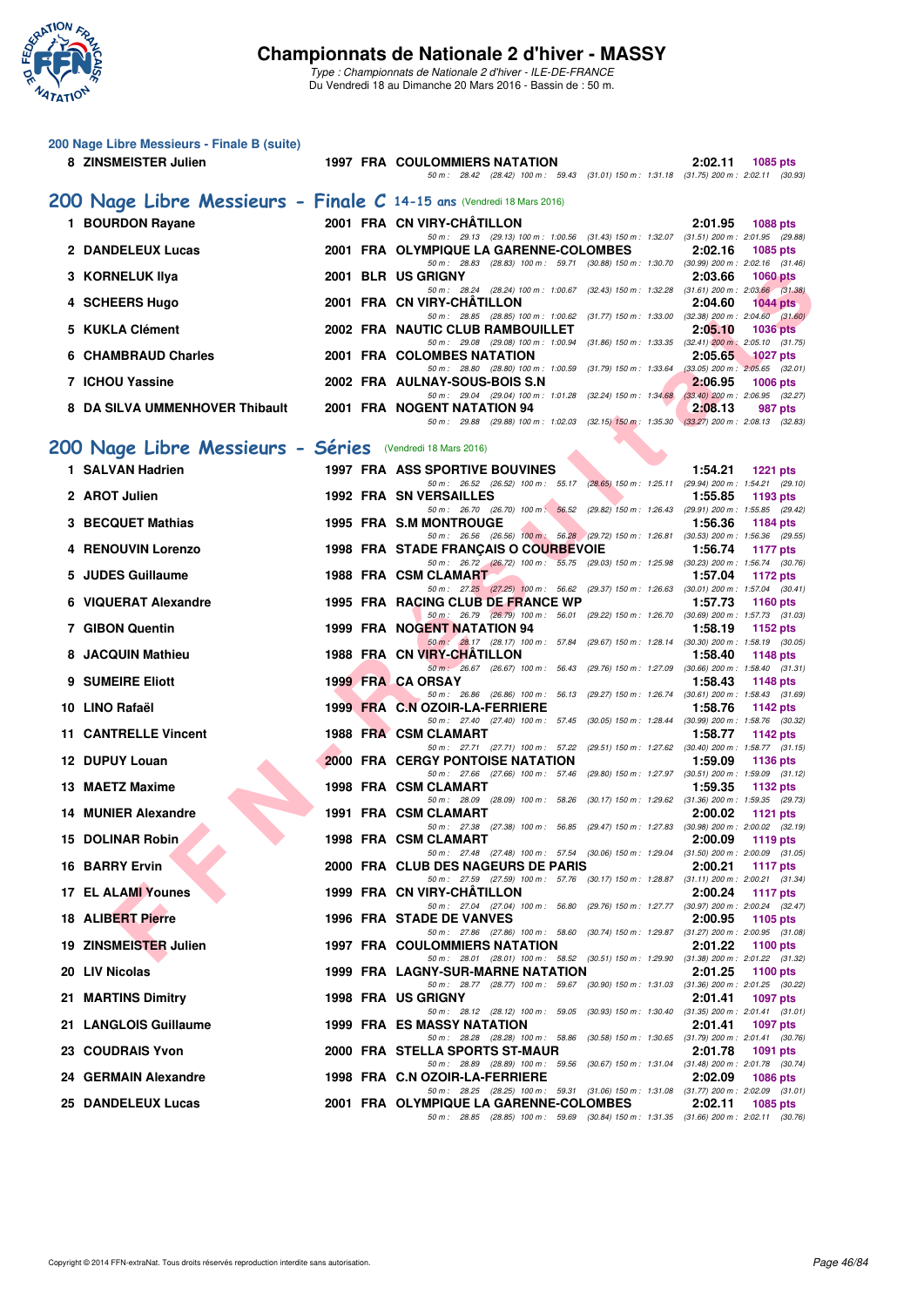### 200 Nage Libre Messieurs - Finale B (suite)

| Rang | Nom | Année | Nat | Club | Temps | Points |
|---|---|---|---|---|---|---|
| 8 | ZINSMEISTER Julien | 1997 | FRA | COULOMMIERS NATATION | 2:02.11 | 1085 pts |

50 m : 28.42 (28.42) 100 m : 59.43 (31.01) 150 m : 1:31.18 (31.75) 200 m : 2:02.11 (30.93)

## 200 Nage Libre Messieurs - Finale C 14-15 ans (Vendredi 18 Mars 2016)

| Rang | Nom | Année | Nat | Club | Temps | Points |
|---|---|---|---|---|---|---|
| 1 | BOURDON Rayane | 2001 | FRA | CN VIRY-CHÂTILLON | 2:01.95 | 1088 pts |
| | 50 m : 29.13 (29.13) 100 m : 1:00.56 (31.43) 150 m : 1:32.07 (31.51) 200 m : 2:01.95 (29.88) | | | | | |
| 2 | DANDELEUX Lucas | 2001 | FRA | OLYMPIQUE LA GARENNE-COLOMBES | 2:02.16 | 1085 pts |
| | 50 m : 28.83 (28.83) 100 m : 59.71 (30.88) 150 m : 1:30.70 (30.99) 200 m : 2:02.16 (31.46) | | | | | |
| 3 | KORNELUK Ilya | 2001 | BLR | US GRIGNY | 2:03.66 | 1060 pts |
| | 50 m : 28.24 (28.24) 100 m : 1:00.67 (32.43) 150 m : 1:32.28 (31.61) 200 m : 2:03.66 (31.38) | | | | | |
| 4 | SCHEERS Hugo | 2001 | FRA | CN VIRY-CHÂTILLON | 2:04.60 | 1044 pts |
| | 50 m : 28.85 (28.85) 100 m : 1:00.62 (31.77) 150 m : 1:33.00 (32.38) 200 m : 2:04.60 (31.60) | | | | | |
| 5 | KUKLA Clément | 2002 | FRA | NAUTIC CLUB RAMBOUILLET | 2:05.10 | 1036 pts |
| | 50 m : 29.08 (29.08) 100 m : 1:00.94 (31.86) 150 m : 1:33.35 (32.41) 200 m : 2:05.10 (31.75) | | | | | |
| 6 | CHAMBRAUD Charles | 2001 | FRA | COLOMBES NATATION | 2:05.65 | 1027 pts |
| | 50 m : 28.80 (28.80) 100 m : 1:00.59 (31.79) 150 m : 1:33.64 (33.05) 200 m : 2:05.65 (32.01) | | | | | |
| 7 | ICHOU Yassine | 2002 | FRA | AULNAY-SOUS-BOIS S.N | 2:06.95 | 1006 pts |
| | 50 m : 29.04 (29.04) 100 m : 1:01.28 (32.24) 150 m : 1:34.68 (33.40) 200 m : 2:06.95 (32.27) | | | | | |
| 8 | DA SILVA UMMENHOVER Thibault | 2001 | FRA | NOGENT NATATION 94 | 2:08.13 | 987 pts |
| | 50 m : 29.88 (29.88) 100 m : 1:02.03 (32.15) 150 m : 1:35.30 (33.27) 200 m : 2:08.13 (32.83) | | | | | |

## 200 Nage Libre Messieurs - Séries (Vendredi 18 Mars 2016)

| Rang | Nom | Année | Nat | Club | Temps | Points |
|---|---|---|---|---|---|---|
| 1 | SALVAN Hadrien | 1997 | FRA | ASS SPORTIVE BOUVINES | 1:54.21 | 1221 pts |
| | 50 m : 26.52 (26.52) 100 m : 55.17 (28.65) 150 m : 1:25.11 (29.94) 200 m : 1:54.21 (29.10) | | | | | |
| 2 | AROT Julien | 1992 | FRA | SN VERSAILLES | 1:55.85 | 1193 pts |
| | 50 m : 26.70 (26.70) 100 m : 56.52 (29.82) 150 m : 1:26.43 (29.91) 200 m : 1:55.85 (29.42) | | | | | |
| 3 | BECQUET Mathias | 1995 | FRA | S.M MONTROUGE | 1:56.36 | 1184 pts |
| | 50 m : 26.56 (26.56) 100 m : 56.28 (29.72) 150 m : 1:26.81 (30.53) 200 m : 1:56.36 (29.55) | | | | | |
| 4 | RENOUVIN Lorenzo | 1998 | FRA | STADE FRANÇAIS O COURBEVOIE | 1:56.74 | 1177 pts |
| | 50 m : 26.72 (26.72) 100 m : 55.75 (29.03) 150 m : 1:25.98 (30.23) 200 m : 1:56.74 (30.76) | | | | | |
| 5 | JUDES Guillaume | 1988 | FRA | CSM CLAMART | 1:57.04 | 1172 pts |
| | 50 m : 27.25 (27.25) 100 m : 56.62 (29.37) 150 m : 1:26.63 (30.01) 200 m : 1:57.04 (30.41) | | | | | |
| 6 | VIQUERAT Alexandre | 1995 | FRA | RACING CLUB DE FRANCE WP | 1:57.73 | 1160 pts |
| | 50 m : 26.79 (26.79) 100 m : 56.01 (29.22) 150 m : 1:26.70 (30.69) 200 m : 1:57.73 (31.03) | | | | | |
| 7 | GIBON Quentin | 1999 | FRA | NOGENT NATATION 94 | 1:58.19 | 1152 pts |
| | 50 m : 28.17 (28.17) 100 m : 57.84 (29.67) 150 m : 1:28.14 (30.30) 200 m : 1:58.19 (30.05) | | | | | |
| 8 | JACQUIN Mathieu | 1988 | FRA | CN VIRY-CHÂTILLON | 1:58.40 | 1148 pts |
| | 50 m : 26.67 (26.67) 100 m : 56.43 (29.76) 150 m : 1:27.09 (30.66) 200 m : 1:58.40 (31.31) | | | | | |
| 9 | SUMEIRE Eliott | 1999 | FRA | CA ORSAY | 1:58.43 | 1148 pts |
| | 50 m : 26.86 (26.86) 100 m : 56.13 (29.27) 150 m : 1:26.74 (30.61) 200 m : 1:58.43 (31.69) | | | | | |
| 10 | LINO Rafaël | 1999 | FRA | C.N OZOIR-LA-FERRIERE | 1:58.76 | 1142 pts |
| | 50 m : 27.40 (27.40) 100 m : 57.45 (30.05) 150 m : 1:28.44 (30.99) 200 m : 1:58.76 (30.32) | | | | | |
| 11 | CANTRELLE Vincent | 1988 | FRA | CSM CLAMART | 1:58.77 | 1142 pts |
| | 50 m : 27.71 (27.71) 100 m : 57.22 (29.51) 150 m : 1:27.62 (30.40) 200 m : 1:58.77 (31.15) | | | | | |
| 12 | DUPUY Louan | 2000 | FRA | CERGY PONTOISE NATATION | 1:59.09 | 1136 pts |
| | 50 m : 27.66 (27.66) 100 m : 57.46 (29.80) 150 m : 1:27.97 (30.51) 200 m : 1:59.09 (31.12) | | | | | |
| 13 | MAETZ Maxime | 1998 | FRA | CSM CLAMART | 1:59.35 | 1132 pts |
| | 50 m : 28.09 (28.09) 100 m : 58.26 (30.17) 150 m : 1:29.62 (31.36) 200 m : 1:59.35 (29.73) | | | | | |
| 14 | MUNIER Alexandre | 1991 | FRA | CSM CLAMART | 2:00.02 | 1121 pts |
| | 50 m : 27.38 (27.38) 100 m : 56.85 (29.47) 150 m : 1:27.83 (30.98) 200 m : 2:00.02 (32.19) | | | | | |
| 15 | DOLINAR Robin | 1998 | FRA | CSM CLAMART | 2:00.09 | 1119 pts |
| | 50 m : 27.48 (27.48) 100 m : 57.54 (30.06) 150 m : 1:29.04 (31.50) 200 m : 2:00.09 (31.05) | | | | | |
| 16 | BARRY Ervin | 2000 | FRA | CLUB DES NAGEURS DE PARIS | 2:00.21 | 1117 pts |
| | 50 m : 27.59 (27.59) 100 m : 57.76 (30.17) 150 m : 1:28.87 (31.11) 200 m : 2:00.21 (31.34) | | | | | |
| 17 | EL ALAMI Younes | 1999 | FRA | CN VIRY-CHÂTILLON | 2:00.24 | 1117 pts |
| | 50 m : 27.04 (27.04) 100 m : 56.80 (29.76) 150 m : 1:27.77 (30.97) 200 m : 2:00.24 (32.47) | | | | | |
| 18 | ALIBERT Pierre | 1996 | FRA | STADE DE VANVES | 2:00.95 | 1105 pts |
| | 50 m : 27.86 (27.86) 100 m : 58.60 (30.74) 150 m : 1:29.87 (31.27) 200 m : 2:00.95 (31.08) | | | | | |
| 19 | ZINSMEISTER Julien | 1997 | FRA | COULOMMIERS NATATION | 2:01.22 | 1100 pts |
| | 50 m : 28.01 (28.01) 100 m : 58.52 (30.51) 150 m : 1:29.90 (31.38) 200 m : 2:01.22 (31.32) | | | | | |
| 20 | LIV Nicolas | 1999 | FRA | LAGNY-SUR-MARNE NATATION | 2:01.25 | 1100 pts |
| | 50 m : 28.77 (28.77) 100 m : 59.67 (30.90) 150 m : 1:31.03 (31.36) 200 m : 2:01.25 (30.22) | | | | | |
| 21 | MARTINS Dimitry | 1998 | FRA | US GRIGNY | 2:01.41 | 1097 pts |
| | 50 m : 28.12 (28.12) 100 m : 59.05 (30.93) 150 m : 1:30.40 (31.35) 200 m : 2:01.41 (31.01) | | | | | |
| 21 | LANGLOIS Guillaume | 1999 | FRA | ES MASSY NATATION | 2:01.41 | 1097 pts |
| | 50 m : 28.28 (28.28) 100 m : 58.86 (30.58) 150 m : 1:30.65 (31.79) 200 m : 2:01.41 (30.76) | | | | | |
| 23 | COUDRAIS Yvon | 2000 | FRA | STELLA SPORTS ST-MAUR | 2:01.78 | 1091 pts |
| | 50 m : 28.89 (28.89) 100 m : 59.56 (30.67) 150 m : 1:31.04 (31.48) 200 m : 2:01.78 (30.74) | | | | | |
| 24 | GERMAIN Alexandre | 1998 | FRA | C.N OZOIR-LA-FERRIERE | 2:02.09 | 1086 pts |
| | 50 m : 28.25 (28.25) 100 m : 59.31 (31.06) 150 m : 1:31.08 (31.77) 200 m : 2:02.09 (31.01) | | | | | |
| 25 | DANDELEUX Lucas | 2001 | FRA | OLYMPIQUE LA GARENNE-COLOMBES | 2:02.11 | 1085 pts |
| | 50 m : 28.85 (28.85) 100 m : 59.69 (30.84) 150 m : 1:31.35 (31.66) 200 m : 2:02.11 (30.76) | | | | | |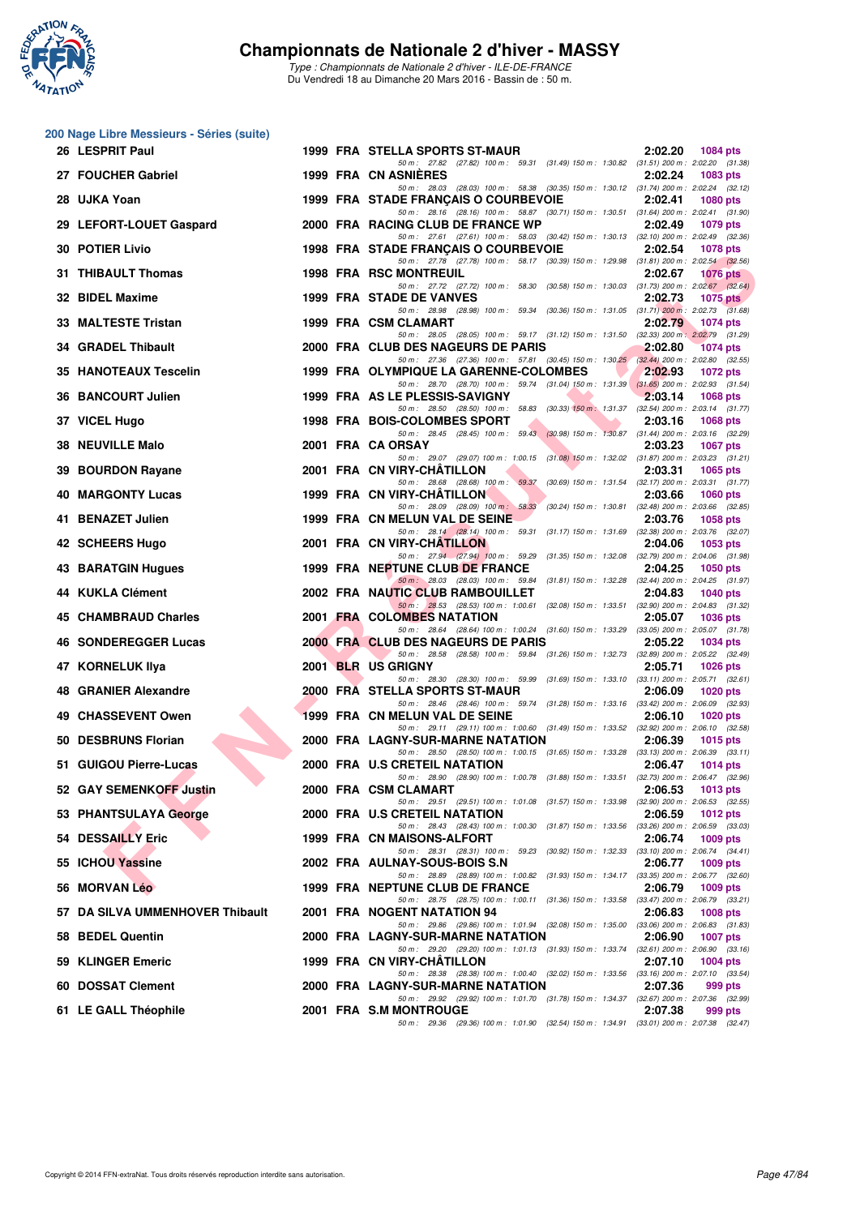# Championnats de Nationale 2 d'hiver - MASSY

*Type : Championnats de Nationale 2 d'hiver - ILE-DE-FRANCE*
Du Vendredi 18 au Dimanche 20 Mars 2016 - Bassin de : 50 m.

## 200 Nage Libre Messieurs - Séries (suite)

| Rg | Nom | Année | Nat | Club | Temps | Points |
|---|---|---|---|---|---|---|
| 26 | LESPRIT Paul | 1999 | FRA | STELLA SPORTS ST-MAUR | 2:02.20 | 1084 pts |
| | 50 m : 27.82 (27.82) 100 m : 59.31 (31.49) 150 m : 1:30.82 (31.51) 200 m : 2:02.20 (31.38) | | | | | |
| 27 | FOUCHER Gabriel | 1999 | FRA | CN ASNIÈRES | 2:02.24 | 1083 pts |
| | 50 m : 28.03 (28.03) 100 m : 58.38 (30.35) 150 m : 1:30.12 (31.74) 200 m : 2:02.24 (32.12) | | | | | |
| 28 | UJKA Yoan | 1999 | FRA | STADE FRANÇAIS O COURBEVOIE | 2:02.41 | 1080 pts |
| | 50 m : 28.16 (28.16) 100 m : 58.87 (30.71) 150 m : 1:30.51 (31.64) 200 m : 2:02.41 (31.90) | | | | | |
| 29 | LEFORT-LOUET Gaspard | 2000 | FRA | RACING CLUB DE FRANCE WP | 2:02.49 | 1079 pts |
| | 50 m : 27.61 (27.61) 100 m : 58.03 (30.42) 150 m : 1:30.13 (32.10) 200 m : 2:02.49 (32.36) | | | | | |
| 30 | POTIER Livio | 1998 | FRA | STADE FRANÇAIS O COURBEVOIE | 2:02.54 | 1078 pts |
| | 50 m : 27.78 (27.78) 100 m : 58.17 (30.39) 150 m : 1:29.98 (31.81) 200 m : 2:02.54 (32.56) | | | | | |
| 31 | THIBAULT Thomas | 1998 | FRA | RSC MONTREUIL | 2:02.67 | 1076 pts |
| | 50 m : 27.72 (27.72) 100 m : 58.30 (30.58) 150 m : 1:30.03 (31.73) 200 m : 2:02.67 (32.64) | | | | | |
| 32 | BIDEL Maxime | 1999 | FRA | STADE DE VANVES | 2:02.73 | 1075 pts |
| | 50 m : 28.98 (28.98) 100 m : 59.34 (30.36) 150 m : 1:31.05 (31.71) 200 m : 2:02.73 (31.68) | | | | | |
| 33 | MALTESTE Tristan | 1999 | FRA | CSM CLAMART | 2:02.79 | 1074 pts |
| | 50 m : 28.05 (28.05) 100 m : 59.17 (31.12) 150 m : 1:31.50 (32.33) 200 m : 2:02.79 (31.29) | | | | | |
| 34 | GRADEL Thibault | 2000 | FRA | CLUB DES NAGEURS DE PARIS | 2:02.80 | 1074 pts |
| | 50 m : 27.36 (27.36) 100 m : 57.81 (30.45) 150 m : 1:30.25 (32.44) 200 m : 2:02.80 (32.55) | | | | | |
| 35 | HANOTEAUX Tescelin | 1999 | FRA | OLYMPIQUE LA GARENNE-COLOMBES | 2:02.93 | 1072 pts |
| | 50 m : 28.70 (28.70) 100 m : 59.74 (31.04) 150 m : 1:31.39 (31.65) 200 m : 2:02.93 (31.54) | | | | | |
| 36 | BANCOURT Julien | 1999 | FRA | AS LE PLESSIS-SAVIGNY | 2:03.14 | 1068 pts |
| | 50 m : 28.50 (28.50) 100 m : 58.83 (30.33) 150 m : 1:31.37 (32.54) 200 m : 2:03.14 (31.77) | | | | | |
| 37 | VICEL Hugo | 1998 | FRA | BOIS-COLOMBES SPORT | 2:03.16 | 1068 pts |
| | 50 m : 28.45 (28.45) 100 m : 59.43 (30.98) 150 m : 1:30.87 (31.44) 200 m : 2:03.16 (32.29) | | | | | |
| 38 | NEUVILLE Malo | 2001 | FRA | CA ORSAY | 2:03.23 | 1067 pts |
| | 50 m : 29.07 (29.07) 100 m : 1:00.15 (31.08) 150 m : 1:32.02 (31.87) 200 m : 2:03.23 (31.21) | | | | | |
| 39 | BOURDON Rayane | 2001 | FRA | CN VIRY-CHÂTILLON | 2:03.31 | 1065 pts |
| | 50 m : 28.68 (28.68) 100 m : 59.37 (30.69) 150 m : 1:31.54 (32.17) 200 m : 2:03.31 (31.77) | | | | | |
| 40 | MARGONTY Lucas | 1999 | FRA | CN VIRY-CHÂTILLON | 2:03.66 | 1060 pts |
| | 50 m : 28.09 (28.09) 100 m : 58.33 (30.24) 150 m : 1:30.81 (32.48) 200 m : 2:03.66 (32.85) | | | | | |
| 41 | BENAZET Julien | 1999 | FRA | CN MELUN VAL DE SEINE | 2:03.76 | 1058 pts |
| | 50 m : 28.14 (28.14) 100 m : 59.31 (31.17) 150 m : 1:31.69 (32.38) 200 m : 2:03.76 (32.07) | | | | | |
| 42 | SCHEERS Hugo | 2001 | FRA | CN VIRY-CHÂTILLON | 2:04.06 | 1053 pts |
| | 50 m : 27.94 (27.94) 100 m : 59.29 (31.35) 150 m : 1:32.08 (32.79) 200 m : 2:04.06 (31.98) | | | | | |
| 43 | BARATGIN Hugues | 1999 | FRA | NEPTUNE CLUB DE FRANCE | 2:04.25 | 1050 pts |
| | 50 m : 28.03 (28.03) 100 m : 59.84 (31.81) 150 m : 1:32.28 (32.44) 200 m : 2:04.25 (31.97) | | | | | |
| 44 | KUKLA Clément | 2002 | FRA | NAUTIC CLUB RAMBOUILLET | 2:04.83 | 1040 pts |
| | 50 m : 28.53 (28.53) 100 m : 1:00.61 (32.08) 150 m : 1:33.51 (32.90) 200 m : 2:04.83 (31.32) | | | | | |
| 45 | CHAMBRAUD Charles | 2001 | FRA | COLOMBES NATATION | 2:05.07 | 1036 pts |
| | 50 m : 28.64 (28.64) 100 m : 1:00.24 (31.60) 150 m : 1:33.29 (33.05) 200 m : 2:05.07 (31.78) | | | | | |
| 46 | SONDEREGGER Lucas | 2000 | FRA | CLUB DES NAGEURS DE PARIS | 2:05.22 | 1034 pts |
| | 50 m : 28.58 (28.58) 100 m : 59.84 (31.26) 150 m : 1:32.73 (32.89) 200 m : 2:05.22 (32.49) | | | | | |
| 47 | KORNELUK Ilya | 2001 | BLR | US GRIGNY | 2:05.71 | 1026 pts |
| | 50 m : 28.30 (28.30) 100 m : 59.99 (31.69) 150 m : 1:33.10 (33.11) 200 m : 2:05.71 (32.61) | | | | | |
| 48 | GRANIER Alexandre | 2000 | FRA | STELLA SPORTS ST-MAUR | 2:06.09 | 1020 pts |
| | 50 m : 28.46 (28.46) 100 m : 59.74 (31.28) 150 m : 1:33.16 (33.42) 200 m : 2:06.09 (32.93) | | | | | |
| 49 | CHASSEVENT Owen | 1999 | FRA | CN MELUN VAL DE SEINE | 2:06.10 | 1020 pts |
| | 50 m : 29.11 (29.11) 100 m : 1:00.60 (31.49) 150 m : 1:33.52 (32.92) 200 m : 2:06.10 (32.58) | | | | | |
| 50 | DESBRUNS Florian | 2000 | FRA | LAGNY-SUR-MARNE NATATION | 2:06.39 | 1015 pts |
| | 50 m : 28.50 (28.50) 100 m : 1:00.15 (31.65) 150 m : 1:33.28 (33.13) 200 m : 2:06.39 (33.11) | | | | | |
| 51 | GUIGOU Pierre-Lucas | 2000 | FRA | U.S CRETEIL NATATION | 2:06.47 | 1014 pts |
| | 50 m : 28.90 (28.90) 100 m : 1:00.78 (31.88) 150 m : 1:33.51 (32.73) 200 m : 2:06.47 (32.96) | | | | | |
| 52 | GAY SEMENKOFF Justin | 2000 | FRA | CSM CLAMART | 2:06.53 | 1013 pts |
| | 50 m : 29.51 (29.51) 100 m : 1:01.08 (31.57) 150 m : 1:33.98 (32.90) 200 m : 2:06.53 (32.55) | | | | | |
| 53 | PHANTSULAYA George | 2000 | FRA | U.S CRETEIL NATATION | 2:06.59 | 1012 pts |
| | 50 m : 28.43 (28.43) 100 m : 1:00.30 (31.87) 150 m : 1:33.56 (33.26) 200 m : 2:06.59 (33.03) | | | | | |
| 54 | DESSAILLY Eric | 1999 | FRA | CN MAISONS-ALFORT | 2:06.74 | 1009 pts |
| | 50 m : 28.31 (28.31) 100 m : 59.23 (30.92) 150 m : 1:32.33 (33.10) 200 m : 2:06.74 (34.41) | | | | | |
| 55 | ICHOU Yassine | 2002 | FRA | AULNAY-SOUS-BOIS S.N | 2:06.77 | 1009 pts |
| | 50 m : 28.89 (28.89) 100 m : 1:00.82 (31.93) 150 m : 1:34.17 (33.35) 200 m : 2:06.77 (32.60) | | | | | |
| 56 | MORVAN Léo | 1999 | FRA | NEPTUNE CLUB DE FRANCE | 2:06.79 | 1009 pts |
| | 50 m : 28.75 (28.75) 100 m : 1:00.11 (31.36) 150 m : 1:33.58 (33.47) 200 m : 2:06.79 (33.21) | | | | | |
| 57 | DA SILVA UMMENHOVER Thibault | 2001 | FRA | NOGENT NATATION 94 | 2:06.83 | 1008 pts |
| | 50 m : 29.86 (29.86) 100 m : 1:01.94 (32.08) 150 m : 1:35.00 (33.06) 200 m : 2:06.83 (31.83) | | | | | |
| 58 | BEDEL Quentin | 2000 | FRA | LAGNY-SUR-MARNE NATATION | 2:06.90 | 1007 pts |
| | 50 m : 29.20 (29.20) 100 m : 1:01.13 (31.93) 150 m : 1:33.74 (32.61) 200 m : 2:06.90 (33.16) | | | | | |
| 59 | KLINGER Emeric | 1999 | FRA | CN VIRY-CHÂTILLON | 2:07.10 | 1004 pts |
| | 50 m : 28.38 (28.38) 100 m : 1:00.40 (32.02) 150 m : 1:33.56 (33.16) 200 m : 2:07.10 (33.54) | | | | | |
| 60 | DOSSAT Clement | 2000 | FRA | LAGNY-SUR-MARNE NATATION | 2:07.36 | 999 pts |
| | 50 m : 29.92 (29.92) 100 m : 1:01.70 (31.78) 150 m : 1:34.37 (32.67) 200 m : 2:07.36 (32.99) | | | | | |
| 61 | LE GALL Théophile | 2001 | FRA | S.M MONTROUGE | 2:07.38 | 999 pts |
| | 50 m : 29.36 (29.36) 100 m : 1:01.90 (32.54) 150 m : 1:34.91 (33.01) 200 m : 2:07.38 (32.47) | | | | | |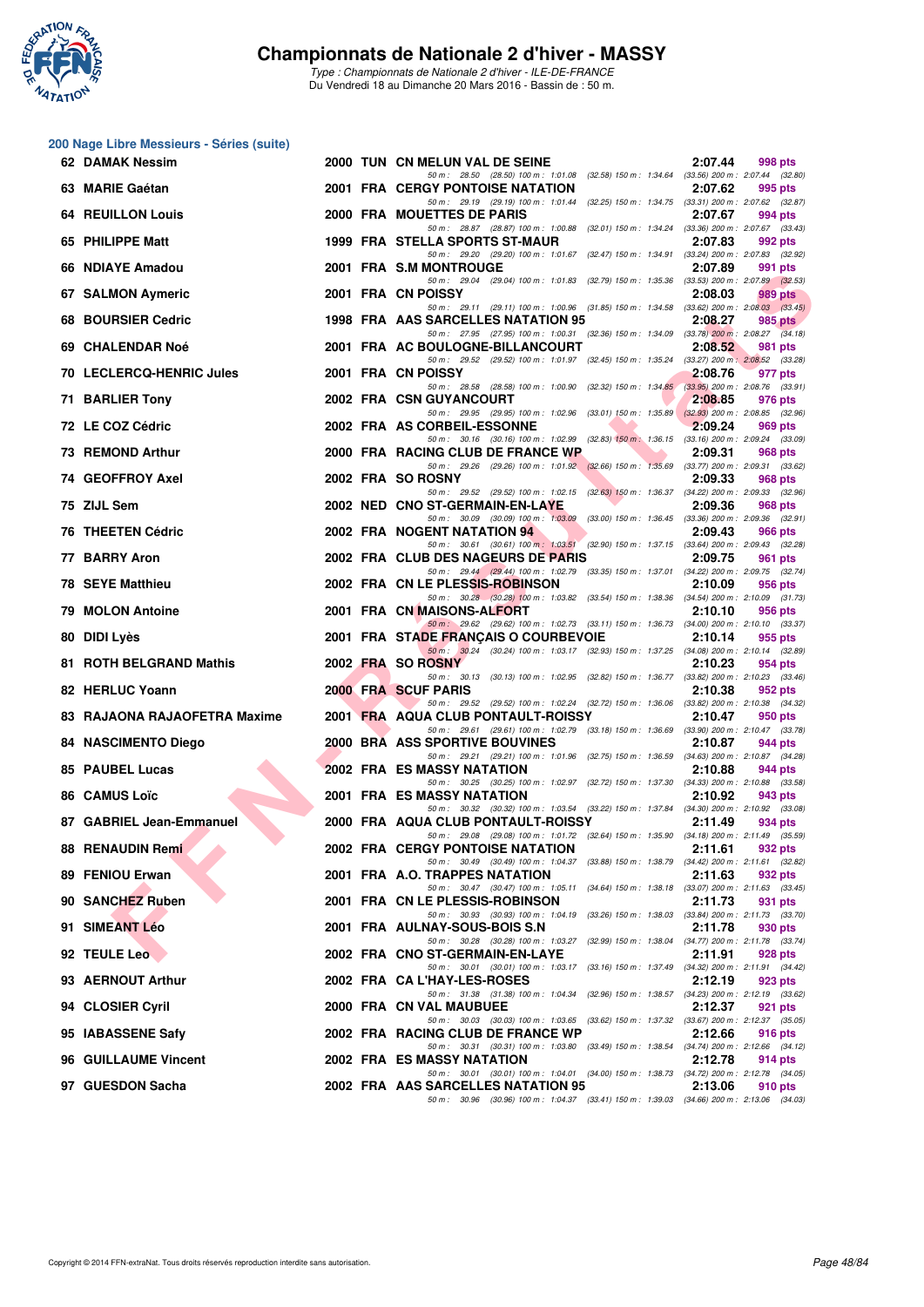## 200 Nage Libre Messieurs - Séries (suite)

| Rang | Nom | Année | Nat. | Club | Temps | Points |
|---|---|---|---|---|---|---|
| 62 | DAMAK Nessim | 2000 | TUN | CN MELUN VAL DE SEINE | 2:07.44 | 998 pts |
| | 50 m : 28.50 (28.50) 100 m : 1:01.08 (32.58) 150 m : 1:34.64 (33.56) 200 m : 2:07.44 (32.80) | | | | | |
| 63 | MARIE Gaétan | 2001 | FRA | CERGY PONTOISE NATATION | 2:07.62 | 995 pts |
| | 50 m : 29.19 (29.19) 100 m : 1:01.44 (32.25) 150 m : 1:34.75 (33.31) 200 m : 2:07.62 (32.87) | | | | | |
| 64 | REUILLON Louis | 2000 | FRA | MOUETTES DE PARIS | 2:07.67 | 994 pts |
| | 50 m : 28.87 (28.87) 100 m : 1:00.88 (32.01) 150 m : 1:34.24 (33.36) 200 m : 2:07.67 (33.43) | | | | | |
| 65 | PHILIPPE Matt | 1999 | FRA | STELLA SPORTS ST-MAUR | 2:07.83 | 992 pts |
| | 50 m : 29.20 (29.20) 100 m : 1:01.67 (32.47) 150 m : 1:34.91 (33.24) 200 m : 2:07.83 (32.92) | | | | | |
| 66 | NDIAYE Amadou | 2001 | FRA | S.M MONTROUGE | 2:07.89 | 991 pts |
| | 50 m : 29.04 (29.04) 100 m : 1:01.83 (32.79) 150 m : 1:35.36 (33.53) 200 m : 2:07.89 (32.53) | | | | | |
| 67 | SALMON Aymeric | 2001 | FRA | CN POISSY | 2:08.03 | 989 pts |
| | 50 m : 29.11 (29.11) 100 m : 1:00.96 (31.85) 150 m : 1:34.58 (33.62) 200 m : 2:08.03 (33.45) | | | | | |
| 68 | BOURSIER Cedric | 1998 | FRA | AAS SARCELLES NATATION 95 | 2:08.27 | 985 pts |
| | 50 m : 27.95 (27.95) 100 m : 1:00.31 (32.36) 150 m : 1:34.09 (33.78) 200 m : 2:08.27 (34.18) | | | | | |
| 69 | CHALENDAR Noé | 2001 | FRA | AC BOULOGNE-BILLANCOURT | 2:08.52 | 981 pts |
| | 50 m : 29.52 (29.52) 100 m : 1:01.97 (32.45) 150 m : 1:35.24 (33.27) 200 m : 2:08.52 (33.28) | | | | | |
| 70 | LECLERCQ-HENRIC Jules | 2001 | FRA | CN POISSY | 2:08.76 | 977 pts |
| | 50 m : 28.58 (28.58) 100 m : 1:00.90 (32.32) 150 m : 1:34.85 (33.95) 200 m : 2:08.76 (33.91) | | | | | |
| 71 | BARLIER Tony | 2002 | FRA | CSN GUYANCOURT | 2:08.85 | 976 pts |
| | 50 m : 29.95 (29.95) 100 m : 1:02.96 (33.01) 150 m : 1:35.89 (32.93) 200 m : 2:08.85 (32.96) | | | | | |
| 72 | LE COZ Cédric | 2002 | FRA | AS CORBEIL-ESSONNE | 2:09.24 | 969 pts |
| | 50 m : 30.16 (30.16) 100 m : 1:02.99 (32.83) 150 m : 1:36.15 (33.16) 200 m : 2:09.24 (33.09) | | | | | |
| 73 | REMOND Arthur | 2000 | FRA | RACING CLUB DE FRANCE WP | 2:09.31 | 968 pts |
| | 50 m : 29.26 (29.26) 100 m : 1:01.92 (32.66) 150 m : 1:35.69 (33.77) 200 m : 2:09.31 (33.62) | | | | | |
| 74 | GEOFFROY Axel | 2002 | FRA | SO ROSNY | 2:09.33 | 968 pts |
| | 50 m : 29.52 (29.52) 100 m : 1:02.15 (32.63) 150 m : 1:36.37 (34.22) 200 m : 2:09.33 (32.96) | | | | | |
| 75 | ZIJL Sem | 2002 | NED | CNO ST-GERMAIN-EN-LAYE | 2:09.36 | 968 pts |
| | 50 m : 30.09 (30.09) 100 m : 1:03.09 (33.00) 150 m : 1:36.45 (33.36) 200 m : 2:09.36 (32.91) | | | | | |
| 76 | THEETEN Cédric | 2002 | FRA | NOGENT NATATION 94 | 2:09.43 | 966 pts |
| | 50 m : 30.61 (30.61) 100 m : 1:03.51 (32.90) 150 m : 1:37.15 (33.64) 200 m : 2:09.43 (32.28) | | | | | |
| 77 | BARRY Aron | 2002 | FRA | CLUB DES NAGEURS DE PARIS | 2:09.75 | 961 pts |
| | 50 m : 29.44 (29.44) 100 m : 1:02.79 (33.35) 150 m : 1:37.01 (34.22) 200 m : 2:09.75 (32.74) | | | | | |
| 78 | SEYE Matthieu | 2002 | FRA | CN LE PLESSIS-ROBINSON | 2:10.09 | 956 pts |
| | 50 m : 30.28 (30.28) 100 m : 1:03.82 (33.54) 150 m : 1:38.36 (34.54) 200 m : 2:10.09 (31.73) | | | | | |
| 79 | MOLON Antoine | 2001 | FRA | CN MAISONS-ALFORT | 2:10.10 | 956 pts |
| | 50 m : 29.62 (29.62) 100 m : 1:02.73 (33.11) 150 m : 1:36.73 (34.00) 200 m : 2:10.10 (33.37) | | | | | |
| 80 | DIDI Lyès | 2001 | FRA | STADE FRANÇAIS O COURBEVOIE | 2:10.14 | 955 pts |
| | 50 m : 30.24 (30.24) 100 m : 1:03.17 (32.93) 150 m : 1:37.25 (34.08) 200 m : 2:10.14 (32.89) | | | | | |
| 81 | ROTH BELGRAND Mathis | 2002 | FRA | SO ROSNY | 2:10.23 | 954 pts |
| | 50 m : 30.13 (30.13) 100 m : 1:02.95 (32.82) 150 m : 1:36.77 (33.82) 200 m : 2:10.23 (33.46) | | | | | |
| 82 | HERLUC Yoann | 2000 | FRA | SCUF PARIS | 2:10.38 | 952 pts |
| | 50 m : 29.52 (29.52) 100 m : 1:02.24 (32.72) 150 m : 1:36.06 (33.82) 200 m : 2:10.38 (34.32) | | | | | |
| 83 | RAJAONA RAJAOFETRA Maxime | 2001 | FRA | AQUA CLUB PONTAULT-ROISSY | 2:10.47 | 950 pts |
| | 50 m : 29.61 (29.61) 100 m : 1:02.79 (33.18) 150 m : 1:36.69 (33.90) 200 m : 2:10.47 (33.78) | | | | | |
| 84 | NASCIMENTO Diego | 2000 | BRA | ASS SPORTIVE BOUVINES | 2:10.87 | 944 pts |
| | 50 m : 29.21 (29.21) 100 m : 1:01.96 (32.75) 150 m : 1:36.59 (34.63) 200 m : 2:10.87 (34.28) | | | | | |
| 85 | PAUBEL Lucas | 2002 | FRA | ES MASSY NATATION | 2:10.88 | 944 pts |
| | 50 m : 30.25 (30.25) 100 m : 1:02.97 (32.72) 150 m : 1:37.30 (34.33) 200 m : 2:10.88 (33.58) | | | | | |
| 86 | CAMUS Loïc | 2001 | FRA | ES MASSY NATATION | 2:10.92 | 943 pts |
| | 50 m : 30.32 (30.32) 100 m : 1:03.54 (33.22) 150 m : 1:37.84 (34.30) 200 m : 2:10.92 (33.08) | | | | | |
| 87 | GABRIEL Jean-Emmanuel | 2000 | FRA | AQUA CLUB PONTAULT-ROISSY | 2:11.49 | 934 pts |
| | 50 m : 29.08 (29.08) 100 m : 1:01.72 (32.64) 150 m : 1:35.90 (34.18) 200 m : 2:11.49 (35.59) | | | | | |
| 88 | RENAUDIN Remi | 2002 | FRA | CERGY PONTOISE NATATION | 2:11.61 | 932 pts |
| | 50 m : 30.49 (30.49) 100 m : 1:04.37 (33.88) 150 m : 1:38.79 (34.42) 200 m : 2:11.61 (32.82) | | | | | |
| 89 | FENIOU Erwan | 2001 | FRA | A.O. TRAPPES NATATION | 2:11.63 | 932 pts |
| | 50 m : 30.47 (30.47) 100 m : 1:05.11 (34.64) 150 m : 1:38.18 (33.07) 200 m : 2:11.63 (33.45) | | | | | |
| 90 | SANCHEZ Ruben | 2001 | FRA | CN LE PLESSIS-ROBINSON | 2:11.73 | 931 pts |
| | 50 m : 30.93 (30.93) 100 m : 1:04.19 (33.26) 150 m : 1:38.03 (33.84) 200 m : 2:11.73 (33.70) | | | | | |
| 91 | SIMEANT Léo | 2001 | FRA | AULNAY-SOUS-BOIS S.N | 2:11.78 | 930 pts |
| | 50 m : 30.28 (30.28) 100 m : 1:03.27 (32.99) 150 m : 1:38.04 (34.77) 200 m : 2:11.78 (33.74) | | | | | |
| 92 | TEULE Leo | 2002 | FRA | CNO ST-GERMAIN-EN-LAYE | 2:11.91 | 928 pts |
| | 50 m : 30.01 (30.01) 100 m : 1:03.17 (33.16) 150 m : 1:37.49 (34.32) 200 m : 2:11.91 (34.42) | | | | | |
| 93 | AERNOUT Arthur | 2002 | FRA | CA L'HAY-LES-ROSES | 2:12.19 | 923 pts |
| | 50 m : 31.38 (31.38) 100 m : 1:04.34 (32.96) 150 m : 1:38.57 (34.23) 200 m : 2:12.19 (33.62) | | | | | |
| 94 | CLOSIER Cyril | 2000 | FRA | CN VAL MAUBUEE | 2:12.37 | 921 pts |
| | 50 m : 30.03 (30.03) 100 m : 1:03.65 (33.62) 150 m : 1:37.32 (33.67) 200 m : 2:12.37 (35.05) | | | | | |
| 95 | IABASSENE Safy | 2002 | FRA | RACING CLUB DE FRANCE WP | 2:12.66 | 916 pts |
| | 50 m : 30.31 (30.31) 100 m : 1:03.80 (33.49) 150 m : 1:38.54 (34.74) 200 m : 2:12.66 (34.12) | | | | | |
| 96 | GUILLAUME Vincent | 2002 | FRA | ES MASSY NATATION | 2:12.78 | 914 pts |
| | 50 m : 30.01 (30.01) 100 m : 1:04.01 (34.00) 150 m : 1:38.73 (34.72) 200 m : 2:12.78 (34.05) | | | | | |
| 97 | GUESDON Sacha | 2002 | FRA | AAS SARCELLES NATATION 95 | 2:13.06 | 910 pts |
| | 50 m : 30.96 (30.96) 100 m : 1:04.37 (33.41) 150 m : 1:39.03 (34.66) 200 m : 2:13.06 (34.03) | | | | | |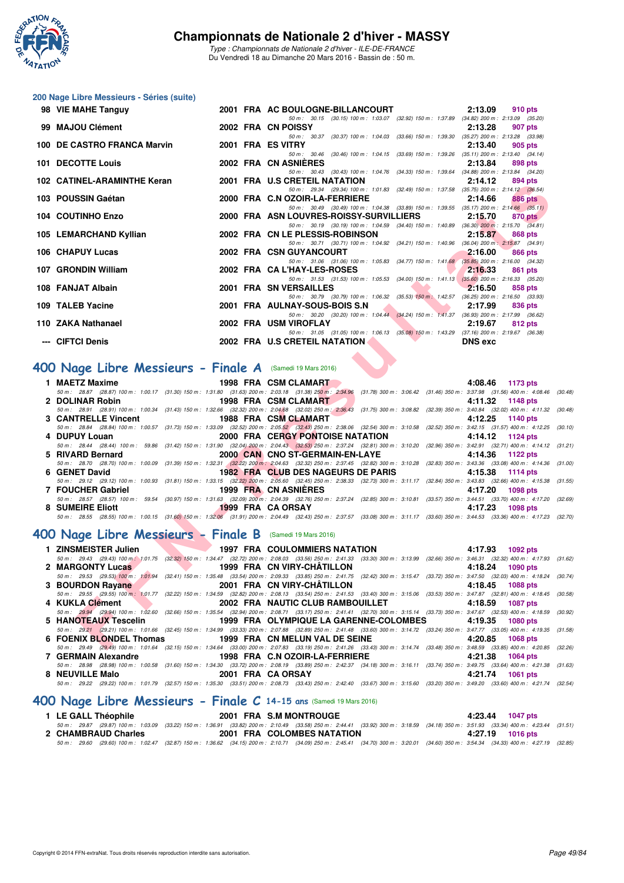# Championnats de Nationale 2 d'hiver - MASSY

*Type : Championnats de Nationale 2 d'hiver - ILE-DE-FRANCE*
Du Vendredi 18 au Dimanche 20 Mars 2016 - Bassin de : 50 m.

## 200 Nage Libre Messieurs - Séries (suite)

| Rang | Nom | Année | Nat | Club | Temps | Points |
|---|---|---|---|---|---|---|
| 98 | VIE MAHE Tanguy | 2001 | FRA | AC BOULOGNE-BILLANCOURT | 2:13.09 | 910 pts |
| | 50 m : 30.15 (30.15) 100 m : 1:03.07 (32.92) 150 m : 1:37.89 (34.82) 200 m : 2:13.09 (35.20) | | | | | |
| 99 | MAJOU Clément | 2002 | FRA | CN POISSY | 2:13.28 | 907 pts |
| | 50 m : 30.37 (30.37) 100 m : 1:04.03 (33.66) 150 m : 1:39.30 (35.27) 200 m : 2:13.28 (33.98) | | | | | |
| 100 | DE CASTRO FRANCA Marvin | 2001 | FRA | ES VITRY | 2:13.40 | 905 pts |
| | 50 m : 30.46 (30.46) 100 m : 1:04.15 (33.69) 150 m : 1:39.26 (35.11) 200 m : 2:13.40 (34.14) | | | | | |
| 101 | DECOTTE Louis | 2002 | FRA | CN ASNIÈRES | 2:13.84 | 898 pts |
| | 50 m : 30.43 (30.43) 100 m : 1:04.76 (34.33) 150 m : 1:39.64 (34.88) 200 m : 2:13.84 (34.20) | | | | | |
| 102 | CATINEL-ARAMINTHE Keran | 2001 | FRA | U.S CRETEIL NATATION | 2:14.12 | 894 pts |
| | 50 m : 29.34 (29.34) 100 m : 1:01.83 (32.49) 150 m : 1:37.58 (35.75) 200 m : 2:14.12 (36.54) | | | | | |
| 103 | POUSSIN Gaétan | 2000 | FRA | C.N OZOIR-LA-FERRIERE | 2:14.66 | 886 pts |
| | 50 m : 30.49 (30.49) 100 m : 1:04.38 (33.89) 150 m : 1:39.55 (35.17) 200 m : 2:14.66 (35.11) | | | | | |
| 104 | COUTINHO Enzo | 2000 | FRA | ASN LOUVRES-ROISSY-SURVILLIERS | 2:15.70 | 870 pts |
| | 50 m : 30.19 (30.19) 100 m : 1:04.59 (34.40) 150 m : 1:40.89 (36.30) 200 m : 2:15.70 (34.81) | | | | | |
| 105 | LEMARCHAND Kyllian | 2002 | FRA | CN LE PLESSIS-ROBINSON | 2:15.87 | 868 pts |
| | 50 m : 30.71 (30.71) 100 m : 1:04.92 (34.21) 150 m : 1:40.96 (36.04) 200 m : 2:15.87 (34.91) | | | | | |
| 106 | CHAPUY Lucas | 2002 | FRA | CSN GUYANCOURT | 2:16.00 | 866 pts |
| | 50 m : 31.06 (31.06) 100 m : 1:05.83 (34.77) 150 m : 1:41.68 (35.85) 200 m : 2:16.00 (34.32) | | | | | |
| 107 | GRONDIN William | 2002 | FRA | CA L'HAY-LES-ROSES | 2:16.33 | 861 pts |
| | 50 m : 31.53 (31.53) 100 m : 1:05.53 (34.00) 150 m : 1:41.13 (35.60) 200 m : 2:16.33 (35.20) | | | | | |
| 108 | FANJAT Albain | 2001 | FRA | SN VERSAILLES | 2:16.50 | 858 pts |
| | 50 m : 30.79 (30.79) 100 m : 1:06.32 (35.53) 150 m : 1:42.57 (36.25) 200 m : 2:16.50 (33.93) | | | | | |
| 109 | TALEB Yacine | 2001 | FRA | AULNAY-SOUS-BOIS S.N | 2:17.99 | 836 pts |
| | 50 m : 30.20 (30.20) 100 m : 1:04.44 (34.24) 150 m : 1:41.37 (36.93) 200 m : 2:17.99 (36.62) | | | | | |
| 110 | ZAKA Nathanael | 2002 | FRA | USM VIROFLAY | 2:19.67 | 812 pts |
| | 50 m : 31.05 (31.05) 100 m : 1:06.13 (35.08) 150 m : 1:43.29 (37.16) 200 m : 2:19.67 (36.38) | | | | | |
| --- | CIFTCI Denis | 2002 | FRA | U.S CRETEIL NATATION | DNS exc | |

## 400 Nage Libre Messieurs - Finale A (Samedi 19 Mars 2016)

| Rang | Nom | Année | Nat | Club | Temps | Points |
|---|---|---|---|---|---|---|
| 1 | MAETZ Maxime | 1998 | FRA | CSM CLAMART | 4:08.46 | 1173 pts |
| | 50 m : 28.87 (28.87) 100 m : 1:00.17 (31.30) 150 m : 1:31.80 (31.63) 200 m : 2:03.18 (31.38) 250 m : 2:34.96 (31.78) 300 m : 3:06.42 (31.46) 350 m : 3:37.98 (31.56) 400 m : 4:08.46 (30.48) | | | | | |
| 2 | DOLINAR Robin | 1998 | FRA | CSM CLAMART | 4:11.32 | 1148 pts |
| | 50 m : 28.91 (28.91) 100 m : 1:00.34 (31.43) 150 m : 1:32.66 (32.32) 200 m : 2:04.68 (32.02) 250 m : 2:36.43 (31.75) 300 m : 3:08.82 (32.39) 350 m : 3:40.84 (32.02) 400 m : 4:11.32 (30.48) | | | | | |
| 3 | CANTRELLE Vincent | 1988 | FRA | CSM CLAMART | 4:12.25 | 1140 pts |
| | 50 m : 28.84 (28.84) 100 m : 1:00.57 (31.73) 150 m : 1:33.09 (32.52) 200 m : 2:05.52 (32.43) 250 m : 2:38.06 (32.54) 300 m : 3:10.58 (32.52) 350 m : 3:42.15 (31.57) 400 m : 4:12.25 (30.10) | | | | | |
| 4 | DUPUY Louan | 2000 | FRA | CERGY PONTOISE NATATION | 4:14.12 | 1124 pts |
| | 50 m : 28.44 (28.44) 100 m : 59.86 (31.42) 150 m : 1:31.90 (32.04) 200 m : 2:04.43 (32.53) 250 m : 2:37.24 (32.81) 300 m : 3:10.20 (32.96) 350 m : 3:42.91 (32.71) 400 m : 4:14.12 (31.21) | | | | | |
| 5 | RIVARD Bernard | 2000 | CAN | CNO ST-GERMAIN-EN-LAYE | 4:14.36 | 1122 pts |
| | 50 m : 28.70 (28.70) 100 m : 1:00.09 (31.39) 150 m : 1:32.31 (32.22) 200 m : 2:04.63 (32.32) 250 m : 2:37.45 (32.82) 300 m : 3:10.28 (32.83) 350 m : 3:43.36 (33.08) 400 m : 4:14.36 (31.00) | | | | | |
| 6 | GENET David | 1982 | FRA | CLUB DES NAGEURS DE PARIS | 4:15.38 | 1114 pts |
| | 50 m : 29.12 (29.12) 100 m : 1:00.93 (31.81) 150 m : 1:33.15 (32.22) 200 m : 2:05.60 (32.45) 250 m : 2:38.33 (32.73) 300 m : 3:11.17 (32.84) 350 m : 3:43.83 (32.66) 400 m : 4:15.38 (31.55) | | | | | |
| 7 | FOUCHER Gabriel | 1999 | FRA | CN ASNIÈRES | 4:17.20 | 1098 pts |
| | 50 m : 28.57 (28.57) 100 m : 59.54 (30.97) 150 m : 1:31.63 (32.09) 200 m : 2:04.39 (32.76) 250 m : 2:37.24 (32.85) 300 m : 3:10.81 (33.57) 350 m : 3:44.51 (33.70) 400 m : 4:17.20 (32.69) | | | | | |
| 8 | SUMEIRE Eliott | 1999 | FRA | CA ORSAY | 4:17.23 | 1098 pts |
| | 50 m : 28.55 (28.55) 100 m : 1:00.15 (31.60) 150 m : 1:32.06 (31.91) 200 m : 2:04.49 (32.43) 250 m : 2:37.57 (33.08) 300 m : 3:11.17 (33.60) 350 m : 3:44.53 (33.36) 400 m : 4:17.23 (32.70) | | | | | |

## 400 Nage Libre Messieurs - Finale B (Samedi 19 Mars 2016)

| Rang | Nom | Année | Nat | Club | Temps | Points |
|---|---|---|---|---|---|---|
| 1 | ZINSMEISTER Julien | 1997 | FRA | COULOMMIERS NATATION | 4:17.93 | 1092 pts |
| | 50 m : 29.43 (29.43) 100 m : 1:01.75 (32.32) 150 m : 1:34.47 (32.72) 200 m : 2:08.03 (33.56) 250 m : 2:41.33 (33.30) 300 m : 3:13.99 (32.66) 350 m : 3:46.31 (32.32) 400 m : 4:17.93 (31.62) | | | | | |
| 2 | MARGONTY Lucas | 1999 | FRA | CN VIRY-CHÂTILLON | 4:18.24 | 1090 pts |
| | 50 m : 29.53 (29.53) 100 m : 1:01.94 (32.41) 150 m : 1:35.48 (33.54) 200 m : 2:09.33 (33.85) 250 m : 2:41.75 (32.42) 300 m : 3:15.47 (33.72) 350 m : 3:47.50 (32.03) 400 m : 4:18.24 (30.74) | | | | | |
| 3 | BOURDON Rayane | 2001 | FRA | CN VIRY-CHÂTILLON | 4:18.45 | 1088 pts |
| | 50 m : 29.55 (29.55) 100 m : 1:01.77 (32.22) 150 m : 1:34.59 (32.82) 200 m : 2:08.13 (33.54) 250 m : 2:41.53 (33.40) 300 m : 3:15.06 (33.53) 350 m : 3:47.87 (32.81) 400 m : 4:18.45 (30.58) | | | | | |
| 4 | KUKLA Clément | 2002 | FRA | NAUTIC CLUB RAMBOUILLET | 4:18.59 | 1087 pts |
| | 50 m : 29.94 (29.94) 100 m : 1:02.60 (32.66) 150 m : 1:35.54 (32.94) 200 m : 2:08.71 (33.17) 250 m : 2:41.41 (32.70) 300 m : 3:15.14 (33.73) 350 m : 3:47.67 (32.53) 400 m : 4:18.59 (30.92) | | | | | |
| 5 | HANOTEAUX Tescelin | 1999 | FRA | OLYMPIQUE LA GARENNE-COLOMBES | 4:19.35 | 1080 pts |
| | 50 m : 29.21 (29.21) 100 m : 1:01.66 (32.45) 150 m : 1:34.99 (33.33) 200 m : 2:07.88 (32.89) 250 m : 2:41.48 (33.60) 300 m : 3:14.72 (33.24) 350 m : 3:47.77 (33.05) 400 m : 4:19.35 (31.58) | | | | | |
| 6 | FOENIX BLONDEL Thomas | 1999 | FRA | CN MELUN VAL DE SEINE | 4:20.85 | 1068 pts |
| | 50 m : 29.49 (29.49) 100 m : 1:01.64 (32.15) 150 m : 1:34.64 (33.00) 200 m : 2:07.83 (33.19) 250 m : 2:41.26 (33.43) 300 m : 3:14.74 (33.48) 350 m : 3:48.59 (33.85) 400 m : 4:20.85 (32.26) | | | | | |
| 7 | GERMAIN Alexandre | 1998 | FRA | C.N OZOIR-LA-FERRIERE | 4:21.38 | 1064 pts |
| | 50 m : 28.98 (28.98) 100 m : 1:00.58 (31.60) 150 m : 1:34.30 (33.72) 200 m : 2:08.19 (33.89) 250 m : 2:42.37 (34.18) 300 m : 3:16.11 (33.74) 350 m : 3:49.75 (33.64) 400 m : 4:21.38 (31.63) | | | | | |
| 8 | NEUVILLE Malo | 2001 | FRA | CA ORSAY | 4:21.74 | 1061 pts |
| | 50 m : 29.22 (29.22) 100 m : 1:01.79 (32.57) 150 m : 1:35.30 (33.51) 200 m : 2:08.73 (33.43) 250 m : 2:42.40 (33.67) 300 m : 3:15.60 (33.20) 350 m : 3:49.20 (33.60) 400 m : 4:21.74 (32.54) | | | | | |

## 400 Nage Libre Messieurs - Finale C 14-15 ans (Samedi 19 Mars 2016)

| Rang | Nom | Année | Nat | Club | Temps | Points |
|---|---|---|---|---|---|---|
| 1 | LE GALL Théophile | 2001 | FRA | S.M MONTROUGE | 4:23.44 | 1047 pts |
| | 50 m : 29.87 (29.87) 100 m : 1:03.09 (33.22) 150 m : 1:36.91 (33.82) 200 m : 2:10.49 (33.58) 250 m : 2:44.41 (33.92) 300 m : 3:18.59 (34.18) 350 m : 3:51.93 (33.34) 400 m : 4:23.44 (31.51) | | | | | |
| 2 | CHAMBRAUD Charles | 2001 | FRA | COLOMBES NATATION | 4:27.19 | 1016 pts |
| | 50 m : 29.60 (29.60) 100 m : 1:02.47 (32.87) 150 m : 1:36.62 (34.15) 200 m : 2:10.71 (34.09) 250 m : 2:45.41 (34.70) 300 m : 3:20.01 (34.60) 350 m : 3:54.34 (34.33) 400 m : 4:27.19 (32.85) | | | | | |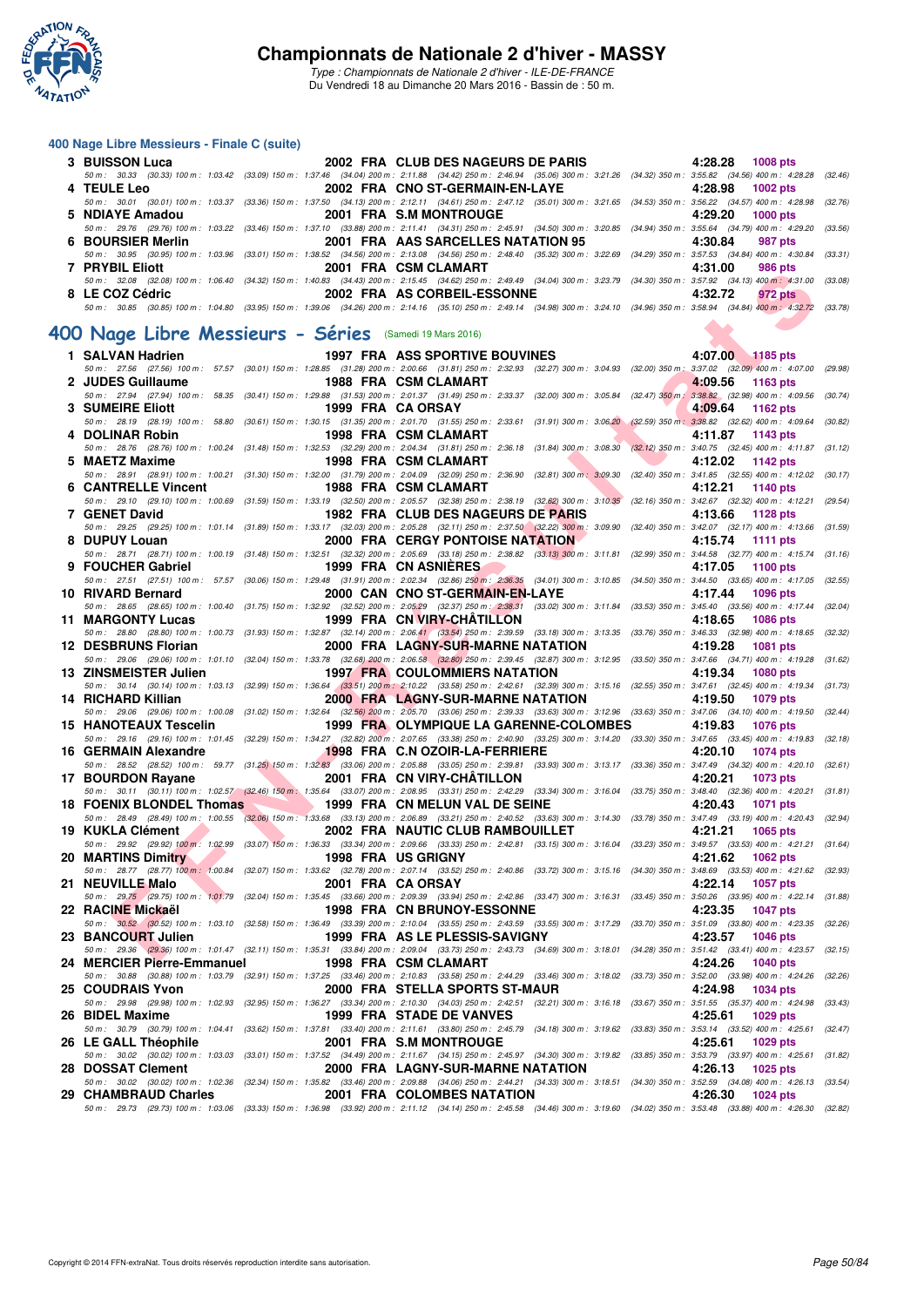### 400 Nage Libre Messieurs - Finale C (suite)

3 **BUISSON Luca** 2002 FRA CLUB DES NAGEURS DE PARIS 4:28.28 1008 pts
50 m : 30.33 (30.33) 100 m : 1:03.42 (33.09) 150 m : 1:37.46 (34.04) 200 m : 2:11.88 (34.42) 250 m : 2:46.94 (35.06) 300 m : 3:21.26 (34.32) 350 m : 3:55.82 (34.56) 400 m : 4:28.28 (32.46)

4 **TEULE Leo** 2002 FRA CNO ST-GERMAIN-EN-LAYE 4:28.98 1002 pts
50 m : 30.01 (30.01) 100 m : 1:03.37 (33.36) 150 m : 1:37.50 (34.13) 200 m : 2:12.11 (34.61) 250 m : 2:47.12 (35.01) 300 m : 3:21.65 (34.53) 350 m : 3:56.22 (34.57) 400 m : 4:28.98 (32.76)

5 **NDIAYE Amadou** 2001 FRA S.M MONTROUGE 4:29.20 1000 pts
50 m : 29.76 (29.76) 100 m : 1:03.22 (33.46) 150 m : 1:37.10 (33.88) 200 m : 2:11.41 (34.31) 250 m : 2:45.91 (34.50) 300 m : 3:20.85 (34.94) 350 m : 3:55.64 (34.79) 400 m : 4:29.20 (33.56)

6 **BOURSIER Merlin** 2001 FRA AAS SARCELLES NATATION 95 4:30.84 987 pts
50 m : 30.95 (30.95) 100 m : 1:03.96 (33.01) 150 m : 1:38.52 (34.56) 200 m : 2:13.08 (34.56) 250 m : 2:48.40 (35.32) 300 m : 3:22.69 (34.29) 350 m : 3:57.53 (34.84) 400 m : 4:30.84 (33.31)

7 **PRYBIL Eliott** 2001 FRA CSM CLAMART 4:31.00 986 pts
50 m : 32.08 (32.08) 100 m : 1:06.40 (34.32) 150 m : 1:40.83 (34.43) 200 m : 2:15.45 (34.62) 250 m : 2:49.49 (34.04) 300 m : 3:23.79 (34.30) 350 m : 3:57.92 (34.13) 400 m : 4:31.00 (33.08)

8 **LE COZ Cédric** 2002 FRA AS CORBEIL-ESSONNE 4:32.72 972 pts
50 m : 30.85 (30.85) 100 m : 1:04.80 (33.95) 150 m : 1:39.06 (34.26) 200 m : 2:14.16 (35.10) 250 m : 2:49.14 (34.98) 300 m : 3:24.10 (34.96) 350 m : 3:58.94 (34.84) 400 m : 4:32.72 (33.78)

## 400 Nage Libre Messieurs - Séries (Samedi 19 Mars 2016)

1 **SALVAN Hadrien** 1997 FRA ASS SPORTIVE BOUVINES 4:07.00 1185 pts
50 m : 27.56 (27.56) 100 m : 57.57 (30.01) 150 m : 1:28.85 (31.28) 200 m : 2:00.66 (31.81) 250 m : 2:32.93 (32.27) 300 m : 3:04.93 (32.00) 350 m : 3:37.02 (32.09) 400 m : 4:07.00 (29.98)

2 **JUDES Guillaume** 1988 FRA CSM CLAMART 4:09.56 1163 pts
50 m : 27.94 (27.94) 100 m : 58.35 (30.41) 150 m : 1:29.88 (31.53) 200 m : 2:01.37 (31.49) 250 m : 2:33.37 (32.00) 300 m : 3:05.84 (32.47) 350 m : 3:38.82 (32.98) 400 m : 4:09.56 (30.74)

3 **SUMEIRE Eliott** 1999 FRA CA ORSAY 4:09.64 1162 pts
50 m : 28.19 (28.19) 100 m : 58.80 (30.61) 150 m : 1:30.15 (31.35) 200 m : 2:01.70 (31.55) 250 m : 2:33.61 (31.91) 300 m : 3:06.20 (32.59) 350 m : 3:38.82 (32.62) 400 m : 4:09.64 (30.82)

4 **DOLINAR Robin** 1998 FRA CSM CLAMART 4:11.87 1143 pts
50 m : 28.76 (28.76) 100 m : 1:00.24 (31.48) 150 m : 1:32.53 (32.29) 200 m : 2:04.34 (31.81) 250 m : 2:36.18 (31.84) 300 m : 3:08.30 (32.12) 350 m : 3:40.75 (32.45) 400 m : 4:11.87 (31.12)

5 **MAETZ Maxime** 1998 FRA CSM CLAMART 4:12.02 1142 pts
50 m : 28.91 (28.91) 100 m : 1:00.21 (31.30) 150 m : 1:32.00 (31.79) 200 m : 2:04.09 (32.09) 250 m : 2:36.90 (32.81) 300 m : 3:09.30 (32.40) 350 m : 3:41.85 (32.55) 400 m : 4:12.02 (30.17)

6 **CANTRELLE Vincent** 1988 FRA CSM CLAMART 4:12.21 1140 pts
50 m : 29.10 (29.10) 100 m : 1:00.69 (31.59) 150 m : 1:33.19 (32.50) 200 m : 2:05.57 (32.38) 250 m : 2:38.19 (32.62) 300 m : 3:10.35 (32.16) 350 m : 3:42.67 (32.32) 400 m : 4:12.21 (29.54)

7 **GENET David** 1982 FRA CLUB DES NAGEURS DE PARIS 4:13.66 1128 pts
50 m : 29.25 (29.25) 100 m : 1:01.14 (31.89) 150 m : 1:33.17 (32.03) 200 m : 2:05.28 (32.11) 250 m : 2:37.50 (32.22) 300 m : 3:09.90 (32.40) 350 m : 3:42.07 (32.17) 400 m : 4:13.66 (31.59)

8 **DUPUY Louan** 2000 FRA CERGY PONTOISE NATATION 4:15.74 1111 pts
50 m : 28.71 (28.71) 100 m : 1:00.19 (31.48) 150 m : 1:32.51 (32.32) 200 m : 2:05.69 (33.18) 250 m : 2:38.82 (33.13) 300 m : 3:11.81 (32.99) 350 m : 3:44.58 (32.77) 400 m : 4:15.74 (31.16)

9 **FOUCHER Gabriel** 1999 FRA CN ASNIÈRES 4:17.05 1100 pts
50 m : 27.51 (27.51) 100 m : 57.57 (30.06) 150 m : 1:29.48 (31.91) 200 m : 2:02.34 (32.86) 250 m : 2:36.35 (34.01) 300 m : 3:10.85 (34.50) 350 m : 3:44.50 (33.65) 400 m : 4:17.05 (32.55)

10 **RIVARD Bernard** 2000 CAN CNO ST-GERMAIN-EN-LAYE 4:17.44 1096 pts
50 m : 28.65 (28.65) 100 m : 1:00.40 (31.75) 150 m : 1:32.92 (32.52) 200 m : 2:05.29 (32.37) 250 m : 2:38.31 (33.02) 300 m : 3:11.84 (33.53) 350 m : 3:45.40 (33.56) 400 m : 4:17.44 (32.04)

11 **MARGONTY Lucas** 1999 FRA CN VIRY-CHÂTILLON 4:18.65 1086 pts
50 m : 28.80 (28.80) 100 m : 1:00.73 (31.93) 150 m : 1:32.87 (32.14) 200 m : 2:06.41 (33.54) 250 m : 2:39.59 (33.18) 300 m : 3:13.35 (33.76) 350 m : 3:46.33 (32.98) 400 m : 4:18.65 (32.32)

12 **DESBRUNS Florian** 2000 FRA LAGNY-SUR-MARNE NATATION 4:19.28 1081 pts
50 m : 29.06 (29.06) 100 m : 1:01.10 (32.04) 150 m : 1:33.78 (32.68) 200 m : 2:06.58 (32.80) 250 m : 2:39.45 (32.87) 300 m : 3:12.95 (33.50) 350 m : 3:47.66 (34.71) 400 m : 4:19.28 (31.62)

13 **ZINSMEISTER Julien** 1997 FRA COULOMMIERS NATATION 4:19.34 1080 pts
50 m : 30.14 (30.14) 100 m : 1:03.13 (32.99) 150 m : 1:36.64 (33.51) 200 m : 2:10.22 (33.58) 250 m : 2:42.61 (32.39) 300 m : 3:15.16 (32.55) 350 m : 3:47.61 (32.45) 400 m : 4:19.34 (31.73)

14 **RICHARD Killian** 2000 FRA LAGNY-SUR-MARNE NATATION 4:19.50 1079 pts
50 m : 29.06 (29.06) 100 m : 1:00.08 (31.02) 150 m : 1:32.64 (32.56) 200 m : 2:05.70 (33.06) 250 m : 2:39.33 (33.63) 300 m : 3:12.96 (33.63) 350 m : 3:47.06 (34.10) 400 m : 4:19.50 (32.44)

15 **HANOTEAUX Tescelin** 1999 FRA OLYMPIQUE LA GARENNE-COLOMBES 4:19.83 1076 pts
50 m : 29.16 (29.16) 100 m : 1:01.45 (32.29) 150 m : 1:34.27 (32.82) 200 m : 2:07.65 (33.38) 250 m : 2:40.90 (33.25) 300 m : 3:14.20 (33.30) 350 m : 3:47.65 (33.45) 400 m : 4:19.83 (32.18)

16 **GERMAIN Alexandre** 1998 FRA C.N OZOIR-LA-FERRIERE 4:20.10 1074 pts
50 m : 28.52 (28.52) 100 m : 59.77 (31.25) 150 m : 1:32.83 (33.06) 200 m : 2:05.88 (33.05) 250 m : 2:39.81 (33.93) 300 m : 3:13.17 (33.36) 350 m : 3:47.49 (34.32) 400 m : 4:20.10 (32.61)

17 **BOURDON Rayane** 2001 FRA CN VIRY-CHÂTILLON 4:20.21 1073 pts
50 m : 30.11 (30.11) 100 m : 1:02.57 (32.46) 150 m : 1:35.64 (33.07) 200 m : 2:08.95 (33.31) 250 m : 2:42.29 (33.34) 300 m : 3:16.04 (33.75) 350 m : 3:48.40 (32.36) 400 m : 4:20.21 (31.81)

18 **FOENIX BLONDEL Thomas** 1999 FRA CN MELUN VAL DE SEINE 4:20.43 1071 pts
50 m : 28.49 (28.49) 100 m : 1:00.55 (32.06) 150 m : 1:33.68 (33.13) 200 m : 2:06.89 (33.21) 250 m : 2:40.52 (33.63) 300 m : 3:14.30 (33.78) 350 m : 3:47.49 (33.19) 400 m : 4:20.43 (32.94)

19 **KUKLA Clément** 2002 FRA NAUTIC CLUB RAMBOUILLET 4:21.21 1065 pts
50 m : 29.92 (29.92) 100 m : 1:02.99 (33.07) 150 m : 1:36.33 (33.34) 200 m : 2:09.66 (33.33) 250 m : 2:42.81 (33.15) 300 m : 3:16.04 (33.23) 350 m : 3:49.57 (33.53) 400 m : 4:21.21 (31.64)

20 **MARTINS Dimitry** 1998 FRA US GRIGNY 4:21.62 1062 pts
50 m : 28.77 (28.77) 100 m : 1:00.84 (32.07) 150 m : 1:33.62 (32.78) 200 m : 2:07.14 (33.52) 250 m : 2:40.86 (33.72) 300 m : 3:15.16 (34.30) 350 m : 3:48.69 (33.53) 400 m : 4:21.62 (32.93)

21 **NEUVILLE Malo** 2001 FRA CA ORSAY 4:22.14 1057 pts
50 m : 29.75 (29.75) 100 m : 1:01.79 (32.04) 150 m : 1:35.45 (33.66) 200 m : 2:09.39 (33.94) 250 m : 2:42.86 (33.47) 300 m : 3:16.31 (33.45) 350 m : 3:50.26 (33.95) 400 m : 4:22.14 (31.88)

22 **RACINE Mickaël** 1998 FRA CN BRUNOY-ESSONNE 4:23.35 1047 pts
50 m : 30.52 (30.52) 100 m : 1:03.10 (32.58) 150 m : 1:36.49 (33.39) 200 m : 2:10.04 (33.55) 250 m : 2:43.59 (33.55) 300 m : 3:17.29 (33.70) 350 m : 3:51.09 (33.80) 400 m : 4:23.35 (32.26)

23 **BANCOURT Julien** 1999 FRA AS LE PLESSIS-SAVIGNY 4:23.57 1046 pts
50 m : 29.36 (29.36) 100 m : 1:01.47 (32.11) 150 m : 1:35.31 (33.84) 200 m : 2:09.04 (33.73) 250 m : 2:43.73 (34.69) 300 m : 3:18.01 (34.28) 350 m : 3:51.42 (33.41) 400 m : 4:23.57 (32.15)

24 **MERCIER Pierre-Emmanuel** 1998 FRA CSM CLAMART 4:24.26 1040 pts
50 m : 30.88 (30.88) 100 m : 1:03.79 (32.91) 150 m : 1:37.25 (33.46) 200 m : 2:10.83 (33.58) 250 m : 2:44.29 (33.46) 300 m : 3:18.02 (33.73) 350 m : 3:52.00 (33.98) 400 m : 4:24.26 (32.26)

25 **COUDRAIS Yvon** 2000 FRA STELLA SPORTS ST-MAUR 4:24.98 1034 pts
50 m : 29.98 (29.98) 100 m : 1:02.93 (32.95) 150 m : 1:36.27 (33.34) 200 m : 2:10.30 (34.03) 250 m : 2:42.51 (32.21) 300 m : 3:16.18 (33.67) 350 m : 3:51.55 (35.37) 400 m : 4:24.98 (33.43)

26 **BIDEL Maxime** 1999 FRA STADE DE VANVES 4:25.61 1029 pts
50 m : 30.79 (30.79) 100 m : 1:04.41 (33.62) 150 m : 1:37.81 (33.40) 200 m : 2:11.61 (33.80) 250 m : 2:45.79 (34.18) 300 m : 3:19.62 (33.83) 350 m : 3:53.14 (33.52) 400 m : 4:25.61 (32.47)

26 **LE GALL Théophile** 2001 FRA S.M MONTROUGE 4:25.61 1029 pts
50 m : 30.02 (30.02) 100 m : 1:03.03 (33.01) 150 m : 1:37.52 (34.49) 200 m : 2:11.67 (34.15) 250 m : 2:45.97 (34.30) 300 m : 3:19.82 (33.85) 350 m : 3:53.79 (33.97) 400 m : 4:25.61 (31.82)

28 **DOSSAT Clement** 2000 FRA LAGNY-SUR-MARNE NATATION 4:26.13 1025 pts
50 m : 30.02 (30.02) 100 m : 1:02.36 (32.34) 150 m : 1:35.82 (33.46) 200 m : 2:09.88 (34.06) 250 m : 2:44.21 (34.33) 300 m : 3:18.51 (34.30) 350 m : 3:52.59 (34.08) 400 m : 4:26.13 (33.54)

29 **CHAMBRAUD Charles** 2001 FRA COLOMBES NATATION 4:26.30 1024 pts
50 m : 29.73 (29.73) 100 m : 1:03.06 (33.33) 150 m : 1:36.98 (33.92) 200 m : 2:11.12 (34.14) 250 m : 2:45.58 (34.46) 300 m : 3:19.60 (34.02) 350 m : 3:53.48 (33.88) 400 m : 4:26.30 (32.82)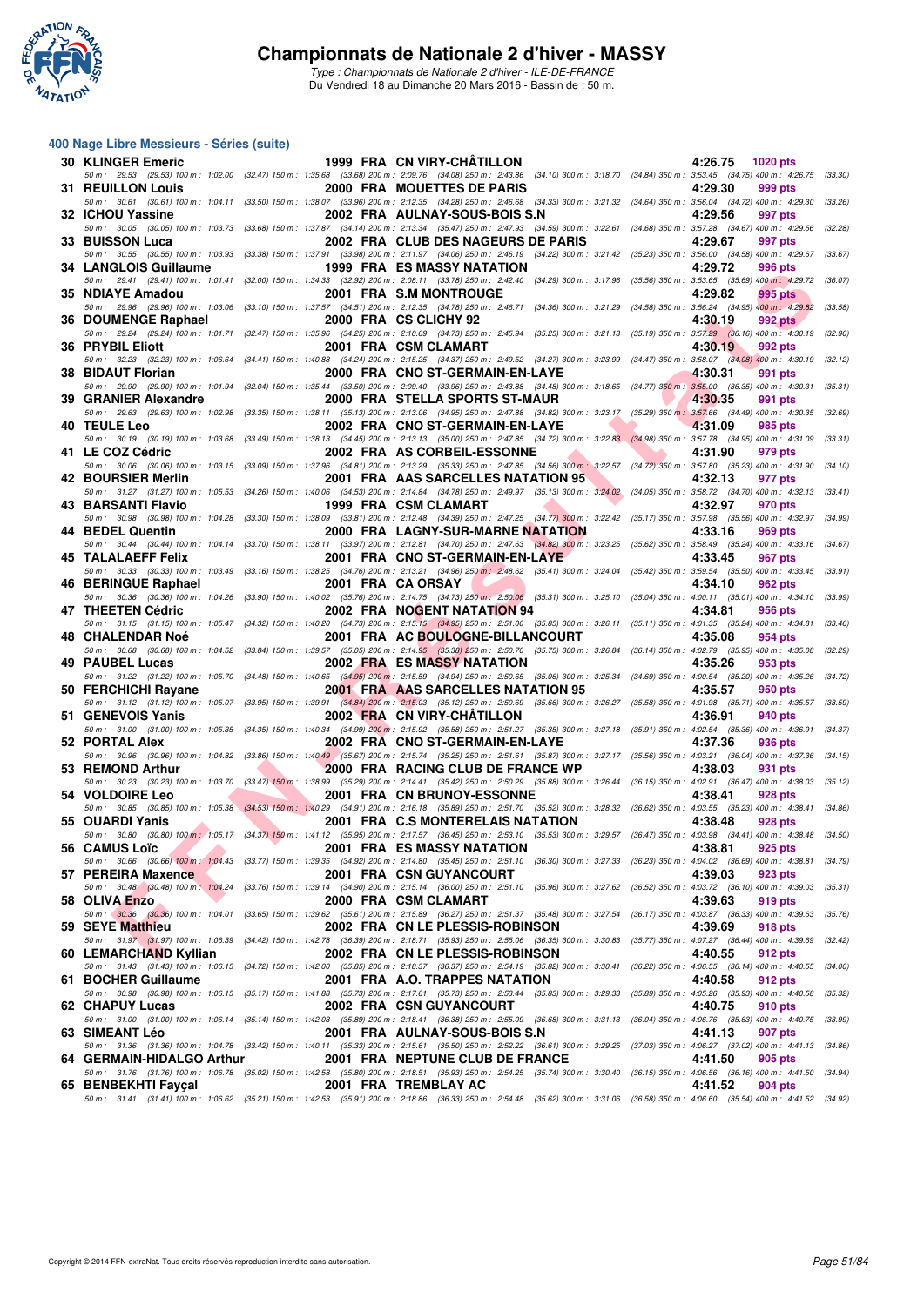# Championnats de Nationale 2 d'hiver - MASSY

*Type : Championnats de Nationale 2 d'hiver - ILE-DE-FRANCE*
Du Vendredi 18 au Dimanche 20 Mars 2016 - Bassin de : 50 m.

## 400 Nage Libre Messieurs - Séries (suite)

| Rg | Nom | Année | Nat | Club | Temps | Points |
|---|---|---|---|---|---|---|
| 30 | KLINGER Emeric | 1999 | FRA | CN VIRY-CHÂTILLON | 4:26.75 | 1020 pts |
| | 50 m : 29.53 (29.53) 100 m : 1:02.00 (32.47) 150 m : 1:35.68 (33.68) 200 m : 2:09.76 (34.08) 250 m : 2:43.86 (34.10) 300 m : 3:18.70 (34.84) 350 m : 3:53.45 (34.75) 400 m : 4:26.75 (33.30) | | | | | |
| 31 | REUILLON Louis | 2000 | FRA | MOUETTES DE PARIS | 4:29.30 | 999 pts |
| | 50 m : 30.61 (30.61) 100 m : 1:04.11 (33.50) 150 m : 1:38.07 (33.96) 200 m : 2:12.35 (34.28) 250 m : 2:46.68 (34.33) 300 m : 3:21.32 (34.64) 350 m : 3:56.04 (34.72) 400 m : 4:29.30 (33.26) | | | | | |
| 32 | ICHOU Yassine | 2002 | FRA | AULNAY-SOUS-BOIS S.N | 4:29.56 | 997 pts |
| | 50 m : 30.05 (30.05) 100 m : 1:03.73 (33.68) 150 m : 1:37.87 (34.14) 200 m : 2:13.34 (35.47) 250 m : 2:47.93 (34.59) 300 m : 3:22.61 (34.68) 350 m : 3:57.28 (34.67) 400 m : 4:29.56 (32.28) | | | | | |
| 33 | BUISSON Luca | 2002 | FRA | CLUB DES NAGEURS DE PARIS | 4:29.67 | 997 pts |
| | 50 m : 30.55 (30.55) 100 m : 1:03.93 (33.38) 150 m : 1:37.91 (33.98) 200 m : 2:11.97 (34.06) 250 m : 2:46.19 (34.22) 300 m : 3:21.42 (35.23) 350 m : 3:56.00 (34.58) 400 m : 4:29.67 (33.67) | | | | | |
| 34 | LANGLOIS Guillaume | 1999 | FRA | ES MASSY NATATION | 4:29.72 | 996 pts |
| | 50 m : 29.41 (29.41) 100 m : 1:01.41 (32.00) 150 m : 1:34.33 (32.92) 200 m : 2:08.11 (33.78) 250 m : 2:42.40 (34.29) 300 m : 3:17.96 (35.56) 350 m : 3:53.65 (35.69) 400 m : 4:29.72 (36.07) | | | | | |
| 35 | NDIAYE Amadou | 2001 | FRA | S.M MONTROUGE | 4:29.82 | 995 pts |
| | 50 m : 29.96 (29.96) 100 m : 1:03.06 (33.10) 150 m : 1:37.57 (34.51) 200 m : 2:12.35 (34.78) 250 m : 2:46.71 (34.36) 300 m : 3:21.29 (34.58) 350 m : 3:56.24 (34.95) 400 m : 4:29.82 (33.58) | | | | | |
| 36 | DOUMENGE Raphael | 2000 | FRA | CS CLICHY 92 | 4:30.19 | 992 pts |
| | 50 m : 29.24 (29.24) 100 m : 1:01.71 (32.47) 150 m : 1:35.96 (34.25) 200 m : 2:10.69 (34.73) 250 m : 2:45.94 (35.25) 300 m : 3:21.13 (35.19) 350 m : 3:57.29 (36.16) 400 m : 4:30.19 (32.90) | | | | | |
| 36 | PRYBIL Eliott | 2001 | FRA | CSM CLAMART | 4:30.19 | 992 pts |
| | 50 m : 32.23 (32.23) 100 m : 1:06.64 (34.41) 150 m : 1:40.88 (34.24) 200 m : 2:15.25 (34.37) 250 m : 2:49.52 (34.27) 300 m : 3:23.99 (34.47) 350 m : 3:58.07 (34.08) 400 m : 4:30.19 (32.12) | | | | | |
| 38 | BIDAUT Florian | 2000 | FRA | CNO ST-GERMAIN-EN-LAYE | 4:30.31 | 991 pts |
| | 50 m : 29.90 (29.90) 100 m : 1:01.94 (32.04) 150 m : 1:35.44 (33.50) 200 m : 2:09.40 (33.96) 250 m : 2:43.88 (34.48) 300 m : 3:18.65 (34.77) 350 m : 3:55.00 (36.35) 400 m : 4:30.31 (35.31) | | | | | |
| 39 | GRANIER Alexandre | 2000 | FRA | STELLA SPORTS ST-MAUR | 4:30.35 | 991 pts |
| | 50 m : 29.63 (29.63) 100 m : 1:02.98 (33.35) 150 m : 1:38.11 (35.13) 200 m : 2:13.06 (34.95) 250 m : 2:47.88 (34.82) 300 m : 3:23.17 (35.29) 350 m : 3:57.66 (34.49) 400 m : 4:30.35 (32.69) | | | | | |
| 40 | TEULE Leo | 2002 | FRA | CNO ST-GERMAIN-EN-LAYE | 4:31.09 | 985 pts |
| | 50 m : 30.19 (30.19) 100 m : 1:03.68 (33.49) 150 m : 1:38.13 (34.45) 200 m : 2:13.13 (35.00) 250 m : 2:47.85 (34.72) 300 m : 3:22.83 (34.98) 350 m : 3:57.78 (34.95) 400 m : 4:31.09 (33.31) | | | | | |
| 41 | LE COZ Cédric | 2002 | FRA | AS CORBEIL-ESSONNE | 4:31.90 | 979 pts |
| | 50 m : 30.06 (30.06) 100 m : 1:03.15 (33.09) 150 m : 1:37.96 (34.81) 200 m : 2:13.29 (35.33) 250 m : 2:47.85 (34.56) 300 m : 3:22.57 (34.72) 350 m : 3:57.80 (35.23) 400 m : 4:31.90 (34.10) | | | | | |
| 42 | BOURSIER Merlin | 2001 | FRA | AAS SARCELLES NATATION 95 | 4:32.13 | 977 pts |
| | 50 m : 31.27 (31.27) 100 m : 1:05.53 (34.26) 150 m : 1:40.06 (34.53) 200 m : 2:14.84 (34.78) 250 m : 2:49.97 (35.13) 300 m : 3:24.02 (34.05) 350 m : 3:58.72 (34.70) 400 m : 4:32.13 (33.41) | | | | | |
| 43 | BARSANTI Flavio | 1999 | FRA | CSM CLAMART | 4:32.97 | 970 pts |
| | 50 m : 30.98 (30.98) 100 m : 1:04.28 (33.30) 150 m : 1:38.09 (33.81) 200 m : 2:12.48 (34.39) 250 m : 2:47.25 (34.77) 300 m : 3:22.42 (35.17) 350 m : 3:57.98 (35.56) 400 m : 4:32.97 (34.99) | | | | | |
| 44 | BEDEL Quentin | 2000 | FRA | LAGNY-SUR-MARNE NATATION | 4:33.16 | 969 pts |
| | 50 m : 30.44 (30.44) 100 m : 1:04.14 (33.70) 150 m : 1:38.11 (33.97) 200 m : 2:12.81 (34.70) 250 m : 2:47.63 (34.82) 300 m : 3:23.25 (35.62) 350 m : 3:58.49 (35.24) 400 m : 4:33.16 (34.67) | | | | | |
| 45 | TALALAEFF Felix | 2001 | FRA | CNO ST-GERMAIN-EN-LAYE | 4:33.45 | 967 pts |
| | 50 m : 30.33 (30.33) 100 m : 1:03.49 (33.16) 150 m : 1:38.25 (34.76) 200 m : 2:13.21 (34.96) 250 m : 2:48.62 (35.41) 300 m : 3:24.04 (35.42) 350 m : 3:59.54 (35.50) 400 m : 4:33.45 (33.91) | | | | | |
| 46 | BERINGUE Raphael | 2001 | FRA | CA ORSAY | 4:34.10 | 962 pts |
| | 50 m : 30.36 (30.36) 100 m : 1:04.26 (33.90) 150 m : 1:40.02 (35.76) 200 m : 2:14.75 (34.73) 250 m : 2:50.06 (35.31) 300 m : 3:25.10 (35.04) 350 m : 4:00.11 (35.01) 400 m : 4:34.10 (33.99) | | | | | |
| 47 | THEETEN Cédric | 2002 | FRA | NOGENT NATATION 94 | 4:34.81 | 956 pts |
| | 50 m : 31.15 (31.15) 100 m : 1:05.47 (34.32) 150 m : 1:40.20 (34.73) 200 m : 2:15.15 (34.95) 250 m : 2:51.00 (35.85) 300 m : 3:26.11 (35.11) 350 m : 4:01.35 (35.24) 400 m : 4:34.81 (33.46) | | | | | |
| 48 | CHALENDAR Noé | 2001 | FRA | AC BOULOGNE-BILLANCOURT | 4:35.08 | 954 pts |
| | 50 m : 30.68 (30.68) 100 m : 1:04.52 (33.84) 150 m : 1:39.57 (35.05) 200 m : 2:14.95 (35.38) 250 m : 2:50.70 (35.75) 300 m : 3:26.84 (36.14) 350 m : 4:02.79 (35.95) 400 m : 4:35.08 (32.29) | | | | | |
| 49 | PAUBEL Lucas | 2002 | FRA | ES MASSY NATATION | 4:35.26 | 953 pts |
| | 50 m : 31.22 (31.22) 100 m : 1:05.70 (34.48) 150 m : 1:40.65 (34.95) 200 m : 2:15.59 (34.94) 250 m : 2:50.65 (35.06) 300 m : 3:25.34 (34.69) 350 m : 4:00.54 (35.20) 400 m : 4:35.26 (34.72) | | | | | |
| 50 | FERCHICHI Rayane | 2001 | FRA | AAS SARCELLES NATATION 95 | 4:35.57 | 950 pts |
| | 50 m : 31.12 (31.12) 100 m : 1:05.07 (33.95) 150 m : 1:39.91 (34.84) 200 m : 2:15.03 (35.12) 250 m : 2:50.69 (35.66) 300 m : 3:26.27 (35.58) 350 m : 4:01.98 (35.71) 400 m : 4:35.57 (33.59) | | | | | |
| 51 | GENEVOIS Yanis | 2002 | FRA | CN VIRY-CHÂTILLON | 4:36.91 | 940 pts |
| | 50 m : 31.00 (31.00) 100 m : 1:05.35 (34.35) 150 m : 1:40.34 (34.99) 200 m : 2:15.92 (35.58) 250 m : 2:51.27 (35.35) 300 m : 3:27.18 (35.91) 350 m : 4:02.54 (35.36) 400 m : 4:36.91 (34.37) | | | | | |
| 52 | PORTAL Alex | 2002 | FRA | CNO ST-GERMAIN-EN-LAYE | 4:37.36 | 936 pts |
| | 50 m : 30.96 (30.96) 100 m : 1:04.82 (33.86) 150 m : 1:40.49 (35.67) 200 m : 2:15.74 (35.25) 250 m : 2:51.61 (35.87) 300 m : 3:27.17 (35.56) 350 m : 4:03.21 (36.04) 400 m : 4:37.36 (34.15) | | | | | |
| 53 | REMOND Arthur | 2000 | FRA | RACING CLUB DE FRANCE WP | 4:38.03 | 931 pts |
| | 50 m : 30.23 (30.23) 100 m : 1:03.70 (33.47) 150 m : 1:38.99 (35.29) 200 m : 2:14.41 (35.42) 250 m : 2:50.29 (35.88) 300 m : 3:26.44 (36.15) 350 m : 4:02.91 (36.47) 400 m : 4:38.03 (35.12) | | | | | |
| 54 | VOLDOIRE Leo | 2001 | FRA | CN BRUNOY-ESSONNE | 4:38.41 | 928 pts |
| | 50 m : 30.85 (30.85) 100 m : 1:05.38 (34.53) 150 m : 1:40.29 (34.91) 200 m : 2:16.18 (35.89) 250 m : 2:51.70 (35.52) 300 m : 3:28.32 (36.62) 350 m : 4:03.55 (35.23) 400 m : 4:38.41 (34.86) | | | | | |
| 55 | OUARDI Yanis | 2001 | FRA | C.S MONTERELAIS NATATION | 4:38.48 | 928 pts |
| | 50 m : 30.80 (30.80) 100 m : 1:05.17 (34.37) 150 m : 1:41.12 (35.95) 200 m : 2:17.57 (36.45) 250 m : 2:53.10 (35.53) 300 m : 3:29.57 (36.47) 350 m : 4:03.98 (34.41) 400 m : 4:38.48 (34.50) | | | | | |
| 56 | CAMUS Loïc | 2001 | FRA | ES MASSY NATATION | 4:38.81 | 925 pts |
| | 50 m : 30.66 (30.66) 100 m : 1:04.43 (33.77) 150 m : 1:39.35 (34.92) 200 m : 2:14.80 (35.45) 250 m : 2:51.10 (36.30) 300 m : 3:27.33 (36.23) 350 m : 4:04.02 (36.69) 400 m : 4:38.81 (34.79) | | | | | |
| 57 | PEREIRA Maxence | 2001 | FRA | CSN GUYANCOURT | 4:39.03 | 923 pts |
| | 50 m : 30.48 (30.48) 100 m : 1:04.24 (33.76) 150 m : 1:39.14 (34.90) 200 m : 2:15.14 (36.00) 250 m : 2:51.10 (35.96) 300 m : 3:27.62 (36.52) 350 m : 4:03.72 (36.10) 400 m : 4:39.03 (35.31) | | | | | |
| 58 | OLIVA Enzo | 2000 | FRA | CSM CLAMART | 4:39.63 | 919 pts |
| | 50 m : 30.36 (30.36) 100 m : 1:04.01 (33.65) 150 m : 1:39.62 (35.61) 200 m : 2:15.89 (36.27) 250 m : 2:51.37 (35.48) 300 m : 3:27.54 (36.17) 350 m : 4:03.87 (36.33) 400 m : 4:39.63 (35.76) | | | | | |
| 59 | SEYE Matthieu | 2002 | FRA | CN LE PLESSIS-ROBINSON | 4:39.69 | 918 pts |
| | 50 m : 31.97 (31.97) 100 m : 1:06.39 (34.42) 150 m : 1:42.78 (36.39) 200 m : 2:18.71 (35.93) 250 m : 2:55.06 (36.35) 300 m : 3:30.83 (35.77) 350 m : 4:07.27 (36.44) 400 m : 4:39.69 (32.42) | | | | | |
| 60 | LEMARCHAND Kyllian | 2002 | FRA | CN LE PLESSIS-ROBINSON | 4:40.55 | 912 pts |
| | 50 m : 31.43 (31.43) 100 m : 1:06.15 (34.72) 150 m : 1:42.00 (35.85) 200 m : 2:18.37 (36.37) 250 m : 2:54.19 (35.82) 300 m : 3:30.41 (36.22) 350 m : 4:06.55 (36.14) 400 m : 4:40.55 (34.00) | | | | | |
| 61 | BOCHER Guillaume | 2001 | FRA | A.O. TRAPPES NATATION | 4:40.58 | 912 pts |
| | 50 m : 30.98 (30.98) 100 m : 1:06.15 (35.17) 150 m : 1:41.88 (35.73) 200 m : 2:17.61 (35.73) 250 m : 2:53.44 (35.83) 300 m : 3:29.33 (35.89) 350 m : 4:05.26 (35.93) 400 m : 4:40.58 (35.32) | | | | | |
| 62 | CHAPUY Lucas | 2002 | FRA | CSN GUYANCOURT | 4:40.75 | 910 pts |
| | 50 m : 31.00 (31.00) 100 m : 1:06.14 (35.14) 150 m : 1:42.03 (35.89) 200 m : 2:18.41 (36.38) 250 m : 2:55.09 (36.68) 300 m : 3:31.13 (36.04) 350 m : 4:06.76 (35.63) 400 m : 4:40.75 (33.99) | | | | | |
| 63 | SIMEANT Léo | 2001 | FRA | AULNAY-SOUS-BOIS S.N | 4:41.13 | 907 pts |
| | 50 m : 31.36 (31.36) 100 m : 1:04.78 (33.42) 150 m : 1:40.11 (35.33) 200 m : 2:15.61 (35.50) 250 m : 2:52.22 (36.61) 300 m : 3:29.25 (37.03) 350 m : 4:06.27 (37.02) 400 m : 4:41.13 (34.86) | | | | | |
| 64 | GERMAIN-HIDALGO Arthur | 2001 | FRA | NEPTUNE CLUB DE FRANCE | 4:41.50 | 905 pts |
| | 50 m : 31.76 (31.76) 100 m : 1:06.78 (35.02) 150 m : 1:42.58 (35.80) 200 m : 2:18.51 (35.93) 250 m : 2:54.25 (35.74) 300 m : 3:30.40 (36.15) 350 m : 4:06.56 (36.16) 400 m : 4:41.50 (34.94) | | | | | |
| 65 | BENBEKHTI Fayçal | 2001 | FRA | TREMBLAY AC | 4:41.52 | 904 pts |
| | 50 m : 31.41 (31.41) 100 m : 1:06.62 (35.21) 150 m : 1:42.53 (35.91) 200 m : 2:18.86 (36.33) 250 m : 2:54.48 (35.62) 300 m : 3:31.06 (36.58) 350 m : 4:06.60 (35.54) 400 m : 4:41.52 (34.92) | | | | | |

Copyright © 2014 FFN-extraNat. Tous droits réservés reproduction interdite sans autorisation.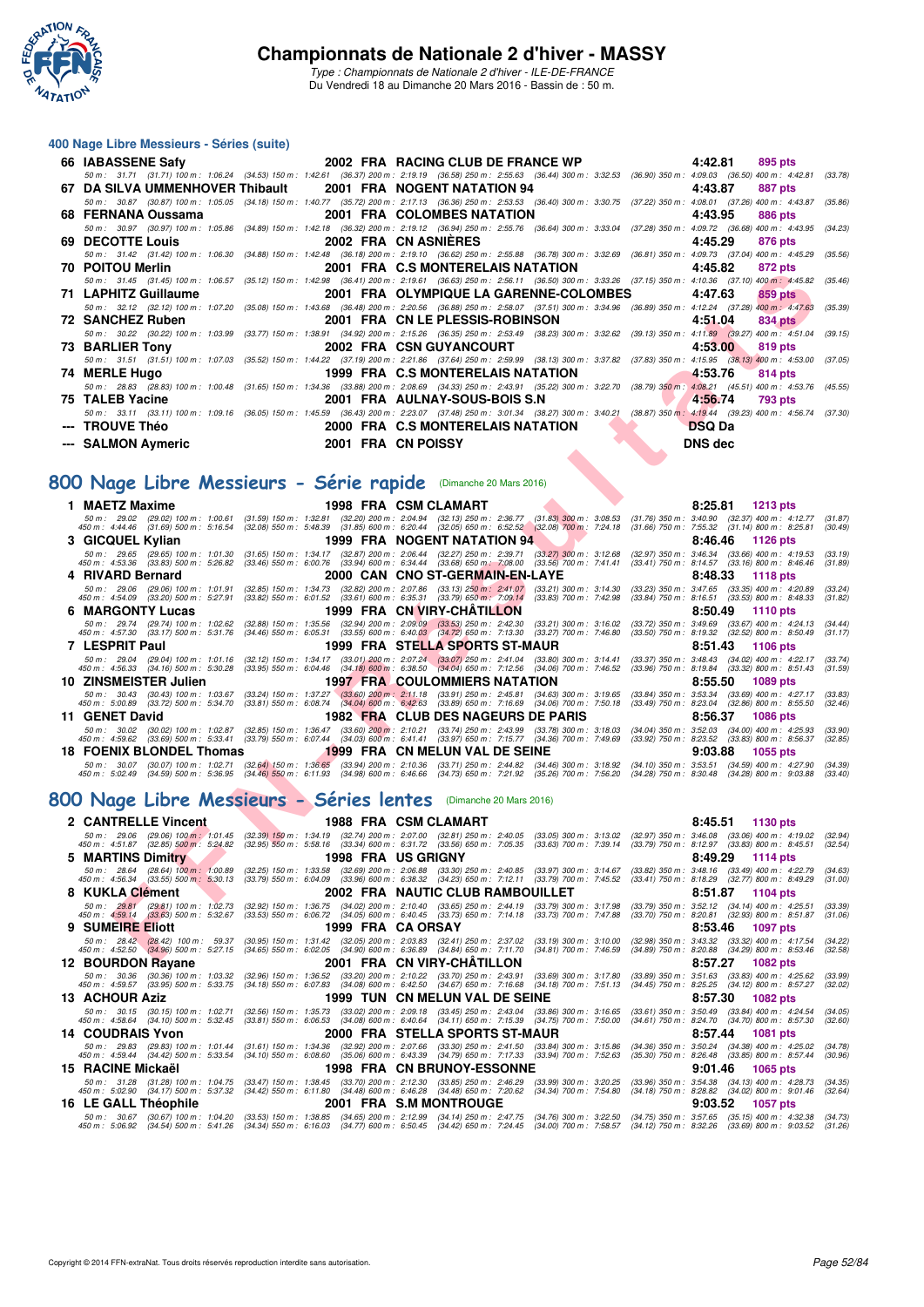# Championnats de Nationale 2 d'hiver - MASSY

*Type : Championnats de Nationale 2 d'hiver - ILE-DE-FRANCE*
Du Vendredi 18 au Dimanche 20 Mars 2016 - Bassin de : 50 m.

## 400 Nage Libre Messieurs - Séries (suite)

**66 IABASSENE Safy** — 2002 FRA RACING CLUB DE FRANCE WP — 4:42.81 — 895 pts
50 m : 31.71 (31.71) 100 m : 1:06.24 (34.53) 150 m : 1:42.61 (36.37) 200 m : 2:19.19 (36.58) 250 m : 2:55.63 (36.44) 300 m : 3:32.53 (36.90) 350 m : 4:09.03 (36.50) 400 m : 4:42.81 (33.78)

**67 DA SILVA UMMENHOVER Thibault** — 2001 FRA NOGENT NATATION 94 — 4:43.87 — 887 pts
50 m : 30.87 (30.87) 100 m : 1:05.05 (34.18) 150 m : 1:40.77 (35.72) 200 m : 2:17.13 (36.36) 250 m : 2:53.53 (36.40) 300 m : 3:30.75 (37.22) 350 m : 4:08.01 (37.26) 400 m : 4:43.87 (35.86)

**68 FERNANA Oussama** — 2001 FRA COLOMBES NATATION — 4:43.95 — 886 pts
50 m : 30.97 (30.97) 100 m : 1:05.86 (34.89) 150 m : 1:42.18 (36.32) 200 m : 2:19.12 (36.94) 250 m : 2:55.76 (36.64) 300 m : 3:33.04 (37.28) 350 m : 4:09.72 (36.68) 400 m : 4:43.95 (34.23)

**69 DECOTTE Louis** — 2002 FRA CN ASNIÈRES — 4:45.29 — 876 pts
50 m : 31.42 (31.42) 100 m : 1:06.30 (34.88) 150 m : 1:42.48 (36.18) 200 m : 2:19.10 (36.62) 250 m : 2:55.88 (36.78) 300 m : 3:32.69 (36.81) 350 m : 4:09.73 (37.04) 400 m : 4:45.29 (35.56)

**70 POITOU Merlin** — 2001 FRA C.S MONTERELAIS NATATION — 4:45.82 — 872 pts
50 m : 31.45 (31.45) 100 m : 1:06.57 (35.12) 150 m : 1:42.98 (36.41) 200 m : 2:19.61 (36.63) 250 m : 2:56.11 (36.50) 300 m : 3:33.26 (37.15) 350 m : 4:10.36 (37.10) 400 m : 4:45.82 (35.46)

**71 LAPHITZ Guillaume** — 2001 FRA OLYMPIQUE LA GARENNE-COLOMBES — 4:47.63 — 859 pts
50 m : 32.12 (32.12) 100 m : 1:07.20 (35.08) 150 m : 1:43.68 (36.48) 200 m : 2:20.56 (36.88) 250 m : 2:58.07 (37.51) 300 m : 3:34.96 (36.89) 350 m : 4:12.24 (37.28) 400 m : 4:47.63 (35.39)

**72 SANCHEZ Ruben** — 2001 FRA CN LE PLESSIS-ROBINSON — 4:51.04 — 834 pts
50 m : 30.22 (30.22) 100 m : 1:03.99 (33.77) 150 m : 1:38.91 (34.92) 200 m : 2:15.26 (36.35) 250 m : 2:53.49 (38.23) 300 m : 3:32.62 (39.13) 350 m : 4:11.89 (39.27) 400 m : 4:51.04 (39.15)

**73 BARLIER Tony** — 2002 FRA CSN GUYANCOURT — 4:53.00 — 819 pts
50 m : 31.51 (31.51) 100 m : 1:07.03 (35.52) 150 m : 1:44.22 (37.19) 200 m : 2:21.86 (37.64) 250 m : 2:59.99 (38.13) 300 m : 3:37.82 (37.83) 350 m : 4:15.95 (38.13) 400 m : 4:53.00 (37.05)

**74 MERLE Hugo** — 1999 FRA C.S MONTERELAIS NATATION — 4:53.76 — 814 pts
50 m : 28.83 (28.83) 100 m : 1:00.48 (31.65) 150 m : 1:34.36 (33.88) 200 m : 2:08.69 (34.33) 250 m : 2:43.91 (35.22) 300 m : 3:22.70 (38.79) 350 m : 4:08.21 (45.51) 400 m : 4:53.76 (45.55)

**75 TALEB Yacine** — 2001 FRA AULNAY-SOUS-BOIS S.N — 4:56.74 — 793 pts
50 m : 33.11 (33.11) 100 m : 1:09.16 (36.05) 150 m : 1:45.59 (36.43) 200 m : 2:23.07 (37.48) 250 m : 3:01.34 (38.27) 300 m : 3:40.21 (38.87) 350 m : 4:19.44 (39.23) 400 m : 4:56.74 (37.30)

**--- TROUVE Théo** — 2000 FRA C.S MONTERELAIS NATATION — DSQ Da

**--- SALMON Aymeric** — 2001 FRA CN POISSY — DNS dec

## 800 Nage Libre Messieurs - Série rapide (Dimanche 20 Mars 2016)

**1 MAETZ Maxime** — 1998 FRA CSM CLAMART — 8:25.81 — 1213 pts
50 m : 29.02 (29.02) 100 m : 1:00.61 (31.59) 150 m : 1:32.81 (32.20) 200 m : 2:04.94 (32.13) 250 m : 2:36.77 (31.83) 300 m : 3:08.53 (31.76) 350 m : 3:40.90 (32.37) 400 m : 4:12.77 (31.87)
450 m : 4:44.46 (31.69) 500 m : 5:16.54 (32.08) 550 m : 5:48.39 (31.85) 600 m : 6:20.44 (32.05) 650 m : 6:52.52 (32.08) 700 m : 7:24.18 (31.66) 750 m : 7:55.32 (31.14) 800 m : 8:25.81 (30.49)

**3 GICQUEL Kylian** — 1999 FRA NOGENT NATATION 94 — 8:46.46 — 1126 pts
50 m : 29.65 (29.65) 100 m : 1:01.30 (31.65) 150 m : 1:34.17 (32.87) 200 m : 2:06.44 (32.27) 250 m : 2:39.71 (33.27) 300 m : 3:12.68 (32.97) 350 m : 3:46.34 (33.66) 400 m : 4:19.53 (33.19)
450 m : 4:53.36 (33.83) 500 m : 5:26.82 (33.46) 550 m : 6:00.76 (33.94) 600 m : 6:34.44 (33.68) 650 m : 7:08.00 (33.56) 700 m : 7:41.41 (33.41) 750 m : 8:14.57 (33.16) 800 m : 8:46.46 (31.89)

**4 RIVARD Bernard** — 2000 CAN CNO ST-GERMAIN-EN-LAYE — 8:48.33 — 1118 pts
50 m : 29.06 (29.06) 100 m : 1:01.91 (32.85) 150 m : 1:34.73 (32.82) 200 m : 2:07.86 (33.13) 250 m : 2:41.07 (33.21) 300 m : 3:14.30 (33.23) 350 m : 3:47.65 (33.35) 400 m : 4:20.89 (33.24)
450 m : 4:54.09 (33.20) 500 m : 5:27.91 (33.82) 550 m : 6:01.52 (33.61) 600 m : 6:35.31 (33.79) 650 m : 7:09.14 (33.83) 700 m : 7:42.98 (33.84) 750 m : 8:16.51 (33.53) 800 m : 8:48.33 (31.82)

**6 MARGONTY Lucas** — 1999 FRA CN VIRY-CHÂTILLON — 8:50.49 — 1110 pts
50 m : 29.74 (29.74) 100 m : 1:02.62 (32.88) 150 m : 1:35.56 (32.94) 200 m : 2:09.09 (33.53) 250 m : 2:42.30 (33.21) 300 m : 3:16.02 (33.72) 350 m : 3:49.69 (33.67) 400 m : 4:24.13 (34.44)
450 m : 4:57.30 (33.17) 500 m : 5:31.76 (34.46) 550 m : 6:05.31 (33.55) 600 m : 6:40.03 (34.72) 650 m : 7:13.30 (33.27) 700 m : 7:46.80 (33.50) 750 m : 8:19.32 (32.52) 800 m : 8:50.49 (31.17)

**7 LESPRIT Paul** — 1999 FRA STELLA SPORTS ST-MAUR — 8:51.43 — 1106 pts
50 m : 29.04 (29.04) 100 m : 1:01.16 (32.12) 150 m : 1:34.17 (33.01) 200 m : 2:07.24 (33.07) 250 m : 2:41.04 (33.80) 300 m : 3:14.41 (33.37) 350 m : 3:48.43 (34.02) 400 m : 4:22.17 (33.74)
450 m : 4:56.33 (34.16) 500 m : 5:30.28 (33.95) 550 m : 6:04.46 (34.18) 600 m : 6:38.50 (34.04) 650 m : 7:12.56 (34.06) 700 m : 7:46.52 (33.96) 750 m : 8:19.84 (33.32) 800 m : 8:51.43 (31.59)

**10 ZINSMEISTER Julien** — 1997 FRA COULOMMIERS NATATION — 8:55.50 — 1089 pts
50 m : 30.43 (30.43) 100 m : 1:03.67 (33.24) 150 m : 1:37.27 (33.60) 200 m : 2:11.18 (33.91) 250 m : 2:45.81 (34.63) 300 m : 3:19.65 (33.84) 350 m : 3:53.34 (33.69) 400 m : 4:27.17 (33.83)
450 m : 5:00.89 (33.72) 500 m : 5:34.70 (33.81) 550 m : 6:08.74 (34.04) 600 m : 6:42.63 (33.89) 650 m : 7:16.69 (34.06) 700 m : 7:50.18 (33.49) 750 m : 8:23.04 (32.86) 800 m : 8:55.50 (32.46)

**11 GENET David** — 1982 FRA CLUB DES NAGEURS DE PARIS — 8:56.37 — 1086 pts
50 m : 30.02 (30.02) 100 m : 1:02.87 (32.85) 150 m : 1:36.47 (33.60) 200 m : 2:10.21 (33.74) 250 m : 2:43.99 (33.78) 300 m : 3:18.03 (34.04) 350 m : 3:52.03 (34.00) 400 m : 4:25.93 (33.90)
450 m : 4:59.62 (33.69) 500 m : 5:33.41 (33.79) 550 m : 6:07.44 (34.03) 600 m : 6:41.41 (33.97) 650 m : 7:15.77 (34.36) 700 m : 7:49.69 (33.92) 750 m : 8:23.52 (33.83) 800 m : 8:56.37 (32.85)

**18 FOENIX BLONDEL Thomas** — 1999 FRA CN MELUN VAL DE SEINE — 9:03.88 — 1055 pts
50 m : 30.07 (30.07) 100 m : 1:02.71 (32.64) 150 m : 1:36.65 (33.94) 200 m : 2:10.36 (33.71) 250 m : 2:44.82 (34.46) 300 m : 3:18.92 (34.10) 350 m : 3:53.51 (34.59) 400 m : 4:27.90 (34.39)
450 m : 5:02.49 (34.59) 500 m : 5:36.95 (34.46) 550 m : 6:11.93 (34.98) 600 m : 6:46.66 (34.73) 650 m : 7:21.92 (35.26) 700 m : 7:56.20 (34.28) 750 m : 8:30.48 (34.28) 800 m : 9:03.88 (33.40)

## 800 Nage Libre Messieurs - Séries lentes (Dimanche 20 Mars 2016)

**2 CANTRELLE Vincent** — 1988 FRA CSM CLAMART — 8:45.51 — 1130 pts
50 m : 29.06 (29.06) 100 m : 1:01.45 (32.39) 150 m : 1:34.19 (32.74) 200 m : 2:07.00 (32.81) 250 m : 2:40.05 (33.05) 300 m : 3:13.02 (32.97) 350 m : 3:46.08 (33.06) 400 m : 4:19.02 (32.94)
450 m : 4:51.87 (32.85) 500 m : 5:24.82 (32.95) 550 m : 5:58.16 (33.34) 600 m : 6:31.72 (33.56) 650 m : 7:05.35 (33.63) 700 m : 7:39.14 (33.79) 750 m : 8:12.97 (33.83) 800 m : 8:45.51 (32.54)

**5 MARTINS Dimitry** — 1998 FRA US GRIGNY — 8:49.29 — 1114 pts
50 m : 28.64 (28.64) 100 m : 1:00.89 (32.25) 150 m : 1:33.58 (32.69) 200 m : 2:06.88 (33.30) 250 m : 2:40.85 (33.97) 300 m : 3:14.67 (33.82) 350 m : 3:48.16 (33.49) 400 m : 4:22.79 (34.63)
450 m : 4:56.34 (33.55) 500 m : 5:30.13 (33.79) 550 m : 6:04.09 (33.96) 600 m : 6:38.32 (34.23) 650 m : 7:12.11 (33.79) 700 m : 7:45.52 (33.41) 750 m : 8:18.29 (32.77) 800 m : 8:49.29 (31.00)

**8 KUKLA Clément** — 2002 FRA NAUTIC CLUB RAMBOUILLET — 8:51.87 — 1104 pts
50 m : 29.81 (29.81) 100 m : 1:02.73 (32.92) 150 m : 1:36.75 (34.02) 200 m : 2:10.40 (33.65) 250 m : 2:44.19 (33.79) 300 m : 3:17.98 (33.79) 350 m : 3:52.12 (34.14) 400 m : 4:25.51 (33.39)
450 m : 4:59.14 (33.63) 500 m : 5:32.67 (33.53) 550 m : 6:06.72 (34.05) 600 m : 6:40.45 (33.73) 650 m : 7:14.18 (33.73) 700 m : 7:47.88 (33.70) 750 m : 8:20.81 (32.93) 800 m : 8:51.87 (31.06)

**9 SUMEIRE Eliott** — 1999 FRA CA ORSAY — 8:53.46 — 1097 pts
50 m : 28.42 (28.42) 100 m : 59.37 (30.95) 150 m : 1:31.42 (32.05) 200 m : 2:03.83 (32.41) 250 m : 2:37.02 (33.19) 300 m : 3:10.00 (32.98) 350 m : 3:43.32 (33.32) 400 m : 4:17.54 (34.22)
450 m : 4:52.50 (34.96) 500 m : 5:27.15 (34.65) 550 m : 6:02.05 (34.90) 600 m : 6:36.89 (34.84) 650 m : 7:11.70 (34.81) 700 m : 7:46.59 (34.89) 750 m : 8:20.88 (34.29) 800 m : 8:53.46 (32.58)

**12 BOURDON Rayane** — 2001 FRA CN VIRY-CHÂTILLON — 8:57.27 — 1082 pts
50 m : 30.36 (30.36) 100 m : 1:03.32 (32.96) 150 m : 1:36.52 (33.20) 200 m : 2:10.22 (33.70) 250 m : 2:43.91 (33.69) 300 m : 3:17.80 (33.89) 350 m : 3:51.63 (33.83) 400 m : 4:25.62 (33.99)
450 m : 4:59.57 (33.95) 500 m : 5:33.75 (34.18) 550 m : 6:07.83 (34.08) 600 m : 6:42.50 (34.67) 650 m : 7:16.68 (34.18) 700 m : 7:51.13 (34.45) 750 m : 8:25.25 (34.12) 800 m : 8:57.27 (32.02)

**13 ACHOUR Aziz** — 1999 TUN CN MELUN VAL DE SEINE — 8:57.30 — 1082 pts
50 m : 30.15 (30.15) 100 m : 1:02.71 (32.56) 150 m : 1:35.73 (33.02) 200 m : 2:09.18 (33.45) 250 m : 2:43.04 (33.86) 300 m : 3:16.65 (33.61) 350 m : 3:50.49 (33.84) 400 m : 4:24.54 (34.05)
450 m : 4:58.64 (34.10) 500 m : 5:32.45 (33.81) 550 m : 6:06.53 (34.08) 600 m : 6:40.64 (34.11) 650 m : 7:15.39 (34.75) 700 m : 7:50.00 (34.61) 750 m : 8:24.70 (34.70) 800 m : 8:57.30 (32.60)

**14 COUDRAIS Yvon** — 2000 FRA STELLA SPORTS ST-MAUR — 8:57.44 — 1081 pts
50 m : 29.83 (29.83) 100 m : 1:01.44 (31.61) 150 m : 1:34.36 (32.92) 200 m : 2:07.66 (33.30) 250 m : 2:41.50 (33.84) 300 m : 3:15.86 (34.36) 350 m : 3:50.24 (34.38) 400 m : 4:25.02 (34.78)
450 m : 4:59.44 (34.42) 500 m : 5:33.54 (34.10) 550 m : 6:08.60 (35.06) 600 m : 6:43.39 (34.79) 650 m : 7:17.33 (33.94) 700 m : 7:52.63 (35.30) 750 m : 8:26.48 (33.85) 800 m : 8:57.44 (30.96)

**15 RACINE Mickaël** — 1998 FRA CN BRUNOY-ESSONNE — 9:01.46 — 1065 pts
50 m : 31.28 (31.28) 100 m : 1:04.75 (33.47) 150 m : 1:38.45 (33.70) 200 m : 2:12.30 (33.85) 250 m : 2:46.29 (33.99) 300 m : 3:20.25 (33.96) 350 m : 3:54.38 (34.13) 400 m : 4:28.73 (34.35)
450 m : 5:02.90 (34.17) 500 m : 5:37.32 (34.42) 550 m : 6:11.80 (34.48) 600 m : 6:46.28 (34.48) 650 m : 7:20.62 (34.34) 700 m : 7:54.80 (34.18) 750 m : 8:28.82 (34.02) 800 m : 9:01.46 (32.64)

**16 LE GALL Théophile** — 2001 FRA S.M MONTROUGE — 9:03.52 — 1057 pts
50 m : 30.67 (30.67) 100 m : 1:04.20 (33.53) 150 m : 1:38.85 (34.65) 200 m : 2:12.99 (34.14) 250 m : 2:47.75 (34.76) 300 m : 3:22.50 (34.75) 350 m : 3:57.65 (35.15) 400 m : 4:32.38 (34.73)
450 m : 5:06.92 (34.54) 500 m : 5:41.26 (34.34) 550 m : 6:16.03 (34.77) 600 m : 6:50.45 (34.42) 650 m : 7:24.45 (34.00) 700 m : 7:58.57 (34.12) 750 m : 8:32.26 (33.69) 800 m : 9:03.52 (31.26)

Copyright © 2014 FFN-extraNat. Tous droits réservés reproduction interdite sans autorisation.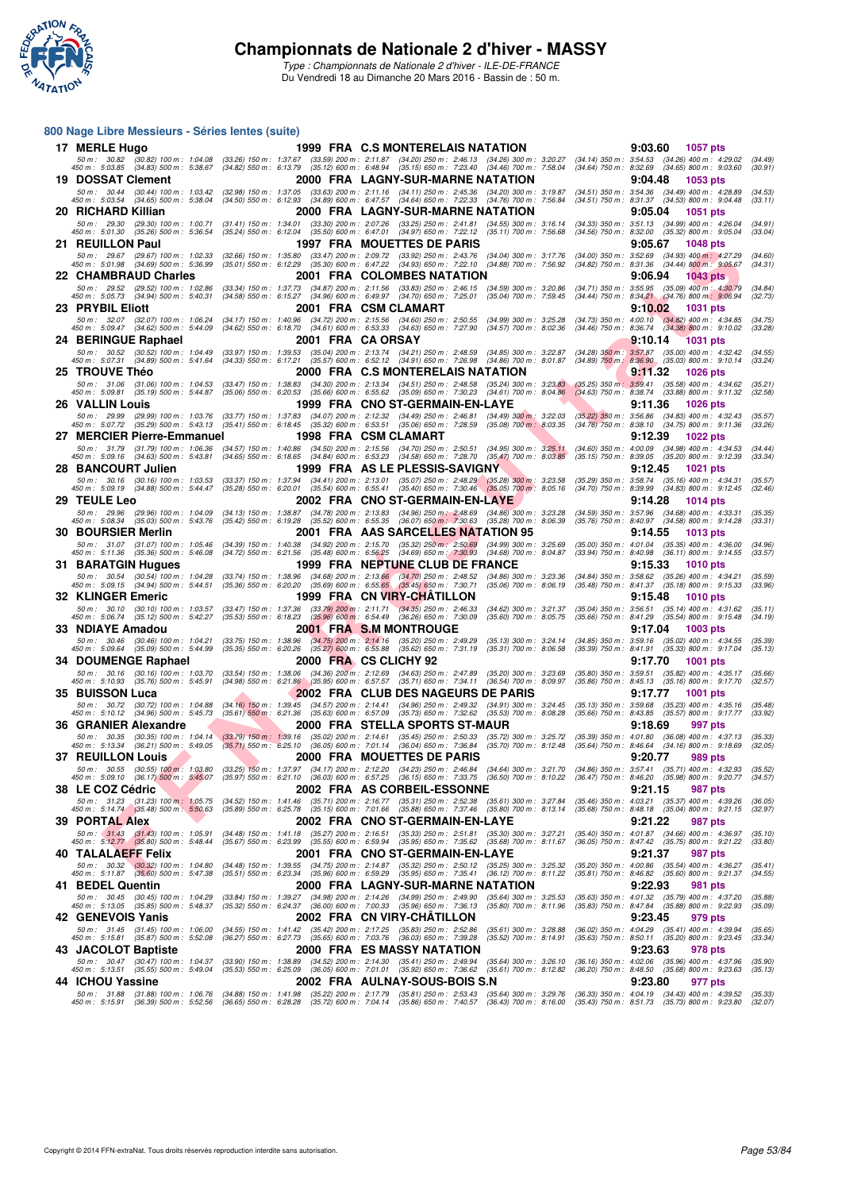# Championnats de Nationale 2 d'hiver - MASSY

*Type : Championnats de Nationale 2 d'hiver - ILE-DE-FRANCE*
Du Vendredi 18 au Dimanche 20 Mars 2016 - Bassin de : 50 m.

## 800 Nage Libre Messieurs - Séries lentes (suite)

**17 MERLE Hugo** — 1999 FRA C.S MONTERELAIS NATATION — 9:03.60 — 1057 pts
50 m : 30.82 (30.82) 100 m : 1:04.08 (33.26) 150 m : 1:37.67 (33.59) 200 m : 2:11.87 (34.20) 250 m : 2:46.13 (34.26) 300 m : 3:20.27 (34.14) 350 m : 3:54.53 (34.26) 400 m : 4:29.02 (34.49)
450 m : 5:03.85 (34.83) 500 m : 5:38.67 (34.82) 550 m : 6:13.79 (35.12) 600 m : 6:48.94 (35.15) 650 m : 7:23.40 (34.46) 700 m : 7:58.04 (34.64) 750 m : 8:32.69 (34.65) 800 m : 9:03.60 (30.91)

**19 DOSSAT Clement** — 2000 FRA LAGNY-SUR-MARNE NATATION — 9:04.48 — 1053 pts
50 m : 30.44 (30.44) 100 m : 1:03.42 (32.98) 150 m : 1:37.05 (33.63) 200 m : 2:11.16 (34.11) 250 m : 2:45.36 (34.20) 300 m : 3:19.87 (34.51) 350 m : 3:54.36 (34.49) 400 m : 4:28.89 (34.53)
450 m : 5:03.54 (34.65) 500 m : 5:38.04 (34.50) 550 m : 6:12.93 (34.89) 600 m : 6:47.57 (34.64) 650 m : 7:22.33 (34.76) 700 m : 7:56.84 (34.51) 750 m : 8:31.37 (34.53) 800 m : 9:04.48 (33.11)

**20 RICHARD Killian** — 2000 FRA LAGNY-SUR-MARNE NATATION — 9:05.04 — 1051 pts
50 m : 29.30 (29.30) 100 m : 1:00.71 (31.41) 150 m : 1:34.01 (33.30) 200 m : 2:07.26 (33.25) 250 m : 2:41.81 (34.55) 300 m : 3:16.14 (34.33) 350 m : 3:51.13 (34.99) 400 m : 4:26.04 (34.91)
450 m : 5:01.30 (35.26) 500 m : 5:36.54 (35.24) 550 m : 6:12.04 (35.50) 600 m : 6:47.01 (34.97) 650 m : 7:22.12 (35.11) 700 m : 7:56.68 (34.56) 750 m : 8:32.00 (35.32) 800 m : 9:05.04 (33.04)

**21 REUILLON Paul** — 1997 FRA MOUETTES DE PARIS — 9:05.67 — 1048 pts
50 m : 29.67 (29.67) 100 m : 1:02.33 (32.66) 150 m : 1:35.80 (33.47) 200 m : 2:09.72 (33.92) 250 m : 2:43.76 (34.04) 300 m : 3:17.76 (34.00) 350 m : 3:52.69 (34.93) 400 m : 4:27.29 (34.60)
450 m : 5:01.98 (34.69) 500 m : 5:36.99 (35.01) 550 m : 6:12.29 (35.30) 600 m : 6:47.22 (34.93) 650 m : 7:22.10 (34.88) 700 m : 7:56.92 (34.82) 750 m : 8:31.36 (34.44) 800 m : 9:05.67 (34.31)

**22 CHAMBRAUD Charles** — 2001 FRA COLOMBES NATATION — 9:06.94 — 1043 pts
50 m : 29.52 (29.52) 100 m : 1:02.86 (33.34) 150 m : 1:37.73 (34.87) 200 m : 2:11.56 (33.83) 250 m : 2:46.15 (34.59) 300 m : 3:20.86 (34.71) 350 m : 3:55.95 (35.09) 400 m : 4:30.79 (34.84)
450 m : 5:05.73 (34.94) 500 m : 5:40.31 (34.58) 550 m : 6:15.27 (34.96) 600 m : 6:49.97 (34.70) 650 m : 7:25.01 (35.04) 700 m : 7:59.45 (34.44) 750 m : 8:34.21 (34.76) 800 m : 9:06.94 (32.73)

**23 PRYBIL Eliott** — 2001 FRA CSM CLAMART — 9:10.02 — 1031 pts
50 m : 32.07 (32.07) 100 m : 1:06.24 (34.17) 150 m : 1:40.96 (34.72) 200 m : 2:15.56 (34.60) 250 m : 2:50.55 (34.99) 300 m : 3:25.28 (34.73) 350 m : 4:00.10 (34.82) 400 m : 4:34.85 (34.75)
450 m : 5:09.47 (34.62) 500 m : 5:44.09 (34.62) 550 m : 6:18.70 (34.61) 600 m : 6:53.33 (34.63) 650 m : 7:27.90 (34.57) 700 m : 8:02.36 (34.46) 750 m : 8:36.74 (34.38) 800 m : 9:10.02 (33.28)

**24 BERINGUE Raphael** — 2001 FRA CA ORSAY — 9:10.14 — 1031 pts
50 m : 30.52 (30.52) 100 m : 1:04.49 (33.97) 150 m : 1:39.53 (35.04) 200 m : 2:13.74 (34.21) 250 m : 2:48.59 (34.85) 300 m : 3:22.87 (34.28) 350 m : 3:57.87 (35.00) 400 m : 4:32.42 (34.55)
450 m : 5:07.31 (34.89) 500 m : 5:41.64 (34.33) 550 m : 6:17.21 (35.57) 600 m : 6:52.12 (34.91) 650 m : 7:26.98 (34.86) 700 m : 8:01.87 (34.89) 750 m : 8:36.90 (35.03) 800 m : 9:10.14 (33.24)

**25 TROUVE Théo** — 2000 FRA C.S MONTERELAIS NATATION — 9:11.32 — 1026 pts
50 m : 31.06 (31.06) 100 m : 1:04.53 (33.47) 150 m : 1:38.83 (34.30) 200 m : 2:13.34 (34.51) 250 m : 2:48.58 (35.24) 300 m : 3:23.83 (35.25) 350 m : 3:59.41 (35.58) 400 m : 4:34.62 (35.21)
450 m : 5:09.81 (35.19) 500 m : 5:44.87 (35.06) 550 m : 6:20.53 (35.66) 600 m : 6:55.62 (35.09) 650 m : 7:30.23 (34.61) 700 m : 8:04.86 (34.63) 750 m : 8:38.74 (33.88) 800 m : 9:11.32 (32.58)

**26 VALLIN Louis** — 1999 FRA CNO ST-GERMAIN-EN-LAYE — 9:11.36 — 1026 pts
50 m : 29.99 (29.99) 100 m : 1:03.76 (33.77) 150 m : 1:37.83 (34.07) 200 m : 2:12.32 (34.49) 250 m : 2:46.81 (34.49) 300 m : 3:22.03 (35.22) 350 m : 3:56.86 (34.83) 400 m : 4:32.43 (35.57)
450 m : 5:07.72 (35.29) 500 m : 5:43.13 (35.41) 550 m : 6:18.45 (35.32) 600 m : 6:53.51 (35.06) 650 m : 7:28.59 (35.08) 700 m : 8:03.35 (34.76) 750 m : 8:38.10 (34.75) 800 m : 9:11.36 (33.26)

**27 MERCIER Pierre-Emmanuel** — 1998 FRA CSM CLAMART — 9:12.39 — 1022 pts
50 m : 31.79 (31.79) 100 m : 1:06.36 (34.57) 150 m : 1:40.86 (34.50) 200 m : 2:15.56 (34.70) 250 m : 2:50.51 (34.95) 300 m : 3:25.11 (34.60) 350 m : 4:00.09 (34.98) 400 m : 4:34.53 (34.44)
450 m : 5:09.16 (34.63) 500 m : 5:43.81 (34.65) 550 m : 6:18.65 (34.84) 600 m : 6:53.23 (34.58) 650 m : 7:28.70 (35.47) 700 m : 8:03.85 (35.15) 750 m : 8:39.05 (35.20) 800 m : 9:12.39 (33.34)

**28 BANCOURT Julien** — 1999 FRA AS LE PLESSIS-SAVIGNY — 9:12.45 — 1021 pts
50 m : 30.16 (30.16) 100 m : 1:03.53 (33.37) 150 m : 1:37.94 (34.41) 200 m : 2:13.01 (35.07) 250 m : 2:48.29 (35.28) 300 m : 3:23.58 (35.29) 350 m : 3:58.74 (35.16) 400 m : 4:34.31 (35.57)
450 m : 5:09.19 (34.88) 500 m : 5:44.47 (35.28) 550 m : 6:20.01 (35.54) 600 m : 6:55.41 (35.40) 650 m : 7:30.46 (35.05) 700 m : 8:05.16 (34.70) 750 m : 8:39.99 (34.83) 800 m : 9:12.45 (32.46)

**29 TEULE Leo** — 2002 FRA CNO ST-GERMAIN-EN-LAYE — 9:14.28 — 1014 pts
50 m : 29.96 (29.96) 100 m : 1:04.09 (34.13) 150 m : 1:38.87 (34.78) 200 m : 2:13.83 (34.96) 250 m : 2:48.69 (34.86) 300 m : 3:23.28 (34.59) 350 m : 3:57.96 (34.68) 400 m : 4:33.31 (35.35)
450 m : 5:08.34 (35.03) 500 m : 5:43.76 (35.42) 550 m : 6:19.28 (35.52) 600 m : 6:55.35 (36.07) 650 m : 7:30.63 (35.28) 700 m : 8:06.39 (35.76) 750 m : 8:40.97 (34.58) 800 m : 9:14.28 (33.31)

**30 BOURSIER Merlin** — 2001 FRA AAS SARCELLES NATATION 95 — 9:14.55 — 1013 pts
50 m : 31.07 (31.07) 100 m : 1:05.46 (34.39) 150 m : 1:40.38 (34.92) 200 m : 2:15.70 (35.32) 250 m : 2:50.69 (34.99) 300 m : 3:25.69 (35.00) 350 m : 4:01.04 (35.35) 400 m : 4:36.00 (34.96)
450 m : 5:11.36 (35.36) 500 m : 5:46.08 (34.72) 550 m : 6:21.56 (35.48) 600 m : 6:56.25 (34.69) 650 m : 7:30.93 (34.68) 700 m : 8:04.87 (33.94) 750 m : 8:40.98 (36.11) 800 m : 9:14.55 (33.57)

**31 BARATGIN Hugues** — 1999 FRA NEPTUNE CLUB DE FRANCE — 9:15.33 — 1010 pts
50 m : 30.54 (30.54) 100 m : 1:04.28 (33.74) 150 m : 1:38.96 (34.68) 200 m : 2:13.66 (34.70) 250 m : 2:48.52 (34.86) 300 m : 3:23.36 (34.84) 350 m : 3:58.62 (35.26) 400 m : 4:34.21 (35.59)
450 m : 5:09.15 (34.94) 500 m : 5:44.51 (35.36) 550 m : 6:20.20 (35.69) 600 m : 6:55.65 (35.45) 650 m : 7:30.71 (35.06) 700 m : 8:06.19 (35.48) 750 m : 8:41.37 (35.18) 800 m : 9:15.33 (33.96)

**32 KLINGER Emeric** — 1999 FRA CN VIRY-CHÂTILLON — 9:15.48 — 1010 pts
50 m : 30.10 (30.10) 100 m : 1:03.57 (33.47) 150 m : 1:37.36 (33.79) 200 m : 2:11.71 (34.35) 250 m : 2:46.33 (34.62) 300 m : 3:21.37 (35.04) 350 m : 3:56.51 (35.14) 400 m : 4:31.62 (35.11)
450 m : 5:06.74 (35.12) 500 m : 5:42.27 (35.53) 550 m : 6:18.23 (35.96) 600 m : 6:54.49 (36.26) 650 m : 7:30.09 (35.60) 700 m : 8:05.75 (35.66) 750 m : 8:41.29 (35.54) 800 m : 9:15.48 (34.19)

**33 NDIAYE Amadou** — 2001 FRA S.M MONTROUGE — 9:17.04 — 1003 pts
50 m : 30.46 (30.46) 100 m : 1:04.21 (33.75) 150 m : 1:38.96 (34.75) 200 m : 2:14.16 (35.20) 250 m : 2:49.29 (35.13) 300 m : 3:24.14 (34.85) 350 m : 3:59.16 (35.02) 400 m : 4:34.55 (35.39)
450 m : 5:09.64 (35.09) 500 m : 5:44.99 (35.35) 550 m : 6:20.26 (35.27) 600 m : 6:55.88 (35.62) 650 m : 7:31.19 (35.31) 700 m : 8:06.58 (35.39) 750 m : 8:41.91 (35.33) 800 m : 9:17.04 (35.13)

**34 DOUMENGE Raphael** — 2000 FRA CS CLICHY 92 — 9:17.70 — 1001 pts
50 m : 30.16 (30.16) 100 m : 1:03.70 (33.54) 150 m : 1:38.06 (34.36) 200 m : 2:12.69 (34.63) 250 m : 2:47.89 (35.20) 300 m : 3:23.69 (35.80) 350 m : 3:59.51 (35.82) 400 m : 4:35.17 (35.66)
450 m : 5:10.93 (35.76) 500 m : 5:45.91 (34.98) 550 m : 6:21.86 (35.95) 600 m : 6:57.57 (35.71) 650 m : 7:34.11 (36.54) 700 m : 8:09.97 (35.86) 750 m : 8:45.13 (35.16) 800 m : 9:17.70 (32.57)

**35 BUISSON Luca** — 2002 FRA CLUB DES NAGEURS DE PARIS — 9:17.77 — 1001 pts
50 m : 30.72 (30.72) 100 m : 1:04.88 (34.16) 150 m : 1:39.45 (34.57) 200 m : 2:14.41 (34.96) 250 m : 2:49.32 (34.91) 300 m : 3:24.45 (35.13) 350 m : 3:59.68 (35.23) 400 m : 4:35.16 (35.48)
450 m : 5:10.12 (34.96) 500 m : 5:45.73 (35.61) 550 m : 6:21.36 (35.63) 600 m : 6:57.09 (35.73) 650 m : 7:32.62 (35.53) 700 m : 8:08.28 (35.66) 750 m : 8:43.85 (35.57) 800 m : 9:17.77 (33.92)

**36 GRANIER Alexandre** — 2000 FRA STELLA SPORTS ST-MAUR — 9:18.69 — 997 pts
50 m : 30.35 (30.35) 100 m : 1:04.14 (33.79) 150 m : 1:39.16 (35.02) 200 m : 2:14.61 (35.45) 250 m : 2:50.33 (35.72) 300 m : 3:25.72 (35.39) 350 m : 4:01.80 (36.08) 400 m : 4:37.13 (35.33)
450 m : 5:13.34 (36.21) 500 m : 5:49.05 (35.71) 550 m : 6:25.10 (36.05) 600 m : 7:01.14 (36.04) 650 m : 7:36.84 (35.70) 700 m : 8:12.48 (35.64) 750 m : 8:46.64 (34.16) 800 m : 9:18.69 (32.05)

**37 REUILLON Louis** — 2000 FRA MOUETTES DE PARIS — 9:20.77 — 989 pts
50 m : 30.55 (30.55) 100 m : 1:03.80 (33.25) 150 m : 1:37.97 (34.17) 200 m : 2:12.20 (34.23) 250 m : 2:46.84 (34.64) 300 m : 3:21.70 (34.86) 350 m : 3:57.41 (35.71) 400 m : 4:32.93 (35.52)
450 m : 5:09.10 (36.17) 500 m : 5:45.07 (35.97) 550 m : 6:21.10 (36.03) 600 m : 6:57.25 (36.15) 650 m : 7:33.75 (36.50) 700 m : 8:10.22 (36.47) 750 m : 8:46.20 (35.98) 800 m : 9:20.77 (34.57)

**38 LE COZ Cédric** — 2002 FRA AS CORBEIL-ESSONNE — 9:21.15 — 987 pts
50 m : 31.23 (31.23) 100 m : 1:05.75 (34.52) 150 m : 1:41.46 (35.71) 200 m : 2:16.77 (35.31) 250 m : 2:52.38 (35.61) 300 m : 3:27.84 (35.46) 350 m : 4:03.21 (35.37) 400 m : 4:39.26 (36.05)
450 m : 5:14.74 (35.48) 500 m : 5:50.63 (35.89) 550 m : 6:25.78 (35.15) 600 m : 7:01.66 (35.88) 650 m : 7:37.46 (35.80) 700 m : 8:13.14 (35.68) 750 m : 8:48.18 (35.04) 800 m : 9:21.15 (32.97)

**39 PORTAL Alex** — 2002 FRA CNO ST-GERMAIN-EN-LAYE — 9:21.22 — 987 pts
50 m : 31.43 (31.43) 100 m : 1:05.91 (34.48) 150 m : 1:41.18 (35.27) 200 m : 2:16.51 (35.33) 250 m : 2:51.81 (35.30) 300 m : 3:27.21 (35.40) 350 m : 4:01.87 (34.66) 400 m : 4:36.97 (35.10)
450 m : 5:12.77 (35.80) 500 m : 5:48.44 (35.67) 550 m : 6:23.99 (35.55) 600 m : 6:59.94 (35.95) 650 m : 7:35.62 (35.68) 700 m : 8:11.67 (36.05) 750 m : 8:47.42 (35.75) 800 m : 9:21.22 (33.80)

**40 TALALAEFF Felix** — 2001 FRA CNO ST-GERMAIN-EN-LAYE — 9:21.37 — 987 pts
50 m : 30.32 (30.32) 100 m : 1:04.80 (34.48) 150 m : 1:39.55 (34.75) 200 m : 2:14.87 (35.32) 250 m : 2:50.12 (35.25) 300 m : 3:25.32 (35.20) 350 m : 4:00.86 (35.54) 400 m : 4:36.27 (35.41)
450 m : 5:11.87 (35.60) 500 m : 5:47.38 (35.51) 550 m : 6:23.34 (35.96) 600 m : 6:59.29 (35.95) 650 m : 7:35.41 (36.12) 700 m : 8:11.22 (35.81) 750 m : 8:46.82 (35.60) 800 m : 9:21.37 (34.55)

**41 BEDEL Quentin** — 2000 FRA LAGNY-SUR-MARNE NATATION — 9:22.93 — 981 pts
50 m : 30.45 (30.45) 100 m : 1:04.29 (33.84) 150 m : 1:39.27 (34.98) 200 m : 2:14.26 (34.99) 250 m : 2:49.90 (35.64) 300 m : 3:25.53 (35.63) 350 m : 4:01.32 (35.79) 400 m : 4:37.20 (35.88)
450 m : 5:13.05 (35.85) 500 m : 5:48.37 (35.32) 550 m : 6:24.37 (36.00) 600 m : 7:00.33 (35.96) 650 m : 7:36.13 (35.80) 700 m : 8:11.96 (35.83) 750 m : 8:47.84 (35.88) 800 m : 9:22.93 (35.09)

**42 GENEVOIS Yanis** — 2002 FRA CN VIRY-CHÂTILLON — 9:23.45 — 979 pts
50 m : 31.45 (31.45) 100 m : 1:06.00 (34.55) 150 m : 1:41.42 (35.42) 200 m : 2:17.25 (35.83) 250 m : 2:52.86 (35.61) 300 m : 3:28.88 (36.02) 350 m : 4:04.29 (35.41) 400 m : 4:39.94 (35.65)
450 m : 5:15.81 (35.87) 500 m : 5:52.08 (36.27) 550 m : 6:27.73 (35.65) 600 m : 7:03.76 (36.03) 650 m : 7:39.28 (35.52) 700 m : 8:14.91 (35.63) 750 m : 8:50.11 (35.20) 800 m : 9:23.45 (33.34)

**43 JACOLOT Baptiste** — 2000 FRA ES MASSY NATATION — 9:23.63 — 978 pts
50 m : 30.47 (30.47) 100 m : 1:04.37 (33.90) 150 m : 1:38.89 (34.52) 200 m : 2:14.30 (35.41) 250 m : 2:49.94 (35.64) 300 m : 3:26.10 (36.16) 350 m : 4:02.06 (35.96) 400 m : 4:37.96 (35.90)
450 m : 5:13.51 (35.55) 500 m : 5:49.04 (35.53) 550 m : 6:25.09 (36.05) 600 m : 7:01.01 (35.92) 650 m : 7:36.62 (35.61) 700 m : 8:12.82 (36.20) 750 m : 8:48.50 (35.68) 800 m : 9:23.63 (35.13)

**44 ICHOU Yassine** — 2002 FRA AULNAY-SOUS-BOIS S.N — 9:23.80 — 977 pts
50 m : 31.88 (31.88) 100 m : 1:06.76 (34.88) 150 m : 1:41.98 (35.22) 200 m : 2:17.79 (35.81) 250 m : 2:53.43 (35.64) 300 m : 3:29.76 (36.33) 350 m : 4:04.19 (34.43) 400 m : 4:39.52 (35.33)
450 m : 5:15.91 (36.39) 500 m : 5:52.56 (36.65) 550 m : 6:28.28 (35.72) 600 m : 7:04.14 (35.86) 650 m : 7:40.57 (36.43) 700 m : 8:16.00 (35.43) 750 m : 8:51.73 (35.73) 800 m : 9:23.80 (32.07)

Copyright © 2014 FFN-extraNat. Tous droits réservés reproduction interdite sans autorisation.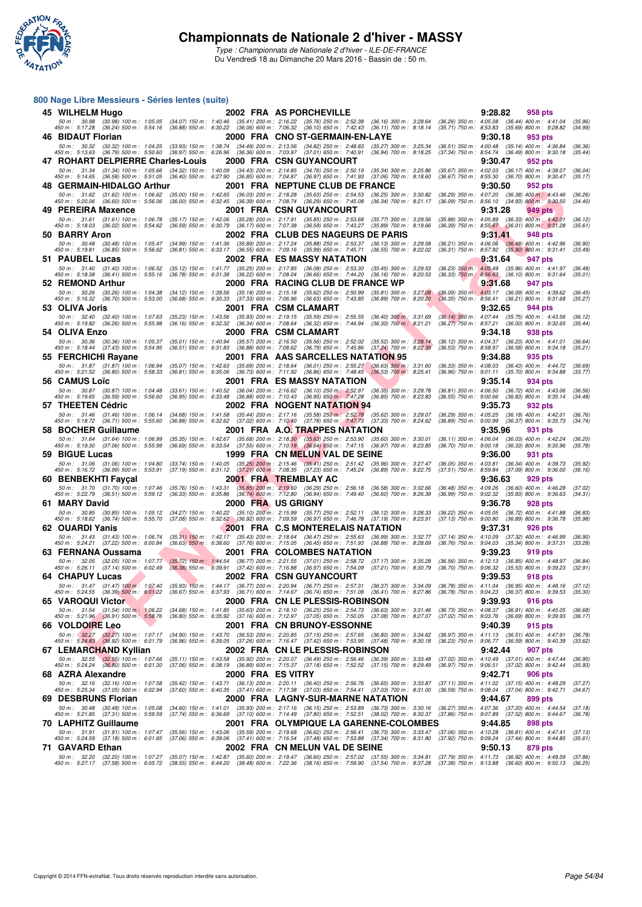# Championnats de Nationale 2 d'hiver - MASSY

*Type : Championnats de Nationale 2 d'hiver - ILE-DE-FRANCE*
Du Vendredi 18 au Dimanche 20 Mars 2016 - Bassin de : 50 m.

## 800 Nage Libre Messieurs - Séries lentes (suite)

**45 WILHELM Hugo** — 2002 FRA AS PORCHEVILLE — **9:28.82** — 958 pts
50 m : 30.98 (30.98) 100 m : 1:05.05 (34.07) 150 m : 1:40.46 (35.41) 200 m : 2:16.22 (35.76) 250 m : 2:52.38 (36.16) 300 m : 3:28.64 (36.26) 350 m : 4:05.08 (36.44) 400 m : 4:41.04 (35.96)
450 m : 5:17.28 (36.24) 500 m : 5:54.16 (36.88) 550 m : 6:30.22 (36.06) 600 m : 7:06.32 (36.10) 650 m : 7:42.43 (36.11) 700 m : 8:18.14 (35.71) 750 m : 8:53.83 (35.69) 800 m : 9:28.82 (34.99)

**46 BIDAUT Florian** — 2000 FRA CNO ST-GERMAIN-EN-LAYE — **9:30.18** — 953 pts
50 m : 30.32 (30.32) 100 m : 1:04.25 (33.93) 150 m : 1:38.74 (34.49) 200 m : 2:13.56 (34.82) 250 m : 2:48.83 (35.27) 300 m : 3:25.34 (36.51) 350 m : 4:00.48 (35.14) 400 m : 4:36.84 (36.36)
450 m : 5:13.63 (36.79) 500 m : 5:50.60 (36.97) 550 m : 6:26.96 (36.36) 600 m : 7:03.97 (37.01) 650 m : 7:40.91 (36.94) 700 m : 8:18.25 (37.34) 750 m : 8:54.74 (36.49) 800 m : 9:30.18 (35.44)

**47 ROHART DELPIERRE Charles-Louis** — 2000 FRA CSN GUYANCOURT — **9:30.47** — 952 pts
50 m : 31.34 (31.34) 100 m : 1:05.66 (34.32) 150 m : 1:40.09 (34.43) 200 m : 2:14.85 (34.76) 250 m : 2:50.19 (35.34) 300 m : 3:25.86 (35.67) 350 m : 4:02.03 (36.17) 400 m : 4:38.07 (36.04)
450 m : 5:14.65 (36.58) 500 m : 5:51.05 (36.40) 550 m : 6:27.90 (36.85) 600 m : 7:04.87 (36.97) 650 m : 7:41.93 (37.06) 700 m : 8:18.60 (36.67) 750 m : 8:55.30 (36.70) 800 m : 9:30.47 (35.17)

**48 GERMAIN-HIDALGO Arthur** — 2001 FRA NEPTUNE CLUB DE FRANCE — **9:30.50** — 952 pts
50 m : 31.62 (31.62) 100 m : 1:06.62 (35.00) 150 m : 1:42.65 (36.03) 200 m : 2:18.28 (35.63) 250 m : 2:54.53 (36.25) 300 m : 3:30.82 (36.29) 350 m : 4:07.20 (36.38) 400 m : 4:43.46 (36.26)
450 m : 5:20.06 (36.60) 500 m : 5:56.06 (36.00) 550 m : 6:32.45 (36.39) 600 m : 7:08.74 (36.29) 650 m : 7:45.08 (36.34) 700 m : 8:21.17 (36.09) 750 m : 8:56.10 (34.93) 800 m : 9:30.50 (34.40)

**49 PEREIRA Maxence** — 2001 FRA CSN GUYANCOURT — **9:31.28** — 949 pts
50 m : 31.61 (31.61) 100 m : 1:06.78 (35.17) 150 m : 1:42.06 (35.28) 200 m : 2:17.91 (35.85) 250 m : 2:53.68 (35.77) 300 m : 3:29.56 (35.88) 350 m : 4:05.89 (36.33) 400 m : 4:42.01 (36.12)
450 m : 5:18.03 (36.02) 500 m : 5:54.62 (36.59) 550 m : 6:30.79 (36.17) 600 m : 7:07.38 (36.59) 650 m : 7:43.27 (35.89) 700 m : 8:19.66 (36.39) 750 m : 8:55.67 (36.01) 800 m : 9:31.28 (35.61)

**50 BARRY Aron** — 2002 FRA CLUB DES NAGEURS DE PARIS — **9:31.41** — 948 pts
50 m : 30.48 (30.48) 100 m : 1:05.47 (34.99) 150 m : 1:41.36 (35.89) 200 m : 2:17.24 (35.88) 250 m : 2:53.37 (36.13) 300 m : 3:29.58 (36.21) 350 m : 4:06.06 (36.48) 400 m : 4:42.96 (36.90)
450 m : 5:19.81 (36.85) 500 m : 5:56.62 (36.81) 550 m : 6:33.17 (36.55) 600 m : 7:09.16 (35.99) 650 m : 7:45.71 (36.55) 700 m : 8:22.02 (36.31) 750 m : 8:57.92 (35.90) 800 m : 9:31.41 (33.49)

**51 PAUBEL Lucas** — 2002 FRA ES MASSY NATATION — **9:31.64** — 947 pts
50 m : 31.40 (31.40) 100 m : 1:06.52 (35.12) 150 m : 1:41.77 (35.25) 200 m : 2:17.85 (36.08) 250 m : 2:53.30 (35.45) 300 m : 3:29.53 (36.23) 350 m : 4:05.49 (35.96) 400 m : 4:41.97 (36.48)
450 m : 5:18.38 (36.41) 500 m : 5:55.16 (36.78) 550 m : 6:31.38 (36.22) 600 m : 7:08.04 (36.66) 650 m : 7:44.20 (36.16) 700 m : 8:20.53 (36.33) 750 m : 8:56.63 (36.10) 800 m : 9:31.64 (35.01)

**52 REMOND Arthur** — 2000 FRA RACING CLUB DE FRANCE WP — **9:31.68** — 947 pts
50 m : 30.26 (30.26) 100 m : 1:04.38 (34.12) 150 m : 1:39.56 (35.18) 200 m : 2:15.18 (35.62) 250 m : 2:50.99 (35.81) 300 m : 3:27.08 (36.09) 350 m : 4:03.17 (36.09) 400 m : 4:39.62 (36.45)
450 m : 5:16.32 (36.70) 500 m : 5:53.00 (36.68) 550 m : 6:30.33 (37.33) 600 m : 7:06.96 (36.63) 650 m : 7:43.85 (36.89) 700 m : 8:20.20 (36.35) 750 m : 8:56.41 (36.21) 800 m : 9:31.68 (35.27)

**53 OLIVA Joris** — 2001 FRA CSM CLAMART — **9:32.65** — 944 pts
50 m : 32.40 (32.40) 100 m : 1:07.63 (35.23) 150 m : 1:43.56 (35.93) 200 m : 2:19.15 (35.59) 250 m : 2:55.55 (36.40) 300 m : 3:31.69 (36.14) 350 m : 4:07.44 (35.75) 400 m : 4:43.56 (36.12)
450 m : 5:19.82 (36.26) 500 m : 5:55.98 (36.16) 550 m : 6:32.32 (36.34) 600 m : 7:08.64 (36.32) 650 m : 7:44.94 (36.30) 700 m : 8:21.21 (36.27) 750 m : 8:57.21 (36.00) 800 m : 9:32.65 (35.44)

**54 OLIVA Enzo** — 2000 FRA CSM CLAMART — **9:34.18** — 938 pts
50 m : 30.36 (30.36) 100 m : 1:05.37 (35.01) 150 m : 1:40.94 (35.57) 200 m : 2:16.50 (35.56) 250 m : 2:52.02 (35.52) 300 m : 3:28.14 (36.12) 350 m : 4:04.37 (36.23) 400 m : 4:41.01 (36.64)
450 m : 5:18.44 (37.43) 500 m : 5:54.95 (36.51) 550 m : 6:31.83 (36.88) 600 m : 7:08.62 (36.79) 650 m : 7:45.86 (37.24) 700 m : 8:22.39 (36.53) 750 m : 8:58.97 (36.58) 800 m : 9:34.18 (35.21)

**55 FERCHICHI Rayane** — 2001 FRA AAS SARCELLES NATATION 95 — **9:34.88** — 935 pts
50 m : 31.87 (31.87) 100 m : 1:06.94 (35.07) 150 m : 1:42.63 (35.69) 200 m : 2:18.64 (36.01) 250 m : 2:55.27 (36.63) 300 m : 3:31.60 (36.33) 350 m : 4:08.03 (36.43) 400 m : 4:44.72 (36.69)
450 m : 5:21.52 (36.80) 500 m : 5:58.33 (36.81) 550 m : 6:35.06 (36.73) 600 m : 7:11.92 (36.86) 650 m : 7:48.45 (36.53) 700 m : 8:25.41 (36.96) 750 m : 9:01.11 (35.70) 800 m : 9:34.88 (33.77)

**56 CAMUS Loïc** — 2001 FRA ES MASSY NATATION — **9:35.14** — 934 pts
50 m : 30.87 (30.87) 100 m : 1:04.48 (33.61) 150 m : 1:40.52 (36.04) 200 m : 2:16.62 (36.10) 250 m : 2:52.97 (36.35) 300 m : 3:29.78 (36.81) 350 m : 4:06.50 (36.72) 400 m : 4:43.06 (36.56)
450 m : 5:19.65 (36.59) 500 m : 5:56.60 (36.95) 550 m : 6:33.48 (36.88) 600 m : 7:10.43 (36.95) 650 m : 7:47.28 (36.85) 700 m : 8:23.83 (36.55) 750 m : 9:00.66 (36.83) 800 m : 9:35.14 (34.48)

**57 THEETEN Cédric** — 2002 FRA NOGENT NATATION 94 — **9:35.73** — 932 pts
50 m : 31.46 (31.46) 100 m : 1:06.14 (34.68) 150 m : 1:41.58 (35.44) 200 m : 2:17.16 (35.58) 250 m : 2:52.78 (35.62) 300 m : 3:29.07 (36.29) 350 m : 4:05.25 (36.18) 400 m : 4:42.01 (36.76)
450 m : 5:18.72 (36.71) 500 m : 5:55.60 (36.88) 550 m : 6:32.62 (37.02) 600 m : 7:10.40 (37.78) 650 m : 7:47.73 (37.33) 700 m : 8:24.62 (36.89) 750 m : 9:00.99 (36.37) 800 m : 9:35.73 (34.74)

**58 BOCHER Guillaume** — 2001 FRA A.O. TRAPPES NATATION — **9:35.96** — 931 pts
50 m : 31.64 (31.64) 100 m : 1:06.99 (35.35) 150 m : 1:42.67 (35.68) 200 m : 2:18.30 (35.63) 250 m : 2:53.90 (35.60) 300 m : 3:30.01 (36.11) 350 m : 4:06.04 (36.03) 400 m : 4:42.24 (36.20)
450 m : 5:19.30 (37.06) 500 m : 5:55.99 (36.69) 550 m : 6:33.54 (37.55) 600 m : 7:10.18 (36.64) 650 m : 7:47.15 (36.97) 700 m : 8:23.85 (36.70) 750 m : 9:00.18 (36.33) 800 m : 9:35.96 (35.78)

**59 BIGUE Lucas** — 1999 FRA CN MELUN VAL DE SEINE — **9:36.00** — 931 pts
50 m : 31.06 (31.06) 100 m : 1:04.80 (33.74) 150 m : 1:40.05 (35.25) 200 m : 2:15.46 (35.41) 250 m : 2:51.42 (35.96) 300 m : 3:27.47 (36.05) 350 m : 4:03.81 (36.34) 400 m : 4:39.73 (35.92)
450 m : 5:16.72 (36.99) 500 m : 5:53.91 (37.19) 550 m : 6:31.12 (37.21) 600 m : 7:08.35 (37.23) 650 m : 7:45.24 (36.89) 700 m : 8:22.75 (37.51) 750 m : 8:59.84 (37.09) 800 m : 9:36.00 (36.16)

**60 BENBEKHTI Fayçal** — 2001 FRA TREMBLAY AC — **9:36.63** — 929 pts
50 m : 31.70 (31.70) 100 m : 1:07.46 (35.76) 150 m : 1:43.31 (35.85) 200 m : 2:19.60 (36.29) 250 m : 2:56.18 (36.58) 300 m : 3:32.66 (36.48) 350 m : 4:09.26 (36.60) 400 m : 4:46.28 (37.02)
450 m : 5:22.79 (36.51) 500 m : 5:59.12 (36.33) 550 m : 6:35.86 (36.74) 600 m : 7:12.80 (36.94) 650 m : 7:49.40 (36.60) 700 m : 8:26.39 (36.99) 750 m : 9:02.32 (35.93) 800 m : 9:36.63 (34.31)

**61 MARY David** — 2000 FRA US GRIGNY — **9:36.78** — 928 pts
50 m : 30.85 (30.85) 100 m : 1:05.12 (34.27) 150 m : 1:40.22 (35.10) 200 m : 2:15.99 (35.77) 250 m : 2:52.11 (36.12) 300 m : 3:28.33 (36.22) 350 m : 4:05.05 (36.72) 400 m : 4:41.88 (36.83)
450 m : 5:18.62 (36.74) 500 m : 5:55.70 (37.08) 550 m : 6:32.62 (36.92) 600 m : 7:09.59 (36.97) 650 m : 7:46.78 (37.19) 700 m : 8:23.91 (37.13) 750 m : 9:00.80 (36.89) 800 m : 9:36.78 (35.98)

**62 OUARDI Yanis** — 2001 FRA C.S MONTERELAIS NATATION — **9:37.31** — 926 pts
50 m : 31.43 (31.43) 100 m : 1:06.74 (35.31) 150 m : 1:42.17 (35.43) 200 m : 2:18.64 (36.47) 250 m : 2:55.63 (36.99) 300 m : 3:32.77 (37.14) 350 m : 4:10.09 (37.32) 400 m : 4:46.99 (36.90)
450 m : 5:24.21 (37.22) 500 m : 6:00.84 (36.63) 550 m : 6:38.60 (37.76) 600 m : 7:15.05 (36.45) 650 m : 7:51.93 (36.88) 700 m : 8:28.69 (36.76) 750 m : 9:04.03 (35.34) 800 m : 9:37.31 (33.28)

**63 FERNANA Oussama** — 2001 FRA COLOMBES NATATION — **9:39.23** — 919 pts
50 m : 32.05 (32.05) 100 m : 1:07.77 (35.72) 150 m : 1:44.54 (36.77) 200 m : 2:21.55 (37.01) 250 m : 2:58.72 (37.17) 300 m : 3:35.28 (36.56) 350 m : 4:12.13 (36.85) 400 m : 4:48.97 (36.84)
450 m : 5:26.11 (37.14) 500 m : 6:02.49 (36.38) 550 m : 6:39.91 (37.42) 600 m : 7:16.88 (36.97) 650 m : 7:54.09 (37.21) 700 m : 8:30.79 (36.70) 750 m : 9:06.32 (35.53) 800 m : 9:39.23 (32.91)

**64 CHAPUY Lucas** — 2002 FRA CSN GUYANCOURT — **9:39.53** — 918 pts
50 m : 31.47 (31.47) 100 m : 1:07.40 (35.93) 150 m : 1:44.17 (36.77) 200 m : 2:20.94 (36.77) 250 m : 2:57.31 (36.37) 300 m : 3:34.09 (36.78) 350 m : 4:11.04 (36.95) 400 m : 4:48.16 (37.12)
450 m : 5:24.55 (36.39) 500 m : 6:01.22 (36.67) 550 m : 6:37.93 (36.71) 600 m : 7:14.67 (36.74) 650 m : 7:51.08 (36.41) 700 m : 8:27.86 (36.78) 750 m : 9:04.23 (36.37) 800 m : 9:39.53 (35.30)

**65 VAROQUI Victor** — 2000 FRA CN LE PLESSIS-ROBINSON — **9:39.93** — 916 pts
50 m : 31.54 (31.54) 100 m : 1:06.22 (34.68) 150 m : 1:41.85 (35.63) 200 m : 2:18.10 (36.25) 250 m : 2:54.73 (36.63) 300 m : 3:31.46 (36.73) 350 m : 4:08.37 (36.91) 400 m : 4:45.05 (36.68)
450 m : 5:21.96 (36.91) 500 m : 5:58.76 (36.80) 550 m : 6:35.92 (37.16) 600 m : 7:12.97 (37.05) 650 m : 7:50.05 (37.08) 700 m : 8:27.07 (37.02) 750 m : 9:03.76 (36.69) 800 m : 9:39.93 (36.17)

**66 VOLDOIRE Leo** — 2001 FRA CN BRUNOY-ESSONNE — **9:40.39** — 915 pts
50 m : 32.27 (32.27) 100 m : 1:07.17 (34.90) 150 m : 1:43.70 (36.53) 200 m : 2:20.85 (37.15) 250 m : 2:57.65 (36.80) 300 m : 3:34.62 (36.97) 350 m : 4:11.13 (36.51) 400 m : 4:47.91 (36.78)
450 m : 5:24.83 (36.92) 500 m : 6:01.79 (36.96) 550 m : 6:39.05 (37.26) 600 m : 7:16.47 (37.42) 650 m : 7:53.95 (37.48) 700 m : 8:30.18 (36.23) 750 m : 9:06.77 (36.59) 800 m : 9:40.39 (33.62)

**67 LEMARCHAND Kyllian** — 2002 FRA CN LE PLESSIS-ROBINSON — **9:42.44** — 907 pts
50 m : 32.55 (32.55) 100 m : 1:07.66 (35.11) 150 m : 1:43.58 (35.92) 200 m : 2:20.07 (36.49) 250 m : 2:56.46 (36.39) 300 m : 3:33.48 (37.02) 350 m : 4:10.49 (37.01) 400 m : 4:47.44 (36.95)
450 m : 5:24.24 (36.80) 500 m : 6:01.30 (37.06) 550 m : 6:38.19 (36.89) 600 m : 7:15.37 (37.18) 650 m : 7:52.52 (37.15) 700 m : 8:29.49 (36.97) 750 m : 9:06.51 (37.02) 800 m : 9:42.44 (35.93)

**68 AZRA Alexandre** — 2000 FRA ES VITRY — **9:42.71** — 906 pts
50 m : 32.16 (32.16) 100 m : 1:07.58 (35.42) 150 m : 1:43.71 (36.13) 200 m : 2:20.11 (36.40) 250 m : 2:56.76 (36.65) 300 m : 3:33.87 (37.11) 350 m : 4:11.02 (37.15) 400 m : 4:48.29 (37.27)
450 m : 5:25.34 (37.05) 500 m : 6:02.94 (37.60) 550 m : 6:40.35 (37.41) 600 m : 7:17.38 (37.03) 650 m : 7:54.41 (37.03) 700 m : 8:31.00 (36.59) 750 m : 9:08.04 (37.04) 800 m : 9:42.71 (34.67)

**69 DESBRUNS Florian** — 2000 FRA LAGNY-SUR-MARNE NATATION — **9:44.67** — 899 pts
50 m : 30.48 (30.48) 100 m : 1:05.08 (34.60) 150 m : 1:41.01 (35.93) 200 m : 2:17.16 (36.15) 250 m : 2:53.89 (36.73) 300 m : 3:30.16 (36.27) 350 m : 4:07.36 (37.20) 400 m : 4:44.54 (37.18)
450 m : 5:21.85 (37.31) 500 m : 5:59.59 (37.74) 550 m : 6:36.69 (37.10) 600 m : 7:14.49 (37.80) 650 m : 7:52.51 (38.02) 700 m : 8:30.37 (37.86) 750 m : 9:07.89 (37.52) 800 m : 9:44.67 (36.78)

**70 LAPHITZ Guillaume** — 2001 FRA OLYMPIQUE LA GARENNE-COLOMBES — **9:44.85** — 898 pts
50 m : 31.91 (31.91) 100 m : 1:07.47 (35.56) 150 m : 1:43.06 (35.59) 200 m : 2:19.68 (36.62) 250 m : 2:56.41 (36.73) 300 m : 3:33.47 (37.06) 350 m : 4:10.28 (36.81) 400 m : 4:47.41 (37.13)
450 m : 5:24.59 (37.18) 500 m : 6:01.65 (37.06) 550 m : 6:39.06 (37.41) 600 m : 7:16.54 (37.48) 650 m : 7:53.88 (37.34) 700 m : 8:31.80 (37.92) 750 m : 9:09.24 (37.44) 800 m : 9:44.85 (35.61)

**71 GAVARD Ethan** — 2002 FRA CN MELUN VAL DE SEINE — **9:50.13** — 879 pts
50 m : 32.20 (32.20) 100 m : 1:07.27 (35.07) 150 m : 1:42.87 (35.60) 200 m : 2:19.47 (36.60) 250 m : 2:57.02 (37.55) 300 m : 3:34.81 (37.79) 350 m : 4:11.73 (36.92) 400 m : 4:49.59 (37.86)
450 m : 5:27.17 (37.58) 500 m : 6:05.72 (38.55) 550 m : 6:44.20 (38.48) 600 m : 7:22.36 (38.16) 650 m : 7:59.90 (37.54) 700 m : 8:37.28 (37.38) 750 m : 9:13.88 (36.60) 800 m : 9:50.13 (36.25)

Copyright © 2014 FFN-extraNat. Tous droits réservés reproduction interdite sans autorisation.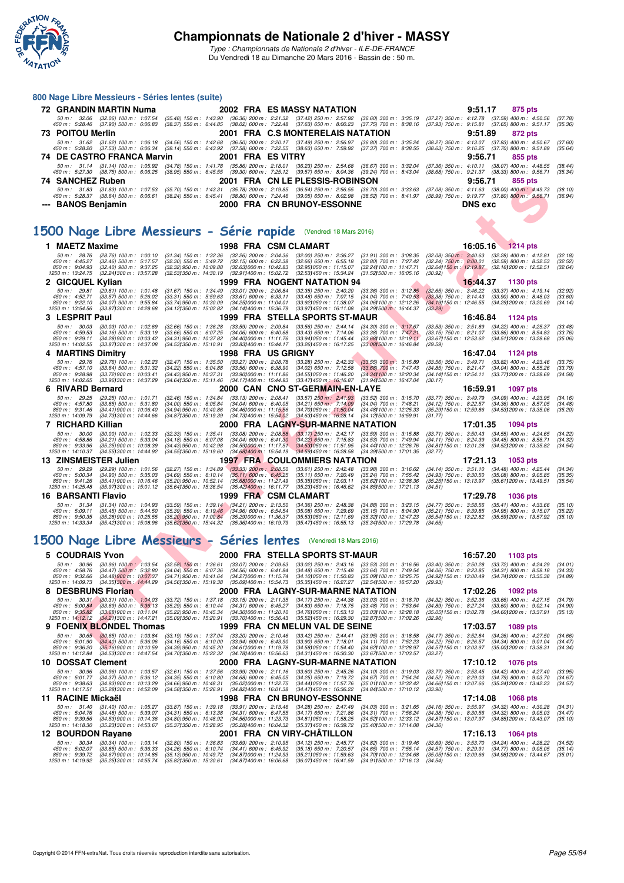# Championnats de Nationale 2 d'hiver - MASSY

*Type : Championnats de Nationale 2 d'hiver - ILE-DE-FRANCE*

Du Vendredi 18 au Dimanche 20 Mars 2016 - Bassin de : 50 m.

## 800 Nage Libre Messieurs - Séries lentes (suite)

**72 GRANDIN MARTIN Numa** — 2002 FRA ES MASSY NATATION — 9:51.17 — 875 pts

50 m : 32.06 (32.06) 100 m : 1:07.54 (35.48) 150 m : 1:43.90 (36.36) 200 m : 2:21.32 (37.42) 250 m : 2:57.92 (36.60) 300 m : 3:35.19 (37.27) 350 m : 4:12.78 (37.59) 400 m : 4:50.56 (37.78)
450 m : 5:28.46 (37.90) 500 m : 6:06.83 (38.37) 550 m : 6:44.85 (38.02) 600 m : 7:22.48 (37.63) 650 m : 8:00.23 (37.75) 700 m : 8:38.16 (37.93) 750 m : 9:15.81 (37.65) 800 m : 9:51.17 (35.36)

**73 POITOU Merlin** — 2001 FRA C.S MONTERELAIS NATATION — 9:51.89 — 872 pts

50 m : 31.62 (31.62) 100 m : 1:06.18 (34.56) 150 m : 1:42.68 (36.50) 200 m : 2:20.17 (37.49) 250 m : 2:56.97 (36.80) 300 m : 3:35.24 (38.27) 350 m : 4:13.07 (37.83) 400 m : 4:50.67 (37.60)
450 m : 5:28.20 (37.53) 500 m : 6:06.34 (38.14) 550 m : 6:43.92 (37.58) 600 m : 7:22.55 (38.63) 650 m : 7:59.92 (37.37) 700 m : 8:38.55 (38.63) 750 m : 9:16.25 (37.70) 800 m : 9:51.89 (35.64)

**74 DE CASTRO FRANCA Marvin** — 2001 FRA ES VITRY — 9:56.71 — 855 pts

50 m : 31.14 (31.14) 100 m : 1:05.92 (34.78) 150 m : 1:41.78 (35.86) 200 m : 2:18.01 (36.23) 250 m : 2:54.68 (36.67) 300 m : 3:32.04 (37.36) 350 m : 4:10.11 (38.07) 400 m : 4:48.55 (38.44)
450 m : 5:27.30 (38.75) 500 m : 6:06.25 (38.95) 550 m : 6:45.55 (39.30) 600 m : 7:25.12 (39.57) 650 m : 8:04.36 (39.24) 700 m : 8:43.04 (38.68) 750 m : 9:21.37 (38.33) 800 m : 9:56.71 (35.34)

**74 SANCHEZ Ruben** — 2001 FRA CN LE PLESSIS-ROBINSON — 9:56.71 — 855 pts

50 m : 31.83 (31.83) 100 m : 1:07.53 (35.70) 150 m : 1:43.31 (35.78) 200 m : 2:19.85 (36.54) 250 m : 2:56.55 (36.70) 300 m : 3:33.63 (37.08) 350 m : 4:11.63 (38.00) 400 m : 4:49.73 (38.10)
450 m : 5:28.37 (38.64) 500 m : 6:06.61 (38.24) 550 m : 6:45.41 (38.80) 600 m : 7:24.46 (39.05) 650 m : 8:02.98 (38.52) 700 m : 8:41.97 (38.99) 750 m : 9:19.77 (37.80) 800 m : 9:56.71 (36.94)

**--- BANOS Benjamin** — 2000 FRA CN BRUNOY-ESSONNE — DNS exc

## 1500 Nage Libre Messieurs - Série rapide (Vendredi 18 Mars 2016)

**1 MAETZ Maxime** — 1998 FRA CSM CLAMART — 16:05.16 — 1214 pts

50 m : 28.76 (28.76) 100 m : 1:00.10 (31.34) 150 m : 1:32.36 (32.26) 200 m : 2:04.36 (32.00) 250 m : 2:36.27 (31.91) 300 m : 3:08.35 (32.08) 350 m : 3:40.63 (32.28) 400 m : 4:12.81 (32.18)
450 m : 4:45.27 (32.46) 500 m : 5:17.57 (32.30) 550 m : 5:49.72 (32.15) 600 m : 6:22.38 (32.66) 650 m : 6:55.18 (32.80) 700 m : 7:27.42 (32.24) 750 m : 8:00.01 (32.59) 800 m : 8:32.53 (32.52)
850 m : 9:04.93 (32.40) 900 m : 9:37.25 (32.32) 950 m : 10:09.88 (32.63) 1000 m : 10:42.83 (32.95) 1050 m : 11:15.07 (32.24) 1100 m : 11:47.71 (32.64) 1150 m : 12:19.87 (32.16) 1200 m : 12:52.51 (32.64)
1250 m : 13:24.75 (32.24) 1300 m : 13:57.28 (32.53) 1350 m : 14:30.19 (32.91) 1400 m : 15:02.72 (32.53) 1450 m : 15:34.24 (31.52) 1500 m : 16:05.16 (30.92)

**2 GICQUEL Kylian** — 1999 FRA NOGENT NATATION 94 — 16:44.37 — 1130 pts

50 m : 29.81 (29.81) 100 m : 1:01.48 (31.67) 150 m : 1:34.49 (33.01) 200 m : 2:06.84 (32.35) 250 m : 2:40.20 (33.36) 300 m : 3:12.85 (32.65) 350 m : 3:46.22 (33.37) 400 m : 4:19.14 (32.92)
450 m : 4:52.71 (33.57) 500 m : 5:26.02 (33.31) 550 m : 5:59.63 (33.61) 600 m : 6:33.11 (33.48) 650 m : 7:07.15 (34.04) 700 m : 7:40.53 (33.38) 750 m : 8:14.43 (33.90) 800 m : 8:48.03 (33.60)
850 m : 9:22.10 (34.07) 900 m : 9:55.84 (33.74) 950 m : 10:30.09 (34.25) 1000 m : 11:04.01 (33.92) 1050 m : 11:38.07 (34.06) 1100 m : 12:12.26 (34.19) 1150 m : 12:46.55 (34.29) 1200 m : 13:20.69 (34.14)
1250 m : 13:54.56 (33.87) 1300 m : 14:28.68 (34.12) 1350 m : 15:02.82 (34.14) 1400 m : 15:36.79 (33.97) 1450 m : 16:11.08 (34.29) 1500 m : 16:44.37 (33.29)

**3 LESPRIT Paul** — 1999 FRA STELLA SPORTS ST-MAUR — 16:46.84 — 1124 pts

50 m : 30.03 (30.03) 100 m : 1:02.69 (32.66) 150 m : 1:36.28 (33.59) 200 m : 2:09.84 (33.56) 250 m : 2:44.14 (34.30) 300 m : 3:17.67 (33.53) 350 m : 3:51.89 (34.22) 400 m : 4:25.37 (33.48)
450 m : 4:59.53 (34.16) 500 m : 5:33.19 (33.66) 550 m : 6:07.25 (34.06) 600 m : 6:40.68 (33.43) 650 m : 7:14.06 (33.38) 700 m : 7:47.21 (33.15) 750 m : 8:21.07 (33.86) 800 m : 8:54.83 (33.76)
850 m : 9:29.11 (34.28) 900 m : 10:03.42 (34.31) 950 m : 10:37.82 (34.40) 1000 m : 11:11.76 (33.94) 1050 m : 11:45.44 (33.68) 1100 m : 12:19.11 (33.67) 1150 m : 12:53.62 (34.51) 1200 m : 13:28.68 (35.06)
1250 m : 14:02.55 (33.87) 1300 m : 14:37.08 (34.53) 1350 m : 15:10.91 (33.83) 1400 m : 15:44.17 (33.26) 1450 m : 16:17.25 (33.08) 1500 m : 16:46.84 (29.59)

**4 MARTINS Dimitry** — 1998 FRA US GRIGNY — 16:47.04 — 1124 pts

50 m : 29.76 (29.76) 100 m : 1:02.23 (32.47) 150 m : 1:35.50 (33.27) 200 m : 2:08.78 (33.28) 250 m : 2:42.33 (33.55) 300 m : 3:15.89 (33.56) 350 m : 3:49.71 (33.82) 400 m : 4:23.46 (33.75)
450 m : 4:57.10 (33.64) 500 m : 5:31.32 (34.22) 550 m : 6:04.88 (33.56) 600 m : 6:38.90 (34.02) 650 m : 7:12.58 (33.68) 700 m : 7:47.43 (34.85) 750 m : 8:21.47 (34.04) 800 m : 8:55.26 (33.79)
850 m : 9:28.98 (33.72) 900 m : 10:03.41 (34.43) 950 m : 10:37.31 (33.90) 1000 m : 11:11.86 (34.55) 1050 m : 11:46.20 (34.34) 1100 m : 12:20.34 (34.14) 1150 m : 12:54.11 (33.77) 1200 m : 13:28.69 (34.58)
1250 m : 14:02.65 (33.96) 1300 m : 14:37.29 (34.64) 1350 m : 15:11.46 (34.17) 1400 m : 15:44.93 (33.47) 1450 m : 16:16.87 (31.94) 1500 m : 16:47.04 (30.17)

**6 RIVARD Bernard** — 2000 CAN CNO ST-GERMAIN-EN-LAYE — 16:59.91 — 1097 pts

50 m : 29.25 (29.25) 100 m : 1:01.71 (32.46) 150 m : 1:34.84 (33.13) 200 m : 2:08.41 (33.57) 250 m : 2:41.93 (33.52) 300 m : 3:15.70 (33.77) 350 m : 3:49.79 (34.09) 400 m : 4:23.95 (34.16)
450 m : 4:57.80 (33.85) 500 m : 5:31.80 (34.00) 550 m : 6:05.84 (34.04) 600 m : 6:40.05 (34.21) 650 m : 7:14.09 (34.04) 700 m : 7:48.21 (34.12) 750 m : 8:22.57 (34.36) 800 m : 8:57.05 (34.48)
850 m : 9:31.46 (34.41) 900 m : 10:06.40 (34.94) 950 m : 10:40.86 (34.46) 1000 m : 11:15.56 (34.70) 1050 m : 11:50.04 (34.48) 1100 m : 12:25.33 (35.29) 1150 m : 12:59.86 (34.53) 1200 m : 13:35.06 (35.20)
1250 m : 14:09.79 (34.73) 1300 m : 14:44.66 (34.87) 1350 m : 15:19.39 (34.73) 1400 m : 15:54.02 (34.63) 1450 m : 16:28.14 (34.12) 1500 m : 16:59.91 (31.77)

**7 RICHARD Killian** — 2000 FRA LAGNY-SUR-MARNE NATATION — 17:01.35 — 1094 pts

50 m : 30.00 (30.00) 100 m : 1:02.33 (32.33) 150 m : 1:35.41 (33.08) 200 m : 2:08.58 (33.17) 250 m : 2:42.17 (33.59) 300 m : 3:15.88 (33.71) 350 m : 3:50.43 (34.55) 400 m : 4:24.65 (34.22)
450 m : 4:58.86 (34.21) 500 m : 5:33.04 (34.18) 550 m : 6:07.08 (34.04) 600 m : 6:41.30 (34.22) 650 m : 7:15.83 (34.53) 700 m : 7:49.94 (34.11) 750 m : 8:24.39 (34.45) 800 m : 8:58.71 (34.32)
850 m : 9:33.96 (35.25) 900 m : 10:08.39 (34.43) 950 m : 10:42.98 (34.59) 1000 m : 11:17.51 (34.53) 1050 m : 11:51.95 (34.44) 1100 m : 12:26.76 (34.81) 1150 m : 13:01.28 (34.52) 1200 m : 13:35.82 (34.54)
1250 m : 14:10.37 (34.55) 1300 m : 14:44.92 (34.55) 1350 m : 15:19.60 (34.68) 1400 m : 15:54.19 (34.59) 1450 m : 16:28.58 (34.39) 1500 m : 17:01.35 (32.77)

**13 ZINSMEISTER Julien** — 1997 FRA COULOMMIERS NATATION — 17:21.13 — 1053 pts

50 m : 29.29 (29.29) 100 m : 1:01.56 (32.27) 150 m : 1:34.89 (33.33) 200 m : 2:08.50 (33.61) 250 m : 2:42.48 (33.98) 300 m : 3:16.62 (34.14) 350 m : 3:51.10 (34.48) 400 m : 4:25.44 (34.34)
450 m : 5:00.34 (34.90) 500 m : 5:35.03 (34.69) 550 m : 6:10.14 (35.11) 600 m : 6:45.25 (35.11) 650 m : 7:20.49 (35.24) 700 m : 7:55.42 (34.93) 750 m : 8:30.50 (35.08) 800 m : 9:05.85 (35.35)
850 m : 9:41.26 (35.41) 900 m : 10:16.46 (35.20) 950 m : 10:52.14 (35.68) 1000 m : 11:27.49 (35.35) 1050 m : 12:03.11 (35.62) 1100 m : 12:38.36 (35.25) 1150 m : 13:13.97 (35.61) 1200 m : 13:49.51 (35.54)
1250 m : 14:25.48 (35.97) 1300 m : 15:01.12 (35.64) 1350 m : 15:36.54 (35.42) 1400 m : 16:11.77 (35.23) 1450 m : 16:46.62 (34.85) 1500 m : 17:21.13 (34.51)

**16 BARSANTI Flavio** — 1999 FRA CSM CLAMART — 17:29.78 — 1036 pts

50 m : 31.34 (31.34) 100 m : 1:04.93 (33.59) 150 m : 1:39.14 (34.21) 200 m : 2:13.50 (34.36) 250 m : 2:48.38 (34.88) 300 m : 3:23.15 (34.77) 350 m : 3:58.56 (35.41) 400 m : 4:33.66 (35.10)
450 m : 5:09.11 (35.45) 500 m : 5:44.50 (35.39) 550 m : 6:19.46 (34.96) 600 m : 6:54.54 (35.08) 650 m : 7:29.69 (35.15) 700 m : 8:04.90 (35.21) 750 m : 8:39.85 (34.95) 800 m : 9:15.07 (35.22)
850 m : 9:50.35 (35.28) 900 m : 10:25.55 (35.20) 950 m : 11:00.84 (35.29) 1000 m : 11:36.37 (35.53) 1050 m : 12:11.69 (35.32) 1100 m : 12:47.23 (35.54) 1150 m : 13:22.82 (35.59) 1200 m : 13:57.92 (35.10)
1250 m : 14:33.34 (35.42) 1300 m : 15:08.96 (35.62) 1350 m : 15:44.32 (35.36) 1400 m : 16:19.79 (35.47) 1450 m : 16:55.13 (35.34) 1500 m : 17:29.78 (34.65)

## 1500 Nage Libre Messieurs - Séries lentes (Vendredi 18 Mars 2016)

**5 COUDRAIS Yvon** — 2000 FRA STELLA SPORTS ST-MAUR — 16:57.20 — 1103 pts

50 m : 30.96 (30.96) 100 m : 1:03.54 (32.58) 150 m : 1:36.61 (33.07) 200 m : 2:09.63 (33.02) 250 m : 2:43.16 (33.53) 300 m : 3:16.56 (33.40) 350 m : 3:50.28 (33.72) 400 m : 4:24.29 (34.01)
450 m : 4:58.76 (34.47) 500 m : 5:32.80 (34.04) 550 m : 6:07.36 (34.56) 600 m : 6:41.84 (34.48) 650 m : 7:15.48 (33.64) 700 m : 7:49.54 (34.06) 750 m : 8:23.85 (34.31) 800 m : 8:58.18 (34.33)
850 m : 9:32.66 (34.48) 900 m : 10:07.37 (34.71) 950 m : 10:41.64 (34.27) 1000 m : 11:15.74 (34.10) 1050 m : 11:50.83 (35.09) 1100 m : 12:25.75 (34.92) 1150 m : 13:00.49 (34.74) 1200 m : 13:35.38 (34.89)
1250 m : 14:09.73 (34.35) 1300 m : 14:44.29 (34.56) 1350 m : 15:19.38 (35.09) 1400 m : 15:54.73 (35.35) 1450 m : 16:27.27 (32.54) 1500 m : 16:57.20 (29.93)

**8 DESBRUNS Florian** — 2000 FRA LAGNY-SUR-MARNE NATATION — 17:02.26 — 1092 pts

50 m : 30.31 (30.31) 100 m : 1:04.03 (33.72) 150 m : 1:37.18 (33.15) 200 m : 2:11.35 (34.17) 250 m : 2:44.38 (33.03) 300 m : 3:18.70 (34.32) 350 m : 3:52.36 (33.66) 400 m : 4:27.15 (34.79)
450 m : 5:00.84 (33.69) 500 m : 5:36.13 (35.29) 550 m : 6:10.44 (34.31) 600 m : 6:45.27 (34.83) 650 m : 7:18.75 (33.48) 700 m : 7:53.64 (34.89) 750 m : 8:27.24 (33.60) 800 m : 9:02.14 (34.90)
850 m : 9:35.82 (33.68) 900 m : 10:11.04 (35.22) 950 m : 10:45.34 (34.30) 1000 m : 11:20.10 (34.76) 1050 m : 11:53.13 (33.03) 1100 m : 12:28.18 (35.05) 1150 m : 13:02.78 (34.60) 1200 m : 13:37.91 (35.13)
1250 m : 14:12.12 (34.21) 1300 m : 14:47.21 (35.09) 1350 m : 15:20.91 (33.70) 1400 m : 15:56.43 (35.52) 1450 m : 16:29.30 (32.87) 1500 m : 17:02.26 (32.96)

**9 FOENIX BLONDEL Thomas** — 1999 FRA CN MELUN VAL DE SEINE — 17:03.57 — 1089 pts

50 m : 30.65 (30.65) 100 m : 1:03.84 (33.19) 150 m : 1:37.04 (33.20) 200 m : 2:10.46 (33.42) 250 m : 2:44.41 (33.95) 300 m : 3:18.58 (34.17) 350 m : 3:52.84 (34.26) 400 m : 4:27.50 (34.66)
450 m : 5:01.90 (34.40) 500 m : 5:36.06 (34.16) 550 m : 6:10.00 (33.94) 600 m : 6:43.90 (33.90) 650 m : 7:18.01 (34.11) 700 m : 7:52.23 (34.22) 750 m : 8:26.57 (34.34) 800 m : 9:01.04 (34.47)
850 m : 9:36.20 (35.16) 900 m : 10:10.59 (34.39) 950 m : 10:45.20 (34.61) 1000 m : 11:19.78 (34.58) 1050 m : 11:54.40 (34.62) 1100 m : 12:28.97 (34.57) 1150 m : 13:03.97 (35.00) 1200 m : 13:38.31 (34.34)
1250 m : 14:12.84 (34.53) 1300 m : 14:47.54 (34.70) 1350 m : 15:22.32 (34.78) 1400 m : 15:56.63 (34.31) 1450 m : 16:30.30 (33.67) 1500 m : 17:03.57 (33.27)

**10 DOSSAT Clement** — 2000 FRA LAGNY-SUR-MARNE NATATION — 17:10.12 — 1076 pts

50 m : 30.96 (30.96) 100 m : 1:03.57 (32.61) 150 m : 1:37.56 (33.99) 200 m : 2:11.16 (33.60) 250 m : 2:45.26 (34.10) 300 m : 3:19.03 (33.77) 350 m : 3:53.45 (34.42) 400 m : 4:27.40 (33.95)
450 m : 5:01.77 (34.37) 500 m : 5:36.12 (34.35) 550 m : 6:10.80 (34.68) 600 m : 6:45.05 (34.25) 650 m : 7:19.72 (34.67) 700 m : 7:54.24 (34.52) 750 m : 8:29.03 (34.79) 800 m : 9:03.70 (34.67)
850 m : 9:38.63 (34.93) 900 m : 10:13.29 (34.66) 950 m : 10:48.31 (35.02) 1000 m : 11:22.75 (34.44) 1050 m : 11:57.76 (35.01) 1100 m : 12:32.42 (34.66) 1150 m : 13:07.66 (35.24) 1200 m : 13:42.23 (34.57)
1250 m : 14:17.51 (35.28) 1300 m : 14:52.09 (34.58) 1350 m : 15:26.91 (34.82) 1400 m : 16:01.38 (34.47) 1450 m : 16:36.22 (34.84) 1500 m : 17:10.12 (33.90)

**11 RACINE Mickaël** — 1998 FRA CN BRUNOY-ESSONNE — 17:14.08 — 1068 pts

50 m : 31.40 (31.40) 100 m : 1:05.27 (33.87) 150 m : 1:39.18 (33.91) 200 m : 2:13.46 (34.28) 250 m : 2:47.49 (34.03) 300 m : 3:21.65 (34.16) 350 m : 3:55.97 (34.32) 400 m : 4:30.28 (34.31)
450 m : 5:04.76 (34.48) 500 m : 5:39.07 (34.31) 550 m : 6:13.38 (34.31) 600 m : 6:47.55 (34.17) 650 m : 7:21.86 (34.31) 700 m : 7:56.24 (34.38) 750 m : 8:30.56 (34.32) 800 m : 9:05.03 (34.47)
850 m : 9:39.56 (34.53) 900 m : 10:14.36 (34.80) 950 m : 10:48.92 (34.56) 1000 m : 11:23.73 (34.81) 1050 m : 11:58.25 (34.52) 1100 m : 12:33.12 (34.87) 1150 m : 13:07.97 (34.85) 1200 m : 13:43.07 (35.10)
1250 m : 14:18.30 (35.23) 1300 m : 14:53.67 (35.37) 1350 m : 15:28.95 (35.28) 1400 m : 16:04.32 (35.37) 1450 m : 16:39.72 (35.40) 1500 m : 17:14.08 (34.36)

**12 BOURDON Rayane** — 2001 FRA CN VIRY-CHÂTILLON — 17:16.13 — 1064 pts

50 m : 30.34 (30.34) 100 m : 1:03.14 (32.80) 150 m : 1:36.83 (33.69) 200 m : 2:10.95 (34.12) 250 m : 2:45.77 (34.82) 300 m : 3:19.46 (33.69) 350 m : 3:53.70 (34.24) 400 m : 4:28.22 (34.52)
450 m : 5:02.07 (33.85) 500 m : 5:36.33 (34.26) 550 m : 6:10.74 (34.41) 600 m : 6:45.92 (35.18) 650 m : 7:20.57 (34.65) 700 m : 7:55.14 (34.57) 750 m : 8:29.91 (34.77) 800 m : 9:05.05 (35.14)
850 m : 9:39.72 (34.67) 900 m : 10:14.85 (35.13) 950 m : 10:49.72 (34.87) 1000 m : 11:24.93 (35.21) 1050 m : 11:59.63 (34.70) 1100 m : 12:34.68 (35.05) 1150 m : 13:09.66 (34.98) 1200 m : 13:44.67 (35.01)
1250 m : 14:19.92 (35.25) 1300 m : 14:55.74 (35.82) 1350 m : 15:30.61 (34.87) 1400 m : 16:06.68 (36.07) 1450 m : 16:41.59 (34.91) 1500 m : 17:16.13 (34.54)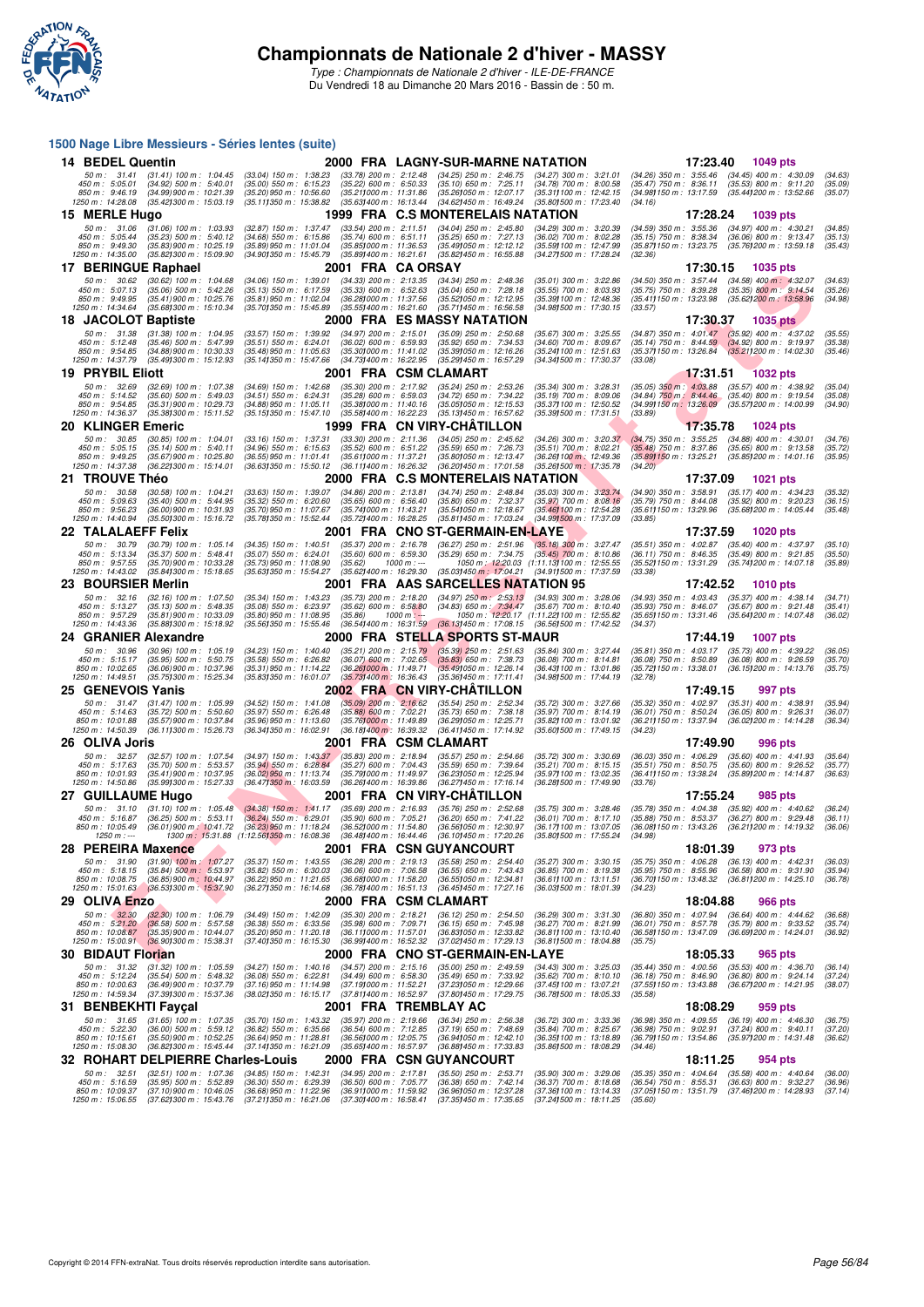# Championnats de Nationale 2 d'hiver - MASSY

*Type : Championnats de Nationale 2 d'hiver - ILE-DE-FRANCE*

Du Vendredi 18 au Dimanche 20 Mars 2016 - Bassin de : 50 m.

## 1500 Nage Libre Messieurs - Séries lentes (suite)

**14 BEDEL Quentin** — 2000 FRA LAGNY-SUR-MARNE NATATION — 17:23.40 — 1049 pts

50 m : 31.41 (31.41) 100 m : 1:04.45 (33.04) 150 m : 1:38.23 (33.78) 200 m : 2:12.48 (34.25) 250 m : 2:46.75 (34.27) 300 m : 3:21.01 (34.26) 350 m : 3:55.46 (34.45) 400 m : 4:30.09 (34.63)
450 m : 5:05.01 (34.92) 500 m : 5:40.01 (35.00) 550 m : 6:15.23 (35.22) 600 m : 6:50.33 (35.10) 650 m : 7:25.11 (34.78) 700 m : 8:00.58 (35.47) 750 m : 8:36.11 (35.53) 800 m : 9:11.20 (35.09)
850 m : 9:46.19 (34.99) 900 m : 10:21.39 (35.20) 950 m : 10:56.60 (35.21) 1000 m : 11:31.86 (35.26) 1050 m : 12:07.17 (35.31) 1100 m : 12:42.15 (34.98) 1150 m : 13:17.59 (35.44) 1200 m : 13:52.66 (35.07)
1250 m : 14:28.08 (35.42) 1300 m : 15:03.19 (35.11) 1350 m : 15:38.82 (35.63) 1400 m : 16:13.44 (34.62) 1450 m : 16:49.24 (35.80) 1500 m : 17:23.40 (34.16)

**15 MERLE Hugo** — 1999 FRA C.S MONTERELAIS NATATION — 17:28.24 — 1039 pts

50 m : 31.06 (31.06) 100 m : 1:03.93 (32.87) 150 m : 1:37.47 (33.54) 200 m : 2:11.51 (34.04) 250 m : 2:45.80 (34.29) 300 m : 3:20.39 (34.59) 350 m : 3:55.36 (34.97) 400 m : 4:30.21 (34.85)
450 m : 5:05.44 (35.23) 500 m : 5:40.12 (34.68) 550 m : 6:15.86 (35.74) 600 m : 6:51.11 (35.25) 650 m : 7:27.13 (36.02) 700 m : 8:02.28 (35.15) 750 m : 8:38.34 (36.06) 800 m : 9:13.47 (35.13)
850 m : 9:49.30 (35.83) 900 m : 10:25.19 (35.89) 950 m : 11:01.04 (35.85) 1000 m : 11:36.53 (35.49) 1050 m : 12:12.12 (35.59) 1100 m : 12:47.99 (35.87) 1150 m : 13:23.75 (35.76) 1200 m : 13:59.18 (35.43)
1250 m : 14:35.00 (35.82) 1300 m : 15:09.90 (34.90) 1350 m : 15:45.79 (35.89) 1400 m : 16:21.61 (35.82) 1450 m : 16:55.88 (34.27) 1500 m : 17:28.24 (32.36)

**17 BERINGUE Raphael** — 2001 FRA CA ORSAY — 17:30.15 — 1035 pts

50 m : 30.62 (30.62) 100 m : 1:04.68 (34.06) 150 m : 1:39.01 (34.33) 200 m : 2:13.35 (34.34) 250 m : 2:48.36 (35.01) 300 m : 3:22.86 (34.50) 350 m : 3:57.44 (34.58) 400 m : 4:32.07 (34.63)
450 m : 5:07.13 (35.06) 500 m : 5:42.26 (35.13) 550 m : 6:17.59 (35.33) 600 m : 6:52.63 (35.04) 650 m : 7:28.18 (35.55) 700 m : 8:03.93 (35.75) 750 m : 8:39.28 (35.35) 800 m : 9:14.54 (35.26)
850 m : 9:49.95 (35.41) 900 m : 10:25.76 (35.81) 950 m : 11:02.04 (36.28) 1000 m : 11:37.56 (35.52) 1050 m : 12:12.95 (35.39) 1100 m : 12:48.36 (35.41) 1150 m : 13:23.98 (35.62) 1200 m : 13:58.96 (34.98)
1250 m : 14:34.64 (35.68) 1300 m : 15:10.34 (35.70) 1350 m : 15:45.89 (35.55) 1400 m : 16:21.60 (35.71) 1450 m : 16:56.58 (34.98) 1500 m : 17:30.15 (33.57)

**18 JACOLOT Baptiste** — 2000 FRA ES MASSY NATATION — 17:30.37 — 1035 pts

50 m : 31.38 (31.38) 100 m : 1:04.95 (33.57) 150 m : 1:39.92 (34.97) 200 m : 2:15.01 (35.09) 250 m : 2:50.68 (35.67) 300 m : 3:25.55 (34.87) 350 m : 4:01.47 (35.92) 400 m : 4:37.02 (35.55)
450 m : 5:12.48 (35.46) 500 m : 5:47.99 (35.51) 550 m : 6:24.01 (36.02) 600 m : 6:59.93 (35.92) 650 m : 7:34.53 (34.60) 700 m : 8:09.67 (35.14) 750 m : 8:44.59 (34.92) 800 m : 9:19.97 (35.38)
850 m : 9:54.85 (34.88) 900 m : 10:30.33 (35.48) 950 m : 11:05.63 (35.30) 1000 m : 11:41.02 (35.39) 1050 m : 12:16.26 (35.24) 1100 m : 12:51.63 (35.37) 1150 m : 13:26.84 (35.21) 1200 m : 14:02.30 (35.46)
1250 m : 14:37.79 (35.49) 1300 m : 15:12.93 (35.14) 1350 m : 15:47.66 (34.73) 1400 m : 16:22.95 (35.29) 1450 m : 16:57.29 (34.34) 1500 m : 17:30.37 (33.08)

**19 PRYBIL Eliott** — 2001 FRA CSM CLAMART — 17:31.51 — 1032 pts

50 m : 32.69 (32.69) 100 m : 1:07.38 (34.69) 150 m : 1:42.68 (35.30) 200 m : 2:17.92 (35.24) 250 m : 2:53.26 (35.34) 300 m : 3:28.31 (35.05) 350 m : 4:03.88 (35.57) 400 m : 4:38.92 (35.04)
450 m : 5:14.52 (35.60) 500 m : 5:49.03 (34.51) 550 m : 6:24.31 (35.28) 600 m : 6:59.03 (34.72) 650 m : 7:34.22 (35.19) 700 m : 8:09.06 (34.84) 750 m : 8:44.46 (35.40) 800 m : 9:19.54 (35.08)
850 m : 9:54.85 (35.31) 900 m : 10:29.73 (34.88) 950 m : 11:05.11 (35.38) 1000 m : 11:40.16 (35.05) 1050 m : 12:15.53 (35.37) 1100 m : 12:50.52 (34.99) 1150 m : 13:26.09 (35.57) 1200 m : 14:00.99 (34.90)
1250 m : 14:36.37 (35.38) 1300 m : 15:11.52 (35.15) 1350 m : 15:47.10 (35.58) 1400 m : 16:22.23 (35.13) 1450 m : 16:57.62 (35.39) 1500 m : 17:31.51 (33.89)

**20 KLINGER Emeric** — 1999 FRA CN VIRY-CHÂTILLON — 17:35.78 — 1024 pts

50 m : 30.85 (30.85) 100 m : 1:04.01 (33.16) 150 m : 1:37.31 (33.30) 200 m : 2:11.36 (34.05) 250 m : 2:45.62 (34.26) 300 m : 3:20.37 (34.75) 350 m : 3:55.25 (34.88) 400 m : 4:30.01 (34.76)
450 m : 5:05.15 (35.14) 500 m : 5:40.11 (34.96) 550 m : 6:15.63 (35.52) 600 m : 6:51.22 (35.59) 650 m : 7:26.73 (35.51) 700 m : 8:02.21 (35.48) 750 m : 8:37.86 (35.65) 800 m : 9:13.58 (35.72)
850 m : 9:49.25 (35.67) 900 m : 10:25.80 (36.55) 950 m : 11:01.41 (35.61) 1000 m : 11:37.21 (35.80) 1050 m : 12:13.47 (36.26) 1100 m : 12:49.36 (35.89) 1150 m : 13:25.21 (35.85) 1200 m : 14:01.16 (35.95)
1250 m : 14:37.38 (36.22) 1300 m : 15:14.01 (36.63) 1350 m : 15:50.12 (36.11) 1400 m : 16:26.32 (36.20) 1450 m : 17:01.58 (35.26) 1500 m : 17:35.78 (34.20)

**21 TROUVE Théo** — 2000 FRA C.S MONTERELAIS NATATION — 17:37.09 — 1021 pts

50 m : 30.58 (30.58) 100 m : 1:04.21 (33.63) 150 m : 1:39.07 (34.86) 200 m : 2:13.81 (34.74) 250 m : 2:48.84 (35.03) 300 m : 3:23.74 (34.90) 350 m : 3:58.91 (35.17) 400 m : 4:34.23 (35.32)
450 m : 5:09.63 (35.40) 500 m : 5:44.95 (35.32) 550 m : 6:20.60 (35.65) 600 m : 6:56.40 (35.80) 650 m : 7:32.37 (35.97) 700 m : 8:08.16 (35.79) 750 m : 8:44.08 (35.92) 800 m : 9:20.23 (36.15)
850 m : 9:56.23 (36.00) 900 m : 10:31.93 (35.70) 950 m : 11:07.67 (35.74) 1000 m : 11:43.21 (35.54) 1050 m : 12:18.67 (35.46) 1100 m : 12:54.28 (35.61) 1150 m : 13:29.96 (35.68) 1200 m : 14:05.44 (35.48)
1250 m : 14:40.94 (35.50) 1300 m : 15:16.72 (35.78) 1350 m : 15:52.44 (35.72) 1400 m : 16:28.25 (35.81) 1450 m : 17:03.24 (34.99) 1500 m : 17:37.09 (33.85)

**22 TALALAEFF Felix** — 2001 FRA CNO ST-GERMAIN-EN-LAYE — 17:37.59 — 1020 pts

50 m : 30.79 (30.79) 100 m : 1:05.14 (34.35) 150 m : 1:40.51 (35.37) 200 m : 2:16.78 (36.27) 250 m : 2:51.96 (35.18) 300 m : 3:27.47 (35.51) 350 m : 4:02.87 (35.40) 400 m : 4:37.97 (35.10)
450 m : 5:13.34 (35.37) 500 m : 5:48.41 (35.07) 550 m : 6:24.01 (35.60) 600 m : 6:59.30 (35.29) 650 m : 7:34.75 (35.45) 700 m : 8:10.86 (36.11) 750 m : 8:46.35 (35.49) 800 m : 9:21.85 (35.50)
850 m : 9:57.55 (35.70) 900 m : 10:33.28 (35.73) 950 m : 11:08.90 (35.62) 1000 m : --- 1050 m : 12:20.03 (1:11.13) 1100 m : 12:55.55 (35.52) 1150 m : 13:31.29 (35.74) 1200 m : 14:07.18 (35.89)
1250 m : 14:43.02 (35.84) 1300 m : 15:18.65 (35.63) 1350 m : 15:54.27 (35.62) 1400 m : 16:29.30 (35.03) 1450 m : 17:04.21 (34.91) 1500 m : 17:37.59 (33.38)

**23 BOURSIER Merlin** — 2001 FRA AAS SARCELLES NATATION 95 — 17:42.52 — 1010 pts

50 m : 32.16 (32.16) 100 m : 1:07.50 (35.34) 150 m : 1:43.23 (35.73) 200 m : 2:18.20 (34.97) 250 m : 2:53.13 (34.93) 300 m : 3:28.06 (34.93) 350 m : 4:03.43 (35.37) 400 m : 4:38.14 (34.71)
450 m : 5:13.27 (35.13) 500 m : 5:48.35 (35.08) 550 m : 6:23.97 (35.62) 600 m : 6:58.80 (34.83) 650 m : 7:34.47 (35.67) 700 m : 8:10.40 (35.93) 750 m : 8:46.07 (35.67) 800 m : 9:21.48 (35.41)
850 m : 9:57.29 (35.81) 900 m : 10:33.09 (35.80) 950 m : 11:08.95 (35.86) 1000 m : --- 1050 m : 12:20.17 (1:11.22) 1100 m : 12:55.82 (35.65) 1150 m : 13:31.46 (35.64) 1200 m : 14:07.48 (36.02)
1250 m : 14:43.36 (35.88) 1300 m : 15:18.92 (35.56) 1350 m : 15:55.46 (36.54) 1400 m : 16:31.59 (36.13) 1450 m : 17:08.15 (36.56) 1500 m : 17:42.52 (34.37)

**24 GRANIER Alexandre** — 2000 FRA STELLA SPORTS ST-MAUR — 17:44.19 — 1007 pts

50 m : 30.96 (30.96) 100 m : 1:05.19 (34.23) 150 m : 1:40.40 (35.21) 200 m : 2:15.79 (35.39) 250 m : 2:51.63 (35.84) 300 m : 3:27.44 (35.81) 350 m : 4:03.17 (35.73) 400 m : 4:39.22 (36.05)
450 m : 5:15.17 (35.95) 500 m : 5:50.75 (35.58) 550 m : 6:26.82 (36.07) 600 m : 7:02.65 (35.83) 650 m : 7:38.73 (36.08) 700 m : 8:14.81 (36.08) 750 m : 8:50.89 (36.08) 800 m : 9:26.59 (35.70)
850 m : 10:02.65 (36.06) 900 m : 10:37.96 (35.31) 950 m : 11:14.22 (36.26) 1000 m : 11:49.71 (35.49) 1050 m : 12:26.14 (36.43) 1100 m : 13:01.86 (35.72) 1150 m : 13:38.01 (36.15) 1200 m : 14:13.76 (35.75)
1250 m : 14:49.51 (35.75) 1300 m : 15:25.34 (35.83) 1350 m : 16:01.07 (35.73) 1400 m : 16:36.43 (35.36) 1450 m : 17:11.41 (34.98) 1500 m : 17:44.19 (32.78)

**25 GENEVOIS Yanis** — 2002 FRA CN VIRY-CHÂTILLON — 17:49.15 — 997 pts

50 m : 31.47 (31.47) 100 m : 1:05.99 (34.52) 150 m : 1:41.08 (35.09) 200 m : 2:16.62 (35.54) 250 m : 2:52.34 (35.72) 300 m : 3:27.66 (35.32) 350 m : 4:02.97 (35.31) 400 m : 4:38.91 (35.94)
450 m : 5:14.63 (35.72) 500 m : 5:50.60 (35.97) 550 m : 6:26.48 (35.88) 600 m : 7:02.21 (35.73) 650 m : 7:38.18 (35.97) 700 m : 8:14.19 (36.01) 750 m : 8:50.24 (36.05) 800 m : 9:26.31 (36.07)
850 m : 10:01.88 (35.57) 900 m : 10:37.84 (35.96) 950 m : 11:13.60 (35.76) 1000 m : 11:49.89 (36.29) 1050 m : 12:25.71 (35.82) 1100 m : 13:01.92 (36.21) 1150 m : 13:37.94 (36.02) 1200 m : 14:14.28 (36.34)
1250 m : 14:50.39 (36.11) 1300 m : 15:26.73 (36.34) 1350 m : 16:02.91 (36.18) 1400 m : 16:39.32 (36.41) 1450 m : 17:14.92 (35.60) 1500 m : 17:49.15 (34.23)

**26 OLIVA Joris** — 2001 FRA CSM CLAMART — 17:49.90 — 996 pts

50 m : 32.57 (32.57) 100 m : 1:07.54 (34.97) 150 m : 1:43.37 (35.83) 200 m : 2:18.94 (35.57) 250 m : 2:54.66 (35.72) 300 m : 3:30.69 (36.03) 350 m : 4:06.29 (35.60) 400 m : 4:41.93 (35.64)
450 m : 5:17.63 (35.70) 500 m : 5:53.57 (35.94) 550 m : 6:28.84 (35.27) 600 m : 7:04.43 (35.59) 650 m : 7:39.64 (35.21) 700 m : 8:15.15 (35.51) 750 m : 8:50.75 (35.60) 800 m : 9:26.52 (35.77)
850 m : 10:01.93 (35.41) 900 m : 10:37.95 (36.02) 950 m : 11:13.74 (35.79) 1000 m : 11:49.97 (36.23) 1050 m : 12:25.94 (35.97) 1100 m : 13:02.35 (36.41) 1150 m : 13:38.24 (35.89) 1200 m : 14:14.87 (36.63)
1250 m : 14:50.86 (35.99) 1300 m : 15:27.33 (36.47) 1350 m : 16:03.59 (36.26) 1400 m : 16:39.86 (36.27) 1450 m : 17:16.14 (36.28) 1500 m : 17:49.90 (33.76)

**27 GUILLAUME Hugo** — 2001 FRA CN VIRY-CHÂTILLON — 17:55.24 — 985 pts

50 m : 31.10 (31.10) 100 m : 1:05.48 (34.38) 150 m : 1:41.17 (35.69) 200 m : 2:16.93 (35.76) 250 m : 2:52.68 (35.75) 300 m : 3:28.46 (35.78) 350 m : 4:04.38 (35.92) 400 m : 4:40.62 (36.24)
450 m : 5:16.87 (36.25) 500 m : 5:53.11 (36.24) 550 m : 6:29.01 (35.90) 600 m : 7:05.21 (36.20) 650 m : 7:41.22 (36.01) 700 m : 8:17.10 (35.88) 750 m : 8:53.37 (36.27) 800 m : 9:29.48 (36.11)
850 m : 10:05.49 (36.01) 900 m : 10:41.72 (36.23) 950 m : 11:18.24 (36.52) 1000 m : 11:54.80 (36.56) 1050 m : 12:30.97 (36.17) 1100 m : 13:07.05 (36.08) 1150 m : 13:43.26 (36.21) 1200 m : 14:19.32 (36.06)
1250 m : --- 1300 m : 15:31.88 (1:12.56) 1350 m : 16:08.36 (36.48) 1400 m : 16:44.46 (36.10) 1450 m : 17:20.26 (35.80) 1500 m : 17:55.24 (34.98)

**28 PEREIRA Maxence** — 2001 FRA CSN GUYANCOURT — 18:01.39 — 973 pts

50 m : 31.90 (31.90) 100 m : 1:07.27 (35.37) 150 m : 1:43.55 (36.28) 200 m : 2:19.13 (35.58) 250 m : 2:54.40 (35.27) 300 m : 3:30.15 (35.75) 350 m : 4:06.28 (36.13) 400 m : 4:42.31 (36.03)
450 m : 5:18.15 (35.84) 500 m : 5:53.97 (35.82) 550 m : 6:30.03 (36.06) 600 m : 7:06.58 (36.55) 650 m : 7:43.43 (36.85) 700 m : 8:19.38 (35.95) 750 m : 8:55.96 (36.58) 800 m : 9:31.90 (35.94)
850 m : 10:08.75 (36.85) 900 m : 10:44.97 (36.22) 950 m : 11:21.65 (36.68) 1000 m : 11:58.20 (36.55) 1050 m : 12:34.81 (36.61) 1100 m : 13:11.51 (36.70) 1150 m : 13:48.32 (36.81) 1200 m : 14:25.10 (36.78)
1250 m : 15:01.63 (36.53) 1300 m : 15:37.90 (36.27) 1350 m : 16:14.68 (36.78) 1400 m : 16:51.13 (36.45) 1450 m : 17:27.16 (36.03) 1500 m : 18:01.39 (34.23)

**29 OLIVA Enzo** — 2000 FRA CSM CLAMART — 18:04.88 — 966 pts

50 m : 32.30 (32.30) 100 m : 1:06.79 (34.49) 150 m : 1:42.09 (35.30) 200 m : 2:18.21 (36.12) 250 m : 2:54.50 (36.29) 300 m : 3:31.30 (36.80) 350 m : 4:07.94 (36.64) 400 m : 4:44.62 (36.68)
450 m : 5:21.20 (36.58) 500 m : 5:57.58 (36.38) 550 m : 6:33.56 (35.98) 600 m : 7:09.71 (36.15) 650 m : 7:45.98 (36.27) 700 m : 8:21.99 (36.01) 750 m : 8:57.78 (35.79) 800 m : 9:33.52 (35.74)
850 m : 10:08.87 (35.35) 900 m : 10:44.07 (35.20) 950 m : 11:20.18 (36.11) 1000 m : 11:57.01 (36.83) 1050 m : 12:33.82 (36.81) 1100 m : 13:10.40 (36.58) 1150 m : 13:47.09 (36.69) 1200 m : 14:24.01 (36.92)
1250 m : 15:00.91 (36.90) 1300 m : 15:38.31 (37.40) 1350 m : 16:15.30 (36.99) 1400 m : 16:52.32 (37.02) 1450 m : 17:29.13 (36.81) 1500 m : 18:04.88 (35.75)

**30 BIDAUT Florian** — 2000 FRA CNO ST-GERMAIN-EN-LAYE — 18:05.33 — 965 pts

50 m : 31.32 (31.32) 100 m : 1:05.59 (34.27) 150 m : 1:40.16 (34.57) 200 m : 2:15.16 (35.00) 250 m : 2:49.59 (34.43) 300 m : 3:25.03 (35.44) 350 m : 4:00.56 (35.53) 400 m : 4:36.70 (36.14)
450 m : 5:12.24 (35.54) 500 m : 5:48.32 (36.08) 550 m : 6:22.81 (34.49) 600 m : 6:58.30 (35.49) 650 m : 7:33.92 (35.62) 700 m : 8:10.10 (36.18) 750 m : 8:46.90 (36.80) 800 m : 9:24.14 (37.24)
850 m : 10:00.63 (36.49) 900 m : 10:37.79 (37.16) 950 m : 11:14.98 (37.19) 1000 m : 11:52.21 (37.23) 1050 m : 12:29.66 (37.45) 1100 m : 13:07.21 (37.55) 1150 m : 13:43.88 (36.67) 1200 m : 14:21.95 (38.07)
1250 m : 14:59.34 (37.39) 1300 m : 15:37.36 (38.02) 1350 m : 16:15.17 (37.81) 1400 m : 16:52.97 (37.80) 1450 m : 17:29.75 (36.78) 1500 m : 18:05.33 (35.58)

**31 BENBEKHTI Fayçal** — 2001 FRA TREMBLAY AC — 18:08.29 — 959 pts

50 m : 31.65 (31.65) 100 m : 1:07.35 (35.70) 150 m : 1:43.32 (35.97) 200 m : 2:19.66 (36.34) 250 m : 2:56.38 (36.72) 300 m : 3:33.36 (36.98) 350 m : 4:09.55 (36.19) 400 m : 4:46.30 (36.75)
450 m : 5:22.30 (36.00) 500 m : 5:59.12 (36.82) 550 m : 6:35.66 (36.54) 600 m : 7:12.85 (37.19) 650 m : 7:48.69 (35.84) 700 m : 8:25.67 (36.98) 750 m : 9:02.91 (37.24) 800 m : 9:40.11 (37.20)
850 m : 10:15.61 (35.50) 900 m : 10:52.25 (36.64) 950 m : 11:28.81 (36.56) 1000 m : 12:05.75 (36.94) 1050 m : 12:42.10 (36.35) 1100 m : 13:18.89 (36.79) 1150 m : 13:54.86 (35.97) 1200 m : 14:31.48 (36.62)
1250 m : 15:08.30 (36.82) 1300 m : 15:45.44 (37.14) 1350 m : 16:21.09 (35.65) 1400 m : 16:57.97 (36.88) 1450 m : 17:33.83 (35.86) 1500 m : 18:08.29 (34.46)

**32 ROHART DELPIERRE Charles-Louis** — 2000 FRA CSN GUYANCOURT — 18:11.25 — 954 pts

50 m : 32.51 (32.51) 100 m : 1:07.36 (34.85) 150 m : 1:42.31 (34.95) 200 m : 2:17.81 (35.50) 250 m : 2:53.71 (35.90) 300 m : 3:29.06 (35.35) 350 m : 4:04.64 (35.58) 400 m : 4:40.64 (36.00)
450 m : 5:16.59 (35.95) 500 m : 5:52.89 (36.30) 550 m : 6:29.39 (36.50) 600 m : 7:05.77 (36.38) 650 m : 7:42.14 (36.37) 700 m : 8:18.68 (36.54) 750 m : 8:55.31 (36.63) 800 m : 9:32.27 (36.96)
850 m : 10:09.37 (37.10) 900 m : 10:46.05 (36.68) 950 m : 11:22.96 (36.91) 1000 m : 11:59.92 (36.96) 1050 m : 12:37.28 (37.36) 1100 m : 13:14.33 (37.05) 1150 m : 13:51.79 (37.46) 1200 m : 14:28.93 (37.14)
1250 m : 15:06.55 (37.62) 1300 m : 15:43.76 (37.21) 1350 m : 16:21.06 (37.30) 1400 m : 16:58.41 (37.35) 1450 m : 17:35.65 (37.24) 1500 m : 18:11.25 (35.60)

Copyright © 2014 FFN-extraNat. Tous droits réservés reproduction interdite sans autorisation.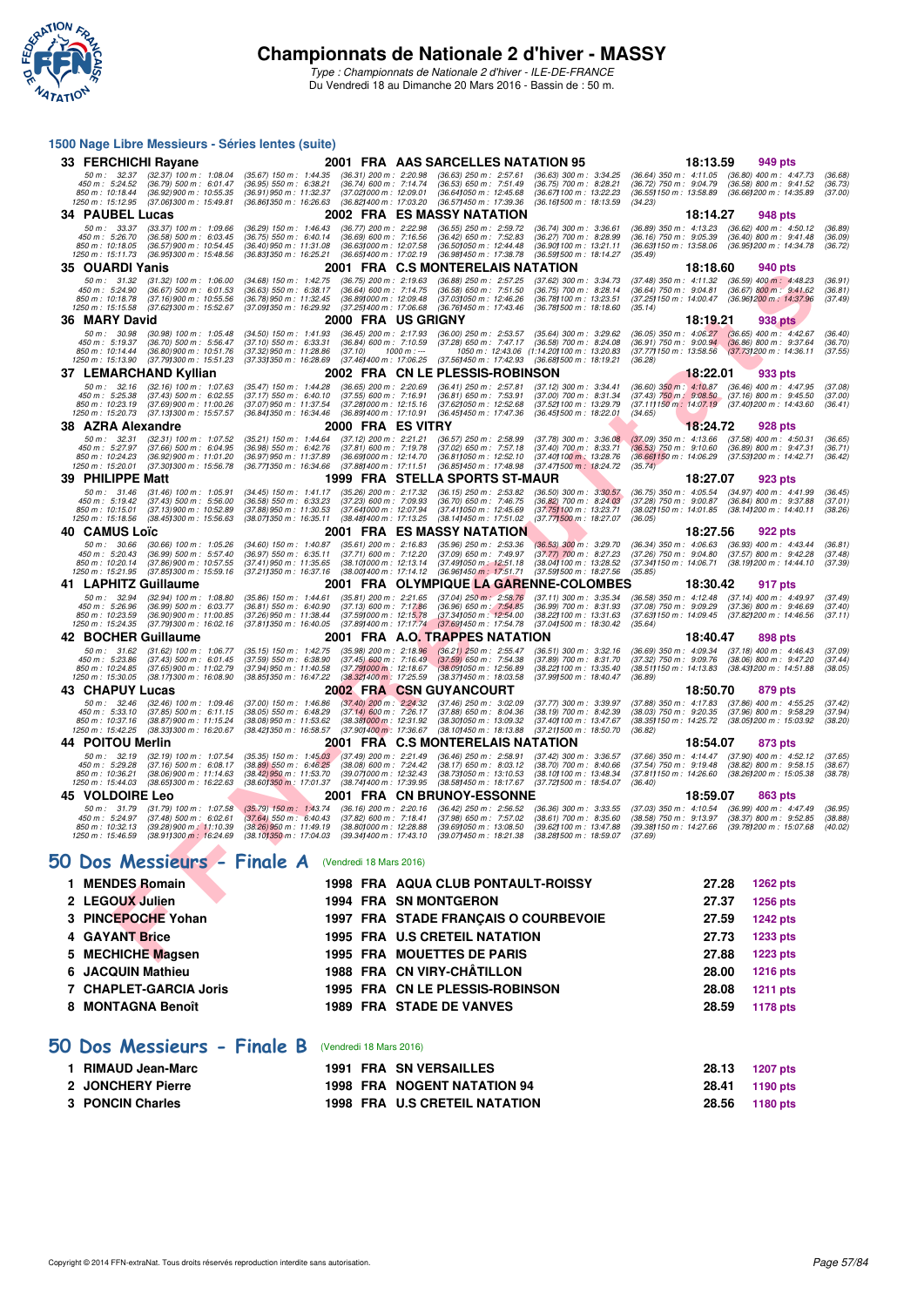# Championnats de Nationale 2 d'hiver - MASSY

*Type : Championnats de Nationale 2 d'hiver - ILE-DE-FRANCE*
Du Vendredi 18 au Dimanche 20 Mars 2016 - Bassin de : 50 m.

## 1500 Nage Libre Messieurs - Séries lentes (suite)

**33 FERCHICHI Rayane** 2001 FRA AAS SARCELLES NATATION 95 — 18:13.59 — 949 pts

50 m : 32.37 (32.37) 100 m : 1:08.04 (35.67) 150 m : 1:44.35 (36.31) 200 m : 2:20.98 (36.63) 250 m : 2:57.61 (36.63) 300 m : 3:34.25 (36.64) 350 m : 4:11.05 (36.80) 400 m : 4:47.73 (36.68)
450 m : 5:24.52 (36.79) 500 m : 6:01.47 (36.95) 550 m : 6:38.21 (36.74) 600 m : 7:14.74 (36.53) 650 m : 7:51.49 (36.75) 700 m : 8:28.21 (36.72) 750 m : 9:04.79 (36.58) 800 m : 9:41.52 (36.73)
850 m : 10:18.44 (36.92) 900 m : 10:55.35 (36.91) 950 m : 11:32.37 (37.02) 1000 m : 12:09.01 (36.64) 1050 m : 12:45.68 (36.67) 1100 m : 13:22.23 (36.55) 1150 m : 13:58.89 (36.66) 1200 m : 14:35.89 (37.00)
1250 m : 15:12.95 (37.06) 1300 m : 15:49.81 (36.86) 1350 m : 16:26.63 (36.82) 1400 m : 17:03.20 (36.57) 1450 m : 17:39.36 (36.16) 1500 m : 18:13.59 (34.23)

**34 PAUBEL Lucas** 2002 FRA ES MASSY NATATION — 18:14.27 — 948 pts

50 m : 33.37 (33.37) 100 m : 1:09.66 (36.29) 150 m : 1:46.43 (36.77) 200 m : 2:22.98 (36.55) 250 m : 2:59.72 (36.74) 300 m : 3:36.61 (36.89) 350 m : 4:13.23 (36.62) 400 m : 4:50.12 (36.89)
450 m : 5:26.70 (36.58) 500 m : 6:03.45 (36.75) 550 m : 6:40.14 (36.69) 600 m : 7:16.56 (36.42) 650 m : 7:52.83 (36.27) 700 m : 8:28.99 (36.16) 750 m : 9:05.39 (36.40) 800 m : 9:41.48 (36.09)
850 m : 10:18.05 (36.57) 900 m : 10:54.45 (36.40) 950 m : 11:31.08 (36.63) 1000 m : 12:07.58 (36.50) 1050 m : 12:44.48 (36.90) 1100 m : 13:21.11 (36.63) 1150 m : 13:58.06 (36.95) 1200 m : 14:34.78 (36.72)
1250 m : 15:11.73 (36.95) 1300 m : 15:48.56 (36.83) 1350 m : 16:25.21 (36.65) 1400 m : 17:02.19 (36.98) 1450 m : 17:38.78 (36.59) 1500 m : 18:14.27 (35.49)

**35 OUARDI Yanis** 2001 FRA C.S MONTERELAIS NATATION — 18:18.60 — 940 pts

50 m : 31.32 (31.32) 100 m : 1:06.00 (34.68) 150 m : 1:42.75 (36.75) 200 m : 2:19.63 (36.88) 250 m : 2:57.25 (37.62) 300 m : 3:34.73 (37.48) 350 m : 4:11.32 (36.59) 400 m : 4:48.23 (36.91)
450 m : 5:24.90 (36.67) 500 m : 6:01.53 (36.63) 550 m : 6:38.17 (36.64) 600 m : 7:14.75 (36.58) 650 m : 7:51.50 (36.75) 700 m : 8:28.14 (36.64) 750 m : 9:04.81 (36.67) 800 m : 9:41.62 (36.81)
850 m : 10:18.78 (37.16) 900 m : 10:55.56 (36.78) 950 m : 11:32.45 (36.89) 1000 m : 12:09.48 (37.03) 1050 m : 12:46.26 (36.78) 1100 m : 13:23.51 (37.25) 1150 m : 14:00.47 (36.96) 1200 m : 14:37.96 (37.49)
1250 m : 15:15.58 (37.62) 1300 m : 15:52.67 (37.09) 1350 m : 16:29.92 (37.25) 1400 m : 17:06.68 (36.76) 1450 m : 17:43.46 (36.78) 1500 m : 18:18.60 (35.14)

**36 MARY David** 2000 FRA US GRIGNY — 18:19.21 — 938 pts

50 m : 30.98 (30.98) 100 m : 1:05.48 (34.50) 150 m : 1:41.93 (36.45) 200 m : 2:17.93 (36.00) 250 m : 2:53.57 (35.64) 300 m : 3:29.62 (36.05) 350 m : 4:06.27 (36.65) 400 m : 4:42.67 (36.40)
450 m : 5:19.37 (36.70) 500 m : 5:56.47 (37.10) 550 m : 6:33.31 (36.84) 600 m : 7:10.59 (37.28) 650 m : 7:47.17 (36.58) 700 m : 8:24.08 (36.91) 750 m : 9:00.94 (36.86) 800 m : 9:37.64 (36.70)
850 m : 10:14.44 (36.80) 900 m : 10:51.76 (37.32) 950 m : 11:28.86 (37.10) 1000 m : --- 1050 m : 12:43.06 (1:14.20) 1100 m : 13:20.83 (37.77) 1150 m : 13:58.56 (37.73) 1200 m : 14:36.11 (37.55)
1250 m : 15:13.90 (37.79) 1300 m : 15:51.23 (37.33) 1350 m : 16:28.69 (37.46) 1400 m : 17:06.25 (37.56) 1450 m : 17:42.93 (36.68) 1500 m : 18:19.21 (36.28)

**37 LEMARCHAND Kyllian** 2002 FRA CN LE PLESSIS-ROBINSON — 18:22.01 — 933 pts

50 m : 32.16 (32.16) 100 m : 1:07.63 (35.47) 150 m : 1:44.28 (36.65) 200 m : 2:20.69 (36.41) 250 m : 2:57.81 (37.12) 300 m : 3:34.41 (36.60) 350 m : 4:10.87 (36.46) 400 m : 4:47.95 (37.08)
450 m : 5:25.38 (37.43) 500 m : 6:02.55 (37.17) 550 m : 6:40.10 (37.55) 600 m : 7:16.91 (36.81) 650 m : 7:53.91 (37.00) 700 m : 8:31.34 (37.43) 750 m : 9:08.50 (37.16) 800 m : 9:45.50 (37.00)
850 m : 10:23.19 (37.69) 900 m : 11:00.26 (37.07) 950 m : 11:37.54 (37.28) 1000 m : 12:15.16 (37.62) 1050 m : 12:52.68 (37.52) 1100 m : 13:29.79 (37.11) 1150 m : 14:07.19 (37.40) 1200 m : 14:43.60 (36.41)
1250 m : 15:20.73 (37.13) 1300 m : 15:57.57 (36.84) 1350 m : 16:34.46 (36.89) 1400 m : 17:10.91 (36.45) 1450 m : 17:47.36 (36.45) 1500 m : 18:22.01 (34.65)

**38 AZRA Alexandre** 2000 FRA ES VITRY — 18:24.72 — 928 pts

50 m : 32.31 (32.31) 100 m : 1:07.52 (35.21) 150 m : 1:44.64 (37.12) 200 m : 2:21.21 (36.57) 250 m : 2:58.99 (37.78) 300 m : 3:36.08 (37.09) 350 m : 4:13.66 (37.58) 400 m : 4:50.31 (36.65)
450 m : 5:27.97 (37.66) 500 m : 6:04.95 (36.98) 550 m : 6:42.76 (37.81) 600 m : 7:19.78 (37.02) 650 m : 7:57.18 (37.40) 700 m : 8:33.71 (36.53) 750 m : 9:10.60 (36.89) 800 m : 9:47.31 (36.71)
850 m : 10:24.23 (36.92) 900 m : 11:01.20 (36.97) 950 m : 11:37.89 (36.69) 1000 m : 12:14.70 (36.81) 1050 m : 12:52.10 (37.40) 1100 m : 13:28.76 (36.66) 1150 m : 14:06.29 (37.53) 1200 m : 14:42.71 (36.42)
1250 m : 15:20.01 (37.30) 1300 m : 15:56.78 (36.77) 1350 m : 16:34.66 (37.88) 1400 m : 17:11.51 (36.85) 1450 m : 17:48.98 (37.47) 1500 m : 18:24.72 (35.74)

**39 PHILIPPE Matt** 1999 FRA STELLA SPORTS ST-MAUR — 18:27.07 — 923 pts

50 m : 31.46 (31.46) 100 m : 1:05.91 (34.45) 150 m : 1:41.17 (35.26) 200 m : 2:17.32 (36.15) 250 m : 2:53.82 (36.50) 300 m : 3:30.57 (36.75) 350 m : 4:05.54 (34.97) 400 m : 4:41.99 (36.45)
450 m : 5:19.42 (37.43) 500 m : 5:56.00 (36.58) 550 m : 6:33.23 (37.23) 600 m : 7:09.93 (36.70) 650 m : 7:46.75 (36.82) 700 m : 8:24.03 (37.28) 750 m : 9:00.87 (36.84) 800 m : 9:37.88 (37.01)
850 m : 10:15.01 (37.13) 900 m : 10:52.89 (37.88) 950 m : 11:30.53 (37.64) 1000 m : 12:07.94 (37.41) 1050 m : 12:45.69 (37.75) 1100 m : 13:23.71 (38.02) 1150 m : 14:01.85 (38.14) 1200 m : 14:40.11 (38.26)
1250 m : 15:18.56 (38.45) 1300 m : 15:56.63 (38.07) 1350 m : 16:35.11 (38.48) 1400 m : 17:13.25 (38.14) 1450 m : 17:51.02 (37.77) 1500 m : 18:27.07 (36.05)

**40 CAMUS Loïc** 2001 FRA ES MASSY NATATION — 18:27.56 — 922 pts

50 m : 30.66 (30.66) 100 m : 1:05.26 (34.60) 150 m : 1:40.87 (35.61) 200 m : 2:16.83 (35.96) 250 m : 2:53.36 (36.53) 300 m : 3:29.70 (36.34) 350 m : 4:06.63 (36.93) 400 m : 4:43.44 (36.81)
450 m : 5:20.43 (36.99) 500 m : 5:57.40 (36.97) 550 m : 6:35.11 (37.71) 600 m : 7:12.20 (37.09) 650 m : 7:49.97 (37.77) 700 m : 8:27.23 (37.26) 750 m : 9:04.80 (37.57) 800 m : 9:42.28 (37.48)
850 m : 10:20.14 (37.86) 900 m : 10:57.55 (37.41) 950 m : 11:35.65 (38.10) 1000 m : 12:13.14 (37.49) 1050 m : 12:51.18 (38.04) 1100 m : 13:28.52 (37.34) 1150 m : 14:06.71 (38.19) 1200 m : 14:44.10 (37.39)
1250 m : 15:21.95 (37.85) 1300 m : 15:59.16 (37.21) 1350 m : 16:37.16 (38.00) 1400 m : 17:14.12 (36.96) 1450 m : 17:51.71 (37.59) 1500 m : 18:27.56 (35.85)

**41 LAPHITZ Guillaume** 2001 FRA OLYMPIQUE LA GARENNE-COLOMBES — 18:30.42 — 917 pts

50 m : 32.94 (32.94) 100 m : 1:08.80 (35.86) 150 m : 1:44.61 (35.81) 200 m : 2:21.65 (37.04) 250 m : 2:58.76 (37.11) 300 m : 3:35.34 (36.58) 350 m : 4:12.48 (37.14) 400 m : 4:49.97 (37.49)
450 m : 5:26.96 (36.99) 500 m : 6:03.77 (36.81) 550 m : 6:40.90 (37.13) 600 m : 7:17.86 (36.96) 650 m : 7:54.85 (36.99) 700 m : 8:31.93 (37.08) 750 m : 9:09.29 (37.36) 800 m : 9:46.69 (37.40)
850 m : 10:23.59 (36.90) 900 m : 11:00.85 (37.26) 950 m : 11:38.44 (37.59) 1000 m : 12:15.78 (37.34) 1050 m : 12:54.00 (38.22) 1100 m : 13:31.63 (37.63) 1150 m : 14:09.45 (37.82) 1200 m : 14:46.56 (37.11)
1250 m : 15:24.35 (37.79) 1300 m : 16:02.16 (37.81) 1350 m : 16:40.05 (37.89) 1400 m : 17:17.74 (37.69) 1450 m : 17:54.78 (37.04) 1500 m : 18:30.42 (35.64)

**42 BOCHER Guillaume** 2001 FRA A.O. TRAPPES NATATION — 18:40.47 — 898 pts

50 m : 31.62 (31.62) 100 m : 1:06.77 (35.15) 150 m : 1:42.75 (35.98) 200 m : 2:18.96 (36.21) 250 m : 2:55.47 (36.51) 300 m : 3:32.16 (36.69) 350 m : 4:09.34 (37.18) 400 m : 4:46.43 (37.09)
450 m : 5:23.86 (37.43) 500 m : 6:01.45 (37.59) 550 m : 6:38.90 (37.45) 600 m : 7:16.49 (37.59) 650 m : 7:54.38 (37.89) 700 m : 8:31.70 (37.32) 750 m : 9:09.76 (38.06) 800 m : 9:47.20 (37.44)
850 m : 10:24.85 (37.65) 900 m : 11:02.79 (37.94) 950 m : 11:40.58 (37.79) 1000 m : 12:18.67 (38.09) 1050 m : 12:56.89 (38.22) 1100 m : 13:35.40 (38.51) 1150 m : 14:13.83 (38.43) 1200 m : 14:51.88 (38.05)
1250 m : 15:30.05 (38.17) 1300 m : 16:08.90 (38.85) 1350 m : 16:47.22 (38.32) 1400 m : 17:25.59 (38.37) 1450 m : 18:03.58 (37.99) 1500 m : 18:40.47 (36.89)

**43 CHAPUY Lucas** 2002 FRA CSN GUYANCOURT — 18:50.70 — 879 pts

50 m : 32.46 (32.46) 100 m : 1:09.46 (37.00) 150 m : 1:46.86 (37.40) 200 m : 2:24.32 (37.46) 250 m : 3:02.09 (37.77) 300 m : 3:39.97 (37.88) 350 m : 4:17.83 (37.86) 400 m : 4:55.25 (37.42)
450 m : 5:33.10 (37.85) 500 m : 6:11.15 (38.05) 550 m : 6:48.29 (37.14) 600 m : 7:26.17 (37.88) 650 m : 8:04.36 (38.19) 700 m : 8:42.39 (38.03) 750 m : 9:20.35 (37.96) 800 m : 9:58.29 (37.94)
850 m : 10:37.16 (38.87) 900 m : 11:15.24 (38.08) 950 m : 11:53.62 (38.38) 1000 m : 12:31.92 (38.30) 1050 m : 13:09.32 (37.40) 1100 m : 13:47.67 (38.35) 1150 m : 14:25.72 (38.05) 1200 m : 15:03.92 (38.20)
1250 m : 15:42.25 (38.33) 1300 m : 16:20.67 (38.42) 1350 m : 16:58.57 (37.90) 1400 m : 17:36.67 (38.10) 1450 m : 18:13.88 (37.21) 1500 m : 18:50.70 (36.82)

**44 POITOU Merlin** 2001 FRA C.S MONTERELAIS NATATION — 18:54.07 — 873 pts

50 m : 32.19 (32.19) 100 m : 1:07.54 (35.35) 150 m : 1:45.03 (37.49) 200 m : 2:21.49 (36.46) 250 m : 2:58.91 (37.42) 300 m : 3:36.57 (37.66) 350 m : 4:14.47 (37.90) 400 m : 4:52.12 (37.65)
450 m : 5:29.28 (37.16) 500 m : 6:08.17 (38.89) 550 m : 6:46.25 (38.08) 600 m : 7:24.42 (38.17) 650 m : 8:03.12 (38.70) 700 m : 8:40.66 (37.54) 750 m : 9:19.48 (38.82) 800 m : 9:58.15 (38.67)
850 m : 10:36.21 (38.06) 900 m : 11:14.63 (38.42) 950 m : 11:53.70 (39.07) 1000 m : 12:32.43 (38.73) 1050 m : 13:10.53 (38.10) 1100 m : 13:48.34 (37.81) 1150 m : 14:26.60 (38.26) 1200 m : 15:05.38 (38.78)
1250 m : 15:44.03 (38.65) 1300 m : 16:22.63 (38.60) 1350 m : 17:01.37 (38.74) 1400 m : 17:39.95 (38.58) 1450 m : 18:17.67 (37.72) 1500 m : 18:54.07 (36.40)

**45 VOLDOIRE Leo** 2001 FRA CN BRUNOY-ESSONNE — 18:59.07 — 863 pts

50 m : 31.79 (31.79) 100 m : 1:07.58 (35.79) 150 m : 1:43.74 (36.16) 200 m : 2:20.16 (36.42) 250 m : 2:56.52 (36.36) 300 m : 3:33.55 (37.03) 350 m : 4:10.54 (36.99) 400 m : 4:47.49 (36.95)
450 m : 5:24.97 (37.48) 500 m : 6:02.61 (37.64) 550 m : 6:40.43 (37.82) 600 m : 7:18.41 (37.98) 650 m : 7:57.02 (38.61) 700 m : 8:35.60 (38.58) 750 m : 9:13.97 (38.37) 800 m : 9:52.85 (38.88)
850 m : 10:32.13 (39.28) 900 m : 11:10.39 (38.26) 950 m : 11:49.19 (38.80) 1000 m : 12:28.88 (39.69) 1050 m : 13:08.50 (39.62) 1100 m : 13:47.88 (39.38) 1150 m : 14:27.66 (39.78) 1200 m : 15:07.68 (40.02)
1250 m : 15:46.59 (38.91) 1300 m : 16:24.69 (38.10) 1350 m : 17:04.03 (39.34) 1400 m : 17:43.10 (39.07) 1450 m : 18:21.38 (38.28) 1500 m : 18:59.07 (37.69)

## 50 Dos Messieurs - Finale A (Vendredi 18 Mars 2016)

| Rg | Nom | Année | Nat. | Club | Temps | Points |
|---|---|---|---|---|---|---|
| 1 | MENDES Romain | 1998 | FRA | AQUA CLUB PONTAULT-ROISSY | 27.28 | 1262 pts |
| 2 | LEGOUX Julien | 1994 | FRA | SN MONTGERON | 27.37 | 1256 pts |
| 3 | PINCEPOCHE Yohan | 1997 | FRA | STADE FRANÇAIS O COURBEVOIE | 27.59 | 1242 pts |
| 4 | GAYANT Brice | 1995 | FRA | U.S CRETEIL NATATION | 27.73 | 1233 pts |
| 5 | MECHICHE Magsen | 1995 | FRA | MOUETTES DE PARIS | 27.88 | 1223 pts |
| 6 | JACQUIN Mathieu | 1988 | FRA | CN VIRY-CHÂTILLON | 28.00 | 1216 pts |
| 7 | CHAPLET-GARCIA Joris | 1995 | FRA | CN LE PLESSIS-ROBINSON | 28.08 | 1211 pts |
| 8 | MONTAGNA Benoît | 1989 | FRA | STADE DE VANVES | 28.59 | 1178 pts |

## 50 Dos Messieurs - Finale B (Vendredi 18 Mars 2016)

| Rg | Nom | Année | Nat. | Club | Temps | Points |
|---|---|---|---|---|---|---|
| 1 | RIMAUD Jean-Marc | 1991 | FRA | SN VERSAILLES | 28.13 | 1207 pts |
| 2 | JONCHERY Pierre | 1998 | FRA | NOGENT NATATION 94 | 28.41 | 1190 pts |
| 3 | PONCIN Charles | 1998 | FRA | U.S CRETEIL NATATION | 28.56 | 1180 pts |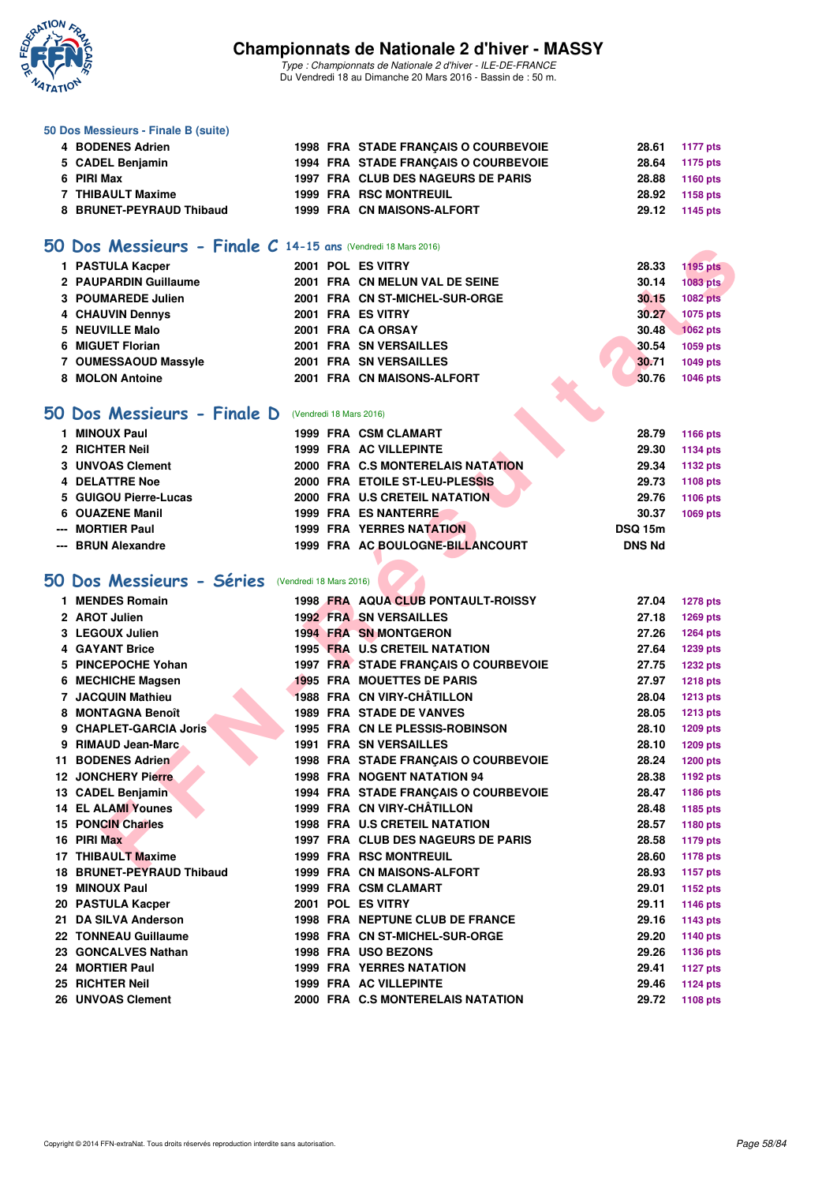### 50 Dos Messieurs - Finale B (suite)

| | | | | | | |
|---|---|---|---|---|---|---|
| 4 | BODENES Adrien | 1998 | FRA | STADE FRANÇAIS O COURBEVOIE | 28.61 | 1177 pts |
| 5 | CADEL Benjamin | 1994 | FRA | STADE FRANÇAIS O COURBEVOIE | 28.64 | 1175 pts |
| 6 | PIRI Max | 1997 | FRA | CLUB DES NAGEURS DE PARIS | 28.88 | 1160 pts |
| 7 | THIBAULT Maxime | 1999 | FRA | RSC MONTREUIL | 28.92 | 1158 pts |
| 8 | BRUNET-PEYRAUD Thibaud | 1999 | FRA | CN MAISONS-ALFORT | 29.12 | 1145 pts |

## 50 Dos Messieurs - Finale C 14-15 ans (Vendredi 18 Mars 2016)

| | | | | | | |
|---|---|---|---|---|---|---|
| 1 | PASTULA Kacper | 2001 | POL | ES VITRY | 28.33 | 1195 pts |
| 2 | PAUPARDIN Guillaume | 2001 | FRA | CN MELUN VAL DE SEINE | 30.14 | 1083 pts |
| 3 | POUMAREDE Julien | 2001 | FRA | CN ST-MICHEL-SUR-ORGE | 30.15 | 1082 pts |
| 4 | CHAUVIN Dennys | 2001 | FRA | ES VITRY | 30.27 | 1075 pts |
| 5 | NEUVILLE Malo | 2001 | FRA | CA ORSAY | 30.48 | 1062 pts |
| 6 | MIGUET Florian | 2001 | FRA | SN VERSAILLES | 30.54 | 1059 pts |
| 7 | OUMESSAOUD Massyle | 2001 | FRA | SN VERSAILLES | 30.71 | 1049 pts |
| 8 | MOLON Antoine | 2001 | FRA | CN MAISONS-ALFORT | 30.76 | 1046 pts |

## 50 Dos Messieurs - Finale D (Vendredi 18 Mars 2016)

| | | | | | | |
|---|---|---|---|---|---|---|
| 1 | MINOUX Paul | 1999 | FRA | CSM CLAMART | 28.79 | 1166 pts |
| 2 | RICHTER Neil | 1999 | FRA | AC VILLEPINTE | 29.30 | 1134 pts |
| 3 | UNVOAS Clement | 2000 | FRA | C.S MONTERELAIS NATATION | 29.34 | 1132 pts |
| 4 | DELATTRE Noe | 2000 | FRA | ETOILE ST-LEU-PLESSIS | 29.73 | 1108 pts |
| 5 | GUIGOU Pierre-Lucas | 2000 | FRA | U.S CRETEIL NATATION | 29.76 | 1106 pts |
| 6 | OUAZENE Manil | 1999 | FRA | ES NANTERRE | 30.37 | 1069 pts |
| --- | MORTIER Paul | 1999 | FRA | YERRES NATATION | DSQ 15m | |
| --- | BRUN Alexandre | 1999 | FRA | AC BOULOGNE-BILLANCOURT | DNS Nd | |

## 50 Dos Messieurs - Séries (Vendredi 18 Mars 2016)

| | | | | | | |
|---|---|---|---|---|---|---|
| 1 | MENDES Romain | 1998 | FRA | AQUA CLUB PONTAULT-ROISSY | 27.04 | 1278 pts |
| 2 | AROT Julien | 1992 | FRA | SN VERSAILLES | 27.18 | 1269 pts |
| 3 | LEGOUX Julien | 1994 | FRA | SN MONTGERON | 27.26 | 1264 pts |
| 4 | GAYANT Brice | 1995 | FRA | U.S CRETEIL NATATION | 27.64 | 1239 pts |
| 5 | PINCEPOCHE Yohan | 1997 | FRA | STADE FRANÇAIS O COURBEVOIE | 27.75 | 1232 pts |
| 6 | MECHICHE Magsen | 1995 | FRA | MOUETTES DE PARIS | 27.97 | 1218 pts |
| 7 | JACQUIN Mathieu | 1988 | FRA | CN VIRY-CHÂTILLON | 28.04 | 1213 pts |
| 8 | MONTAGNA Benoît | 1989 | FRA | STADE DE VANVES | 28.05 | 1213 pts |
| 9 | CHAPLET-GARCIA Joris | 1995 | FRA | CN LE PLESSIS-ROBINSON | 28.10 | 1209 pts |
| 9 | RIMAUD Jean-Marc | 1991 | FRA | SN VERSAILLES | 28.10 | 1209 pts |
| 11 | BODENES Adrien | 1998 | FRA | STADE FRANÇAIS O COURBEVOIE | 28.24 | 1200 pts |
| 12 | JONCHERY Pierre | 1998 | FRA | NOGENT NATATION 94 | 28.38 | 1192 pts |
| 13 | CADEL Benjamin | 1994 | FRA | STADE FRANÇAIS O COURBEVOIE | 28.47 | 1186 pts |
| 14 | EL ALAMI Younes | 1999 | FRA | CN VIRY-CHÂTILLON | 28.48 | 1185 pts |
| 15 | PONCIN Charles | 1998 | FRA | U.S CRETEIL NATATION | 28.57 | 1180 pts |
| 16 | PIRI Max | 1997 | FRA | CLUB DES NAGEURS DE PARIS | 28.58 | 1179 pts |
| 17 | THIBAULT Maxime | 1999 | FRA | RSC MONTREUIL | 28.60 | 1178 pts |
| 18 | BRUNET-PEYRAUD Thibaud | 1999 | FRA | CN MAISONS-ALFORT | 28.93 | 1157 pts |
| 19 | MINOUX Paul | 1999 | FRA | CSM CLAMART | 29.01 | 1152 pts |
| 20 | PASTULA Kacper | 2001 | POL | ES VITRY | 29.11 | 1146 pts |
| 21 | DA SILVA Anderson | 1998 | FRA | NEPTUNE CLUB DE FRANCE | 29.16 | 1143 pts |
| 22 | TONNEAU Guillaume | 1998 | FRA | CN ST-MICHEL-SUR-ORGE | 29.20 | 1140 pts |
| 23 | GONCALVES Nathan | 1998 | FRA | USO BEZONS | 29.26 | 1136 pts |
| 24 | MORTIER Paul | 1999 | FRA | YERRES NATATION | 29.41 | 1127 pts |
| 25 | RICHTER Neil | 1999 | FRA | AC VILLEPINTE | 29.46 | 1124 pts |
| 26 | UNVOAS Clement | 2000 | FRA | C.S MONTERELAIS NATATION | 29.72 | 1108 pts |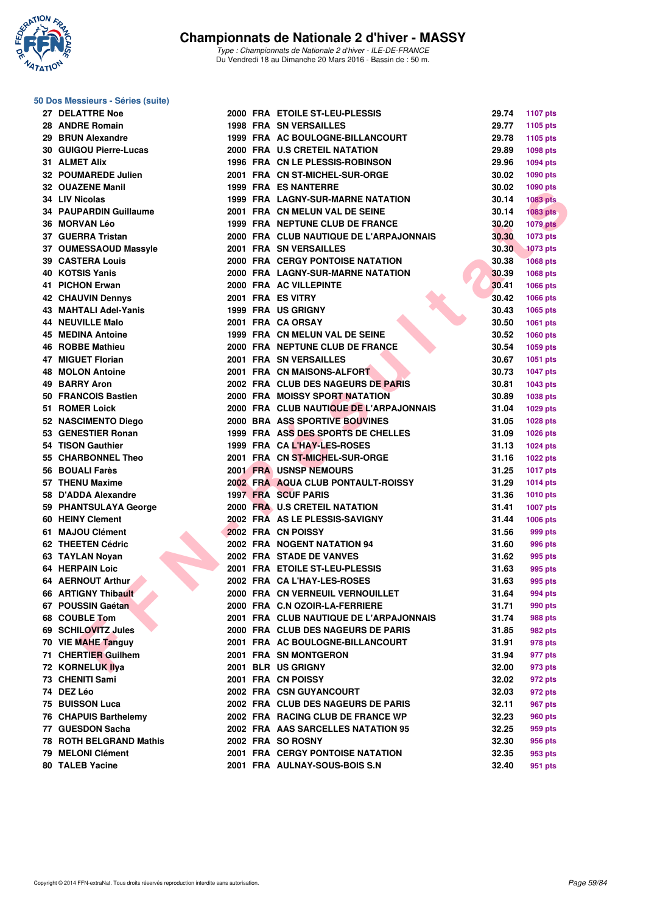# Championnats de Nationale 2 d'hiver - MASSY

*Type : Championnats de Nationale 2 d'hiver - ILE-DE-FRANCE*
Du Vendredi 18 au Dimanche 20 Mars 2016 - Bassin de : 50 m.

## 50 Dos Messieurs - Séries (suite)

| Rang | Nom | Année | Nat. | Club | Temps | Points |
|---|---|---|---|---|---|---|
| 27 | DELATTRE Noe | 2000 | FRA | ETOILE ST-LEU-PLESSIS | 29.74 | 1107 pts |
| 28 | ANDRE Romain | 1998 | FRA | SN VERSAILLES | 29.77 | 1105 pts |
| 29 | BRUN Alexandre | 1999 | FRA | AC BOULOGNE-BILLANCOURT | 29.78 | 1105 pts |
| 30 | GUIGOU Pierre-Lucas | 2000 | FRA | U.S CRETEIL NATATION | 29.89 | 1098 pts |
| 31 | ALMET Alix | 1996 | FRA | CN LE PLESSIS-ROBINSON | 29.96 | 1094 pts |
| 32 | POUMAREDE Julien | 2001 | FRA | CN ST-MICHEL-SUR-ORGE | 30.02 | 1090 pts |
| 32 | OUAZENE Manil | 1999 | FRA | ES NANTERRE | 30.02 | 1090 pts |
| 34 | LIV Nicolas | 1999 | FRA | LAGNY-SUR-MARNE NATATION | 30.14 | 1083 pts |
| 34 | PAUPARDIN Guillaume | 2001 | FRA | CN MELUN VAL DE SEINE | 30.14 | 1083 pts |
| 36 | MORVAN Léo | 1999 | FRA | NEPTUNE CLUB DE FRANCE | 30.20 | 1079 pts |
| 37 | GUERRA Tristan | 2000 | FRA | CLUB NAUTIQUE DE L'ARPAJONNAIS | 30.30 | 1073 pts |
| 37 | OUMESSAOUD Massyle | 2001 | FRA | SN VERSAILLES | 30.30 | 1073 pts |
| 39 | CASTERA Louis | 2000 | FRA | CERGY PONTOISE NATATION | 30.38 | 1068 pts |
| 40 | KOTSIS Yanis | 2000 | FRA | LAGNY-SUR-MARNE NATATION | 30.39 | 1068 pts |
| 41 | PICHON Erwan | 2000 | FRA | AC VILLEPINTE | 30.41 | 1066 pts |
| 42 | CHAUVIN Dennys | 2001 | FRA | ES VITRY | 30.42 | 1066 pts |
| 43 | MAHTALI Adel-Yanis | 1999 | FRA | US GRIGNY | 30.43 | 1065 pts |
| 44 | NEUVILLE Malo | 2001 | FRA | CA ORSAY | 30.50 | 1061 pts |
| 45 | MEDINA Antoine | 1999 | FRA | CN MELUN VAL DE SEINE | 30.52 | 1060 pts |
| 46 | ROBBE Mathieu | 2000 | FRA | NEPTUNE CLUB DE FRANCE | 30.54 | 1059 pts |
| 47 | MIGUET Florian | 2001 | FRA | SN VERSAILLES | 30.67 | 1051 pts |
| 48 | MOLON Antoine | 2001 | FRA | CN MAISONS-ALFORT | 30.73 | 1047 pts |
| 49 | BARRY Aron | 2002 | FRA | CLUB DES NAGEURS DE PARIS | 30.81 | 1043 pts |
| 50 | FRANCOIS Bastien | 2000 | FRA | MOISSY SPORT NATATION | 30.89 | 1038 pts |
| 51 | ROMER Loick | 2000 | FRA | CLUB NAUTIQUE DE L'ARPAJONNAIS | 31.04 | 1029 pts |
| 52 | NASCIMENTO Diego | 2000 | BRA | ASS SPORTIVE BOUVINES | 31.05 | 1028 pts |
| 53 | GENESTIER Ronan | 1999 | FRA | ASS DES SPORTS DE CHELLES | 31.09 | 1026 pts |
| 54 | TISON Gauthier | 1999 | FRA | CA L'HAY-LES-ROSES | 31.13 | 1024 pts |
| 55 | CHARBONNEL Theo | 2001 | FRA | CN ST-MICHEL-SUR-ORGE | 31.16 | 1022 pts |
| 56 | BOUALI Farès | 2001 | FRA | USNSP NEMOURS | 31.25 | 1017 pts |
| 57 | THENU Maxime | 2002 | FRA | AQUA CLUB PONTAULT-ROISSY | 31.29 | 1014 pts |
| 58 | D'ADDA Alexandre | 1997 | FRA | SCUF PARIS | 31.36 | 1010 pts |
| 59 | PHANTSULAYA George | 2000 | FRA | U.S CRETEIL NATATION | 31.41 | 1007 pts |
| 60 | HEINY Clement | 2002 | FRA | AS LE PLESSIS-SAVIGNY | 31.44 | 1006 pts |
| 61 | MAJOU Clément | 2002 | FRA | CN POISSY | 31.56 | 999 pts |
| 62 | THEETEN Cédric | 2002 | FRA | NOGENT NATATION 94 | 31.60 | 996 pts |
| 63 | TAYLAN Noyan | 2002 | FRA | STADE DE VANVES | 31.62 | 995 pts |
| 64 | HERPAIN Loic | 2001 | FRA | ETOILE ST-LEU-PLESSIS | 31.63 | 995 pts |
| 64 | AERNOUT Arthur | 2002 | FRA | CA L'HAY-LES-ROSES | 31.63 | 995 pts |
| 66 | ARTIGNY Thibault | 2000 | FRA | CN VERNEUIL VERNOUILLET | 31.64 | 994 pts |
| 67 | POUSSIN Gaétan | 2000 | FRA | C.N OZOIR-LA-FERRIERE | 31.71 | 990 pts |
| 68 | COUBLE Tom | 2001 | FRA | CLUB NAUTIQUE DE L'ARPAJONNAIS | 31.74 | 988 pts |
| 69 | SCHILOVITZ Jules | 2000 | FRA | CLUB DES NAGEURS DE PARIS | 31.85 | 982 pts |
| 70 | VIE MAHE Tanguy | 2001 | FRA | AC BOULOGNE-BILLANCOURT | 31.91 | 978 pts |
| 71 | CHERTIER Guilhem | 2001 | FRA | SN MONTGERON | 31.94 | 977 pts |
| 72 | KORNELUK Ilya | 2001 | BLR | US GRIGNY | 32.00 | 973 pts |
| 73 | CHENITI Sami | 2001 | FRA | CN POISSY | 32.02 | 972 pts |
| 74 | DEZ Léo | 2002 | FRA | CSN GUYANCOURT | 32.03 | 972 pts |
| 75 | BUISSON Luca | 2002 | FRA | CLUB DES NAGEURS DE PARIS | 32.11 | 967 pts |
| 76 | CHAPUIS Barthelemy | 2002 | FRA | RACING CLUB DE FRANCE WP | 32.23 | 960 pts |
| 77 | GUESDON Sacha | 2002 | FRA | AAS SARCELLES NATATION 95 | 32.25 | 959 pts |
| 78 | ROTH BELGRAND Mathis | 2002 | FRA | SO ROSNY | 32.30 | 956 pts |
| 79 | MELONI Clément | 2001 | FRA | CERGY PONTOISE NATATION | 32.35 | 953 pts |
| 80 | TALEB Yacine | 2001 | FRA | AULNAY-SOUS-BOIS S.N | 32.40 | 951 pts |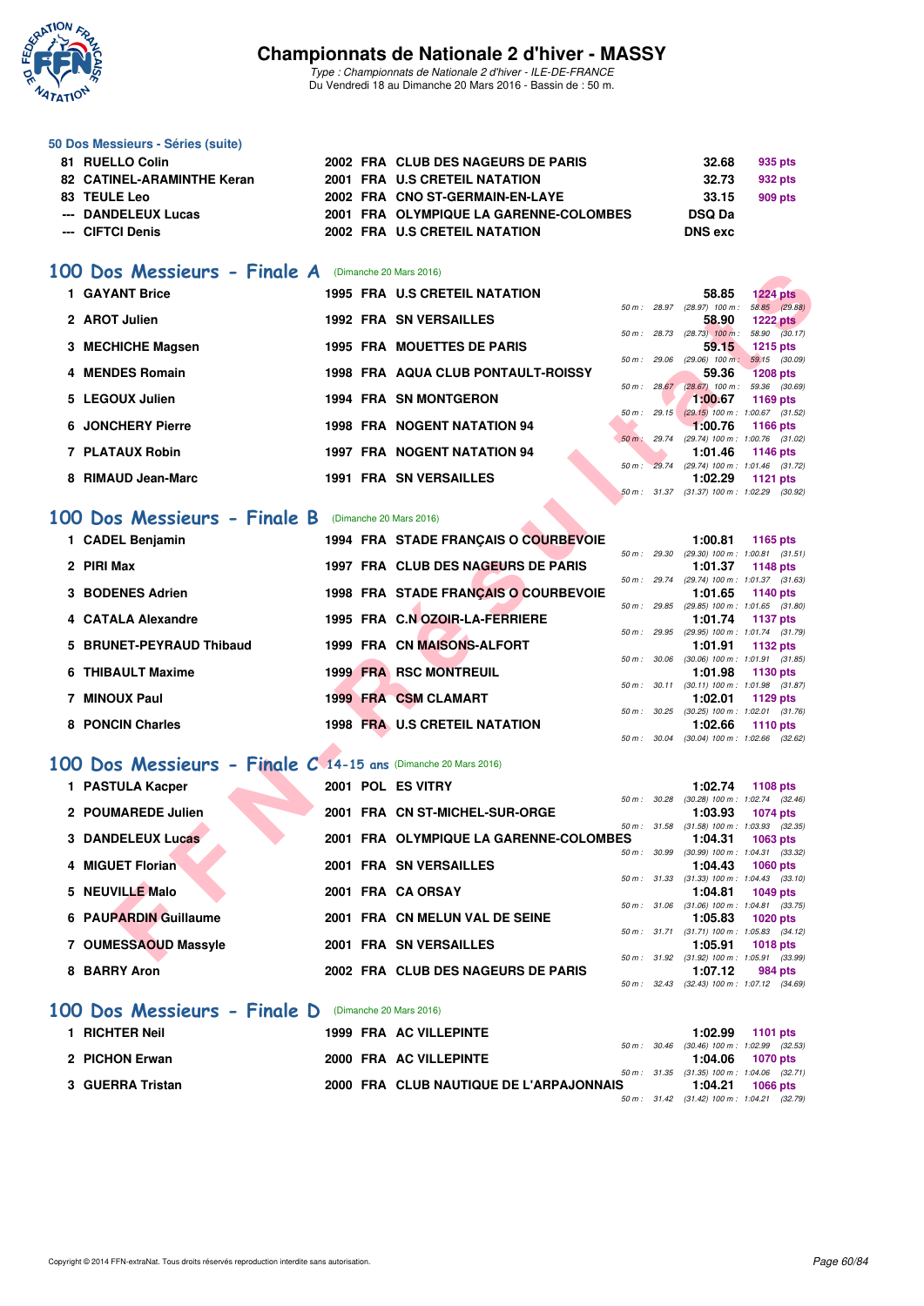## 50 Dos Messieurs - Séries (suite)

| | | | | | | |
|---|---|---|---|---|---|---|
| 81 | RUELLO Colin | 2002 | FRA | CLUB DES NAGEURS DE PARIS | 32.68 | 935 pts |
| 82 | CATINEL-ARAMINTHE Keran | 2001 | FRA | U.S CRETEIL NATATION | 32.73 | 932 pts |
| 83 | TEULE Leo | 2002 | FRA | CNO ST-GERMAIN-EN-LAYE | 33.15 | 909 pts |
| --- | DANDELEUX Lucas | 2001 | FRA | OLYMPIQUE LA GARENNE-COLOMBES | DSQ Da | |
| --- | CIFTCI Denis | 2002 | FRA | U.S CRETEIL NATATION | DNS exc | |

## 100 Dos Messieurs - Finale A (Dimanche 20 Mars 2016)

| | | | | | | | |
|---|---|---|---|---|---|---|---|
| 1 | GAYANT Brice | 1995 | FRA | U.S CRETEIL NATATION | 58.85 | 1224 pts | 50 m : 28.97 (28.97) 100 m : 58.85 (29.88) |
| 2 | AROT Julien | 1992 | FRA | SN VERSAILLES | 58.90 | 1222 pts | 50 m : 28.73 (28.73) 100 m : 58.90 (30.17) |
| 3 | MECHICHE Magsen | 1995 | FRA | MOUETTES DE PARIS | 59.15 | 1215 pts | 50 m : 29.06 (29.06) 100 m : 59.15 (30.09) |
| 4 | MENDES Romain | 1998 | FRA | AQUA CLUB PONTAULT-ROISSY | 59.36 | 1208 pts | 50 m : 28.67 (28.67) 100 m : 59.36 (30.69) |
| 5 | LEGOUX Julien | 1994 | FRA | SN MONTGERON | 1:00.67 | 1169 pts | 50 m : 29.15 (29.15) 100 m : 1:00.67 (31.52) |
| 6 | JONCHERY Pierre | 1998 | FRA | NOGENT NATATION 94 | 1:00.76 | 1166 pts | 50 m : 29.74 (29.74) 100 m : 1:00.76 (31.02) |
| 7 | PLATAUX Robin | 1997 | FRA | NOGENT NATATION 94 | 1:01.46 | 1146 pts | 50 m : 29.74 (29.74) 100 m : 1:01.46 (31.72) |
| 8 | RIMAUD Jean-Marc | 1991 | FRA | SN VERSAILLES | 1:02.29 | 1121 pts | 50 m : 31.37 (31.37) 100 m : 1:02.29 (30.92) |

## 100 Dos Messieurs - Finale B (Dimanche 20 Mars 2016)

| | | | | | | | |
|---|---|---|---|---|---|---|---|
| 1 | CADEL Benjamin | 1994 | FRA | STADE FRANÇAIS O COURBEVOIE | 1:00.81 | 1165 pts | 50 m : 29.30 (29.30) 100 m : 1:00.81 (31.51) |
| 2 | PIRI Max | 1997 | FRA | CLUB DES NAGEURS DE PARIS | 1:01.37 | 1148 pts | 50 m : 29.74 (29.74) 100 m : 1:01.37 (31.63) |
| 3 | BODENES Adrien | 1998 | FRA | STADE FRANÇAIS O COURBEVOIE | 1:01.65 | 1140 pts | 50 m : 29.85 (29.85) 100 m : 1:01.65 (31.80) |
| 4 | CATALA Alexandre | 1995 | FRA | C.N OZOIR-LA-FERRIERE | 1:01.74 | 1137 pts | 50 m : 29.95 (29.95) 100 m : 1:01.74 (31.79) |
| 5 | BRUNET-PEYRAUD Thibaud | 1999 | FRA | CN MAISONS-ALFORT | 1:01.91 | 1132 pts | 50 m : 30.06 (30.06) 100 m : 1:01.91 (31.85) |
| 6 | THIBAULT Maxime | 1999 | FRA | RSC MONTREUIL | 1:01.98 | 1130 pts | 50 m : 30.11 (30.11) 100 m : 1:01.98 (31.87) |
| 7 | MINOUX Paul | 1999 | FRA | CSM CLAMART | 1:02.01 | 1129 pts | 50 m : 30.25 (30.25) 100 m : 1:02.01 (31.76) |
| 8 | PONCIN Charles | 1998 | FRA | U.S CRETEIL NATATION | 1:02.66 | 1110 pts | 50 m : 30.04 (30.04) 100 m : 1:02.66 (32.62) |

## 100 Dos Messieurs - Finale C 14-15 ans (Dimanche 20 Mars 2016)

| | | | | | | | |
|---|---|---|---|---|---|---|---|
| 1 | PASTULA Kacper | 2001 | POL | ES VITRY | 1:02.74 | 1108 pts | 50 m : 30.28 (30.28) 100 m : 1:02.74 (32.46) |
| 2 | POUMAREDE Julien | 2001 | FRA | CN ST-MICHEL-SUR-ORGE | 1:03.93 | 1074 pts | 50 m : 31.58 (31.58) 100 m : 1:03.93 (32.35) |
| 3 | DANDELEUX Lucas | 2001 | FRA | OLYMPIQUE LA GARENNE-COLOMBES | 1:04.31 | 1063 pts | 50 m : 30.99 (30.99) 100 m : 1:04.31 (33.32) |
| 4 | MIGUET Florian | 2001 | FRA | SN VERSAILLES | 1:04.43 | 1060 pts | 50 m : 31.33 (31.33) 100 m : 1:04.43 (33.10) |
| 5 | NEUVILLE Malo | 2001 | FRA | CA ORSAY | 1:04.81 | 1049 pts | 50 m : 31.06 (31.06) 100 m : 1:04.81 (33.75) |
| 6 | PAUPARDIN Guillaume | 2001 | FRA | CN MELUN VAL DE SEINE | 1:05.83 | 1020 pts | 50 m : 31.71 (31.71) 100 m : 1:05.83 (34.12) |
| 7 | OUMESSAOUD Massyle | 2001 | FRA | SN VERSAILLES | 1:05.91 | 1018 pts | 50 m : 31.92 (31.92) 100 m : 1:05.91 (33.99) |
| 8 | BARRY Aron | 2002 | FRA | CLUB DES NAGEURS DE PARIS | 1:07.12 | 984 pts | 50 m : 32.43 (32.43) 100 m : 1:07.12 (34.69) |

## 100 Dos Messieurs - Finale D (Dimanche 20 Mars 2016)

| | | | | | | | |
|---|---|---|---|---|---|---|---|
| 1 | RICHTER Neil | 1999 | FRA | AC VILLEPINTE | 1:02.99 | 1101 pts | 50 m : 30.46 (30.46) 100 m : 1:02.99 (32.53) |
| 2 | PICHON Erwan | 2000 | FRA | AC VILLEPINTE | 1:04.06 | 1070 pts | 50 m : 31.35 (31.35) 100 m : 1:04.06 (32.71) |
| 3 | GUERRA Tristan | 2000 | FRA | CLUB NAUTIQUE DE L'ARPAJONNAIS | 1:04.21 | 1066 pts | 50 m : 31.42 (31.42) 100 m : 1:04.21 (32.79) |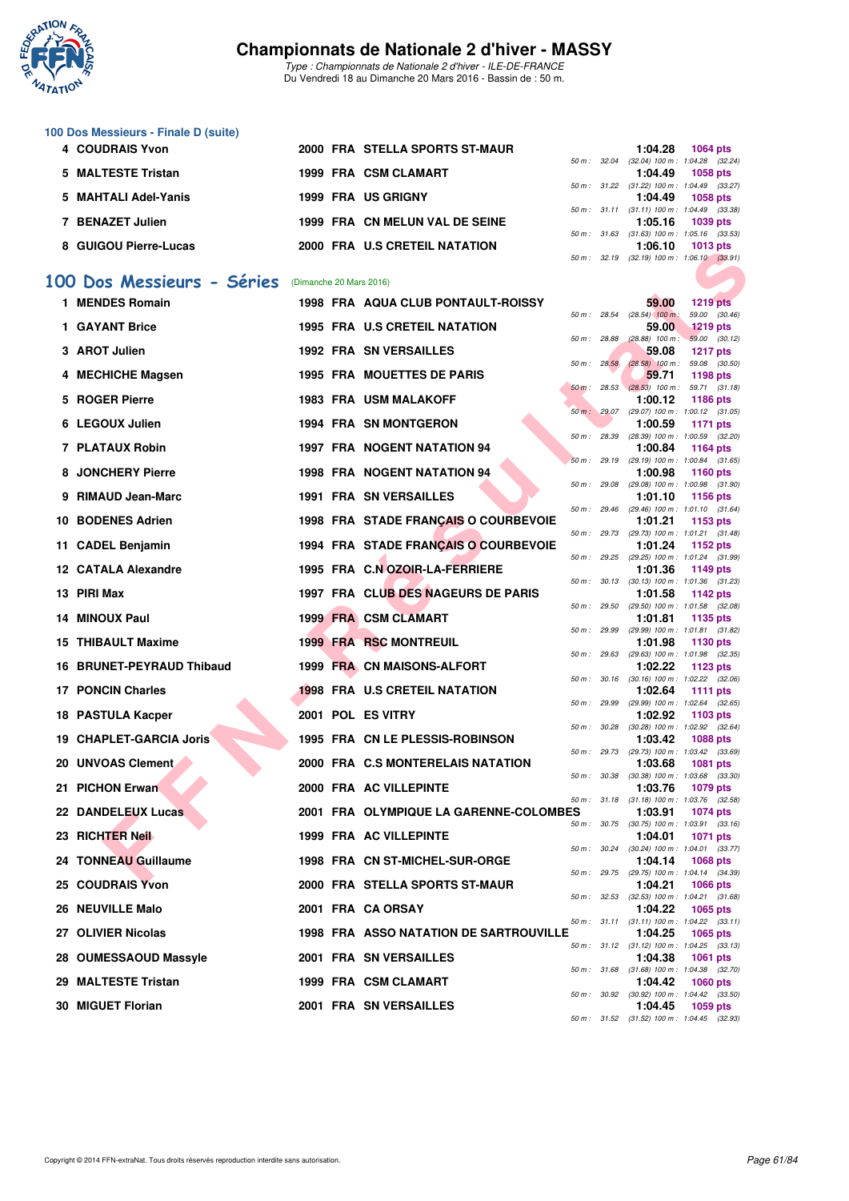# Championnats de Nationale 2 d'hiver - MASSY

*Type : Championnats de Nationale 2 d'hiver - ILE-DE-FRANCE*
Du Vendredi 18 au Dimanche 20 Mars 2016 - Bassin de : 50 m.

### 100 Dos Messieurs - Finale D (suite)

| Rang | Nom | Année | Nat. | Club | Temps | Points | Splits |
|---|---|---|---|---|---|---|---|
| 4 | COUDRAIS Yvon | 2000 | FRA | STELLA SPORTS ST-MAUR | 1:04.28 | 1064 pts | 50 m : 32.04 (32.04) 100 m : 1:04.28 (32.24) |
| 5 | MALTESTE Tristan | 1999 | FRA | CSM CLAMART | 1:04.49 | 1058 pts | 50 m : 31.22 (31.22) 100 m : 1:04.49 (33.27) |
| 5 | MAHTALI Adel-Yanis | 1999 | FRA | US GRIGNY | 1:04.49 | 1058 pts | 50 m : 31.11 (31.11) 100 m : 1:04.49 (33.38) |
| 7 | BENAZET Julien | 1999 | FRA | CN MELUN VAL DE SEINE | 1:05.16 | 1039 pts | 50 m : 31.63 (31.63) 100 m : 1:05.16 (33.53) |
| 8 | GUIGOU Pierre-Lucas | 2000 | FRA | U.S CRETEIL NATATION | 1:06.10 | 1013 pts | 50 m : 32.19 (32.19) 100 m : 1:06.10 (33.91) |

## 100 Dos Messieurs - Séries (Dimanche 20 Mars 2016)

| Rang | Nom | Année | Nat. | Club | Temps | Points | Splits |
|---|---|---|---|---|---|---|---|
| 1 | MENDES Romain | 1998 | FRA | AQUA CLUB PONTAULT-ROISSY | 59.00 | 1219 pts | 50 m : 28.54 (28.54) 100 m : 59.00 (30.46) |
| 1 | GAYANT Brice | 1995 | FRA | U.S CRETEIL NATATION | 59.00 | 1219 pts | 50 m : 28.88 (28.88) 100 m : 59.00 (30.12) |
| 3 | AROT Julien | 1992 | FRA | SN VERSAILLES | 59.08 | 1217 pts | 50 m : 28.58 (28.58) 100 m : 59.08 (30.50) |
| 4 | MECHICHE Magsen | 1995 | FRA | MOUETTES DE PARIS | 59.71 | 1198 pts | 50 m : 28.53 (28.53) 100 m : 59.71 (31.18) |
| 5 | ROGER Pierre | 1983 | FRA | USM MALAKOFF | 1:00.12 | 1186 pts | 50 m : 29.07 (29.07) 100 m : 1:00.12 (31.05) |
| 6 | LEGOUX Julien | 1994 | FRA | SN MONTGERON | 1:00.59 | 1171 pts | 50 m : 28.39 (28.39) 100 m : 1:00.59 (32.20) |
| 7 | PLATAUX Robin | 1997 | FRA | NOGENT NATATION 94 | 1:00.84 | 1164 pts | 50 m : 29.19 (29.19) 100 m : 1:00.84 (31.65) |
| 8 | JONCHERY Pierre | 1998 | FRA | NOGENT NATATION 94 | 1:00.98 | 1160 pts | 50 m : 29.08 (29.08) 100 m : 1:00.98 (31.90) |
| 9 | RIMAUD Jean-Marc | 1991 | FRA | SN VERSAILLES | 1:01.10 | 1156 pts | 50 m : 29.46 (29.46) 100 m : 1:01.10 (31.64) |
| 10 | BODENES Adrien | 1998 | FRA | STADE FRANÇAIS O COURBEVOIE | 1:01.21 | 1153 pts | 50 m : 29.73 (29.73) 100 m : 1:01.21 (31.48) |
| 11 | CADEL Benjamin | 1994 | FRA | STADE FRANÇAIS O COURBEVOIE | 1:01.24 | 1152 pts | 50 m : 29.25 (29.25) 100 m : 1:01.24 (31.99) |
| 12 | CATALA Alexandre | 1995 | FRA | C.N OZOIR-LA-FERRIERE | 1:01.36 | 1149 pts | 50 m : 30.13 (30.13) 100 m : 1:01.36 (31.23) |
| 13 | PIRI Max | 1997 | FRA | CLUB DES NAGEURS DE PARIS | 1:01.58 | 1142 pts | 50 m : 29.50 (29.50) 100 m : 1:01.58 (32.08) |
| 14 | MINOUX Paul | 1999 | FRA | CSM CLAMART | 1:01.81 | 1135 pts | 50 m : 29.99 (29.99) 100 m : 1:01.81 (31.82) |
| 15 | THIBAULT Maxime | 1999 | FRA | RSC MONTREUIL | 1:01.98 | 1130 pts | 50 m : 29.63 (29.63) 100 m : 1:01.98 (32.35) |
| 16 | BRUNET-PEYRAUD Thibaud | 1999 | FRA | CN MAISONS-ALFORT | 1:02.22 | 1123 pts | 50 m : 30.16 (30.16) 100 m : 1:02.22 (32.06) |
| 17 | PONCIN Charles | 1998 | FRA | U.S CRETEIL NATATION | 1:02.64 | 1111 pts | 50 m : 29.99 (29.99) 100 m : 1:02.64 (32.65) |
| 18 | PASTULA Kacper | 2001 | POL | ES VITRY | 1:02.92 | 1103 pts | 50 m : 30.28 (30.28) 100 m : 1:02.92 (32.64) |
| 19 | CHAPLET-GARCIA Joris | 1995 | FRA | CN LE PLESSIS-ROBINSON | 1:03.42 | 1088 pts | 50 m : 29.73 (29.73) 100 m : 1:03.42 (33.69) |
| 20 | UNVOAS Clement | 2000 | FRA | C.S MONTERELAIS NATATION | 1:03.68 | 1081 pts | 50 m : 30.38 (30.38) 100 m : 1:03.68 (33.30) |
| 21 | PICHON Erwan | 2000 | FRA | AC VILLEPINTE | 1:03.76 | 1079 pts | 50 m : 31.18 (31.18) 100 m : 1:03.76 (32.58) |
| 22 | DANDELEUX Lucas | 2001 | FRA | OLYMPIQUE LA GARENNE-COLOMBES | 1:03.91 | 1074 pts | 50 m : 30.75 (30.75) 100 m : 1:03.91 (33.16) |
| 23 | RICHTER Neil | 1999 | FRA | AC VILLEPINTE | 1:04.01 | 1071 pts | 50 m : 30.24 (30.24) 100 m : 1:04.01 (33.77) |
| 24 | TONNEAU Guillaume | 1998 | FRA | CN ST-MICHEL-SUR-ORGE | 1:04.14 | 1068 pts | 50 m : 29.75 (29.75) 100 m : 1:04.14 (34.39) |
| 25 | COUDRAIS Yvon | 2000 | FRA | STELLA SPORTS ST-MAUR | 1:04.21 | 1066 pts | 50 m : 32.53 (32.53) 100 m : 1:04.21 (31.68) |
| 26 | NEUVILLE Malo | 2001 | FRA | CA ORSAY | 1:04.22 | 1065 pts | 50 m : 31.11 (31.11) 100 m : 1:04.22 (33.11) |
| 27 | OLIVIER Nicolas | 1998 | FRA | ASSO NATATION DE SARTROUVILLE | 1:04.25 | 1065 pts | 50 m : 31.12 (31.12) 100 m : 1:04.25 (33.13) |
| 28 | OUMESSAOUD Massyle | 2001 | FRA | SN VERSAILLES | 1:04.38 | 1061 pts | 50 m : 31.68 (31.68) 100 m : 1:04.38 (32.70) |
| 29 | MALTESTE Tristan | 1999 | FRA | CSM CLAMART | 1:04.42 | 1060 pts | 50 m : 30.92 (30.92) 100 m : 1:04.42 (33.50) |
| 30 | MIGUET Florian | 2001 | FRA | SN VERSAILLES | 1:04.45 | 1059 pts | 50 m : 31.52 (31.52) 100 m : 1:04.45 (32.93) |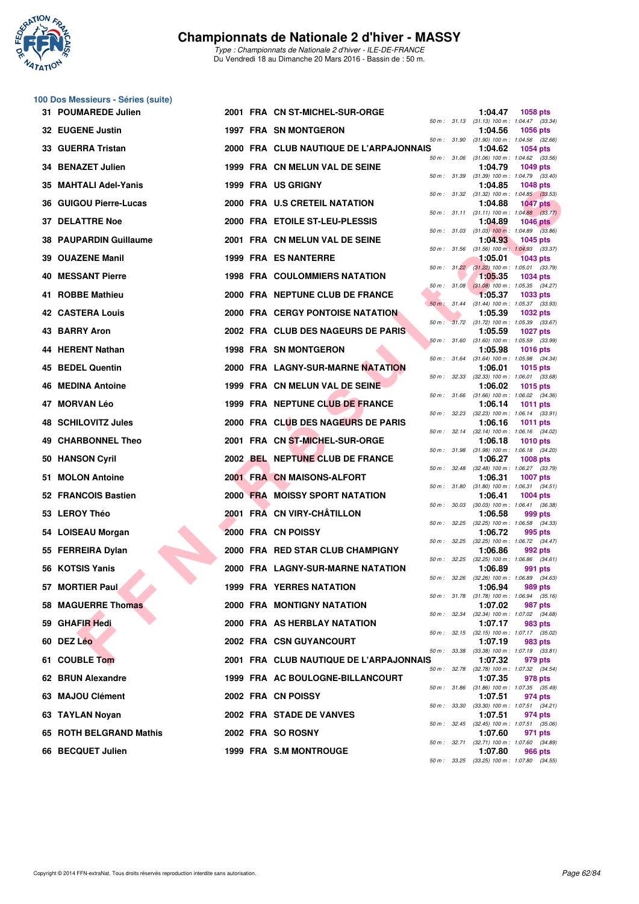# Championnats de Nationale 2 d'hiver - MASSY

*Type : Championnats de Nationale 2 d'hiver - ILE-DE-FRANCE*
Du Vendredi 18 au Dimanche 20 Mars 2016 - Bassin de : 50 m.

## 100 Dos Messieurs - Séries (suite)

| Rang | Nom | Année | Nat. | Club | Temps | Points | Splits |
|---|---|---|---|---|---|---|---|
| 31 | POUMAREDE Julien | 2001 | FRA | CN ST-MICHEL-SUR-ORGE | 1:04.47 | 1058 pts | 50 m : 31.13 (31.13) 100 m : 1:04.47 (33.34) |
| 32 | EUGENE Justin | 1997 | FRA | SN MONTGERON | 1:04.56 | 1056 pts | 50 m : 31.90 (31.90) 100 m : 1:04.56 (32.66) |
| 33 | GUERRA Tristan | 2000 | FRA | CLUB NAUTIQUE DE L'ARPAJONNAIS | 1:04.62 | 1054 pts | 50 m : 31.06 (31.06) 100 m : 1:04.62 (33.56) |
| 34 | BENAZET Julien | 1999 | FRA | CN MELUN VAL DE SEINE | 1:04.79 | 1049 pts | 50 m : 31.39 (31.39) 100 m : 1:04.79 (33.40) |
| 35 | MAHTALI Adel-Yanis | 1999 | FRA | US GRIGNY | 1:04.85 | 1048 pts | 50 m : 31.32 (31.32) 100 m : 1:04.85 (33.53) |
| 36 | GUIGOU Pierre-Lucas | 2000 | FRA | U.S CRETEIL NATATION | 1:04.88 | 1047 pts | 50 m : 31.11 (31.11) 100 m : 1:04.88 (33.77) |
| 37 | DELATTRE Noe | 2000 | FRA | ETOILE ST-LEU-PLESSIS | 1:04.89 | 1046 pts | 50 m : 31.03 (31.03) 100 m : 1:04.89 (33.86) |
| 38 | PAUPARDIN Guillaume | 2001 | FRA | CN MELUN VAL DE SEINE | 1:04.93 | 1045 pts | 50 m : 31.56 (31.56) 100 m : 1:04.93 (33.37) |
| 39 | OUAZENE Manil | 1999 | FRA | ES NANTERRE | 1:05.01 | 1043 pts | 50 m : 31.22 (31.22) 100 m : 1:05.01 (33.79) |
| 40 | MESSANT Pierre | 1998 | FRA | COULOMMIERS NATATION | 1:05.35 | 1034 pts | 50 m : 31.08 (31.08) 100 m : 1:05.35 (34.27) |
| 41 | ROBBE Mathieu | 2000 | FRA | NEPTUNE CLUB DE FRANCE | 1:05.37 | 1033 pts | 50 m : 31.44 (31.44) 100 m : 1:05.37 (33.93) |
| 42 | CASTERA Louis | 2000 | FRA | CERGY PONTOISE NATATION | 1:05.39 | 1032 pts | 50 m : 31.72 (31.72) 100 m : 1:05.39 (33.67) |
| 43 | BARRY Aron | 2002 | FRA | CLUB DES NAGEURS DE PARIS | 1:05.59 | 1027 pts | 50 m : 31.60 (31.60) 100 m : 1:05.59 (33.99) |
| 44 | HERENT Nathan | 1998 | FRA | SN MONTGERON | 1:05.98 | 1016 pts | 50 m : 31.64 (31.64) 100 m : 1:05.98 (34.34) |
| 45 | BEDEL Quentin | 2000 | FRA | LAGNY-SUR-MARNE NATATION | 1:06.01 | 1015 pts | 50 m : 32.33 (32.33) 100 m : 1:06.01 (33.68) |
| 46 | MEDINA Antoine | 1999 | FRA | CN MELUN VAL DE SEINE | 1:06.02 | 1015 pts | 50 m : 31.66 (31.66) 100 m : 1:06.02 (34.36) |
| 47 | MORVAN Léo | 1999 | FRA | NEPTUNE CLUB DE FRANCE | 1:06.14 | 1011 pts | 50 m : 32.23 (32.23) 100 m : 1:06.14 (33.91) |
| 48 | SCHILOVITZ Jules | 2000 | FRA | CLUB DES NAGEURS DE PARIS | 1:06.16 | 1011 pts | 50 m : 32.14 (32.14) 100 m : 1:06.16 (34.02) |
| 49 | CHARBONNEL Theo | 2001 | FRA | CN ST-MICHEL-SUR-ORGE | 1:06.18 | 1010 pts | 50 m : 31.98 (31.98) 100 m : 1:06.18 (34.20) |
| 50 | HANSON Cyril | 2002 | BEL | NEPTUNE CLUB DE FRANCE | 1:06.27 | 1008 pts | 50 m : 32.48 (32.48) 100 m : 1:06.27 (33.79) |
| 51 | MOLON Antoine | 2001 | FRA | CN MAISONS-ALFORT | 1:06.31 | 1007 pts | 50 m : 31.80 (31.80) 100 m : 1:06.31 (34.51) |
| 52 | FRANCOIS Bastien | 2000 | FRA | MOISSY SPORT NATATION | 1:06.41 | 1004 pts | 50 m : 30.03 (30.03) 100 m : 1:06.41 (36.38) |
| 53 | LEROY Théo | 2001 | FRA | CN VIRY-CHÂTILLON | 1:06.58 | 999 pts | 50 m : 32.25 (32.25) 100 m : 1:06.58 (34.33) |
| 54 | LOISEAU Morgan | 2000 | FRA | CN POISSY | 1:06.72 | 995 pts | 50 m : 32.25 (32.25) 100 m : 1:06.72 (34.47) |
| 55 | FERREIRA Dylan | 2000 | FRA | RED STAR CLUB CHAMPIGNY | 1:06.86 | 992 pts | 50 m : 32.25 (32.25) 100 m : 1:06.86 (34.61) |
| 56 | KOTSIS Yanis | 2000 | FRA | LAGNY-SUR-MARNE NATATION | 1:06.89 | 991 pts | 50 m : 32.26 (32.26) 100 m : 1:06.89 (34.63) |
| 57 | MORTIER Paul | 1999 | FRA | YERRES NATATION | 1:06.94 | 989 pts | 50 m : 31.78 (31.78) 100 m : 1:06.94 (35.16) |
| 58 | MAGUERRE Thomas | 2000 | FRA | MONTIGNY NATATION | 1:07.02 | 987 pts | 50 m : 32.34 (32.34) 100 m : 1:07.02 (34.68) |
| 59 | GHAFIR Hedi | 2000 | FRA | AS HERBLAY NATATION | 1:07.17 | 983 pts | 50 m : 32.15 (32.15) 100 m : 1:07.17 (35.02) |
| 60 | DEZ Léo | 2002 | FRA | CSN GUYANCOURT | 1:07.19 | 983 pts | 50 m : 33.38 (33.38) 100 m : 1:07.19 (33.81) |
| 61 | COUBLE Tom | 2001 | FRA | CLUB NAUTIQUE DE L'ARPAJONNAIS | 1:07.32 | 979 pts | 50 m : 32.78 (32.78) 100 m : 1:07.32 (34.54) |
| 62 | BRUN Alexandre | 1999 | FRA | AC BOULOGNE-BILLANCOURT | 1:07.35 | 978 pts | 50 m : 31.86 (31.86) 100 m : 1:07.35 (35.49) |
| 63 | MAJOU Clément | 2002 | FRA | CN POISSY | 1:07.51 | 974 pts | 50 m : 33.30 (33.30) 100 m : 1:07.51 (34.21) |
| 63 | TAYLAN Noyan | 2002 | FRA | STADE DE VANVES | 1:07.51 | 974 pts | 50 m : 32.45 (32.45) 100 m : 1:07.51 (35.06) |
| 65 | ROTH BELGRAND Mathis | 2002 | FRA | SO ROSNY | 1:07.60 | 971 pts | 50 m : 32.71 (32.71) 100 m : 1:07.60 (34.89) |
| 66 | BECQUET Julien | 1999 | FRA | S.M MONTROUGE | 1:07.80 | 966 pts | 50 m : 33.25 (33.25) 100 m : 1:07.80 (34.55) |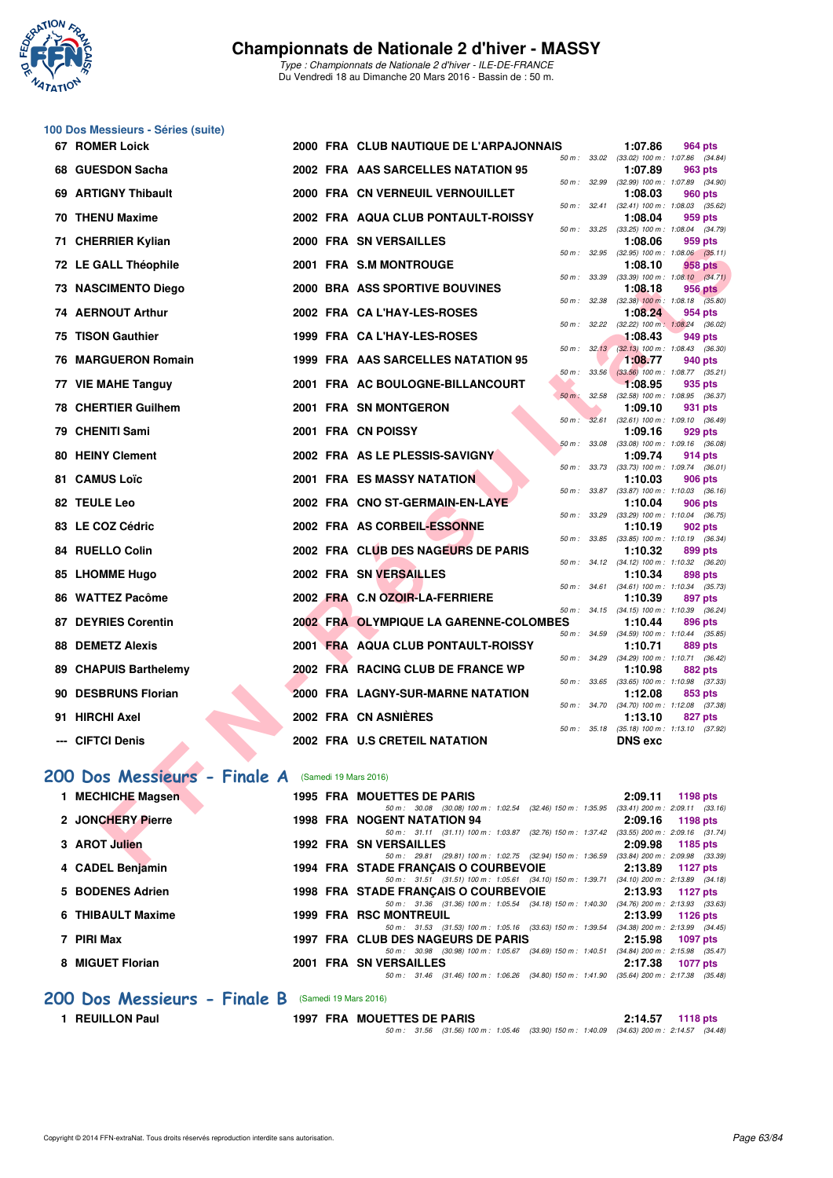# Championnats de Nationale 2 d'hiver - MASSY

*Type : Championnats de Nationale 2 d'hiver - ILE-DE-FRANCE*
Du Vendredi 18 au Dimanche 20 Mars 2016 - Bassin de : 50 m.

## 100 Dos Messieurs - Séries (suite)

| Rang | Nom | Année | Nat | Club | Temps | Points | Splits |
|---|---|---|---|---|---|---|---|
| 67 | ROMER Loick | 2000 | FRA | CLUB NAUTIQUE DE L'ARPAJONNAIS | 1:07.86 | 964 pts | 50 m : 33.02 (33.02) 100 m : 1:07.86 (34.84) |
| 68 | GUESDON Sacha | 2002 | FRA | AAS SARCELLES NATATION 95 | 1:07.89 | 963 pts | 50 m : 32.99 (32.99) 100 m : 1:07.89 (34.90) |
| 69 | ARTIGNY Thibault | 2000 | FRA | CN VERNEUIL VERNOUILLET | 1:08.03 | 960 pts | 50 m : 32.41 (32.41) 100 m : 1:08.03 (35.62) |
| 70 | THENU Maxime | 2002 | FRA | AQUA CLUB PONTAULT-ROISSY | 1:08.04 | 959 pts | 50 m : 33.25 (33.25) 100 m : 1:08.04 (34.79) |
| 71 | CHERRIER Kylian | 2000 | FRA | SN VERSAILLES | 1:08.06 | 959 pts | 50 m : 32.95 (32.95) 100 m : 1:08.06 (35.11) |
| 72 | LE GALL Théophile | 2001 | FRA | S.M MONTROUGE | 1:08.10 | 958 pts | 50 m : 33.39 (33.39) 100 m : 1:08.10 (34.71) |
| 73 | NASCIMENTO Diego | 2000 | BRA | ASS SPORTIVE BOUVINES | 1:08.18 | 956 pts | 50 m : 32.38 (32.38) 100 m : 1:08.18 (35.80) |
| 74 | AERNOUT Arthur | 2002 | FRA | CA L'HAY-LES-ROSES | 1:08.24 | 954 pts | 50 m : 32.22 (32.22) 100 m : 1:08.24 (36.02) |
| 75 | TISON Gauthier | 1999 | FRA | CA L'HAY-LES-ROSES | 1:08.43 | 949 pts | 50 m : 32.13 (32.13) 100 m : 1:08.43 (36.30) |
| 76 | MARGUERON Romain | 1999 | FRA | AAS SARCELLES NATATION 95 | 1:08.77 | 940 pts | 50 m : 33.56 (33.56) 100 m : 1:08.77 (35.21) |
| 77 | VIE MAHE Tanguy | 2001 | FRA | AC BOULOGNE-BILLANCOURT | 1:08.95 | 935 pts | 50 m : 32.58 (32.58) 100 m : 1:08.95 (36.37) |
| 78 | CHERTIER Guilhem | 2001 | FRA | SN MONTGERON | 1:09.10 | 931 pts | 50 m : 32.61 (32.61) 100 m : 1:09.10 (36.49) |
| 79 | CHENITI Sami | 2001 | FRA | CN POISSY | 1:09.16 | 929 pts | 50 m : 33.08 (33.08) 100 m : 1:09.16 (36.08) |
| 80 | HEINY Clement | 2002 | FRA | AS LE PLESSIS-SAVIGNY | 1:09.74 | 914 pts | 50 m : 33.73 (33.73) 100 m : 1:09.74 (36.01) |
| 81 | CAMUS Loïc | 2001 | FRA | ES MASSY NATATION | 1:10.03 | 906 pts | 50 m : 33.87 (33.87) 100 m : 1:10.03 (36.16) |
| 82 | TEULE Leo | 2002 | FRA | CNO ST-GERMAIN-EN-LAYE | 1:10.04 | 906 pts | 50 m : 33.29 (33.29) 100 m : 1:10.04 (36.75) |
| 83 | LE COZ Cédric | 2002 | FRA | AS CORBEIL-ESSONNE | 1:10.19 | 902 pts | 50 m : 33.85 (33.85) 100 m : 1:10.19 (36.34) |
| 84 | RUELLO Colin | 2002 | FRA | CLUB DES NAGEURS DE PARIS | 1:10.32 | 899 pts | 50 m : 34.12 (34.12) 100 m : 1:10.32 (36.20) |
| 85 | LHOMME Hugo | 2002 | FRA | SN VERSAILLES | 1:10.34 | 898 pts | 50 m : 34.61 (34.61) 100 m : 1:10.34 (35.73) |
| 86 | WATTEZ Pacôme | 2002 | FRA | C.N OZOIR-LA-FERRIERE | 1:10.39 | 897 pts | 50 m : 34.15 (34.15) 100 m : 1:10.39 (36.24) |
| 87 | DEYRIES Corentin | 2002 | FRA | OLYMPIQUE LA GARENNE-COLOMBES | 1:10.44 | 896 pts | 50 m : 34.59 (34.59) 100 m : 1:10.44 (35.85) |
| 88 | DEMETZ Alexis | 2001 | FRA | AQUA CLUB PONTAULT-ROISSY | 1:10.71 | 889 pts | 50 m : 34.29 (34.29) 100 m : 1:10.71 (36.42) |
| 89 | CHAPUIS Barthelemy | 2002 | FRA | RACING CLUB DE FRANCE WP | 1:10.98 | 882 pts | 50 m : 33.65 (33.65) 100 m : 1:10.98 (37.33) |
| 90 | DESBRUNS Florian | 2000 | FRA | LAGNY-SUR-MARNE NATATION | 1:12.08 | 853 pts | 50 m : 34.70 (34.70) 100 m : 1:12.08 (37.38) |
| 91 | HIRCHI Axel | 2002 | FRA | CN ASNIÈRES | 1:13.10 | 827 pts | 50 m : 35.18 (35.18) 100 m : 1:13.10 (37.92) |
| --- | CIFTCI Denis | 2002 | FRA | U.S CRETEIL NATATION | DNS exc | | |

## 200 Dos Messieurs - Finale A (Samedi 19 Mars 2016)

| Rang | Nom | Année | Nat | Club | Temps | Points | Splits |
|---|---|---|---|---|---|---|---|
| 1 | MECHICHE Magsen | 1995 | FRA | MOUETTES DE PARIS | 2:09.11 | 1198 pts | 50 m : 30.08 (30.08) 100 m : 1:02.54 (32.46) 150 m : 1:35.95 (33.41) 200 m : 2:09.11 (33.16) |
| 2 | JONCHERY Pierre | 1998 | FRA | NOGENT NATATION 94 | 2:09.16 | 1198 pts | 50 m : 31.11 (31.11) 100 m : 1:03.87 (32.76) 150 m : 1:37.42 (33.55) 200 m : 2:09.16 (31.74) |
| 3 | AROT Julien | 1992 | FRA | SN VERSAILLES | 2:09.98 | 1185 pts | 50 m : 29.81 (29.81) 100 m : 1:02.75 (32.94) 150 m : 1:36.59 (33.84) 200 m : 2:09.98 (33.39) |
| 4 | CADEL Benjamin | 1994 | FRA | STADE FRANÇAIS O COURBEVOIE | 2:13.89 | 1127 pts | 50 m : 31.51 (31.51) 100 m : 1:05.61 (34.10) 150 m : 1:39.71 (34.10) 200 m : 2:13.89 (34.18) |
| 5 | BODENES Adrien | 1998 | FRA | STADE FRANÇAIS O COURBEVOIE | 2:13.93 | 1127 pts | 50 m : 31.36 (31.36) 100 m : 1:05.54 (34.18) 150 m : 1:40.30 (34.76) 200 m : 2:13.93 (33.63) |
| 6 | THIBAULT Maxime | 1999 | FRA | RSC MONTREUIL | 2:13.99 | 1126 pts | 50 m : 31.53 (31.53) 100 m : 1:05.16 (33.63) 150 m : 1:39.54 (34.38) 200 m : 2:13.99 (34.45) |
| 7 | PIRI Max | 1997 | FRA | CLUB DES NAGEURS DE PARIS | 2:15.98 | 1097 pts | 50 m : 30.98 (30.98) 100 m : 1:05.67 (34.69) 150 m : 1:40.51 (34.84) 200 m : 2:15.98 (35.47) |
| 8 | MIGUET Florian | 2001 | FRA | SN VERSAILLES | 2:17.38 | 1077 pts | 50 m : 31.46 (31.46) 100 m : 1:06.26 (34.80) 150 m : 1:41.90 (35.64) 200 m : 2:17.38 (35.48) |

## 200 Dos Messieurs - Finale B (Samedi 19 Mars 2016)

| Rang | Nom | Année | Nat | Club | Temps | Points | Splits |
|---|---|---|---|---|---|---|---|
| 1 | REUILLON Paul | 1997 | FRA | MOUETTES DE PARIS | 2:14.57 | 1118 pts | 50 m : 31.56 (31.56) 100 m : 1:05.46 (33.90) 150 m : 1:40.09 (34.63) 200 m : 2:14.57 (34.48) |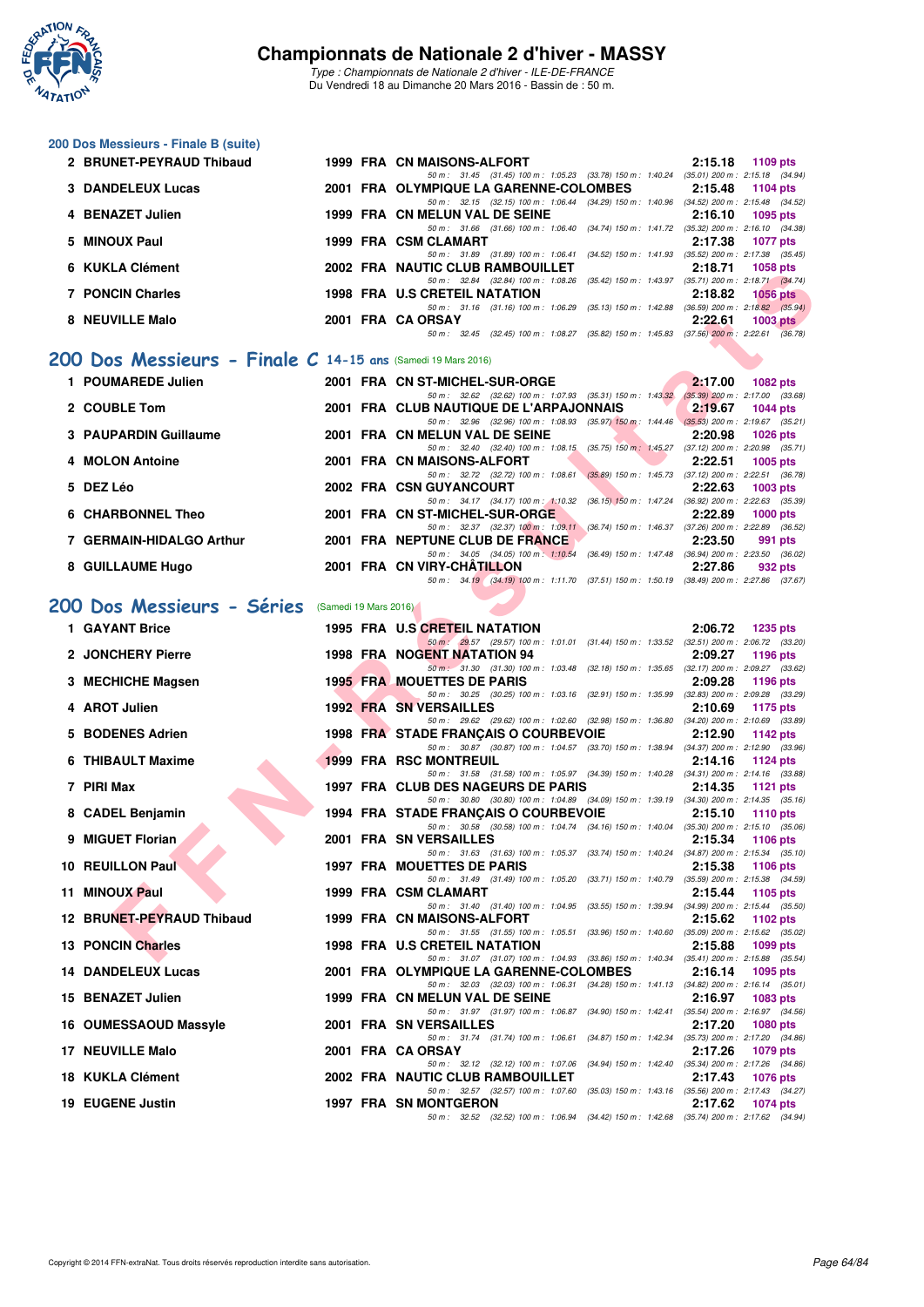### 200 Dos Messieurs - Finale B (suite)

| Rang | Nom | Année | Nat | Club | Temps | Points |
|---|---|---|---|---|---|---|
| 2 | BRUNET-PEYRAUD Thibaud | 1999 | FRA | CN MAISONS-ALFORT | 2:15.18 | 1109 pts |
| | 50 m : 31.45 (31.45) 100 m : 1:05.23 (33.78) 150 m : 1:40.24 (35.01) 200 m : 2:15.18 (34.94) | | | | | |
| 3 | DANDELEUX Lucas | 2001 | FRA | OLYMPIQUE LA GARENNE-COLOMBES | 2:15.48 | 1104 pts |
| | 50 m : 32.15 (32.15) 100 m : 1:06.44 (34.29) 150 m : 1:40.96 (34.52) 200 m : 2:15.48 (34.52) | | | | | |
| 4 | BENAZET Julien | 1999 | FRA | CN MELUN VAL DE SEINE | 2:16.10 | 1095 pts |
| | 50 m : 31.66 (31.66) 100 m : 1:06.40 (34.74) 150 m : 1:41.72 (35.32) 200 m : 2:16.10 (34.38) | | | | | |
| 5 | MINOUX Paul | 1999 | FRA | CSM CLAMART | 2:17.38 | 1077 pts |
| | 50 m : 31.89 (31.89) 100 m : 1:06.41 (34.52) 150 m : 1:41.93 (35.52) 200 m : 2:17.38 (35.45) | | | | | |
| 6 | KUKLA Clément | 2002 | FRA | NAUTIC CLUB RAMBOUILLET | 2:18.71 | 1058 pts |
| | 50 m : 32.84 (32.84) 100 m : 1:08.26 (35.42) 150 m : 1:43.97 (35.71) 200 m : 2:18.71 (34.74) | | | | | |
| 7 | PONCIN Charles | 1998 | FRA | U.S CRETEIL NATATION | 2:18.82 | 1056 pts |
| | 50 m : 31.16 (31.16) 100 m : 1:06.29 (35.13) 150 m : 1:42.88 (36.59) 200 m : 2:18.82 (35.94) | | | | | |
| 8 | NEUVILLE Malo | 2001 | FRA | CA ORSAY | 2:22.61 | 1003 pts |
| | 50 m : 32.45 (32.45) 100 m : 1:08.27 (35.82) 150 m : 1:45.83 (37.56) 200 m : 2:22.61 (36.78) | | | | | |

## 200 Dos Messieurs - Finale C 14-15 ans (Samedi 19 Mars 2016)

| Rang | Nom | Année | Nat | Club | Temps | Points |
|---|---|---|---|---|---|---|
| 1 | POUMAREDE Julien | 2001 | FRA | CN ST-MICHEL-SUR-ORGE | 2:17.00 | 1082 pts |
| | 50 m : 32.62 (32.62) 100 m : 1:07.93 (35.31) 150 m : 1:43.32 (35.39) 200 m : 2:17.00 (33.68) | | | | | |
| 2 | COUBLE Tom | 2001 | FRA | CLUB NAUTIQUE DE L'ARPAJONNAIS | 2:19.67 | 1044 pts |
| | 50 m : 32.96 (32.96) 100 m : 1:08.93 (35.97) 150 m : 1:44.46 (35.53) 200 m : 2:19.67 (35.21) | | | | | |
| 3 | PAUPARDIN Guillaume | 2001 | FRA | CN MELUN VAL DE SEINE | 2:20.98 | 1026 pts |
| | 50 m : 32.40 (32.40) 100 m : 1:08.15 (35.75) 150 m : 1:45.27 (37.12) 200 m : 2:20.98 (35.71) | | | | | |
| 4 | MOLON Antoine | 2001 | FRA | CN MAISONS-ALFORT | 2:22.51 | 1005 pts |
| | 50 m : 32.72 (32.72) 100 m : 1:08.61 (35.89) 150 m : 1:45.73 (37.12) 200 m : 2:22.51 (36.78) | | | | | |
| 5 | DEZ Léo | 2002 | FRA | CSN GUYANCOURT | 2:22.63 | 1003 pts |
| | 50 m : 34.17 (34.17) 100 m : 1:10.32 (36.15) 150 m : 1:47.24 (36.92) 200 m : 2:22.63 (35.39) | | | | | |
| 6 | CHARBONNEL Theo | 2001 | FRA | CN ST-MICHEL-SUR-ORGE | 2:22.89 | 1000 pts |
| | 50 m : 32.37 (32.37) 100 m : 1:09.11 (36.74) 150 m : 1:46.37 (37.26) 200 m : 2:22.89 (36.52) | | | | | |
| 7 | GERMAIN-HIDALGO Arthur | 2001 | FRA | NEPTUNE CLUB DE FRANCE | 2:23.50 | 991 pts |
| | 50 m : 34.05 (34.05) 100 m : 1:10.54 (36.49) 150 m : 1:47.48 (36.94) 200 m : 2:23.50 (36.02) | | | | | |
| 8 | GUILLAUME Hugo | 2001 | FRA | CN VIRY-CHÂTILLON | 2:27.86 | 932 pts |
| | 50 m : 34.19 (34.19) 100 m : 1:11.70 (37.51) 150 m : 1:50.19 (38.49) 200 m : 2:27.86 (37.67) | | | | | |

## 200 Dos Messieurs - Séries (Samedi 19 Mars 2016)

| Rang | Nom | Année | Nat | Club | Temps | Points |
|---|---|---|---|---|---|---|
| 1 | GAYANT Brice | 1995 | FRA | U.S CRETEIL NATATION | 2:06.72 | 1235 pts |
| | 50 m : 29.57 (29.57) 100 m : 1:01.01 (31.44) 150 m : 1:33.52 (32.51) 200 m : 2:06.72 (33.20) | | | | | |
| 2 | JONCHERY Pierre | 1998 | FRA | NOGENT NATATION 94 | 2:09.27 | 1196 pts |
| | 50 m : 31.30 (31.30) 100 m : 1:03.48 (32.18) 150 m : 1:35.65 (32.17) 200 m : 2:09.27 (33.62) | | | | | |
| 3 | MECHICHE Magsen | 1995 | FRA | MOUETTES DE PARIS | 2:09.28 | 1196 pts |
| | 50 m : 30.25 (30.25) 100 m : 1:03.16 (32.91) 150 m : 1:35.99 (32.83) 200 m : 2:09.28 (33.29) | | | | | |
| 4 | AROT Julien | 1992 | FRA | SN VERSAILLES | 2:10.69 | 1175 pts |
| | 50 m : 29.62 (29.62) 100 m : 1:02.60 (32.98) 150 m : 1:36.80 (34.20) 200 m : 2:10.69 (33.89) | | | | | |
| 5 | BODENES Adrien | 1998 | FRA | STADE FRANÇAIS O COURBEVOIE | 2:12.90 | 1142 pts |
| | 50 m : 30.87 (30.87) 100 m : 1:04.57 (33.70) 150 m : 1:38.94 (34.37) 200 m : 2:12.90 (33.96) | | | | | |
| 6 | THIBAULT Maxime | 1999 | FRA | RSC MONTREUIL | 2:14.16 | 1124 pts |
| | 50 m : 31.58 (31.58) 100 m : 1:05.97 (34.39) 150 m : 1:40.28 (34.31) 200 m : 2:14.16 (33.88) | | | | | |
| 7 | PIRI Max | 1997 | FRA | CLUB DES NAGEURS DE PARIS | 2:14.35 | 1121 pts |
| | 50 m : 30.80 (30.80) 100 m : 1:04.89 (34.09) 150 m : 1:39.19 (34.30) 200 m : 2:14.35 (35.16) | | | | | |
| 8 | CADEL Benjamin | 1994 | FRA | STADE FRANÇAIS O COURBEVOIE | 2:15.10 | 1110 pts |
| | 50 m : 30.58 (30.58) 100 m : 1:04.74 (34.16) 150 m : 1:40.04 (35.30) 200 m : 2:15.10 (35.06) | | | | | |
| 9 | MIGUET Florian | 2001 | FRA | SN VERSAILLES | 2:15.34 | 1106 pts |
| | 50 m : 31.63 (31.63) 100 m : 1:05.37 (33.74) 150 m : 1:40.24 (34.87) 200 m : 2:15.34 (35.10) | | | | | |
| 10 | REUILLON Paul | 1997 | FRA | MOUETTES DE PARIS | 2:15.38 | 1106 pts |
| | 50 m : 31.49 (31.49) 100 m : 1:05.20 (33.71) 150 m : 1:40.79 (35.59) 200 m : 2:15.38 (34.59) | | | | | |
| 11 | MINOUX Paul | 1999 | FRA | CSM CLAMART | 2:15.44 | 1105 pts |
| | 50 m : 31.40 (31.40) 100 m : 1:04.95 (33.55) 150 m : 1:39.94 (34.99) 200 m : 2:15.44 (35.50) | | | | | |
| 12 | BRUNET-PEYRAUD Thibaud | 1999 | FRA | CN MAISONS-ALFORT | 2:15.62 | 1102 pts |
| | 50 m : 31.55 (31.55) 100 m : 1:05.51 (33.96) 150 m : 1:40.60 (35.09) 200 m : 2:15.62 (35.02) | | | | | |
| 13 | PONCIN Charles | 1998 | FRA | U.S CRETEIL NATATION | 2:15.88 | 1099 pts |
| | 50 m : 31.07 (31.07) 100 m : 1:04.93 (33.86) 150 m : 1:40.34 (35.41) 200 m : 2:15.88 (35.54) | | | | | |
| 14 | DANDELEUX Lucas | 2001 | FRA | OLYMPIQUE LA GARENNE-COLOMBES | 2:16.14 | 1095 pts |
| | 50 m : 32.03 (32.03) 100 m : 1:06.31 (34.28) 150 m : 1:41.13 (34.82) 200 m : 2:16.14 (35.01) | | | | | |
| 15 | BENAZET Julien | 1999 | FRA | CN MELUN VAL DE SEINE | 2:16.97 | 1083 pts |
| | 50 m : 31.97 (31.97) 100 m : 1:06.87 (34.90) 150 m : 1:42.41 (35.54) 200 m : 2:16.97 (34.56) | | | | | |
| 16 | OUMESSAOUD Massyle | 2001 | FRA | SN VERSAILLES | 2:17.20 | 1080 pts |
| | 50 m : 31.74 (31.74) 100 m : 1:06.61 (34.87) 150 m : 1:42.34 (35.73) 200 m : 2:17.20 (34.86) | | | | | |
| 17 | NEUVILLE Malo | 2001 | FRA | CA ORSAY | 2:17.26 | 1079 pts |
| | 50 m : 32.12 (32.12) 100 m : 1:07.06 (34.94) 150 m : 1:42.40 (35.34) 200 m : 2:17.26 (34.86) | | | | | |
| 18 | KUKLA Clément | 2002 | FRA | NAUTIC CLUB RAMBOUILLET | 2:17.43 | 1076 pts |
| | 50 m : 32.57 (32.57) 100 m : 1:07.60 (35.03) 150 m : 1:43.16 (35.56) 200 m : 2:17.43 (34.27) | | | | | |
| 19 | EUGENE Justin | 1997 | FRA | SN MONTGERON | 2:17.62 | 1074 pts |
| | 50 m : 32.52 (32.52) 100 m : 1:06.94 (34.42) 150 m : 1:42.68 (35.74) 200 m : 2:17.62 (34.94) | | | | | |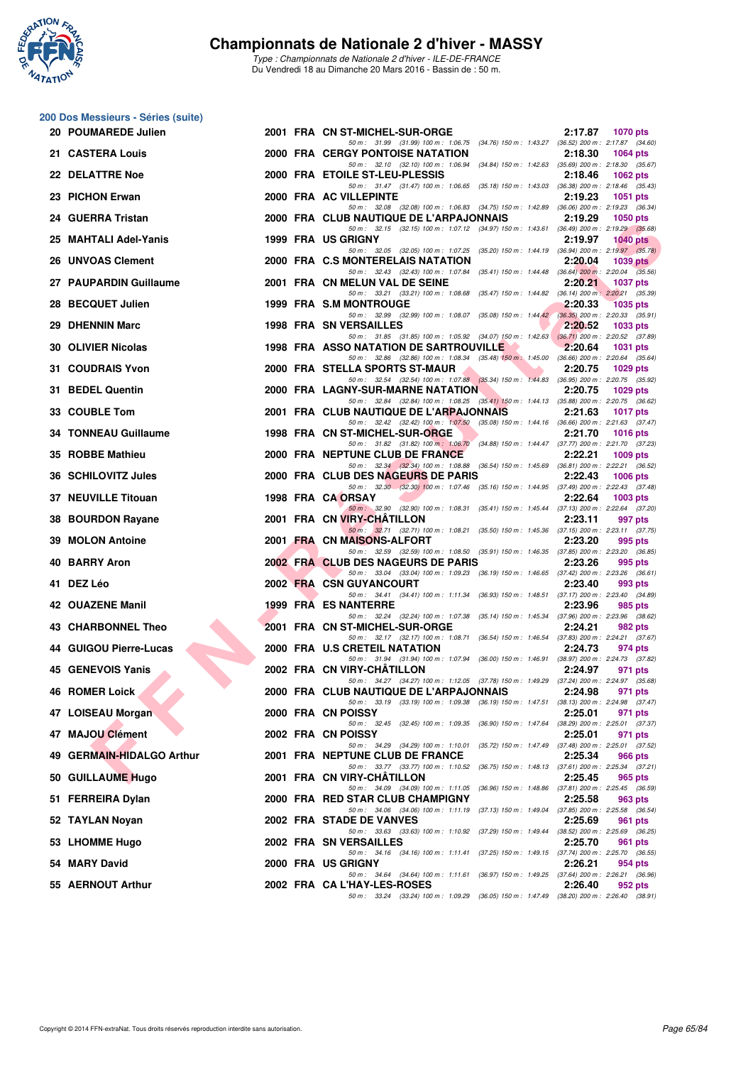# Championnats de Nationale 2 d'hiver - MASSY

*Type : Championnats de Nationale 2 d'hiver - ILE-DE-FRANCE*
Du Vendredi 18 au Dimanche 20 Mars 2016 - Bassin de : 50 m.

## 200 Dos Messieurs - Séries (suite)

| Rang | Nom | Année | Nat | Club | Temps | Points |
|---|---|---|---|---|---|---|
| 20 | POUMAREDE Julien | 2001 | FRA | CN ST-MICHEL-SUR-ORGE | 2:17.87 | 1070 pts |
| | 50 m : 31.99 (31.99) 100 m : 1:06.75 (34.76) 150 m : 1:43.27 (36.52) 200 m : 2:17.87 (34.60) | | | | | |
| 21 | CASTERA Louis | 2000 | FRA | CERGY PONTOISE NATATION | 2:18.30 | 1064 pts |
| | 50 m : 32.10 (32.10) 100 m : 1:06.94 (34.84) 150 m : 1:42.63 (35.69) 200 m : 2:18.30 (35.67) | | | | | |
| 22 | DELATTRE Noe | 2000 | FRA | ETOILE ST-LEU-PLESSIS | 2:18.46 | 1062 pts |
| | 50 m : 31.47 (31.47) 100 m : 1:06.65 (35.18) 150 m : 1:43.03 (36.38) 200 m : 2:18.46 (35.43) | | | | | |
| 23 | PICHON Erwan | 2000 | FRA | AC VILLEPINTE | 2:19.23 | 1051 pts |
| | 50 m : 32.08 (32.08) 100 m : 1:06.83 (34.75) 150 m : 1:42.89 (36.06) 200 m : 2:19.23 (36.34) | | | | | |
| 24 | GUERRA Tristan | 2000 | FRA | CLUB NAUTIQUE DE L'ARPAJONNAIS | 2:19.29 | 1050 pts |
| | 50 m : 32.15 (32.15) 100 m : 1:07.12 (34.97) 150 m : 1:43.61 (36.49) 200 m : 2:19.29 (35.68) | | | | | |
| 25 | MAHTALI Adel-Yanis | 1999 | FRA | US GRIGNY | 2:19.97 | 1040 pts |
| | 50 m : 32.05 (32.05) 100 m : 1:07.25 (35.20) 150 m : 1:44.19 (36.94) 200 m : 2:19.97 (35.78) | | | | | |
| 26 | UNVOAS Clement | 2000 | FRA | C.S MONTERELAIS NATATION | 2:20.04 | 1039 pts |
| | 50 m : 32.43 (32.43) 100 m : 1:07.84 (35.41) 150 m : 1:44.48 (36.64) 200 m : 2:20.04 (35.56) | | | | | |
| 27 | PAUPARDIN Guillaume | 2001 | FRA | CN MELUN VAL DE SEINE | 2:20.21 | 1037 pts |
| | 50 m : 33.21 (33.21) 100 m : 1:08.68 (35.47) 150 m : 1:44.82 (36.14) 200 m : 2:20.21 (35.39) | | | | | |
| 28 | BECQUET Julien | 1999 | FRA | S.M MONTROUGE | 2:20.33 | 1035 pts |
| | 50 m : 32.99 (32.99) 100 m : 1:08.07 (35.08) 150 m : 1:44.42 (36.35) 200 m : 2:20.33 (35.91) | | | | | |
| 29 | DHENNIN Marc | 1998 | FRA | SN VERSAILLES | 2:20.52 | 1033 pts |
| | 50 m : 31.85 (31.85) 100 m : 1:05.92 (34.07) 150 m : 1:42.63 (36.71) 200 m : 2:20.52 (37.89) | | | | | |
| 30 | OLIVIER Nicolas | 1998 | FRA | ASSO NATATION DE SARTROUVILLE | 2:20.64 | 1031 pts |
| | 50 m : 32.86 (32.86) 100 m : 1:08.34 (35.48) 150 m : 1:45.00 (36.66) 200 m : 2:20.64 (35.64) | | | | | |
| 31 | COUDRAIS Yvon | 2000 | FRA | STELLA SPORTS ST-MAUR | 2:20.75 | 1029 pts |
| | 50 m : 32.54 (32.54) 100 m : 1:07.88 (35.34) 150 m : 1:44.83 (36.95) 200 m : 2:20.75 (35.92) | | | | | |
| 31 | BEDEL Quentin | 2000 | FRA | LAGNY-SUR-MARNE NATATION | 2:20.75 | 1029 pts |
| | 50 m : 32.84 (32.84) 100 m : 1:08.25 (35.41) 150 m : 1:44.13 (35.88) 200 m : 2:20.75 (36.62) | | | | | |
| 33 | COUBLE Tom | 2001 | FRA | CLUB NAUTIQUE DE L'ARPAJONNAIS | 2:21.63 | 1017 pts |
| | 50 m : 32.42 (32.42) 100 m : 1:07.50 (35.08) 150 m : 1:44.16 (36.66) 200 m : 2:21.63 (37.47) | | | | | |
| 34 | TONNEAU Guillaume | 1998 | FRA | CN ST-MICHEL-SUR-ORGE | 2:21.70 | 1016 pts |
| | 50 m : 31.82 (31.82) 100 m : 1:06.70 (34.88) 150 m : 1:44.47 (37.77) 200 m : 2:21.70 (37.23) | | | | | |
| 35 | ROBBE Mathieu | 2000 | FRA | NEPTUNE CLUB DE FRANCE | 2:22.21 | 1009 pts |
| | 50 m : 32.34 (32.34) 100 m : 1:08.88 (36.54) 150 m : 1:45.69 (36.81) 200 m : 2:22.21 (36.52) | | | | | |
| 36 | SCHILOVITZ Jules | 2000 | FRA | CLUB DES NAGEURS DE PARIS | 2:22.43 | 1006 pts |
| | 50 m : 32.30 (32.30) 100 m : 1:07.46 (35.16) 150 m : 1:44.95 (37.49) 200 m : 2:22.43 (37.48) | | | | | |
| 37 | NEUVILLE Titouan | 1998 | FRA | CA ORSAY | 2:22.64 | 1003 pts |
| | 50 m : 32.90 (32.90) 100 m : 1:08.31 (35.41) 150 m : 1:45.44 (37.13) 200 m : 2:22.64 (37.20) | | | | | |
| 38 | BOURDON Rayane | 2001 | FRA | CN VIRY-CHÂTILLON | 2:23.11 | 997 pts |
| | 50 m : 32.71 (32.71) 100 m : 1:08.21 (35.50) 150 m : 1:45.36 (37.15) 200 m : 2:23.11 (37.75) | | | | | |
| 39 | MOLON Antoine | 2001 | FRA | CN MAISONS-ALFORT | 2:23.20 | 995 pts |
| | 50 m : 32.59 (32.59) 100 m : 1:08.50 (35.91) 150 m : 1:46.35 (37.85) 200 m : 2:23.20 (36.85) | | | | | |
| 40 | BARRY Aron | 2002 | FRA | CLUB DES NAGEURS DE PARIS | 2:23.26 | 995 pts |
| | 50 m : 33.04 (33.04) 100 m : 1:09.23 (36.19) 150 m : 1:46.65 (37.42) 200 m : 2:23.26 (36.61) | | | | | |
| 41 | DEZ Léo | 2002 | FRA | CSN GUYANCOURT | 2:23.40 | 993 pts |
| | 50 m : 34.41 (34.41) 100 m : 1:11.34 (36.93) 150 m : 1:48.51 (37.17) 200 m : 2:23.40 (34.89) | | | | | |
| 42 | OUAZENE Manil | 1999 | FRA | ES NANTERRE | 2:23.96 | 985 pts |
| | 50 m : 32.24 (32.24) 100 m : 1:07.38 (35.14) 150 m : 1:45.34 (37.96) 200 m : 2:23.96 (38.62) | | | | | |
| 43 | CHARBONNEL Theo | 2001 | FRA | CN ST-MICHEL-SUR-ORGE | 2:24.21 | 982 pts |
| | 50 m : 32.17 (32.17) 100 m : 1:08.71 (36.54) 150 m : 1:46.54 (37.83) 200 m : 2:24.21 (37.67) | | | | | |
| 44 | GUIGOU Pierre-Lucas | 2000 | FRA | U.S CRETEIL NATATION | 2:24.73 | 974 pts |
| | 50 m : 31.94 (31.94) 100 m : 1:07.94 (36.00) 150 m : 1:46.91 (38.97) 200 m : 2:24.73 (37.82) | | | | | |
| 45 | GENEVOIS Yanis | 2002 | FRA | CN VIRY-CHÂTILLON | 2:24.97 | 971 pts |
| | 50 m : 34.27 (34.27) 100 m : 1:12.05 (37.78) 150 m : 1:49.29 (37.24) 200 m : 2:24.97 (35.68) | | | | | |
| 46 | ROMER Loick | 2000 | FRA | CLUB NAUTIQUE DE L'ARPAJONNAIS | 2:24.98 | 971 pts |
| | 50 m : 33.19 (33.19) 100 m : 1:09.38 (36.19) 150 m : 1:47.51 (38.13) 200 m : 2:24.98 (37.47) | | | | | |
| 47 | LOISEAU Morgan | 2000 | FRA | CN POISSY | 2:25.01 | 971 pts |
| | 50 m : 32.45 (32.45) 100 m : 1:09.35 (36.90) 150 m : 1:47.64 (38.29) 200 m : 2:25.01 (37.37) | | | | | |
| 47 | MAJOU Clément | 2002 | FRA | CN POISSY | 2:25.01 | 971 pts |
| | 50 m : 34.29 (34.29) 100 m : 1:10.01 (35.72) 150 m : 1:47.49 (37.48) 200 m : 2:25.01 (37.52) | | | | | |
| 49 | GERMAIN-HIDALGO Arthur | 2001 | FRA | NEPTUNE CLUB DE FRANCE | 2:25.34 | 966 pts |
| | 50 m : 33.77 (33.77) 100 m : 1:10.52 (36.75) 150 m : 1:48.13 (37.61) 200 m : 2:25.34 (37.21) | | | | | |
| 50 | GUILLAUME Hugo | 2001 | FRA | CN VIRY-CHÂTILLON | 2:25.45 | 965 pts |
| | 50 m : 34.09 (34.09) 100 m : 1:11.05 (36.96) 150 m : 1:48.86 (37.81) 200 m : 2:25.45 (36.59) | | | | | |
| 51 | FERREIRA Dylan | 2000 | FRA | RED STAR CLUB CHAMPIGNY | 2:25.58 | 963 pts |
| | 50 m : 34.06 (34.06) 100 m : 1:11.19 (37.13) 150 m : 1:49.04 (37.85) 200 m : 2:25.58 (36.54) | | | | | |
| 52 | TAYLAN Noyan | 2002 | FRA | STADE DE VANVES | 2:25.69 | 961 pts |
| | 50 m : 33.63 (33.63) 100 m : 1:10.92 (37.29) 150 m : 1:49.44 (38.52) 200 m : 2:25.69 (36.25) | | | | | |
| 53 | LHOMME Hugo | 2002 | FRA | SN VERSAILLES | 2:25.70 | 961 pts |
| | 50 m : 34.16 (34.16) 100 m : 1:11.41 (37.25) 150 m : 1:49.15 (37.74) 200 m : 2:25.70 (36.55) | | | | | |
| 54 | MARY David | 2000 | FRA | US GRIGNY | 2:26.21 | 954 pts |
| | 50 m : 34.64 (34.64) 100 m : 1:11.61 (36.97) 150 m : 1:49.25 (37.64) 200 m : 2:26.21 (36.96) | | | | | |
| 55 | AERNOUT Arthur | 2002 | FRA | CA L'HAY-LES-ROSES | 2:26.40 | 952 pts |
| | 50 m : 33.24 (33.24) 100 m : 1:09.29 (36.05) 150 m : 1:47.49 (38.20) 200 m : 2:26.40 (38.91) | | | | | |

Copyright © 2014 FFN-extraNat. Tous droits réservés reproduction interdite sans autorisation.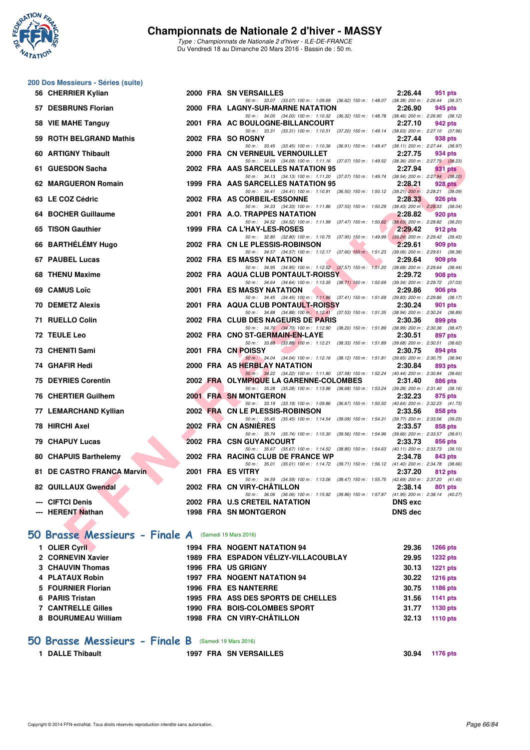# Championnats de Nationale 2 d'hiver - MASSY

*Type : Championnats de Nationale 2 d'hiver - ILE-DE-FRANCE*
Du Vendredi 18 au Dimanche 20 Mars 2016 - Bassin de : 50 m.

## 200 Dos Messieurs - Séries (suite)

| Rang | Nom | Année | Nat. | Club | Temps | Points |
|---|---|---|---|---|---|---|
| 56 | CHERRIER Kylian | 2000 | FRA | SN VERSAILLES | 2:26.44 | 951 pts |
| | 50 m : 33.07 (33.07) 100 m : 1:09.69 (36.62) 150 m : 1:48.07 (38.38) 200 m : 2:26.44 (38.37) | | | | | |
| 57 | DESBRUNS Florian | 2000 | FRA | LAGNY-SUR-MARNE NATATION | 2:26.90 | 945 pts |
| | 50 m : 34.00 (34.00) 100 m : 1:10.32 (36.32) 150 m : 1:48.78 (38.46) 200 m : 2:26.90 (38.12) | | | | | |
| 58 | VIE MAHE Tanguy | 2001 | FRA | AC BOULOGNE-BILLANCOURT | 2:27.10 | 942 pts |
| | 50 m : 33.31 (33.31) 100 m : 1:10.51 (37.20) 150 m : 1:49.14 (38.63) 200 m : 2:27.10 (37.96) | | | | | |
| 59 | ROTH BELGRAND Mathis | 2002 | FRA | SO ROSNY | 2:27.44 | 938 pts |
| | 50 m : 33.45 (33.45) 100 m : 1:10.36 (36.91) 150 m : 1:48.47 (38.11) 200 m : 2:27.44 (38.97) | | | | | |
| 60 | ARTIGNY Thibault | 2000 | FRA | CN VERNEUIL VERNOUILLET | 2:27.75 | 934 pts |
| | 50 m : 34.09 (34.09) 100 m : 1:11.16 (37.07) 150 m : 1:49.52 (38.36) 200 m : 2:27.75 (38.23) | | | | | |
| 61 | GUESDON Sacha | 2002 | FRA | AAS SARCELLES NATATION 95 | 2:27.94 | 931 pts |
| | 50 m : 34.13 (34.13) 100 m : 1:11.20 (37.07) 150 m : 1:49.74 (38.54) 200 m : 2:27.94 (38.20) | | | | | |
| 62 | MARGUERON Romain | 1999 | FRA | AAS SARCELLES NATATION 95 | 2:28.21 | 928 pts |
| | 50 m : 34.41 (34.41) 100 m : 1:10.91 (36.50) 150 m : 1:50.12 (39.21) 200 m : 2:28.21 (38.09) | | | | | |
| 63 | LE COZ Cédric | 2002 | FRA | AS CORBEIL-ESSONNE | 2:28.33 | 926 pts |
| | 50 m : 34.33 (34.33) 100 m : 1:11.86 (37.53) 150 m : 1:50.29 (38.43) 200 m : 2:28.33 (38.04) | | | | | |
| 64 | BOCHER Guillaume | 2001 | FRA | A.O. TRAPPES NATATION | 2:28.82 | 920 pts |
| | 50 m : 34.52 (34.52) 100 m : 1:11.99 (37.47) 150 m : 1:50.62 (38.63) 200 m : 2:28.82 (38.20) | | | | | |
| 65 | TISON Gauthier | 1999 | FRA | CA L'HAY-LES-ROSES | 2:29.42 | 912 pts |
| | 50 m : 32.80 (32.80) 100 m : 1:10.75 (37.95) 150 m : 1:49.99 (39.24) 200 m : 2:29.42 (39.43) | | | | | |
| 66 | BARTHÉLÉMY Hugo | 2002 | FRA | CN LE PLESSIS-ROBINSON | 2:29.61 | 909 pts |
| | 50 m : 34.57 (34.57) 100 m : 1:12.17 (37.60) 150 m : 1:51.23 (39.06) 200 m : 2:29.61 (38.38) | | | | | |
| 67 | PAUBEL Lucas | 2002 | FRA | ES MASSY NATATION | 2:29.64 | 909 pts |
| | 50 m : 34.95 (34.95) 100 m : 1:12.52 (37.57) 150 m : 1:51.20 (38.68) 200 m : 2:29.64 (38.44) | | | | | |
| 68 | THENU Maxime | 2002 | FRA | AQUA CLUB PONTAULT-ROISSY | 2:29.72 | 908 pts |
| | 50 m : 34.64 (34.64) 100 m : 1:13.35 (38.71) 150 m : 1:52.69 (39.34) 200 m : 2:29.72 (37.03) | | | | | |
| 69 | CAMUS Loïc | 2001 | FRA | ES MASSY NATATION | 2:29.86 | 906 pts |
| | 50 m : 34.45 (34.45) 100 m : 1:11.86 (37.41) 150 m : 1:51.69 (39.83) 200 m : 2:29.86 (38.17) | | | | | |
| 70 | DEMETZ Alexis | 2001 | FRA | AQUA CLUB PONTAULT-ROISSY | 2:30.24 | 901 pts |
| | 50 m : 34.88 (34.88) 100 m : 1:12.41 (37.53) 150 m : 1:51.35 (38.94) 200 m : 2:30.24 (38.89) | | | | | |
| 71 | RUELLO Colin | 2002 | FRA | CLUB DES NAGEURS DE PARIS | 2:30.36 | 899 pts |
| | 50 m : 34.70 (34.70) 100 m : 1:12.90 (38.20) 150 m : 1:51.89 (38.99) 200 m : 2:30.36 (38.47) | | | | | |
| 72 | TEULE Leo | 2002 | FRA | CNO ST-GERMAIN-EN-LAYE | 2:30.51 | 897 pts |
| | 50 m : 33.88 (33.88) 100 m : 1:12.21 (38.33) 150 m : 1:51.89 (39.68) 200 m : 2:30.51 (38.62) | | | | | |
| 73 | CHENITI Sami | 2001 | FRA | CN POISSY | 2:30.75 | 894 pts |
| | 50 m : 34.04 (34.04) 100 m : 1:12.16 (38.12) 150 m : 1:51.81 (39.65) 200 m : 2:30.75 (38.94) | | | | | |
| 74 | GHAFIR Hedi | 2000 | FRA | AS HERBLAY NATATION | 2:30.84 | 893 pts |
| | 50 m : 34.22 (34.22) 100 m : 1:11.80 (37.58) 150 m : 1:52.24 (40.44) 200 m : 2:30.84 (38.60) | | | | | |
| 75 | DEYRIES Corentin | 2002 | FRA | OLYMPIQUE LA GARENNE-COLOMBES | 2:31.40 | 886 pts |
| | 50 m : 35.28 (35.28) 100 m : 1:13.96 (38.68) 150 m : 1:53.24 (39.28) 200 m : 2:31.40 (38.16) | | | | | |
| 76 | CHERTIER Guilhem | 2001 | FRA | SN MONTGERON | 2:32.23 | 875 pts |
| | 50 m : 33.19 (33.19) 100 m : 1:09.86 (36.67) 150 m : 1:50.50 (40.64) 200 m : 2:32.23 (41.73) | | | | | |
| 77 | LEMARCHAND Kyllian | 2002 | FRA | CN LE PLESSIS-ROBINSON | 2:33.56 | 858 pts |
| | 50 m : 35.45 (35.45) 100 m : 1:14.54 (39.09) 150 m : 1:54.31 (39.77) 200 m : 2:33.56 (39.25) | | | | | |
| 78 | HIRCHI Axel | 2002 | FRA | CN ASNIÈRES | 2:33.57 | 858 pts |
| | 50 m : 35.74 (35.74) 100 m : 1:15.30 (39.56) 150 m : 1:54.96 (39.66) 200 m : 2:33.57 (38.61) | | | | | |
| 79 | CHAPUY Lucas | 2002 | FRA | CSN GUYANCOURT | 2:33.73 | 856 pts |
| | 50 m : 35.67 (35.67) 100 m : 1:14.52 (38.85) 150 m : 1:54.63 (40.11) 200 m : 2:33.73 (39.10) | | | | | |
| 80 | CHAPUIS Barthelemy | 2002 | FRA | RACING CLUB DE FRANCE WP | 2:34.78 | 843 pts |
| | 50 m : 35.01 (35.01) 100 m : 1:14.72 (39.71) 150 m : 1:56.12 (41.40) 200 m : 2:34.78 (38.66) | | | | | |
| 81 | DE CASTRO FRANCA Marvin | 2001 | FRA | ES VITRY | 2:37.20 | 812 pts |
| | 50 m : 34.59 (34.59) 100 m : 1:13.06 (38.47) 150 m : 1:55.75 (42.69) 200 m : 2:37.20 (41.45) | | | | | |
| 82 | QUILLAUX Gwendal | 2002 | FRA | CN VIRY-CHÂTILLON | 2:38.14 | 801 pts |
| | 50 m : 36.06 (36.06) 100 m : 1:15.92 (39.86) 150 m : 1:57.87 (41.95) 200 m : 2:38.14 (40.27) | | | | | |
| --- | CIFTCI Denis | 2002 | FRA | U.S CRETEIL NATATION | DNS exc | |
| --- | HERENT Nathan | 1998 | FRA | SN MONTGERON | DNS dec | |

## 50 Brasse Messieurs - Finale A (Samedi 19 Mars 2016)

| Rang | Nom | Année | Nat. | Club | Temps | Points |
|---|---|---|---|---|---|---|
| 1 | OLIER Cyril | 1994 | FRA | NOGENT NATATION 94 | 29.36 | 1266 pts |
| 2 | CORNEVIN Xavier | 1989 | FRA | ESPADON VÉLIZY-VILLACOUBLAY | 29.95 | 1232 pts |
| 3 | CHAUVIN Thomas | 1996 | FRA | US GRIGNY | 30.13 | 1221 pts |
| 4 | PLATAUX Robin | 1997 | FRA | NOGENT NATATION 94 | 30.22 | 1216 pts |
| 5 | FOURNIER Florian | 1996 | FRA | ES NANTERRE | 30.75 | 1186 pts |
| 6 | PARIS Tristan | 1995 | FRA | ASS DES SPORTS DE CHELLES | 31.56 | 1141 pts |
| 7 | CANTRELLE Gilles | 1990 | FRA | BOIS-COLOMBES SPORT | 31.77 | 1130 pts |
| 8 | BOURUMEAU William | 1998 | FRA | CN VIRY-CHÂTILLON | 32.13 | 1110 pts |

## 50 Brasse Messieurs - Finale B (Samedi 19 Mars 2016)

| Rang | Nom | Année | Nat. | Club | Temps | Points |
|---|---|---|---|---|---|---|
| 1 | DALLE Thibault | 1997 | FRA | SN VERSAILLES | 30.94 | 1176 pts |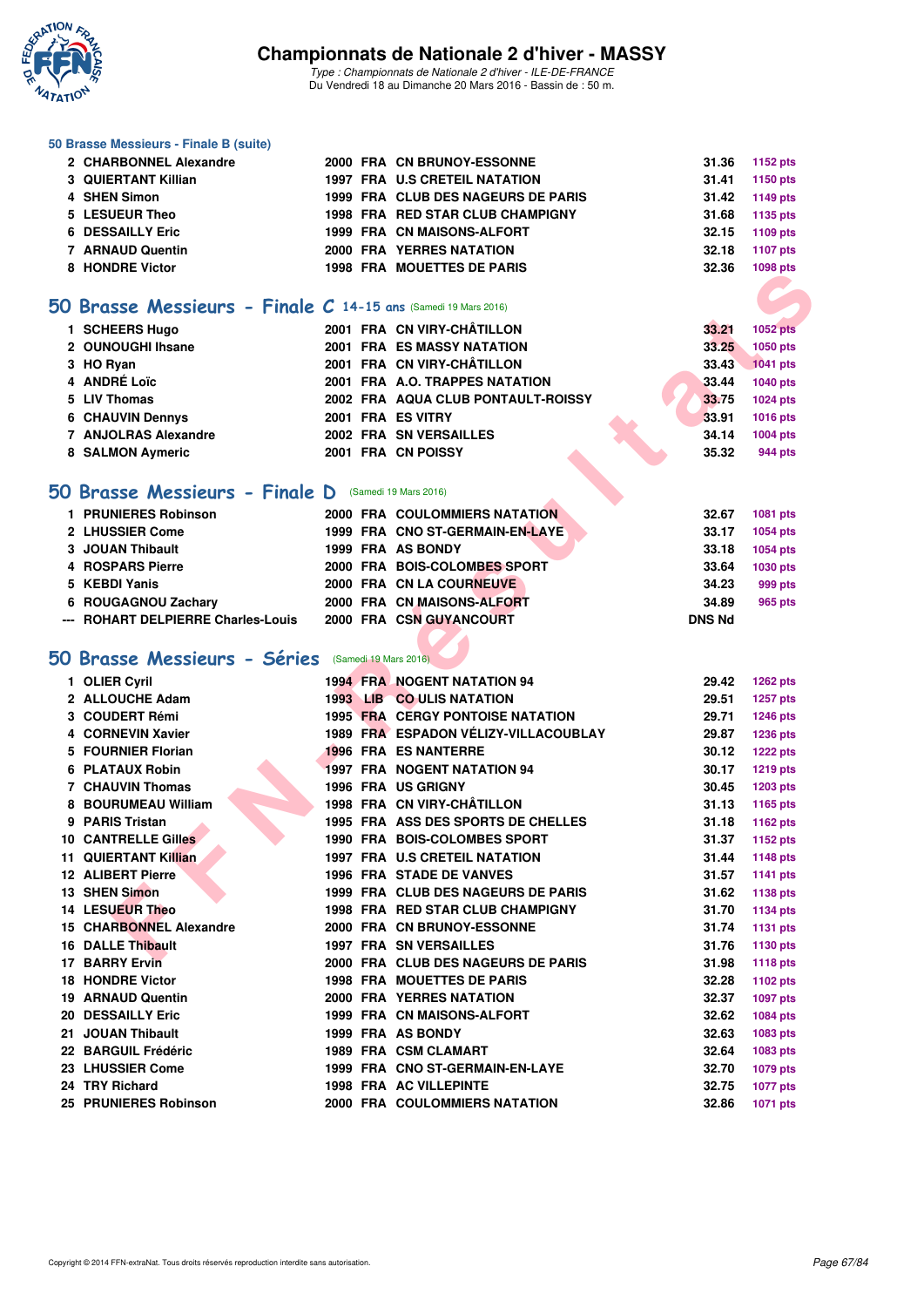### 50 Brasse Messieurs - Finale B (suite)

| | | | | | | |
|---|---|---|---|---|---|---|
| 2 | CHARBONNEL Alexandre | 2000 | FRA | CN BRUNOY-ESSONNE | 31.36 | 1152 pts |
| 3 | QUIERTANT Killian | 1997 | FRA | U.S CRETEIL NATATION | 31.41 | 1150 pts |
| 4 | SHEN Simon | 1999 | FRA | CLUB DES NAGEURS DE PARIS | 31.42 | 1149 pts |
| 5 | LESUEUR Theo | 1998 | FRA | RED STAR CLUB CHAMPIGNY | 31.68 | 1135 pts |
| 6 | DESSAILLY Eric | 1999 | FRA | CN MAISONS-ALFORT | 32.15 | 1109 pts |
| 7 | ARNAUD Quentin | 2000 | FRA | YERRES NATATION | 32.18 | 1107 pts |
| 8 | HONDRE Victor | 1998 | FRA | MOUETTES DE PARIS | 32.36 | 1098 pts |

## 50 Brasse Messieurs - Finale C 14-15 ans (Samedi 19 Mars 2016)

| | | | | | | |
|---|---|---|---|---|---|---|
| 1 | SCHEERS Hugo | 2001 | FRA | CN VIRY-CHÂTILLON | 33.21 | 1052 pts |
| 2 | OUNOUGHI Ihsane | 2001 | FRA | ES MASSY NATATION | 33.25 | 1050 pts |
| 3 | HO Ryan | 2001 | FRA | CN VIRY-CHÂTILLON | 33.43 | 1041 pts |
| 4 | ANDRÉ Loïc | 2001 | FRA | A.O. TRAPPES NATATION | 33.44 | 1040 pts |
| 5 | LIV Thomas | 2002 | FRA | AQUA CLUB PONTAULT-ROISSY | 33.75 | 1024 pts |
| 6 | CHAUVIN Dennys | 2001 | FRA | ES VITRY | 33.91 | 1016 pts |
| 7 | ANJOLRAS Alexandre | 2002 | FRA | SN VERSAILLES | 34.14 | 1004 pts |
| 8 | SALMON Aymeric | 2001 | FRA | CN POISSY | 35.32 | 944 pts |

## 50 Brasse Messieurs - Finale D (Samedi 19 Mars 2016)

| | | | | | | |
|---|---|---|---|---|---|---|
| 1 | PRUNIERES Robinson | 2000 | FRA | COULOMMIERS NATATION | 32.67 | 1081 pts |
| 2 | LHUSSIER Come | 1999 | FRA | CNO ST-GERMAIN-EN-LAYE | 33.17 | 1054 pts |
| 3 | JOUAN Thibault | 1999 | FRA | AS BONDY | 33.18 | 1054 pts |
| 4 | ROSPARS Pierre | 2000 | FRA | BOIS-COLOMBES SPORT | 33.64 | 1030 pts |
| 5 | KEBDI Yanis | 2000 | FRA | CN LA COURNEUVE | 34.23 | 999 pts |
| 6 | ROUGAGNOU Zachary | 2000 | FRA | CN MAISONS-ALFORT | 34.89 | 965 pts |
| --- | ROHART DELPIERRE Charles-Louis | 2000 | FRA | CSN GUYANCOURT | DNS Nd | |

## 50 Brasse Messieurs - Séries (Samedi 19 Mars 2016)

| | | | | | | |
|---|---|---|---|---|---|---|
| 1 | OLIER Cyril | 1994 | FRA | NOGENT NATATION 94 | 29.42 | 1262 pts |
| 2 | ALLOUCHE Adam | 1993 | LIB | CO ULIS NATATION | 29.51 | 1257 pts |
| 3 | COUDERT Rémi | 1995 | FRA | CERGY PONTOISE NATATION | 29.71 | 1246 pts |
| 4 | CORNEVIN Xavier | 1989 | FRA | ESPADON VÉLIZY-VILLACOUBLAY | 29.87 | 1236 pts |
| 5 | FOURNIER Florian | 1996 | FRA | ES NANTERRE | 30.12 | 1222 pts |
| 6 | PLATAUX Robin | 1997 | FRA | NOGENT NATATION 94 | 30.17 | 1219 pts |
| 7 | CHAUVIN Thomas | 1996 | FRA | US GRIGNY | 30.45 | 1203 pts |
| 8 | BOURUMEAU William | 1998 | FRA | CN VIRY-CHÂTILLON | 31.13 | 1165 pts |
| 9 | PARIS Tristan | 1995 | FRA | ASS DES SPORTS DE CHELLES | 31.18 | 1162 pts |
| 10 | CANTRELLE Gilles | 1990 | FRA | BOIS-COLOMBES SPORT | 31.37 | 1152 pts |
| 11 | QUIERTANT Killian | 1997 | FRA | U.S CRETEIL NATATION | 31.44 | 1148 pts |
| 12 | ALIBERT Pierre | 1996 | FRA | STADE DE VANVES | 31.57 | 1141 pts |
| 13 | SHEN Simon | 1999 | FRA | CLUB DES NAGEURS DE PARIS | 31.62 | 1138 pts |
| 14 | LESUEUR Theo | 1998 | FRA | RED STAR CLUB CHAMPIGNY | 31.70 | 1134 pts |
| 15 | CHARBONNEL Alexandre | 2000 | FRA | CN BRUNOY-ESSONNE | 31.74 | 1131 pts |
| 16 | DALLE Thibault | 1997 | FRA | SN VERSAILLES | 31.76 | 1130 pts |
| 17 | BARRY Ervin | 2000 | FRA | CLUB DES NAGEURS DE PARIS | 31.98 | 1118 pts |
| 18 | HONDRE Victor | 1998 | FRA | MOUETTES DE PARIS | 32.28 | 1102 pts |
| 19 | ARNAUD Quentin | 2000 | FRA | YERRES NATATION | 32.37 | 1097 pts |
| 20 | DESSAILLY Eric | 1999 | FRA | CN MAISONS-ALFORT | 32.62 | 1084 pts |
| 21 | JOUAN Thibault | 1999 | FRA | AS BONDY | 32.63 | 1083 pts |
| 22 | BARGUIL Frédéric | 1989 | FRA | CSM CLAMART | 32.64 | 1083 pts |
| 23 | LHUSSIER Come | 1999 | FRA | CNO ST-GERMAIN-EN-LAYE | 32.70 | 1079 pts |
| 24 | TRY Richard | 1998 | FRA | AC VILLEPINTE | 32.75 | 1077 pts |
| 25 | PRUNIERES Robinson | 2000 | FRA | COULOMMIERS NATATION | 32.86 | 1071 pts |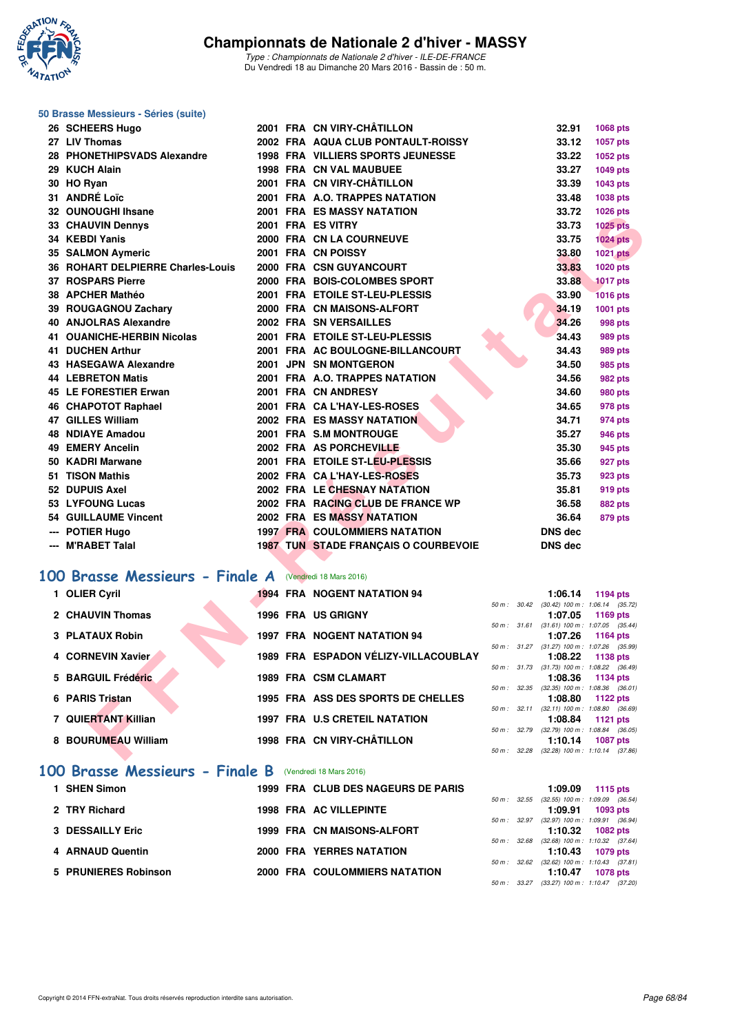### 50 Brasse Messieurs - Séries (suite)

| Rang | Nom | Année | Nat | Club | Temps | Points |
|---|---|---|---|---|---|---|
| 26 | SCHEERS Hugo | 2001 | FRA | CN VIRY-CHÂTILLON | 32.91 | 1068 pts |
| 27 | LIV Thomas | 2002 | FRA | AQUA CLUB PONTAULT-ROISSY | 33.12 | 1057 pts |
| 28 | PHONETHIPSVADS Alexandre | 1998 | FRA | VILLIERS SPORTS JEUNESSE | 33.22 | 1052 pts |
| 29 | KUCH Alain | 1998 | FRA | CN VAL MAUBUEE | 33.27 | 1049 pts |
| 30 | HO Ryan | 2001 | FRA | CN VIRY-CHÂTILLON | 33.39 | 1043 pts |
| 31 | ANDRÉ Loïc | 2001 | FRA | A.O. TRAPPES NATATION | 33.48 | 1038 pts |
| 32 | OUNOUGHI Ihsane | 2001 | FRA | ES MASSY NATATION | 33.72 | 1026 pts |
| 33 | CHAUVIN Dennys | 2001 | FRA | ES VITRY | 33.73 | 1025 pts |
| 34 | KEBDI Yanis | 2000 | FRA | CN LA COURNEUVE | 33.75 | 1024 pts |
| 35 | SALMON Aymeric | 2001 | FRA | CN POISSY | 33.80 | 1021 pts |
| 36 | ROHART DELPIERRE Charles-Louis | 2000 | FRA | CSN GUYANCOURT | 33.83 | 1020 pts |
| 37 | ROSPARS Pierre | 2000 | FRA | BOIS-COLOMBES SPORT | 33.88 | 1017 pts |
| 38 | APCHER Mathéo | 2001 | FRA | ETOILE ST-LEU-PLESSIS | 33.90 | 1016 pts |
| 39 | ROUGAGNOU Zachary | 2000 | FRA | CN MAISONS-ALFORT | 34.19 | 1001 pts |
| 40 | ANJOLRAS Alexandre | 2002 | FRA | SN VERSAILLES | 34.26 | 998 pts |
| 41 | OUANICHE-HERBIN Nicolas | 2001 | FRA | ETOILE ST-LEU-PLESSIS | 34.43 | 989 pts |
| 41 | DUCHEN Arthur | 2001 | FRA | AC BOULOGNE-BILLANCOURT | 34.43 | 989 pts |
| 43 | HASEGAWA Alexandre | 2001 | JPN | SN MONTGERON | 34.50 | 985 pts |
| 44 | LEBRETON Matis | 2001 | FRA | A.O. TRAPPES NATATION | 34.56 | 982 pts |
| 45 | LE FORESTIER Erwan | 2001 | FRA | CN ANDRESY | 34.60 | 980 pts |
| 46 | CHAPOTOT Raphael | 2001 | FRA | CA L'HAY-LES-ROSES | 34.65 | 978 pts |
| 47 | GILLES William | 2002 | FRA | ES MASSY NATATION | 34.71 | 974 pts |
| 48 | NDIAYE Amadou | 2001 | FRA | S.M MONTROUGE | 35.27 | 946 pts |
| 49 | EMERY Ancelin | 2002 | FRA | AS PORCHEVILLE | 35.30 | 945 pts |
| 50 | KADRI Marwane | 2001 | FRA | ETOILE ST-LEU-PLESSIS | 35.66 | 927 pts |
| 51 | TISON Mathis | 2002 | FRA | CA L'HAY-LES-ROSES | 35.73 | 923 pts |
| 52 | DUPUIS Axel | 2002 | FRA | LE CHESNAY NATATION | 35.81 | 919 pts |
| 53 | LYFOUNG Lucas | 2002 | FRA | RACING CLUB DE FRANCE WP | 36.58 | 882 pts |
| 54 | GUILLAUME Vincent | 2002 | FRA | ES MASSY NATATION | 36.64 | 879 pts |
| --- | POTIER Hugo | 1997 | FRA | COULOMMIERS NATATION | DNS dec | |
| --- | M'RABET Talal | 1987 | TUN | STADE FRANÇAIS O COURBEVOIE | DNS dec | |

## 100 Brasse Messieurs - Finale A (Vendredi 18 Mars 2016)

| Rang | Nom | Année | Nat | Club | Temps | Points | Intermédiaires |
|---|---|---|---|---|---|---|---|
| 1 | OLIER Cyril | 1994 | FRA | NOGENT NATATION 94 | 1:06.14 | 1194 pts | 50 m : 30.42 (30.42) 100 m : 1:06.14 (35.72) |
| 2 | CHAUVIN Thomas | 1996 | FRA | US GRIGNY | 1:07.05 | 1169 pts | 50 m : 31.61 (31.61) 100 m : 1:07.05 (35.44) |
| 3 | PLATAUX Robin | 1997 | FRA | NOGENT NATATION 94 | 1:07.26 | 1164 pts | 50 m : 31.27 (31.27) 100 m : 1:07.26 (35.99) |
| 4 | CORNEVIN Xavier | 1989 | FRA | ESPADON VÉLIZY-VILLACOUBLAY | 1:08.22 | 1138 pts | 50 m : 31.73 (31.73) 100 m : 1:08.22 (36.49) |
| 5 | BARGUIL Frédéric | 1989 | FRA | CSM CLAMART | 1:08.36 | 1134 pts | 50 m : 32.35 (32.35) 100 m : 1:08.36 (36.01) |
| 6 | PARIS Tristan | 1995 | FRA | ASS DES SPORTS DE CHELLES | 1:08.80 | 1122 pts | 50 m : 32.11 (32.11) 100 m : 1:08.80 (36.69) |
| 7 | QUIERTANT Killian | 1997 | FRA | U.S CRETEIL NATATION | 1:08.84 | 1121 pts | 50 m : 32.79 (32.79) 100 m : 1:08.84 (36.05) |
| 8 | BOURUMEAU William | 1998 | FRA | CN VIRY-CHÂTILLON | 1:10.14 | 1087 pts | 50 m : 32.28 (32.28) 100 m : 1:10.14 (37.86) |

## 100 Brasse Messieurs - Finale B (Vendredi 18 Mars 2016)

| Rang | Nom | Année | Nat | Club | Temps | Points | Intermédiaires |
|---|---|---|---|---|---|---|---|
| 1 | SHEN Simon | 1999 | FRA | CLUB DES NAGEURS DE PARIS | 1:09.09 | 1115 pts | 50 m : 32.55 (32.55) 100 m : 1:09.09 (36.54) |
| 2 | TRY Richard | 1998 | FRA | AC VILLEPINTE | 1:09.91 | 1093 pts | 50 m : 32.97 (32.97) 100 m : 1:09.91 (36.94) |
| 3 | DESSAILLY Eric | 1999 | FRA | CN MAISONS-ALFORT | 1:10.32 | 1082 pts | 50 m : 32.68 (32.68) 100 m : 1:10.32 (37.64) |
| 4 | ARNAUD Quentin | 2000 | FRA | YERRES NATATION | 1:10.43 | 1079 pts | 50 m : 32.62 (32.62) 100 m : 1:10.43 (37.81) |
| 5 | PRUNIERES Robinson | 2000 | FRA | COULOMMIERS NATATION | 1:10.47 | 1078 pts | 50 m : 33.27 (33.27) 100 m : 1:10.47 (37.20) |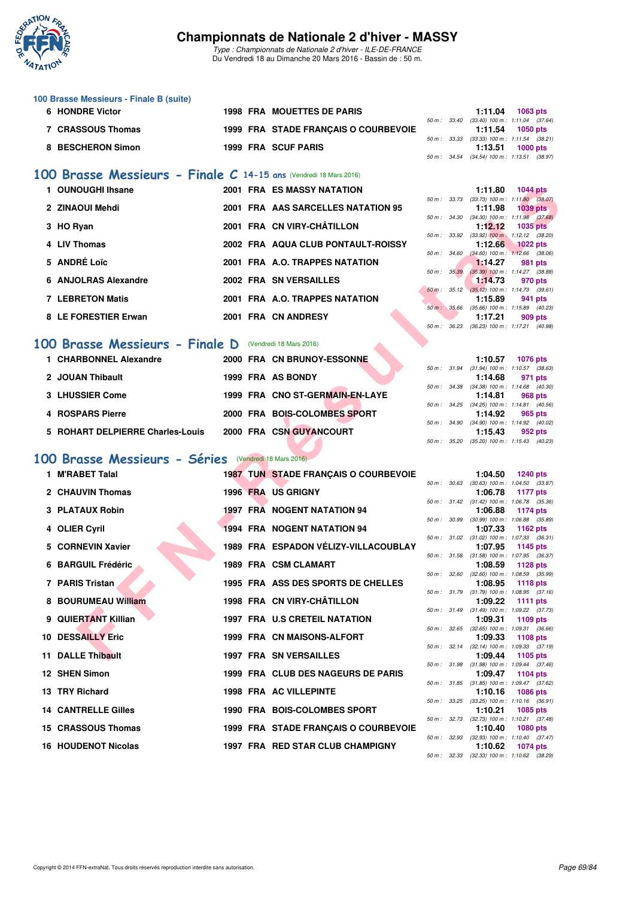## 100 Brasse Messieurs - Finale B (suite)

| | Nom | Année | Nat | Club | Temps | Points |
|---|---|---|---|---|---|---|
| 6 | HONDRE Victor | 1998 | FRA | MOUETTES DE PARIS | 1:11.04 | 1063 pts |
| | | | | 50 m : 33.40 (33.40) 100 m : 1:11.04 (37.64) | | |
| 7 | CRASSOUS Thomas | 1999 | FRA | STADE FRANÇAIS O COURBEVOIE | 1:11.54 | 1050 pts |
| | | | | 50 m : 33.33 (33.33) 100 m : 1:11.54 (38.21) | | |
| 8 | BESCHERON Simon | 1999 | FRA | SCUF PARIS | 1:13.51 | 1000 pts |
| | | | | 50 m : 34.54 (34.54) 100 m : 1:13.51 (38.97) | | |

## 100 Brasse Messieurs - Finale C 14-15 ans (Vendredi 18 Mars 2016)

| | Nom | Année | Nat | Club | Temps | Points |
|---|---|---|---|---|---|---|
| 1 | OUNOUGHI Ihsane | 2001 | FRA | ES MASSY NATATION | 1:11.80 | 1044 pts |
| | | | | 50 m : 33.73 (33.73) 100 m : 1:11.80 (38.07) | | |
| 2 | ZINAOUI Mehdi | 2001 | FRA | AAS SARCELLES NATATION 95 | 1:11.98 | 1039 pts |
| | | | | 50 m : 34.30 (34.30) 100 m : 1:11.98 (37.68) | | |
| 3 | HO Ryan | 2001 | FRA | CN VIRY-CHÂTILLON | 1:12.12 | 1035 pts |
| | | | | 50 m : 33.92 (33.92) 100 m : 1:12.12 (38.20) | | |
| 4 | LIV Thomas | 2002 | FRA | AQUA CLUB PONTAULT-ROISSY | 1:12.66 | 1022 pts |
| | | | | 50 m : 34.60 (34.60) 100 m : 1:12.66 (38.06) | | |
| 5 | ANDRÉ Loïc | 2001 | FRA | A.O. TRAPPES NATATION | 1:14.27 | 981 pts |
| | | | | 50 m : 35.39 (35.39) 100 m : 1:14.27 (38.88) | | |
| 6 | ANJOLRAS Alexandre | 2002 | FRA | SN VERSAILLES | 1:14.73 | 970 pts |
| | | | | 50 m : 35.12 (35.12) 100 m : 1:14.73 (39.61) | | |
| 7 | LEBRETON Matis | 2001 | FRA | A.O. TRAPPES NATATION | 1:15.89 | 941 pts |
| | | | | 50 m : 35.66 (35.66) 100 m : 1:15.89 (40.23) | | |
| 8 | LE FORESTIER Erwan | 2001 | FRA | CN ANDRESY | 1:17.21 | 909 pts |
| | | | | 50 m : 36.23 (36.23) 100 m : 1:17.21 (40.98) | | |

## 100 Brasse Messieurs - Finale D (Vendredi 18 Mars 2016)

| | Nom | Année | Nat | Club | Temps | Points |
|---|---|---|---|---|---|---|
| 1 | CHARBONNEL Alexandre | 2000 | FRA | CN BRUNOY-ESSONNE | 1:10.57 | 1076 pts |
| | | | | 50 m : 31.94 (31.94) 100 m : 1:10.57 (38.63) | | |
| 2 | JOUAN Thibault | 1999 | FRA | AS BONDY | 1:14.68 | 971 pts |
| | | | | 50 m : 34.38 (34.38) 100 m : 1:14.68 (40.30) | | |
| 3 | LHUSSIER Come | 1999 | FRA | CNO ST-GERMAIN-EN-LAYE | 1:14.81 | 968 pts |
| | | | | 50 m : 34.25 (34.25) 100 m : 1:14.81 (40.56) | | |
| 4 | ROSPARS Pierre | 2000 | FRA | BOIS-COLOMBES SPORT | 1:14.92 | 965 pts |
| | | | | 50 m : 34.90 (34.90) 100 m : 1:14.92 (40.02) | | |
| 5 | ROHART DELPIERRE Charles-Louis | 2000 | FRA | CSN GUYANCOURT | 1:15.43 | 952 pts |
| | | | | 50 m : 35.20 (35.20) 100 m : 1:15.43 (40.23) | | |

## 100 Brasse Messieurs - Séries (Vendredi 18 Mars 2016)

| | Nom | Année | Nat | Club | Temps | Points |
|---|---|---|---|---|---|---|
| 1 | M'RABET Talal | 1987 | TUN | STADE FRANÇAIS O COURBEVOIE | 1:04.50 | 1240 pts |
| | | | | 50 m : 30.63 (30.63) 100 m : 1:04.50 (33.87) | | |
| 2 | CHAUVIN Thomas | 1996 | FRA | US GRIGNY | 1:06.78 | 1177 pts |
| | | | | 50 m : 31.42 (31.42) 100 m : 1:06.78 (35.36) | | |
| 3 | PLATAUX Robin | 1997 | FRA | NOGENT NATATION 94 | 1:06.88 | 1174 pts |
| | | | | 50 m : 30.99 (30.99) 100 m : 1:06.88 (35.89) | | |
| 4 | OLIER Cyril | 1994 | FRA | NOGENT NATATION 94 | 1:07.33 | 1162 pts |
| | | | | 50 m : 31.02 (31.02) 100 m : 1:07.33 (36.31) | | |
| 5 | CORNEVIN Xavier | 1989 | FRA | ESPADON VÉLIZY-VILLACOUBLAY | 1:07.95 | 1145 pts |
| | | | | 50 m : 31.58 (31.58) 100 m : 1:07.95 (36.37) | | |
| 6 | BARGUIL Frédéric | 1989 | FRA | CSM CLAMART | 1:08.59 | 1128 pts |
| | | | | 50 m : 32.60 (32.60) 100 m : 1:08.59 (35.99) | | |
| 7 | PARIS Tristan | 1995 | FRA | ASS DES SPORTS DE CHELLES | 1:08.95 | 1118 pts |
| | | | | 50 m : 31.79 (31.79) 100 m : 1:08.95 (37.16) | | |
| 8 | BOURUMEAU William | 1998 | FRA | CN VIRY-CHÂTILLON | 1:09.22 | 1111 pts |
| | | | | 50 m : 31.49 (31.49) 100 m : 1:09.22 (37.73) | | |
| 9 | QUIERTANT Killian | 1997 | FRA | U.S CRETEIL NATATION | 1:09.31 | 1109 pts |
| | | | | 50 m : 32.65 (32.65) 100 m : 1:09.31 (36.66) | | |
| 10 | DESSAILLY Eric | 1999 | FRA | CN MAISONS-ALFORT | 1:09.33 | 1108 pts |
| | | | | 50 m : 32.14 (32.14) 100 m : 1:09.33 (37.19) | | |
| 11 | DALLE Thibault | 1997 | FRA | SN VERSAILLES | 1:09.44 | 1105 pts |
| | | | | 50 m : 31.98 (31.98) 100 m : 1:09.44 (37.46) | | |
| 12 | SHEN Simon | 1999 | FRA | CLUB DES NAGEURS DE PARIS | 1:09.47 | 1104 pts |
| | | | | 50 m : 31.85 (31.85) 100 m : 1:09.47 (37.62) | | |
| 13 | TRY Richard | 1998 | FRA | AC VILLEPINTE | 1:10.16 | 1086 pts |
| | | | | 50 m : 33.25 (33.25) 100 m : 1:10.16 (36.91) | | |
| 14 | CANTRELLE Gilles | 1990 | FRA | BOIS-COLOMBES SPORT | 1:10.21 | 1085 pts |
| | | | | 50 m : 32.73 (32.73) 100 m : 1:10.21 (37.48) | | |
| 15 | CRASSOUS Thomas | 1999 | FRA | STADE FRANÇAIS O COURBEVOIE | 1:10.40 | 1080 pts |
| | | | | 50 m : 32.93 (32.93) 100 m : 1:10.40 (37.47) | | |
| 16 | HOUDENOT Nicolas | 1997 | FRA | RED STAR CLUB CHAMPIGNY | 1:10.62 | 1074 pts |
| | | | | 50 m : 32.33 (32.33) 100 m : 1:10.62 (38.29) | | |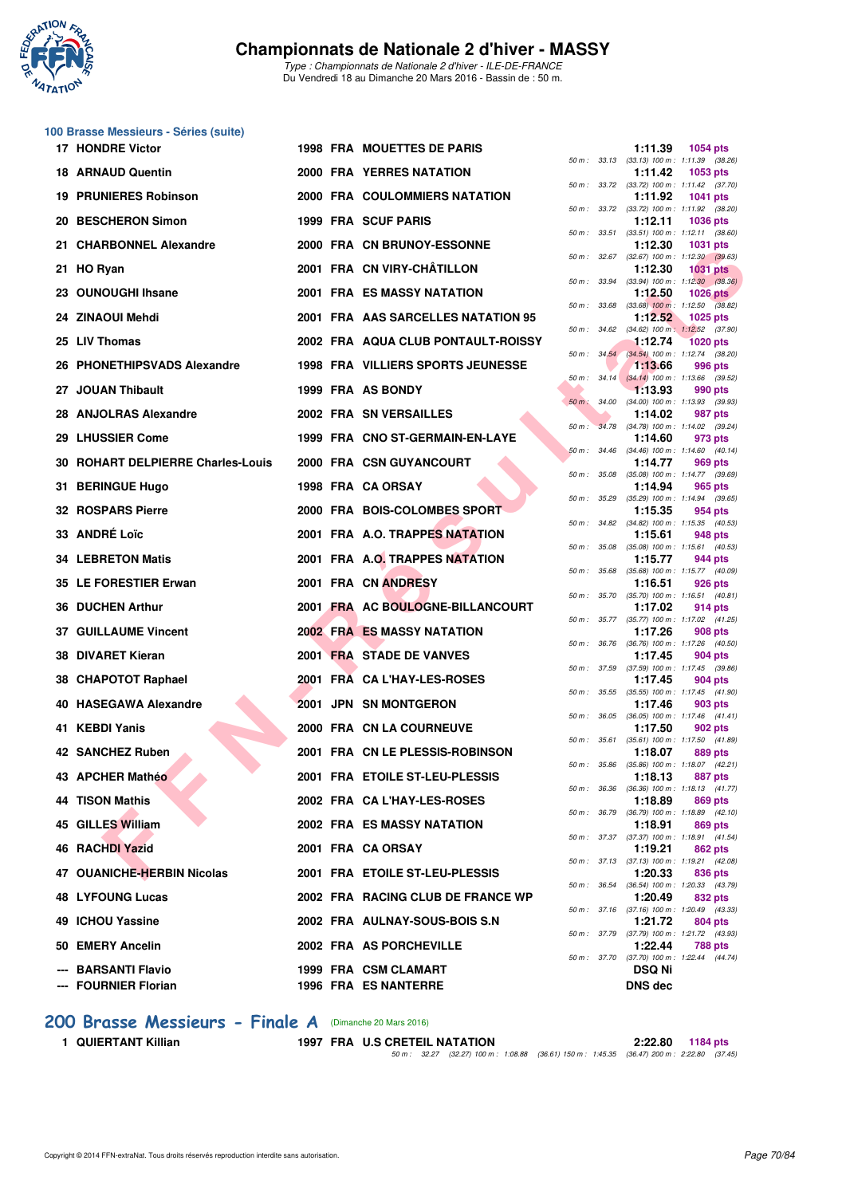# Championnats de Nationale 2 d'hiver - MASSY

*Type : Championnats de Nationale 2 d'hiver - ILE-DE-FRANCE*
Du Vendredi 18 au Dimanche 20 Mars 2016 - Bassin de : 50 m.

## 100 Brasse Messieurs - Séries (suite)

| Rang | Nom | Année | Nat | Club | Temps | Points | Splits |
|---|---|---|---|---|---|---|---|
| 17 | HONDRE Victor | 1998 | FRA | MOUETTES DE PARIS | 1:11.39 | 1054 pts | 50 m : 33.13 (33.13) 100 m : 1:11.39 (38.26) |
| 18 | ARNAUD Quentin | 2000 | FRA | YERRES NATATION | 1:11.42 | 1053 pts | 50 m : 33.72 (33.72) 100 m : 1:11.42 (37.70) |
| 19 | PRUNIERES Robinson | 2000 | FRA | COULOMMIERS NATATION | 1:11.92 | 1041 pts | 50 m : 33.72 (33.72) 100 m : 1:11.92 (38.20) |
| 20 | BESCHERON Simon | 1999 | FRA | SCUF PARIS | 1:12.11 | 1036 pts | 50 m : 33.51 (33.51) 100 m : 1:12.11 (38.60) |
| 21 | CHARBONNEL Alexandre | 2000 | FRA | CN BRUNOY-ESSONNE | 1:12.30 | 1031 pts | 50 m : 32.67 (32.67) 100 m : 1:12.30 (39.63) |
| 21 | HO Ryan | 2001 | FRA | CN VIRY-CHÂTILLON | 1:12.30 | 1031 pts | 50 m : 33.94 (33.94) 100 m : 1:12.30 (38.36) |
| 23 | OUNOUGHI Ihsane | 2001 | FRA | ES MASSY NATATION | 1:12.50 | 1026 pts | 50 m : 33.68 (33.68) 100 m : 1:12.50 (38.82) |
| 24 | ZINAOUI Mehdi | 2001 | FRA | AAS SARCELLES NATATION 95 | 1:12.52 | 1025 pts | 50 m : 34.62 (34.62) 100 m : 1:12.52 (37.90) |
| 25 | LIV Thomas | 2002 | FRA | AQUA CLUB PONTAULT-ROISSY | 1:12.74 | 1020 pts | 50 m : 34.54 (34.54) 100 m : 1:12.74 (38.20) |
| 26 | PHONETHIPSVADS Alexandre | 1998 | FRA | VILLIERS SPORTS JEUNESSE | 1:13.66 | 996 pts | 50 m : 34.14 (34.14) 100 m : 1:13.66 (39.52) |
| 27 | JOUAN Thibault | 1999 | FRA | AS BONDY | 1:13.93 | 990 pts | 50 m : 34.00 (34.00) 100 m : 1:13.93 (39.93) |
| 28 | ANJOLRAS Alexandre | 2002 | FRA | SN VERSAILLES | 1:14.02 | 987 pts | 50 m : 34.78 (34.78) 100 m : 1:14.02 (39.24) |
| 29 | LHUSSIER Come | 1999 | FRA | CNO ST-GERMAIN-EN-LAYE | 1:14.60 | 973 pts | 50 m : 34.46 (34.46) 100 m : 1:14.60 (40.14) |
| 30 | ROHART DELPIERRE Charles-Louis | 2000 | FRA | CSN GUYANCOURT | 1:14.77 | 969 pts | 50 m : 35.08 (35.08) 100 m : 1:14.77 (39.69) |
| 31 | BERINGUE Hugo | 1998 | FRA | CA ORSAY | 1:14.94 | 965 pts | 50 m : 35.29 (35.29) 100 m : 1:14.94 (39.65) |
| 32 | ROSPARS Pierre | 2000 | FRA | BOIS-COLOMBES SPORT | 1:15.35 | 954 pts | 50 m : 34.82 (34.82) 100 m : 1:15.35 (40.53) |
| 33 | ANDRÉ Loïc | 2001 | FRA | A.O. TRAPPES NATATION | 1:15.61 | 948 pts | 50 m : 35.08 (35.08) 100 m : 1:15.61 (40.53) |
| 34 | LEBRETON Matis | 2001 | FRA | A.O. TRAPPES NATATION | 1:15.77 | 944 pts | 50 m : 35.68 (35.68) 100 m : 1:15.77 (40.09) |
| 35 | LE FORESTIER Erwan | 2001 | FRA | CN ANDRESY | 1:16.51 | 926 pts | 50 m : 35.70 (35.70) 100 m : 1:16.51 (40.81) |
| 36 | DUCHEN Arthur | 2001 | FRA | AC BOULOGNE-BILLANCOURT | 1:17.02 | 914 pts | 50 m : 35.77 (35.77) 100 m : 1:17.02 (41.25) |
| 37 | GUILLAUME Vincent | 2002 | FRA | ES MASSY NATATION | 1:17.26 | 908 pts | 50 m : 36.76 (36.76) 100 m : 1:17.26 (40.50) |
| 38 | DIVARET Kieran | 2001 | FRA | STADE DE VANVES | 1:17.45 | 904 pts | 50 m : 37.59 (37.59) 100 m : 1:17.45 (39.86) |
| 38 | CHAPOTOT Raphael | 2001 | FRA | CA L'HAY-LES-ROSES | 1:17.45 | 904 pts | 50 m : 35.55 (35.55) 100 m : 1:17.45 (41.90) |
| 40 | HASEGAWA Alexandre | 2001 | JPN | SN MONTGERON | 1:17.46 | 903 pts | 50 m : 36.05 (36.05) 100 m : 1:17.46 (41.41) |
| 41 | KEBDI Yanis | 2000 | FRA | CN LA COURNEUVE | 1:17.50 | 902 pts | 50 m : 35.61 (35.61) 100 m : 1:17.50 (41.89) |
| 42 | SANCHEZ Ruben | 2001 | FRA | CN LE PLESSIS-ROBINSON | 1:18.07 | 889 pts | 50 m : 35.86 (35.86) 100 m : 1:18.07 (42.21) |
| 43 | APCHER Mathéo | 2001 | FRA | ETOILE ST-LEU-PLESSIS | 1:18.13 | 887 pts | 50 m : 36.36 (36.36) 100 m : 1:18.13 (41.77) |
| 44 | TISON Mathis | 2002 | FRA | CA L'HAY-LES-ROSES | 1:18.89 | 869 pts | 50 m : 36.79 (36.79) 100 m : 1:18.89 (42.10) |
| 45 | GILLES William | 2002 | FRA | ES MASSY NATATION | 1:18.91 | 869 pts | 50 m : 37.37 (37.37) 100 m : 1:18.91 (41.54) |
| 46 | RACHDI Yazid | 2001 | FRA | CA ORSAY | 1:19.21 | 862 pts | 50 m : 37.13 (37.13) 100 m : 1:19.21 (42.08) |
| 47 | OUANICHE-HERBIN Nicolas | 2001 | FRA | ETOILE ST-LEU-PLESSIS | 1:20.33 | 836 pts | 50 m : 36.54 (36.54) 100 m : 1:20.33 (43.79) |
| 48 | LYFOUNG Lucas | 2002 | FRA | RACING CLUB DE FRANCE WP | 1:20.49 | 832 pts | 50 m : 37.16 (37.16) 100 m : 1:20.49 (43.33) |
| 49 | ICHOU Yassine | 2002 | FRA | AULNAY-SOUS-BOIS S.N | 1:21.72 | 804 pts | 50 m : 37.79 (37.79) 100 m : 1:21.72 (43.93) |
| 50 | EMERY Ancelin | 2002 | FRA | AS PORCHEVILLE | 1:22.44 | 788 pts | 50 m : 37.70 (37.70) 100 m : 1:22.44 (44.74) |
| --- | BARSANTI Flavio | 1999 | FRA | CSM CLAMART | DSQ Ni | | |
| --- | FOURNIER Florian | 1996 | FRA | ES NANTERRE | DNS dec | | |

## 200 Brasse Messieurs - Finale A (Dimanche 20 Mars 2016)

| Rang | Nom | Année | Nat | Club | Temps | Points | Splits |
|---|---|---|---|---|---|---|---|
| 1 | QUIERTANT Killian | 1997 | FRA | U.S CRETEIL NATATION | 2:22.80 | 1184 pts | 50 m : 32.27 (32.27) 100 m : 1:08.88 (36.61) 150 m : 1:45.35 (36.47) 200 m : 2:22.80 (37.45) |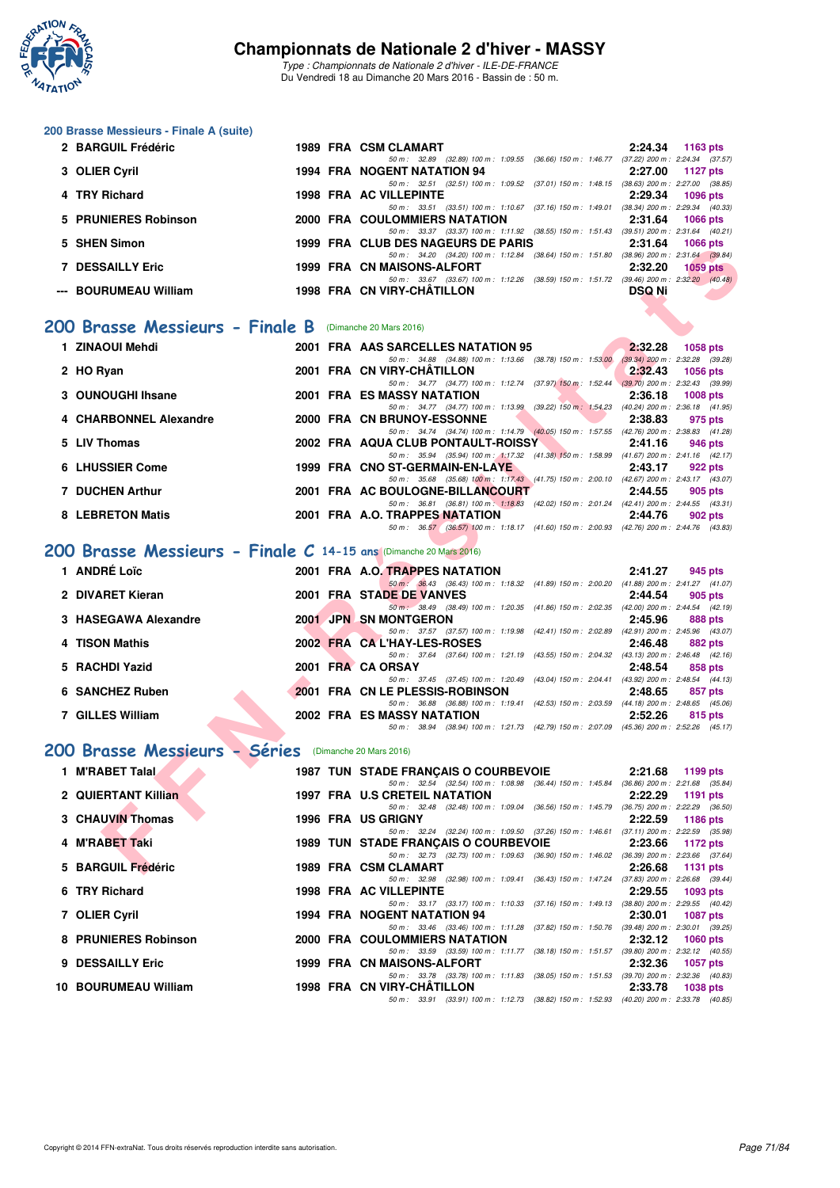### 200 Brasse Messieurs - Finale A (suite)

| Rang | Nom | Année | Nat | Club | Temps | Points |
|---|---|---|---|---|---|---|
| 2 | BARGUIL Frédéric | 1989 | FRA | CSM CLAMART | 2:24.34 | 1163 pts |
| | 50 m : 32.89 (32.89) 100 m : 1:09.55 (36.66) 150 m : 1:46.77 (37.22) 200 m : 2:24.34 (37.57) | | | | | |
| 3 | OLIER Cyril | 1994 | FRA | NOGENT NATATION 94 | 2:27.00 | 1127 pts |
| | 50 m : 32.51 (32.51) 100 m : 1:09.52 (37.01) 150 m : 1:48.15 (38.63) 200 m : 2:27.00 (38.85) | | | | | |
| 4 | TRY Richard | 1998 | FRA | AC VILLEPINTE | 2:29.34 | 1096 pts |
| | 50 m : 33.51 (33.51) 100 m : 1:10.67 (37.16) 150 m : 1:49.01 (38.34) 200 m : 2:29.34 (40.33) | | | | | |
| 5 | PRUNIERES Robinson | 2000 | FRA | COULOMMIERS NATATION | 2:31.64 | 1066 pts |
| | 50 m : 33.37 (33.37) 100 m : 1:11.92 (38.55) 150 m : 1:51.43 (39.51) 200 m : 2:31.64 (40.21) | | | | | |
| 5 | SHEN Simon | 1999 | FRA | CLUB DES NAGEURS DE PARIS | 2:31.64 | 1066 pts |
| | 50 m : 34.20 (34.20) 100 m : 1:12.84 (38.64) 150 m : 1:51.80 (38.96) 200 m : 2:31.64 (39.84) | | | | | |
| 7 | DESSAILLY Eric | 1999 | FRA | CN MAISONS-ALFORT | 2:32.20 | 1059 pts |
| | 50 m : 33.67 (33.67) 100 m : 1:12.26 (38.59) 150 m : 1:51.72 (39.46) 200 m : 2:32.20 (40.48) | | | | | |
| --- | BOURUMEAU William | 1998 | FRA | CN VIRY-CHÂTILLON | DSQ Ni | |

## 200 Brasse Messieurs - Finale B (Dimanche 20 Mars 2016)

| Rang | Nom | Année | Nat | Club | Temps | Points |
|---|---|---|---|---|---|---|
| 1 | ZINAOUI Mehdi | 2001 | FRA | AAS SARCELLES NATATION 95 | 2:32.28 | 1058 pts |
| | 50 m : 34.88 (34.88) 100 m : 1:13.66 (38.78) 150 m : 1:53.00 (39.34) 200 m : 2:32.28 (39.28) | | | | | |
| 2 | HO Ryan | 2001 | FRA | CN VIRY-CHÂTILLON | 2:32.43 | 1056 pts |
| | 50 m : 34.77 (34.77) 100 m : 1:12.74 (37.97) 150 m : 1:52.44 (39.70) 200 m : 2:32.43 (39.99) | | | | | |
| 3 | OUNOUGHI Ihsane | 2001 | FRA | ES MASSY NATATION | 2:36.18 | 1008 pts |
| | 50 m : 34.77 (34.77) 100 m : 1:13.99 (39.22) 150 m : 1:54.23 (40.24) 200 m : 2:36.18 (41.95) | | | | | |
| 4 | CHARBONNEL Alexandre | 2000 | FRA | CN BRUNOY-ESSONNE | 2:38.83 | 975 pts |
| | 50 m : 34.74 (34.74) 100 m : 1:14.79 (40.05) 150 m : 1:57.55 (42.76) 200 m : 2:38.83 (41.28) | | | | | |
| 5 | LIV Thomas | 2002 | FRA | AQUA CLUB PONTAULT-ROISSY | 2:41.16 | 946 pts |
| | 50 m : 35.94 (35.94) 100 m : 1:17.32 (41.38) 150 m : 1:58.99 (41.67) 200 m : 2:41.16 (42.17) | | | | | |
| 6 | LHUSSIER Come | 1999 | FRA | CNO ST-GERMAIN-EN-LAYE | 2:43.17 | 922 pts |
| | 50 m : 35.68 (35.68) 100 m : 1:17.43 (41.75) 150 m : 2:00.10 (42.67) 200 m : 2:43.17 (43.07) | | | | | |
| 7 | DUCHEN Arthur | 2001 | FRA | AC BOULOGNE-BILLANCOURT | 2:44.55 | 905 pts |
| | 50 m : 36.81 (36.81) 100 m : 1:18.83 (42.02) 150 m : 2:01.24 (42.41) 200 m : 2:44.55 (43.31) | | | | | |
| 8 | LEBRETON Matis | 2001 | FRA | A.O. TRAPPES NATATION | 2:44.76 | 902 pts |
| | 50 m : 36.57 (36.57) 100 m : 1:18.17 (41.60) 150 m : 2:00.93 (42.76) 200 m : 2:44.76 (43.83) | | | | | |

## 200 Brasse Messieurs - Finale C 14-15 ans (Dimanche 20 Mars 2016)

| Rang | Nom | Année | Nat | Club | Temps | Points |
|---|---|---|---|---|---|---|
| 1 | ANDRÉ Loïc | 2001 | FRA | A.O. TRAPPES NATATION | 2:41.27 | 945 pts |
| | 50 m : 36.43 (36.43) 100 m : 1:18.32 (41.89) 150 m : 2:00.20 (41.88) 200 m : 2:41.27 (41.07) | | | | | |
| 2 | DIVARET Kieran | 2001 | FRA | STADE DE VANVES | 2:44.54 | 905 pts |
| | 50 m : 38.49 (38.49) 100 m : 1:20.35 (41.86) 150 m : 2:02.35 (42.00) 200 m : 2:44.54 (42.19) | | | | | |
| 3 | HASEGAWA Alexandre | 2001 | JPN | SN MONTGERON | 2:45.96 | 888 pts |
| | 50 m : 37.57 (37.57) 100 m : 1:19.98 (42.41) 150 m : 2:02.89 (42.91) 200 m : 2:45.96 (43.07) | | | | | |
| 4 | TISON Mathis | 2002 | FRA | CA L'HAY-LES-ROSES | 2:46.48 | 882 pts |
| | 50 m : 37.64 (37.64) 100 m : 1:21.19 (43.55) 150 m : 2:04.32 (43.13) 200 m : 2:46.48 (42.16) | | | | | |
| 5 | RACHDI Yazid | 2001 | FRA | CA ORSAY | 2:48.54 | 858 pts |
| | 50 m : 37.45 (37.45) 100 m : 1:20.49 (43.04) 150 m : 2:04.41 (43.92) 200 m : 2:48.54 (44.13) | | | | | |
| 6 | SANCHEZ Ruben | 2001 | FRA | CN LE PLESSIS-ROBINSON | 2:48.65 | 857 pts |
| | 50 m : 36.88 (36.88) 100 m : 1:19.41 (42.53) 150 m : 2:03.59 (44.18) 200 m : 2:48.65 (45.06) | | | | | |
| 7 | GILLES William | 2002 | FRA | ES MASSY NATATION | 2:52.26 | 815 pts |
| | 50 m : 38.94 (38.94) 100 m : 1:21.73 (42.79) 150 m : 2:07.09 (45.36) 200 m : 2:52.26 (45.17) | | | | | |

## 200 Brasse Messieurs - Séries (Dimanche 20 Mars 2016)

| Rang | Nom | Année | Nat | Club | Temps | Points |
|---|---|---|---|---|---|---|
| 1 | M'RABET Talal | 1987 | TUN | STADE FRANÇAIS O COURBEVOIE | 2:21.68 | 1199 pts |
| | 50 m : 32.54 (32.54) 100 m : 1:08.98 (36.44) 150 m : 1:45.84 (36.86) 200 m : 2:21.68 (35.84) | | | | | |
| 2 | QUIERTANT Killian | 1997 | FRA | U.S CRETEIL NATATION | 2:22.29 | 1191 pts |
| | 50 m : 32.48 (32.48) 100 m : 1:09.04 (36.56) 150 m : 1:45.79 (36.75) 200 m : 2:22.29 (36.50) | | | | | |
| 3 | CHAUVIN Thomas | 1996 | FRA | US GRIGNY | 2:22.59 | 1186 pts |
| | 50 m : 32.24 (32.24) 100 m : 1:09.50 (37.26) 150 m : 1:46.61 (37.11) 200 m : 2:22.59 (35.98) | | | | | |
| 4 | M'RABET Taki | 1989 | TUN | STADE FRANÇAIS O COURBEVOIE | 2:23.66 | 1172 pts |
| | 50 m : 32.73 (32.73) 100 m : 1:09.63 (36.90) 150 m : 1:46.02 (36.39) 200 m : 2:23.66 (37.64) | | | | | |
| 5 | BARGUIL Frédéric | 1989 | FRA | CSM CLAMART | 2:26.68 | 1131 pts |
| | 50 m : 32.98 (32.98) 100 m : 1:09.41 (36.43) 150 m : 1:47.24 (37.83) 200 m : 2:26.68 (39.44) | | | | | |
| 6 | TRY Richard | 1998 | FRA | AC VILLEPINTE | 2:29.55 | 1093 pts |
| | 50 m : 33.17 (33.17) 100 m : 1:10.33 (37.16) 150 m : 1:49.13 (38.80) 200 m : 2:29.55 (40.42) | | | | | |
| 7 | OLIER Cyril | 1994 | FRA | NOGENT NATATION 94 | 2:30.01 | 1087 pts |
| | 50 m : 33.46 (33.46) 100 m : 1:11.28 (37.82) 150 m : 1:50.76 (39.48) 200 m : 2:30.01 (39.25) | | | | | |
| 8 | PRUNIERES Robinson | 2000 | FRA | COULOMMIERS NATATION | 2:32.12 | 1060 pts |
| | 50 m : 33.59 (33.59) 100 m : 1:11.77 (38.18) 150 m : 1:51.57 (39.80) 200 m : 2:32.12 (40.55) | | | | | |
| 9 | DESSAILLY Eric | 1999 | FRA | CN MAISONS-ALFORT | 2:32.36 | 1057 pts |
| | 50 m : 33.78 (33.78) 100 m : 1:11.83 (38.05) 150 m : 1:51.53 (39.70) 200 m : 2:32.36 (40.83) | | | | | |
| 10 | BOURUMEAU William | 1998 | FRA | CN VIRY-CHÂTILLON | 2:33.78 | 1038 pts |
| | 50 m : 33.91 (33.91) 100 m : 1:12.73 (38.82) 150 m : 1:52.93 (40.20) 200 m : 2:33.78 (40.85) | | | | | |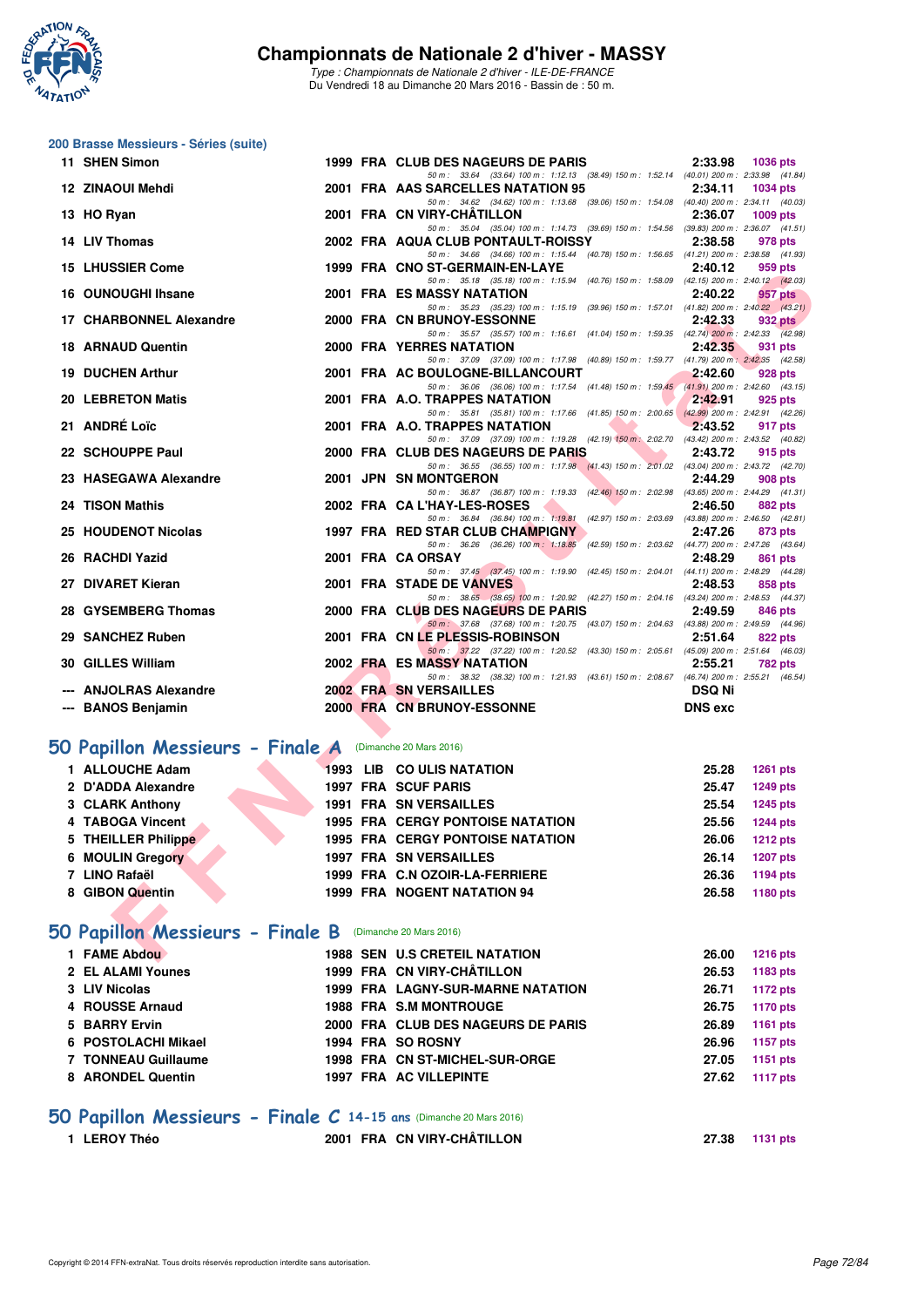## 200 Brasse Messieurs - Séries (suite)

| Rang | Nom | Année | Nat | Club | Temps | Points |
|---|---|---|---|---|---|---|
| 11 | SHEN Simon | 1999 | FRA | CLUB DES NAGEURS DE PARIS | 2:33.98 | 1036 pts |
| | 50 m : 33.64 (33.64) 100 m : 1:12.13 (38.49) 150 m : 1:52.14 (40.01) 200 m : 2:33.98 (41.84) | | | | | |
| 12 | ZINAOUI Mehdi | 2001 | FRA | AAS SARCELLES NATATION 95 | 2:34.11 | 1034 pts |
| | 50 m : 34.62 (34.62) 100 m : 1:13.68 (39.06) 150 m : 1:54.08 (40.40) 200 m : 2:34.11 (40.03) | | | | | |
| 13 | HO Ryan | 2001 | FRA | CN VIRY-CHÂTILLON | 2:36.07 | 1009 pts |
| | 50 m : 35.04 (35.04) 100 m : 1:14.73 (39.69) 150 m : 1:54.56 (39.83) 200 m : 2:36.07 (41.51) | | | | | |
| 14 | LIV Thomas | 2002 | FRA | AQUA CLUB PONTAULT-ROISSY | 2:38.58 | 978 pts |
| | 50 m : 34.66 (34.66) 100 m : 1:15.44 (40.78) 150 m : 1:56.65 (41.21) 200 m : 2:38.58 (41.93) | | | | | |
| 15 | LHUSSIER Come | 1999 | FRA | CNO ST-GERMAIN-EN-LAYE | 2:40.12 | 959 pts |
| | 50 m : 35.18 (35.18) 100 m : 1:15.94 (40.76) 150 m : 1:58.09 (42.15) 200 m : 2:40.12 (42.03) | | | | | |
| 16 | OUNOUGHI Ihsane | 2001 | FRA | ES MASSY NATATION | 2:40.22 | 957 pts |
| | 50 m : 35.23 (35.23) 100 m : 1:15.19 (39.96) 150 m : 1:57.01 (41.82) 200 m : 2:40.22 (43.21) | | | | | |
| 17 | CHARBONNEL Alexandre | 2000 | FRA | CN BRUNOY-ESSONNE | 2:42.33 | 932 pts |
| | 50 m : 35.57 (35.57) 100 m : 1:16.61 (41.04) 150 m : 1:59.35 (42.74) 200 m : 2:42.33 (42.98) | | | | | |
| 18 | ARNAUD Quentin | 2000 | FRA | YERRES NATATION | 2:42.35 | 931 pts |
| | 50 m : 37.09 (37.09) 100 m : 1:17.98 (40.89) 150 m : 1:59.77 (41.79) 200 m : 2:42.35 (42.58) | | | | | |
| 19 | DUCHEN Arthur | 2001 | FRA | AC BOULOGNE-BILLANCOURT | 2:42.60 | 928 pts |
| | 50 m : 36.06 (36.06) 100 m : 1:17.54 (41.48) 150 m : 1:59.45 (41.91) 200 m : 2:42.60 (43.15) | | | | | |
| 20 | LEBRETON Matis | 2001 | FRA | A.O. TRAPPES NATATION | 2:42.91 | 925 pts |
| | 50 m : 35.81 (35.81) 100 m : 1:17.66 (41.85) 150 m : 2:00.65 (42.99) 200 m : 2:42.91 (42.26) | | | | | |
| 21 | ANDRÉ Loïc | 2001 | FRA | A.O. TRAPPES NATATION | 2:43.52 | 917 pts |
| | 50 m : 37.09 (37.09) 100 m : 1:19.28 (42.19) 150 m : 2:02.70 (43.42) 200 m : 2:43.52 (40.82) | | | | | |
| 22 | SCHOUPPE Paul | 2000 | FRA | CLUB DES NAGEURS DE PARIS | 2:43.72 | 915 pts |
| | 50 m : 36.55 (36.55) 100 m : 1:17.98 (41.43) 150 m : 2:01.02 (43.04) 200 m : 2:43.72 (42.70) | | | | | |
| 23 | HASEGAWA Alexandre | 2001 | JPN | SN MONTGERON | 2:44.29 | 908 pts |
| | 50 m : 36.87 (36.87) 100 m : 1:19.33 (42.46) 150 m : 2:02.98 (43.65) 200 m : 2:44.29 (41.31) | | | | | |
| 24 | TISON Mathis | 2002 | FRA | CA L'HAY-LES-ROSES | 2:46.50 | 882 pts |
| | 50 m : 36.84 (36.84) 100 m : 1:19.81 (42.97) 150 m : 2:03.69 (43.88) 200 m : 2:46.50 (42.81) | | | | | |
| 25 | HOUDENOT Nicolas | 1997 | FRA | RED STAR CLUB CHAMPIGNY | 2:47.26 | 873 pts |
| | 50 m : 36.26 (36.26) 100 m : 1:18.85 (42.59) 150 m : 2:03.62 (44.77) 200 m : 2:47.26 (43.64) | | | | | |
| 26 | RACHDI Yazid | 2001 | FRA | CA ORSAY | 2:48.29 | 861 pts |
| | 50 m : 37.45 (37.45) 100 m : 1:19.90 (42.45) 150 m : 2:04.01 (44.11) 200 m : 2:48.29 (44.28) | | | | | |
| 27 | DIVARET Kieran | 2001 | FRA | STADE DE VANVES | 2:48.53 | 858 pts |
| | 50 m : 38.65 (38.65) 100 m : 1:20.92 (42.27) 150 m : 2:04.16 (43.24) 200 m : 2:48.53 (44.37) | | | | | |
| 28 | GYSEMBERG Thomas | 2000 | FRA | CLUB DES NAGEURS DE PARIS | 2:49.59 | 846 pts |
| | 50 m : 37.68 (37.68) 100 m : 1:20.75 (43.07) 150 m : 2:04.63 (43.88) 200 m : 2:49.59 (44.96) | | | | | |
| 29 | SANCHEZ Ruben | 2001 | FRA | CN LE PLESSIS-ROBINSON | 2:51.64 | 822 pts |
| | 50 m : 37.22 (37.22) 100 m : 1:20.52 (43.30) 150 m : 2:05.61 (45.09) 200 m : 2:51.64 (46.03) | | | | | |
| 30 | GILLES William | 2002 | FRA | ES MASSY NATATION | 2:55.21 | 782 pts |
| | 50 m : 38.32 (38.32) 100 m : 1:21.93 (43.61) 150 m : 2:08.67 (46.74) 200 m : 2:55.21 (46.54) | | | | | |
| --- | ANJOLRAS Alexandre | 2002 | FRA | SN VERSAILLES | DSQ Ni | |
| --- | BANOS Benjamin | 2000 | FRA | CN BRUNOY-ESSONNE | DNS exc | |

## 50 Papillon Messieurs - Finale A (Dimanche 20 Mars 2016)

| Rang | Nom | Année | Nat | Club | Temps | Points |
|---|---|---|---|---|---|---|
| 1 | ALLOUCHE Adam | 1993 | LIB | CO ULIS NATATION | 25.28 | 1261 pts |
| 2 | D'ADDA Alexandre | 1997 | FRA | SCUF PARIS | 25.47 | 1249 pts |
| 3 | CLARK Anthony | 1991 | FRA | SN VERSAILLES | 25.54 | 1245 pts |
| 4 | TABOGA Vincent | 1995 | FRA | CERGY PONTOISE NATATION | 25.56 | 1244 pts |
| 5 | THEILLER Philippe | 1995 | FRA | CERGY PONTOISE NATATION | 26.06 | 1212 pts |
| 6 | MOULIN Gregory | 1997 | FRA | SN VERSAILLES | 26.14 | 1207 pts |
| 7 | LINO Rafaël | 1999 | FRA | C.N OZOIR-LA-FERRIERE | 26.36 | 1194 pts |
| 8 | GIBON Quentin | 1999 | FRA | NOGENT NATATION 94 | 26.58 | 1180 pts |

## 50 Papillon Messieurs - Finale B (Dimanche 20 Mars 2016)

| Rang | Nom | Année | Nat | Club | Temps | Points |
|---|---|---|---|---|---|---|
| 1 | FAME Abdou | 1988 | SEN | U.S CRETEIL NATATION | 26.00 | 1216 pts |
| 2 | EL ALAMI Younes | 1999 | FRA | CN VIRY-CHÂTILLON | 26.53 | 1183 pts |
| 3 | LIV Nicolas | 1999 | FRA | LAGNY-SUR-MARNE NATATION | 26.71 | 1172 pts |
| 4 | ROUSSE Arnaud | 1988 | FRA | S.M MONTROUGE | 26.75 | 1170 pts |
| 5 | BARRY Ervin | 2000 | FRA | CLUB DES NAGEURS DE PARIS | 26.89 | 1161 pts |
| 6 | POSTOLACHI Mikael | 1994 | FRA | SO ROSNY | 26.96 | 1157 pts |
| 7 | TONNEAU Guillaume | 1998 | FRA | CN ST-MICHEL-SUR-ORGE | 27.05 | 1151 pts |
| 8 | ARONDEL Quentin | 1997 | FRA | AC VILLEPINTE | 27.62 | 1117 pts |

## 50 Papillon Messieurs - Finale C 14-15 ans (Dimanche 20 Mars 2016)

| Rang | Nom | Année | Nat | Club | Temps | Points |
|---|---|---|---|---|---|---|
| 1 | LEROY Théo | 2001 | FRA | CN VIRY-CHÂTILLON | 27.38 | 1131 pts |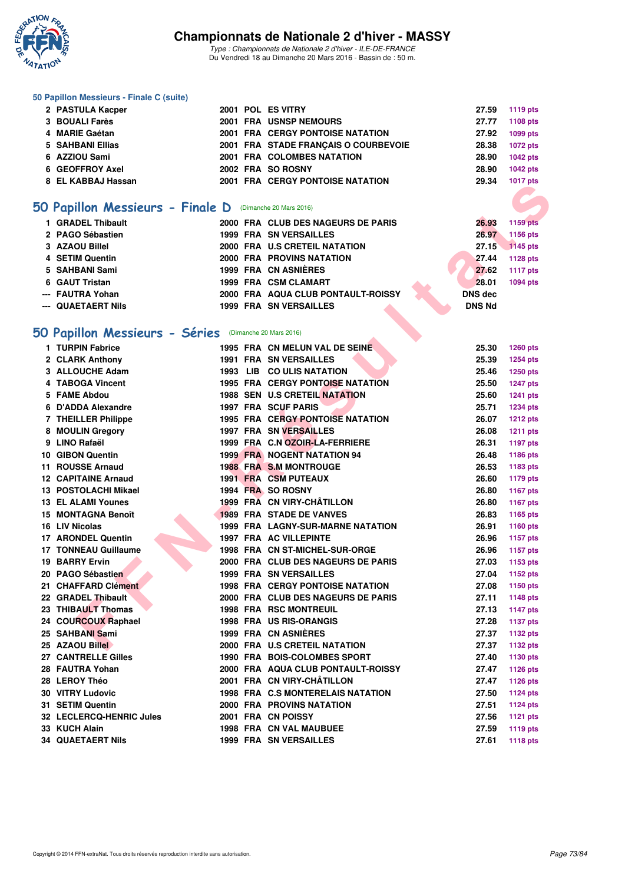# Championnats de Nationale 2 d'hiver - MASSY

*Type : Championnats de Nationale 2 d'hiver - ILE-DE-FRANCE*
Du Vendredi 18 au Dimanche 20 Mars 2016 - Bassin de : 50 m.

### 50 Papillon Messieurs - Finale C (suite)

| | | | | | | |
|---|---|---|---|---|---|---|
| 2 | PASTULA Kacper | 2001 | POL | ES VITRY | 27.59 | 1119 pts |
| 3 | BOUALI Farès | 2001 | FRA | USNSP NEMOURS | 27.77 | 1108 pts |
| 4 | MARIE Gaétan | 2001 | FRA | CERGY PONTOISE NATATION | 27.92 | 1099 pts |
| 5 | SAHBANI Ellias | 2001 | FRA | STADE FRANÇAIS O COURBEVOIE | 28.38 | 1072 pts |
| 6 | AZZIOU Sami | 2001 | FRA | COLOMBES NATATION | 28.90 | 1042 pts |
| 6 | GEOFFROY Axel | 2002 | FRA | SO ROSNY | 28.90 | 1042 pts |
| 8 | EL KABBAJ Hassan | 2001 | FRA | CERGY PONTOISE NATATION | 29.34 | 1017 pts |

## 50 Papillon Messieurs - Finale D (Dimanche 20 Mars 2016)

| | | | | | | |
|---|---|---|---|---|---|---|
| 1 | GRADEL Thibault | 2000 | FRA | CLUB DES NAGEURS DE PARIS | 26.93 | 1159 pts |
| 2 | PAGO Sébastien | 1999 | FRA | SN VERSAILLES | 26.97 | 1156 pts |
| 3 | AZAOU Billel | 2000 | FRA | U.S CRETEIL NATATION | 27.15 | 1145 pts |
| 4 | SETIM Quentin | 2000 | FRA | PROVINS NATATION | 27.44 | 1128 pts |
| 5 | SAHBANI Sami | 1999 | FRA | CN ASNIÈRES | 27.62 | 1117 pts |
| 6 | GAUT Tristan | 1999 | FRA | CSM CLAMART | 28.01 | 1094 pts |
| --- | FAUTRA Yohan | 2000 | FRA | AQUA CLUB PONTAULT-ROISSY | DNS dec | |
| --- | QUAETAERT Nils | 1999 | FRA | SN VERSAILLES | DNS Nd | |

## 50 Papillon Messieurs - Séries (Dimanche 20 Mars 2016)

| | | | | | | |
|---|---|---|---|---|---|---|
| 1 | TURPIN Fabrice | 1995 | FRA | CN MELUN VAL DE SEINE | 25.30 | 1260 pts |
| 2 | CLARK Anthony | 1991 | FRA | SN VERSAILLES | 25.39 | 1254 pts |
| 3 | ALLOUCHE Adam | 1993 | LIB | CO ULIS NATATION | 25.46 | 1250 pts |
| 4 | TABOGA Vincent | 1995 | FRA | CERGY PONTOISE NATATION | 25.50 | 1247 pts |
| 5 | FAME Abdou | 1988 | SEN | U.S CRETEIL NATATION | 25.60 | 1241 pts |
| 6 | D'ADDA Alexandre | 1997 | FRA | SCUF PARIS | 25.71 | 1234 pts |
| 7 | THEILLER Philippe | 1995 | FRA | CERGY PONTOISE NATATION | 26.07 | 1212 pts |
| 8 | MOULIN Gregory | 1997 | FRA | SN VERSAILLES | 26.08 | 1211 pts |
| 9 | LINO Rafaël | 1999 | FRA | C.N OZOIR-LA-FERRIERE | 26.31 | 1197 pts |
| 10 | GIBON Quentin | 1999 | FRA | NOGENT NATATION 94 | 26.48 | 1186 pts |
| 11 | ROUSSE Arnaud | 1988 | FRA | S.M MONTROUGE | 26.53 | 1183 pts |
| 12 | CAPITAINE Arnaud | 1991 | FRA | CSM PUTEAUX | 26.60 | 1179 pts |
| 13 | POSTOLACHI Mikael | 1994 | FRA | SO ROSNY | 26.80 | 1167 pts |
| 13 | EL ALAMI Younes | 1999 | FRA | CN VIRY-CHÂTILLON | 26.80 | 1167 pts |
| 15 | MONTAGNA Benoît | 1989 | FRA | STADE DE VANVES | 26.83 | 1165 pts |
| 16 | LIV Nicolas | 1999 | FRA | LAGNY-SUR-MARNE NATATION | 26.91 | 1160 pts |
| 17 | ARONDEL Quentin | 1997 | FRA | AC VILLEPINTE | 26.96 | 1157 pts |
| 17 | TONNEAU Guillaume | 1998 | FRA | CN ST-MICHEL-SUR-ORGE | 26.96 | 1157 pts |
| 19 | BARRY Ervin | 2000 | FRA | CLUB DES NAGEURS DE PARIS | 27.03 | 1153 pts |
| 20 | PAGO Sébastien | 1999 | FRA | SN VERSAILLES | 27.04 | 1152 pts |
| 21 | CHAFFARD Clément | 1998 | FRA | CERGY PONTOISE NATATION | 27.08 | 1150 pts |
| 22 | GRADEL Thibault | 2000 | FRA | CLUB DES NAGEURS DE PARIS | 27.11 | 1148 pts |
| 23 | THIBAULT Thomas | 1998 | FRA | RSC MONTREUIL | 27.13 | 1147 pts |
| 24 | COURCOUX Raphael | 1998 | FRA | US RIS-ORANGIS | 27.28 | 1137 pts |
| 25 | SAHBANI Sami | 1999 | FRA | CN ASNIÈRES | 27.37 | 1132 pts |
| 25 | AZAOU Billel | 2000 | FRA | U.S CRETEIL NATATION | 27.37 | 1132 pts |
| 27 | CANTRELLE Gilles | 1990 | FRA | BOIS-COLOMBES SPORT | 27.40 | 1130 pts |
| 28 | FAUTRA Yohan | 2000 | FRA | AQUA CLUB PONTAULT-ROISSY | 27.47 | 1126 pts |
| 28 | LEROY Théo | 2001 | FRA | CN VIRY-CHÂTILLON | 27.47 | 1126 pts |
| 30 | VITRY Ludovic | 1998 | FRA | C.S MONTERELAIS NATATION | 27.50 | 1124 pts |
| 31 | SETIM Quentin | 2000 | FRA | PROVINS NATATION | 27.51 | 1124 pts |
| 32 | LECLERCQ-HENRIC Jules | 2001 | FRA | CN POISSY | 27.56 | 1121 pts |
| 33 | KUCH Alain | 1998 | FRA | CN VAL MAUBUEE | 27.59 | 1119 pts |
| 34 | QUAETAERT Nils | 1999 | FRA | SN VERSAILLES | 27.61 | 1118 pts |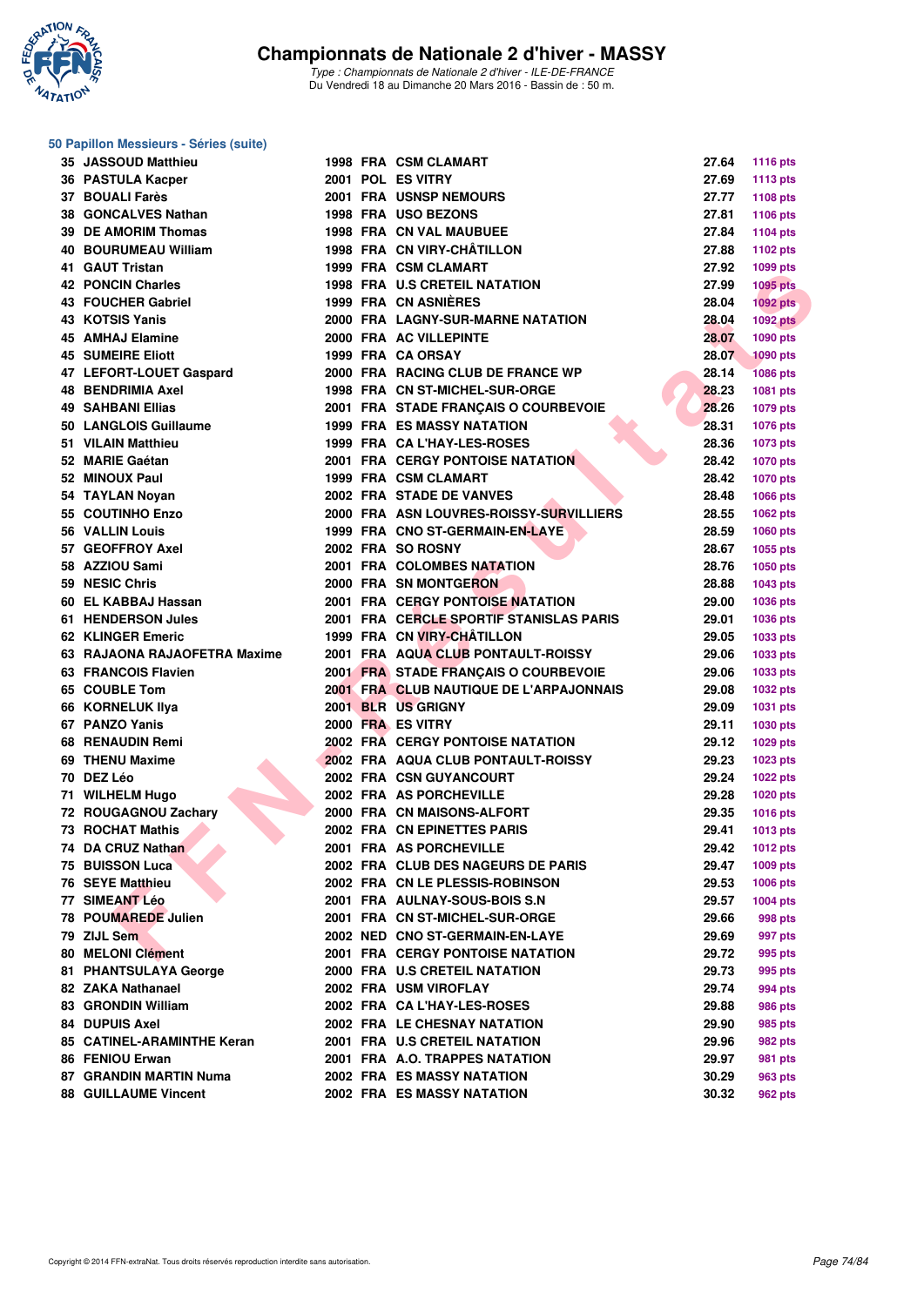# Championnats de Nationale 2 d'hiver - MASSY

*Type : Championnats de Nationale 2 d'hiver - ILE-DE-FRANCE*
Du Vendredi 18 au Dimanche 20 Mars 2016 - Bassin de : 50 m.

## 50 Papillon Messieurs - Séries (suite)

| Rang | Nom | Année | Nat. | Club | Temps | Points |
|---|---|---|---|---|---|---|
| 35 | JASSOUD Matthieu | 1998 | FRA | CSM CLAMART | 27.64 | 1116 pts |
| 36 | PASTULA Kacper | 2001 | POL | ES VITRY | 27.69 | 1113 pts |
| 37 | BOUALI Farès | 2001 | FRA | USNSP NEMOURS | 27.77 | 1108 pts |
| 38 | GONCALVES Nathan | 1998 | FRA | USO BEZONS | 27.81 | 1106 pts |
| 39 | DE AMORIM Thomas | 1998 | FRA | CN VAL MAUBUEE | 27.84 | 1104 pts |
| 40 | BOURUMEAU William | 1998 | FRA | CN VIRY-CHÂTILLON | 27.88 | 1102 pts |
| 41 | GAUT Tristan | 1999 | FRA | CSM CLAMART | 27.92 | 1099 pts |
| 42 | PONCIN Charles | 1998 | FRA | U.S CRETEIL NATATION | 27.99 | 1095 pts |
| 43 | FOUCHER Gabriel | 1999 | FRA | CN ASNIÈRES | 28.04 | 1092 pts |
| 43 | KOTSIS Yanis | 2000 | FRA | LAGNY-SUR-MARNE NATATION | 28.04 | 1092 pts |
| 45 | AMHAJ Elamine | 2000 | FRA | AC VILLEPINTE | 28.07 | 1090 pts |
| 45 | SUMEIRE Eliott | 1999 | FRA | CA ORSAY | 28.07 | 1090 pts |
| 47 | LEFORT-LOUET Gaspard | 2000 | FRA | RACING CLUB DE FRANCE WP | 28.14 | 1086 pts |
| 48 | BENDRIMIA Axel | 1998 | FRA | CN ST-MICHEL-SUR-ORGE | 28.23 | 1081 pts |
| 49 | SAHBANI Ellias | 2001 | FRA | STADE FRANÇAIS O COURBEVOIE | 28.26 | 1079 pts |
| 50 | LANGLOIS Guillaume | 1999 | FRA | ES MASSY NATATION | 28.31 | 1076 pts |
| 51 | VILAIN Matthieu | 1999 | FRA | CA L'HAY-LES-ROSES | 28.36 | 1073 pts |
| 52 | MARIE Gaétan | 2001 | FRA | CERGY PONTOISE NATATION | 28.42 | 1070 pts |
| 52 | MINOUX Paul | 1999 | FRA | CSM CLAMART | 28.42 | 1070 pts |
| 54 | TAYLAN Noyan | 2002 | FRA | STADE DE VANVES | 28.48 | 1066 pts |
| 55 | COUTINHO Enzo | 2000 | FRA | ASN LOUVRES-ROISSY-SURVILLIERS | 28.55 | 1062 pts |
| 56 | VALLIN Louis | 1999 | FRA | CNO ST-GERMAIN-EN-LAYE | 28.59 | 1060 pts |
| 57 | GEOFFROY Axel | 2002 | FRA | SO ROSNY | 28.67 | 1055 pts |
| 58 | AZZIOU Sami | 2001 | FRA | COLOMBES NATATION | 28.76 | 1050 pts |
| 59 | NESIC Chris | 2000 | FRA | SN MONTGERON | 28.88 | 1043 pts |
| 60 | EL KABBAJ Hassan | 2001 | FRA | CERGY PONTOISE NATATION | 29.00 | 1036 pts |
| 61 | HENDERSON Jules | 2001 | FRA | CERCLE SPORTIF STANISLAS PARIS | 29.01 | 1036 pts |
| 62 | KLINGER Emeric | 1999 | FRA | CN VIRY-CHÂTILLON | 29.05 | 1033 pts |
| 63 | RAJAONA RAJAOFETRA Maxime | 2001 | FRA | AQUA CLUB PONTAULT-ROISSY | 29.06 | 1033 pts |
| 63 | FRANCOIS Flavien | 2001 | FRA | STADE FRANÇAIS O COURBEVOIE | 29.06 | 1033 pts |
| 65 | COUBLE Tom | 2001 | FRA | CLUB NAUTIQUE DE L'ARPAJONNAIS | 29.08 | 1032 pts |
| 66 | KORNELUK Ilya | 2001 | BLR | US GRIGNY | 29.09 | 1031 pts |
| 67 | PANZO Yanis | 2000 | FRA | ES VITRY | 29.11 | 1030 pts |
| 68 | RENAUDIN Remi | 2002 | FRA | CERGY PONTOISE NATATION | 29.12 | 1029 pts |
| 69 | THENU Maxime | 2002 | FRA | AQUA CLUB PONTAULT-ROISSY | 29.23 | 1023 pts |
| 70 | DEZ Léo | 2002 | FRA | CSN GUYANCOURT | 29.24 | 1022 pts |
| 71 | WILHELM Hugo | 2002 | FRA | AS PORCHEVILLE | 29.28 | 1020 pts |
| 72 | ROUGAGNOU Zachary | 2000 | FRA | CN MAISONS-ALFORT | 29.35 | 1016 pts |
| 73 | ROCHAT Mathis | 2002 | FRA | CN EPINETTES PARIS | 29.41 | 1013 pts |
| 74 | DA CRUZ Nathan | 2001 | FRA | AS PORCHEVILLE | 29.42 | 1012 pts |
| 75 | BUISSON Luca | 2002 | FRA | CLUB DES NAGEURS DE PARIS | 29.47 | 1009 pts |
| 76 | SEYE Matthieu | 2002 | FRA | CN LE PLESSIS-ROBINSON | 29.53 | 1006 pts |
| 77 | SIMEANT Léo | 2001 | FRA | AULNAY-SOUS-BOIS S.N | 29.57 | 1004 pts |
| 78 | POUMAREDE Julien | 2001 | FRA | CN ST-MICHEL-SUR-ORGE | 29.66 | 998 pts |
| 79 | ZIJL Sem | 2002 | NED | CNO ST-GERMAIN-EN-LAYE | 29.69 | 997 pts |
| 80 | MELONI Clément | 2001 | FRA | CERGY PONTOISE NATATION | 29.72 | 995 pts |
| 81 | PHANTSULAYA George | 2000 | FRA | U.S CRETEIL NATATION | 29.73 | 995 pts |
| 82 | ZAKA Nathanael | 2002 | FRA | USM VIROFLAY | 29.74 | 994 pts |
| 83 | GRONDIN William | 2002 | FRA | CA L'HAY-LES-ROSES | 29.88 | 986 pts |
| 84 | DUPUIS Axel | 2002 | FRA | LE CHESNAY NATATION | 29.90 | 985 pts |
| 85 | CATINEL-ARAMINTHE Keran | 2001 | FRA | U.S CRETEIL NATATION | 29.96 | 982 pts |
| 86 | FENIOU Erwan | 2001 | FRA | A.O. TRAPPES NATATION | 29.97 | 981 pts |
| 87 | GRANDIN MARTIN Numa | 2002 | FRA | ES MASSY NATATION | 30.29 | 963 pts |
| 88 | GUILLAUME Vincent | 2002 | FRA | ES MASSY NATATION | 30.32 | 962 pts |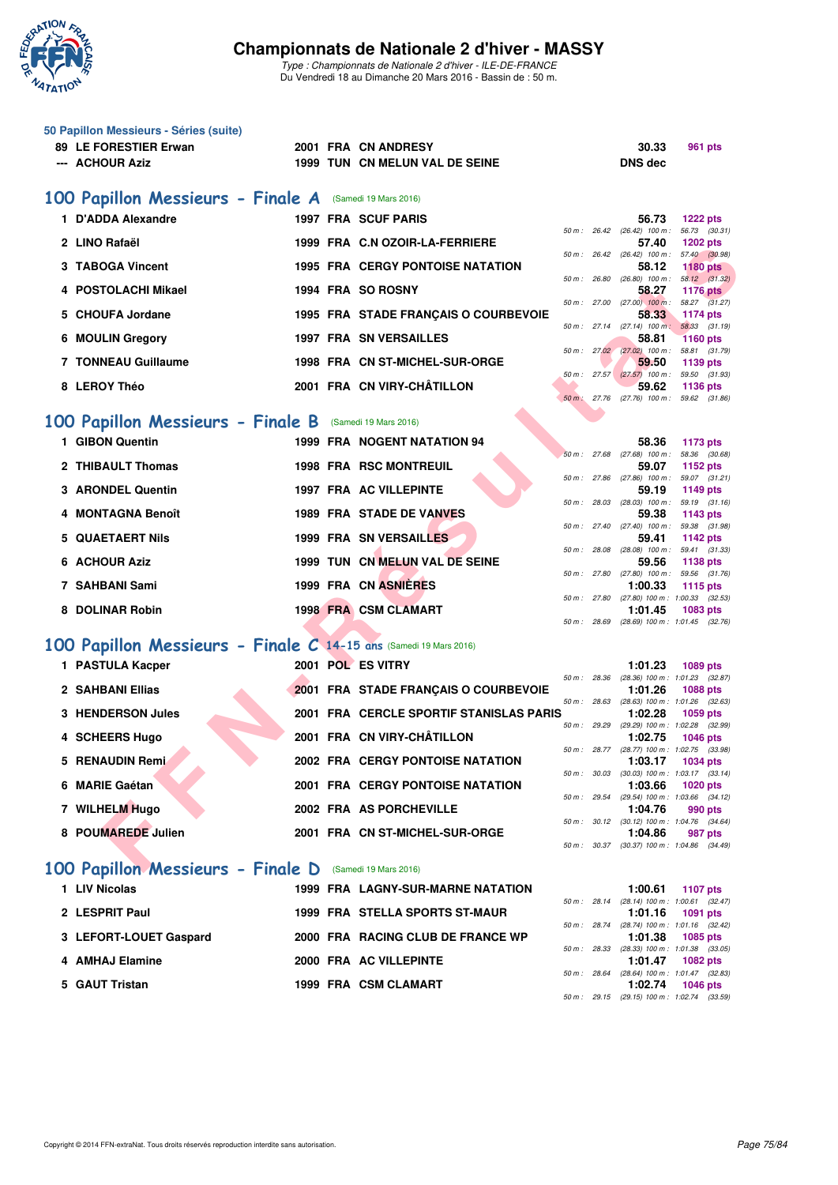# Championnats de Nationale 2 d'hiver - MASSY

*Type : Championnats de Nationale 2 d'hiver - ILE-DE-FRANCE*
Du Vendredi 18 au Dimanche 20 Mars 2016 - Bassin de : 50 m.

### 50 Papillon Messieurs - Séries (suite)

| | | | | | | |
|---|---|---|---|---|---|---|
| 89 | LE FORESTIER Erwan | 2001 | FRA | CN ANDRESY | 30.33 | 961 pts |
| --- | ACHOUR Aziz | 1999 | TUN | CN MELUN VAL DE SEINE | DNS dec | |

## 100 Papillon Messieurs - Finale A (Samedi 19 Mars 2016)

| | | | | | | | |
|---|---|---|---|---|---|---|---|
| 1 | D'ADDA Alexandre | 1997 | FRA | SCUF PARIS | 56.73 | 1222 pts | 50 m : 26.42 (26.42) 100 m : 56.73 (30.31) |
| 2 | LINO Rafaël | 1999 | FRA | C.N OZOIR-LA-FERRIERE | 57.40 | 1202 pts | 50 m : 26.42 (26.42) 100 m : 57.40 (30.98) |
| 3 | TABOGA Vincent | 1995 | FRA | CERGY PONTOISE NATATION | 58.12 | 1180 pts | 50 m : 26.80 (26.80) 100 m : 58.12 (31.32) |
| 4 | POSTOLACHI Mikael | 1994 | FRA | SO ROSNY | 58.27 | 1176 pts | 50 m : 27.00 (27.00) 100 m : 58.27 (31.27) |
| 5 | CHOUFA Jordane | 1995 | FRA | STADE FRANÇAIS O COURBEVOIE | 58.33 | 1174 pts | 50 m : 27.14 (27.14) 100 m : 58.33 (31.19) |
| 6 | MOULIN Gregory | 1997 | FRA | SN VERSAILLES | 58.81 | 1160 pts | 50 m : 27.02 (27.02) 100 m : 58.81 (31.79) |
| 7 | TONNEAU Guillaume | 1998 | FRA | CN ST-MICHEL-SUR-ORGE | 59.50 | 1139 pts | 50 m : 27.57 (27.57) 100 m : 59.50 (31.93) |
| 8 | LEROY Théo | 2001 | FRA | CN VIRY-CHÂTILLON | 59.62 | 1136 pts | 50 m : 27.76 (27.76) 100 m : 59.62 (31.86) |

## 100 Papillon Messieurs - Finale B (Samedi 19 Mars 2016)

| | | | | | | | |
|---|---|---|---|---|---|---|---|
| 1 | GIBON Quentin | 1999 | FRA | NOGENT NATATION 94 | 58.36 | 1173 pts | 50 m : 27.68 (27.68) 100 m : 58.36 (30.68) |
| 2 | THIBAULT Thomas | 1998 | FRA | RSC MONTREUIL | 59.07 | 1152 pts | 50 m : 27.86 (27.86) 100 m : 59.07 (31.21) |
| 3 | ARONDEL Quentin | 1997 | FRA | AC VILLEPINTE | 59.19 | 1149 pts | 50 m : 28.03 (28.03) 100 m : 59.19 (31.16) |
| 4 | MONTAGNA Benoît | 1989 | FRA | STADE DE VANVES | 59.38 | 1143 pts | 50 m : 27.40 (27.40) 100 m : 59.38 (31.98) |
| 5 | QUAETAERT Nils | 1999 | FRA | SN VERSAILLES | 59.41 | 1142 pts | 50 m : 28.08 (28.08) 100 m : 59.41 (31.33) |
| 6 | ACHOUR Aziz | 1999 | TUN | CN MELUN VAL DE SEINE | 59.56 | 1138 pts | 50 m : 27.80 (27.80) 100 m : 59.56 (31.76) |
| 7 | SAHBANI Sami | 1999 | FRA | CN ASNIÈRES | 1:00.33 | 1115 pts | 50 m : 27.80 (27.80) 100 m : 1:00.33 (32.53) |
| 8 | DOLINAR Robin | 1998 | FRA | CSM CLAMART | 1:01.45 | 1083 pts | 50 m : 28.69 (28.69) 100 m : 1:01.45 (32.76) |

## 100 Papillon Messieurs - Finale C 14-15 ans (Samedi 19 Mars 2016)

| | | | | | | | |
|---|---|---|---|---|---|---|---|
| 1 | PASTULA Kacper | 2001 | POL | ES VITRY | 1:01.23 | 1089 pts | 50 m : 28.36 (28.36) 100 m : 1:01.23 (32.87) |
| 2 | SAHBANI Ellias | 2001 | FRA | STADE FRANÇAIS O COURBEVOIE | 1:01.26 | 1088 pts | 50 m : 28.63 (28.63) 100 m : 1:01.26 (32.63) |
| 3 | HENDERSON Jules | 2001 | FRA | CERCLE SPORTIF STANISLAS PARIS | 1:02.28 | 1059 pts | 50 m : 29.29 (29.29) 100 m : 1:02.28 (32.99) |
| 4 | SCHEERS Hugo | 2001 | FRA | CN VIRY-CHÂTILLON | 1:02.75 | 1046 pts | 50 m : 28.77 (28.77) 100 m : 1:02.75 (33.98) |
| 5 | RENAUDIN Remi | 2002 | FRA | CERGY PONTOISE NATATION | 1:03.17 | 1034 pts | 50 m : 30.03 (30.03) 100 m : 1:03.17 (33.14) |
| 6 | MARIE Gaétan | 2001 | FRA | CERGY PONTOISE NATATION | 1:03.66 | 1020 pts | 50 m : 29.54 (29.54) 100 m : 1:03.66 (34.12) |
| 7 | WILHELM Hugo | 2002 | FRA | AS PORCHEVILLE | 1:04.76 | 990 pts | 50 m : 30.12 (30.12) 100 m : 1:04.76 (34.64) |
| 8 | POUMAREDE Julien | 2001 | FRA | CN ST-MICHEL-SUR-ORGE | 1:04.86 | 987 pts | 50 m : 30.37 (30.37) 100 m : 1:04.86 (34.49) |

## 100 Papillon Messieurs - Finale D (Samedi 19 Mars 2016)

| | | | | | | | |
|---|---|---|---|---|---|---|---|
| 1 | LIV Nicolas | 1999 | FRA | LAGNY-SUR-MARNE NATATION | 1:00.61 | 1107 pts | 50 m : 28.14 (28.14) 100 m : 1:00.61 (32.47) |
| 2 | LESPRIT Paul | 1999 | FRA | STELLA SPORTS ST-MAUR | 1:01.16 | 1091 pts | 50 m : 28.74 (28.74) 100 m : 1:01.16 (32.42) |
| 3 | LEFORT-LOUET Gaspard | 2000 | FRA | RACING CLUB DE FRANCE WP | 1:01.38 | 1085 pts | 50 m : 28.33 (28.33) 100 m : 1:01.38 (33.05) |
| 4 | AMHAJ Elamine | 2000 | FRA | AC VILLEPINTE | 1:01.47 | 1082 pts | 50 m : 28.64 (28.64) 100 m : 1:01.47 (32.83) |
| 5 | GAUT Tristan | 1999 | FRA | CSM CLAMART | 1:02.74 | 1046 pts | 50 m : 29.15 (29.15) 100 m : 1:02.74 (33.59) |

Copyright © 2014 FFN-extraNat. Tous droits réservés reproduction interdite sans autorisation.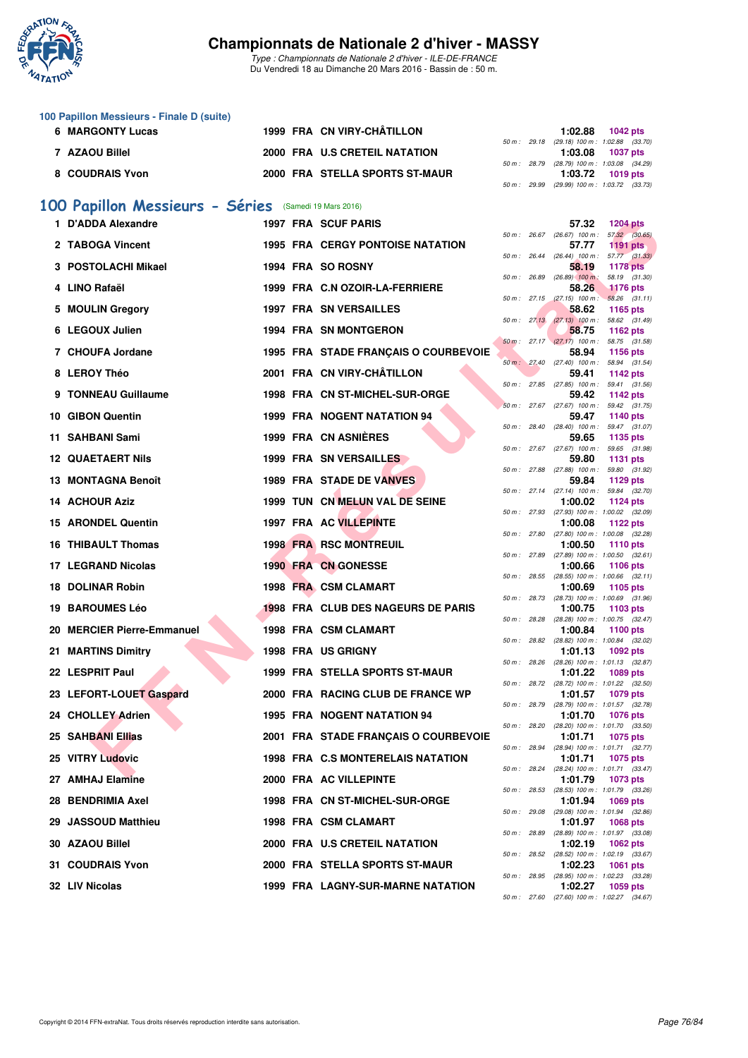# Championnats de Nationale 2 d'hiver - MASSY

*Type : Championnats de Nationale 2 d'hiver - ILE-DE-FRANCE*
Du Vendredi 18 au Dimanche 20 Mars 2016 - Bassin de : 50 m.

### 100 Papillon Messieurs - Finale D (suite)

| Rang | Nom | Année | Nat | Club | Temps | Points | Splits |
|---|---|---|---|---|---|---|---|
| 6 | MARGONTY Lucas | 1999 | FRA | CN VIRY-CHÂTILLON | 1:02.88 | 1042 pts | 50 m : 29.18 (29.18) 100 m : 1:02.88 (33.70) |
| 7 | AZAOU Billel | 2000 | FRA | U.S CRETEIL NATATION | 1:03.08 | 1037 pts | 50 m : 28.79 (28.79) 100 m : 1:03.08 (34.29) |
| 8 | COUDRAIS Yvon | 2000 | FRA | STELLA SPORTS ST-MAUR | 1:03.72 | 1019 pts | 50 m : 29.99 (29.99) 100 m : 1:03.72 (33.73) |

## 100 Papillon Messieurs - Séries (Samedi 19 Mars 2016)

| Rang | Nom | Année | Nat | Club | Temps | Points | Splits |
|---|---|---|---|---|---|---|---|
| 1 | D'ADDA Alexandre | 1997 | FRA | SCUF PARIS | 57.32 | 1204 pts | 50 m : 26.67 (26.67) 100 m : 57.32 (30.65) |
| 2 | TABOGA Vincent | 1995 | FRA | CERGY PONTOISE NATATION | 57.77 | 1191 pts | 50 m : 26.44 (26.44) 100 m : 57.77 (31.33) |
| 3 | POSTOLACHI Mikael | 1994 | FRA | SO ROSNY | 58.19 | 1178 pts | 50 m : 26.89 (26.89) 100 m : 58.19 (31.30) |
| 4 | LINO Rafaël | 1999 | FRA | C.N OZOIR-LA-FERRIERE | 58.26 | 1176 pts | 50 m : 27.15 (27.15) 100 m : 58.26 (31.11) |
| 5 | MOULIN Gregory | 1997 | FRA | SN VERSAILLES | 58.62 | 1165 pts | 50 m : 27.13 (27.13) 100 m : 58.62 (31.49) |
| 6 | LEGOUX Julien | 1994 | FRA | SN MONTGERON | 58.75 | 1162 pts | 50 m : 27.17 (27.17) 100 m : 58.75 (31.58) |
| 7 | CHOUFA Jordane | 1995 | FRA | STADE FRANÇAIS O COURBEVOIE | 58.94 | 1156 pts | 50 m : 27.40 (27.40) 100 m : 58.94 (31.54) |
| 8 | LEROY Théo | 2001 | FRA | CN VIRY-CHÂTILLON | 59.41 | 1142 pts | 50 m : 27.85 (27.85) 100 m : 59.41 (31.56) |
| 9 | TONNEAU Guillaume | 1998 | FRA | CN ST-MICHEL-SUR-ORGE | 59.42 | 1142 pts | 50 m : 27.67 (27.67) 100 m : 59.42 (31.75) |
| 10 | GIBON Quentin | 1999 | FRA | NOGENT NATATION 94 | 59.47 | 1140 pts | 50 m : 28.40 (28.40) 100 m : 59.47 (31.07) |
| 11 | SAHBANI Sami | 1999 | FRA | CN ASNIÈRES | 59.65 | 1135 pts | 50 m : 27.67 (27.67) 100 m : 59.65 (31.98) |
| 12 | QUAETAERT Nils | 1999 | FRA | SN VERSAILLES | 59.80 | 1131 pts | 50 m : 27.88 (27.88) 100 m : 59.80 (31.92) |
| 13 | MONTAGNA Benoît | 1989 | FRA | STADE DE VANVES | 59.84 | 1129 pts | 50 m : 27.14 (27.14) 100 m : 59.84 (32.70) |
| 14 | ACHOUR Aziz | 1999 | TUN | CN MELUN VAL DE SEINE | 1:00.02 | 1124 pts | 50 m : 27.93 (27.93) 100 m : 1:00.02 (32.09) |
| 15 | ARONDEL Quentin | 1997 | FRA | AC VILLEPINTE | 1:00.08 | 1122 pts | 50 m : 27.80 (27.80) 100 m : 1:00.08 (32.28) |
| 16 | THIBAULT Thomas | 1998 | FRA | RSC MONTREUIL | 1:00.50 | 1110 pts | 50 m : 27.89 (27.89) 100 m : 1:00.50 (32.61) |
| 17 | LEGRAND Nicolas | 1990 | FRA | CN GONESSE | 1:00.66 | 1106 pts | 50 m : 28.55 (28.55) 100 m : 1:00.66 (32.11) |
| 18 | DOLINAR Robin | 1998 | FRA | CSM CLAMART | 1:00.69 | 1105 pts | 50 m : 28.73 (28.73) 100 m : 1:00.69 (31.96) |
| 19 | BAROUMES Léo | 1998 | FRA | CLUB DES NAGEURS DE PARIS | 1:00.75 | 1103 pts | 50 m : 28.28 (28.28) 100 m : 1:00.75 (32.47) |
| 20 | MERCIER Pierre-Emmanuel | 1998 | FRA | CSM CLAMART | 1:00.84 | 1100 pts | 50 m : 28.82 (28.82) 100 m : 1:00.84 (32.02) |
| 21 | MARTINS Dimitry | 1998 | FRA | US GRIGNY | 1:01.13 | 1092 pts | 50 m : 28.26 (28.26) 100 m : 1:01.13 (32.87) |
| 22 | LESPRIT Paul | 1999 | FRA | STELLA SPORTS ST-MAUR | 1:01.22 | 1089 pts | 50 m : 28.72 (28.72) 100 m : 1:01.22 (32.50) |
| 23 | LEFORT-LOUET Gaspard | 2000 | FRA | RACING CLUB DE FRANCE WP | 1:01.57 | 1079 pts | 50 m : 28.79 (28.79) 100 m : 1:01.57 (32.78) |
| 24 | CHOLLEY Adrien | 1995 | FRA | NOGENT NATATION 94 | 1:01.70 | 1076 pts | 50 m : 28.20 (28.20) 100 m : 1:01.70 (33.50) |
| 25 | SAHBANI Ellias | 2001 | FRA | STADE FRANÇAIS O COURBEVOIE | 1:01.71 | 1075 pts | 50 m : 28.94 (28.94) 100 m : 1:01.71 (32.77) |
| 25 | VITRY Ludovic | 1998 | FRA | C.S MONTERELAIS NATATION | 1:01.71 | 1075 pts | 50 m : 28.24 (28.24) 100 m : 1:01.71 (33.47) |
| 27 | AMHAJ Elamine | 2000 | FRA | AC VILLEPINTE | 1:01.79 | 1073 pts | 50 m : 28.53 (28.53) 100 m : 1:01.79 (33.26) |
| 28 | BENDRIMIA Axel | 1998 | FRA | CN ST-MICHEL-SUR-ORGE | 1:01.94 | 1069 pts | 50 m : 29.08 (29.08) 100 m : 1:01.94 (32.86) |
| 29 | JASSOUD Matthieu | 1998 | FRA | CSM CLAMART | 1:01.97 | 1068 pts | 50 m : 28.89 (28.89) 100 m : 1:01.97 (33.08) |
| 30 | AZAOU Billel | 2000 | FRA | U.S CRETEIL NATATION | 1:02.19 | 1062 pts | 50 m : 28.52 (28.52) 100 m : 1:02.19 (33.67) |
| 31 | COUDRAIS Yvon | 2000 | FRA | STELLA SPORTS ST-MAUR | 1:02.23 | 1061 pts | 50 m : 28.95 (28.95) 100 m : 1:02.23 (33.28) |
| 32 | LIV Nicolas | 1999 | FRA | LAGNY-SUR-MARNE NATATION | 1:02.27 | 1059 pts | 50 m : 27.60 (27.60) 100 m : 1:02.27 (34.67) |

Copyright © 2014 FFN-extraNat. Tous droits réservés reproduction interdite sans autorisation.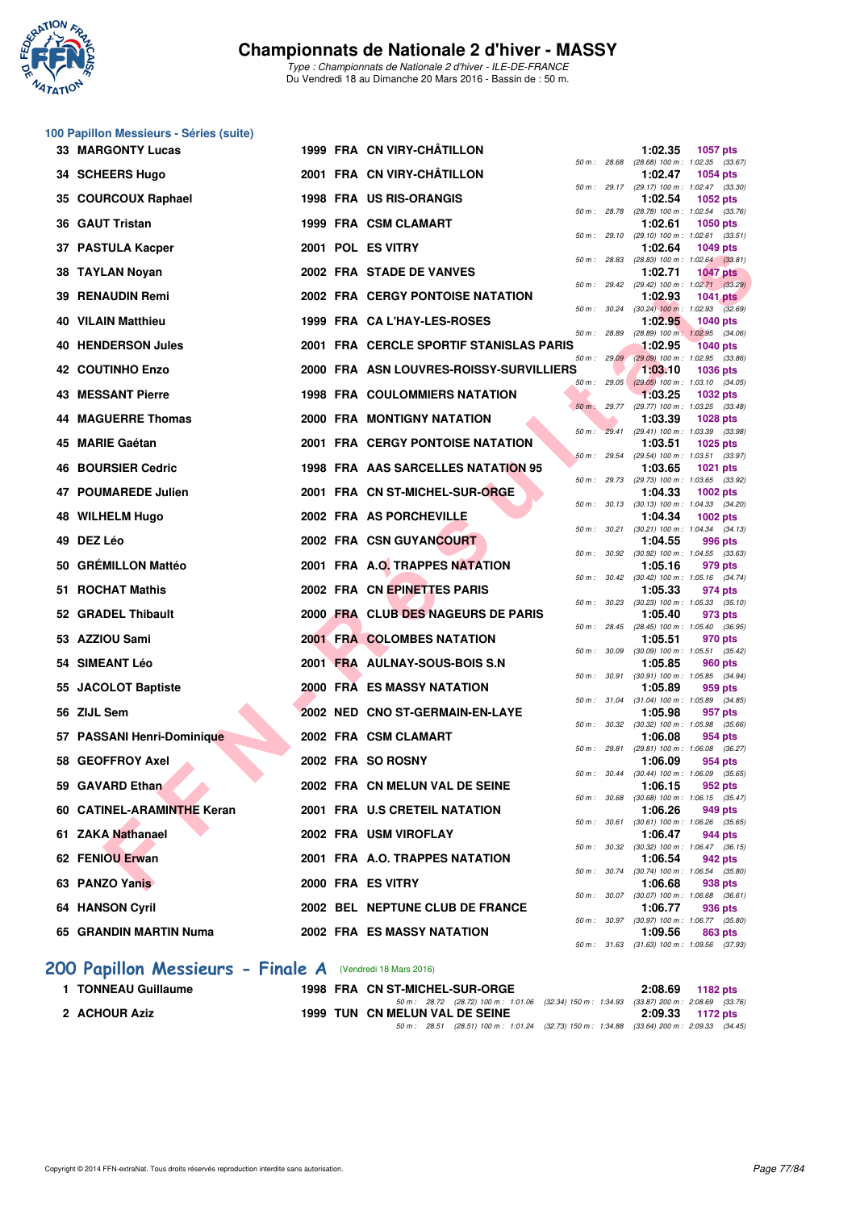# Championnats de Nationale 2 d'hiver - MASSY

*Type : Championnats de Nationale 2 d'hiver - ILE-DE-FRANCE*
Du Vendredi 18 au Dimanche 20 Mars 2016 - Bassin de : 50 m.

## 100 Papillon Messieurs - Séries (suite)

| Rg | Nom | Année | Nat | Club | Temps | Points | Splits |
|---|---|---|---|---|---|---|---|
| 33 | MARGONTY Lucas | 1999 | FRA | CN VIRY-CHÂTILLON | 1:02.35 | 1057 pts | 50 m : 28.68 (28.68) 100 m : 1:02.35 (33.67) |
| 34 | SCHEERS Hugo | 2001 | FRA | CN VIRY-CHÂTILLON | 1:02.47 | 1054 pts | 50 m : 29.17 (29.17) 100 m : 1:02.47 (33.30) |
| 35 | COURCOUX Raphael | 1998 | FRA | US RIS-ORANGIS | 1:02.54 | 1052 pts | 50 m : 28.78 (28.78) 100 m : 1:02.54 (33.76) |
| 36 | GAUT Tristan | 1999 | FRA | CSM CLAMART | 1:02.61 | 1050 pts | 50 m : 29.10 (29.10) 100 m : 1:02.61 (33.51) |
| 37 | PASTULA Kacper | 2001 | POL | ES VITRY | 1:02.64 | 1049 pts | 50 m : 28.83 (28.83) 100 m : 1:02.64 (33.81) |
| 38 | TAYLAN Noyan | 2002 | FRA | STADE DE VANVES | 1:02.71 | 1047 pts | 50 m : 29.42 (29.42) 100 m : 1:02.71 (33.29) |
| 39 | RENAUDIN Remi | 2002 | FRA | CERGY PONTOISE NATATION | 1:02.93 | 1041 pts | 50 m : 30.24 (30.24) 100 m : 1:02.93 (32.69) |
| 40 | VILAIN Matthieu | 1999 | FRA | CA L'HAY-LES-ROSES | 1:02.95 | 1040 pts | 50 m : 28.89 (28.89) 100 m : 1:02.95 (34.06) |
| 40 | HENDERSON Jules | 2001 | FRA | CERCLE SPORTIF STANISLAS PARIS | 1:02.95 | 1040 pts | 50 m : 29.09 (29.09) 100 m : 1:02.95 (33.86) |
| 42 | COUTINHO Enzo | 2000 | FRA | ASN LOUVRES-ROISSY-SURVILLIERS | 1:03.10 | 1036 pts | 50 m : 29.05 (29.05) 100 m : 1:03.10 (34.05) |
| 43 | MESSANT Pierre | 1998 | FRA | COULOMMIERS NATATION | 1:03.25 | 1032 pts | 50 m : 29.77 (29.77) 100 m : 1:03.25 (33.48) |
| 44 | MAGUERRE Thomas | 2000 | FRA | MONTIGNY NATATION | 1:03.39 | 1028 pts | 50 m : 29.41 (29.41) 100 m : 1:03.39 (33.98) |
| 45 | MARIE Gaétan | 2001 | FRA | CERGY PONTOISE NATATION | 1:03.51 | 1025 pts | 50 m : 29.54 (29.54) 100 m : 1:03.51 (33.97) |
| 46 | BOURSIER Cedric | 1998 | FRA | AAS SARCELLES NATATION 95 | 1:03.65 | 1021 pts | 50 m : 29.73 (29.73) 100 m : 1:03.65 (33.92) |
| 47 | POUMAREDE Julien | 2001 | FRA | CN ST-MICHEL-SUR-ORGE | 1:04.33 | 1002 pts | 50 m : 30.13 (30.13) 100 m : 1:04.33 (34.20) |
| 48 | WILHELM Hugo | 2002 | FRA | AS PORCHEVILLE | 1:04.34 | 1002 pts | 50 m : 30.21 (30.21) 100 m : 1:04.34 (34.13) |
| 49 | DEZ Léo | 2002 | FRA | CSN GUYANCOURT | 1:04.55 | 996 pts | 50 m : 30.92 (30.92) 100 m : 1:04.55 (33.63) |
| 50 | GRÉMILLON Mattéo | 2001 | FRA | A.O. TRAPPES NATATION | 1:05.16 | 979 pts | 50 m : 30.42 (30.42) 100 m : 1:05.16 (34.74) |
| 51 | ROCHAT Mathis | 2002 | FRA | CN EPINETTES PARIS | 1:05.33 | 974 pts | 50 m : 30.23 (30.23) 100 m : 1:05.33 (35.10) |
| 52 | GRADEL Thibault | 2000 | FRA | CLUB DES NAGEURS DE PARIS | 1:05.40 | 973 pts | 50 m : 28.45 (28.45) 100 m : 1:05.40 (36.95) |
| 53 | AZZIOU Sami | 2001 | FRA | COLOMBES NATATION | 1:05.51 | 970 pts | 50 m : 30.09 (30.09) 100 m : 1:05.51 (35.42) |
| 54 | SIMEANT Léo | 2001 | FRA | AULNAY-SOUS-BOIS S.N | 1:05.85 | 960 pts | 50 m : 30.91 (30.91) 100 m : 1:05.85 (34.94) |
| 55 | JACOLOT Baptiste | 2000 | FRA | ES MASSY NATATION | 1:05.89 | 959 pts | 50 m : 31.04 (31.04) 100 m : 1:05.89 (34.85) |
| 56 | ZIJL Sem | 2002 | NED | CNO ST-GERMAIN-EN-LAYE | 1:05.98 | 957 pts | 50 m : 30.32 (30.32) 100 m : 1:05.98 (35.66) |
| 57 | PASSANI Henri-Dominique | 2002 | FRA | CSM CLAMART | 1:06.08 | 954 pts | 50 m : 29.81 (29.81) 100 m : 1:06.08 (36.27) |
| 58 | GEOFFROY Axel | 2002 | FRA | SO ROSNY | 1:06.09 | 954 pts | 50 m : 30.44 (30.44) 100 m : 1:06.09 (35.65) |
| 59 | GAVARD Ethan | 2002 | FRA | CN MELUN VAL DE SEINE | 1:06.15 | 952 pts | 50 m : 30.68 (30.68) 100 m : 1:06.15 (35.47) |
| 60 | CATINEL-ARAMINTHE Keran | 2001 | FRA | U.S CRETEIL NATATION | 1:06.26 | 949 pts | 50 m : 30.61 (30.61) 100 m : 1:06.26 (35.65) |
| 61 | ZAKA Nathanael | 2002 | FRA | USM VIROFLAY | 1:06.47 | 944 pts | 50 m : 30.32 (30.32) 100 m : 1:06.47 (36.15) |
| 62 | FENIOU Erwan | 2001 | FRA | A.O. TRAPPES NATATION | 1:06.54 | 942 pts | 50 m : 30.74 (30.74) 100 m : 1:06.54 (35.80) |
| 63 | PANZO Yanis | 2000 | FRA | ES VITRY | 1:06.68 | 938 pts | 50 m : 30.07 (30.07) 100 m : 1:06.68 (36.61) |
| 64 | HANSON Cyril | 2002 | BEL | NEPTUNE CLUB DE FRANCE | 1:06.77 | 936 pts | 50 m : 30.97 (30.97) 100 m : 1:06.77 (35.80) |
| 65 | GRANDIN MARTIN Numa | 2002 | FRA | ES MASSY NATATION | 1:09.56 | 863 pts | 50 m : 31.63 (31.63) 100 m : 1:09.56 (37.93) |

## 200 Papillon Messieurs - Finale A (Vendredi 18 Mars 2016)

| Rg | Nom | Année | Nat | Club | Temps | Points | Splits |
|---|---|---|---|---|---|---|---|
| 1 | TONNEAU Guillaume | 1998 | FRA | CN ST-MICHEL-SUR-ORGE | 2:08.69 | 1182 pts | 50 m : 28.72 (28.72) 100 m : 1:01.06 (32.34) 150 m : 1:34.93 (33.87) 200 m : 2:08.69 (33.76) |
| 2 | ACHOUR Aziz | 1999 | TUN | CN MELUN VAL DE SEINE | 2:09.33 | 1172 pts | 50 m : 28.51 (28.51) 100 m : 1:01.24 (32.73) 150 m : 1:34.88 (33.64) 200 m : 2:09.33 (34.45) |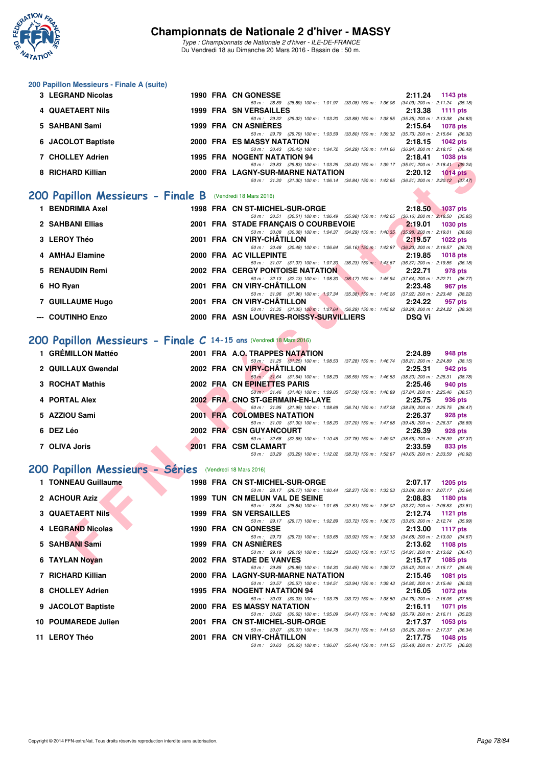## 200 Papillon Messieurs - Finale A (suite)

| Rang | Nom | Année | Nat | Club | Temps | Points |
|---|---|---|---|---|---|---|
| 3 | LEGRAND Nicolas | 1990 | FRA | CN GONESSE | 2:11.24 | 1143 pts |
| | 50 m : 28.89 (28.89) 100 m : 1:01.97 (33.08) 150 m : 1:36.06 (34.09) 200 m : 2:11.24 (35.18) | | | | | |
| 4 | QUAETAERT Nils | 1999 | FRA | SN VERSAILLES | 2:13.38 | 1111 pts |
| | 50 m : 29.32 (29.32) 100 m : 1:03.20 (33.88) 150 m : 1:38.55 (35.35) 200 m : 2:13.38 (34.83) | | | | | |
| 5 | SAHBANI Sami | 1999 | FRA | CN ASNIÈRES | 2:15.64 | 1078 pts |
| | 50 m : 29.79 (29.79) 100 m : 1:03.59 (33.80) 150 m : 1:39.32 (35.73) 200 m : 2:15.64 (36.32) | | | | | |
| 6 | JACOLOT Baptiste | 2000 | FRA | ES MASSY NATATION | 2:18.15 | 1042 pts |
| | 50 m : 30.43 (30.43) 100 m : 1:04.72 (34.29) 150 m : 1:41.66 (36.94) 200 m : 2:18.15 (36.49) | | | | | |
| 7 | CHOLLEY Adrien | 1995 | FRA | NOGENT NATATION 94 | 2:18.41 | 1038 pts |
| | 50 m : 29.83 (29.83) 100 m : 1:03.26 (33.43) 150 m : 1:39.17 (35.91) 200 m : 2:18.41 (39.24) | | | | | |
| 8 | RICHARD Killian | 2000 | FRA | LAGNY-SUR-MARNE NATATION | 2:20.12 | 1014 pts |
| | 50 m : 31.30 (31.30) 100 m : 1:06.14 (34.84) 150 m : 1:42.65 (36.51) 200 m : 2:20.12 (37.47) | | | | | |

## 200 Papillon Messieurs - Finale B (Vendredi 18 Mars 2016)

| Rang | Nom | Année | Nat | Club | Temps | Points |
|---|---|---|---|---|---|---|
| 1 | BENDRIMIA Axel | 1998 | FRA | CN ST-MICHEL-SUR-ORGE | 2:18.50 | 1037 pts |
| | 50 m : 30.51 (30.51) 100 m : 1:06.49 (35.98) 150 m : 1:42.65 (36.16) 200 m : 2:18.50 (35.85) | | | | | |
| 2 | SAHBANI Ellias | 2001 | FRA | STADE FRANÇAIS O COURBEVOIE | 2:19.01 | 1030 pts |
| | 50 m : 30.08 (30.08) 100 m : 1:04.37 (34.29) 150 m : 1:40.35 (35.98) 200 m : 2:19.01 (38.66) | | | | | |
| 3 | LEROY Théo | 2001 | FRA | CN VIRY-CHÂTILLON | 2:19.57 | 1022 pts |
| | 50 m : 30.48 (30.48) 100 m : 1:06.64 (36.16) 150 m : 1:42.87 (36.23) 200 m : 2:19.57 (36.70) | | | | | |
| 4 | AMHAJ Elamine | 2000 | FRA | AC VILLEPINTE | 2:19.85 | 1018 pts |
| | 50 m : 31.07 (31.07) 100 m : 1:07.30 (36.23) 150 m : 1:43.67 (36.37) 200 m : 2:19.85 (36.18) | | | | | |
| 5 | RENAUDIN Remi | 2002 | FRA | CERGY PONTOISE NATATION | 2:22.71 | 978 pts |
| | 50 m : 32.13 (32.13) 100 m : 1:08.30 (36.17) 150 m : 1:45.94 (37.64) 200 m : 2:22.71 (36.77) | | | | | |
| 6 | HO Ryan | 2001 | FRA | CN VIRY-CHÂTILLON | 2:23.48 | 967 pts |
| | 50 m : 31.96 (31.96) 100 m : 1:07.34 (35.38) 150 m : 1:45.26 (37.92) 200 m : 2:23.48 (38.22) | | | | | |
| 7 | GUILLAUME Hugo | 2001 | FRA | CN VIRY-CHÂTILLON | 2:24.22 | 957 pts |
| | 50 m : 31.35 (31.35) 100 m : 1:07.64 (36.29) 150 m : 1:45.92 (38.28) 200 m : 2:24.22 (38.30) | | | | | |
| --- | COUTINHO Enzo | 2000 | FRA | ASN LOUVRES-ROISSY-SURVILLIERS | DSQ Vi | |

## 200 Papillon Messieurs - Finale C 14-15 ans (Vendredi 18 Mars 2016)

| Rang | Nom | Année | Nat | Club | Temps | Points |
|---|---|---|---|---|---|---|
| 1 | GRÉMILLON Mattéo | 2001 | FRA | A.O. TRAPPES NATATION | 2:24.89 | 948 pts |
| | 50 m : 31.25 (31.25) 100 m : 1:08.53 (37.28) 150 m : 1:46.74 (38.21) 200 m : 2:24.89 (38.15) | | | | | |
| 2 | QUILLAUX Gwendal | 2002 | FRA | CN VIRY-CHÂTILLON | 2:25.31 | 942 pts |
| | 50 m : 31.64 (31.64) 100 m : 1:08.23 (36.59) 150 m : 1:46.53 (38.30) 200 m : 2:25.31 (38.78) | | | | | |
| 3 | ROCHAT Mathis | 2002 | FRA | CN EPINETTES PARIS | 2:25.46 | 940 pts |
| | 50 m : 31.46 (31.46) 100 m : 1:09.05 (37.59) 150 m : 1:46.89 (37.84) 200 m : 2:25.46 (38.57) | | | | | |
| 4 | PORTAL Alex | 2002 | FRA | CNO ST-GERMAIN-EN-LAYE | 2:25.75 | 936 pts |
| | 50 m : 31.95 (31.95) 100 m : 1:08.69 (36.74) 150 m : 1:47.28 (38.59) 200 m : 2:25.75 (38.47) | | | | | |
| 5 | AZZIOU Sami | 2001 | FRA | COLOMBES NATATION | 2:26.37 | 928 pts |
| | 50 m : 31.00 (31.00) 100 m : 1:08.20 (37.20) 150 m : 1:47.68 (39.48) 200 m : 2:26.37 (38.69) | | | | | |
| 6 | DEZ Léo | 2002 | FRA | CSN GUYANCOURT | 2:26.39 | 928 pts |
| | 50 m : 32.68 (32.68) 100 m : 1:10.46 (37.78) 150 m : 1:49.02 (38.56) 200 m : 2:26.39 (37.37) | | | | | |
| 7 | OLIVA Joris | 2001 | FRA | CSM CLAMART | 2:33.59 | 833 pts |
| | 50 m : 33.29 (33.29) 100 m : 1:12.02 (38.73) 150 m : 1:52.67 (40.65) 200 m : 2:33.59 (40.92) | | | | | |

## 200 Papillon Messieurs - Séries (Vendredi 18 Mars 2016)

| Rang | Nom | Année | Nat | Club | Temps | Points |
|---|---|---|---|---|---|---|
| 1 | TONNEAU Guillaume | 1998 | FRA | CN ST-MICHEL-SUR-ORGE | 2:07.17 | 1205 pts |
| | 50 m : 28.17 (28.17) 100 m : 1:00.44 (32.27) 150 m : 1:33.53 (33.09) 200 m : 2:07.17 (33.64) | | | | | |
| 2 | ACHOUR Aziz | 1999 | TUN | CN MELUN VAL DE SEINE | 2:08.83 | 1180 pts |
| | 50 m : 28.84 (28.84) 100 m : 1:01.65 (32.81) 150 m : 1:35.02 (33.37) 200 m : 2:08.83 (33.81) | | | | | |
| 3 | QUAETAERT Nils | 1999 | FRA | SN VERSAILLES | 2:12.74 | 1121 pts |
| | 50 m : 29.17 (29.17) 100 m : 1:02.89 (33.72) 150 m : 1:36.75 (33.86) 200 m : 2:12.74 (35.99) | | | | | |
| 4 | LEGRAND Nicolas | 1990 | FRA | CN GONESSE | 2:13.00 | 1117 pts |
| | 50 m : 29.73 (29.73) 100 m : 1:03.65 (33.92) 150 m : 1:38.33 (34.68) 200 m : 2:13.00 (34.67) | | | | | |
| 5 | SAHBANI Sami | 1999 | FRA | CN ASNIÈRES | 2:13.62 | 1108 pts |
| | 50 m : 29.19 (29.19) 100 m : 1:02.24 (33.05) 150 m : 1:37.15 (34.91) 200 m : 2:13.62 (36.47) | | | | | |
| 6 | TAYLAN Noyan | 2002 | FRA | STADE DE VANVES | 2:15.17 | 1085 pts |
| | 50 m : 29.85 (29.85) 100 m : 1:04.30 (34.45) 150 m : 1:39.72 (35.42) 200 m : 2:15.17 (35.45) | | | | | |
| 7 | RICHARD Killian | 2000 | FRA | LAGNY-SUR-MARNE NATATION | 2:15.46 | 1081 pts |
| | 50 m : 30.57 (30.57) 100 m : 1:04.51 (33.94) 150 m : 1:39.43 (34.92) 200 m : 2:15.46 (36.03) | | | | | |
| 8 | CHOLLEY Adrien | 1995 | FRA | NOGENT NATATION 94 | 2:16.05 | 1072 pts |
| | 50 m : 30.03 (30.03) 100 m : 1:03.75 (33.72) 150 m : 1:38.50 (34.75) 200 m : 2:16.05 (37.55) | | | | | |
| 9 | JACOLOT Baptiste | 2000 | FRA | ES MASSY NATATION | 2:16.11 | 1071 pts |
| | 50 m : 30.62 (30.62) 100 m : 1:05.09 (34.47) 150 m : 1:40.88 (35.79) 200 m : 2:16.11 (35.23) | | | | | |
| 10 | POUMAREDE Julien | 2001 | FRA | CN ST-MICHEL-SUR-ORGE | 2:17.37 | 1053 pts |
| | 50 m : 30.07 (30.07) 100 m : 1:04.78 (34.71) 150 m : 1:41.03 (36.25) 200 m : 2:17.37 (36.34) | | | | | |
| 11 | LEROY Théo | 2001 | FRA | CN VIRY-CHÂTILLON | 2:17.75 | 1048 pts |
| | 50 m : 30.63 (30.63) 100 m : 1:06.07 (35.44) 150 m : 1:41.55 (35.48) 200 m : 2:17.75 (36.20) | | | | | |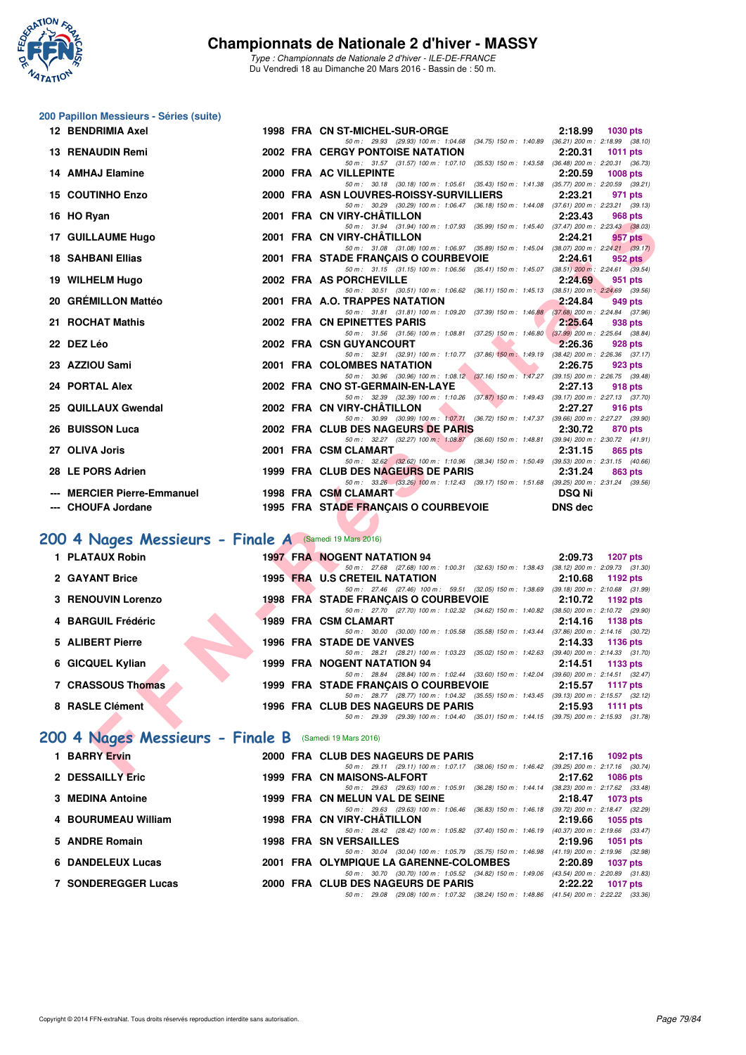## 200 Papillon Messieurs - Séries (suite)

| Rang | Nom | Année | Nat. | Club | Temps | Points |
|---|---|---|---|---|---|---|
| 12 | BENDRIMIA Axel | 1998 | FRA | CN ST-MICHEL-SUR-ORGE | 2:18.99 | 1030 pts |
| | 50 m : 29.93 (29.93) 100 m : 1:04.68 (34.75) 150 m : 1:40.89 (36.21) 200 m : 2:18.99 (38.10) | | | | | |
| 13 | RENAUDIN Remi | 2002 | FRA | CERGY PONTOISE NATATION | 2:20.31 | 1011 pts |
| | 50 m : 31.57 (31.57) 100 m : 1:07.10 (35.53) 150 m : 1:43.58 (36.48) 200 m : 2:20.31 (36.73) | | | | | |
| 14 | AMHAJ Elamine | 2000 | FRA | AC VILLEPINTE | 2:20.59 | 1008 pts |
| | 50 m : 30.18 (30.18) 100 m : 1:05.61 (35.43) 150 m : 1:41.38 (35.77) 200 m : 2:20.59 (39.21) | | | | | |
| 15 | COUTINHO Enzo | 2000 | FRA | ASN LOUVRES-ROISSY-SURVILLIERS | 2:23.21 | 971 pts |
| | 50 m : 30.29 (30.29) 100 m : 1:06.47 (36.18) 150 m : 1:44.08 (37.61) 200 m : 2:23.21 (39.13) | | | | | |
| 16 | HO Ryan | 2001 | FRA | CN VIRY-CHÂTILLON | 2:23.43 | 968 pts |
| | 50 m : 31.94 (31.94) 100 m : 1:07.93 (35.99) 150 m : 1:45.40 (37.47) 200 m : 2:23.43 (38.03) | | | | | |
| 17 | GUILLAUME Hugo | 2001 | FRA | CN VIRY-CHÂTILLON | 2:24.21 | 957 pts |
| | 50 m : 31.08 (31.08) 100 m : 1:06.97 (35.89) 150 m : 1:45.04 (38.07) 200 m : 2:24.21 (39.17) | | | | | |
| 18 | SAHBANI Ellias | 2001 | FRA | STADE FRANÇAIS O COURBEVOIE | 2:24.61 | 952 pts |
| | 50 m : 31.15 (31.15) 100 m : 1:06.56 (35.41) 150 m : 1:45.07 (38.51) 200 m : 2:24.61 (39.54) | | | | | |
| 19 | WILHELM Hugo | 2002 | FRA | AS PORCHEVILLE | 2:24.69 | 951 pts |
| | 50 m : 30.51 (30.51) 100 m : 1:06.62 (36.11) 150 m : 1:45.13 (38.51) 200 m : 2:24.69 (39.56) | | | | | |
| 20 | GRÉMILLON Mattéo | 2001 | FRA | A.O. TRAPPES NATATION | 2:24.84 | 949 pts |
| | 50 m : 31.81 (31.81) 100 m : 1:09.20 (37.39) 150 m : 1:46.88 (37.68) 200 m : 2:24.84 (37.96) | | | | | |
| 21 | ROCHAT Mathis | 2002 | FRA | CN EPINETTES PARIS | 2:25.64 | 938 pts |
| | 50 m : 31.56 (31.56) 100 m : 1:08.81 (37.25) 150 m : 1:46.80 (37.99) 200 m : 2:25.64 (38.84) | | | | | |
| 22 | DEZ Léo | 2002 | FRA | CSN GUYANCOURT | 2:26.36 | 928 pts |
| | 50 m : 32.91 (32.91) 100 m : 1:10.77 (37.86) 150 m : 1:49.19 (38.42) 200 m : 2:26.36 (37.17) | | | | | |
| 23 | AZZIOU Sami | 2001 | FRA | COLOMBES NATATION | 2:26.75 | 923 pts |
| | 50 m : 30.96 (30.96) 100 m : 1:08.12 (37.16) 150 m : 1:47.27 (39.15) 200 m : 2:26.75 (39.48) | | | | | |
| 24 | PORTAL Alex | 2002 | FRA | CNO ST-GERMAIN-EN-LAYE | 2:27.13 | 918 pts |
| | 50 m : 32.39 (32.39) 100 m : 1:10.26 (37.87) 150 m : 1:49.43 (39.17) 200 m : 2:27.13 (37.70) | | | | | |
| 25 | QUILLAUX Gwendal | 2002 | FRA | CN VIRY-CHÂTILLON | 2:27.27 | 916 pts |
| | 50 m : 30.99 (30.99) 100 m : 1:07.71 (36.72) 150 m : 1:47.37 (39.66) 200 m : 2:27.27 (39.90) | | | | | |
| 26 | BUISSON Luca | 2002 | FRA | CLUB DES NAGEURS DE PARIS | 2:30.72 | 870 pts |
| | 50 m : 32.27 (32.27) 100 m : 1:08.87 (36.60) 150 m : 1:48.81 (39.94) 200 m : 2:30.72 (41.91) | | | | | |
| 27 | OLIVA Joris | 2001 | FRA | CSM CLAMART | 2:31.15 | 865 pts |
| | 50 m : 32.62 (32.62) 100 m : 1:10.96 (38.34) 150 m : 1:50.49 (39.53) 200 m : 2:31.15 (40.66) | | | | | |
| 28 | LE PORS Adrien | 1999 | FRA | CLUB DES NAGEURS DE PARIS | 2:31.24 | 863 pts |
| | 50 m : 33.26 (33.26) 100 m : 1:12.43 (39.17) 150 m : 1:51.68 (39.25) 200 m : 2:31.24 (39.56) | | | | | |
| --- | MERCIER Pierre-Emmanuel | 1998 | FRA | CSM CLAMART | DSQ Ni | |
| --- | CHOUFA Jordane | 1995 | FRA | STADE FRANÇAIS O COURBEVOIE | DNS dec | |

## 200 4 Nages Messieurs - Finale A (Samedi 19 Mars 2016)

| Rang | Nom | Année | Nat. | Club | Temps | Points |
|---|---|---|---|---|---|---|
| 1 | PLATAUX Robin | 1997 | FRA | NOGENT NATATION 94 | 2:09.73 | 1207 pts |
| | 50 m : 27.68 (27.68) 100 m : 1:00.31 (32.63) 150 m : 1:38.43 (38.12) 200 m : 2:09.73 (31.30) | | | | | |
| 2 | GAYANT Brice | 1995 | FRA | U.S CRETEIL NATATION | 2:10.68 | 1192 pts |
| | 50 m : 27.46 (27.46) 100 m : 59.51 (32.05) 150 m : 1:38.69 (39.18) 200 m : 2:10.68 (31.99) | | | | | |
| 3 | RENOUVIN Lorenzo | 1998 | FRA | STADE FRANÇAIS O COURBEVOIE | 2:10.72 | 1192 pts |
| | 50 m : 27.70 (27.70) 100 m : 1:02.32 (34.62) 150 m : 1:40.82 (38.50) 200 m : 2:10.72 (29.90) | | | | | |
| 4 | BARGUIL Frédéric | 1989 | FRA | CSM CLAMART | 2:14.16 | 1138 pts |
| | 50 m : 30.00 (30.00) 100 m : 1:05.58 (35.58) 150 m : 1:43.44 (37.86) 200 m : 2:14.16 (30.72) | | | | | |
| 5 | ALIBERT Pierre | 1996 | FRA | STADE DE VANVES | 2:14.33 | 1136 pts |
| | 50 m : 28.21 (28.21) 100 m : 1:03.23 (35.02) 150 m : 1:42.63 (39.40) 200 m : 2:14.33 (31.70) | | | | | |
| 6 | GICQUEL Kylian | 1999 | FRA | NOGENT NATATION 94 | 2:14.51 | 1133 pts |
| | 50 m : 28.84 (28.84) 100 m : 1:02.44 (33.60) 150 m : 1:42.04 (39.60) 200 m : 2:14.51 (32.47) | | | | | |
| 7 | CRASSOUS Thomas | 1999 | FRA | STADE FRANÇAIS O COURBEVOIE | 2:15.57 | 1117 pts |
| | 50 m : 28.77 (28.77) 100 m : 1:04.32 (35.55) 150 m : 1:43.45 (39.13) 200 m : 2:15.57 (32.12) | | | | | |
| 8 | RASLE Clément | 1996 | FRA | CLUB DES NAGEURS DE PARIS | 2:15.93 | 1111 pts |
| | 50 m : 29.39 (29.39) 100 m : 1:04.40 (35.01) 150 m : 1:44.15 (39.75) 200 m : 2:15.93 (31.78) | | | | | |

## 200 4 Nages Messieurs - Finale B (Samedi 19 Mars 2016)

| Rang | Nom | Année | Nat. | Club | Temps | Points |
|---|---|---|---|---|---|---|
| 1 | BARRY Ervin | 2000 | FRA | CLUB DES NAGEURS DE PARIS | 2:17.16 | 1092 pts |
| | 50 m : 29.11 (29.11) 100 m : 1:07.17 (38.06) 150 m : 1:46.42 (39.25) 200 m : 2:17.16 (30.74) | | | | | |
| 2 | DESSAILLY Eric | 1999 | FRA | CN MAISONS-ALFORT | 2:17.62 | 1086 pts |
| | 50 m : 29.63 (29.63) 100 m : 1:05.91 (36.28) 150 m : 1:44.14 (38.23) 200 m : 2:17.62 (33.48) | | | | | |
| 3 | MEDINA Antoine | 1999 | FRA | CN MELUN VAL DE SEINE | 2:18.47 | 1073 pts |
| | 50 m : 29.63 (29.63) 100 m : 1:06.46 (36.83) 150 m : 1:46.18 (39.72) 200 m : 2:18.47 (32.29) | | | | | |
| 4 | BOURUMEAU William | 1998 | FRA | CN VIRY-CHÂTILLON | 2:19.66 | 1055 pts |
| | 50 m : 28.42 (28.42) 100 m : 1:05.82 (37.40) 150 m : 1:46.19 (40.37) 200 m : 2:19.66 (33.47) | | | | | |
| 5 | ANDRE Romain | 1998 | FRA | SN VERSAILLES | 2:19.96 | 1051 pts |
| | 50 m : 30.04 (30.04) 100 m : 1:05.79 (35.75) 150 m : 1:46.98 (41.19) 200 m : 2:19.96 (32.98) | | | | | |
| 6 | DANDELEUX Lucas | 2001 | FRA | OLYMPIQUE LA GARENNE-COLOMBES | 2:20.89 | 1037 pts |
| | 50 m : 30.70 (30.70) 100 m : 1:05.52 (34.82) 150 m : 1:49.06 (43.54) 200 m : 2:20.89 (31.83) | | | | | |
| 7 | SONDEREGGER Lucas | 2000 | FRA | CLUB DES NAGEURS DE PARIS | 2:22.22 | 1017 pts |
| | 50 m : 29.08 (29.08) 100 m : 1:07.32 (38.24) 150 m : 1:48.86 (41.54) 200 m : 2:22.22 (33.36) | | | | | |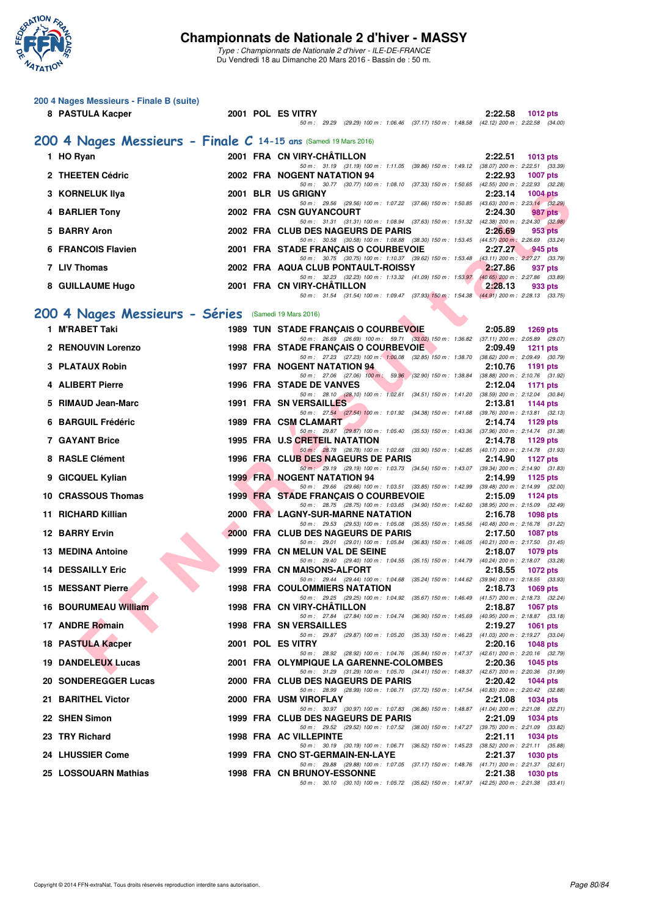# Championnats de Nationale 2 d'hiver - MASSY

*Type : Championnats de Nationale 2 d'hiver - ILE-DE-FRANCE*
Du Vendredi 18 au Dimanche 20 Mars 2016 - Bassin de : 50 m.

### 200 4 Nages Messieurs - Finale B (suite)

| Rang | Nom | Année | Nat. | Club | Temps | Points |
|---|---|---|---|---|---|---|
| 8 | PASTULA Kacper | 2001 | POL | ES VITRY | 2:22.58 | 1012 pts |
| | 50 m : 29.29 (29.29) 100 m : 1:06.46 (37.17) 150 m : 1:48.58 (42.12) 200 m : 2:22.58 (34.00) | | | | | |

## 200 4 Nages Messieurs - Finale C 14-15 ans (Samedi 19 Mars 2016)

| Rang | Nom | Année | Nat. | Club | Temps | Points |
|---|---|---|---|---|---|---|
| 1 | HO Ryan | 2001 | FRA | CN VIRY-CHÂTILLON | 2:22.51 | 1013 pts |
| | 50 m : 31.19 (31.19) 100 m : 1:11.05 (39.86) 150 m : 1:49.12 (38.07) 200 m : 2:22.51 (33.39) | | | | | |
| 2 | THEETEN Cédric | 2002 | FRA | NOGENT NATATION 94 | 2:22.93 | 1007 pts |
| | 50 m : 30.77 (30.77) 100 m : 1:08.10 (37.33) 150 m : 1:50.65 (42.55) 200 m : 2:22.93 (32.28) | | | | | |
| 3 | KORNELUK Ilya | 2001 | BLR | US GRIGNY | 2:23.14 | 1004 pts |
| | 50 m : 29.56 (29.56) 100 m : 1:07.22 (37.66) 150 m : 1:50.85 (43.63) 200 m : 2:23.14 (32.29) | | | | | |
| 4 | BARLIER Tony | 2002 | FRA | CSN GUYANCOURT | 2:24.30 | 987 pts |
| | 50 m : 31.31 (31.31) 100 m : 1:08.94 (37.63) 150 m : 1:51.32 (42.38) 200 m : 2:24.30 (32.98) | | | | | |
| 5 | BARRY Aron | 2002 | FRA | CLUB DES NAGEURS DE PARIS | 2:26.69 | 953 pts |
| | 50 m : 30.58 (30.58) 100 m : 1:08.88 (38.30) 150 m : 1:53.45 (44.57) 200 m : 2:26.69 (33.24) | | | | | |
| 6 | FRANCOIS Flavien | 2001 | FRA | STADE FRANÇAIS O COURBEVOIE | 2:27.27 | 945 pts |
| | 50 m : 30.75 (30.75) 100 m : 1:10.37 (39.62) 150 m : 1:53.48 (43.11) 200 m : 2:27.27 (33.79) | | | | | |
| 7 | LIV Thomas | 2002 | FRA | AQUA CLUB PONTAULT-ROISSY | 2:27.86 | 937 pts |
| | 50 m : 32.23 (32.23) 100 m : 1:13.32 (41.09) 150 m : 1:53.97 (40.65) 200 m : 2:27.86 (33.89) | | | | | |
| 8 | GUILLAUME Hugo | 2001 | FRA | CN VIRY-CHÂTILLON | 2:28.13 | 933 pts |
| | 50 m : 31.54 (31.54) 100 m : 1:09.47 (37.93) 150 m : 1:54.38 (44.91) 200 m : 2:28.13 (33.75) | | | | | |

## 200 4 Nages Messieurs - Séries (Samedi 19 Mars 2016)

| Rang | Nom | Année | Nat. | Club | Temps | Points |
|---|---|---|---|---|---|---|
| 1 | M'RABET Taki | 1989 | TUN | STADE FRANÇAIS O COURBEVOIE | 2:05.89 | 1269 pts |
| | 50 m : 26.69 (26.69) 100 m : 59.71 (33.02) 150 m : 1:36.82 (37.11) 200 m : 2:05.89 (29.07) | | | | | |
| 2 | RENOUVIN Lorenzo | 1998 | FRA | STADE FRANÇAIS O COURBEVOIE | 2:09.49 | 1211 pts |
| | 50 m : 27.23 (27.23) 100 m : 1:00.08 (32.85) 150 m : 1:38.70 (38.62) 200 m : 2:09.49 (30.79) | | | | | |
| 3 | PLATAUX Robin | 1997 | FRA | NOGENT NATATION 94 | 2:10.76 | 1191 pts |
| | 50 m : 27.06 (27.06) 100 m : 59.96 (32.90) 150 m : 1:38.84 (38.88) 200 m : 2:10.76 (31.92) | | | | | |
| 4 | ALIBERT Pierre | 1996 | FRA | STADE DE VANVES | 2:12.04 | 1171 pts |
| | 50 m : 28.10 (28.10) 100 m : 1:02.61 (34.51) 150 m : 1:41.20 (38.59) 200 m : 2:12.04 (30.84) | | | | | |
| 5 | RIMAUD Jean-Marc | 1991 | FRA | SN VERSAILLES | 2:13.81 | 1144 pts |
| | 50 m : 27.54 (27.54) 100 m : 1:01.92 (34.38) 150 m : 1:41.68 (39.76) 200 m : 2:13.81 (32.13) | | | | | |
| 6 | BARGUIL Frédéric | 1989 | FRA | CSM CLAMART | 2:14.74 | 1129 pts |
| | 50 m : 29.87 (29.87) 100 m : 1:05.40 (35.53) 150 m : 1:43.36 (37.96) 200 m : 2:14.74 (31.38) | | | | | |
| 7 | GAYANT Brice | 1995 | FRA | U.S CRETEIL NATATION | 2:14.78 | 1129 pts |
| | 50 m : 28.78 (28.78) 100 m : 1:02.68 (33.90) 150 m : 1:42.85 (40.17) 200 m : 2:14.78 (31.93) | | | | | |
| 8 | RASLE Clément | 1996 | FRA | CLUB DES NAGEURS DE PARIS | 2:14.90 | 1127 pts |
| | 50 m : 29.19 (29.19) 100 m : 1:03.73 (34.54) 150 m : 1:43.07 (39.34) 200 m : 2:14.90 (31.83) | | | | | |
| 9 | GICQUEL Kylian | 1999 | FRA | NOGENT NATATION 94 | 2:14.99 | 1125 pts |
| | 50 m : 29.66 (29.66) 100 m : 1:03.51 (33.85) 150 m : 1:42.99 (39.48) 200 m : 2:14.99 (32.00) | | | | | |
| 10 | CRASSOUS Thomas | 1999 | FRA | STADE FRANÇAIS O COURBEVOIE | 2:15.09 | 1124 pts |
| | 50 m : 28.75 (28.75) 100 m : 1:03.65 (34.90) 150 m : 1:42.60 (38.95) 200 m : 2:15.09 (32.49) | | | | | |
| 11 | RICHARD Killian | 2000 | FRA | LAGNY-SUR-MARNE NATATION | 2:16.78 | 1098 pts |
| | 50 m : 29.53 (29.53) 100 m : 1:05.08 (35.55) 150 m : 1:45.56 (40.48) 200 m : 2:16.78 (31.22) | | | | | |
| 12 | BARRY Ervin | 2000 | FRA | CLUB DES NAGEURS DE PARIS | 2:17.50 | 1087 pts |
| | 50 m : 29.01 (29.01) 100 m : 1:05.84 (36.83) 150 m : 1:46.05 (40.21) 200 m : 2:17.50 (31.45) | | | | | |
| 13 | MEDINA Antoine | 1999 | FRA | CN MELUN VAL DE SEINE | 2:18.07 | 1079 pts |
| | 50 m : 29.40 (29.40) 100 m : 1:04.55 (35.15) 150 m : 1:44.79 (40.24) 200 m : 2:18.07 (33.28) | | | | | |
| 14 | DESSAILLY Eric | 1999 | FRA | CN MAISONS-ALFORT | 2:18.55 | 1072 pts |
| | 50 m : 29.44 (29.44) 100 m : 1:04.68 (35.24) 150 m : 1:44.62 (39.94) 200 m : 2:18.55 (33.93) | | | | | |
| 15 | MESSANT Pierre | 1998 | FRA | COULOMMIERS NATATION | 2:18.73 | 1069 pts |
| | 50 m : 29.25 (29.25) 100 m : 1:04.92 (35.67) 150 m : 1:46.49 (41.57) 200 m : 2:18.73 (32.24) | | | | | |
| 16 | BOURUMEAU William | 1998 | FRA | CN VIRY-CHÂTILLON | 2:18.87 | 1067 pts |
| | 50 m : 27.84 (27.84) 100 m : 1:04.74 (36.90) 150 m : 1:45.69 (40.95) 200 m : 2:18.87 (33.18) | | | | | |
| 17 | ANDRE Romain | 1998 | FRA | SN VERSAILLES | 2:19.27 | 1061 pts |
| | 50 m : 29.87 (29.87) 100 m : 1:05.20 (35.33) 150 m : 1:46.23 (41.03) 200 m : 2:19.27 (33.04) | | | | | |
| 18 | PASTULA Kacper | 2001 | POL | ES VITRY | 2:20.16 | 1048 pts |
| | 50 m : 28.92 (28.92) 100 m : 1:04.76 (35.84) 150 m : 1:47.37 (42.61) 200 m : 2:20.16 (32.79) | | | | | |
| 19 | DANDELEUX Lucas | 2001 | FRA | OLYMPIQUE LA GARENNE-COLOMBES | 2:20.36 | 1045 pts |
| | 50 m : 31.29 (31.29) 100 m : 1:05.70 (34.41) 150 m : 1:48.37 (42.67) 200 m : 2:20.36 (31.99) | | | | | |
| 20 | SONDEREGGER Lucas | 2000 | FRA | CLUB DES NAGEURS DE PARIS | 2:20.42 | 1044 pts |
| | 50 m : 28.99 (28.99) 100 m : 1:06.71 (37.72) 150 m : 1:47.54 (40.83) 200 m : 2:20.42 (32.88) | | | | | |
| 21 | BARITHEL Victor | 2000 | FRA | USM VIROFLAY | 2:21.08 | 1034 pts |
| | 50 m : 30.97 (30.97) 100 m : 1:07.83 (36.86) 150 m : 1:48.87 (41.04) 200 m : 2:21.08 (32.21) | | | | | |
| 22 | SHEN Simon | 1999 | FRA | CLUB DES NAGEURS DE PARIS | 2:21.09 | 1034 pts |
| | 50 m : 29.52 (29.52) 100 m : 1:07.52 (38.00) 150 m : 1:47.27 (39.75) 200 m : 2:21.09 (33.82) | | | | | |
| 23 | TRY Richard | 1998 | FRA | AC VILLEPINTE | 2:21.11 | 1034 pts |
| | 50 m : 30.19 (30.19) 100 m : 1:06.71 (36.52) 150 m : 1:45.23 (38.52) 200 m : 2:21.11 (35.88) | | | | | |
| 24 | LHUSSIER Come | 1999 | FRA | CNO ST-GERMAIN-EN-LAYE | 2:21.37 | 1030 pts |
| | 50 m : 29.88 (29.88) 100 m : 1:07.05 (37.17) 150 m : 1:48.76 (41.71) 200 m : 2:21.37 (32.61) | | | | | |
| 25 | LOSSOUARN Mathias | 1998 | FRA | CN BRUNOY-ESSONNE | 2:21.38 | 1030 pts |
| | 50 m : 30.10 (30.10) 100 m : 1:05.72 (35.62) 150 m : 1:47.97 (42.25) 200 m : 2:21.38 (33.41) | | | | | |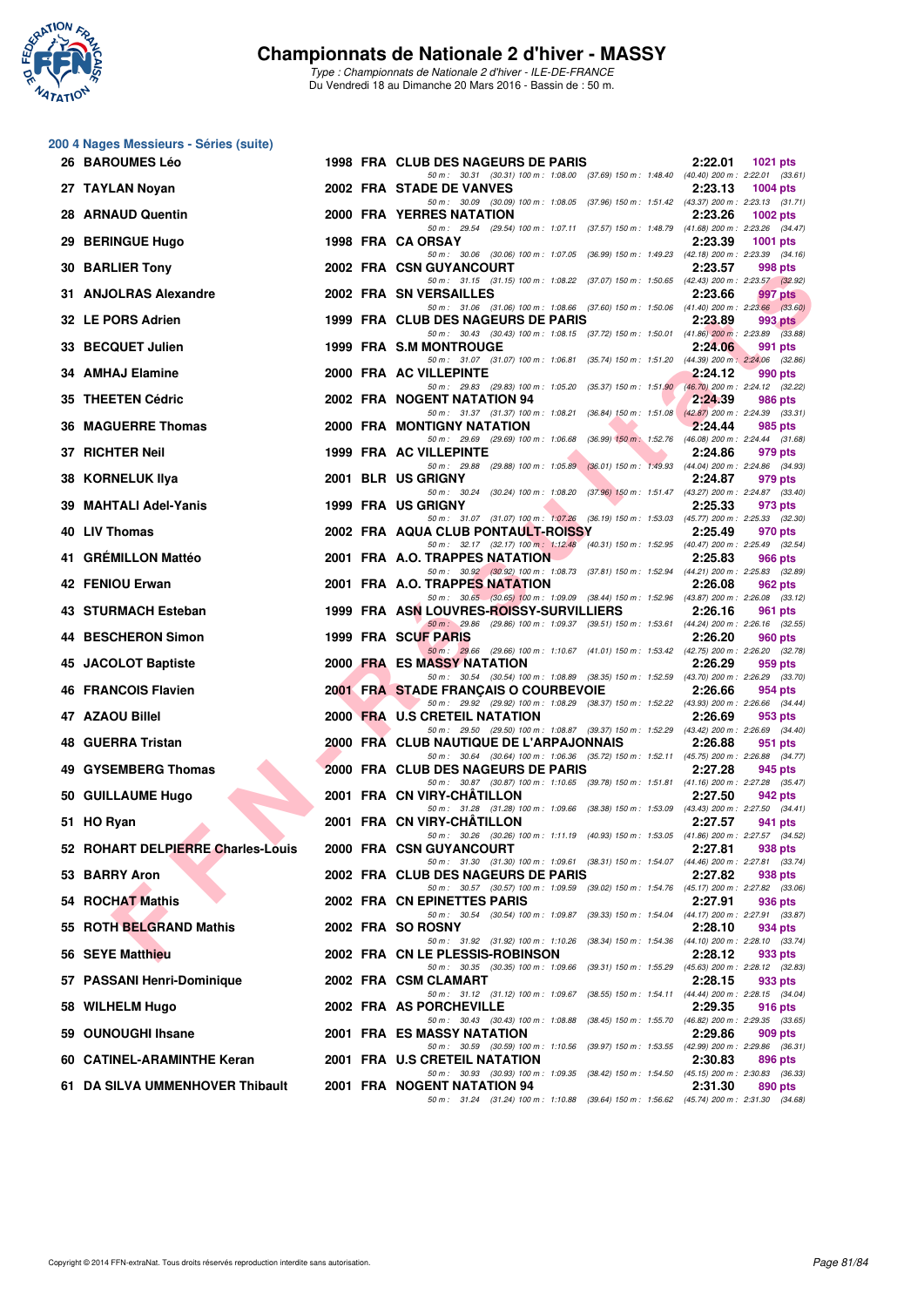# Championnats de Nationale 2 d'hiver - MASSY

*Type : Championnats de Nationale 2 d'hiver - ILE-DE-FRANCE*
Du Vendredi 18 au Dimanche 20 Mars 2016 - Bassin de : 50 m.

## 200 4 Nages Messieurs - Séries (suite)

| Rg | Nom | Année | Nat | Club | Temps | Points |
|---|---|---|---|---|---|---|
| 26 | BAROUMES Léo | 1998 | FRA | CLUB DES NAGEURS DE PARIS | 2:22.01 | 1021 pts |
| | 50 m : 30.31 (30.31) 100 m : 1:08.00 (37.69) 150 m : 1:48.40 (40.40) 200 m : 2:22.01 (33.61) | | | | | |
| 27 | TAYLAN Noyan | 2002 | FRA | STADE DE VANVES | 2:23.13 | 1004 pts |
| | 50 m : 30.09 (30.09) 100 m : 1:08.05 (37.96) 150 m : 1:51.42 (43.37) 200 m : 2:23.13 (31.71) | | | | | |
| 28 | ARNAUD Quentin | 2000 | FRA | YERRES NATATION | 2:23.26 | 1002 pts |
| | 50 m : 29.54 (29.54) 100 m : 1:07.11 (37.57) 150 m : 1:48.79 (41.68) 200 m : 2:23.26 (34.47) | | | | | |
| 29 | BERINGUE Hugo | 1998 | FRA | CA ORSAY | 2:23.39 | 1001 pts |
| | 50 m : 30.06 (30.06) 100 m : 1:07.05 (36.99) 150 m : 1:49.23 (42.18) 200 m : 2:23.39 (34.16) | | | | | |
| 30 | BARLIER Tony | 2002 | FRA | CSN GUYANCOURT | 2:23.57 | 998 pts |
| | 50 m : 31.15 (31.15) 100 m : 1:08.22 (37.07) 150 m : 1:50.65 (42.43) 200 m : 2:23.57 (32.92) | | | | | |
| 31 | ANJOLRAS Alexandre | 2002 | FRA | SN VERSAILLES | 2:23.66 | 997 pts |
| | 50 m : 31.06 (31.06) 100 m : 1:08.66 (37.60) 150 m : 1:50.06 (41.40) 200 m : 2:23.66 (33.60) | | | | | |
| 32 | LE PORS Adrien | 1999 | FRA | CLUB DES NAGEURS DE PARIS | 2:23.89 | 993 pts |
| | 50 m : 30.43 (30.43) 100 m : 1:08.15 (37.72) 150 m : 1:50.01 (41.86) 200 m : 2:23.89 (33.88) | | | | | |
| 33 | BECQUET Julien | 1999 | FRA | S.M MONTROUGE | 2:24.06 | 991 pts |
| | 50 m : 31.07 (31.07) 100 m : 1:06.81 (35.74) 150 m : 1:51.20 (44.39) 200 m : 2:24.06 (32.86) | | | | | |
| 34 | AMHAJ Elamine | 2000 | FRA | AC VILLEPINTE | 2:24.12 | 990 pts |
| | 50 m : 29.83 (29.83) 100 m : 1:05.20 (35.37) 150 m : 1:51.90 (46.70) 200 m : 2:24.12 (32.22) | | | | | |
| 35 | THEETEN Cédric | 2002 | FRA | NOGENT NATATION 94 | 2:24.39 | 986 pts |
| | 50 m : 31.37 (31.37) 100 m : 1:08.21 (36.84) 150 m : 1:51.08 (42.87) 200 m : 2:24.39 (33.31) | | | | | |
| 36 | MAGUERRE Thomas | 2000 | FRA | MONTIGNY NATATION | 2:24.44 | 985 pts |
| | 50 m : 29.69 (29.69) 100 m : 1:06.68 (36.99) 150 m : 1:52.76 (46.08) 200 m : 2:24.44 (31.68) | | | | | |
| 37 | RICHTER Neil | 1999 | FRA | AC VILLEPINTE | 2:24.86 | 979 pts |
| | 50 m : 29.88 (29.88) 100 m : 1:05.89 (36.01) 150 m : 1:49.93 (44.04) 200 m : 2:24.86 (34.93) | | | | | |
| 38 | KORNELUK Ilya | 2001 | BLR | US GRIGNY | 2:24.87 | 979 pts |
| | 50 m : 30.24 (30.24) 100 m : 1:08.20 (37.96) 150 m : 1:51.47 (43.27) 200 m : 2:24.87 (33.40) | | | | | |
| 39 | MAHTALI Adel-Yanis | 1999 | FRA | US GRIGNY | 2:25.33 | 973 pts |
| | 50 m : 31.07 (31.07) 100 m : 1:07.26 (36.19) 150 m : 1:53.03 (45.77) 200 m : 2:25.33 (32.30) | | | | | |
| 40 | LIV Thomas | 2002 | FRA | AQUA CLUB PONTAULT-ROISSY | 2:25.49 | 970 pts |
| | 50 m : 32.17 (32.17) 100 m : 1:12.48 (40.31) 150 m : 1:52.95 (40.47) 200 m : 2:25.49 (32.54) | | | | | |
| 41 | GRÉMILLON Mattéo | 2001 | FRA | A.O. TRAPPES NATATION | 2:25.83 | 966 pts |
| | 50 m : 30.92 (30.92) 100 m : 1:08.73 (37.81) 150 m : 1:52.94 (44.21) 200 m : 2:25.83 (32.89) | | | | | |
| 42 | FENIOU Erwan | 2001 | FRA | A.O. TRAPPES NATATION | 2:26.08 | 962 pts |
| | 50 m : 30.65 (30.65) 100 m : 1:09.09 (38.44) 150 m : 1:52.96 (43.87) 200 m : 2:26.08 (33.12) | | | | | |
| 43 | STURMACH Esteban | 1999 | FRA | ASN LOUVRES-ROISSY-SURVILLIERS | 2:26.16 | 961 pts |
| | 50 m : 29.86 (29.86) 100 m : 1:09.37 (39.51) 150 m : 1:53.61 (44.24) 200 m : 2:26.16 (32.55) | | | | | |
| 44 | BESCHERON Simon | 1999 | FRA | SCUF PARIS | 2:26.20 | 960 pts |
| | 50 m : 29.66 (29.66) 100 m : 1:10.67 (41.01) 150 m : 1:53.42 (42.75) 200 m : 2:26.20 (32.78) | | | | | |
| 45 | JACOLOT Baptiste | 2000 | FRA | ES MASSY NATATION | 2:26.29 | 959 pts |
| | 50 m : 30.54 (30.54) 100 m : 1:08.89 (38.35) 150 m : 1:52.59 (43.70) 200 m : 2:26.29 (33.70) | | | | | |
| 46 | FRANCOIS Flavien | 2001 | FRA | STADE FRANÇAIS O COURBEVOIE | 2:26.66 | 954 pts |
| | 50 m : 29.92 (29.92) 100 m : 1:08.29 (38.37) 150 m : 1:52.22 (43.93) 200 m : 2:26.66 (34.44) | | | | | |
| 47 | AZAOU Billel | 2000 | FRA | U.S CRETEIL NATATION | 2:26.69 | 953 pts |
| | 50 m : 29.50 (29.50) 100 m : 1:08.87 (39.37) 150 m : 1:52.29 (43.42) 200 m : 2:26.69 (34.40) | | | | | |
| 48 | GUERRA Tristan | 2000 | FRA | CLUB NAUTIQUE DE L'ARPAJONNAIS | 2:26.88 | 951 pts |
| | 50 m : 30.64 (30.64) 100 m : 1:06.36 (35.72) 150 m : 1:52.11 (45.75) 200 m : 2:26.88 (34.77) | | | | | |
| 49 | GYSEMBERG Thomas | 2000 | FRA | CLUB DES NAGEURS DE PARIS | 2:27.28 | 945 pts |
| | 50 m : 30.87 (30.87) 100 m : 1:10.65 (39.78) 150 m : 1:51.81 (41.16) 200 m : 2:27.28 (35.47) | | | | | |
| 50 | GUILLAUME Hugo | 2001 | FRA | CN VIRY-CHÂTILLON | 2:27.50 | 942 pts |
| | 50 m : 31.28 (31.28) 100 m : 1:09.66 (38.38) 150 m : 1:53.09 (43.43) 200 m : 2:27.50 (34.41) | | | | | |
| 51 | HO Ryan | 2001 | FRA | CN VIRY-CHÂTILLON | 2:27.57 | 941 pts |
| | 50 m : 30.26 (30.26) 100 m : 1:11.19 (40.93) 150 m : 1:53.05 (41.86) 200 m : 2:27.57 (34.52) | | | | | |
| 52 | ROHART DELPIERRE Charles-Louis | 2000 | FRA | CSN GUYANCOURT | 2:27.81 | 938 pts |
| | 50 m : 31.30 (31.30) 100 m : 1:09.61 (38.31) 150 m : 1:54.07 (44.46) 200 m : 2:27.81 (33.74) | | | | | |
| 53 | BARRY Aron | 2002 | FRA | CLUB DES NAGEURS DE PARIS | 2:27.82 | 938 pts |
| | 50 m : 30.57 (30.57) 100 m : 1:09.59 (39.02) 150 m : 1:54.76 (45.17) 200 m : 2:27.82 (33.06) | | | | | |
| 54 | ROCHAT Mathis | 2002 | FRA | CN EPINETTES PARIS | 2:27.91 | 936 pts |
| | 50 m : 30.54 (30.54) 100 m : 1:09.87 (39.33) 150 m : 1:54.04 (44.17) 200 m : 2:27.91 (33.87) | | | | | |
| 55 | ROTH BELGRAND Mathis | 2002 | FRA | SO ROSNY | 2:28.10 | 934 pts |
| | 50 m : 31.92 (31.92) 100 m : 1:10.26 (38.34) 150 m : 1:54.36 (44.10) 200 m : 2:28.10 (33.74) | | | | | |
| 56 | SEYE Matthieu | 2002 | FRA | CN LE PLESSIS-ROBINSON | 2:28.12 | 933 pts |
| | 50 m : 30.35 (30.35) 100 m : 1:09.66 (39.31) 150 m : 1:55.29 (45.63) 200 m : 2:28.12 (32.83) | | | | | |
| 57 | PASSANI Henri-Dominique | 2002 | FRA | CSM CLAMART | 2:28.15 | 933 pts |
| | 50 m : 31.12 (31.12) 100 m : 1:09.67 (38.55) 150 m : 1:54.11 (44.44) 200 m : 2:28.15 (34.04) | | | | | |
| 58 | WILHELM Hugo | 2002 | FRA | AS PORCHEVILLE | 2:29.35 | 916 pts |
| | 50 m : 30.43 (30.43) 100 m : 1:08.88 (38.45) 150 m : 1:55.70 (46.82) 200 m : 2:29.35 (33.65) | | | | | |
| 59 | OUNOUGHI Ihsane | 2001 | FRA | ES MASSY NATATION | 2:29.86 | 909 pts |
| | 50 m : 30.59 (30.59) 100 m : 1:10.56 (39.97) 150 m : 1:53.55 (42.99) 200 m : 2:29.86 (36.31) | | | | | |
| 60 | CATINEL-ARAMINTHE Keran | 2001 | FRA | U.S CRETEIL NATATION | 2:30.83 | 896 pts |
| | 50 m : 30.93 (30.93) 100 m : 1:09.35 (38.42) 150 m : 1:54.50 (45.15) 200 m : 2:30.83 (36.33) | | | | | |
| 61 | DA SILVA UMMENHOVER Thibault | 2001 | FRA | NOGENT NATATION 94 | 2:31.30 | 890 pts |
| | 50 m : 31.24 (31.24) 100 m : 1:10.88 (39.64) 150 m : 1:56.62 (45.74) 200 m : 2:31.30 (34.68) | | | | | |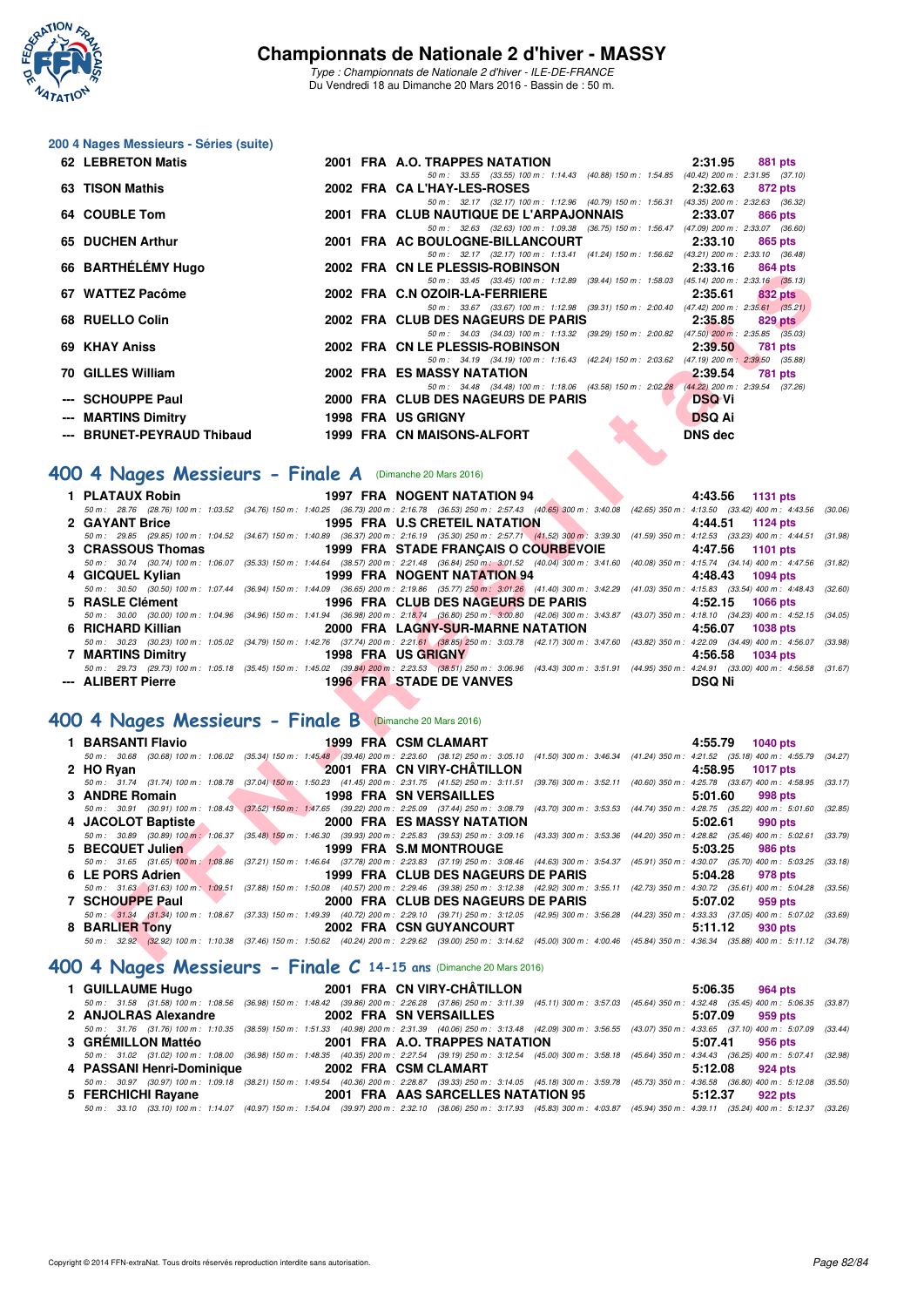# Championnats de Nationale 2 d'hiver - MASSY

*Type : Championnats de Nationale 2 d'hiver - ILE-DE-FRANCE*
Du Vendredi 18 au Dimanche 20 Mars 2016 - Bassin de : 50 m.

## 200 4 Nages Messieurs - Séries (suite)

| Rg | Nom | Année | Nat | Club | Temps | Points |
|---|---|---|---|---|---|---|
| 62 | LEBRETON Matis | 2001 | FRA | A.O. TRAPPES NATATION | 2:31.95 | 881 pts |
| | 50 m : 33.55 (33.55) 100 m : 1:14.43 (40.88) 150 m : 1:54.85 (40.42) 200 m : 2:31.95 (37.10) | | | | | |
| 63 | TISON Mathis | 2002 | FRA | CA L'HAY-LES-ROSES | 2:32.63 | 872 pts |
| | 50 m : 32.17 (32.17) 100 m : 1:12.96 (40.79) 150 m : 1:56.31 (43.35) 200 m : 2:32.63 (36.32) | | | | | |
| 64 | COUBLE Tom | 2001 | FRA | CLUB NAUTIQUE DE L'ARPAJONNAIS | 2:33.07 | 866 pts |
| | 50 m : 32.63 (32.63) 100 m : 1:09.38 (36.75) 150 m : 1:56.47 (47.09) 200 m : 2:33.07 (36.60) | | | | | |
| 65 | DUCHEN Arthur | 2001 | FRA | AC BOULOGNE-BILLANCOURT | 2:33.10 | 865 pts |
| | 50 m : 32.17 (32.17) 100 m : 1:13.41 (41.24) 150 m : 1:56.62 (43.21) 200 m : 2:33.10 (36.48) | | | | | |
| 66 | BARTHÉLÉMY Hugo | 2002 | FRA | CN LE PLESSIS-ROBINSON | 2:33.16 | 864 pts |
| | 50 m : 33.45 (33.45) 100 m : 1:12.89 (39.44) 150 m : 1:58.03 (45.14) 200 m : 2:33.16 (35.13) | | | | | |
| 67 | WATTEZ Pacôme | 2002 | FRA | C.N OZOIR-LA-FERRIERE | 2:35.61 | 832 pts |
| | 50 m : 33.67 (33.67) 100 m : 1:12.98 (39.31) 150 m : 2:00.40 (47.42) 200 m : 2:35.61 (35.21) | | | | | |
| 68 | RUELLO Colin | 2002 | FRA | CLUB DES NAGEURS DE PARIS | 2:35.85 | 829 pts |
| | 50 m : 34.03 (34.03) 100 m : 1:13.32 (39.29) 150 m : 2:00.82 (47.50) 200 m : 2:35.85 (35.03) | | | | | |
| 69 | KHAY Aniss | 2002 | FRA | CN LE PLESSIS-ROBINSON | 2:39.50 | 781 pts |
| | 50 m : 34.19 (34.19) 100 m : 1:16.43 (42.24) 150 m : 2:03.62 (47.19) 200 m : 2:39.50 (35.88) | | | | | |
| 70 | GILLES William | 2002 | FRA | ES MASSY NATATION | 2:39.54 | 781 pts |
| | 50 m : 34.48 (34.48) 100 m : 1:18.06 (43.58) 150 m : 2:02.28 (44.22) 200 m : 2:39.54 (37.26) | | | | | |
| --- | SCHOUPPE Paul | 2000 | FRA | CLUB DES NAGEURS DE PARIS | DSQ Vi | |
| --- | MARTINS Dimitry | 1998 | FRA | US GRIGNY | DSQ Ai | |
| --- | BRUNET-PEYRAUD Thibaud | 1999 | FRA | CN MAISONS-ALFORT | DNS dec | |

## 400 4 Nages Messieurs - Finale A (Dimanche 20 Mars 2016)

| Rg | Nom | Année | Nat | Club | Temps | Points |
|---|---|---|---|---|---|---|
| 1 | PLATAUX Robin | 1997 | FRA | NOGENT NATATION 94 | 4:43.56 | 1131 pts |
| | 50 m : 28.76 (28.76) 100 m : 1:03.52 (34.76) 150 m : 1:40.25 (36.73) 200 m : 2:16.78 (36.53) 250 m : 2:57.43 (40.65) 300 m : 3:40.08 (42.65) 350 m : 4:13.50 (33.42) 400 m : 4:43.56 (30.06) | | | | | |
| 2 | GAYANT Brice | 1995 | FRA | U.S CRETEIL NATATION | 4:44.51 | 1124 pts |
| | 50 m : 29.85 (29.85) 100 m : 1:04.52 (34.67) 150 m : 1:40.89 (36.37) 200 m : 2:16.19 (35.30) 250 m : 2:57.71 (41.52) 300 m : 3:39.30 (41.59) 350 m : 4:12.53 (33.23) 400 m : 4:44.51 (31.98) | | | | | |
| 3 | CRASSOUS Thomas | 1999 | FRA | STADE FRANÇAIS O COURBEVOIE | 4:47.56 | 1101 pts |
| | 50 m : 30.74 (30.74) 100 m : 1:06.07 (35.33) 150 m : 1:44.64 (38.57) 200 m : 2:21.48 (36.84) 250 m : 3:01.52 (40.04) 300 m : 3:41.60 (40.08) 350 m : 4:15.74 (34.14) 400 m : 4:47.56 (31.82) | | | | | |
| 4 | GICQUEL Kylian | 1999 | FRA | NOGENT NATATION 94 | 4:48.43 | 1094 pts |
| | 50 m : 30.50 (30.50) 100 m : 1:07.44 (36.94) 150 m : 1:44.09 (36.65) 200 m : 2:19.86 (35.77) 250 m : 3:01.26 (41.40) 300 m : 3:42.29 (41.03) 350 m : 4:15.83 (33.54) 400 m : 4:48.43 (32.60) | | | | | |
| 5 | RASLE Clément | 1996 | FRA | CLUB DES NAGEURS DE PARIS | 4:52.15 | 1066 pts |
| | 50 m : 30.00 (30.00) 100 m : 1:04.96 (34.96) 150 m : 1:41.94 (36.98) 200 m : 2:18.74 (36.80) 250 m : 3:00.80 (42.06) 300 m : 3:43.87 (43.07) 350 m : 4:18.10 (34.23) 400 m : 4:52.15 (34.05) | | | | | |
| 6 | RICHARD Killian | 2000 | FRA | LAGNY-SUR-MARNE NATATION | 4:56.07 | 1038 pts |
| | 50 m : 30.23 (30.23) 100 m : 1:05.02 (34.79) 150 m : 1:42.76 (37.74) 200 m : 2:21.61 (38.85) 250 m : 3:03.78 (42.17) 300 m : 3:47.60 (43.82) 350 m : 4:22.09 (34.49) 400 m : 4:56.07 (33.98) | | | | | |
| 7 | MARTINS Dimitry | 1998 | FRA | US GRIGNY | 4:56.58 | 1034 pts |
| | 50 m : 29.73 (29.73) 100 m : 1:05.18 (35.45) 150 m : 1:45.02 (39.84) 200 m : 2:23.53 (38.51) 250 m : 3:06.96 (43.43) 300 m : 3:51.91 (44.95) 350 m : 4:24.91 (33.00) 400 m : 4:56.58 (31.67) | | | | | |
| --- | ALIBERT Pierre | 1996 | FRA | STADE DE VANVES | DSQ Ni | |

## 400 4 Nages Messieurs - Finale B (Dimanche 20 Mars 2016)

| Rg | Nom | Année | Nat | Club | Temps | Points |
|---|---|---|---|---|---|---|
| 1 | BARSANTI Flavio | 1999 | FRA | CSM CLAMART | 4:55.79 | 1040 pts |
| | 50 m : 30.68 (30.68) 100 m : 1:06.02 (35.34) 150 m : 1:45.48 (39.46) 200 m : 2:23.60 (38.12) 250 m : 3:05.10 (41.50) 300 m : 3:46.34 (41.24) 350 m : 4:21.52 (35.18) 400 m : 4:55.79 (34.27) | | | | | |
| 2 | HO Ryan | 2001 | FRA | CN VIRY-CHÂTILLON | 4:58.95 | 1017 pts |
| | 50 m : 31.74 (31.74) 100 m : 1:08.78 (37.04) 150 m : 1:50.23 (41.45) 200 m : 2:31.75 (41.52) 250 m : 3:11.51 (39.76) 300 m : 3:52.11 (40.60) 350 m : 4:25.78 (33.67) 400 m : 4:58.95 (33.17) | | | | | |
| 3 | ANDRE Romain | 1998 | FRA | SN VERSAILLES | 5:01.60 | 998 pts |
| | 50 m : 30.91 (30.91) 100 m : 1:08.43 (37.52) 150 m : 1:47.65 (39.22) 200 m : 2:25.09 (37.44) 250 m : 3:08.79 (43.70) 300 m : 3:53.53 (44.74) 350 m : 4:28.75 (35.22) 400 m : 5:01.60 (32.85) | | | | | |
| 4 | JACOLOT Baptiste | 2000 | FRA | ES MASSY NATATION | 5:02.61 | 990 pts |
| | 50 m : 30.89 (30.89) 100 m : 1:06.37 (35.48) 150 m : 1:46.30 (39.93) 200 m : 2:25.83 (39.53) 250 m : 3:09.16 (43.33) 300 m : 3:53.36 (44.20) 350 m : 4:28.82 (35.46) 400 m : 5:02.61 (33.79) | | | | | |
| 5 | BECQUET Julien | 1999 | FRA | S.M MONTROUGE | 5:03.25 | 986 pts |
| | 50 m : 31.65 (31.65) 100 m : 1:08.86 (37.21) 150 m : 1:46.64 (37.78) 200 m : 2:23.83 (37.19) 250 m : 3:08.46 (44.63) 300 m : 3:54.37 (45.91) 350 m : 4:30.07 (35.70) 400 m : 5:03.25 (33.18) | | | | | |
| 6 | LE PORS Adrien | 1999 | FRA | CLUB DES NAGEURS DE PARIS | 5:04.28 | 978 pts |
| | 50 m : 31.63 (31.63) 100 m : 1:09.51 (37.88) 150 m : 1:50.08 (40.57) 200 m : 2:29.46 (39.38) 250 m : 3:12.38 (42.92) 300 m : 3:55.11 (42.73) 350 m : 4:30.72 (35.61) 400 m : 5:04.28 (33.56) | | | | | |
| 7 | SCHOUPPE Paul | 2000 | FRA | CLUB DES NAGEURS DE PARIS | 5:07.02 | 959 pts |
| | 50 m : 31.34 (31.34) 100 m : 1:08.67 (37.33) 150 m : 1:49.39 (40.72) 200 m : 2:29.10 (39.71) 250 m : 3:12.05 (42.95) 300 m : 3:56.28 (44.23) 350 m : 4:33.33 (37.05) 400 m : 5:07.02 (33.69) | | | | | |
| 8 | BARLIER Tony | 2002 | FRA | CSN GUYANCOURT | 5:11.12 | 930 pts |
| | 50 m : 32.92 (32.92) 100 m : 1:10.38 (37.46) 150 m : 1:50.62 (40.24) 200 m : 2:29.62 (39.00) 250 m : 3:14.62 (45.00) 300 m : 4:00.46 (45.84) 350 m : 4:36.34 (35.88) 400 m : 5:11.12 (34.78) | | | | | |

## 400 4 Nages Messieurs - Finale C 14-15 ans (Dimanche 20 Mars 2016)

| Rg | Nom | Année | Nat | Club | Temps | Points |
|---|---|---|---|---|---|---|
| 1 | GUILLAUME Hugo | 2001 | FRA | CN VIRY-CHÂTILLON | 5:06.35 | 964 pts |
| | 50 m : 31.58 (31.58) 100 m : 1:08.56 (36.98) 150 m : 1:48.42 (39.86) 200 m : 2:26.28 (37.86) 250 m : 3:11.39 (45.11) 300 m : 3:57.03 (45.64) 350 m : 4:32.48 (35.45) 400 m : 5:06.35 (33.87) | | | | | |
| 2 | ANJOLRAS Alexandre | 2002 | FRA | SN VERSAILLES | 5:07.09 | 959 pts |
| | 50 m : 31.76 (31.76) 100 m : 1:10.35 (38.59) 150 m : 1:51.33 (40.98) 200 m : 2:31.39 (40.06) 250 m : 3:13.48 (42.09) 300 m : 3:56.55 (43.07) 350 m : 4:33.65 (37.10) 400 m : 5:07.09 (33.44) | | | | | |
| 3 | GRÉMILLON Mattéo | 2001 | FRA | A.O. TRAPPES NATATION | 5:07.41 | 956 pts |
| | 50 m : 31.02 (31.02) 100 m : 1:08.00 (36.98) 150 m : 1:48.35 (40.35) 200 m : 2:27.54 (39.19) 250 m : 3:12.54 (45.00) 300 m : 3:58.18 (45.64) 350 m : 4:34.43 (36.25) 400 m : 5:07.41 (32.98) | | | | | |
| 4 | PASSANI Henri-Dominique | 2002 | FRA | CSM CLAMART | 5:12.08 | 924 pts |
| | 50 m : 30.97 (30.97) 100 m : 1:09.18 (38.21) 150 m : 1:49.54 (40.36) 200 m : 2:28.87 (39.33) 250 m : 3:14.05 (45.18) 300 m : 3:59.78 (45.73) 350 m : 4:36.58 (36.80) 400 m : 5:12.08 (35.50) | | | | | |
| 5 | FERCHICHI Rayane | 2001 | FRA | AAS SARCELLES NATATION 95 | 5:12.37 | 922 pts |
| | 50 m : 33.10 (33.10) 100 m : 1:14.07 (40.97) 150 m : 1:54.04 (39.97) 200 m : 2:32.10 (38.06) 250 m : 3:17.93 (45.83) 300 m : 4:03.87 (45.94) 350 m : 4:39.11 (35.24) 400 m : 5:12.37 (33.26) | | | | | |

Copyright © 2014 FFN-extraNat. Tous droits réservés reproduction interdite sans autorisation.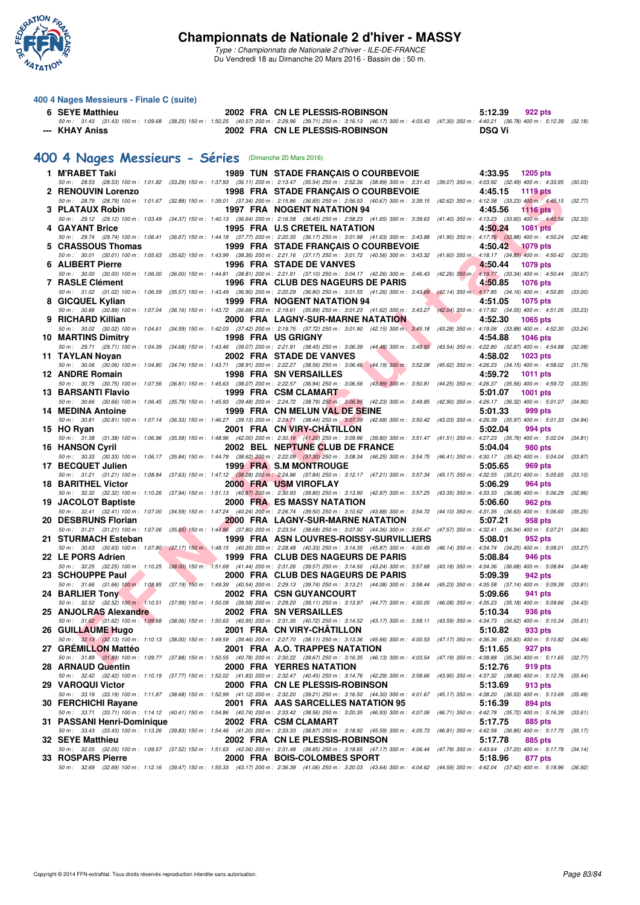### 400 4 Nages Messieurs - Finale C (suite)

| Rang | Nom | Année | Nat. | Club | Temps | Points |
|---|---|---|---|---|---|---|
| 6 | SEYE Matthieu | 2002 | FRA | CN LE PLESSIS-ROBINSON | 5:12.39 | 922 pts |
| | 50 m : 31.43 (31.43) 100 m : 1:09.68 (38.25) 150 m : 1:50.25 (40.57) 200 m : 2:29.96 (39.71) 250 m : 3:16.13 (46.17) 300 m : 4:03.43 (47.30) 350 m : 4:40.21 (36.78) 400 m : 5:12.39 (32.18) | | | | | |
| --- | KHAY Aniss | 2002 | FRA | CN LE PLESSIS-ROBINSON | DSQ Vi | |

## 400 4 Nages Messieurs - Séries (Dimanche 20 Mars 2016)

| Rang | Nom | Année | Nat. | Club | Temps | Points |
|---|---|---|---|---|---|---|
| 1 | M'RABET Taki | 1989 | TUN | STADE FRANÇAIS O COURBEVOIE | 4:33.95 | 1205 pts |
| | 50 m : 28.53 (28.53) 100 m : 1:01.82 (33.29) 150 m : 1:37.93 (36.11) 200 m : 2:13.47 (35.54) 250 m : 2:52.36 (38.89) 300 m : 3:31.43 (39.07) 350 m : 4:03.92 (32.49) 400 m : 4:33.95 (30.03) | | | | | |
| 2 | RENOUVIN Lorenzo | 1998 | FRA | STADE FRANÇAIS O COURBEVOIE | 4:45.15 | 1119 pts |
| | 50 m : 28.79 (28.79) 100 m : 1:01.67 (32.88) 150 m : 1:39.01 (37.34) 200 m : 2:15.86 (36.85) 250 m : 2:56.53 (40.67) 300 m : 3:39.15 (42.62) 350 m : 4:12.38 (33.23) 400 m : 4:45.15 (32.77) | | | | | |
| 3 | PLATAUX Robin | 1997 | FRA | NOGENT NATATION 94 | 4:45.56 | 1116 pts |
| | 50 m : 29.12 (29.12) 100 m : 1:03.49 (34.37) 150 m : 1:40.13 (36.64) 200 m : 2:16.58 (36.45) 250 m : 2:58.23 (41.65) 300 m : 3:39.63 (41.40) 350 m : 4:13.23 (33.60) 400 m : 4:45.56 (32.33) | | | | | |
| 4 | GAYANT Brice | 1995 | FRA | U.S CRETEIL NATATION | 4:50.24 | 1081 pts |
| | 50 m : 29.74 (29.74) 100 m : 1:06.41 (36.67) 150 m : 1:44.18 (37.77) 200 m : 2:20.35 (36.17) 250 m : 3:01.98 (41.63) 300 m : 3:43.88 (41.90) 350 m : 4:17.76 (33.88) 400 m : 4:50.24 (32.48) | | | | | |
| 5 | CRASSOUS Thomas | 1999 | FRA | STADE FRANÇAIS O COURBEVOIE | 4:50.42 | 1079 pts |
| | 50 m : 30.01 (30.01) 100 m : 1:05.63 (35.62) 150 m : 1:43.99 (38.36) 200 m : 2:21.16 (37.17) 250 m : 3:01.72 (40.56) 300 m : 3:43.32 (41.60) 350 m : 4:18.17 (34.85) 400 m : 4:50.42 (32.25) | | | | | |
| 6 | ALIBERT Pierre | 1996 | FRA | STADE DE VANVES | 4:50.44 | 1079 pts |
| | 50 m : 30.00 (30.00) 100 m : 1:06.00 (36.00) 150 m : 1:44.81 (38.81) 200 m : 2:21.91 (37.10) 250 m : 3:04.17 (42.26) 300 m : 3:46.43 (42.26) 350 m : 4:19.77 (33.34) 400 m : 4:50.44 (30.67) | | | | | |
| 7 | RASLE Clément | 1996 | FRA | CLUB DES NAGEURS DE PARIS | 4:50.85 | 1076 pts |
| | 50 m : 31.02 (31.02) 100 m : 1:06.59 (35.57) 150 m : 1:43.49 (36.90) 200 m : 2:20.29 (36.80) 250 m : 3:01.55 (41.26) 300 m : 3:43.69 (42.14) 350 m : 4:17.85 (34.16) 400 m : 4:50.85 (33.00) | | | | | |
| 8 | GICQUEL Kylian | 1999 | FRA | NOGENT NATATION 94 | 4:51.05 | 1075 pts |
| | 50 m : 30.88 (30.88) 100 m : 1:07.04 (36.16) 150 m : 1:43.72 (36.68) 200 m : 2:19.61 (35.89) 250 m : 3:01.23 (41.62) 300 m : 3:43.27 (42.04) 350 m : 4:17.82 (34.55) 400 m : 4:51.05 (33.23) | | | | | |
| 9 | RICHARD Killian | 2000 | FRA | LAGNY-SUR-MARNE NATATION | 4:52.30 | 1065 pts |
| | 50 m : 30.02 (30.02) 100 m : 1:04.61 (34.59) 150 m : 1:42.03 (37.42) 200 m : 2:19.75 (37.72) 250 m : 3:01.90 (42.15) 300 m : 3:45.18 (43.28) 350 m : 4:19.06 (33.88) 400 m : 4:52.30 (33.24) | | | | | |
| 10 | MARTINS Dimitry | 1998 | FRA | US GRIGNY | 4:54.88 | 1046 pts |
| | 50 m : 29.71 (29.71) 100 m : 1:04.39 (34.68) 150 m : 1:43.46 (39.07) 200 m : 2:21.91 (38.45) 250 m : 3:06.39 (44.48) 300 m : 3:49.93 (43.54) 350 m : 4:22.80 (32.87) 400 m : 4:54.88 (32.08) | | | | | |
| 11 | TAYLAN Noyan | 2002 | FRA | STADE DE VANVES | 4:58.02 | 1023 pts |
| | 50 m : 30.06 (30.06) 100 m : 1:04.80 (34.74) 150 m : 1:43.71 (38.91) 200 m : 2:22.27 (38.56) 250 m : 3:06.46 (44.19) 300 m : 3:52.08 (45.62) 350 m : 4:26.23 (34.15) 400 m : 4:58.02 (31.79) | | | | | |
| 12 | ANDRE Romain | 1998 | FRA | SN VERSAILLES | 4:59.72 | 1011 pts |
| | 50 m : 30.75 (30.75) 100 m : 1:07.56 (36.81) 150 m : 1:45.63 (38.07) 200 m : 2:22.57 (36.94) 250 m : 3:06.56 (43.99) 300 m : 3:50.81 (44.25) 350 m : 4:26.37 (35.56) 400 m : 4:59.72 (33.35) | | | | | |
| 13 | BARSANTI Flavio | 1999 | FRA | CSM CLAMART | 5:01.07 | 1001 pts |
| | 50 m : 30.66 (30.66) 100 m : 1:06.45 (35.79) 150 m : 1:45.93 (39.48) 200 m : 2:24.72 (38.79) 250 m : 3:06.95 (42.23) 300 m : 3:49.85 (42.90) 350 m : 4:26.17 (36.32) 400 m : 5:01.07 (34.90) | | | | | |
| 14 | MEDINA Antoine | 1999 | FRA | CN MELUN VAL DE SEINE | 5:01.33 | 999 pts |
| | 50 m : 30.81 (30.81) 100 m : 1:07.14 (36.33) 150 m : 1:46.27 (39.13) 200 m : 2:24.71 (38.44) 250 m : 3:07.39 (42.68) 300 m : 3:50.42 (43.03) 350 m : 4:26.39 (35.97) 400 m : 5:01.33 (34.94) | | | | | |
| 15 | HO Ryan | 2001 | FRA | CN VIRY-CHÂTILLON | 5:02.04 | 994 pts |
| | 50 m : 31.38 (31.38) 100 m : 1:06.96 (35.58) 150 m : 1:48.96 (42.00) 200 m : 2:30.16 (41.20) 250 m : 3:09.96 (39.80) 300 m : 3:51.47 (41.51) 350 m : 4:27.23 (35.76) 400 m : 5:02.04 (34.81) | | | | | |
| 16 | HANSON Cyril | 2002 | BEL | NEPTUNE CLUB DE FRANCE | 5:04.04 | 980 pts |
| | 50 m : 30.33 (30.33) 100 m : 1:06.17 (35.84) 150 m : 1:44.79 (38.62) 200 m : 2:22.09 (37.30) 250 m : 3:08.34 (46.25) 300 m : 3:54.75 (46.41) 350 m : 4:30.17 (35.42) 400 m : 5:04.04 (33.87) | | | | | |
| 17 | BECQUET Julien | 1999 | FRA | S.M MONTROUGE | 5:05.65 | 969 pts |
| | 50 m : 31.21 (31.21) 100 m : 1:08.84 (37.63) 150 m : 1:47.12 (38.28) 200 m : 2:24.96 (37.84) 250 m : 3:12.17 (47.21) 300 m : 3:57.34 (45.17) 350 m : 4:32.55 (35.21) 400 m : 5:05.65 (33.10) | | | | | |
| 18 | BARITHEL Victor | 2000 | FRA | USM VIROFLAY | 5:06.29 | 964 pts |
| | 50 m : 32.32 (32.32) 100 m : 1:10.26 (37.94) 150 m : 1:51.13 (40.87) 200 m : 2:30.93 (39.80) 250 m : 3:13.90 (42.97) 300 m : 3:57.25 (43.35) 350 m : 4:33.33 (36.08) 400 m : 5:06.29 (32.96) | | | | | |
| 19 | JACOLOT Baptiste | 2000 | FRA | ES MASSY NATATION | 5:06.60 | 962 pts |
| | 50 m : 32.41 (32.41) 100 m : 1:07.00 (34.59) 150 m : 1:47.24 (40.24) 200 m : 2:26.74 (39.50) 250 m : 3:10.62 (43.88) 300 m : 3:54.72 (44.10) 350 m : 4:31.35 (36.63) 400 m : 5:06.60 (35.25) | | | | | |
| 20 | DESBRUNS Florian | 2000 | FRA | LAGNY-SUR-MARNE NATATION | 5:07.21 | 958 pts |
| | 50 m : 31.21 (31.21) 100 m : 1:07.06 (35.85) 150 m : 1:44.86 (37.80) 200 m : 2:23.54 (38.68) 250 m : 3:07.90 (44.36) 300 m : 3:55.47 (47.57) 350 m : 4:32.41 (36.94) 400 m : 5:07.21 (34.80) | | | | | |
| 21 | STURMACH Esteban | 1999 | FRA | ASN LOUVRES-ROISSY-SURVILLIERS | 5:08.01 | 952 pts |
| | 50 m : 30.63 (30.63) 100 m : 1:07.80 (37.17) 150 m : 1:48.15 (40.35) 200 m : 2:28.48 (40.33) 250 m : 3:14.35 (45.87) 300 m : 4:00.49 (46.14) 350 m : 4:34.74 (34.25) 400 m : 5:08.01 (33.27) | | | | | |
| 22 | LE PORS Adrien | 1999 | FRA | CLUB DES NAGEURS DE PARIS | 5:08.84 | 946 pts |
| | 50 m : 32.25 (32.25) 100 m : 1:10.25 (38.00) 150 m : 1:51.69 (41.44) 200 m : 2:31.26 (39.57) 250 m : 3:14.50 (43.24) 300 m : 3:57.68 (43.18) 350 m : 4:34.36 (36.68) 400 m : 5:08.84 (34.48) | | | | | |
| 23 | SCHOUPPE Paul | 2000 | FRA | CLUB DES NAGEURS DE PARIS | 5:09.39 | 942 pts |
| | 50 m : 31.66 (31.66) 100 m : 1:08.85 (37.19) 150 m : 1:49.39 (40.54) 200 m : 2:29.13 (39.74) 250 m : 3:13.21 (44.08) 300 m : 3:58.44 (45.23) 350 m : 4:35.58 (37.14) 400 m : 5:09.39 (33.81) | | | | | |
| 24 | BARLIER Tony | 2002 | FRA | CSN GUYANCOURT | 5:09.66 | 941 pts |
| | 50 m : 32.52 (32.52) 100 m : 1:10.51 (37.99) 150 m : 1:50.09 (39.58) 200 m : 2:29.20 (39.11) 250 m : 3:13.97 (44.77) 300 m : 4:00.05 (46.08) 350 m : 4:35.23 (35.18) 400 m : 5:09.66 (34.43) | | | | | |
| 25 | ANJOLRAS Alexandre | 2002 | FRA | SN VERSAILLES | 5:10.34 | 936 pts |
| | 50 m : 31.62 (31.62) 100 m : 1:09.68 (38.06) 150 m : 1:50.63 (40.95) 200 m : 2:31.35 (40.72) 250 m : 3:14.52 (43.17) 300 m : 3:58.11 (43.59) 350 m : 4:34.73 (36.62) 400 m : 5:10.34 (35.61) | | | | | |
| 26 | GUILLAUME Hugo | 2001 | FRA | CN VIRY-CHÂTILLON | 5:10.82 | 933 pts |
| | 50 m : 32.13 (32.13) 100 m : 1:10.13 (38.00) 150 m : 1:49.59 (39.46) 200 m : 2:27.70 (38.11) 250 m : 3:13.36 (45.66) 300 m : 4:00.53 (47.17) 350 m : 4:36.36 (35.83) 400 m : 5:10.82 (34.46) | | | | | |
| 27 | GRÉMILLON Mattéo | 2001 | FRA | A.O. TRAPPES NATATION | 5:11.65 | 927 pts |
| | 50 m : 31.89 (31.89) 100 m : 1:09.77 (37.88) 150 m : 1:50.55 (40.78) 200 m : 2:30.22 (39.67) 250 m : 3:16.35 (46.13) 300 m : 4:03.54 (47.19) 350 m : 4:38.88 (35.34) 400 m : 5:11.65 (32.77) | | | | | |
| 28 | ARNAUD Quentin | 2000 | FRA | YERRES NATATION | 5:12.76 | 919 pts |
| | 50 m : 32.42 (32.42) 100 m : 1:10.19 (37.77) 150 m : 1:52.02 (41.83) 200 m : 2:32.47 (40.45) 250 m : 3:14.76 (42.29) 300 m : 3:58.66 (43.90) 350 m : 4:37.32 (38.66) 400 m : 5:12.76 (35.44) | | | | | |
| 29 | VAROQUI Victor | 2000 | FRA | CN LE PLESSIS-ROBINSON | 5:13.69 | 913 pts |
| | 50 m : 33.19 (33.19) 100 m : 1:11.87 (38.68) 150 m : 1:52.99 (41.12) 200 m : 2:32.20 (39.21) 250 m : 3:16.50 (44.30) 300 m : 4:01.67 (45.17) 350 m : 4:38.20 (36.53) 400 m : 5:13.69 (35.49) | | | | | |
| 30 | FERCHICHI Rayane | 2001 | FRA | AAS SARCELLES NATATION 95 | 5:16.39 | 894 pts |
| | 50 m : 33.71 (33.71) 100 m : 1:14.12 (40.41) 150 m : 1:54.86 (40.74) 200 m : 2:33.42 (38.56) 250 m : 3:20.35 (46.93) 300 m : 4:07.06 (46.71) 350 m : 4:42.78 (35.72) 400 m : 5:16.39 (33.61) | | | | | |
| 31 | PASSANI Henri-Dominique | 2002 | FRA | CSM CLAMART | 5:17.75 | 885 pts |
| | 50 m : 33.43 (33.43) 100 m : 1:13.26 (39.83) 150 m : 1:54.46 (41.20) 200 m : 2:33.33 (38.87) 250 m : 3:18.92 (45.59) 300 m : 4:05.73 (46.81) 350 m : 4:42.58 (36.85) 400 m : 5:17.75 (35.17) | | | | | |
| 32 | SEYE Matthieu | 2002 | FRA | CN LE PLESSIS-ROBINSON | 5:17.78 | 885 pts |
| | 50 m : 32.05 (32.05) 100 m : 1:09.57 (37.52) 150 m : 1:51.63 (42.06) 200 m : 2:31.48 (39.85) 250 m : 3:18.65 (47.17) 300 m : 4:06.44 (47.79) 350 m : 4:43.64 (37.20) 400 m : 5:17.78 (34.14) | | | | | |
| 33 | ROSPARS Pierre | 2000 | FRA | BOIS-COLOMBES SPORT | 5:18.96 | 877 pts |
| | 50 m : 32.69 (32.69) 100 m : 1:12.16 (39.47) 150 m : 1:55.33 (43.17) 200 m : 2:36.39 (41.06) 250 m : 3:20.03 (43.64) 300 m : 4:04.62 (44.59) 350 m : 4:42.04 (37.42) 400 m : 5:18.96 (36.92) | | | | | |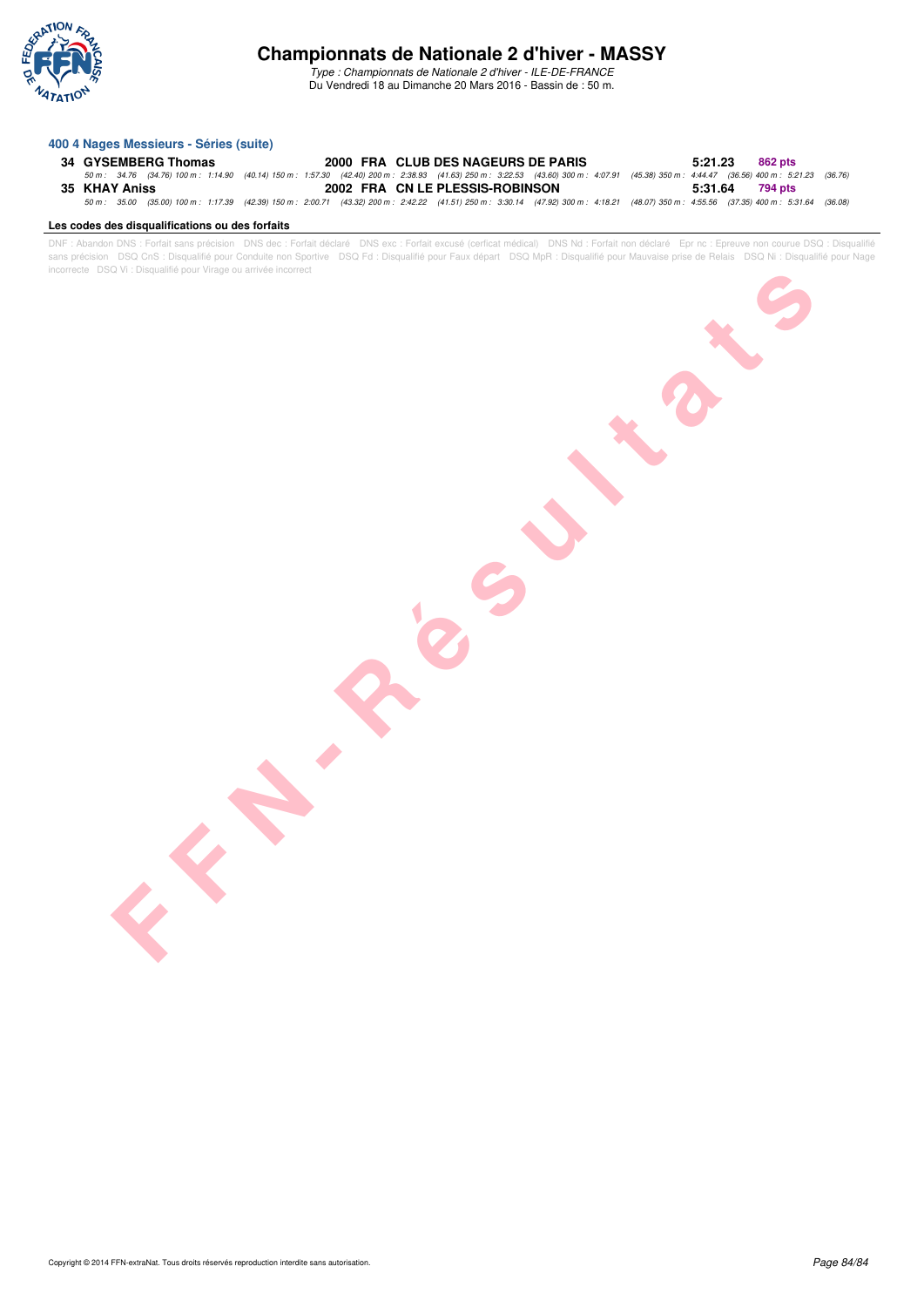# Championnats de Nationale 2 d'hiver - MASSY

*Type : Championnats de Nationale 2 d'hiver - ILE-DE-FRANCE*
Du Vendredi 18 au Dimanche 20 Mars 2016 - Bassin de : 50 m.

### 400 4 Nages Messieurs - Séries (suite)

**34 GYSEMBERG Thomas** 2000 FRA CLUB DES NAGEURS DE PARIS 5:21.23 862 pts

*50 m : 34.76 (34.76) 100 m : 1:14.90 (40.14) 150 m : 1:57.30 (42.40) 200 m : 2:38.93 (41.63) 250 m : 3:22.53 (43.60) 300 m : 4:07.91 (45.38) 350 m : 4:44.47 (36.56) 400 m : 5:21.23 (36.76)*

**35 KHAY Aniss** 2002 FRA CN LE PLESSIS-ROBINSON 5:31.64 794 pts

*50 m : 35.00 (35.00) 100 m : 1:17.39 (42.39) 150 m : 2:00.71 (43.32) 200 m : 2:42.22 (41.51) 250 m : 3:30.14 (47.92) 300 m : 4:18.21 (48.07) 350 m : 4:55.56 (37.35) 400 m : 5:31.64 (36.08)*

**Les codes des disqualifications ou des forfaits**

DNF : Abandon DNS : Forfait sans précision DNS dec : Forfait déclaré DNS exc : Forfait excusé (certificat médical) DNS Nd : Forfait non déclaré Epr nc : Epreuve non courue DSQ : Disqualifié sans précision DSQ CnS : Disqualifié pour Conduite non Sportive DSQ Fd : Disqualifié pour Faux départ DSQ MpR : Disqualifié pour Mauvaise prise de Relais DSQ Ni : Disqualifié pour Nage incorrecte DSQ Vi : Disqualifié pour Virage ou arrivée incorrect

Copyright © 2014 FFN-extraNat. Tous droits réservés reproduction interdite sans autorisation.